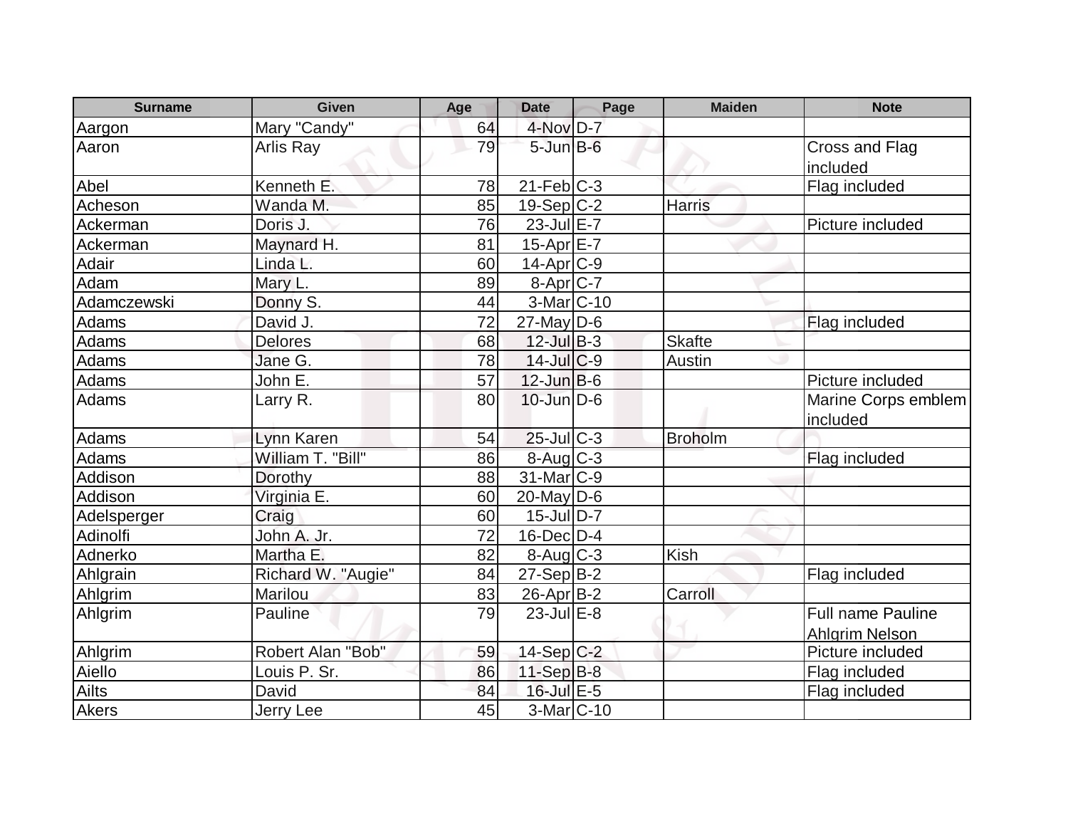| Surname | Given | Age | Date | Page | Maiden | Note |
|---|---|---|---|---|---|---|
| Aargon | Mary "Candy" | 64 | 4-Nov | D-7 | | |
| Aaron | Arlis Ray | 79 | 5-Jun | B-6 | | Cross and Flag included |
| Abel | Kenneth E. | 78 | 21-Feb | C-3 | | Flag included |
| Acheson | Wanda M. | 85 | 19-Sep | C-2 | Harris | |
| Ackerman | Doris J. | 76 | 23-Jul | E-7 | | Picture included |
| Ackerman | Maynard H. | 81 | 15-Apr | E-7 | | |
| Adair | Linda L. | 60 | 14-Apr | C-9 | | |
| Adam | Mary L. | 89 | 8-Apr | C-7 | | |
| Adamczewski | Donny S. | 44 | 3-Mar | C-10 | | |
| Adams | David J. | 72 | 27-May | D-6 | | Flag included |
| Adams | Delores | 68 | 12-Jul | B-3 | Skafte | |
| Adams | Jane G. | 78 | 14-Jul | C-9 | Austin | |
| Adams | John E. | 57 | 12-Jun | B-6 | | Picture included |
| Adams | Larry R. | 80 | 10-Jun | D-6 | | Marine Corps emblem included |
| Adams | Lynn Karen | 54 | 25-Jul | C-3 | Broholm | |
| Adams | William T. "Bill" | 86 | 8-Aug | C-3 | | Flag included |
| Addison | Dorothy | 88 | 31-Mar | C-9 | | |
| Addison | Virginia E. | 60 | 20-May | D-6 | | |
| Adelsperger | Craig | 60 | 15-Jul | D-7 | | |
| Adinolfi | John A. Jr. | 72 | 16-Dec | D-4 | | |
| Adnerko | Martha E. | 82 | 8-Aug | C-3 | Kish | |
| Ahlgrain | Richard W. "Augie" | 84 | 27-Sep | B-2 | | Flag included |
| Ahlgrim | Marilou | 83 | 26-Apr | B-2 | Carroll | |
| Ahlgrim | Pauline | 79 | 23-Jul | E-8 | | Full name Pauline Ahlgrim Nelson |
| Ahlgrim | Robert Alan "Bob" | 59 | 14-Sep | C-2 | | Picture included |
| Aiello | Louis P. Sr. | 86 | 11-Sep | B-8 | | Flag included |
| Ailts | David | 84 | 16-Jul | E-5 | | Flag included |
| Akers | Jerry Lee | 45 | 3-Mar | C-10 | | |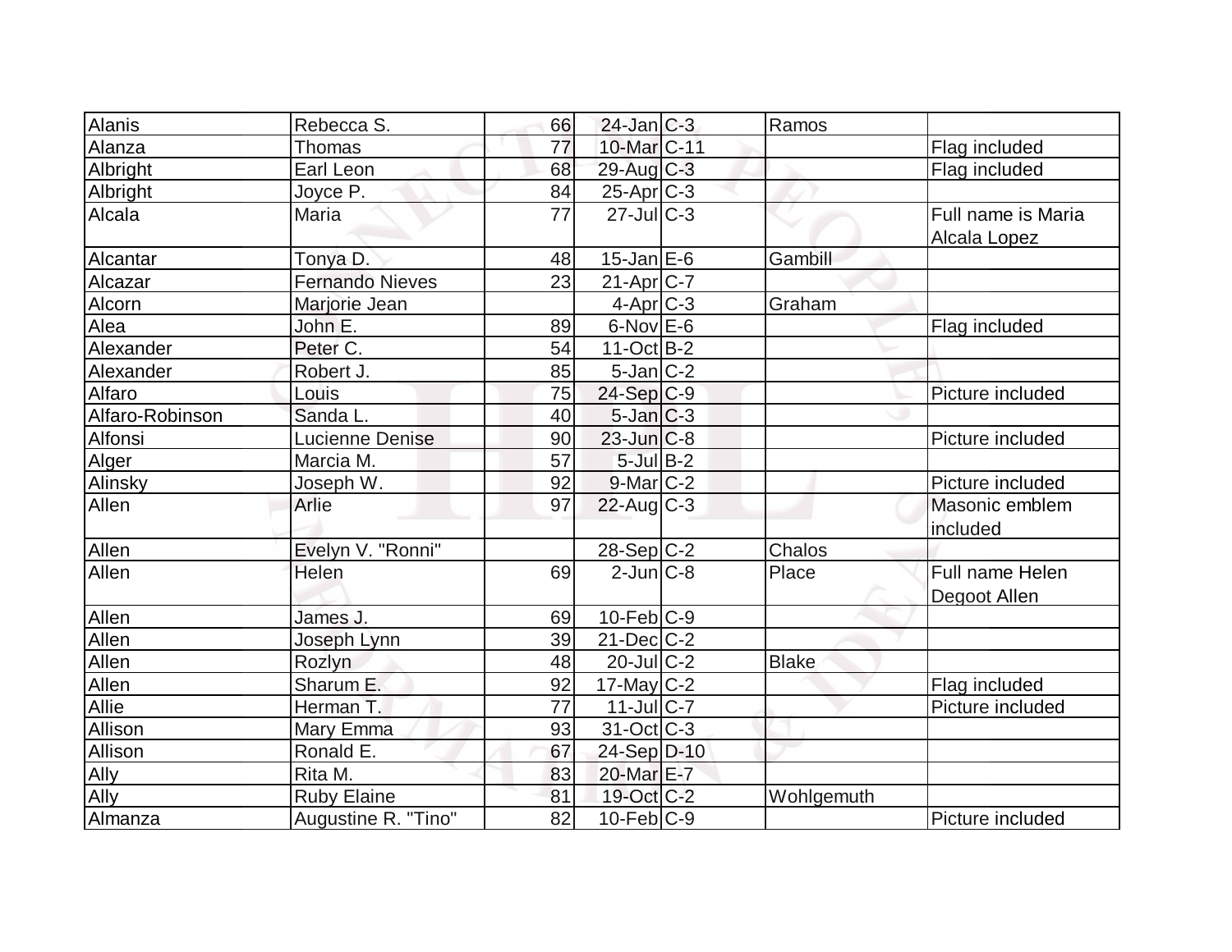| Alanis | Rebecca S. | 66 | 24-Jan | C-3 | Ramos | |
|---|---|---|---|---|---|---|
| Alanza | Thomas | 77 | 10-Mar | C-11 | | Flag included |
| Albright | Earl Leon | 68 | 29-Aug | C-3 | | Flag included |
| Albright | Joyce P. | 84 | 25-Apr | C-3 | | |
| Alcala | Maria | 77 | 27-Jul | C-3 | | Full name is Maria Alcala Lopez |
| Alcantar | Tonya D. | 48 | 15-Jan | E-6 | Gambill | |
| Alcazar | Fernando Nieves | 23 | 21-Apr | C-7 | | |
| Alcorn | Marjorie Jean | | 4-Apr | C-3 | Graham | |
| Alea | John E. | 89 | 6-Nov | E-6 | | Flag included |
| Alexander | Peter C. | 54 | 11-Oct | B-2 | | |
| Alexander | Robert J. | 85 | 5-Jan | C-2 | | |
| Alfaro | Louis | 75 | 24-Sep | C-9 | | Picture included |
| Alfaro-Robinson | Sanda L. | 40 | 5-Jan | C-3 | | |
| Alfonsi | Lucienne Denise | 90 | 23-Jun | C-8 | | Picture included |
| Alger | Marcia M. | 57 | 5-Jul | B-2 | | |
| Alinsky | Joseph W. | 92 | 9-Mar | C-2 | | Picture included |
| Allen | Arlie | 97 | 22-Aug | C-3 | | Masonic emblem included |
| Allen | Evelyn V. "Ronni" | | 28-Sep | C-2 | Chalos | |
| Allen | Helen | 69 | 2-Jun | C-8 | Place | Full name Helen Degoot Allen |
| Allen | James J. | 69 | 10-Feb | C-9 | | |
| Allen | Joseph Lynn | 39 | 21-Dec | C-2 | | |
| Allen | Rozlyn | 48 | 20-Jul | C-2 | Blake | |
| Allen | Sharum E. | 92 | 17-May | C-2 | | Flag included |
| Allie | Herman T. | 77 | 11-Jul | C-7 | | Picture included |
| Allison | Mary Emma | 93 | 31-Oct | C-3 | | |
| Allison | Ronald E. | 67 | 24-Sep | D-10 | | |
| Ally | Rita M. | 83 | 20-Mar | E-7 | | |
| Ally | Ruby Elaine | 81 | 19-Oct | C-2 | Wohlgemuth | |
| Almanza | Augustine R. "Tino" | 82 | 10-Feb | C-9 | | Picture included |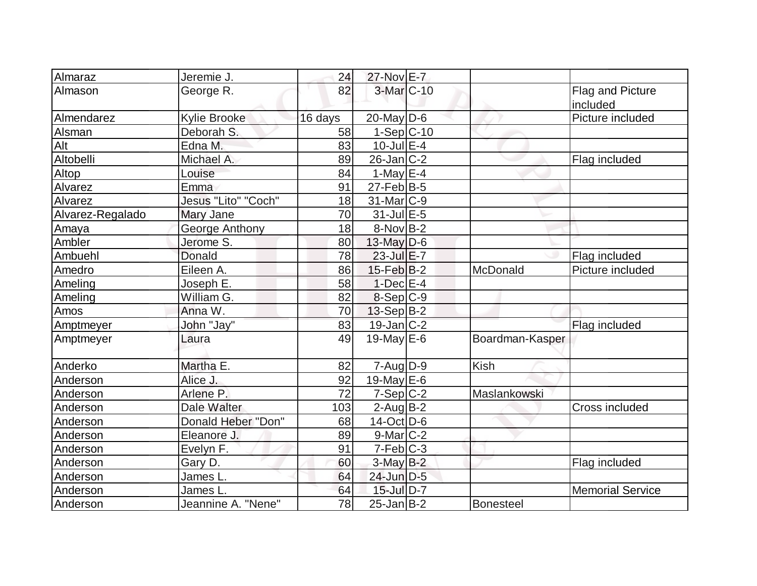| | | | | | | |
|---|---|---|---|---|---|---|
| Almaraz | Jeremie J. | 24 | 27-Nov | E-7 | | |
| Almason | George R. | 82 | 3-Mar | C-10 | | Flag and Picture included |
| Almendarez | Kylie Brooke | 16 days | 20-May | D-6 | | Picture included |
| Alsman | Deborah S. | 58 | 1-Sep | C-10 | | |
| Alt | Edna M. | 83 | 10-Jul | E-4 | | |
| Altobelli | Michael A. | 89 | 26-Jan | C-2 | | Flag included |
| Altop | Louise | 84 | 1-May | E-4 | | |
| Alvarez | Emma | 91 | 27-Feb | B-5 | | |
| Alvarez | Jesus "Lito" "Coch" | 18 | 31-Mar | C-9 | | |
| Alvarez-Regalado | Mary Jane | 70 | 31-Jul | E-5 | | |
| Amaya | George Anthony | 18 | 8-Nov | B-2 | | |
| Ambler | Jerome S. | 80 | 13-May | D-6 | | |
| Ambuehl | Donald | 78 | 23-Jul | E-7 | | Flag included |
| Amedro | Eileen A. | 86 | 15-Feb | B-2 | McDonald | Picture included |
| Ameling | Joseph E. | 58 | 1-Dec | E-4 | | |
| Ameling | William G. | 82 | 8-Sep | C-9 | | |
| Amos | Anna W. | 70 | 13-Sep | B-2 | | |
| Amptmeyer | John "Jay" | 83 | 19-Jan | C-2 | | Flag included |
| Amptmeyer | Laura | 49 | 19-May | E-6 | Boardman-Kasper | |
| Anderko | Martha E. | 82 | 7-Aug | D-9 | Kish | |
| Anderson | Alice J. | 92 | 19-May | E-6 | | |
| Anderson | Arlene P. | 72 | 7-Sep | C-2 | Maslankowski | |
| Anderson | Dale Walter | 103 | 2-Aug | B-2 | | Cross included |
| Anderson | Donald Heber "Don" | 68 | 14-Oct | D-6 | | |
| Anderson | Eleanore J. | 89 | 9-Mar | C-2 | | |
| Anderson | Evelyn F. | 91 | 7-Feb | C-3 | | |
| Anderson | Gary D. | 60 | 3-May | B-2 | | Flag included |
| Anderson | James L. | 64 | 24-Jun | D-5 | | |
| Anderson | James L. | 64 | 15-Jul | D-7 | | Memorial Service |
| Anderson | Jeannine A. "Nene" | 78 | 25-Jan | B-2 | Bonesteel | |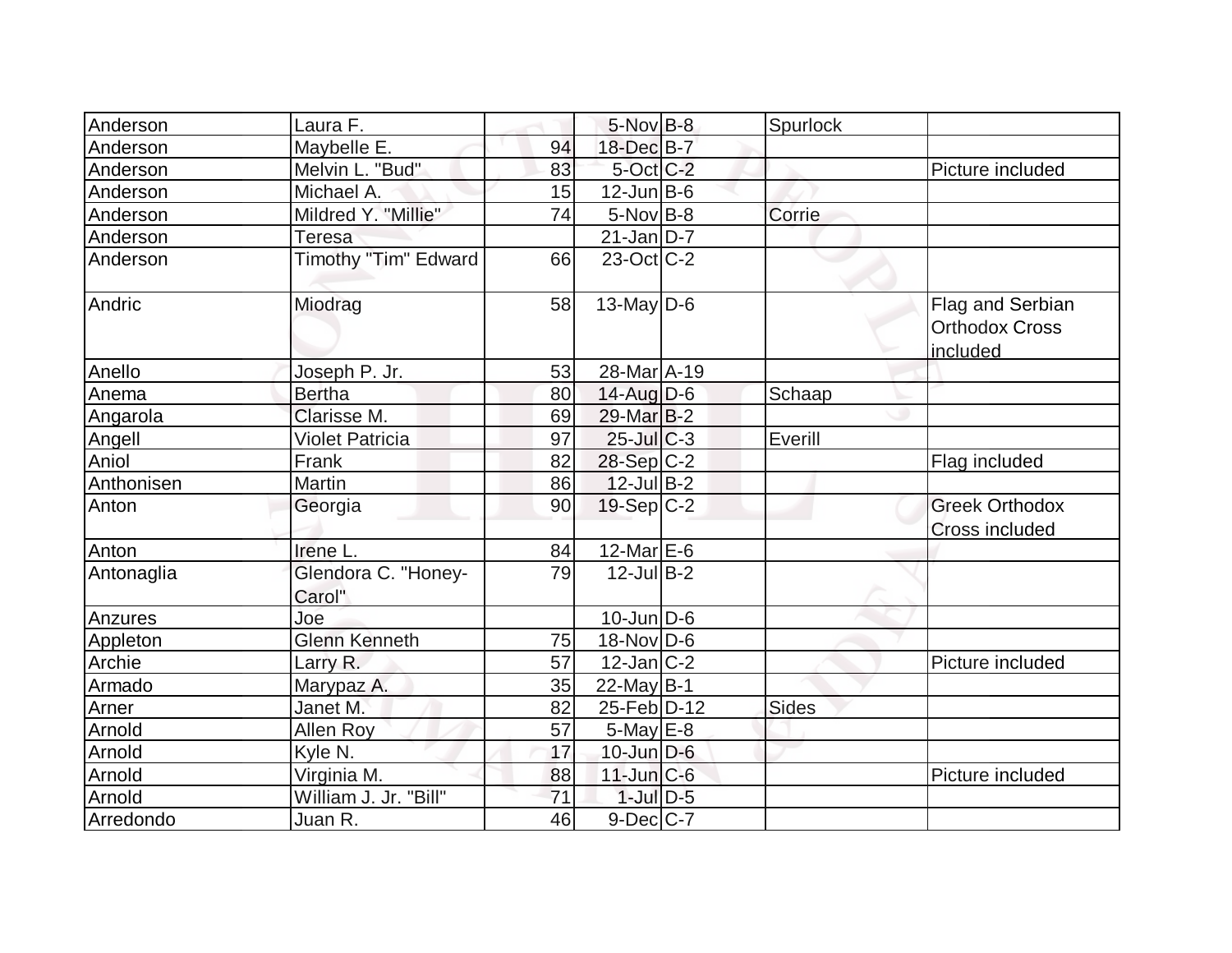| Anderson | Laura F. | | 5-Nov | B-8 | Spurlock | |
|---|---|---|---|---|---|---|
| Anderson | Maybelle E. | 94 | 18-Dec | B-7 | | |
| Anderson | Melvin L. "Bud" | 83 | 5-Oct | C-2 | | Picture included |
| Anderson | Michael A. | 15 | 12-Jun | B-6 | | |
| Anderson | Mildred Y. "Millie" | 74 | 5-Nov | B-8 | Corrie | |
| Anderson | Teresa | | 21-Jan | D-7 | | |
| Anderson | Timothy "Tim" Edward | 66 | 23-Oct | C-2 | | |
| Andric | Miodrag | 58 | 13-May | D-6 | | Flag and Serbian Orthodox Cross included |
| Anello | Joseph P. Jr. | 53 | 28-Mar | A-19 | | |
| Anema | Bertha | 80 | 14-Aug | D-6 | Schaap | |
| Angarola | Clarisse M. | 69 | 29-Mar | B-2 | | |
| Angell | Violet Patricia | 97 | 25-Jul | C-3 | Everill | |
| Aniol | Frank | 82 | 28-Sep | C-2 | | Flag included |
| Anthonisen | Martin | 86 | 12-Jul | B-2 | | |
| Anton | Georgia | 90 | 19-Sep | C-2 | | Greek Orthodox Cross included |
| Anton | Irene L. | 84 | 12-Mar | E-6 | | |
| Antonaglia | Glendora C. "Honey-Carol" | 79 | 12-Jul | B-2 | | |
| Anzures | Joe | | 10-Jun | D-6 | | |
| Appleton | Glenn Kenneth | 75 | 18-Nov | D-6 | | |
| Archie | Larry R. | 57 | 12-Jan | C-2 | | Picture included |
| Armado | Marypaz A. | 35 | 22-May | B-1 | | |
| Arner | Janet M. | 82 | 25-Feb | D-12 | Sides | |
| Arnold | Allen Roy | 57 | 5-May | E-8 | | |
| Arnold | Kyle N. | 17 | 10-Jun | D-6 | | |
| Arnold | Virginia M. | 88 | 11-Jun | C-6 | | Picture included |
| Arnold | William J. Jr. "Bill" | 71 | 1-Jul | D-5 | | |
| Arredondo | Juan R. | 46 | 9-Dec | C-7 | | |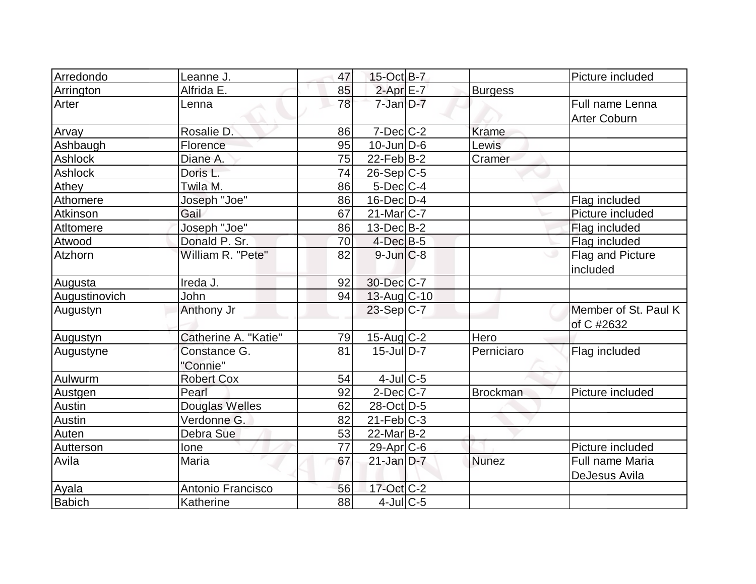| | | | | | | |
|---|---|---|---|---|---|---|
| Arredondo | Leanne J. | 47 | 15-Oct | B-7 | | Picture included |
| Arrington | Alfrida E. | 85 | 2-Apr | E-7 | Burgess | |
| Arter | Lenna | 78 | 7-Jan | D-7 | | Full name Lenna Arter Coburn |
| Arvay | Rosalie D. | 86 | 7-Dec | C-2 | Krame | |
| Ashbaugh | Florence | 95 | 10-Jun | D-6 | Lewis | |
| Ashlock | Diane A. | 75 | 22-Feb | B-2 | Cramer | |
| Ashlock | Doris L. | 74 | 26-Sep | C-5 | | |
| Athey | Twila M. | 86 | 5-Dec | C-4 | | |
| Athomere | Joseph "Joe" | 86 | 16-Dec | D-4 | | Flag included |
| Atkinson | Gail | 67 | 21-Mar | C-7 | | Picture included |
| Atltomere | Joseph "Joe" | 86 | 13-Dec | B-2 | | Flag included |
| Atwood | Donald P. Sr. | 70 | 4-Dec | B-5 | | Flag included |
| Atzhorn | William R. "Pete" | 82 | 9-Jun | C-8 | | Flag and Picture included |
| Augusta | Ireda J. | 92 | 30-Dec | C-7 | | |
| Augustinovich | John | 94 | 13-Aug | C-10 | | |
| Augustyn | Anthony Jr | | 23-Sep | C-7 | | Member of St. Paul K of C #2632 |
| Augustyn | Catherine A. "Katie" | 79 | 15-Aug | C-2 | Hero | |
| Augustyne | Constance G. "Connie" | 81 | 15-Jul | D-7 | Perniciaro | Flag included |
| Aulwurm | Robert Cox | 54 | 4-Jul | C-5 | | |
| Austgen | Pearl | 92 | 2-Dec | C-7 | Brockman | Picture included |
| Austin | Douglas Welles | 62 | 28-Oct | D-5 | | |
| Austin | Verdonne G. | 82 | 21-Feb | C-3 | | |
| Auten | Debra Sue | 53 | 22-Mar | B-2 | | |
| Autterson | Ione | 77 | 29-Apr | C-6 | | Picture included |
| Avila | Maria | 67 | 21-Jan | D-7 | Nunez | Full name Maria DeJesus Avila |
| Ayala | Antonio Francisco | 56 | 17-Oct | C-2 | | |
| Babich | Katherine | 88 | 4-Jul | C-5 | | |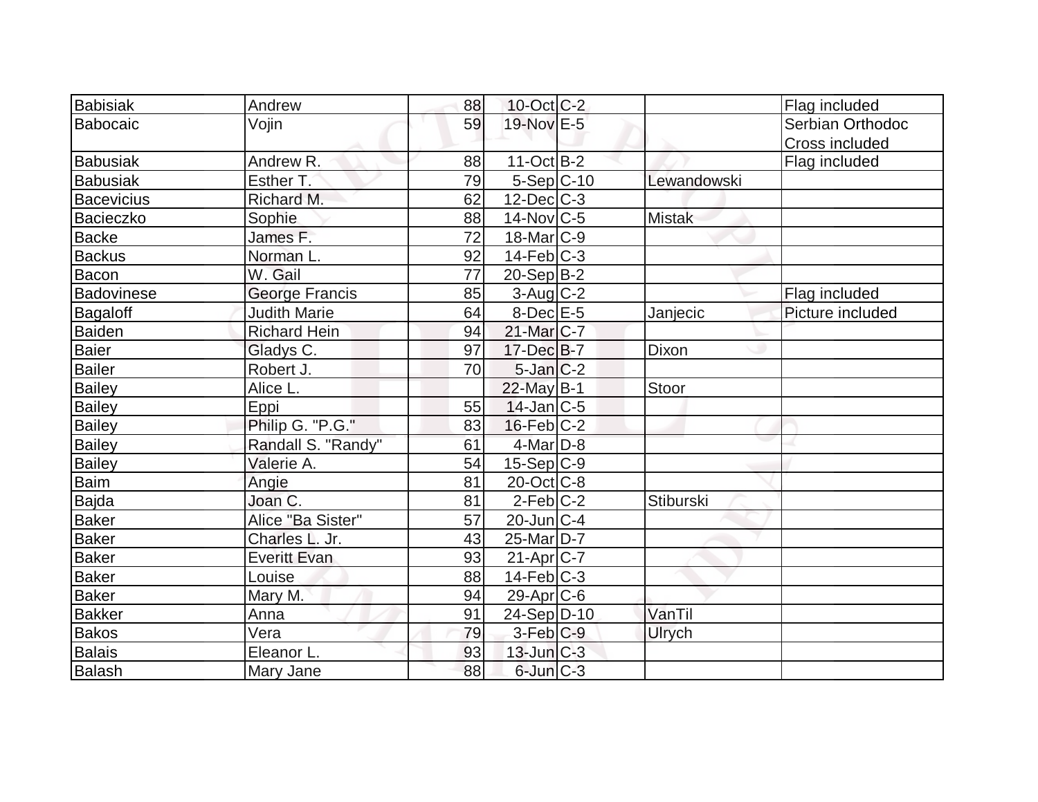| Babisiak | Andrew | 88 | 10-Oct | C-2 | | Flag included |
|---|---|---|---|---|---|---|
| Babocaic | Vojin | 59 | 19-Nov | E-5 | | Serbian Orthodoc Cross included |
| Babusiak | Andrew R. | 88 | 11-Oct | B-2 | | Flag included |
| Babusiak | Esther T. | 79 | 5-Sep | C-10 | Lewandowski | |
| Bacevicius | Richard M. | 62 | 12-Dec | C-3 | | |
| Bacieczko | Sophie | 88 | 14-Nov | C-5 | Mistak | |
| Backe | James F. | 72 | 18-Mar | C-9 | | |
| Backus | Norman L. | 92 | 14-Feb | C-3 | | |
| Bacon | W. Gail | 77 | 20-Sep | B-2 | | |
| Badovinese | George Francis | 85 | 3-Aug | C-2 | | Flag included |
| Bagaloff | Judith Marie | 64 | 8-Dec | E-5 | Janjecic | Picture included |
| Baiden | Richard Hein | 94 | 21-Mar | C-7 | | |
| Baier | Gladys C. | 97 | 17-Dec | B-7 | Dixon | |
| Bailer | Robert J. | 70 | 5-Jan | C-2 | | |
| Bailey | Alice L. | | 22-May | B-1 | Stoor | |
| Bailey | Eppi | 55 | 14-Jan | C-5 | | |
| Bailey | Philip G. "P.G." | 83 | 16-Feb | C-2 | | |
| Bailey | Randall S. "Randy" | 61 | 4-Mar | D-8 | | |
| Bailey | Valerie A. | 54 | 15-Sep | C-9 | | |
| Baim | Angie | 81 | 20-Oct | C-8 | | |
| Bajda | Joan C. | 81 | 2-Feb | C-2 | Stiburski | |
| Baker | Alice "Ba Sister" | 57 | 20-Jun | C-4 | | |
| Baker | Charles L. Jr. | 43 | 25-Mar | D-7 | | |
| Baker | Everitt Evan | 93 | 21-Apr | C-7 | | |
| Baker | Louise | 88 | 14-Feb | C-3 | | |
| Baker | Mary M. | 94 | 29-Apr | C-6 | | |
| Bakker | Anna | 91 | 24-Sep | D-10 | VanTil | |
| Bakos | Vera | 79 | 3-Feb | C-9 | Ulrych | |
| Balais | Eleanor L. | 93 | 13-Jun | C-3 | | |
| Balash | Mary Jane | 88 | 6-Jun | C-3 | | |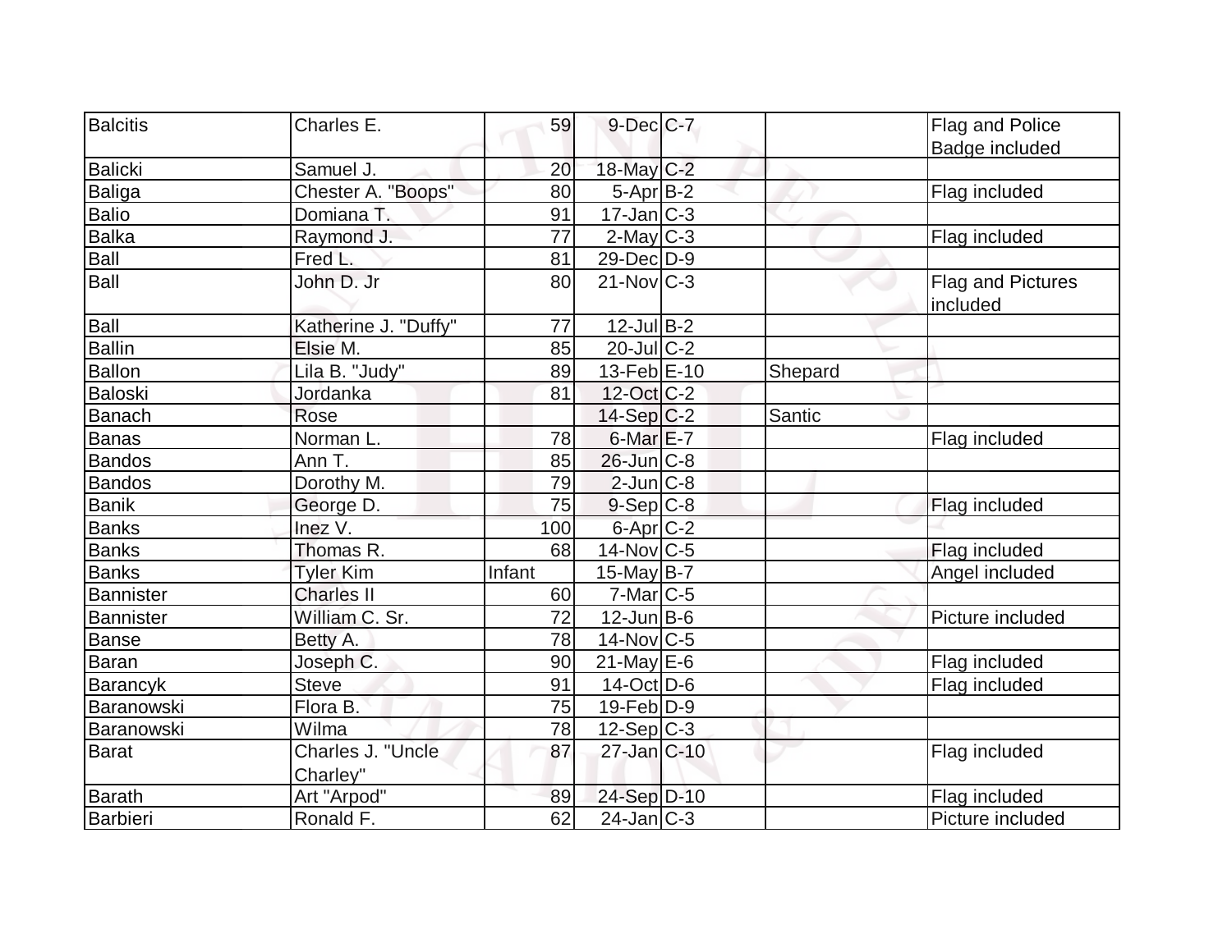| Balcitis | Charles E. | 59 | 9-Dec | C-7 | | Flag and Police Badge included |
|---|---|---|---|---|---|---|
| Balicki | Samuel J. | 20 | 18-May | C-2 | | |
| Baliga | Chester A. "Boops" | 80 | 5-Apr | B-2 | | Flag included |
| Balio | Domiana T. | 91 | 17-Jan | C-3 | | |
| Balka | Raymond J. | 77 | 2-May | C-3 | | Flag included |
| Ball | Fred L. | 81 | 29-Dec | D-9 | | |
| Ball | John D. Jr | 80 | 21-Nov | C-3 | | Flag and Pictures included |
| Ball | Katherine J. "Duffy" | 77 | 12-Jul | B-2 | | |
| Ballin | Elsie M. | 85 | 20-Jul | C-2 | | |
| Ballon | Lila B. "Judy" | 89 | 13-Feb | E-10 | Shepard | |
| Baloski | Jordanka | 81 | 12-Oct | C-2 | | |
| Banach | Rose | | 14-Sep | C-2 | Santic | |
| Banas | Norman L. | 78 | 6-Mar | E-7 | | Flag included |
| Bandos | Ann T. | 85 | 26-Jun | C-8 | | |
| Bandos | Dorothy M. | 79 | 2-Jun | C-8 | | |
| Banik | George D. | 75 | 9-Sep | C-8 | | Flag included |
| Banks | Inez V. | 100 | 6-Apr | C-2 | | |
| Banks | Thomas R. | 68 | 14-Nov | C-5 | | Flag included |
| Banks | Tyler Kim | Infant | 15-May | B-7 | | Angel included |
| Bannister | Charles II | 60 | 7-Mar | C-5 | | |
| Bannister | William C. Sr. | 72 | 12-Jun | B-6 | | Picture included |
| Banse | Betty A. | 78 | 14-Nov | C-5 | | |
| Baran | Joseph C. | 90 | 21-May | E-6 | | Flag included |
| Barancyk | Steve | 91 | 14-Oct | D-6 | | Flag included |
| Baranowski | Flora B. | 75 | 19-Feb | D-9 | | |
| Baranowski | Wilma | 78 | 12-Sep | C-3 | | |
| Barat | Charles J. "Uncle Charley" | 87 | 27-Jan | C-10 | | Flag included |
| Barath | Art "Arpod" | 89 | 24-Sep | D-10 | | Flag included |
| Barbieri | Ronald F. | 62 | 24-Jan | C-3 | | Picture included |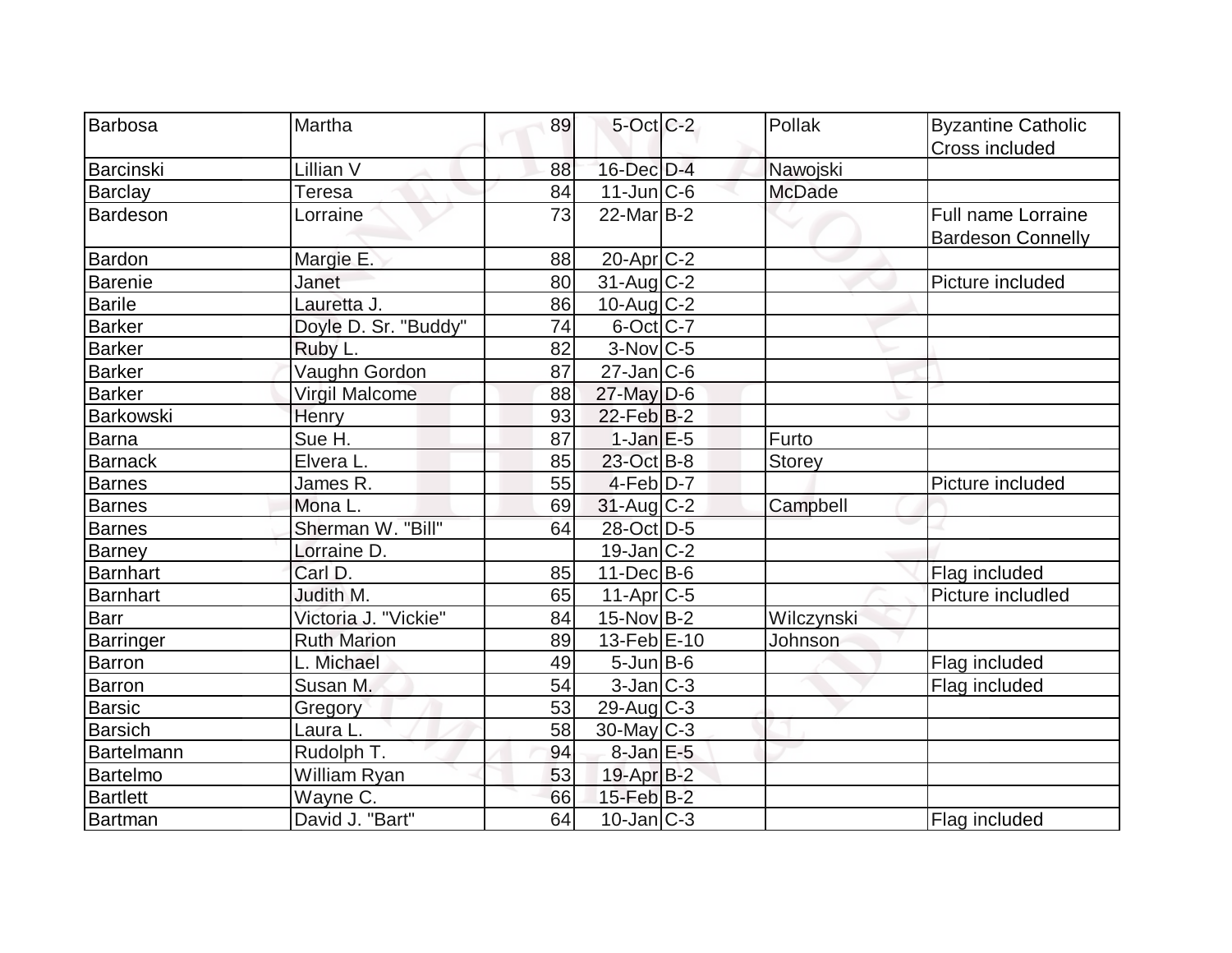| Barbosa | Martha | 89 | 5-Oct | C-2 | Pollak | Byzantine Catholic Cross included |
|---|---|---|---|---|---|---|
| Barcinski | Lillian V | 88 | 16-Dec | D-4 | Nawojski | |
| Barclay | Teresa | 84 | 11-Jun | C-6 | McDade | |
| Bardeson | Lorraine | 73 | 22-Mar | B-2 | | Full name Lorraine Bardeson Connelly |
| Bardon | Margie E. | 88 | 20-Apr | C-2 | | |
| Barenie | Janet | 80 | 31-Aug | C-2 | | Picture included |
| Barile | Lauretta J. | 86 | 10-Aug | C-2 | | |
| Barker | Doyle D. Sr. "Buddy" | 74 | 6-Oct | C-7 | | |
| Barker | Ruby L. | 82 | 3-Nov | C-5 | | |
| Barker | Vaughn Gordon | 87 | 27-Jan | C-6 | | |
| Barker | Virgil Malcome | 88 | 27-May | D-6 | | |
| Barkowski | Henry | 93 | 22-Feb | B-2 | | |
| Barna | Sue H. | 87 | 1-Jan | E-5 | Furto | |
| Barnack | Elvera L. | 85 | 23-Oct | B-8 | Storey | |
| Barnes | James R. | 55 | 4-Feb | D-7 | | Picture included |
| Barnes | Mona L. | 69 | 31-Aug | C-2 | Campbell | |
| Barnes | Sherman W. "Bill" | 64 | 28-Oct | D-5 | | |
| Barney | Lorraine D. | | 19-Jan | C-2 | | |
| Barnhart | Carl D. | 85 | 11-Dec | B-6 | | Flag included |
| Barnhart | Judith M. | 65 | 11-Apr | C-5 | | Picture includled |
| Barr | Victoria J. "Vickie" | 84 | 15-Nov | B-2 | Wilczynski | |
| Barringer | Ruth Marion | 89 | 13-Feb | E-10 | Johnson | |
| Barron | L. Michael | 49 | 5-Jun | B-6 | | Flag included |
| Barron | Susan M. | 54 | 3-Jan | C-3 | | Flag included |
| Barsic | Gregory | 53 | 29-Aug | C-3 | | |
| Barsich | Laura L. | 58 | 30-May | C-3 | | |
| Bartelmann | Rudolph T. | 94 | 8-Jan | E-5 | | |
| Bartelmo | William Ryan | 53 | 19-Apr | B-2 | | |
| Bartlett | Wayne C. | 66 | 15-Feb | B-2 | | |
| Bartman | David J. "Bart" | 64 | 10-Jan | C-3 | | Flag included |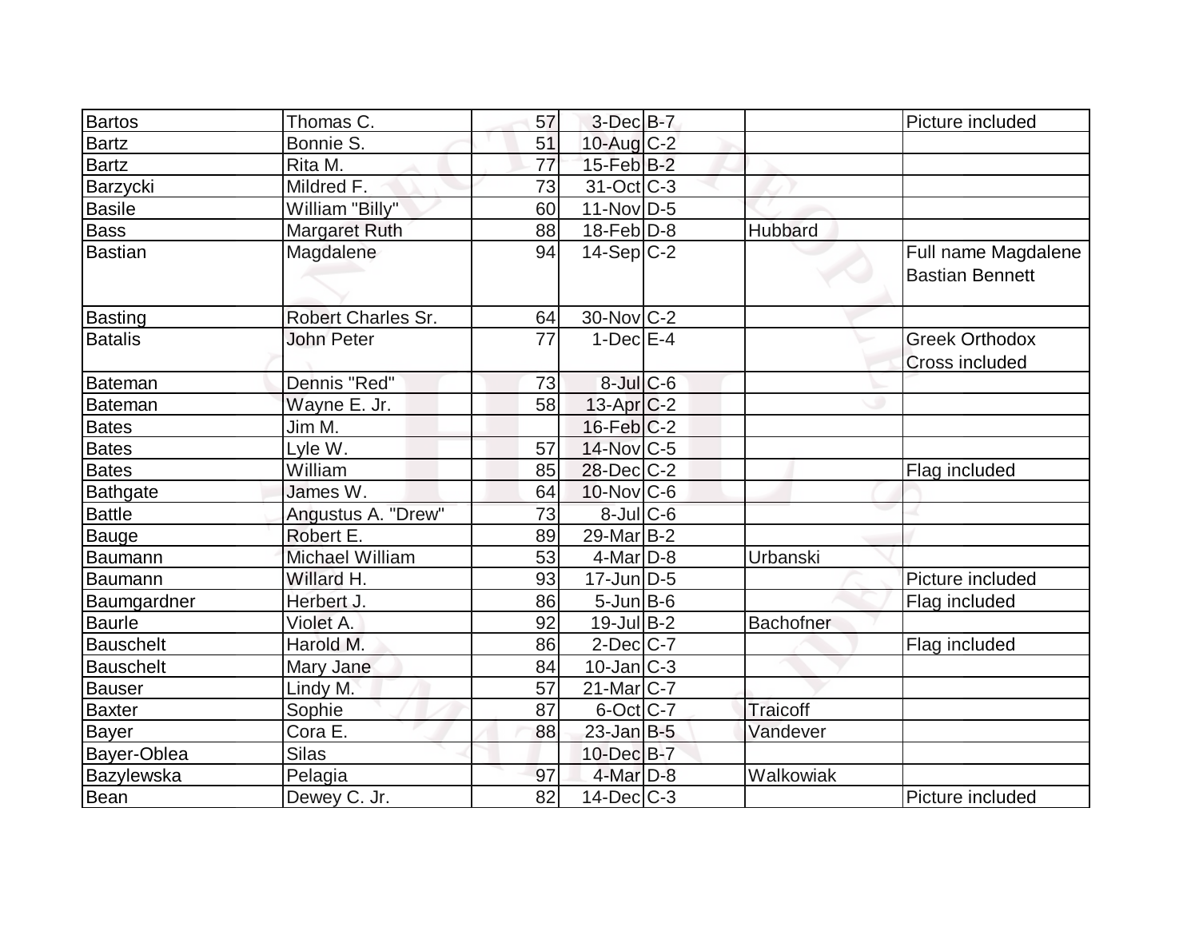| | | | | | | |
|---|---|---|---|---|---|---|
| Bartos | Thomas C. | 57 | 3-Dec | B-7 | | Picture included |
| Bartz | Bonnie S. | 51 | 10-Aug | C-2 | | |
| Bartz | Rita M. | 77 | 15-Feb | B-2 | | |
| Barzycki | Mildred F. | 73 | 31-Oct | C-3 | | |
| Basile | William "Billy" | 60 | 11-Nov | D-5 | | |
| Bass | Margaret Ruth | 88 | 18-Feb | D-8 | Hubbard | |
| Bastian | Magdalene | 94 | 14-Sep | C-2 | | Full name Magdalene Bastian Bennett |
| Basting | Robert Charles Sr. | 64 | 30-Nov | C-2 | | |
| Batalis | John Peter | 77 | 1-Dec | E-4 | | Greek Orthodox Cross included |
| Bateman | Dennis "Red" | 73 | 8-Jul | C-6 | | |
| Bateman | Wayne E. Jr. | 58 | 13-Apr | C-2 | | |
| Bates | Jim M. | | 16-Feb | C-2 | | |
| Bates | Lyle W. | 57 | 14-Nov | C-5 | | |
| Bates | William | 85 | 28-Dec | C-2 | | Flag included |
| Bathgate | James W. | 64 | 10-Nov | C-6 | | |
| Battle | Angustus A. "Drew" | 73 | 8-Jul | C-6 | | |
| Bauge | Robert E. | 89 | 29-Mar | B-2 | | |
| Baumann | Michael William | 53 | 4-Mar | D-8 | Urbanski | |
| Baumann | Willard H. | 93 | 17-Jun | D-5 | | Picture included |
| Baumgardner | Herbert J. | 86 | 5-Jun | B-6 | | Flag included |
| Baurle | Violet A. | 92 | 19-Jul | B-2 | Bachofner | |
| Bauschelt | Harold M. | 86 | 2-Dec | C-7 | | Flag included |
| Bauschelt | Mary Jane | 84 | 10-Jan | C-3 | | |
| Bauser | Lindy M. | 57 | 21-Mar | C-7 | | |
| Baxter | Sophie | 87 | 6-Oct | C-7 | Traicoff | |
| Bayer | Cora E. | 88 | 23-Jan | B-5 | Vandever | |
| Bayer-Oblea | Silas | | 10-Dec | B-7 | | |
| Bazylewska | Pelagia | 97 | 4-Mar | D-8 | Walkowiak | |
| Bean | Dewey C. Jr. | 82 | 14-Dec | C-3 | | Picture included |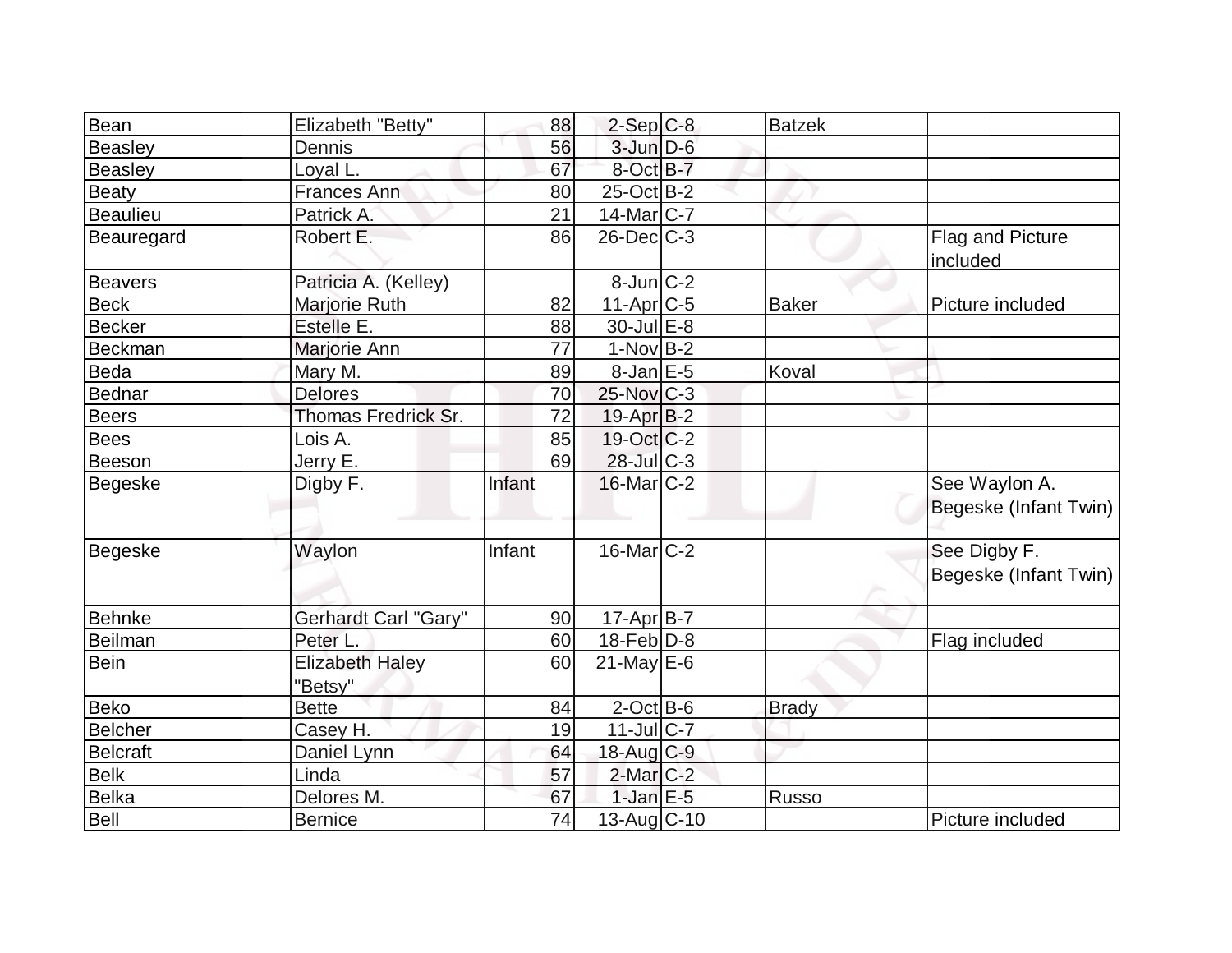| | | | | | | |
|---|---|---|---|---|---|---|
| Bean | Elizabeth "Betty" | 88 | 2-Sep | C-8 | Batzek | |
| Beasley | Dennis | 56 | 3-Jun | D-6 | | |
| Beasley | Loyal L. | 67 | 8-Oct | B-7 | | |
| Beaty | Frances Ann | 80 | 25-Oct | B-2 | | |
| Beaulieu | Patrick A. | 21 | 14-Mar | C-7 | | |
| Beauregard | Robert E. | 86 | 26-Dec | C-3 | | Flag and Picture included |
| Beavers | Patricia A. (Kelley) | | 8-Jun | C-2 | | |
| Beck | Marjorie Ruth | 82 | 11-Apr | C-5 | Baker | Picture included |
| Becker | Estelle E. | 88 | 30-Jul | E-8 | | |
| Beckman | Marjorie Ann | 77 | 1-Nov | B-2 | | |
| Beda | Mary M. | 89 | 8-Jan | E-5 | Koval | |
| Bednar | Delores | 70 | 25-Nov | C-3 | | |
| Beers | Thomas Fredrick Sr. | 72 | 19-Apr | B-2 | | |
| Bees | Lois A. | 85 | 19-Oct | C-2 | | |
| Beeson | Jerry E. | 69 | 28-Jul | C-3 | | |
| Begeske | Digby F. | Infant | 16-Mar | C-2 | | See Waylon A. Begeske (Infant Twin) |
| Begeske | Waylon | Infant | 16-Mar | C-2 | | See Digby F. Begeske (Infant Twin) |
| Behnke | Gerhardt Carl "Gary" | 90 | 17-Apr | B-7 | | |
| Beilman | Peter L. | 60 | 18-Feb | D-8 | | Flag included |
| Bein | Elizabeth Haley "Betsy" | 60 | 21-May | E-6 | | |
| Beko | Bette | 84 | 2-Oct | B-6 | Brady | |
| Belcher | Casey H. | 19 | 11-Jul | C-7 | | |
| Belcraft | Daniel Lynn | 64 | 18-Aug | C-9 | | |
| Belk | Linda | 57 | 2-Mar | C-2 | | |
| Belka | Delores M. | 67 | 1-Jan | E-5 | Russo | |
| Bell | Bernice | 74 | 13-Aug | C-10 | | Picture included |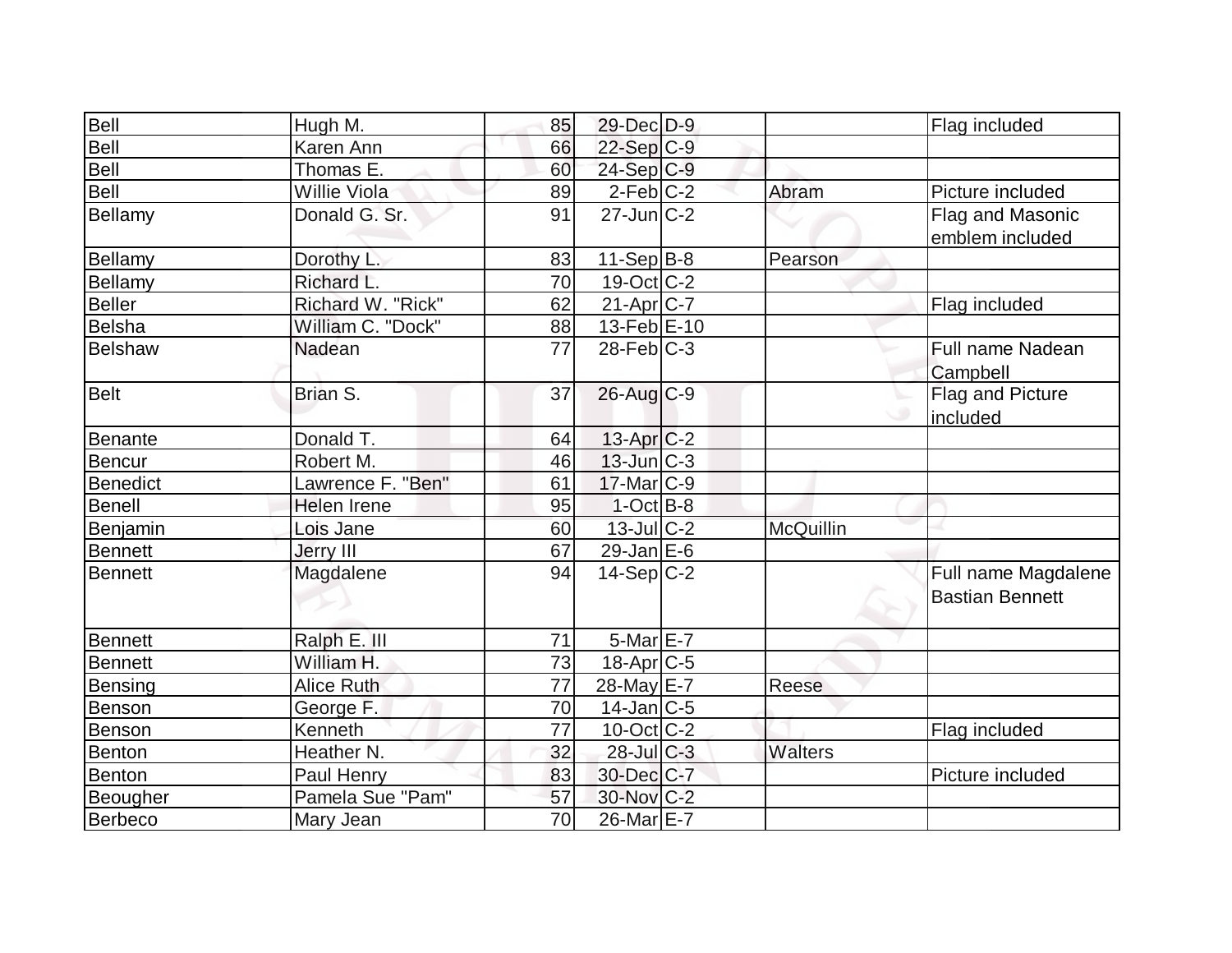| | | | | | | |
|---|---|---|---|---|---|---|
| Bell | Hugh M. | 85 | 29-Dec | D-9 | | Flag included |
| Bell | Karen Ann | 66 | 22-Sep | C-9 | | |
| Bell | Thomas E. | 60 | 24-Sep | C-9 | | |
| Bell | Willie Viola | 89 | 2-Feb | C-2 | Abram | Picture included |
| Bellamy | Donald G. Sr. | 91 | 27-Jun | C-2 | | Flag and Masonic emblem included |
| Bellamy | Dorothy L. | 83 | 11-Sep | B-8 | Pearson | |
| Bellamy | Richard L. | 70 | 19-Oct | C-2 | | |
| Beller | Richard W. "Rick" | 62 | 21-Apr | C-7 | | Flag included |
| Belsha | William C. "Dock" | 88 | 13-Feb | E-10 | | |
| Belshaw | Nadean | 77 | 28-Feb | C-3 | | Full name Nadean Campbell |
| Belt | Brian S. | 37 | 26-Aug | C-9 | | Flag and Picture included |
| Benante | Donald T. | 64 | 13-Apr | C-2 | | |
| Bencur | Robert M. | 46 | 13-Jun | C-3 | | |
| Benedict | Lawrence F. "Ben" | 61 | 17-Mar | C-9 | | |
| Benell | Helen Irene | 95 | 1-Oct | B-8 | | |
| Benjamin | Lois Jane | 60 | 13-Jul | C-2 | McQuillin | |
| Bennett | Jerry III | 67 | 29-Jan | E-6 | | |
| Bennett | Magdalene | 94 | 14-Sep | C-2 | | Full name Magdalene Bastian Bennett |
| Bennett | Ralph E. III | 71 | 5-Mar | E-7 | | |
| Bennett | William H. | 73 | 18-Apr | C-5 | | |
| Bensing | Alice Ruth | 77 | 28-May | E-7 | Reese | |
| Benson | George F. | 70 | 14-Jan | C-5 | | |
| Benson | Kenneth | 77 | 10-Oct | C-2 | | Flag included |
| Benton | Heather N. | 32 | 28-Jul | C-3 | Walters | |
| Benton | Paul Henry | 83 | 30-Dec | C-7 | | Picture included |
| Beougher | Pamela Sue "Pam" | 57 | 30-Nov | C-2 | | |
| Berbeco | Mary Jean | 70 | 26-Mar | E-7 | | |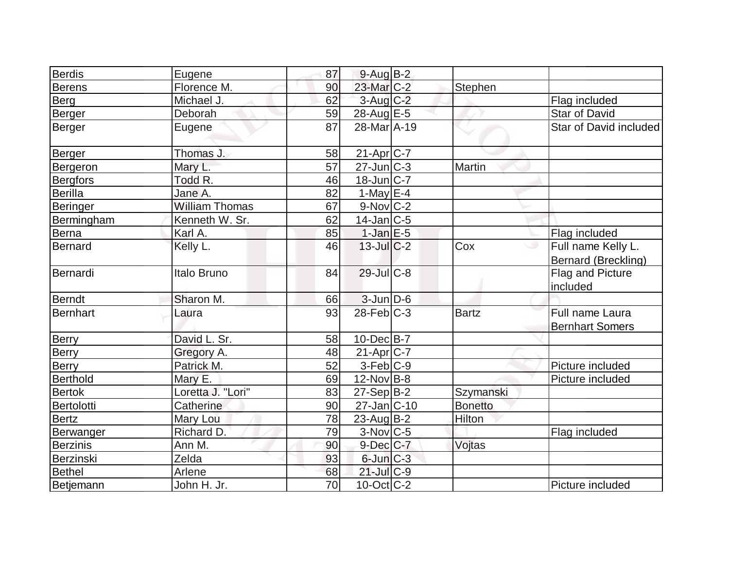| Berdis | Eugene | 87 | 9-Aug | B-2 | | |
|---|---|---|---|---|---|---|
| Berens | Florence M. | 90 | 23-Mar | C-2 | Stephen | |
| Berg | Michael J. | 62 | 3-Aug | C-2 | | Flag included |
| Berger | Deborah | 59 | 28-Aug | E-5 | | Star of David |
| Berger | Eugene | 87 | 28-Mar | A-19 | | Star of David included |
| Berger | Thomas J. | 58 | 21-Apr | C-7 | | |
| Bergeron | Mary L. | 57 | 27-Jun | C-3 | Martin | |
| Bergfors | Todd R. | 46 | 18-Jun | C-7 | | |
| Berilla | Jane A. | 82 | 1-May | E-4 | | |
| Beringer | William Thomas | 67 | 9-Nov | C-2 | | |
| Bermingham | Kenneth W. Sr. | 62 | 14-Jan | C-5 | | |
| Berna | Karl A. | 85 | 1-Jan | E-5 | | Flag included |
| Bernard | Kelly L. | 46 | 13-Jul | C-2 | Cox | Full name Kelly L. Bernard (Breckling) |
| Bernardi | Italo Bruno | 84 | 29-Jul | C-8 | | Flag and Picture included |
| Berndt | Sharon M. | 66 | 3-Jun | D-6 | | |
| Bernhart | Laura | 93 | 28-Feb | C-3 | Bartz | Full name Laura Bernhart Somers |
| Berry | David L. Sr. | 58 | 10-Dec | B-7 | | |
| Berry | Gregory A. | 48 | 21-Apr | C-7 | | |
| Berry | Patrick M. | 52 | 3-Feb | C-9 | | Picture included |
| Berthold | Mary E. | 69 | 12-Nov | B-8 | | Picture included |
| Bertok | Loretta J. "Lori" | 83 | 27-Sep | B-2 | Szymanski | |
| Bertolotti | Catherine | 90 | 27-Jan | C-10 | Bonetto | |
| Bertz | Mary Lou | 78 | 23-Aug | B-2 | Hilton | |
| Berwanger | Richard D. | 79 | 3-Nov | C-5 | | Flag included |
| Berzinis | Ann M. | 90 | 9-Dec | C-7 | Vojtas | |
| Berzinski | Zelda | 93 | 6-Jun | C-3 | | |
| Bethel | Arlene | 68 | 21-Jul | C-9 | | |
| Betjemann | John H. Jr. | 70 | 10-Oct | C-2 | | Picture included |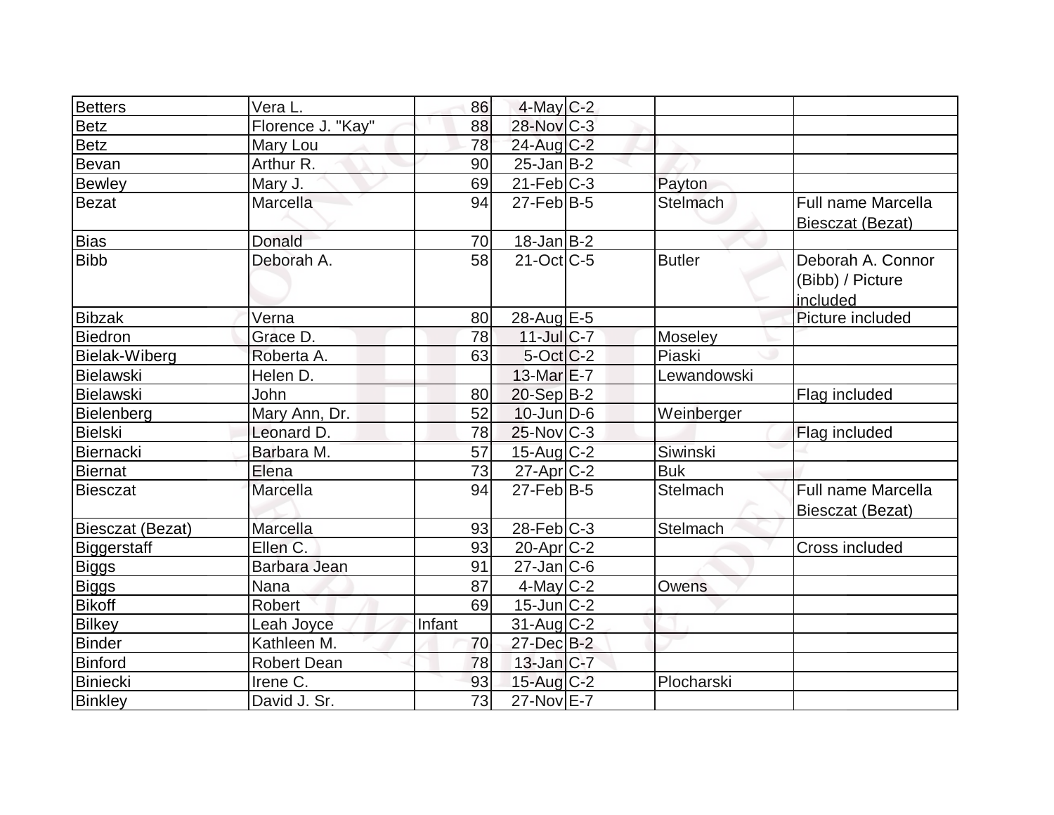| Betters | Vera L. | 86 | 4-May | C-2 | | |
|---|---|---|---|---|---|---|
| Betz | Florence J. "Kay" | 88 | 28-Nov | C-3 | | |
| Betz | Mary Lou | 78 | 24-Aug | C-2 | | |
| Bevan | Arthur R. | 90 | 25-Jan | B-2 | | |
| Bewley | Mary J. | 69 | 21-Feb | C-3 | Payton | |
| Bezat | Marcella | 94 | 27-Feb | B-5 | Stelmach | Full name Marcella Biesczat (Bezat) |
| Bias | Donald | 70 | 18-Jan | B-2 | | |
| Bibb | Deborah A. | 58 | 21-Oct | C-5 | Butler | Deborah A. Connor (Bibb) / Picture included |
| Bibzak | Verna | 80 | 28-Aug | E-5 | | Picture included |
| Biedron | Grace D. | 78 | 11-Jul | C-7 | Moseley | |
| Bielak-Wiberg | Roberta A. | 63 | 5-Oct | C-2 | Piaski | |
| Bielawski | Helen D. | | 13-Mar | E-7 | Lewandowski | |
| Bielawski | John | 80 | 20-Sep | B-2 | | Flag included |
| Bielenberg | Mary Ann, Dr. | 52 | 10-Jun | D-6 | Weinberger | |
| Bielski | Leonard D. | 78 | 25-Nov | C-3 | | Flag included |
| Biernacki | Barbara M. | 57 | 15-Aug | C-2 | Siwinski | |
| Biernat | Elena | 73 | 27-Apr | C-2 | Buk | |
| Biesczat | Marcella | 94 | 27-Feb | B-5 | Stelmach | Full name Marcella Biesczat (Bezat) |
| Biesczat (Bezat) | Marcella | 93 | 28-Feb | C-3 | Stelmach | |
| Biggerstaff | Ellen C. | 93 | 20-Apr | C-2 | | Cross included |
| Biggs | Barbara Jean | 91 | 27-Jan | C-6 | | |
| Biggs | Nana | 87 | 4-May | C-2 | Owens | |
| Bikoff | Robert | 69 | 15-Jun | C-2 | | |
| Bilkey | Leah Joyce | Infant | 31-Aug | C-2 | | |
| Binder | Kathleen M. | 70 | 27-Dec | B-2 | | |
| Binford | Robert Dean | 78 | 13-Jan | C-7 | | |
| Biniecki | Irene C. | 93 | 15-Aug | C-2 | Plocharski | |
| Binkley | David J. Sr. | 73 | 27-Nov | E-7 | | |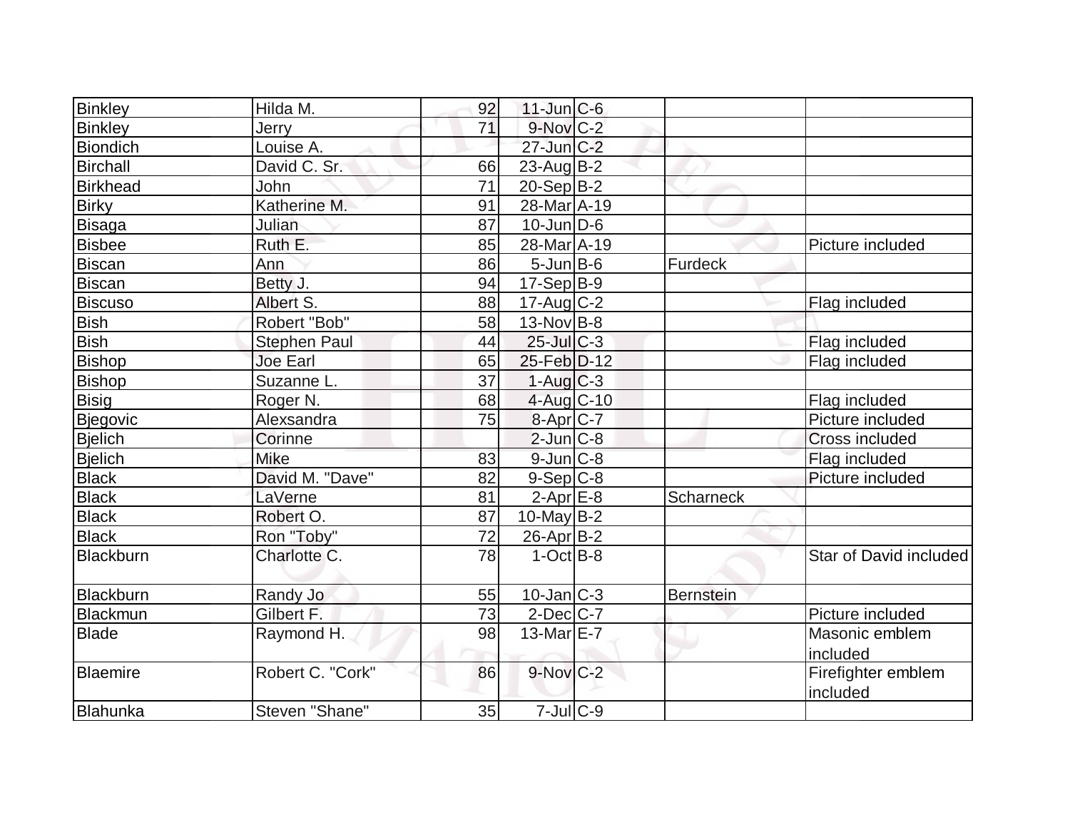| | | | | | | |
|---|---|---|---|---|---|---|
| Binkley | Hilda M. | 92 | 11-Jun | C-6 | | |
| Binkley | Jerry | 71 | 9-Nov | C-2 | | |
| Biondich | Louise A. | | 27-Jun | C-2 | | |
| Birchall | David C. Sr. | 66 | 23-Aug | B-2 | | |
| Birkhead | John | 71 | 20-Sep | B-2 | | |
| Birky | Katherine M. | 91 | 28-Mar | A-19 | | |
| Bisaga | Julian | 87 | 10-Jun | D-6 | | |
| Bisbee | Ruth E. | 85 | 28-Mar | A-19 | | Picture included |
| Biscan | Ann | 86 | 5-Jun | B-6 | Furdeck | |
| Biscan | Betty J. | 94 | 17-Sep | B-9 | | |
| Biscuso | Albert S. | 88 | 17-Aug | C-2 | | Flag included |
| Bish | Robert "Bob" | 58 | 13-Nov | B-8 | | |
| Bish | Stephen Paul | 44 | 25-Jul | C-3 | | Flag included |
| Bishop | Joe Earl | 65 | 25-Feb | D-12 | | Flag included |
| Bishop | Suzanne L. | 37 | 1-Aug | C-3 | | |
| Bisig | Roger N. | 68 | 4-Aug | C-10 | | Flag included |
| Bjegovic | Alexsandra | 75 | 8-Apr | C-7 | | Picture included |
| Bjelich | Corinne | | 2-Jun | C-8 | | Cross included |
| Bjelich | Mike | 83 | 9-Jun | C-8 | | Flag included |
| Black | David M. "Dave" | 82 | 9-Sep | C-8 | | Picture included |
| Black | LaVerne | 81 | 2-Apr | E-8 | Scharneck | |
| Black | Robert O. | 87 | 10-May | B-2 | | |
| Black | Ron "Toby" | 72 | 26-Apr | B-2 | | |
| Blackburn | Charlotte C. | 78 | 1-Oct | B-8 | | Star of David included |
| Blackburn | Randy Jo | 55 | 10-Jan | C-3 | Bernstein | |
| Blackmun | Gilbert F. | 73 | 2-Dec | C-7 | | Picture included |
| Blade | Raymond H. | 98 | 13-Mar | E-7 | | Masonic emblem included |
| Blaemire | Robert C. "Cork" | 86 | 9-Nov | C-2 | | Firefighter emblem included |
| Blahunka | Steven "Shane" | 35 | 7-Jul | C-9 | | |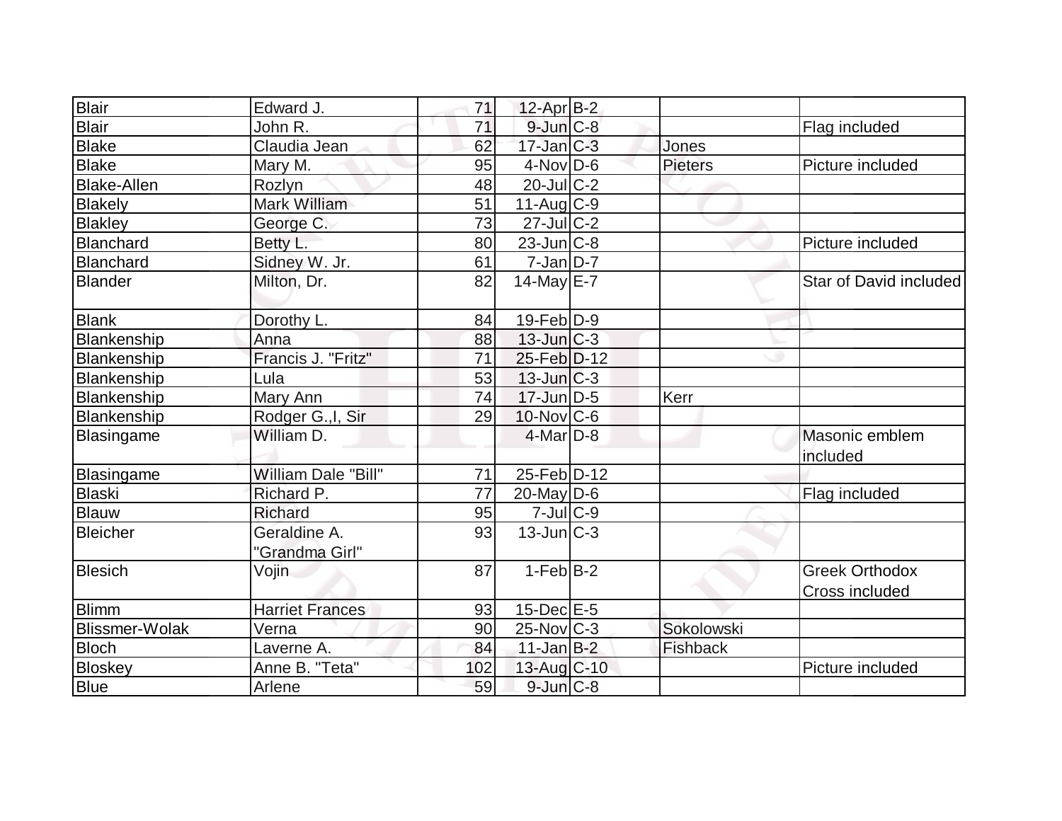| Blair | Edward J. | 71 | 12-Apr | B-2 | | |
|---|---|---|---|---|---|---|
| Blair | John R. | 71 | 9-Jun | C-8 | | Flag included |
| Blake | Claudia Jean | 62 | 17-Jan | C-3 | Jones | |
| Blake | Mary M. | 95 | 4-Nov | D-6 | Pieters | Picture included |
| Blake-Allen | Rozlyn | 48 | 20-Jul | C-2 | | |
| Blakely | Mark William | 51 | 11-Aug | C-9 | | |
| Blakley | George C. | 73 | 27-Jul | C-2 | | |
| Blanchard | Betty L. | 80 | 23-Jun | C-8 | | Picture included |
| Blanchard | Sidney W. Jr. | 61 | 7-Jan | D-7 | | |
| Blander | Milton, Dr. | 82 | 14-May | E-7 | | Star of David included |
| Blank | Dorothy L. | 84 | 19-Feb | D-9 | | |
| Blankenship | Anna | 88 | 13-Jun | C-3 | | |
| Blankenship | Francis J. "Fritz" | 71 | 25-Feb | D-12 | | |
| Blankenship | Lula | 53 | 13-Jun | C-3 | | |
| Blankenship | Mary Ann | 74 | 17-Jun | D-5 | Kerr | |
| Blankenship | Rodger G.,I, Sir | 29 | 10-Nov | C-6 | | |
| Blasingame | William D. | | 4-Mar | D-8 | | Masonic emblem included |
| Blasingame | William Dale "Bill" | 71 | 25-Feb | D-12 | | |
| Blaski | Richard P. | 77 | 20-May | D-6 | | Flag included |
| Blauw | Richard | 95 | 7-Jul | C-9 | | |
| Bleicher | Geraldine A. "Grandma Girl" | 93 | 13-Jun | C-3 | | |
| Blesich | Vojin | 87 | 1-Feb | B-2 | | Greek Orthodox Cross included |
| Blimm | Harriet Frances | 93 | 15-Dec | E-5 | | |
| Blissmer-Wolak | Verna | 90 | 25-Nov | C-3 | Sokolowski | |
| Bloch | Laverne A. | 84 | 11-Jan | B-2 | Fishback | |
| Bloskey | Anne B. "Teta" | 102 | 13-Aug | C-10 | | Picture included |
| Blue | Arlene | 59 | 9-Jun | C-8 | | |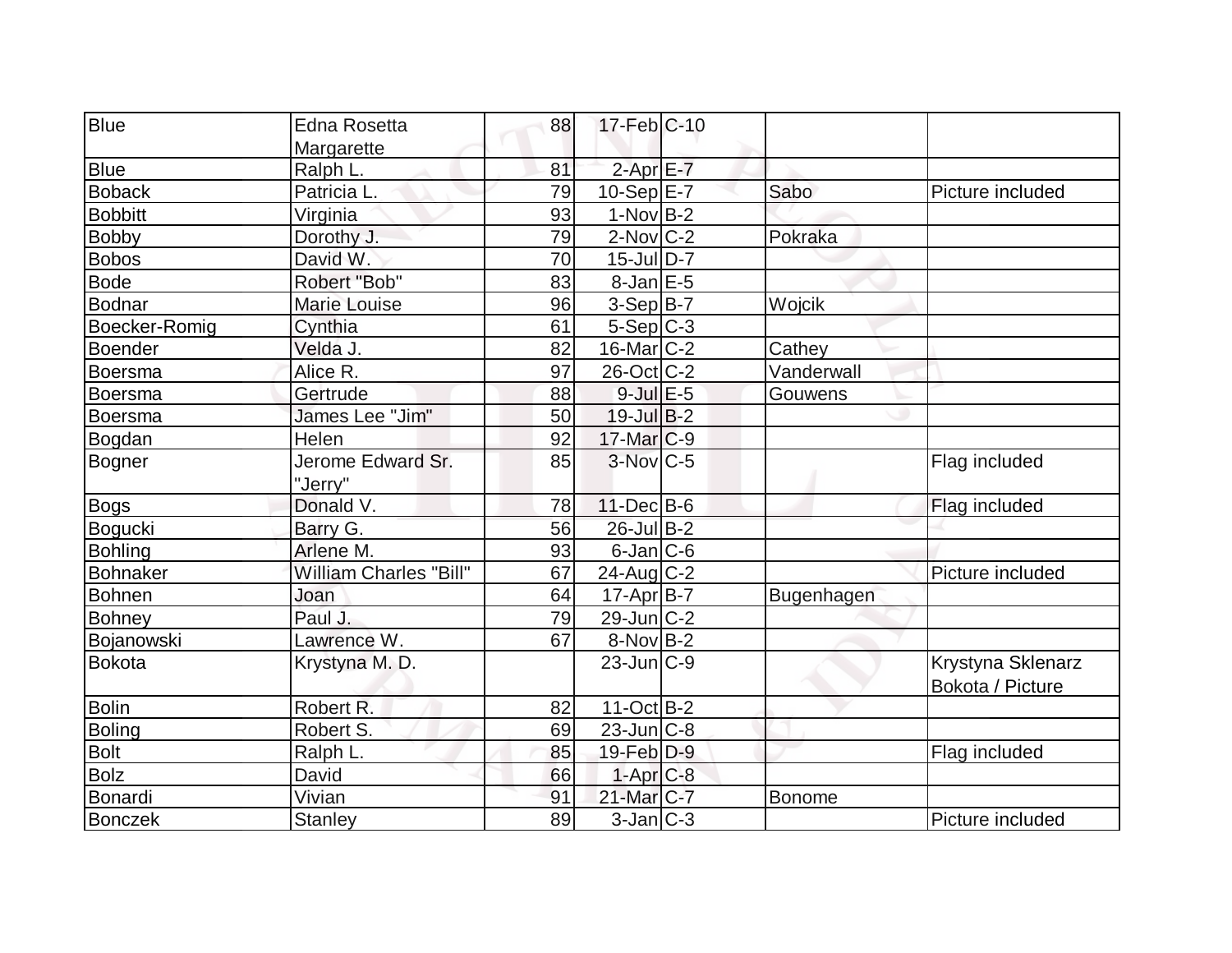| | | | | | | |
|---|---|---|---|---|---|---|
| Blue | Edna Rosetta Margarette | 88 | 17-Feb | C-10 | | |
| Blue | Ralph L. | 81 | 2-Apr | E-7 | | |
| Boback | Patricia L. | 79 | 10-Sep | E-7 | Sabo | Picture included |
| Bobbitt | Virginia | 93 | 1-Nov | B-2 | | |
| Bobby | Dorothy J. | 79 | 2-Nov | C-2 | Pokraka | |
| Bobos | David W. | 70 | 15-Jul | D-7 | | |
| Bode | Robert "Bob" | 83 | 8-Jan | E-5 | | |
| Bodnar | Marie Louise | 96 | 3-Sep | B-7 | Wojcik | |
| Boecker-Romig | Cynthia | 61 | 5-Sep | C-3 | | |
| Boender | Velda J. | 82 | 16-Mar | C-2 | Cathey | |
| Boersma | Alice R. | 97 | 26-Oct | C-2 | Vanderwall | |
| Boersma | Gertrude | 88 | 9-Jul | E-5 | Gouwens | |
| Boersma | James Lee "Jim" | 50 | 19-Jul | B-2 | | |
| Bogdan | Helen | 92 | 17-Mar | C-9 | | |
| Bogner | Jerome Edward Sr. "Jerry" | 85 | 3-Nov | C-5 | | Flag included |
| Bogs | Donald V. | 78 | 11-Dec | B-6 | | Flag included |
| Bogucki | Barry G. | 56 | 26-Jul | B-2 | | |
| Bohling | Arlene M. | 93 | 6-Jan | C-6 | | |
| Bohnaker | William Charles "Bill" | 67 | 24-Aug | C-2 | | Picture included |
| Bohnen | Joan | 64 | 17-Apr | B-7 | Bugenhagen | |
| Bohney | Paul J. | 79 | 29-Jun | C-2 | | |
| Bojanowski | Lawrence W. | 67 | 8-Nov | B-2 | | |
| Bokota | Krystyna M. D. | | 23-Jun | C-9 | | Krystyna Sklenarz Bokota / Picture |
| Bolin | Robert R. | 82 | 11-Oct | B-2 | | |
| Boling | Robert S. | 69 | 23-Jun | C-8 | | |
| Bolt | Ralph L. | 85 | 19-Feb | D-9 | | Flag included |
| Bolz | David | 66 | 1-Apr | C-8 | | |
| Bonardi | Vivian | 91 | 21-Mar | C-7 | Bonome | |
| Bonczek | Stanley | 89 | 3-Jan | C-3 | | Picture included |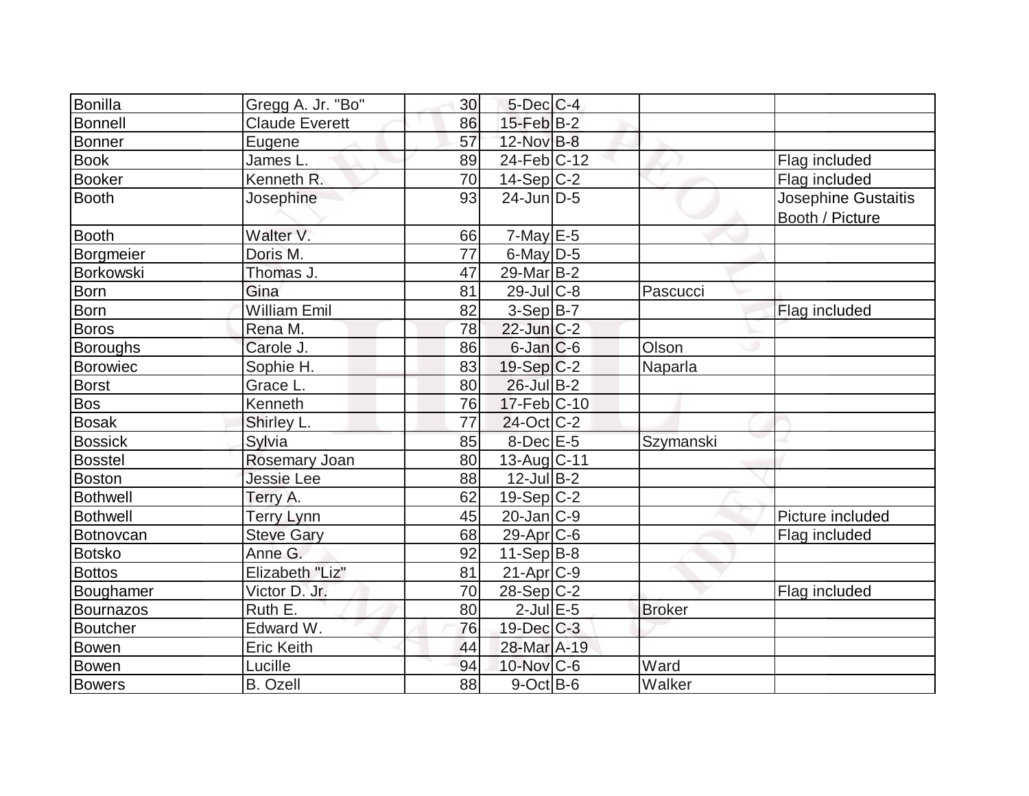| | | | | | | |
|---|---|---|---|---|---|---|
| Bonilla | Gregg A. Jr. "Bo" | 30 | 5-Dec | C-4 | | |
| Bonnell | Claude Everett | 86 | 15-Feb | B-2 | | |
| Bonner | Eugene | 57 | 12-Nov | B-8 | | |
| Book | James L. | 89 | 24-Feb | C-12 | | Flag included |
| Booker | Kenneth R. | 70 | 14-Sep | C-2 | | Flag included |
| Booth | Josephine | 93 | 24-Jun | D-5 | | Josephine Gustaitis Booth / Picture |
| Booth | Walter V. | 66 | 7-May | E-5 | | |
| Borgmeier | Doris M. | 77 | 6-May | D-5 | | |
| Borkowski | Thomas J. | 47 | 29-Mar | B-2 | | |
| Born | Gina | 81 | 29-Jul | C-8 | Pascucci | |
| Born | William Emil | 82 | 3-Sep | B-7 | | Flag included |
| Boros | Rena M. | 78 | 22-Jun | C-2 | | |
| Boroughs | Carole J. | 86 | 6-Jan | C-6 | Olson | |
| Borowiec | Sophie H. | 83 | 19-Sep | C-2 | Naparla | |
| Borst | Grace L. | 80 | 26-Jul | B-2 | | |
| Bos | Kenneth | 76 | 17-Feb | C-10 | | |
| Bosak | Shirley L. | 77 | 24-Oct | C-2 | | |
| Bossick | Sylvia | 85 | 8-Dec | E-5 | Szymanski | |
| Bosstel | Rosemary Joan | 80 | 13-Aug | C-11 | | |
| Boston | Jessie Lee | 88 | 12-Jul | B-2 | | |
| Bothwell | Terry A. | 62 | 19-Sep | C-2 | | |
| Bothwell | Terry Lynn | 45 | 20-Jan | C-9 | | Picture included |
| Botnovcan | Steve Gary | 68 | 29-Apr | C-6 | | Flag included |
| Botsko | Anne G. | 92 | 11-Sep | B-8 | | |
| Bottos | Elizabeth "Liz" | 81 | 21-Apr | C-9 | | |
| Boughamer | Victor D. Jr. | 70 | 28-Sep | C-2 | | Flag included |
| Bournazos | Ruth E. | 80 | 2-Jul | E-5 | Broker | |
| Boutcher | Edward W. | 76 | 19-Dec | C-3 | | |
| Bowen | Eric Keith | 44 | 28-Mar | A-19 | | |
| Bowen | Lucille | 94 | 10-Nov | C-6 | Ward | |
| Bowers | B. Ozell | 88 | 9-Oct | B-6 | Walker | |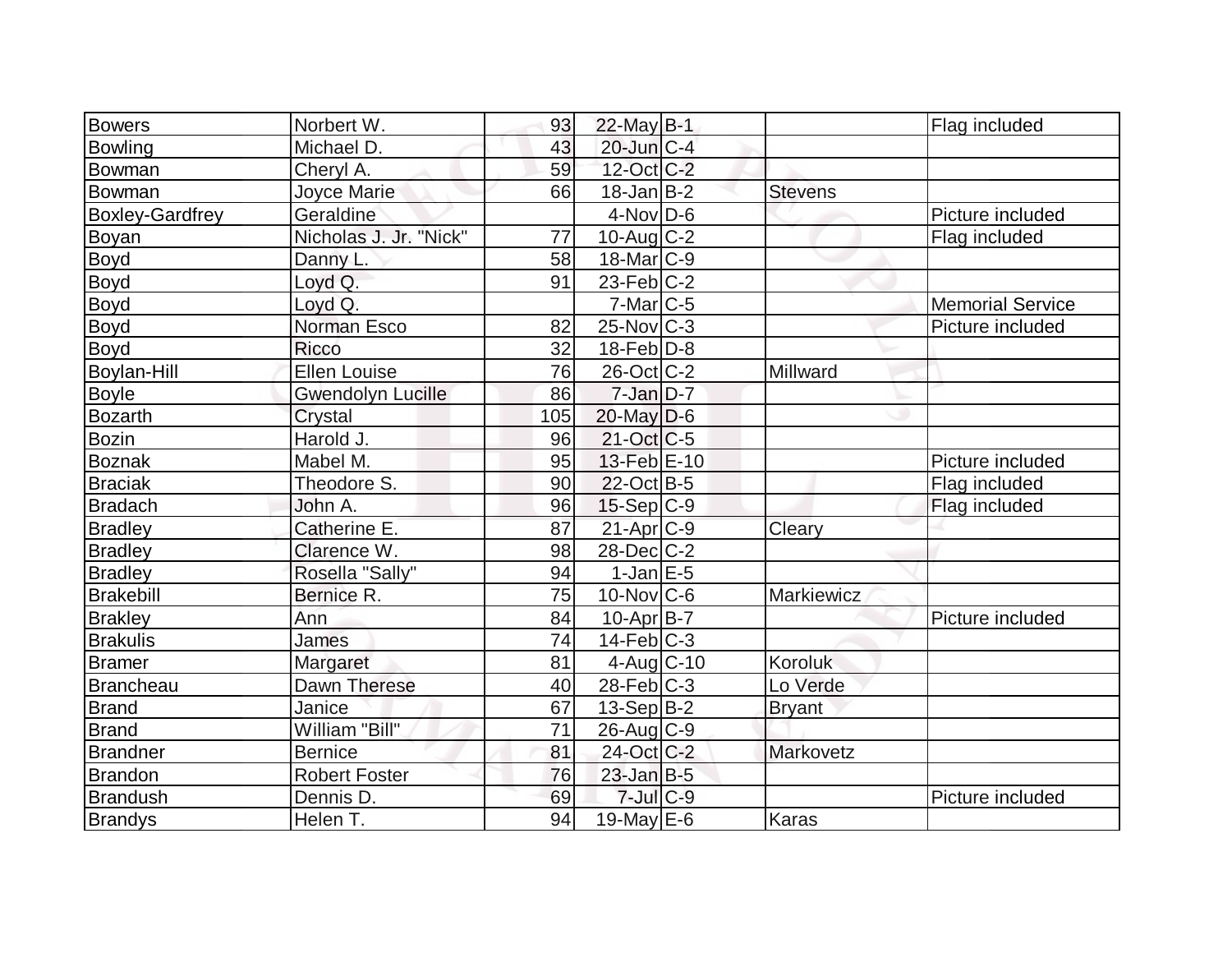| Bowers | Norbert W. | 93 | 22-May | B-1 | | Flag included |
|---|---|---|---|---|---|---|
| Bowling | Michael D. | 43 | 20-Jun | C-4 | | |
| Bowman | Cheryl A. | 59 | 12-Oct | C-2 | | |
| Bowman | Joyce Marie | 66 | 18-Jan | B-2 | Stevens | |
| Boxley-Gardfrey | Geraldine | | 4-Nov | D-6 | | Picture included |
| Boyan | Nicholas J. Jr. "Nick" | 77 | 10-Aug | C-2 | | Flag included |
| Boyd | Danny L. | 58 | 18-Mar | C-9 | | |
| Boyd | Loyd Q. | 91 | 23-Feb | C-2 | | |
| Boyd | Loyd Q. | | 7-Mar | C-5 | | Memorial Service |
| Boyd | Norman Esco | 82 | 25-Nov | C-3 | | Picture included |
| Boyd | Ricco | 32 | 18-Feb | D-8 | | |
| Boylan-Hill | Ellen Louise | 76 | 26-Oct | C-2 | Millward | |
| Boyle | Gwendolyn Lucille | 86 | 7-Jan | D-7 | | |
| Bozarth | Crystal | 105 | 20-May | D-6 | | |
| Bozin | Harold J. | 96 | 21-Oct | C-5 | | |
| Boznak | Mabel M. | 95 | 13-Feb | E-10 | | Picture included |
| Braciak | Theodore S. | 90 | 22-Oct | B-5 | | Flag included |
| Bradach | John A. | 96 | 15-Sep | C-9 | | Flag included |
| Bradley | Catherine E. | 87 | 21-Apr | C-9 | Cleary | |
| Bradley | Clarence W. | 98 | 28-Dec | C-2 | | |
| Bradley | Rosella "Sally" | 94 | 1-Jan | E-5 | | |
| Brakebill | Bernice R. | 75 | 10-Nov | C-6 | Markiewicz | |
| Brakley | Ann | 84 | 10-Apr | B-7 | | Picture included |
| Brakulis | James | 74 | 14-Feb | C-3 | | |
| Bramer | Margaret | 81 | 4-Aug | C-10 | Koroluk | |
| Brancheau | Dawn Therese | 40 | 28-Feb | C-3 | Lo Verde | |
| Brand | Janice | 67 | 13-Sep | B-2 | Bryant | |
| Brand | William "Bill" | 71 | 26-Aug | C-9 | | |
| Brandner | Bernice | 81 | 24-Oct | C-2 | Markovetz | |
| Brandon | Robert Foster | 76 | 23-Jan | B-5 | | |
| Brandush | Dennis D. | 69 | 7-Jul | C-9 | | Picture included |
| Brandys | Helen T. | 94 | 19-May | E-6 | Karas | |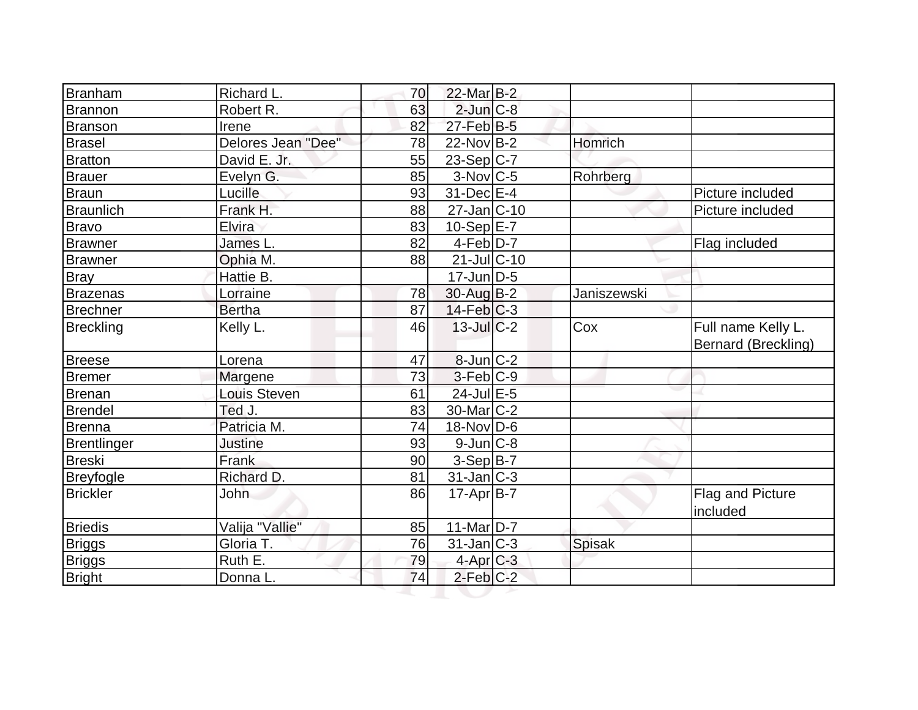| Branham | Richard L. | 70 | 22-Mar | B-2 | | |
|---|---|---|---|---|---|---|
| Brannon | Robert R. | 63 | 2-Jun | C-8 | | |
| Branson | Irene | 82 | 27-Feb | B-5 | | |
| Brasel | Delores Jean "Dee" | 78 | 22-Nov | B-2 | Homrich | |
| Bratton | David E. Jr. | 55 | 23-Sep | C-7 | | |
| Brauer | Evelyn G. | 85 | 3-Nov | C-5 | Rohrberg | |
| Braun | Lucille | 93 | 31-Dec | E-4 | | Picture included |
| Braunlich | Frank H. | 88 | 27-Jan | C-10 | | Picture included |
| Bravo | Elvira | 83 | 10-Sep | E-7 | | |
| Brawner | James L. | 82 | 4-Feb | D-7 | | Flag included |
| Brawner | Ophia M. | 88 | 21-Jul | C-10 | | |
| Bray | Hattie B. | | 17-Jun | D-5 | | |
| Brazenas | Lorraine | 78 | 30-Aug | B-2 | Janiszewski | |
| Brechner | Bertha | 87 | 14-Feb | C-3 | | |
| Breckling | Kelly L. | 46 | 13-Jul | C-2 | Cox | Full name Kelly L. Bernard (Breckling) |
| Breese | Lorena | 47 | 8-Jun | C-2 | | |
| Bremer | Margene | 73 | 3-Feb | C-9 | | |
| Brenan | Louis Steven | 61 | 24-Jul | E-5 | | |
| Brendel | Ted J. | 83 | 30-Mar | C-2 | | |
| Brenna | Patricia M. | 74 | 18-Nov | D-6 | | |
| Brentlinger | Justine | 93 | 9-Jun | C-8 | | |
| Breski | Frank | 90 | 3-Sep | B-7 | | |
| Breyfogle | Richard D. | 81 | 31-Jan | C-3 | | |
| Brickler | John | 86 | 17-Apr | B-7 | | Flag and Picture included |
| Briedis | Valija "Vallie" | 85 | 11-Mar | D-7 | | |
| Briggs | Gloria T. | 76 | 31-Jan | C-3 | Spisak | |
| Briggs | Ruth E. | 79 | 4-Apr | C-3 | | |
| Bright | Donna L. | 74 | 2-Feb | C-2 | | |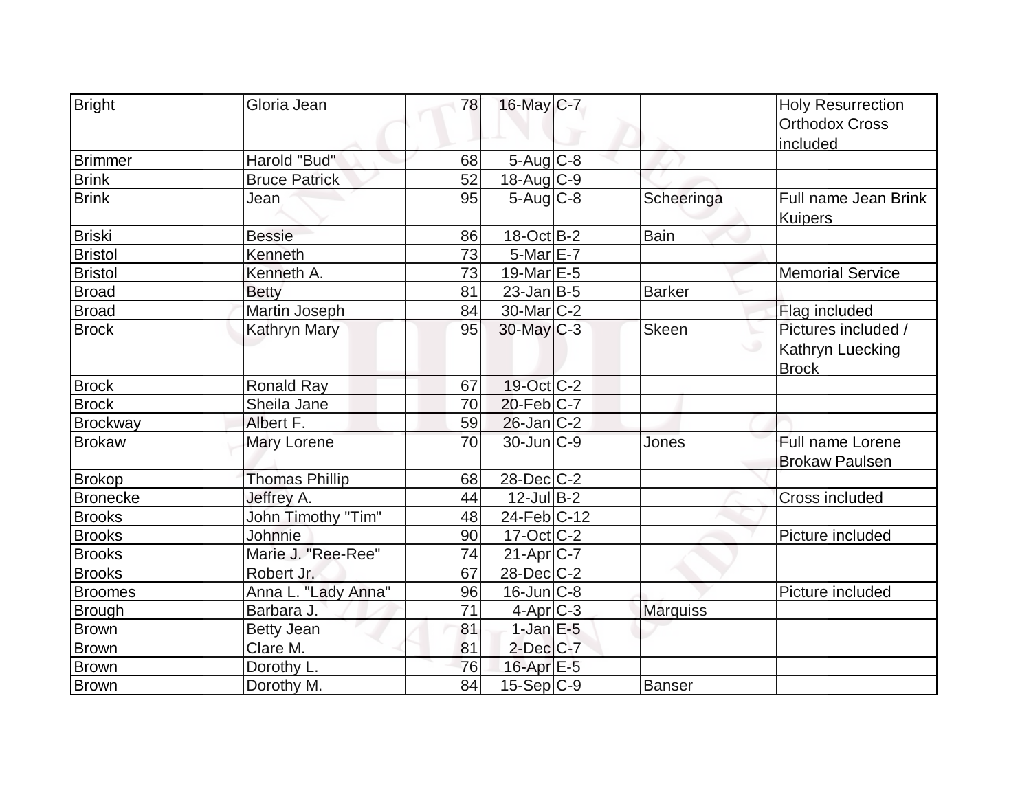| | | | | | | |
|---|---|---|---|---|---|---|
| Bright | Gloria Jean | 78 | 16-May | C-7 | | Holy Resurrection Orthodox Cross included |
| Brimmer | Harold "Bud" | 68 | 5-Aug | C-8 | | |
| Brink | Bruce Patrick | 52 | 18-Aug | C-9 | | |
| Brink | Jean | 95 | 5-Aug | C-8 | Scheeringa | Full name Jean Brink Kuipers |
| Briski | Bessie | 86 | 18-Oct | B-2 | Bain | |
| Bristol | Kenneth | 73 | 5-Mar | E-7 | | |
| Bristol | Kenneth A. | 73 | 19-Mar | E-5 | | Memorial Service |
| Broad | Betty | 81 | 23-Jan | B-5 | Barker | |
| Broad | Martin Joseph | 84 | 30-Mar | C-2 | | Flag included |
| Brock | Kathryn Mary | 95 | 30-May | C-3 | Skeen | Pictures included / Kathryn Luecking Brock |
| Brock | Ronald Ray | 67 | 19-Oct | C-2 | | |
| Brock | Sheila Jane | 70 | 20-Feb | C-7 | | |
| Brockway | Albert F. | 59 | 26-Jan | C-2 | | |
| Brokaw | Mary Lorene | 70 | 30-Jun | C-9 | Jones | Full name Lorene Brokaw Paulsen |
| Brokop | Thomas Phillip | 68 | 28-Dec | C-2 | | |
| Bronecke | Jeffrey A. | 44 | 12-Jul | B-2 | | Cross included |
| Brooks | John Timothy "Tim" | 48 | 24-Feb | C-12 | | |
| Brooks | Johnnie | 90 | 17-Oct | C-2 | | Picture included |
| Brooks | Marie J. "Ree-Ree" | 74 | 21-Apr | C-7 | | |
| Brooks | Robert Jr. | 67 | 28-Dec | C-2 | | |
| Broomes | Anna L. "Lady Anna" | 96 | 16-Jun | C-8 | | Picture included |
| Brough | Barbara J. | 71 | 4-Apr | C-3 | Marquiss | |
| Brown | Betty Jean | 81 | 1-Jan | E-5 | | |
| Brown | Clare M. | 81 | 2-Dec | C-7 | | |
| Brown | Dorothy L. | 76 | 16-Apr | E-5 | | |
| Brown | Dorothy M. | 84 | 15-Sep | C-9 | Banser | |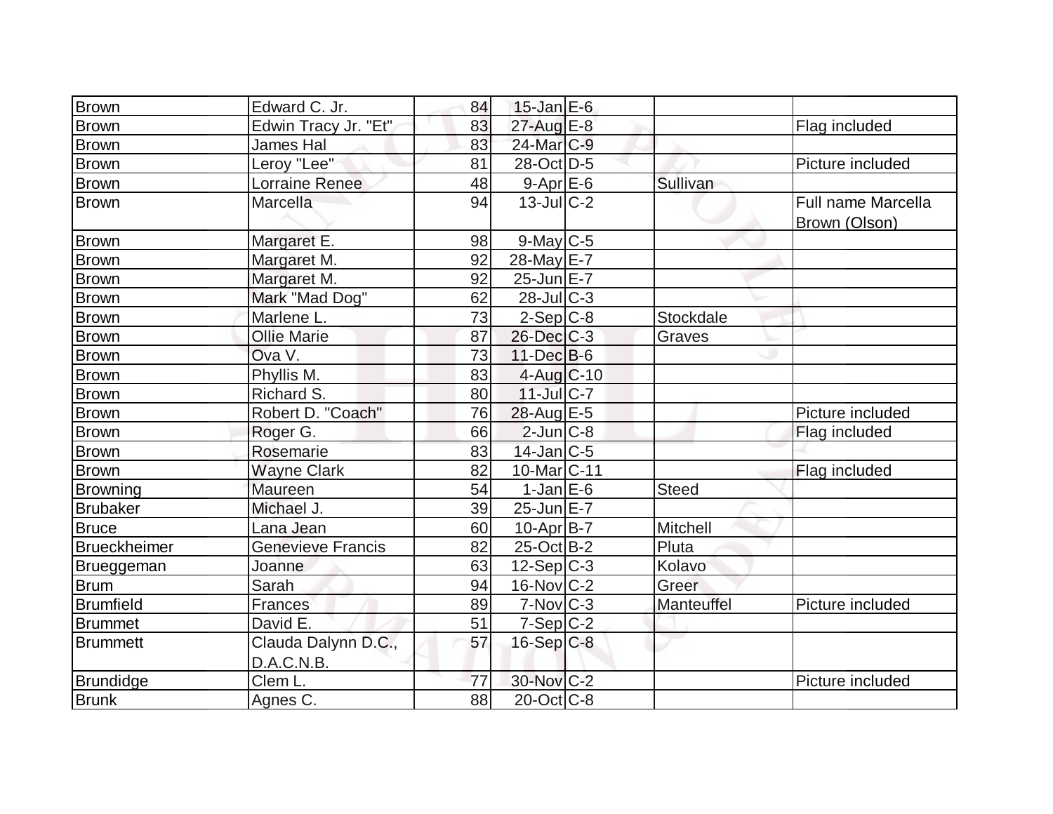| | | | | | | |
|---|---|---|---|---|---|---|
| Brown | Edward C. Jr. | 84 | 15-Jan | E-6 | | |
| Brown | Edwin Tracy Jr. "Et" | 83 | 27-Aug | E-8 | | Flag included |
| Brown | James Hal | 83 | 24-Mar | C-9 | | |
| Brown | Leroy "Lee" | 81 | 28-Oct | D-5 | | Picture included |
| Brown | Lorraine Renee | 48 | 9-Apr | E-6 | Sullivan | |
| Brown | Marcella | 94 | 13-Jul | C-2 | | Full name Marcella Brown (Olson) |
| Brown | Margaret E. | 98 | 9-May | C-5 | | |
| Brown | Margaret M. | 92 | 28-May | E-7 | | |
| Brown | Margaret M. | 92 | 25-Jun | E-7 | | |
| Brown | Mark "Mad Dog" | 62 | 28-Jul | C-3 | | |
| Brown | Marlene L. | 73 | 2-Sep | C-8 | Stockdale | |
| Brown | Ollie Marie | 87 | 26-Dec | C-3 | Graves | |
| Brown | Ova V. | 73 | 11-Dec | B-6 | | |
| Brown | Phyllis M. | 83 | 4-Aug | C-10 | | |
| Brown | Richard S. | 80 | 11-Jul | C-7 | | |
| Brown | Robert D. "Coach" | 76 | 28-Aug | E-5 | | Picture included |
| Brown | Roger G. | 66 | 2-Jun | C-8 | | Flag included |
| Brown | Rosemarie | 83 | 14-Jan | C-5 | | |
| Brown | Wayne Clark | 82 | 10-Mar | C-11 | | Flag included |
| Browning | Maureen | 54 | 1-Jan | E-6 | Steed | |
| Brubaker | Michael J. | 39 | 25-Jun | E-7 | | |
| Bruce | Lana Jean | 60 | 10-Apr | B-7 | Mitchell | |
| Brueckheimer | Genevieve Francis | 82 | 25-Oct | B-2 | Pluta | |
| Brueggeman | Joanne | 63 | 12-Sep | C-3 | Kolavo | |
| Brum | Sarah | 94 | 16-Nov | C-2 | Greer | |
| Brumfield | Frances | 89 | 7-Nov | C-3 | Manteuffel | Picture included |
| Brummet | David E. | 51 | 7-Sep | C-2 | | |
| Brummett | Clauda Dalynn D.C., D.A.C.N.B. | 57 | 16-Sep | C-8 | | |
| Brundidge | Clem L. | 77 | 30-Nov | C-2 | | Picture included |
| Brunk | Agnes C. | 88 | 20-Oct | C-8 | | |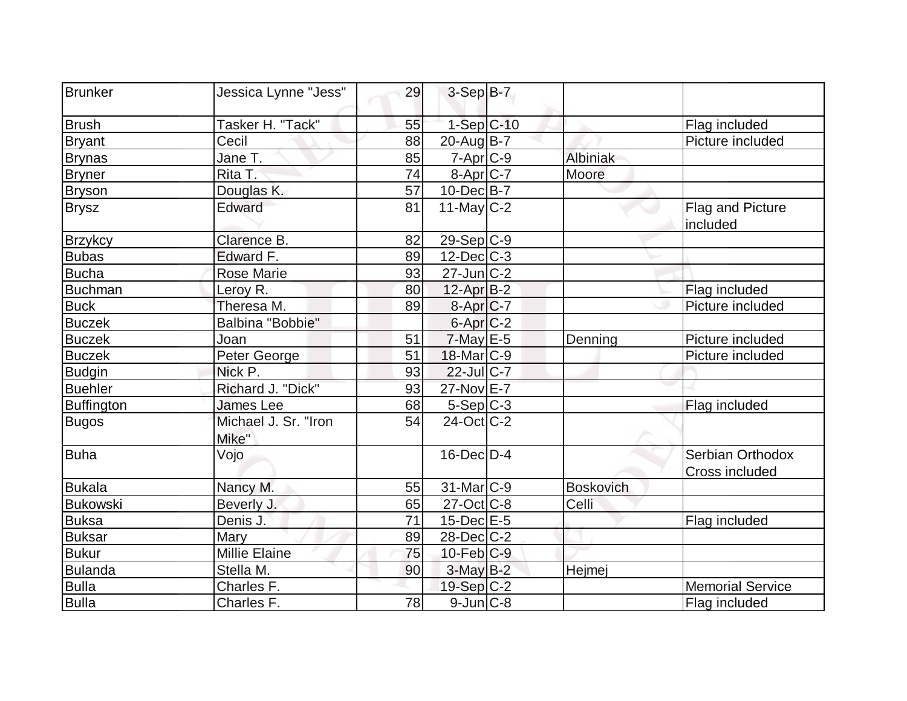| Brunker | Jessica Lynne "Jess" | 29 | 3-Sep | B-7 | | |
|---|---|---|---|---|---|---|
| Brush | Tasker H. "Tack" | 55 | 1-Sep | C-10 | | Flag included |
| Bryant | Cecil | 88 | 20-Aug | B-7 | | Picture included |
| Brynas | Jane T. | 85 | 7-Apr | C-9 | Albiniak | |
| Bryner | Rita T. | 74 | 8-Apr | C-7 | Moore | |
| Bryson | Douglas K. | 57 | 10-Dec | B-7 | | |
| Brysz | Edward | 81 | 11-May | C-2 | | Flag and Picture included |
| Brzykcy | Clarence B. | 82 | 29-Sep | C-9 | | |
| Bubas | Edward F. | 89 | 12-Dec | C-3 | | |
| Bucha | Rose Marie | 93 | 27-Jun | C-2 | | |
| Buchman | Leroy R. | 80 | 12-Apr | B-2 | | Flag included |
| Buck | Theresa M. | 89 | 8-Apr | C-7 | | Picture included |
| Buczek | Balbina "Bobbie" | | 6-Apr | C-2 | | |
| Buczek | Joan | 51 | 7-May | E-5 | Denning | Picture included |
| Buczek | Peter George | 51 | 18-Mar | C-9 | | Picture included |
| Budgin | Nick P. | 93 | 22-Jul | C-7 | | |
| Buehler | Richard J. "Dick" | 93 | 27-Nov | E-7 | | |
| Buffington | James Lee | 68 | 5-Sep | C-3 | | Flag included |
| Bugos | Michael J. Sr. "Iron Mike" | 54 | 24-Oct | C-2 | | |
| Buha | Vojo | | 16-Dec | D-4 | | Serbian Orthodox Cross included |
| Bukala | Nancy M. | 55 | 31-Mar | C-9 | Boskovich | |
| Bukowski | Beverly J. | 65 | 27-Oct | C-8 | Celli | |
| Buksa | Denis J. | 71 | 15-Dec | E-5 | | Flag included |
| Buksar | Mary | 89 | 28-Dec | C-2 | | |
| Bukur | Millie Elaine | 75 | 10-Feb | C-9 | | |
| Bulanda | Stella M. | 90 | 3-May | B-2 | Hejmej | |
| Bulla | Charles F. | | 19-Sep | C-2 | | Memorial Service |
| Bulla | Charles F. | 78 | 9-Jun | C-8 | | Flag included |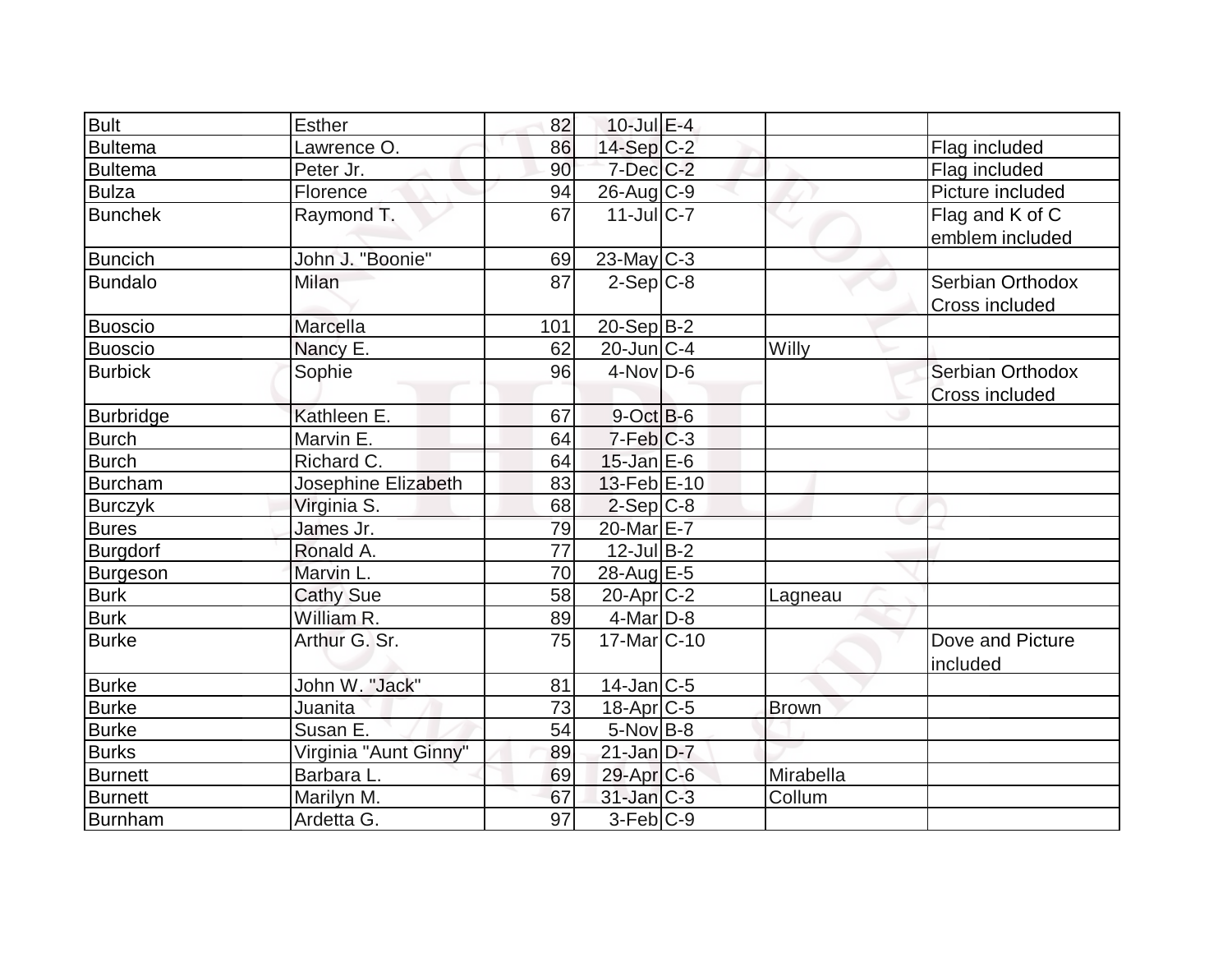| | | | | | | |
|---|---|---|---|---|---|---|
| Bult | Esther | 82 | 10-Jul | E-4 | | |
| Bultema | Lawrence O. | 86 | 14-Sep | C-2 | | Flag included |
| Bultema | Peter Jr. | 90 | 7-Dec | C-2 | | Flag included |
| Bulza | Florence | 94 | 26-Aug | C-9 | | Picture included |
| Bunchek | Raymond T. | 67 | 11-Jul | C-7 | | Flag and K of C emblem included |
| Buncich | John J. "Boonie" | 69 | 23-May | C-3 | | |
| Bundalo | Milan | 87 | 2-Sep | C-8 | | Serbian Orthodox Cross included |
| Buoscio | Marcella | 101 | 20-Sep | B-2 | | |
| Buoscio | Nancy E. | 62 | 20-Jun | C-4 | Willy | |
| Burbick | Sophie | 96 | 4-Nov | D-6 | | Serbian Orthodox Cross included |
| Burbridge | Kathleen E. | 67 | 9-Oct | B-6 | | |
| Burch | Marvin E. | 64 | 7-Feb | C-3 | | |
| Burch | Richard C. | 64 | 15-Jan | E-6 | | |
| Burcham | Josephine Elizabeth | 83 | 13-Feb | E-10 | | |
| Burczyk | Virginia S. | 68 | 2-Sep | C-8 | | |
| Bures | James Jr. | 79 | 20-Mar | E-7 | | |
| Burgdorf | Ronald A. | 77 | 12-Jul | B-2 | | |
| Burgeson | Marvin L. | 70 | 28-Aug | E-5 | | |
| Burk | Cathy Sue | 58 | 20-Apr | C-2 | Lagneau | |
| Burk | William R. | 89 | 4-Mar | D-8 | | |
| Burke | Arthur G. Sr. | 75 | 17-Mar | C-10 | | Dove and Picture included |
| Burke | John W. "Jack" | 81 | 14-Jan | C-5 | | |
| Burke | Juanita | 73 | 18-Apr | C-5 | Brown | |
| Burke | Susan E. | 54 | 5-Nov | B-8 | | |
| Burks | Virginia "Aunt Ginny" | 89 | 21-Jan | D-7 | | |
| Burnett | Barbara L. | 69 | 29-Apr | C-6 | Mirabella | |
| Burnett | Marilyn M. | 67 | 31-Jan | C-3 | Collum | |
| Burnham | Ardetta G. | 97 | 3-Feb | C-9 | | |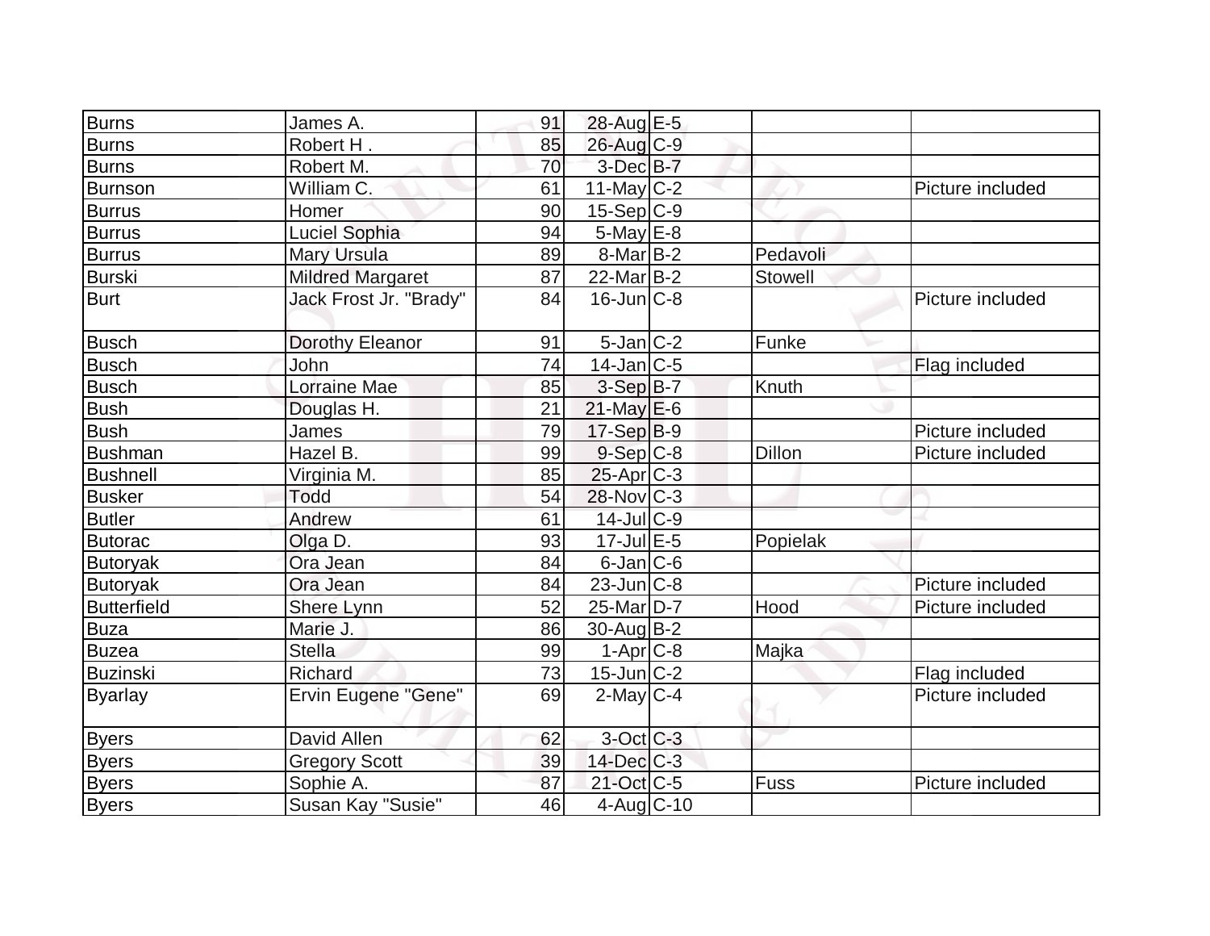| | | | | | | |
|---|---|---|---|---|---|---|
| Burns | James A. | 91 | 28-Aug | E-5 | | |
| Burns | Robert H . | 85 | 26-Aug | C-9 | | |
| Burns | Robert M. | 70 | 3-Dec | B-7 | | |
| Burnson | William C. | 61 | 11-May | C-2 | | Picture included |
| Burrus | Homer | 90 | 15-Sep | C-9 | | |
| Burrus | Luciel Sophia | 94 | 5-May | E-8 | | |
| Burrus | Mary Ursula | 89 | 8-Mar | B-2 | Pedavoli | |
| Burski | Mildred Margaret | 87 | 22-Mar | B-2 | Stowell | |
| Burt | Jack Frost Jr. "Brady" | 84 | 16-Jun | C-8 | | Picture included |
| Busch | Dorothy Eleanor | 91 | 5-Jan | C-2 | Funke | |
| Busch | John | 74 | 14-Jan | C-5 | | Flag included |
| Busch | Lorraine Mae | 85 | 3-Sep | B-7 | Knuth | |
| Bush | Douglas H. | 21 | 21-May | E-6 | | |
| Bush | James | 79 | 17-Sep | B-9 | | Picture included |
| Bushman | Hazel B. | 99 | 9-Sep | C-8 | Dillon | Picture included |
| Bushnell | Virginia M. | 85 | 25-Apr | C-3 | | |
| Busker | Todd | 54 | 28-Nov | C-3 | | |
| Butler | Andrew | 61 | 14-Jul | C-9 | | |
| Butorac | Olga D. | 93 | 17-Jul | E-5 | Popielak | |
| Butoryak | Ora Jean | 84 | 6-Jan | C-6 | | |
| Butoryak | Ora Jean | 84 | 23-Jun | C-8 | | Picture included |
| Butterfield | Shere Lynn | 52 | 25-Mar | D-7 | Hood | Picture included |
| Buza | Marie J. | 86 | 30-Aug | B-2 | | |
| Buzea | Stella | 99 | 1-Apr | C-8 | Majka | |
| Buzinski | Richard | 73 | 15-Jun | C-2 | | Flag included |
| Byarlay | Ervin Eugene "Gene" | 69 | 2-May | C-4 | | Picture included |
| Byers | David Allen | 62 | 3-Oct | C-3 | | |
| Byers | Gregory Scott | 39 | 14-Dec | C-3 | | |
| Byers | Sophie A. | 87 | 21-Oct | C-5 | Fuss | Picture included |
| Byers | Susan Kay "Susie" | 46 | 4-Aug | C-10 | | |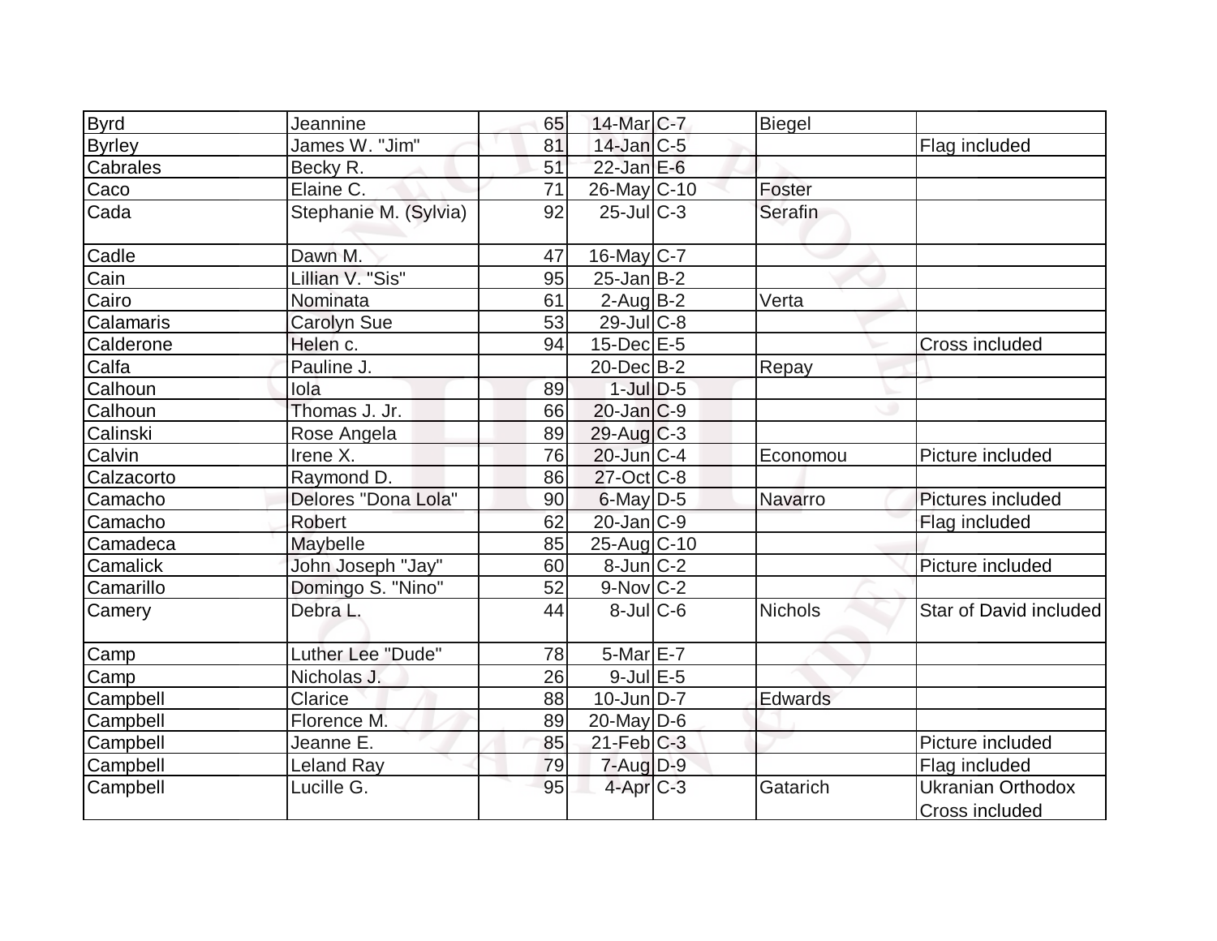| | | | | | | |
|---|---|---|---|---|---|---|
| Byrd | Jeannine | 65 | 14-Mar | C-7 | Biegel | |
| Byrley | James W. "Jim" | 81 | 14-Jan | C-5 | | Flag included |
| Cabrales | Becky R. | 51 | 22-Jan | E-6 | | |
| Caco | Elaine C. | 71 | 26-May | C-10 | Foster | |
| Cada | Stephanie M. (Sylvia) | 92 | 25-Jul | C-3 | Serafin | |
| Cadle | Dawn M. | 47 | 16-May | C-7 | | |
| Cain | Lillian V. "Sis" | 95 | 25-Jan | B-2 | | |
| Cairo | Nominata | 61 | 2-Aug | B-2 | Verta | |
| Calamaris | Carolyn Sue | 53 | 29-Jul | C-8 | | |
| Calderone | Helen c. | 94 | 15-Dec | E-5 | | Cross included |
| Calfa | Pauline J. | | 20-Dec | B-2 | Repay | |
| Calhoun | Iola | 89 | 1-Jul | D-5 | | |
| Calhoun | Thomas J. Jr. | 66 | 20-Jan | C-9 | | |
| Calinski | Rose Angela | 89 | 29-Aug | C-3 | | |
| Calvin | Irene X. | 76 | 20-Jun | C-4 | Economou | Picture included |
| Calzacorto | Raymond D. | 86 | 27-Oct | C-8 | | |
| Camacho | Delores "Dona Lola" | 90 | 6-May | D-5 | Navarro | Pictures included |
| Camacho | Robert | 62 | 20-Jan | C-9 | | Flag included |
| Camadeca | Maybelle | 85 | 25-Aug | C-10 | | |
| Camalick | John Joseph "Jay" | 60 | 8-Jun | C-2 | | Picture included |
| Camarillo | Domingo S. "Nino" | 52 | 9-Nov | C-2 | | |
| Camery | Debra L. | 44 | 8-Jul | C-6 | Nichols | Star of David included |
| Camp | Luther Lee "Dude" | 78 | 5-Mar | E-7 | | |
| Camp | Nicholas J. | 26 | 9-Jul | E-5 | | |
| Campbell | Clarice | 88 | 10-Jun | D-7 | Edwards | |
| Campbell | Florence M. | 89 | 20-May | D-6 | | |
| Campbell | Jeanne E. | 85 | 21-Feb | C-3 | | Picture included |
| Campbell | Leland Ray | 79 | 7-Aug | D-9 | | Flag included |
| Campbell | Lucille G. | 95 | 4-Apr | C-3 | Gatarich | Ukranian Orthodox Cross included |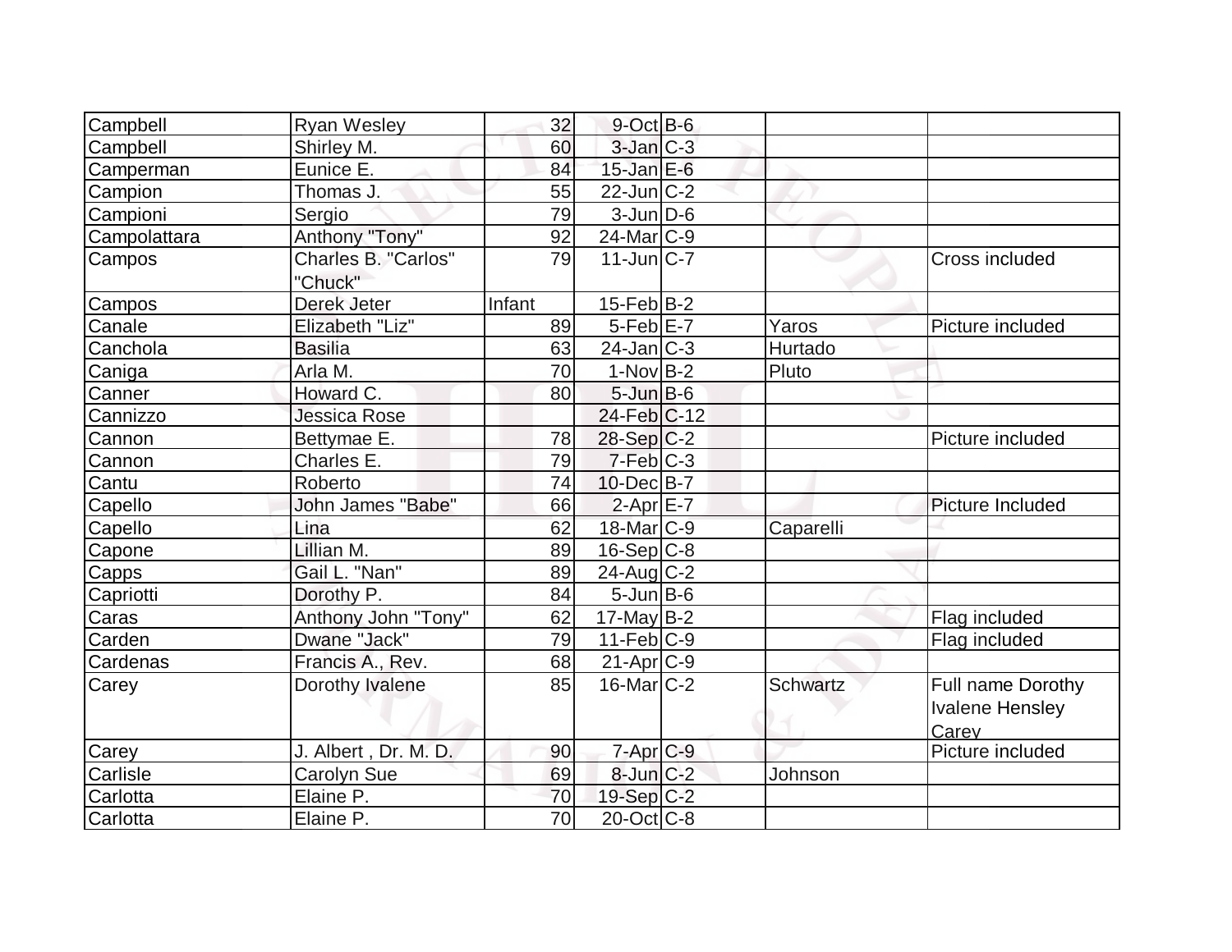| | | | | | | |
|---|---|---|---|---|---|---|
| Campbell | Ryan Wesley | 32 | 9-Oct | B-6 | | |
| Campbell | Shirley M. | 60 | 3-Jan | C-3 | | |
| Camperman | Eunice E. | 84 | 15-Jan | E-6 | | |
| Campion | Thomas J. | 55 | 22-Jun | C-2 | | |
| Campioni | Sergio | 79 | 3-Jun | D-6 | | |
| Campolattara | Anthony "Tony" | 92 | 24-Mar | C-9 | | |
| Campos | Charles B. "Carlos" "Chuck" | 79 | 11-Jun | C-7 | | Cross included |
| Campos | Derek Jeter | Infant | 15-Feb | B-2 | | |
| Canale | Elizabeth "Liz" | 89 | 5-Feb | E-7 | Yaros | Picture included |
| Canchola | Basilia | 63 | 24-Jan | C-3 | Hurtado | |
| Caniga | Arla M. | 70 | 1-Nov | B-2 | Pluto | |
| Canner | Howard C. | 80 | 5-Jun | B-6 | | |
| Cannizzo | Jessica Rose | | 24-Feb | C-12 | | |
| Cannon | Bettymae E. | 78 | 28-Sep | C-2 | | Picture included |
| Cannon | Charles E. | 79 | 7-Feb | C-3 | | |
| Cantu | Roberto | 74 | 10-Dec | B-7 | | |
| Capello | John James "Babe" | 66 | 2-Apr | E-7 | | Picture Included |
| Capello | Lina | 62 | 18-Mar | C-9 | Caparelli | |
| Capone | Lillian M. | 89 | 16-Sep | C-8 | | |
| Capps | Gail L. "Nan" | 89 | 24-Aug | C-2 | | |
| Capriotti | Dorothy P. | 84 | 5-Jun | B-6 | | |
| Caras | Anthony John "Tony" | 62 | 17-May | B-2 | | Flag included |
| Carden | Dwane "Jack" | 79 | 11-Feb | C-9 | | Flag included |
| Cardenas | Francis A., Rev. | 68 | 21-Apr | C-9 | | |
| Carey | Dorothy Ivalene | 85 | 16-Mar | C-2 | Schwartz | Full name Dorothy Ivalene Hensley Carey |
| Carey | J. Albert , Dr. M. D. | 90 | 7-Apr | C-9 | | Picture included |
| Carlisle | Carolyn Sue | 69 | 8-Jun | C-2 | Johnson | |
| Carlotta | Elaine P. | 70 | 19-Sep | C-2 | | |
| Carlotta | Elaine P. | 70 | 20-Oct | C-8 | | |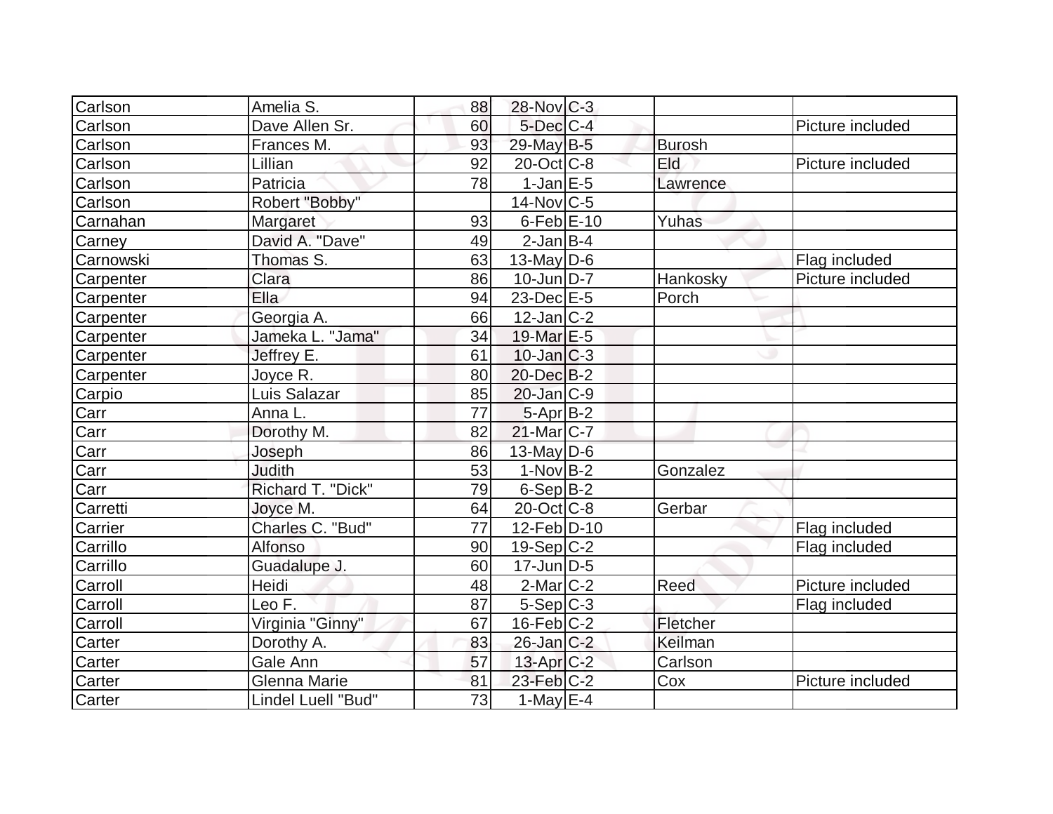| | | | | | | |
|---|---|---|---|---|---|---|
| Carlson | Amelia S. | 88 | 28-Nov | C-3 | | |
| Carlson | Dave Allen Sr. | 60 | 5-Dec | C-4 | | Picture included |
| Carlson | Frances M. | 93 | 29-May | B-5 | Burosh | |
| Carlson | Lillian | 92 | 20-Oct | C-8 | Eld | Picture included |
| Carlson | Patricia | 78 | 1-Jan | E-5 | Lawrence | |
| Carlson | Robert "Bobby" | | 14-Nov | C-5 | | |
| Carnahan | Margaret | 93 | 6-Feb | E-10 | Yuhas | |
| Carney | David A. "Dave" | 49 | 2-Jan | B-4 | | |
| Carnowski | Thomas S. | 63 | 13-May | D-6 | | Flag included |
| Carpenter | Clara | 86 | 10-Jun | D-7 | Hankosky | Picture included |
| Carpenter | Ella | 94 | 23-Dec | E-5 | Porch | |
| Carpenter | Georgia A. | 66 | 12-Jan | C-2 | | |
| Carpenter | Jameka L. "Jama" | 34 | 19-Mar | E-5 | | |
| Carpenter | Jeffrey E. | 61 | 10-Jan | C-3 | | |
| Carpenter | Joyce R. | 80 | 20-Dec | B-2 | | |
| Carpio | Luis Salazar | 85 | 20-Jan | C-9 | | |
| Carr | Anna L. | 77 | 5-Apr | B-2 | | |
| Carr | Dorothy M. | 82 | 21-Mar | C-7 | | |
| Carr | Joseph | 86 | 13-May | D-6 | | |
| Carr | Judith | 53 | 1-Nov | B-2 | Gonzalez | |
| Carr | Richard T. "Dick" | 79 | 6-Sep | B-2 | | |
| Carretti | Joyce M. | 64 | 20-Oct | C-8 | Gerbar | |
| Carrier | Charles C. "Bud" | 77 | 12-Feb | D-10 | | Flag included |
| Carrillo | Alfonso | 90 | 19-Sep | C-2 | | Flag included |
| Carrillo | Guadalupe J. | 60 | 17-Jun | D-5 | | |
| Carroll | Heidi | 48 | 2-Mar | C-2 | Reed | Picture included |
| Carroll | Leo F. | 87 | 5-Sep | C-3 | | Flag included |
| Carroll | Virginia "Ginny" | 67 | 16-Feb | C-2 | Fletcher | |
| Carter | Dorothy A. | 83 | 26-Jan | C-2 | Keilman | |
| Carter | Gale Ann | 57 | 13-Apr | C-2 | Carlson | |
| Carter | Glenna Marie | 81 | 23-Feb | C-2 | Cox | Picture included |
| Carter | Lindel Luell "Bud" | 73 | 1-May | E-4 | | |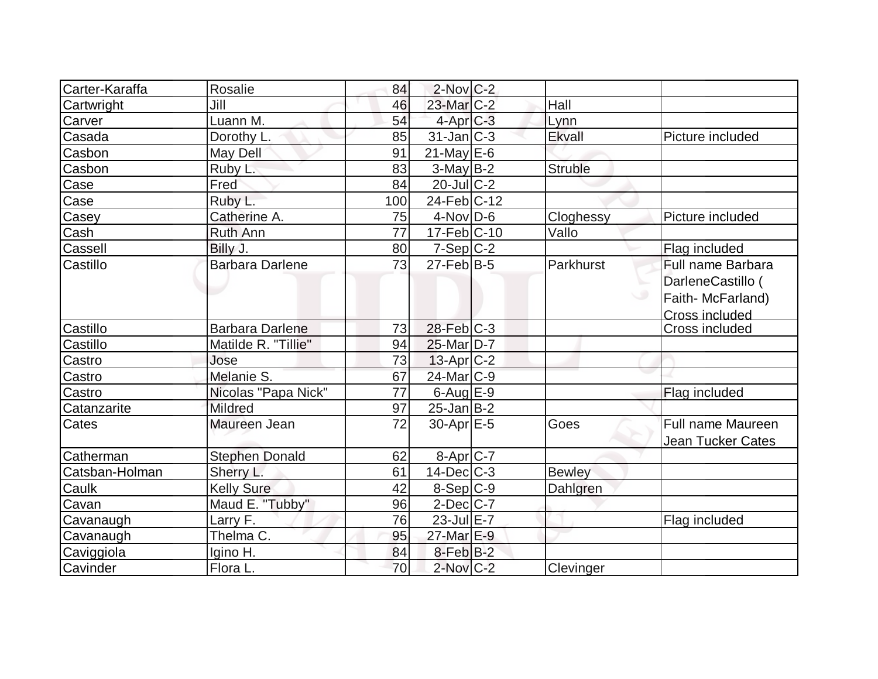| | | | | | | |
|---|---|---|---|---|---|---|
| Carter-Karaffa | Rosalie | 84 | 2-Nov | C-2 | | |
| Cartwright | Jill | 46 | 23-Mar | C-2 | Hall | |
| Carver | Luann M. | 54 | 4-Apr | C-3 | Lynn | |
| Casada | Dorothy L. | 85 | 31-Jan | C-3 | Ekvall | Picture included |
| Casbon | May Dell | 91 | 21-May | E-6 | | |
| Casbon | Ruby L. | 83 | 3-May | B-2 | Struble | |
| Case | Fred | 84 | 20-Jul | C-2 | | |
| Case | Ruby L. | 100 | 24-Feb | C-12 | | |
| Casey | Catherine A. | 75 | 4-Nov | D-6 | Cloghessy | Picture included |
| Cash | Ruth Ann | 77 | 17-Feb | C-10 | Vallo | |
| Cassell | Billy J. | 80 | 7-Sep | C-2 | | Flag included |
| Castillo | Barbara Darlene | 73 | 27-Feb | B-5 | Parkhurst | Full name Barbara DarleneCastillo ( Faith- McFarland) Cross included |
| Castillo | Barbara Darlene | 73 | 28-Feb | C-3 | | Cross included |
| Castillo | Matilde R. "Tillie" | 94 | 25-Mar | D-7 | | |
| Castro | Jose | 73 | 13-Apr | C-2 | | |
| Castro | Melanie S. | 67 | 24-Mar | C-9 | | |
| Castro | Nicolas "Papa Nick" | 77 | 6-Aug | E-9 | | Flag included |
| Catanzarite | Mildred | 97 | 25-Jan | B-2 | | |
| Cates | Maureen Jean | 72 | 30-Apr | E-5 | Goes | Full name Maureen Jean Tucker Cates |
| Catherman | Stephen Donald | 62 | 8-Apr | C-7 | | |
| Catsban-Holman | Sherry L. | 61 | 14-Dec | C-3 | Bewley | |
| Caulk | Kelly Sure | 42 | 8-Sep | C-9 | Dahlgren | |
| Cavan | Maud E. "Tubby" | 96 | 2-Dec | C-7 | | |
| Cavanaugh | Larry F. | 76 | 23-Jul | E-7 | | Flag included |
| Cavanaugh | Thelma C. | 95 | 27-Mar | E-9 | | |
| Caviggiola | Igino H. | 84 | 8-Feb | B-2 | | |
| Cavinder | Flora L. | 70 | 2-Nov | C-2 | Clevinger | |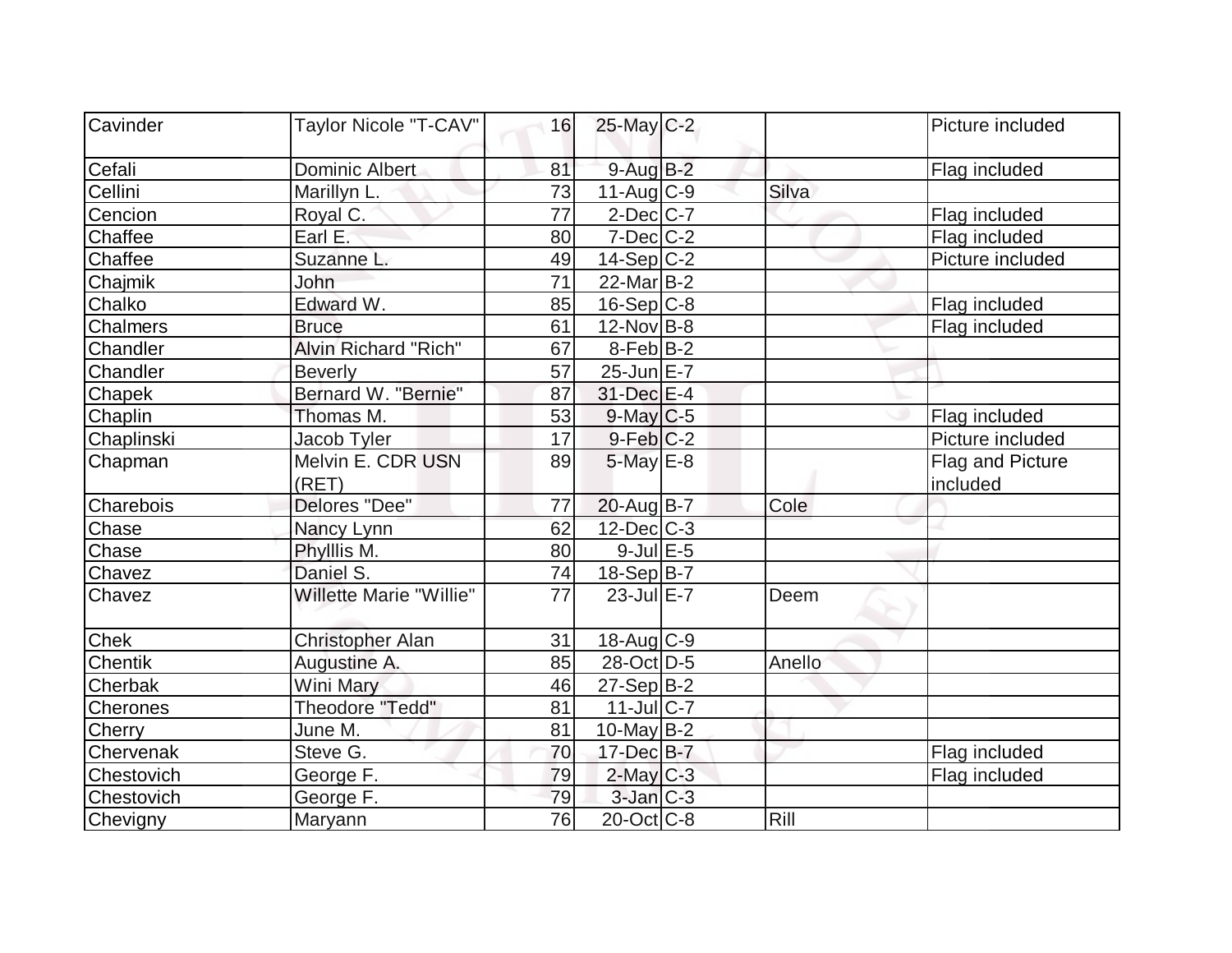| Cavinder | Taylor Nicole "T-CAV" | 16 | 25-May | C-2 | | Picture included |
|---|---|---|---|---|---|---|
| Cefali | Dominic Albert | 81 | 9-Aug | B-2 | | Flag included |
| Cellini | Marillyn L. | 73 | 11-Aug | C-9 | Silva | |
| Cencion | Royal C. | 77 | 2-Dec | C-7 | | Flag included |
| Chaffee | Earl E. | 80 | 7-Dec | C-2 | | Flag included |
| Chaffee | Suzanne L. | 49 | 14-Sep | C-2 | | Picture included |
| Chajmik | John | 71 | 22-Mar | B-2 | | |
| Chalko | Edward W. | 85 | 16-Sep | C-8 | | Flag included |
| Chalmers | Bruce | 61 | 12-Nov | B-8 | | Flag included |
| Chandler | Alvin Richard "Rich" | 67 | 8-Feb | B-2 | | |
| Chandler | Beverly | 57 | 25-Jun | E-7 | | |
| Chapek | Bernard W. "Bernie" | 87 | 31-Dec | E-4 | | |
| Chaplin | Thomas M. | 53 | 9-May | C-5 | | Flag included |
| Chaplinski | Jacob Tyler | 17 | 9-Feb | C-2 | | Picture included |
| Chapman | Melvin E. CDR USN (RET) | 89 | 5-May | E-8 | | Flag and Picture included |
| Charebois | Delores "Dee" | 77 | 20-Aug | B-7 | Cole | |
| Chase | Nancy Lynn | 62 | 12-Dec | C-3 | | |
| Chase | Phylllis M. | 80 | 9-Jul | E-5 | | |
| Chavez | Daniel S. | 74 | 18-Sep | B-7 | | |
| Chavez | Willette Marie "Willie" | 77 | 23-Jul | E-7 | Deem | |
| Chek | Christopher Alan | 31 | 18-Aug | C-9 | | |
| Chentik | Augustine A. | 85 | 28-Oct | D-5 | Anello | |
| Cherbak | Wini Mary | 46 | 27-Sep | B-2 | | |
| Cherones | Theodore "Tedd" | 81 | 11-Jul | C-7 | | |
| Cherry | June M. | 81 | 10-May | B-2 | | |
| Chervenak | Steve G. | 70 | 17-Dec | B-7 | | Flag included |
| Chestovich | George F. | 79 | 2-May | C-3 | | Flag included |
| Chestovich | George F. | 79 | 3-Jan | C-3 | | |
| Chevigny | Maryann | 76 | 20-Oct | C-8 | Rill | |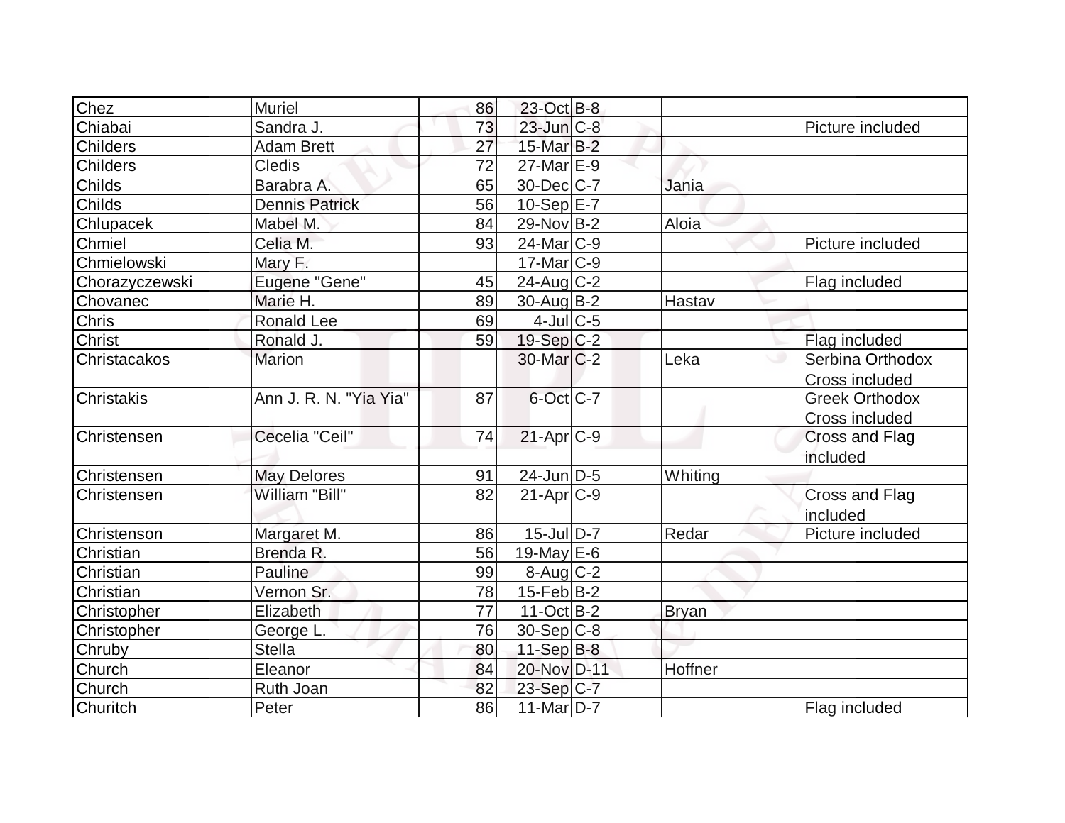| | | | | | | |
|---|---|---|---|---|---|---|
| Chez | Muriel | 86 | 23-Oct | B-8 | | |
| Chiabai | Sandra J. | 73 | 23-Jun | C-8 | | Picture included |
| Childers | Adam Brett | 27 | 15-Mar | B-2 | | |
| Childers | Cledis | 72 | 27-Mar | E-9 | | |
| Childs | Barabra A. | 65 | 30-Dec | C-7 | Jania | |
| Childs | Dennis Patrick | 56 | 10-Sep | E-7 | | |
| Chlupacek | Mabel M. | 84 | 29-Nov | B-2 | Aloia | |
| Chmiel | Celia M. | 93 | 24-Mar | C-9 | | Picture included |
| Chmielowski | Mary F. | | 17-Mar | C-9 | | |
| Chorazyczewski | Eugene "Gene" | 45 | 24-Aug | C-2 | | Flag included |
| Chovanec | Marie H. | 89 | 30-Aug | B-2 | Hastav | |
| Chris | Ronald Lee | 69 | 4-Jul | C-5 | | |
| Christ | Ronald J. | 59 | 19-Sep | C-2 | | Flag included |
| Christacakos | Marion | | 30-Mar | C-2 | Leka | Serbina Orthodox Cross included |
| Christakis | Ann J. R. N. "Yia Yia" | 87 | 6-Oct | C-7 | | Greek Orthodox Cross included |
| Christensen | Cecelia "Ceil" | 74 | 21-Apr | C-9 | | Cross and Flag included |
| Christensen | May Delores | 91 | 24-Jun | D-5 | Whiting | |
| Christensen | William "Bill" | 82 | 21-Apr | C-9 | | Cross and Flag included |
| Christenson | Margaret M. | 86 | 15-Jul | D-7 | Redar | Picture included |
| Christian | Brenda R. | 56 | 19-May | E-6 | | |
| Christian | Pauline | 99 | 8-Aug | C-2 | | |
| Christian | Vernon Sr. | 78 | 15-Feb | B-2 | | |
| Christopher | Elizabeth | 77 | 11-Oct | B-2 | Bryan | |
| Christopher | George L. | 76 | 30-Sep | C-8 | | |
| Chruby | Stella | 80 | 11-Sep | B-8 | | |
| Church | Eleanor | 84 | 20-Nov | D-11 | Hoffner | |
| Church | Ruth Joan | 82 | 23-Sep | C-7 | | |
| Churitch | Peter | 86 | 11-Mar | D-7 | | Flag included |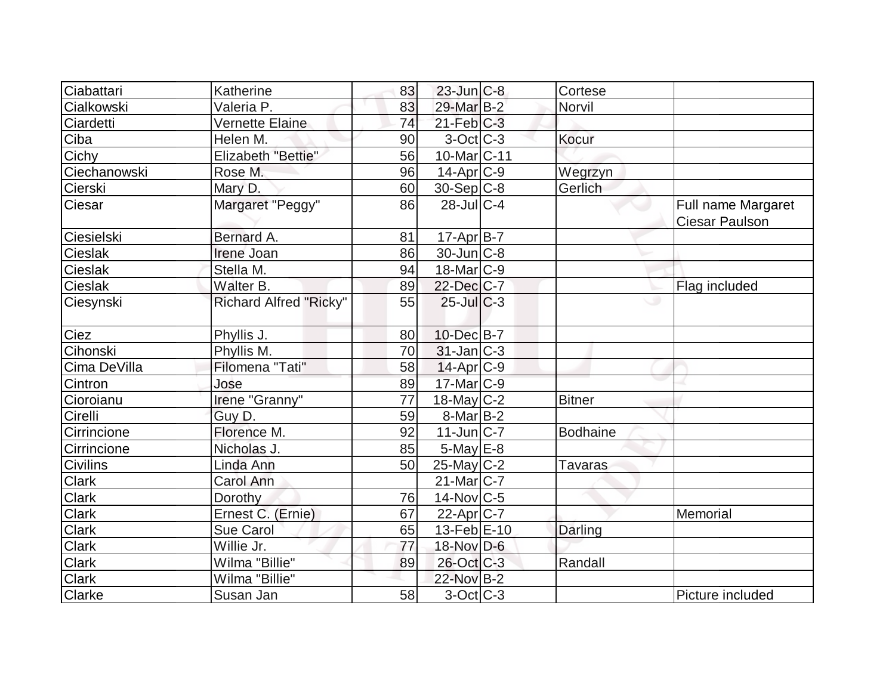| | | | | | | |
|---|---|---|---|---|---|---|
| Ciabattari | Katherine | 83 | 23-Jun | C-8 | Cortese | |
| Cialkowski | Valeria P. | 83 | 29-Mar | B-2 | Norvil | |
| Ciardetti | Vernette Elaine | 74 | 21-Feb | C-3 | | |
| Ciba | Helen M. | 90 | 3-Oct | C-3 | Kocur | |
| Cichy | Elizabeth "Bettie" | 56 | 10-Mar | C-11 | | |
| Ciechanowski | Rose M. | 96 | 14-Apr | C-9 | Wegrzyn | |
| Cierski | Mary D. | 60 | 30-Sep | C-8 | Gerlich | |
| Ciesar | Margaret "Peggy" | 86 | 28-Jul | C-4 | | Full name Margaret Ciesar Paulson |
| Ciesielski | Bernard A. | 81 | 17-Apr | B-7 | | |
| Cieslak | Irene Joan | 86 | 30-Jun | C-8 | | |
| Cieslak | Stella M. | 94 | 18-Mar | C-9 | | |
| Cieslak | Walter B. | 89 | 22-Dec | C-7 | | Flag included |
| Ciesynski | Richard Alfred "Ricky" | 55 | 25-Jul | C-3 | | |
| Ciez | Phyllis J. | 80 | 10-Dec | B-7 | | |
| Cihonski | Phyllis M. | 70 | 31-Jan | C-3 | | |
| Cima DeVilla | Filomena "Tati" | 58 | 14-Apr | C-9 | | |
| Cintron | Jose | 89 | 17-Mar | C-9 | | |
| Cioroianu | Irene "Granny" | 77 | 18-May | C-2 | Bitner | |
| Cirelli | Guy D. | 59 | 8-Mar | B-2 | | |
| Cirrincione | Florence M. | 92 | 11-Jun | C-7 | Bodhaine | |
| Cirrincione | Nicholas J. | 85 | 5-May | E-8 | | |
| Civilins | Linda Ann | 50 | 25-May | C-2 | Tavaras | |
| Clark | Carol Ann | | 21-Mar | C-7 | | |
| Clark | Dorothy | 76 | 14-Nov | C-5 | | |
| Clark | Ernest C. (Ernie) | 67 | 22-Apr | C-7 | | Memorial |
| Clark | Sue Carol | 65 | 13-Feb | E-10 | Darling | |
| Clark | Willie Jr. | 77 | 18-Nov | D-6 | | |
| Clark | Wilma "Billie" | 89 | 26-Oct | C-3 | Randall | |
| Clark | Wilma "Billie" | | 22-Nov | B-2 | | |
| Clarke | Susan Jan | 58 | 3-Oct | C-3 | | Picture included |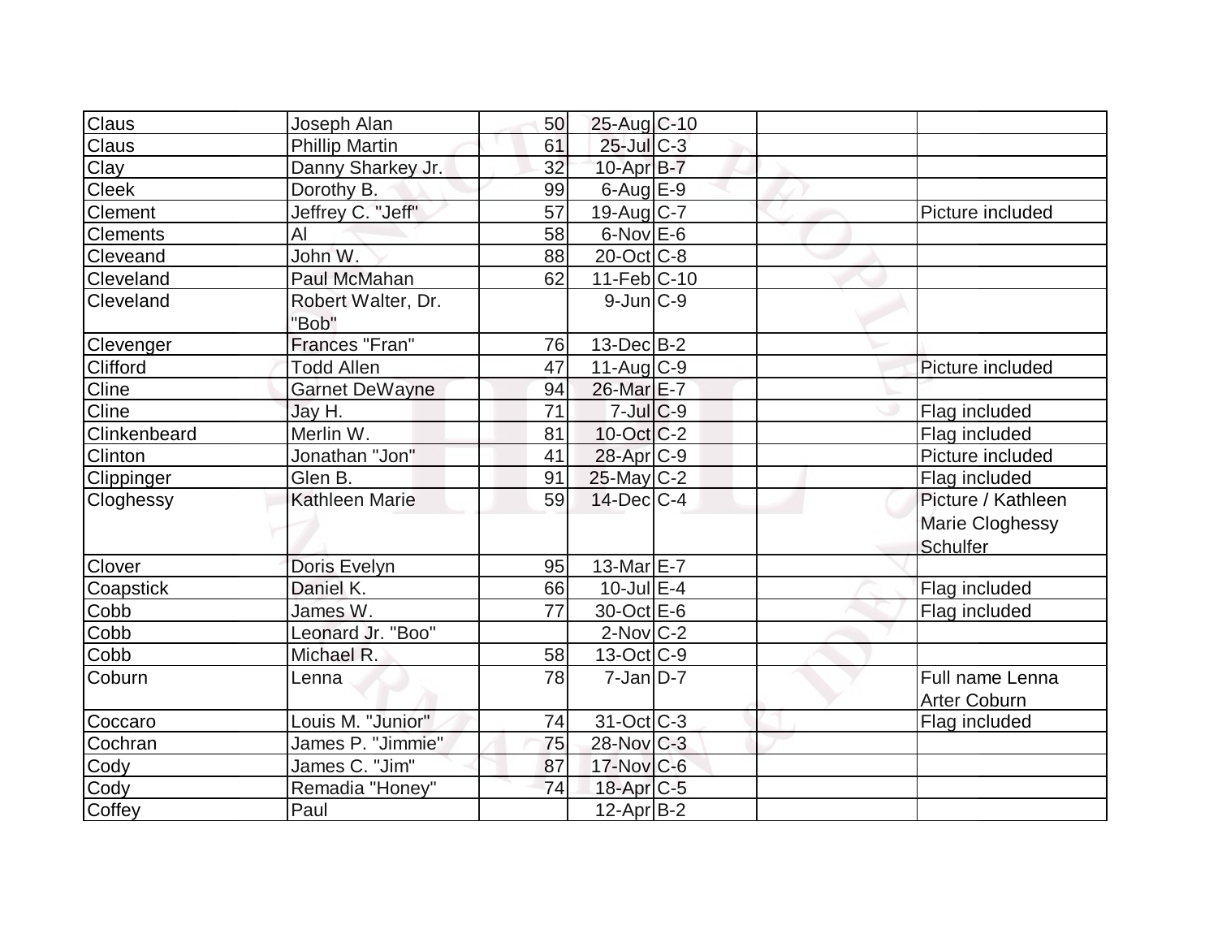| Claus | Joseph Alan | 50 | 25-Aug | C-10 | | |
|---|---|---|---|---|---|---|
| Claus | Phillip Martin | 61 | 25-Jul | C-3 | | |
| Clay | Danny Sharkey Jr. | 32 | 10-Apr | B-7 | | |
| Cleek | Dorothy B. | 99 | 6-Aug | E-9 | | |
| Clement | Jeffrey C. "Jeff" | 57 | 19-Aug | C-7 | | Picture included |
| Clements | Al | 58 | 6-Nov | E-6 | | |
| Cleveand | John W. | 88 | 20-Oct | C-8 | | |
| Cleveland | Paul McMahan | 62 | 11-Feb | C-10 | | |
| Cleveland | Robert Walter, Dr. "Bob" | | 9-Jun | C-9 | | |
| Clevenger | Frances "Fran" | 76 | 13-Dec | B-2 | | |
| Clifford | Todd Allen | 47 | 11-Aug | C-9 | | Picture included |
| Cline | Garnet DeWayne | 94 | 26-Mar | E-7 | | |
| Cline | Jay H. | 71 | 7-Jul | C-9 | | Flag included |
| Clinkenbeard | Merlin W. | 81 | 10-Oct | C-2 | | Flag included |
| Clinton | Jonathan "Jon" | 41 | 28-Apr | C-9 | | Picture included |
| Clippinger | Glen B. | 91 | 25-May | C-2 | | Flag included |
| Cloghessy | Kathleen Marie | 59 | 14-Dec | C-4 | | Picture / Kathleen Marie Cloghessy Schulfer |
| Clover | Doris Evelyn | 95 | 13-Mar | E-7 | | |
| Coapstick | Daniel K. | 66 | 10-Jul | E-4 | | Flag included |
| Cobb | James W. | 77 | 30-Oct | E-6 | | Flag included |
| Cobb | Leonard Jr. "Boo" | | 2-Nov | C-2 | | |
| Cobb | Michael R. | 58 | 13-Oct | C-9 | | |
| Coburn | Lenna | 78 | 7-Jan | D-7 | | Full name Lenna Arter Coburn |
| Coccaro | Louis M. "Junior" | 74 | 31-Oct | C-3 | | Flag included |
| Cochran | James P. "Jimmie" | 75 | 28-Nov | C-3 | | |
| Cody | James C. "Jim" | 87 | 17-Nov | C-6 | | |
| Cody | Remadia "Honey" | 74 | 18-Apr | C-5 | | |
| Coffey | Paul | | 12-Apr | B-2 | | |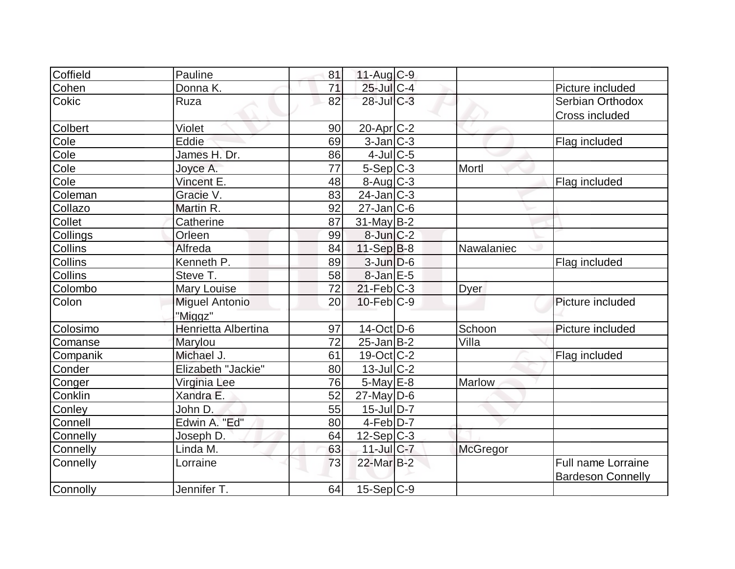| | | | | | | |
|---|---|---|---|---|---|---|
| Coffield | Pauline | 81 | 11-Aug | C-9 | | |
| Cohen | Donna K. | 71 | 25-Jul | C-4 | | Picture included |
| Cokic | Ruza | 82 | 28-Jul | C-3 | | Serbian Orthodox Cross included |
| Colbert | Violet | 90 | 20-Apr | C-2 | | |
| Cole | Eddie | 69 | 3-Jan | C-3 | | Flag included |
| Cole | James H. Dr. | 86 | 4-Jul | C-5 | | |
| Cole | Joyce A. | 77 | 5-Sep | C-3 | Mortl | |
| Cole | Vincent E. | 48 | 8-Aug | C-3 | | Flag included |
| Coleman | Gracie V. | 83 | 24-Jan | C-3 | | |
| Collazo | Martin R. | 92 | 27-Jan | C-6 | | |
| Collet | Catherine | 87 | 31-May | B-2 | | |
| Collings | Orleen | 99 | 8-Jun | C-2 | | |
| Collins | Alfreda | 84 | 11-Sep | B-8 | Nawalaniec | |
| Collins | Kenneth P. | 89 | 3-Jun | D-6 | | Flag included |
| Collins | Steve T. | 58 | 8-Jan | E-5 | | |
| Colombo | Mary Louise | 72 | 21-Feb | C-3 | Dyer | |
| Colon | Miguel Antonio "Miggz" | 20 | 10-Feb | C-9 | | Picture included |
| Colosimo | Henrietta Albertina | 97 | 14-Oct | D-6 | Schoon | Picture included |
| Comanse | Marylou | 72 | 25-Jan | B-2 | Villa | |
| Companik | Michael J. | 61 | 19-Oct | C-2 | | Flag included |
| Conder | Elizabeth "Jackie" | 80 | 13-Jul | C-2 | | |
| Conger | Virginia Lee | 76 | 5-May | E-8 | Marlow | |
| Conklin | Xandra E. | 52 | 27-May | D-6 | | |
| Conley | John D. | 55 | 15-Jul | D-7 | | |
| Connell | Edwin A. "Ed" | 80 | 4-Feb | D-7 | | |
| Connelly | Joseph D. | 64 | 12-Sep | C-3 | | |
| Connelly | Linda M. | 63 | 11-Jul | C-7 | McGregor | |
| Connelly | Lorraine | 73 | 22-Mar | B-2 | | Full name Lorraine Bardeson Connelly |
| Connolly | Jennifer T. | 64 | 15-Sep | C-9 | | |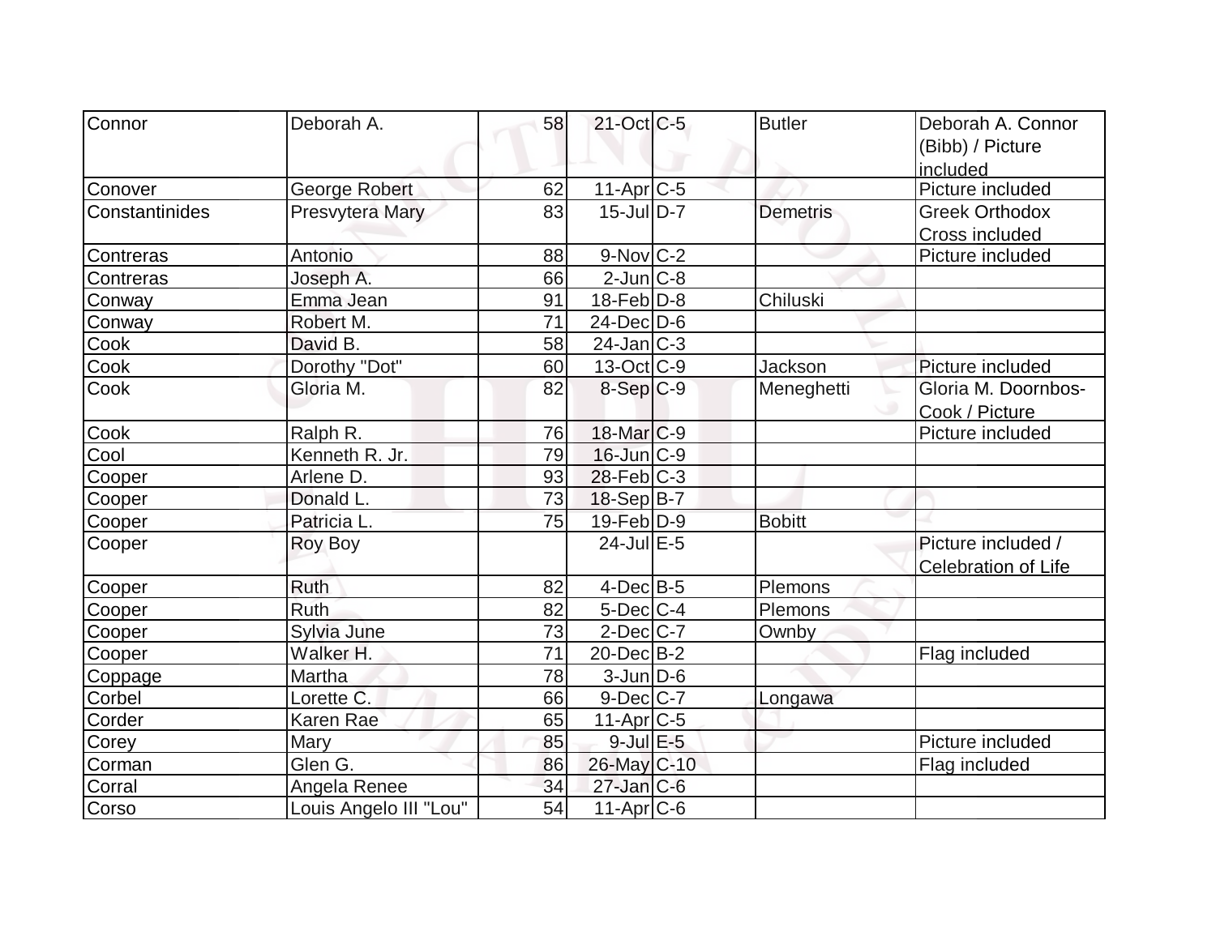| Connor | Deborah A. | 58 | 21-Oct | C-5 | Butler | Deborah A. Connor (Bibb) / Picture included |
|---|---|---|---|---|---|---|
| Conover | George Robert | 62 | 11-Apr | C-5 | | Picture included |
| Constantinides | Presvytera Mary | 83 | 15-Jul | D-7 | Demetris | Greek Orthodox Cross included |
| Contreras | Antonio | 88 | 9-Nov | C-2 | | Picture included |
| Contreras | Joseph A. | 66 | 2-Jun | C-8 | | |
| Conway | Emma Jean | 91 | 18-Feb | D-8 | Chiluski | |
| Conway | Robert M. | 71 | 24-Dec | D-6 | | |
| Cook | David B. | 58 | 24-Jan | C-3 | | |
| Cook | Dorothy "Dot" | 60 | 13-Oct | C-9 | Jackson | Picture included |
| Cook | Gloria M. | 82 | 8-Sep | C-9 | Meneghetti | Gloria M. Doornbos-Cook / Picture |
| Cook | Ralph R. | 76 | 18-Mar | C-9 | | Picture included |
| Cool | Kenneth R. Jr. | 79 | 16-Jun | C-9 | | |
| Cooper | Arlene D. | 93 | 28-Feb | C-3 | | |
| Cooper | Donald L. | 73 | 18-Sep | B-7 | | |
| Cooper | Patricia L. | 75 | 19-Feb | D-9 | Bobitt | |
| Cooper | Roy Boy | | 24-Jul | E-5 | | Picture included / Celebration of Life |
| Cooper | Ruth | 82 | 4-Dec | B-5 | Plemons | |
| Cooper | Ruth | 82 | 5-Dec | C-4 | Plemons | |
| Cooper | Sylvia June | 73 | 2-Dec | C-7 | Ownby | |
| Cooper | Walker H. | 71 | 20-Dec | B-2 | | Flag included |
| Coppage | Martha | 78 | 3-Jun | D-6 | | |
| Corbel | Lorette C. | 66 | 9-Dec | C-7 | Longawa | |
| Corder | Karen Rae | 65 | 11-Apr | C-5 | | |
| Corey | Mary | 85 | 9-Jul | E-5 | | Picture included |
| Corman | Glen G. | 86 | 26-May | C-10 | | Flag included |
| Corral | Angela Renee | 34 | 27-Jan | C-6 | | |
| Corso | Louis Angelo III "Lou" | 54 | 11-Apr | C-6 | | |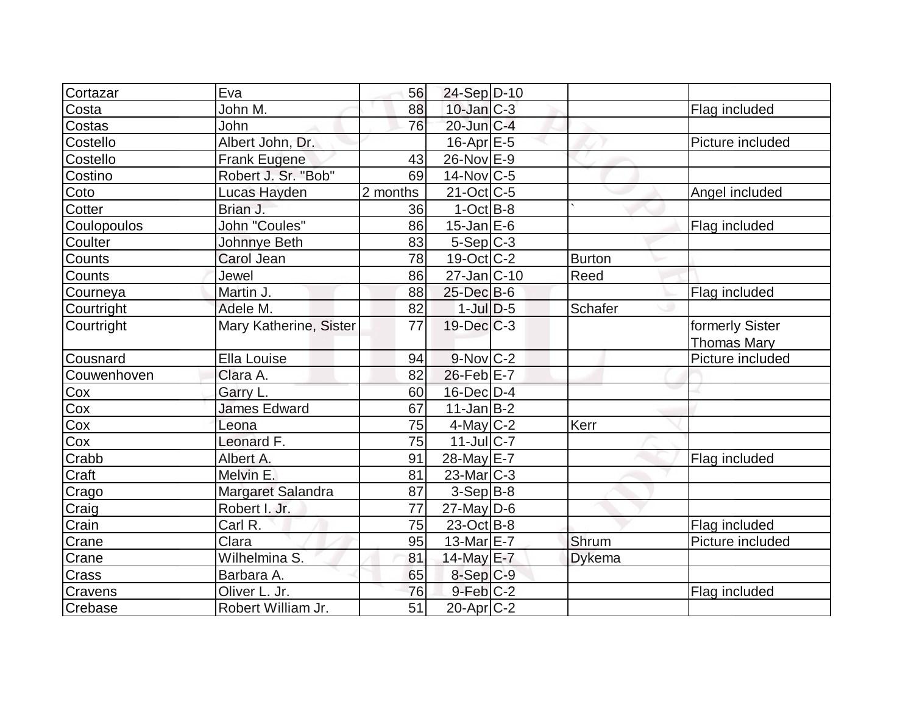| Cortazar | Eva | 56 | 24-Sep | D-10 | | |
|---|---|---|---|---|---|---|
| Costa | John M. | 88 | 10-Jan | C-3 | | Flag included |
| Costas | John | 76 | 20-Jun | C-4 | | |
| Costello | Albert John, Dr. | | 16-Apr | E-5 | | Picture included |
| Costello | Frank Eugene | 43 | 26-Nov | E-9 | | |
| Costino | Robert J. Sr. "Bob" | 69 | 14-Nov | C-5 | | |
| Coto | Lucas Hayden | 2 months | 21-Oct | C-5 | | Angel included |
| Cotter | Brian J. | 36 | 1-Oct | B-8 | ` | |
| Coulopoulos | John "Coules" | 86 | 15-Jan | E-6 | | Flag included |
| Coulter | Johnnye Beth | 83 | 5-Sep | C-3 | | |
| Counts | Carol Jean | 78 | 19-Oct | C-2 | Burton | |
| Counts | Jewel | 86 | 27-Jan | C-10 | Reed | |
| Courneya | Martin J. | 88 | 25-Dec | B-6 | | Flag included |
| Courtright | Adele M. | 82 | 1-Jul | D-5 | Schafer | |
| Courtright | Mary Katherine, Sister | 77 | 19-Dec | C-3 | | formerly Sister Thomas Mary |
| Cousnard | Ella Louise | 94 | 9-Nov | C-2 | | Picture included |
| Couwenhoven | Clara A. | 82 | 26-Feb | E-7 | | |
| Cox | Garry L. | 60 | 16-Dec | D-4 | | |
| Cox | James Edward | 67 | 11-Jan | B-2 | | |
| Cox | Leona | 75 | 4-May | C-2 | Kerr | |
| Cox | Leonard F. | 75 | 11-Jul | C-7 | | |
| Crabb | Albert A. | 91 | 28-May | E-7 | | Flag included |
| Craft | Melvin E. | 81 | 23-Mar | C-3 | | |
| Crago | Margaret Salandra | 87 | 3-Sep | B-8 | | |
| Craig | Robert I. Jr. | 77 | 27-May | D-6 | | |
| Crain | Carl R. | 75 | 23-Oct | B-8 | | Flag included |
| Crane | Clara | 95 | 13-Mar | E-7 | Shrum | Picture included |
| Crane | Wilhelmina S. | 81 | 14-May | E-7 | Dykema | |
| Crass | Barbara A. | 65 | 8-Sep | C-9 | | |
| Cravens | Oliver L. Jr. | 76 | 9-Feb | C-2 | | Flag included |
| Crebase | Robert William Jr. | 51 | 20-Apr | C-2 | | |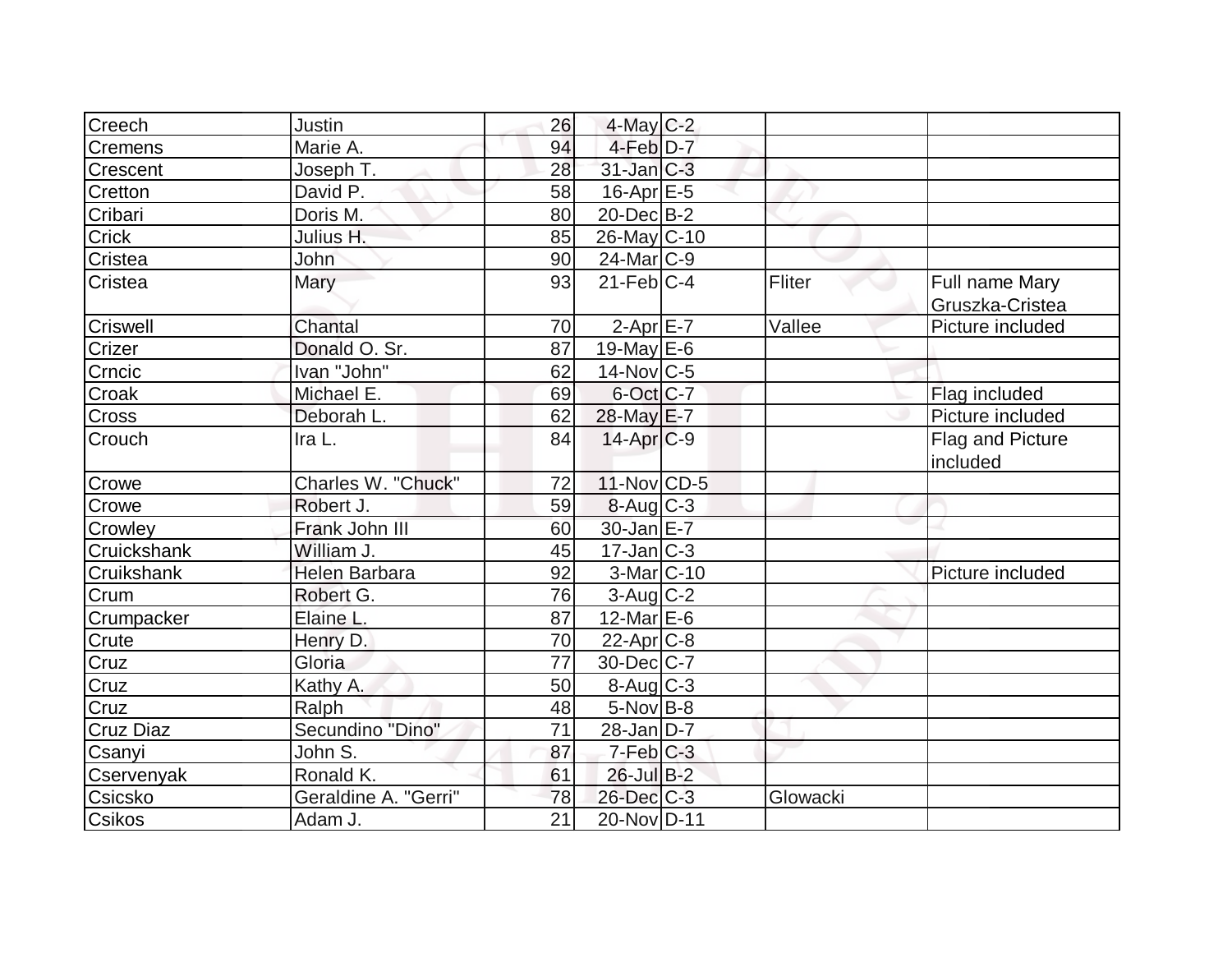| | | | | | | |
|---|---|---|---|---|---|---|
| Creech | Justin | 26 | 4-May | C-2 | | |
| Cremens | Marie A. | 94 | 4-Feb | D-7 | | |
| Crescent | Joseph T. | 28 | 31-Jan | C-3 | | |
| Cretton | David P. | 58 | 16-Apr | E-5 | | |
| Cribari | Doris M. | 80 | 20-Dec | B-2 | | |
| Crick | Julius H. | 85 | 26-May | C-10 | | |
| Cristea | John | 90 | 24-Mar | C-9 | | |
| Cristea | Mary | 93 | 21-Feb | C-4 | Fliter | Full name Mary Gruszka-Cristea |
| Criswell | Chantal | 70 | 2-Apr | E-7 | Vallee | Picture included |
| Crizer | Donald O. Sr. | 87 | 19-May | E-6 | | |
| Crncic | Ivan "John" | 62 | 14-Nov | C-5 | | |
| Croak | Michael E. | 69 | 6-Oct | C-7 | | Flag included |
| Cross | Deborah L. | 62 | 28-May | E-7 | | Picture included |
| Crouch | Ira L. | 84 | 14-Apr | C-9 | | Flag and Picture included |
| Crowe | Charles W. "Chuck" | 72 | 11-Nov | CD-5 | | |
| Crowe | Robert J. | 59 | 8-Aug | C-3 | | |
| Crowley | Frank John III | 60 | 30-Jan | E-7 | | |
| Cruickshank | William J. | 45 | 17-Jan | C-3 | | |
| Cruikshank | Helen Barbara | 92 | 3-Mar | C-10 | | Picture included |
| Crum | Robert G. | 76 | 3-Aug | C-2 | | |
| Crumpacker | Elaine L. | 87 | 12-Mar | E-6 | | |
| Crute | Henry D. | 70 | 22-Apr | C-8 | | |
| Cruz | Gloria | 77 | 30-Dec | C-7 | | |
| Cruz | Kathy A. | 50 | 8-Aug | C-3 | | |
| Cruz | Ralph | 48 | 5-Nov | B-8 | | |
| Cruz Diaz | Secundino "Dino" | 71 | 28-Jan | D-7 | | |
| Csanyi | John S. | 87 | 7-Feb | C-3 | | |
| Cservenyak | Ronald K. | 61 | 26-Jul | B-2 | | |
| Csicsko | Geraldine A. "Gerri" | 78 | 26-Dec | C-3 | Glowacki | |
| Csikos | Adam J. | 21 | 20-Nov | D-11 | | |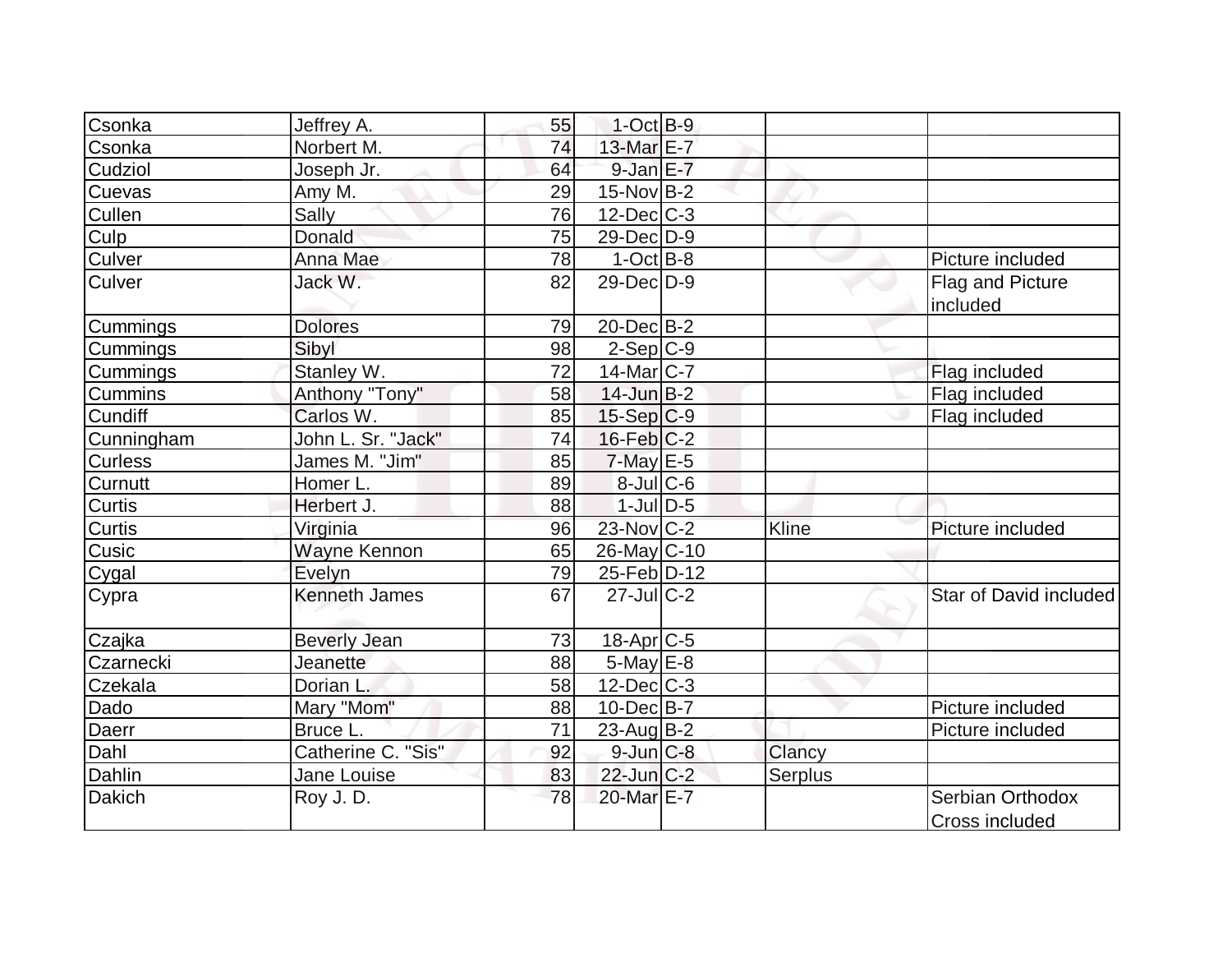| | | | | | | |
|---|---|---|---|---|---|---|
| Csonka | Jeffrey A. | 55 | 1-Oct | B-9 | | |
| Csonka | Norbert M. | 74 | 13-Mar | E-7 | | |
| Cudziol | Joseph Jr. | 64 | 9-Jan | E-7 | | |
| Cuevas | Amy M. | 29 | 15-Nov | B-2 | | |
| Cullen | Sally | 76 | 12-Dec | C-3 | | |
| Culp | Donald | 75 | 29-Dec | D-9 | | |
| Culver | Anna Mae | 78 | 1-Oct | B-8 | | Picture included |
| Culver | Jack W. | 82 | 29-Dec | D-9 | | Flag and Picture included |
| Cummings | Dolores | 79 | 20-Dec | B-2 | | |
| Cummings | Sibyl | 98 | 2-Sep | C-9 | | |
| Cummings | Stanley W. | 72 | 14-Mar | C-7 | | Flag included |
| Cummins | Anthony "Tony" | 58 | 14-Jun | B-2 | | Flag included |
| Cundiff | Carlos W. | 85 | 15-Sep | C-9 | | Flag included |
| Cunningham | John L. Sr. "Jack" | 74 | 16-Feb | C-2 | | |
| Curless | James M. "Jim" | 85 | 7-May | E-5 | | |
| Curnutt | Homer L. | 89 | 8-Jul | C-6 | | |
| Curtis | Herbert J. | 88 | 1-Jul | D-5 | | |
| Curtis | Virginia | 96 | 23-Nov | C-2 | Kline | Picture included |
| Cusic | Wayne Kennon | 65 | 26-May | C-10 | | |
| Cygal | Evelyn | 79 | 25-Feb | D-12 | | |
| Cypra | Kenneth James | 67 | 27-Jul | C-2 | | Star of David included |
| Czajka | Beverly Jean | 73 | 18-Apr | C-5 | | |
| Czarnecki | Jeanette | 88 | 5-May | E-8 | | |
| Czekala | Dorian L. | 58 | 12-Dec | C-3 | | |
| Dado | Mary "Mom" | 88 | 10-Dec | B-7 | | Picture included |
| Daerr | Bruce L. | 71 | 23-Aug | B-2 | | Picture included |
| Dahl | Catherine C. "Sis" | 92 | 9-Jun | C-8 | Clancy | |
| Dahlin | Jane Louise | 83 | 22-Jun | C-2 | Serplus | |
| Dakich | Roy J. D. | 78 | 20-Mar | E-7 | | Serbian Orthodox Cross included |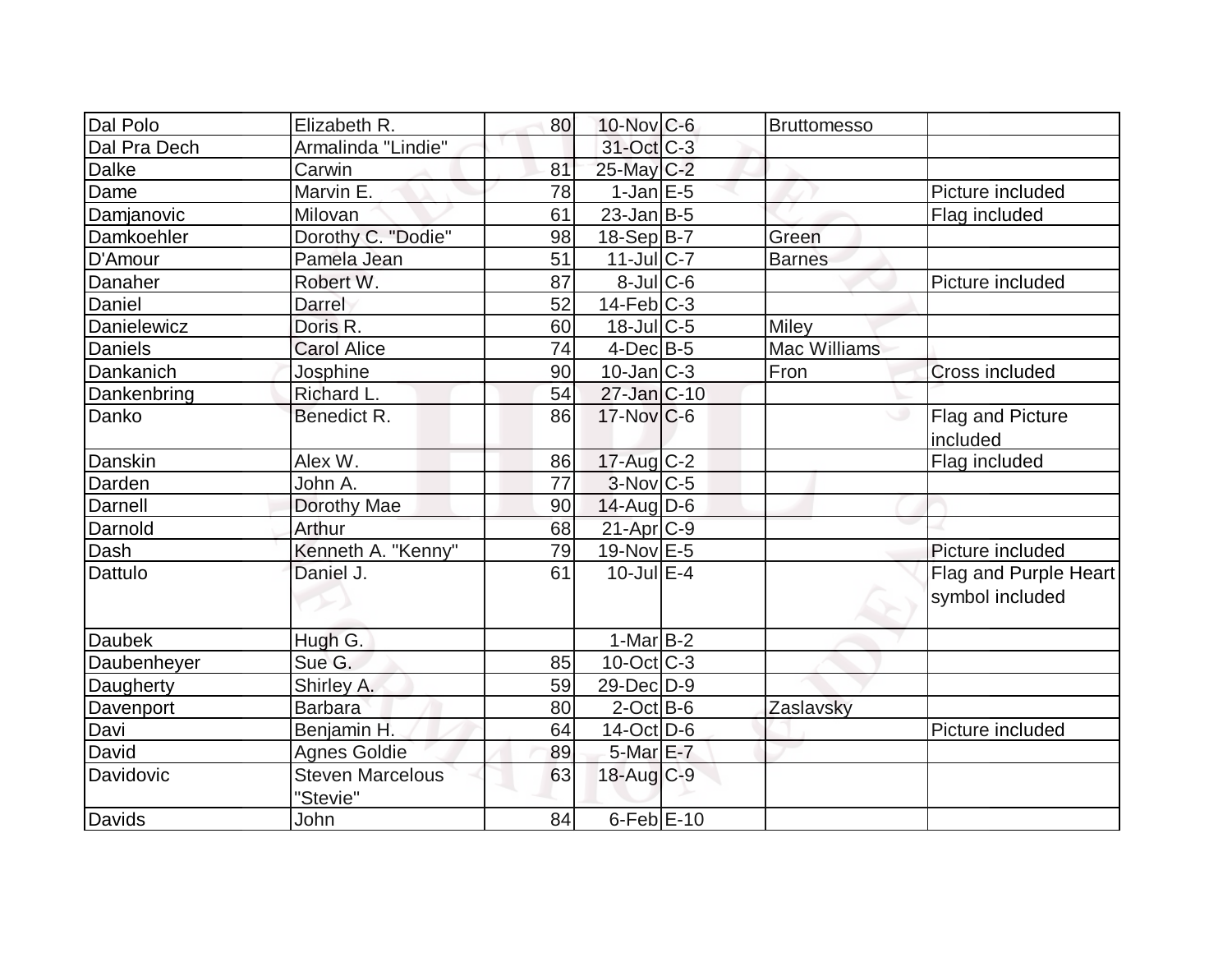| | | | | | | |
|---|---|---|---|---|---|---|
| Dal Polo | Elizabeth R. | 80 | 10-Nov | C-6 | Bruttomesso | |
| Dal Pra Dech | Armalinda "Lindie" | | 31-Oct | C-3 | | |
| Dalke | Carwin | 81 | 25-May | C-2 | | |
| Dame | Marvin E. | 78 | 1-Jan | E-5 | | Picture included |
| Damjanovic | Milovan | 61 | 23-Jan | B-5 | | Flag included |
| Damkoehler | Dorothy C. "Dodie" | 98 | 18-Sep | B-7 | Green | |
| D'Amour | Pamela Jean | 51 | 11-Jul | C-7 | Barnes | |
| Danaher | Robert W. | 87 | 8-Jul | C-6 | | Picture included |
| Daniel | Darrel | 52 | 14-Feb | C-3 | | |
| Danielewicz | Doris R. | 60 | 18-Jul | C-5 | Miley | |
| Daniels | Carol Alice | 74 | 4-Dec | B-5 | Mac Williams | |
| Dankanich | Josphine | 90 | 10-Jan | C-3 | Fron | Cross included |
| Dankenbring | Richard L. | 54 | 27-Jan | C-10 | | |
| Danko | Benedict R. | 86 | 17-Nov | C-6 | | Flag and Picture included |
| Danskin | Alex W. | 86 | 17-Aug | C-2 | | Flag included |
| Darden | John A. | 77 | 3-Nov | C-5 | | |
| Darnell | Dorothy Mae | 90 | 14-Aug | D-6 | | |
| Darnold | Arthur | 68 | 21-Apr | C-9 | | |
| Dash | Kenneth A. "Kenny" | 79 | 19-Nov | E-5 | | Picture included |
| Dattulo | Daniel J. | 61 | 10-Jul | E-4 | | Flag and Purple Heart symbol included |
| Daubek | Hugh G. | | 1-Mar | B-2 | | |
| Daubenheyer | Sue G. | 85 | 10-Oct | C-3 | | |
| Daugherty | Shirley A. | 59 | 29-Dec | D-9 | | |
| Davenport | Barbara | 80 | 2-Oct | B-6 | Zaslavsky | |
| Davi | Benjamin H. | 64 | 14-Oct | D-6 | | Picture included |
| David | Agnes Goldie | 89 | 5-Mar | E-7 | | |
| Davidovic | Steven Marcelous "Stevie" | 63 | 18-Aug | C-9 | | |
| Davids | John | 84 | 6-Feb | E-10 | | |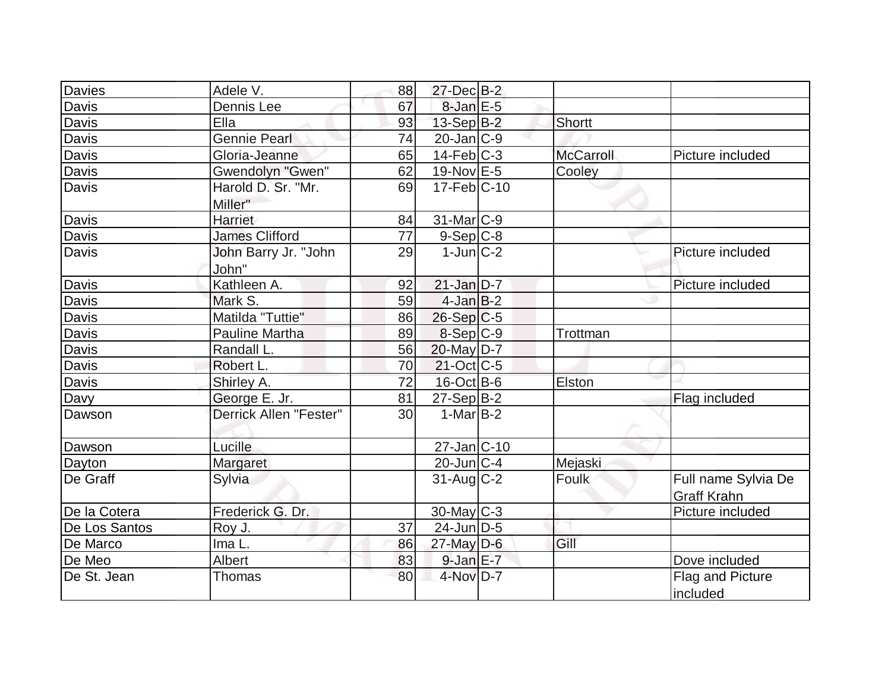| Davies | Adele V. | 88 | 27-Dec | B-2 | | |
|---|---|---|---|---|---|---|
| Davis | Dennis Lee | 67 | 8-Jan | E-5 | | |
| Davis | Ella | 93 | 13-Sep | B-2 | Shortt | |
| Davis | Gennie Pearl | 74 | 20-Jan | C-9 | | |
| Davis | Gloria-Jeanne | 65 | 14-Feb | C-3 | McCarroll | Picture included |
| Davis | Gwendolyn "Gwen" | 62 | 19-Nov | E-5 | Cooley | |
| Davis | Harold D. Sr. "Mr. Miller" | 69 | 17-Feb | C-10 | | |
| Davis | Harriet | 84 | 31-Mar | C-9 | | |
| Davis | James Clifford | 77 | 9-Sep | C-8 | | |
| Davis | John Barry Jr. "John John" | 29 | 1-Jun | C-2 | | Picture included |
| Davis | Kathleen A. | 92 | 21-Jan | D-7 | | Picture included |
| Davis | Mark S. | 59 | 4-Jan | B-2 | | |
| Davis | Matilda "Tuttie" | 86 | 26-Sep | C-5 | | |
| Davis | Pauline Martha | 89 | 8-Sep | C-9 | Trottman | |
| Davis | Randall L. | 56 | 20-May | D-7 | | |
| Davis | Robert L. | 70 | 21-Oct | C-5 | | |
| Davis | Shirley A. | 72 | 16-Oct | B-6 | Elston | |
| Davy | George E. Jr. | 81 | 27-Sep | B-2 | | Flag included |
| Dawson | Derrick Allen "Fester" | 30 | 1-Mar | B-2 | | |
| Dawson | Lucille | | 27-Jan | C-10 | | |
| Dayton | Margaret | | 20-Jun | C-4 | Mejaski | |
| De Graff | Sylvia | | 31-Aug | C-2 | Foulk | Full name Sylvia De Graff Krahn |
| De la Cotera | Frederick G. Dr. | | 30-May | C-3 | | Picture included |
| De Los Santos | Roy J. | 37 | 24-Jun | D-5 | | |
| De Marco | Ima L. | 86 | 27-May | D-6 | Gill | |
| De Meo | Albert | 83 | 9-Jan | E-7 | | Dove included |
| De St. Jean | Thomas | 80 | 4-Nov | D-7 | | Flag and Picture included |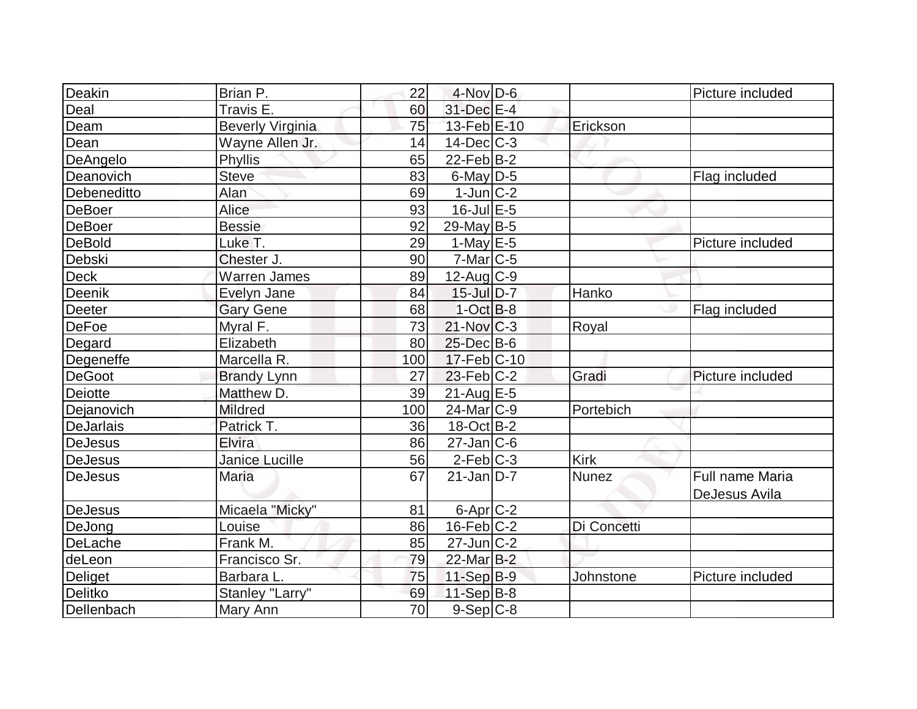| | | | | | | |
|---|---|---|---|---|---|---|
| Deakin | Brian P. | 22 | 4-Nov | D-6 | | Picture included |
| Deal | Travis E. | 60 | 31-Dec | E-4 | | |
| Deam | Beverly Virginia | 75 | 13-Feb | E-10 | Erickson | |
| Dean | Wayne Allen Jr. | 14 | 14-Dec | C-3 | | |
| DeAngelo | Phyllis | 65 | 22-Feb | B-2 | | |
| Deanovich | Steve | 83 | 6-May | D-5 | | Flag included |
| Debeneditto | Alan | 69 | 1-Jun | C-2 | | |
| DeBoer | Alice | 93 | 16-Jul | E-5 | | |
| DeBoer | Bessie | 92 | 29-May | B-5 | | |
| DeBold | Luke T. | 29 | 1-May | E-5 | | Picture included |
| Debski | Chester J. | 90 | 7-Mar | C-5 | | |
| Deck | Warren James | 89 | 12-Aug | C-9 | | |
| Deenik | Evelyn Jane | 84 | 15-Jul | D-7 | Hanko | |
| Deeter | Gary Gene | 68 | 1-Oct | B-8 | | Flag included |
| DeFoe | Myral F. | 73 | 21-Nov | C-3 | Royal | |
| Degard | Elizabeth | 80 | 25-Dec | B-6 | | |
| Degeneffe | Marcella R. | 100 | 17-Feb | C-10 | | |
| DeGoot | Brandy Lynn | 27 | 23-Feb | C-2 | Gradi | Picture included |
| Deiotte | Matthew D. | 39 | 21-Aug | E-5 | | |
| Dejanovich | Mildred | 100 | 24-Mar | C-9 | Portebich | |
| DeJarlais | Patrick T. | 36 | 18-Oct | B-2 | | |
| DeJesus | Elvira | 86 | 27-Jan | C-6 | | |
| DeJesus | Janice Lucille | 56 | 2-Feb | C-3 | Kirk | |
| DeJesus | Maria | 67 | 21-Jan | D-7 | Nunez | Full name Maria DeJesus Avila |
| DeJesus | Micaela "Micky" | 81 | 6-Apr | C-2 | | |
| DeJong | Louise | 86 | 16-Feb | C-2 | Di Concetti | |
| DeLache | Frank M. | 85 | 27-Jun | C-2 | | |
| deLeon | Francisco Sr. | 79 | 22-Mar | B-2 | | |
| Deliget | Barbara L. | 75 | 11-Sep | B-9 | Johnstone | Picture included |
| Delitko | Stanley "Larry" | 69 | 11-Sep | B-8 | | |
| Dellenbach | Mary Ann | 70 | 9-Sep | C-8 | | |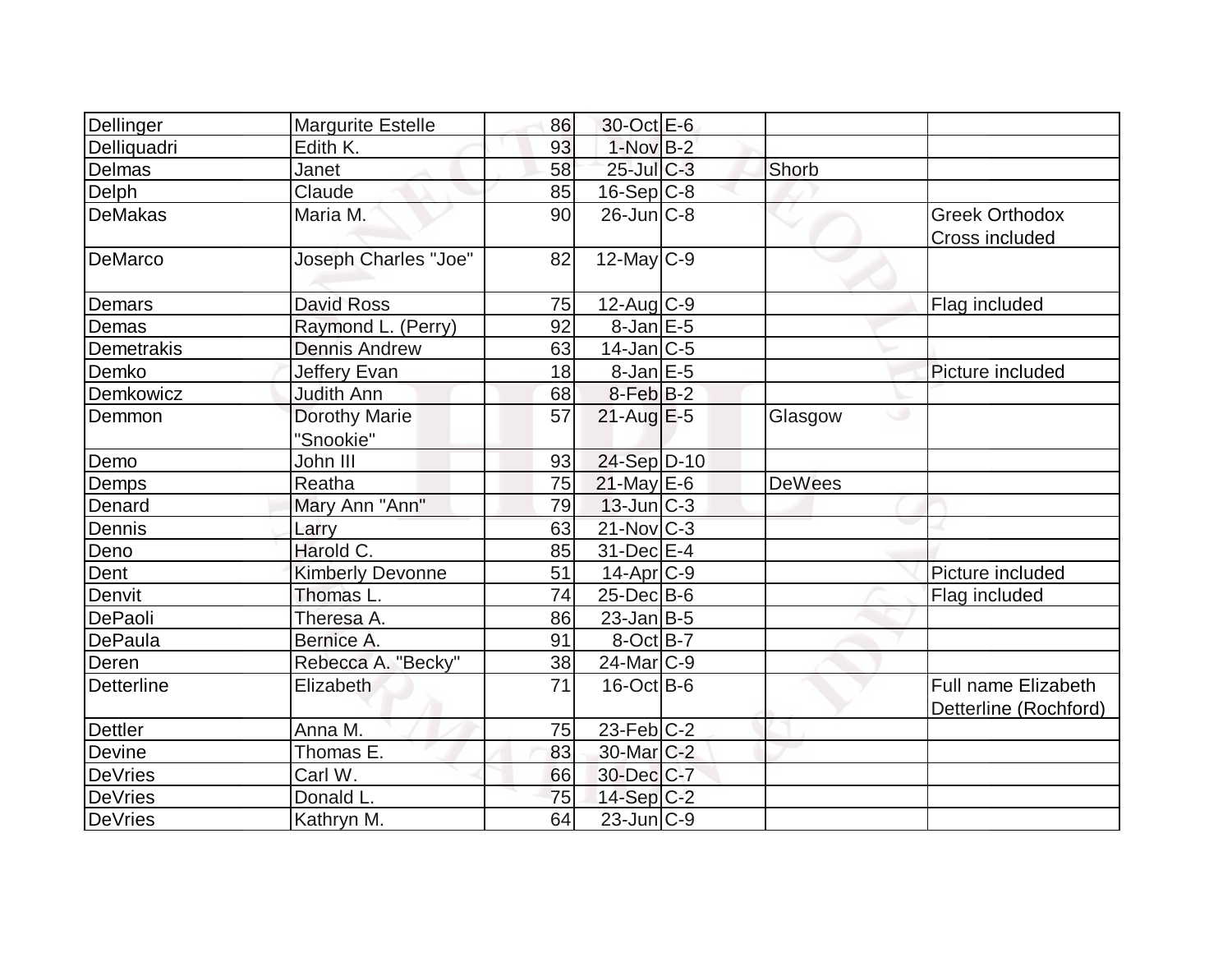| Dellinger | Margurite Estelle | 86 | 30-Oct | E-6 | | |
|---|---|---|---|---|---|---|
| Delliquadri | Edith K. | 93 | 1-Nov | B-2 | | |
| Delmas | Janet | 58 | 25-Jul | C-3 | Shorb | |
| Delph | Claude | 85 | 16-Sep | C-8 | | |
| DeMakas | Maria M. | 90 | 26-Jun | C-8 | | Greek Orthodox Cross included |
| DeMarco | Joseph Charles "Joe" | 82 | 12-May | C-9 | | |
| Demars | David Ross | 75 | 12-Aug | C-9 | | Flag included |
| Demas | Raymond L. (Perry) | 92 | 8-Jan | E-5 | | |
| Demetrakis | Dennis Andrew | 63 | 14-Jan | C-5 | | |
| Demko | Jeffery Evan | 18 | 8-Jan | E-5 | | Picture included |
| Demkowicz | Judith Ann | 68 | 8-Feb | B-2 | | |
| Demmon | Dorothy Marie "Snookie" | 57 | 21-Aug | E-5 | Glasgow | |
| Demo | John III | 93 | 24-Sep | D-10 | | |
| Demps | Reatha | 75 | 21-May | E-6 | DeWees | |
| Denard | Mary Ann "Ann" | 79 | 13-Jun | C-3 | | |
| Dennis | Larry | 63 | 21-Nov | C-3 | | |
| Deno | Harold C. | 85 | 31-Dec | E-4 | | |
| Dent | Kimberly Devonne | 51 | 14-Apr | C-9 | | Picture included |
| Denvit | Thomas L. | 74 | 25-Dec | B-6 | | Flag included |
| DePaoli | Theresa A. | 86 | 23-Jan | B-5 | | |
| DePaula | Bernice A. | 91 | 8-Oct | B-7 | | |
| Deren | Rebecca A. "Becky" | 38 | 24-Mar | C-9 | | |
| Detterline | Elizabeth | 71 | 16-Oct | B-6 | | Full name Elizabeth Detterline (Rochford) |
| Dettler | Anna M. | 75 | 23-Feb | C-2 | | |
| Devine | Thomas E. | 83 | 30-Mar | C-2 | | |
| DeVries | Carl W. | 66 | 30-Dec | C-7 | | |
| DeVries | Donald L. | 75 | 14-Sep | C-2 | | |
| DeVries | Kathryn M. | 64 | 23-Jun | C-9 | | |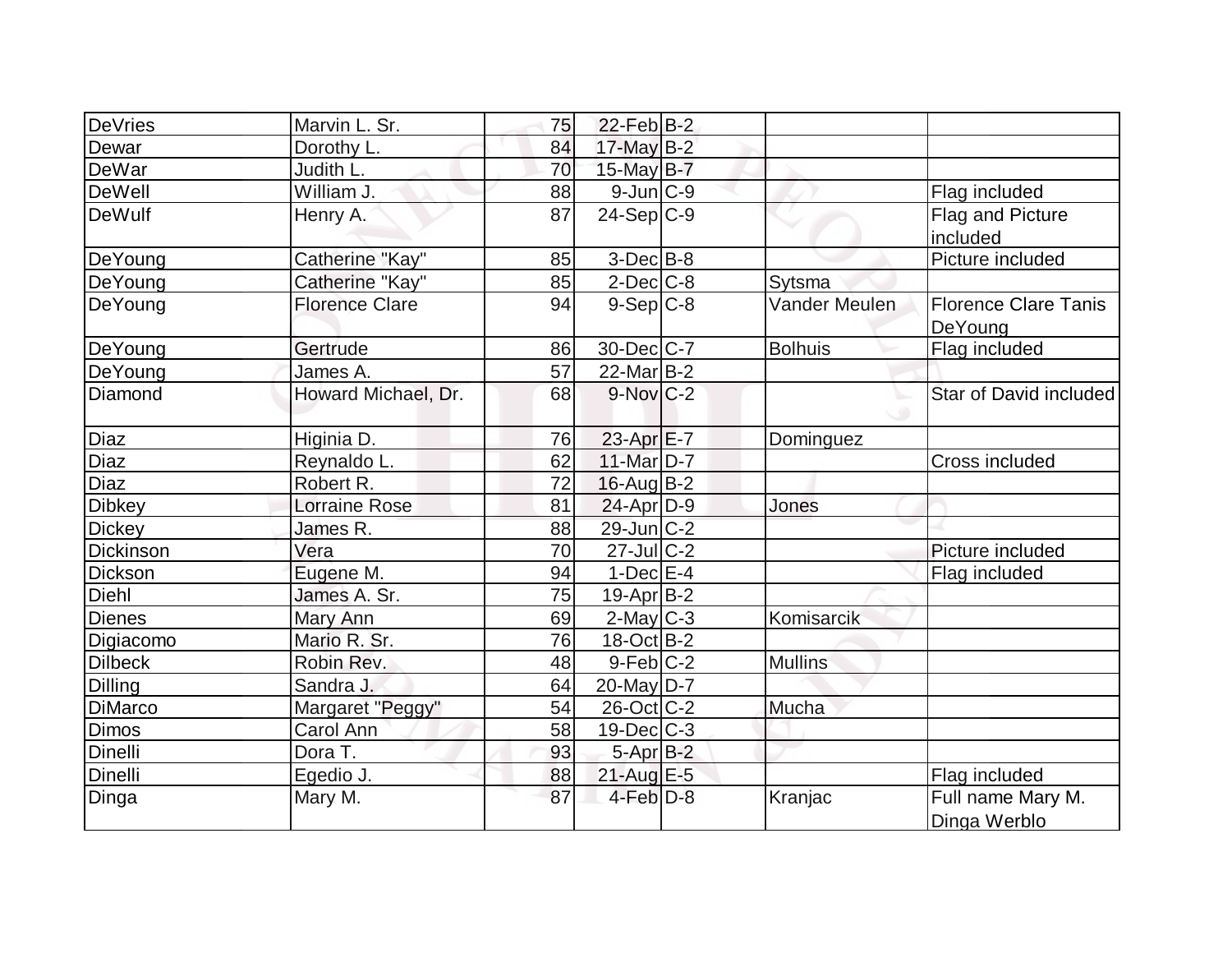| | | | | | | |
|---|---|---|---|---|---|---|
| DeVries | Marvin L. Sr. | 75 | 22-Feb | B-2 | | |
| Dewar | Dorothy L. | 84 | 17-May | B-2 | | |
| DeWar | Judith L. | 70 | 15-May | B-7 | | |
| DeWell | William J. | 88 | 9-Jun | C-9 | | Flag included |
| DeWulf | Henry A. | 87 | 24-Sep | C-9 | | Flag and Picture included |
| DeYoung | Catherine "Kay" | 85 | 3-Dec | B-8 | | Picture included |
| DeYoung | Catherine "Kay" | 85 | 2-Dec | C-8 | Sytsma | |
| DeYoung | Florence Clare | 94 | 9-Sep | C-8 | Vander Meulen | Florence Clare Tanis DeYoung |
| DeYoung | Gertrude | 86 | 30-Dec | C-7 | Bolhuis | Flag included |
| DeYoung | James A. | 57 | 22-Mar | B-2 | | |
| Diamond | Howard Michael, Dr. | 68 | 9-Nov | C-2 | | Star of David included |
| Diaz | Higinia D. | 76 | 23-Apr | E-7 | Dominguez | |
| Diaz | Reynaldo L. | 62 | 11-Mar | D-7 | | Cross included |
| Diaz | Robert R. | 72 | 16-Aug | B-2 | | |
| Dibkey | Lorraine Rose | 81 | 24-Apr | D-9 | Jones | |
| Dickey | James R. | 88 | 29-Jun | C-2 | | |
| Dickinson | Vera | 70 | 27-Jul | C-2 | | Picture included |
| Dickson | Eugene M. | 94 | 1-Dec | E-4 | | Flag included |
| Diehl | James A. Sr. | 75 | 19-Apr | B-2 | | |
| Dienes | Mary Ann | 69 | 2-May | C-3 | Komisarcik | |
| Digiacomo | Mario R. Sr. | 76 | 18-Oct | B-2 | | |
| Dilbeck | Robin Rev. | 48 | 9-Feb | C-2 | Mullins | |
| Dilling | Sandra J. | 64 | 20-May | D-7 | | |
| DiMarco | Margaret "Peggy" | 54 | 26-Oct | C-2 | Mucha | |
| Dimos | Carol Ann | 58 | 19-Dec | C-3 | | |
| Dinelli | Dora T. | 93 | 5-Apr | B-2 | | |
| Dinelli | Egedio J. | 88 | 21-Aug | E-5 | | Flag included |
| Dinga | Mary M. | 87 | 4-Feb | D-8 | Kranjac | Full name Mary M. Dinga Werblo |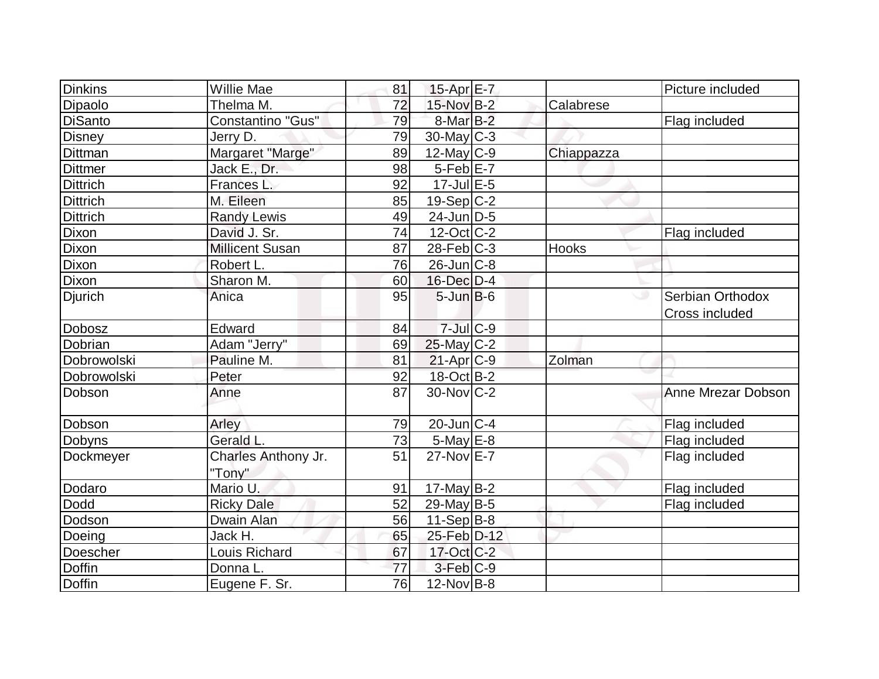| Dinkins | Willie Mae | 81 | 15-Apr | E-7 | | Picture included |
|---|---|---|---|---|---|---|
| Dipaolo | Thelma M. | 72 | 15-Nov | B-2 | Calabrese | |
| DiSanto | Constantino "Gus" | 79 | 8-Mar | B-2 | | Flag included |
| Disney | Jerry D. | 79 | 30-May | C-3 | | |
| Dittman | Margaret "Marge" | 89 | 12-May | C-9 | Chiappazza | |
| Dittmer | Jack E., Dr. | 98 | 5-Feb | E-7 | | |
| Dittrich | Frances L. | 92 | 17-Jul | E-5 | | |
| Dittrich | M. Eileen | 85 | 19-Sep | C-2 | | |
| Dittrich | Randy Lewis | 49 | 24-Jun | D-5 | | |
| Dixon | David J. Sr. | 74 | 12-Oct | C-2 | | Flag included |
| Dixon | Millicent Susan | 87 | 28-Feb | C-3 | Hooks | |
| Dixon | Robert L. | 76 | 26-Jun | C-8 | | |
| Dixon | Sharon M. | 60 | 16-Dec | D-4 | | |
| Djurich | Anica | 95 | 5-Jun | B-6 | | Serbian Orthodox Cross included |
| Dobosz | Edward | 84 | 7-Jul | C-9 | | |
| Dobrian | Adam "Jerry" | 69 | 25-May | C-2 | | |
| Dobrowolski | Pauline M. | 81 | 21-Apr | C-9 | Zolman | |
| Dobrowolski | Peter | 92 | 18-Oct | B-2 | | |
| Dobson | Anne | 87 | 30-Nov | C-2 | | Anne Mrezar Dobson |
| Dobson | Arley | 79 | 20-Jun | C-4 | | Flag included |
| Dobyns | Gerald L. | 73 | 5-May | E-8 | | Flag included |
| Dockmeyer | Charles Anthony Jr. "Tony" | 51 | 27-Nov | E-7 | | Flag included |
| Dodaro | Mario U. | 91 | 17-May | B-2 | | Flag included |
| Dodd | Ricky Dale | 52 | 29-May | B-5 | | Flag included |
| Dodson | Dwain Alan | 56 | 11-Sep | B-8 | | |
| Doeing | Jack H. | 65 | 25-Feb | D-12 | | |
| Doescher | Louis Richard | 67 | 17-Oct | C-2 | | |
| Doffin | Donna L. | 77 | 3-Feb | C-9 | | |
| Doffin | Eugene F. Sr. | 76 | 12-Nov | B-8 | | |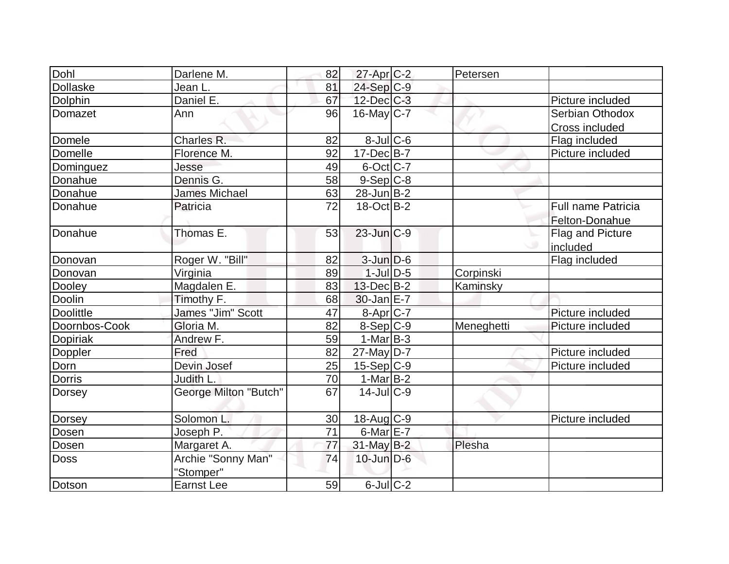| Dohl | Darlene M. | 82 | 27-Apr | C-2 | Petersen | |
|---|---|---|---|---|---|---|
| Dollaske | Jean L. | 81 | 24-Sep | C-9 | | |
| Dolphin | Daniel E. | 67 | 12-Dec | C-3 | | Picture included |
| Domazet | Ann | 96 | 16-May | C-7 | | Serbian Othodox Cross included |
| Domele | Charles R. | 82 | 8-Jul | C-6 | | Flag included |
| Domelle | Florence M. | 92 | 17-Dec | B-7 | | Picture included |
| Dominguez | Jesse | 49 | 6-Oct | C-7 | | |
| Donahue | Dennis G. | 58 | 9-Sep | C-8 | | |
| Donahue | James Michael | 63 | 28-Jun | B-2 | | |
| Donahue | Patricia | 72 | 18-Oct | B-2 | | Full name Patricia Felton-Donahue |
| Donahue | Thomas E. | 53 | 23-Jun | C-9 | | Flag and Picture included |
| Donovan | Roger W. "Bill" | 82 | 3-Jun | D-6 | | Flag included |
| Donovan | Virginia | 89 | 1-Jul | D-5 | Corpinski | |
| Dooley | Magdalen E. | 83 | 13-Dec | B-2 | Kaminsky | |
| Doolin | Timothy F. | 68 | 30-Jan | E-7 | | |
| Doolittle | James "Jim" Scott | 47 | 8-Apr | C-7 | | Picture included |
| Doornbos-Cook | Gloria M. | 82 | 8-Sep | C-9 | Meneghetti | Picture included |
| Dopiriak | Andrew F. | 59 | 1-Mar | B-3 | | |
| Doppler | Fred | 82 | 27-May | D-7 | | Picture included |
| Dorn | Devin Josef | 25 | 15-Sep | C-9 | | Picture included |
| Dorris | Judith L. | 70 | 1-Mar | B-2 | | |
| Dorsey | George Milton "Butch" | 67 | 14-Jul | C-9 | | |
| Dorsey | Solomon L. | 30 | 18-Aug | C-9 | | Picture included |
| Dosen | Joseph P. | 71 | 6-Mar | E-7 | | |
| Dosen | Margaret A. | 77 | 31-May | B-2 | Plesha | |
| Doss | Archie "Sonny Man" "Stomper" | 74 | 10-Jun | D-6 | | |
| Dotson | Earnst Lee | 59 | 6-Jul | C-2 | | |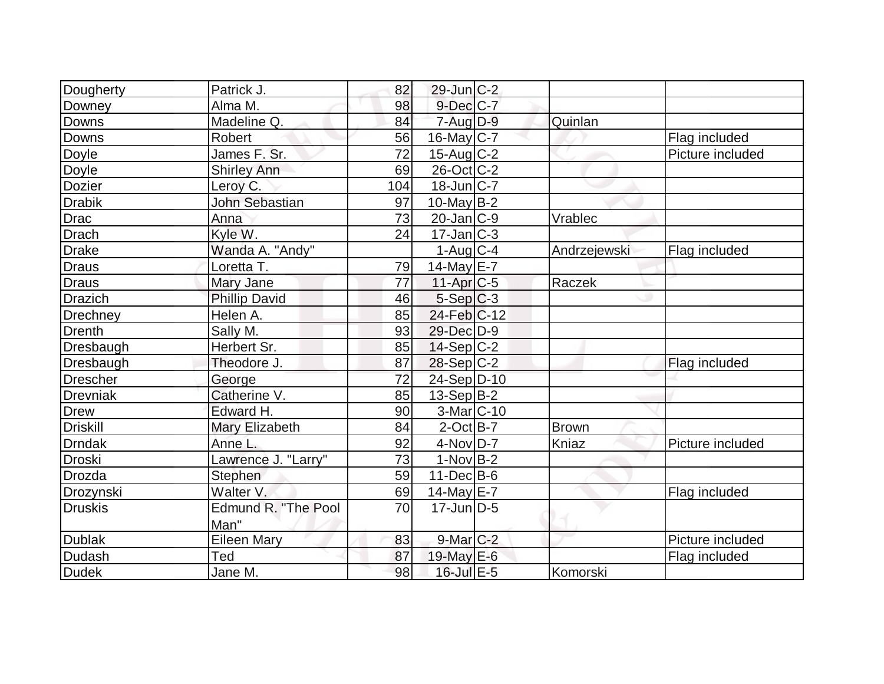| | | | | | | |
|---|---|---|---|---|---|---|
| Dougherty | Patrick J. | 82 | 29-Jun | C-2 | | |
| Downey | Alma M. | 98 | 9-Dec | C-7 | | |
| Downs | Madeline Q. | 84 | 7-Aug | D-9 | Quinlan | |
| Downs | Robert | 56 | 16-May | C-7 | | Flag included |
| Doyle | James F. Sr. | 72 | 15-Aug | C-2 | | Picture included |
| Doyle | Shirley Ann | 69 | 26-Oct | C-2 | | |
| Dozier | Leroy C. | 104 | 18-Jun | C-7 | | |
| Drabik | John Sebastian | 97 | 10-May | B-2 | | |
| Drac | Anna | 73 | 20-Jan | C-9 | Vrablec | |
| Drach | Kyle W. | 24 | 17-Jan | C-3 | | |
| Drake | Wanda A. "Andy" | | 1-Aug | C-4 | Andrzejewski | Flag included |
| Draus | Loretta T. | 79 | 14-May | E-7 | | |
| Draus | Mary Jane | 77 | 11-Apr | C-5 | Raczek | |
| Drazich | Phillip David | 46 | 5-Sep | C-3 | | |
| Drechney | Helen A. | 85 | 24-Feb | C-12 | | |
| Drenth | Sally M. | 93 | 29-Dec | D-9 | | |
| Dresbaugh | Herbert Sr. | 85 | 14-Sep | C-2 | | |
| Dresbaugh | Theodore J. | 87 | 28-Sep | C-2 | | Flag included |
| Drescher | George | 72 | 24-Sep | D-10 | | |
| Drevniak | Catherine V. | 85 | 13-Sep | B-2 | | |
| Drew | Edward H. | 90 | 3-Mar | C-10 | | |
| Driskill | Mary Elizabeth | 84 | 2-Oct | B-7 | Brown | |
| Drndak | Anne L. | 92 | 4-Nov | D-7 | Kniaz | Picture included |
| Droski | Lawrence J. "Larry" | 73 | 1-Nov | B-2 | | |
| Drozda | Stephen | 59 | 11-Dec | B-6 | | |
| Drozynski | Walter V. | 69 | 14-May | E-7 | | Flag included |
| Druskis | Edmund R. "The Pool Man" | 70 | 17-Jun | D-5 | | |
| Dublak | Eileen Mary | 83 | 9-Mar | C-2 | | Picture included |
| Dudash | Ted | 87 | 19-May | E-6 | | Flag included |
| Dudek | Jane M. | 98 | 16-Jul | E-5 | Komorski | |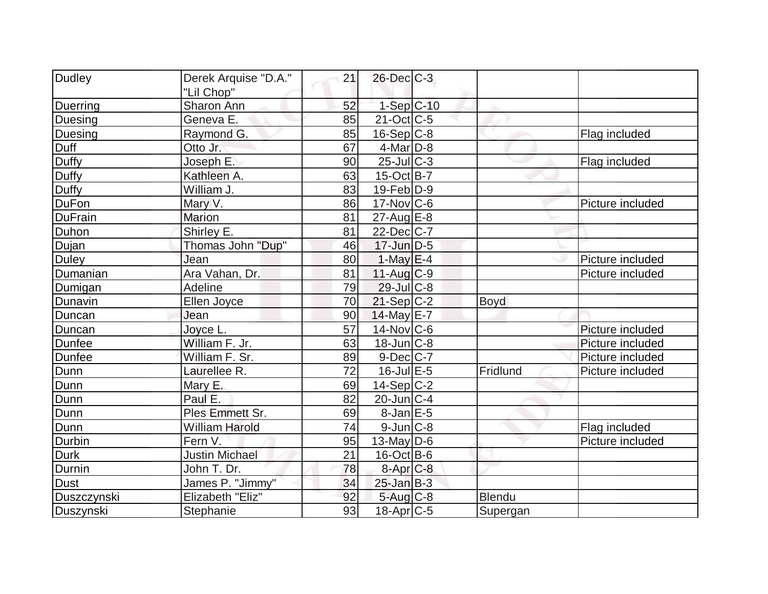| | | | | | | |
|---|---|---|---|---|---|---|
| Dudley | Derek Arquise "D.A." "Lil Chop" | 21 | 26-Dec | C-3 | | |
| Duerring | Sharon Ann | 52 | 1-Sep | C-10 | | |
| Duesing | Geneva E. | 85 | 21-Oct | C-5 | | |
| Duesing | Raymond G. | 85 | 16-Sep | C-8 | | Flag included |
| Duff | Otto Jr. | 67 | 4-Mar | D-8 | | |
| Duffy | Joseph E. | 90 | 25-Jul | C-3 | | Flag included |
| Duffy | Kathleen A. | 63 | 15-Oct | B-7 | | |
| Duffy | William J. | 83 | 19-Feb | D-9 | | |
| DuFon | Mary V. | 86 | 17-Nov | C-6 | | Picture included |
| DuFrain | Marion | 81 | 27-Aug | E-8 | | |
| Duhon | Shirley E. | 81 | 22-Dec | C-7 | | |
| Dujan | Thomas John "Dup" | 46 | 17-Jun | D-5 | | |
| Duley | Jean | 80 | 1-May | E-4 | | Picture included |
| Dumanian | Ara Vahan, Dr. | 81 | 11-Aug | C-9 | | Picture included |
| Dumigan | Adeline | 79 | 29-Jul | C-8 | | |
| Dunavin | Ellen Joyce | 70 | 21-Sep | C-2 | Boyd | |
| Duncan | Jean | 90 | 14-May | E-7 | | |
| Duncan | Joyce L. | 57 | 14-Nov | C-6 | | Picture included |
| Dunfee | William F. Jr. | 63 | 18-Jun | C-8 | | Picture included |
| Dunfee | William F. Sr. | 89 | 9-Dec | C-7 | | Picture included |
| Dunn | Laurellee R. | 72 | 16-Jul | E-5 | Fridlund | Picture included |
| Dunn | Mary E. | 69 | 14-Sep | C-2 | | |
| Dunn | Paul E. | 82 | 20-Jun | C-4 | | |
| Dunn | Ples Emmett Sr. | 69 | 8-Jan | E-5 | | |
| Dunn | William Harold | 74 | 9-Jun | C-8 | | Flag included |
| Durbin | Fern V. | 95 | 13-May | D-6 | | Picture included |
| Durk | Justin Michael | 21 | 16-Oct | B-6 | | |
| Durnin | John T. Dr. | 78 | 8-Apr | C-8 | | |
| Dust | James P. "Jimmy" | 34 | 25-Jan | B-3 | | |
| Duszczynski | Elizabeth "Eliz" | 92 | 5-Aug | C-8 | Blendu | |
| Duszynski | Stephanie | 93 | 18-Apr | C-5 | Supergan | |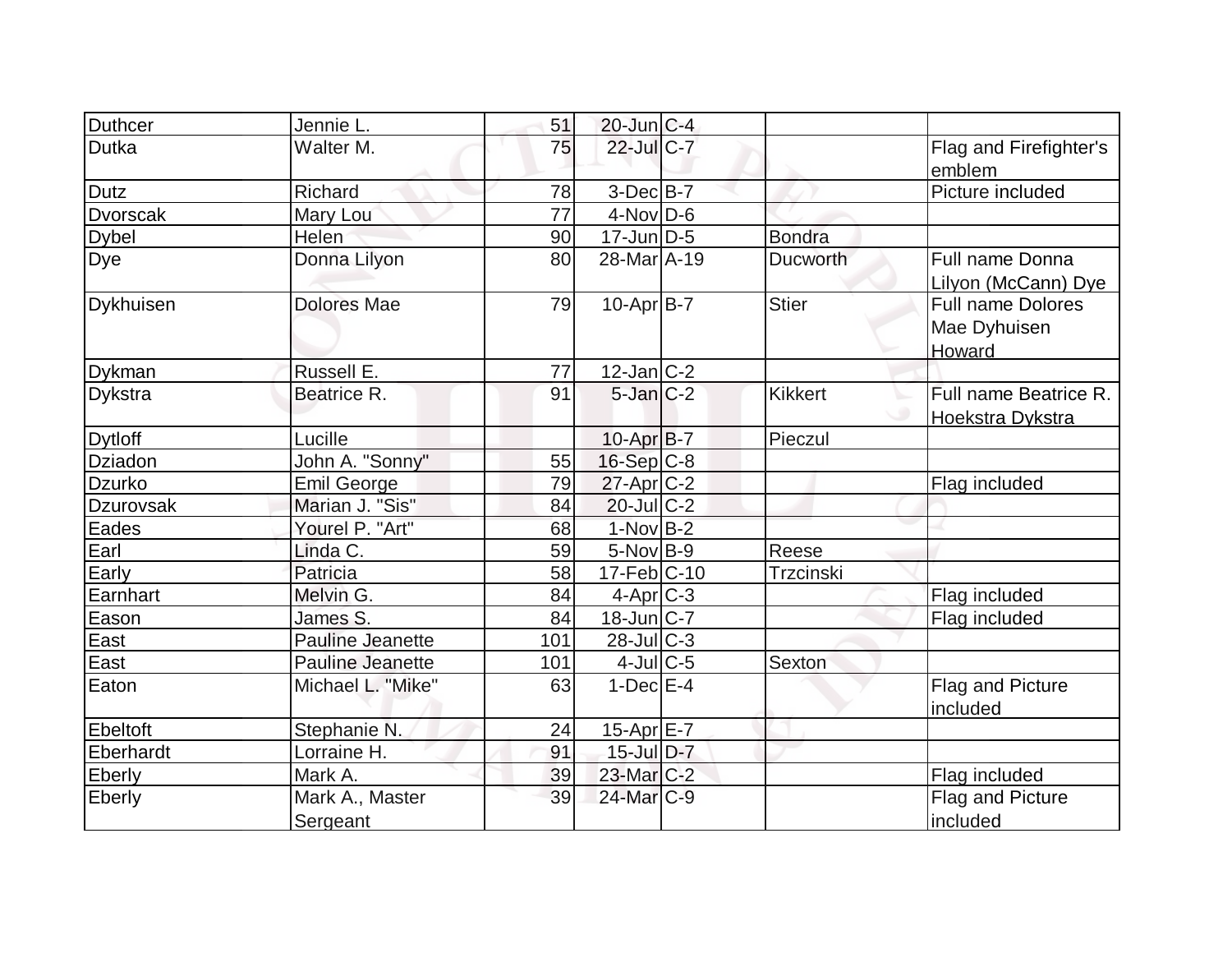| | | | | | | |
|---|---|---|---|---|---|---|
| Duthcer | Jennie L. | 51 | 20-Jun | C-4 | | |
| Dutka | Walter M. | 75 | 22-Jul | C-7 | | Flag and Firefighter's emblem |
| Dutz | Richard | 78 | 3-Dec | B-7 | | Picture included |
| Dvorscak | Mary Lou | 77 | 4-Nov | D-6 | | |
| Dybel | Helen | 90 | 17-Jun | D-5 | Bondra | |
| Dye | Donna Lilyon | 80 | 28-Mar | A-19 | Ducworth | Full name Donna Lilyon (McCann) Dye |
| Dykhuisen | Dolores Mae | 79 | 10-Apr | B-7 | Stier | Full name Dolores Mae Dyhuisen Howard |
| Dykman | Russell E. | 77 | 12-Jan | C-2 | | |
| Dykstra | Beatrice R. | 91 | 5-Jan | C-2 | Kikkert | Full name Beatrice R. Hoekstra Dykstra |
| Dytloff | Lucille | | 10-Apr | B-7 | Pieczul | |
| Dziadon | John A. "Sonny" | 55 | 16-Sep | C-8 | | |
| Dzurko | Emil George | 79 | 27-Apr | C-2 | | Flag included |
| Dzurovsak | Marian J. "Sis" | 84 | 20-Jul | C-2 | | |
| Eades | Yourel P. "Art" | 68 | 1-Nov | B-2 | | |
| Earl | Linda C. | 59 | 5-Nov | B-9 | Reese | |
| Early | Patricia | 58 | 17-Feb | C-10 | Trzcinski | |
| Earnhart | Melvin G. | 84 | 4-Apr | C-3 | | Flag included |
| Eason | James S. | 84 | 18-Jun | C-7 | | Flag included |
| East | Pauline Jeanette | 101 | 28-Jul | C-3 | | |
| East | Pauline Jeanette | 101 | 4-Jul | C-5 | Sexton | |
| Eaton | Michael L. "Mike" | 63 | 1-Dec | E-4 | | Flag and Picture included |
| Ebeltoft | Stephanie N. | 24 | 15-Apr | E-7 | | |
| Eberhardt | Lorraine H. | 91 | 15-Jul | D-7 | | |
| Eberly | Mark A. | 39 | 23-Mar | C-2 | | Flag included |
| Eberly | Mark A., Master Sergeant | 39 | 24-Mar | C-9 | | Flag and Picture included |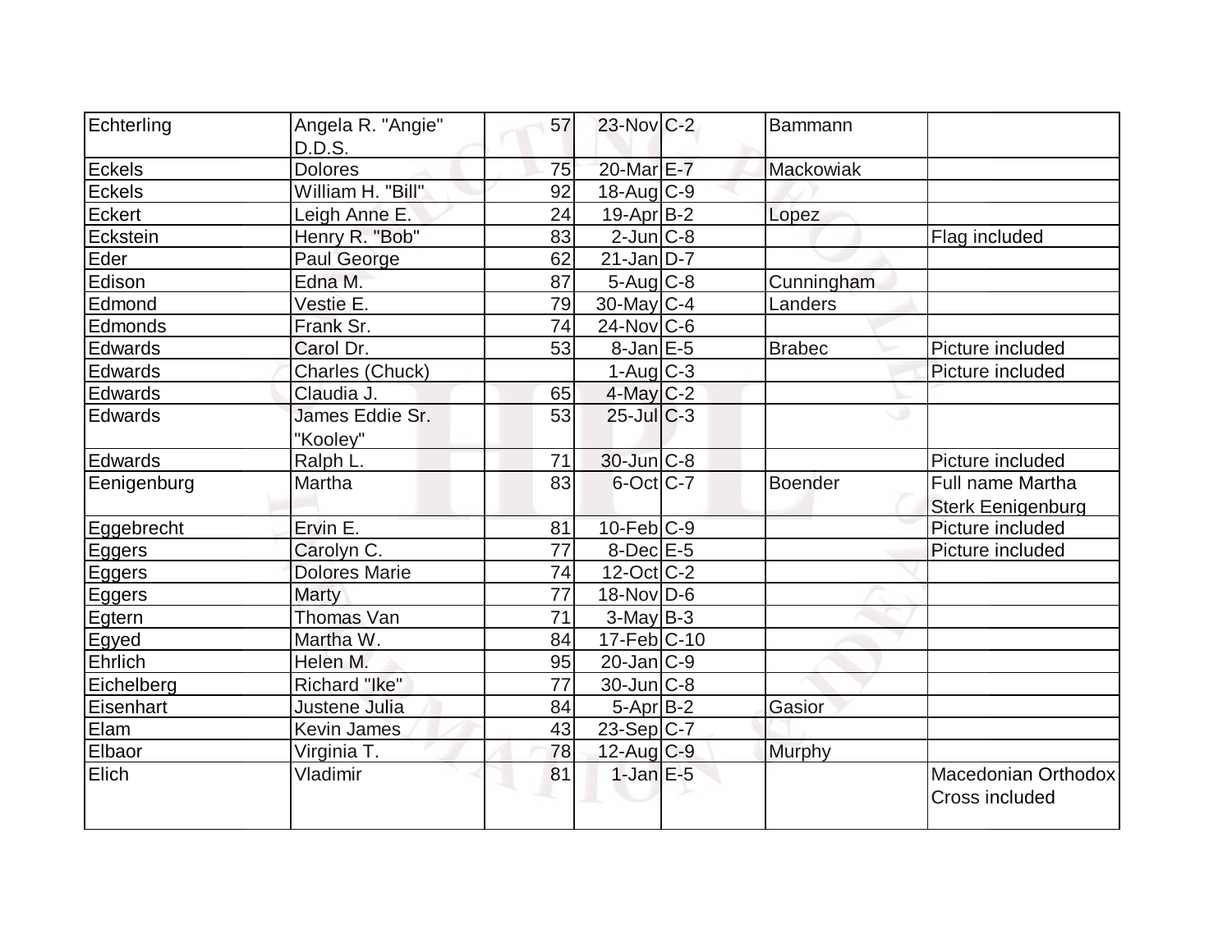| Echterling | Angela R. "Angie" D.D.S. | 57 | 23-Nov | C-2 | Bammann | |
|---|---|---|---|---|---|---|
| Eckels | Dolores | 75 | 20-Mar | E-7 | Mackowiak | |
| Eckels | William H. "Bill" | 92 | 18-Aug | C-9 | | |
| Eckert | Leigh Anne E. | 24 | 19-Apr | B-2 | Lopez | |
| Eckstein | Henry R. "Bob" | 83 | 2-Jun | C-8 | | Flag included |
| Eder | Paul George | 62 | 21-Jan | D-7 | | |
| Edison | Edna M. | 87 | 5-Aug | C-8 | Cunningham | |
| Edmond | Vestie E. | 79 | 30-May | C-4 | Landers | |
| Edmonds | Frank Sr. | 74 | 24-Nov | C-6 | | |
| Edwards | Carol Dr. | 53 | 8-Jan | E-5 | Brabec | Picture included |
| Edwards | Charles (Chuck) | | 1-Aug | C-3 | | Picture included |
| Edwards | Claudia J. | 65 | 4-May | C-2 | | |
| Edwards | James Eddie Sr. "Kooley" | 53 | 25-Jul | C-3 | | |
| Edwards | Ralph L. | 71 | 30-Jun | C-8 | | Picture included |
| Eenigenburg | Martha | 83 | 6-Oct | C-7 | Boender | Full name Martha Sterk Eenigenburg |
| Eggebrecht | Ervin E. | 81 | 10-Feb | C-9 | | Picture included |
| Eggers | Carolyn C. | 77 | 8-Dec | E-5 | | Picture included |
| Eggers | Dolores Marie | 74 | 12-Oct | C-2 | | |
| Eggers | Marty | 77 | 18-Nov | D-6 | | |
| Egtern | Thomas Van | 71 | 3-May | B-3 | | |
| Egyed | Martha W. | 84 | 17-Feb | C-10 | | |
| Ehrlich | Helen M. | 95 | 20-Jan | C-9 | | |
| Eichelberg | Richard "Ike" | 77 | 30-Jun | C-8 | | |
| Eisenhart | Justene Julia | 84 | 5-Apr | B-2 | Gasior | |
| Elam | Kevin James | 43 | 23-Sep | C-7 | | |
| Elbaor | Virginia T. | 78 | 12-Aug | C-9 | Murphy | |
| Elich | Vladimir | 81 | 1-Jan | E-5 | | Macedonian Orthodox Cross included |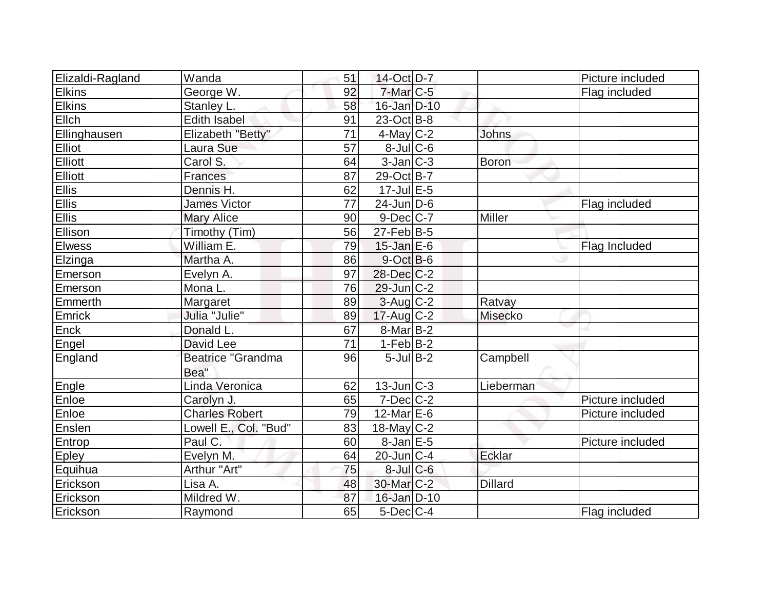| | | | | | | |
|---|---|---|---|---|---|---|
| Elizaldi-Ragland | Wanda | 51 | 14-Oct | D-7 | | Picture included |
| Elkins | George W. | 92 | 7-Mar | C-5 | | Flag included |
| Elkins | Stanley L. | 58 | 16-Jan | D-10 | | |
| Ellch | Edith Isabel | 91 | 23-Oct | B-8 | | |
| Ellinghausen | Elizabeth "Betty" | 71 | 4-May | C-2 | Johns | |
| Elliot | Laura Sue | 57 | 8-Jul | C-6 | | |
| Elliott | Carol S. | 64 | 3-Jan | C-3 | Boron | |
| Elliott | Frances | 87 | 29-Oct | B-7 | | |
| Ellis | Dennis H. | 62 | 17-Jul | E-5 | | |
| Ellis | James Victor | 77 | 24-Jun | D-6 | | Flag included |
| Ellis | Mary Alice | 90 | 9-Dec | C-7 | Miller | |
| Ellison | Timothy (Tim) | 56 | 27-Feb | B-5 | | |
| Elwess | William E. | 79 | 15-Jan | E-6 | | Flag Included |
| Elzinga | Martha A. | 86 | 9-Oct | B-6 | | |
| Emerson | Evelyn A. | 97 | 28-Dec | C-2 | | |
| Emerson | Mona L. | 76 | 29-Jun | C-2 | | |
| Emmerth | Margaret | 89 | 3-Aug | C-2 | Ratvay | |
| Emrick | Julia "Julie" | 89 | 17-Aug | C-2 | Misecko | |
| Enck | Donald L. | 67 | 8-Mar | B-2 | | |
| Engel | David Lee | 71 | 1-Feb | B-2 | | |
| England | Beatrice "Grandma Bea" | 96 | 5-Jul | B-2 | Campbell | |
| Engle | Linda Veronica | 62 | 13-Jun | C-3 | Lieberman | |
| Enloe | Carolyn J. | 65 | 7-Dec | C-2 | | Picture included |
| Enloe | Charles Robert | 79 | 12-Mar | E-6 | | Picture included |
| Enslen | Lowell E., Col. "Bud" | 83 | 18-May | C-2 | | |
| Entrop | Paul C. | 60 | 8-Jan | E-5 | | Picture included |
| Epley | Evelyn M. | 64 | 20-Jun | C-4 | Ecklar | |
| Equihua | Arthur "Art" | 75 | 8-Jul | C-6 | | |
| Erickson | Lisa A. | 48 | 30-Mar | C-2 | Dillard | |
| Erickson | Mildred W. | 87 | 16-Jan | D-10 | | |
| Erickson | Raymond | 65 | 5-Dec | C-4 | | Flag included |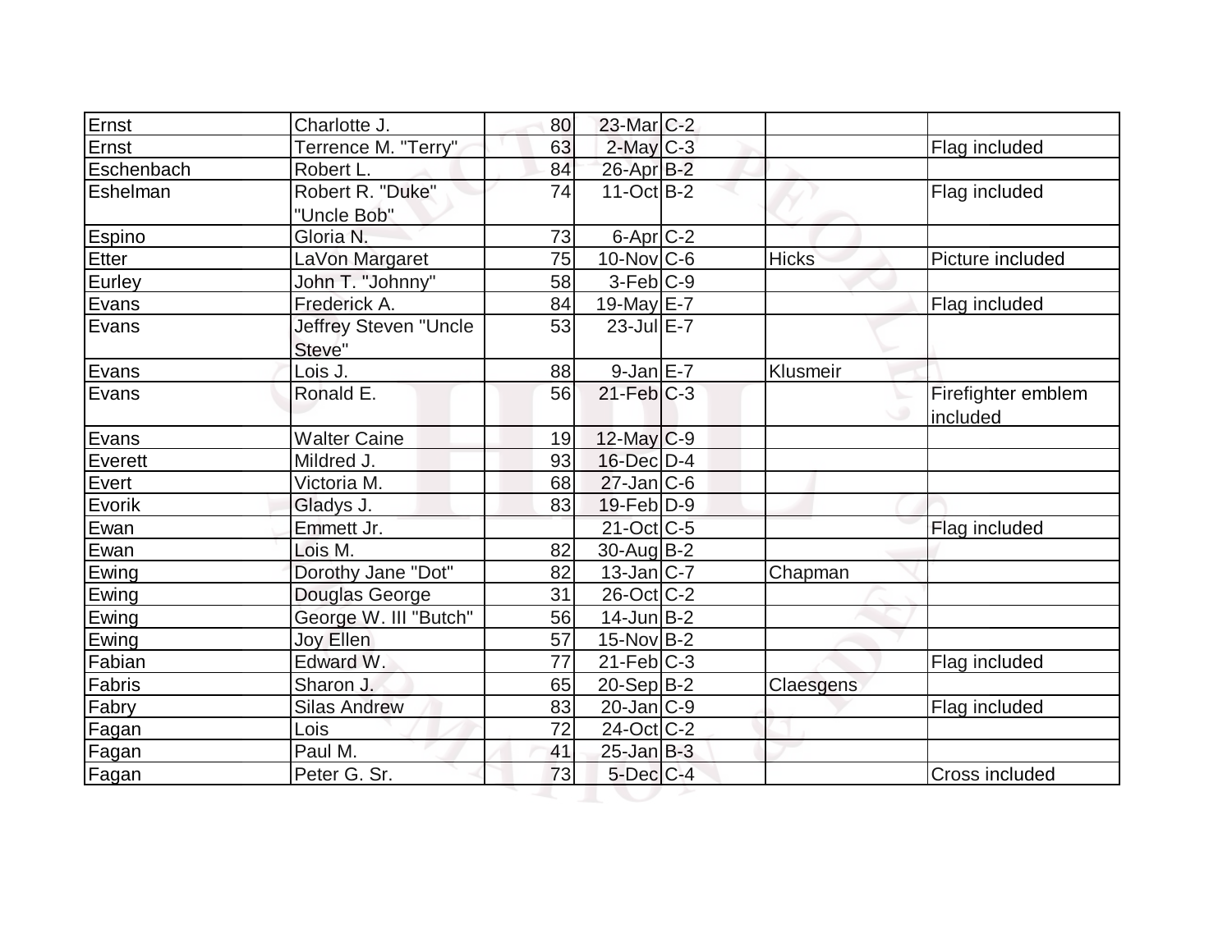| | | | | | | |
|---|---|---|---|---|---|---|
| Ernst | Charlotte J. | 80 | 23-Mar | C-2 | | |
| Ernst | Terrence M. "Terry" | 63 | 2-May | C-3 | | Flag included |
| Eschenbach | Robert L. | 84 | 26-Apr | B-2 | | |
| Eshelman | Robert R. "Duke" "Uncle Bob" | 74 | 11-Oct | B-2 | | Flag included |
| Espino | Gloria N. | 73 | 6-Apr | C-2 | | |
| Etter | LaVon Margaret | 75 | 10-Nov | C-6 | Hicks | Picture included |
| Eurley | John T. "Johnny" | 58 | 3-Feb | C-9 | | |
| Evans | Frederick A. | 84 | 19-May | E-7 | | Flag included |
| Evans | Jeffrey Steven "Uncle Steve" | 53 | 23-Jul | E-7 | | |
| Evans | Lois J. | 88 | 9-Jan | E-7 | Klusmeir | |
| Evans | Ronald E. | 56 | 21-Feb | C-3 | | Firefighter emblem included |
| Evans | Walter Caine | 19 | 12-May | C-9 | | |
| Everett | Mildred J. | 93 | 16-Dec | D-4 | | |
| Evert | Victoria M. | 68 | 27-Jan | C-6 | | |
| Evorik | Gladys J. | 83 | 19-Feb | D-9 | | |
| Ewan | Emmett Jr. | | 21-Oct | C-5 | | Flag included |
| Ewan | Lois M. | 82 | 30-Aug | B-2 | | |
| Ewing | Dorothy Jane "Dot" | 82 | 13-Jan | C-7 | Chapman | |
| Ewing | Douglas George | 31 | 26-Oct | C-2 | | |
| Ewing | George W. III "Butch" | 56 | 14-Jun | B-2 | | |
| Ewing | Joy Ellen | 57 | 15-Nov | B-2 | | |
| Fabian | Edward W. | 77 | 21-Feb | C-3 | | Flag included |
| Fabris | Sharon J. | 65 | 20-Sep | B-2 | Claesgens | |
| Fabry | Silas Andrew | 83 | 20-Jan | C-9 | | Flag included |
| Fagan | Lois | 72 | 24-Oct | C-2 | | |
| Fagan | Paul M. | 41 | 25-Jan | B-3 | | |
| Fagan | Peter G. Sr. | 73 | 5-Dec | C-4 | | Cross included |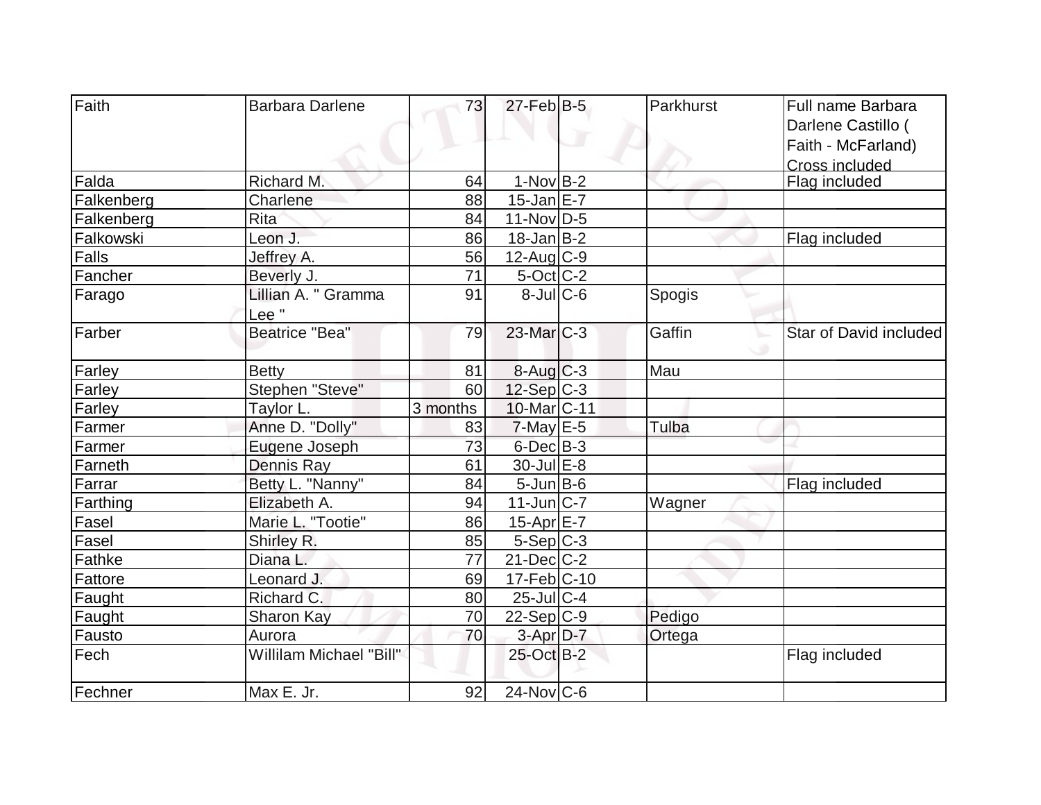| Faith | Barbara Darlene | 73 | 27-Feb | B-5 | Parkhurst | Full name Barbara Darlene Castillo ( Faith - McFarland) Cross included |
|---|---|---|---|---|---|---|
| Falda | Richard M. | 64 | 1-Nov | B-2 | | Flag included |
| Falkenberg | Charlene | 88 | 15-Jan | E-7 | | |
| Falkenberg | Rita | 84 | 11-Nov | D-5 | | |
| Falkowski | Leon J. | 86 | 18-Jan | B-2 | | Flag included |
| Falls | Jeffrey A. | 56 | 12-Aug | C-9 | | |
| Fancher | Beverly J. | 71 | 5-Oct | C-2 | | |
| Farago | Lillian A. " Gramma Lee " | 91 | 8-Jul | C-6 | Spogis | |
| Farber | Beatrice "Bea" | 79 | 23-Mar | C-3 | Gaffin | Star of David included |
| Farley | Betty | 81 | 8-Aug | C-3 | Mau | |
| Farley | Stephen "Steve" | 60 | 12-Sep | C-3 | | |
| Farley | Taylor L. | 3 months | 10-Mar | C-11 | | |
| Farmer | Anne D. "Dolly" | 83 | 7-May | E-5 | Tulba | |
| Farmer | Eugene Joseph | 73 | 6-Dec | B-3 | | |
| Farneth | Dennis Ray | 61 | 30-Jul | E-8 | | |
| Farrar | Betty L. "Nanny" | 84 | 5-Jun | B-6 | | Flag included |
| Farthing | Elizabeth A. | 94 | 11-Jun | C-7 | Wagner | |
| Fasel | Marie L. "Tootie" | 86 | 15-Apr | E-7 | | |
| Fasel | Shirley R. | 85 | 5-Sep | C-3 | | |
| Fathke | Diana L. | 77 | 21-Dec | C-2 | | |
| Fattore | Leonard J. | 69 | 17-Feb | C-10 | | |
| Faught | Richard C. | 80 | 25-Jul | C-4 | | |
| Faught | Sharon Kay | 70 | 22-Sep | C-9 | Pedigo | |
| Fausto | Aurora | 70 | 3-Apr | D-7 | Ortega | |
| Fech | Willilam Michael "Bill" | | 25-Oct | B-2 | | Flag included |
| Fechner | Max E. Jr. | 92 | 24-Nov | C-6 | | |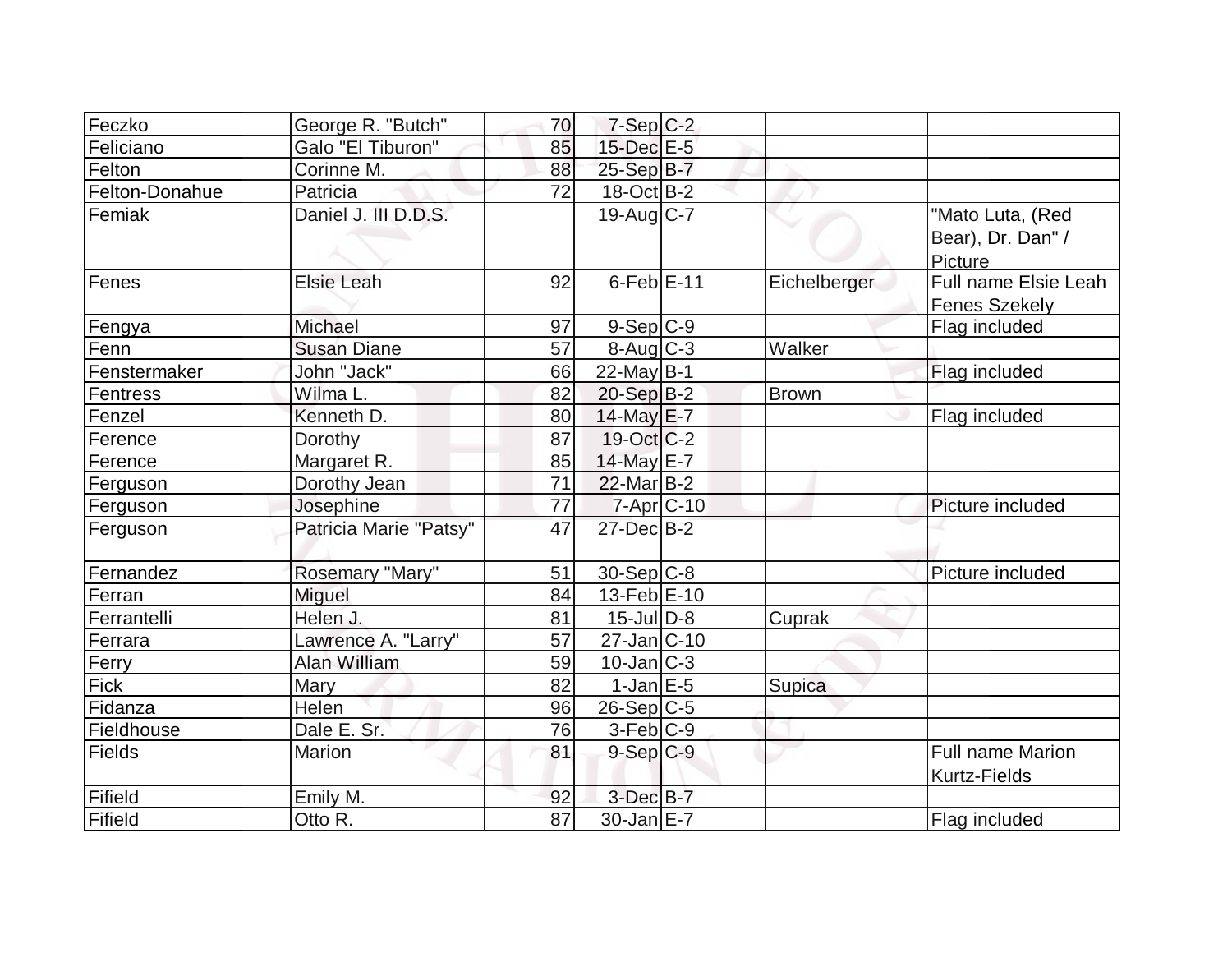| | | | | | | |
|---|---|---|---|---|---|---|
| Feczko | George R. "Butch" | 70 | 7-Sep | C-2 | | |
| Feliciano | Galo "El Tiburon" | 85 | 15-Dec | E-5 | | |
| Felton | Corinne M. | 88 | 25-Sep | B-7 | | |
| Felton-Donahue | Patricia | 72 | 18-Oct | B-2 | | |
| Femiak | Daniel J. III D.D.S. | | 19-Aug | C-7 | | "Mato Luta, (Red Bear), Dr. Dan" / Picture |
| Fenes | Elsie Leah | 92 | 6-Feb | E-11 | Eichelberger | Full name Elsie Leah Fenes Szekely |
| Fengya | Michael | 97 | 9-Sep | C-9 | | Flag included |
| Fenn | Susan Diane | 57 | 8-Aug | C-3 | Walker | |
| Fenstermaker | John "Jack" | 66 | 22-May | B-1 | | Flag included |
| Fentress | Wilma L. | 82 | 20-Sep | B-2 | Brown | |
| Fenzel | Kenneth D. | 80 | 14-May | E-7 | | Flag included |
| Ference | Dorothy | 87 | 19-Oct | C-2 | | |
| Ference | Margaret R. | 85 | 14-May | E-7 | | |
| Ferguson | Dorothy Jean | 71 | 22-Mar | B-2 | | |
| Ferguson | Josephine | 77 | 7-Apr | C-10 | | Picture included |
| Ferguson | Patricia Marie "Patsy" | 47 | 27-Dec | B-2 | | |
| Fernandez | Rosemary "Mary" | 51 | 30-Sep | C-8 | | Picture included |
| Ferran | Miguel | 84 | 13-Feb | E-10 | | |
| Ferrantelli | Helen J. | 81 | 15-Jul | D-8 | Cuprak | |
| Ferrara | Lawrence A. "Larry" | 57 | 27-Jan | C-10 | | |
| Ferry | Alan William | 59 | 10-Jan | C-3 | | |
| Fick | Mary | 82 | 1-Jan | E-5 | Supica | |
| Fidanza | Helen | 96 | 26-Sep | C-5 | | |
| Fieldhouse | Dale E. Sr. | 76 | 3-Feb | C-9 | | |
| Fields | Marion | 81 | 9-Sep | C-9 | | Full name Marion Kurtz-Fields |
| Fifield | Emily M. | 92 | 3-Dec | B-7 | | |
| Fifield | Otto R. | 87 | 30-Jan | E-7 | | Flag included |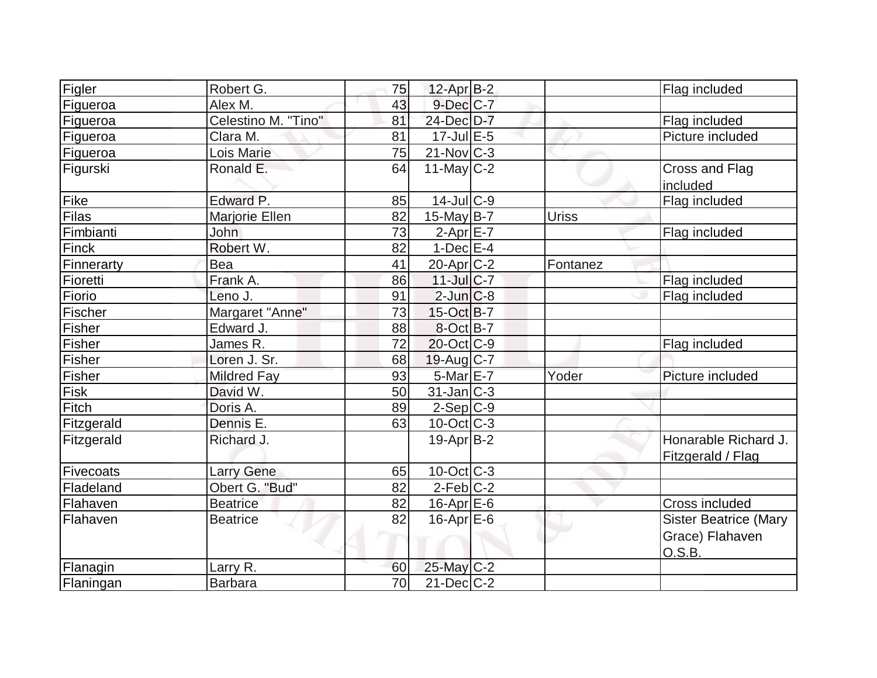| | | | | | | |
|---|---|---|---|---|---|---|
| Figler | Robert G. | 75 | 12-Apr | B-2 | | Flag included |
| Figueroa | Alex M. | 43 | 9-Dec | C-7 | | |
| Figueroa | Celestino M. "Tino" | 81 | 24-Dec | D-7 | | Flag included |
| Figueroa | Clara M. | 81 | 17-Jul | E-5 | | Picture included |
| Figueroa | Lois Marie | 75 | 21-Nov | C-3 | | |
| Figurski | Ronald E. | 64 | 11-May | C-2 | | Cross and Flag included |
| Fike | Edward P. | 85 | 14-Jul | C-9 | | Flag included |
| Filas | Marjorie Ellen | 82 | 15-May | B-7 | Uriss | |
| Fimbianti | John | 73 | 2-Apr | E-7 | | Flag included |
| Finck | Robert W. | 82 | 1-Dec | E-4 | | |
| Finnerarty | Bea | 41 | 20-Apr | C-2 | Fontanez | |
| Fioretti | Frank A. | 86 | 11-Jul | C-7 | | Flag included |
| Fiorio | Leno J. | 91 | 2-Jun | C-8 | | Flag included |
| Fischer | Margaret "Anne" | 73 | 15-Oct | B-7 | | |
| Fisher | Edward J. | 88 | 8-Oct | B-7 | | |
| Fisher | James R. | 72 | 20-Oct | C-9 | | Flag included |
| Fisher | Loren J. Sr. | 68 | 19-Aug | C-7 | | |
| Fisher | Mildred Fay | 93 | 5-Mar | E-7 | Yoder | Picture included |
| Fisk | David W. | 50 | 31-Jan | C-3 | | |
| Fitch | Doris A. | 89 | 2-Sep | C-9 | | |
| Fitzgerald | Dennis E. | 63 | 10-Oct | C-3 | | |
| Fitzgerald | Richard J. | | 19-Apr | B-2 | | Honarable Richard J. Fitzgerald / Flag |
| Fivecoats | Larry Gene | 65 | 10-Oct | C-3 | | |
| Fladeland | Obert G. "Bud" | 82 | 2-Feb | C-2 | | |
| Flahaven | Beatrice | 82 | 16-Apr | E-6 | | Cross included |
| Flahaven | Beatrice | 82 | 16-Apr | E-6 | | Sister Beatrice (Mary Grace) Flahaven O.S.B. |
| Flanagin | Larry R. | 60 | 25-May | C-2 | | |
| Flaningan | Barbara | 70 | 21-Dec | C-2 | | |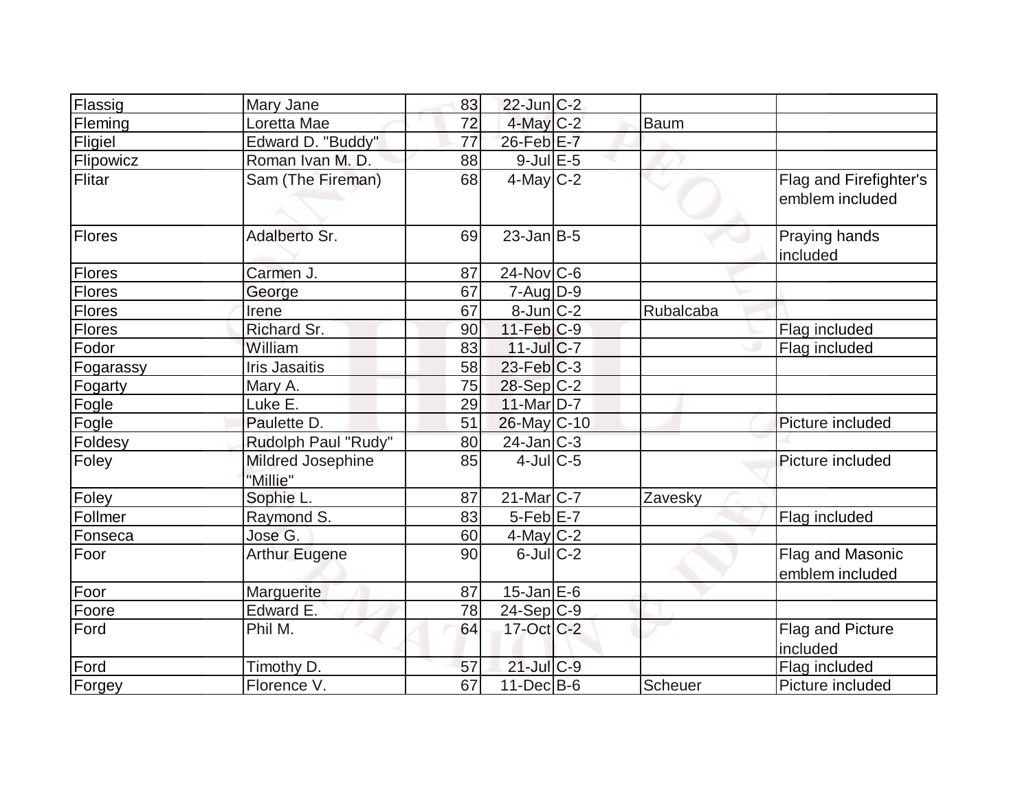| Flassig | Mary Jane | 83 | 22-Jun | C-2 | | |
|---|---|---|---|---|---|---|
| Fleming | Loretta Mae | 72 | 4-May | C-2 | Baum | |
| Fligiel | Edward D. "Buddy" | 77 | 26-Feb | E-7 | | |
| Flipowicz | Roman Ivan M. D. | 88 | 9-Jul | E-5 | | |
| Flitar | Sam (The Fireman) | 68 | 4-May | C-2 | | Flag and Firefighter's emblem included |
| Flores | Adalberto Sr. | 69 | 23-Jan | B-5 | | Praying hands included |
| Flores | Carmen J. | 87 | 24-Nov | C-6 | | |
| Flores | George | 67 | 7-Aug | D-9 | | |
| Flores | Irene | 67 | 8-Jun | C-2 | Rubalcaba | |
| Flores | Richard Sr. | 90 | 11-Feb | C-9 | | Flag included |
| Fodor | William | 83 | 11-Jul | C-7 | | Flag included |
| Fogarassy | Iris Jasaitis | 58 | 23-Feb | C-3 | | |
| Fogarty | Mary A. | 75 | 28-Sep | C-2 | | |
| Fogle | Luke E. | 29 | 11-Mar | D-7 | | |
| Fogle | Paulette D. | 51 | 26-May | C-10 | | Picture included |
| Foldesy | Rudolph Paul "Rudy" | 80 | 24-Jan | C-3 | | |
| Foley | Mildred Josephine "Millie" | 85 | 4-Jul | C-5 | | Picture included |
| Foley | Sophie L. | 87 | 21-Mar | C-7 | Zavesky | |
| Follmer | Raymond S. | 83 | 5-Feb | E-7 | | Flag included |
| Fonseca | Jose G. | 60 | 4-May | C-2 | | |
| Foor | Arthur Eugene | 90 | 6-Jul | C-2 | | Flag and Masonic emblem included |
| Foor | Marguerite | 87 | 15-Jan | E-6 | | |
| Foore | Edward E. | 78 | 24-Sep | C-9 | | |
| Ford | Phil M. | 64 | 17-Oct | C-2 | | Flag and Picture included |
| Ford | Timothy D. | 57 | 21-Jul | C-9 | | Flag included |
| Forgey | Florence V. | 67 | 11-Dec | B-6 | Scheuer | Picture included |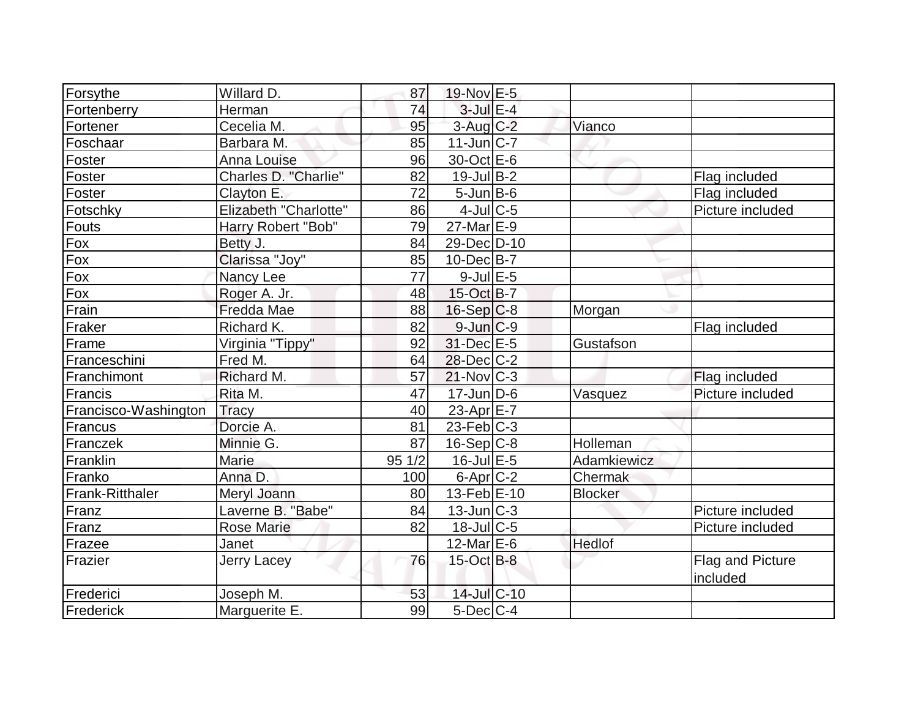| | | | | | | |
|---|---|---|---|---|---|---|
| Forsythe | Willard D. | 87 | 19-Nov | E-5 | | |
| Fortenberry | Herman | 74 | 3-Jul | E-4 | | |
| Fortener | Cecelia M. | 95 | 3-Aug | C-2 | Vianco | |
| Foschaar | Barbara M. | 85 | 11-Jun | C-7 | | |
| Foster | Anna Louise | 96 | 30-Oct | E-6 | | |
| Foster | Charles D. "Charlie" | 82 | 19-Jul | B-2 | | Flag included |
| Foster | Clayton E. | 72 | 5-Jun | B-6 | | Flag included |
| Fotschky | Elizabeth "Charlotte" | 86 | 4-Jul | C-5 | | Picture included |
| Fouts | Harry Robert "Bob" | 79 | 27-Mar | E-9 | | |
| Fox | Betty J. | 84 | 29-Dec | D-10 | | |
| Fox | Clarissa "Joy" | 85 | 10-Dec | B-7 | | |
| Fox | Nancy Lee | 77 | 9-Jul | E-5 | | |
| Fox | Roger A. Jr. | 48 | 15-Oct | B-7 | | |
| Frain | Fredda Mae | 88 | 16-Sep | C-8 | Morgan | |
| Fraker | Richard K. | 82 | 9-Jun | C-9 | | Flag included |
| Frame | Virginia "Tippy" | 92 | 31-Dec | E-5 | Gustafson | |
| Franceschini | Fred M. | 64 | 28-Dec | C-2 | | |
| Franchimont | Richard M. | 57 | 21-Nov | C-3 | | Flag included |
| Francis | Rita M. | 47 | 17-Jun | D-6 | Vasquez | Picture included |
| Francisco-Washington | Tracy | 40 | 23-Apr | E-7 | | |
| Francus | Dorcie A. | 81 | 23-Feb | C-3 | | |
| Franczek | Minnie G. | 87 | 16-Sep | C-8 | Holleman | |
| Franklin | Marie | 95 1/2 | 16-Jul | E-5 | Adamkiewicz | |
| Franko | Anna D. | 100 | 6-Apr | C-2 | Chermak | |
| Frank-Ritthaler | Meryl Joann | 80 | 13-Feb | E-10 | Blocker | |
| Franz | Laverne B. "Babe" | 84 | 13-Jun | C-3 | | Picture included |
| Franz | Rose Marie | 82 | 18-Jul | C-5 | | Picture included |
| Frazee | Janet | | 12-Mar | E-6 | Hedlof | |
| Frazier | Jerry Lacey | 76 | 15-Oct | B-8 | | Flag and Picture included |
| Frederici | Joseph M. | 53 | 14-Jul | C-10 | | |
| Frederick | Marguerite E. | 99 | 5-Dec | C-4 | | |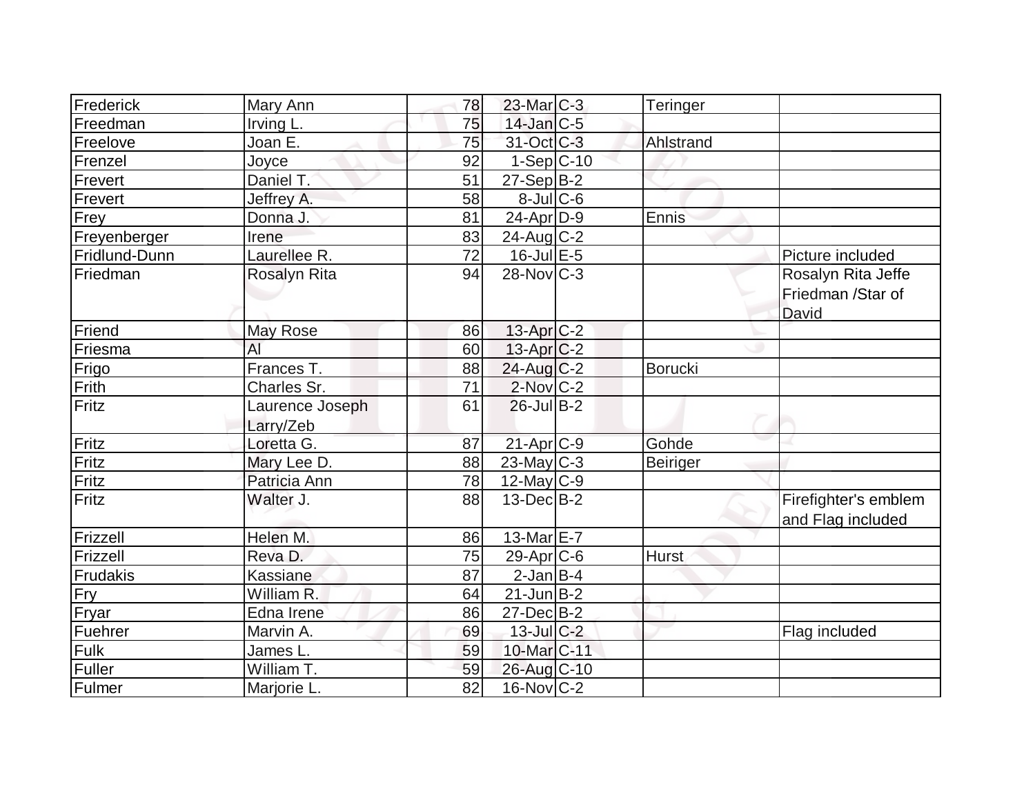| Frederick | Mary Ann | 78 | 23-Mar | C-3 | Teringer | |
|---|---|---|---|---|---|---|
| Freedman | Irving L. | 75 | 14-Jan | C-5 | | |
| Freelove | Joan E. | 75 | 31-Oct | C-3 | Ahlstrand | |
| Frenzel | Joyce | 92 | 1-Sep | C-10 | | |
| Frevert | Daniel T. | 51 | 27-Sep | B-2 | | |
| Frevert | Jeffrey A. | 58 | 8-Jul | C-6 | | |
| Frey | Donna J. | 81 | 24-Apr | D-9 | Ennis | |
| Freyenberger | Irene | 83 | 24-Aug | C-2 | | |
| Fridlund-Dunn | Laurellee R. | 72 | 16-Jul | E-5 | | Picture included |
| Friedman | Rosalyn Rita | 94 | 28-Nov | C-3 | | Rosalyn Rita Jeffe Friedman /Star of David |
| Friend | May Rose | 86 | 13-Apr | C-2 | | |
| Friesma | Al | 60 | 13-Apr | C-2 | | |
| Frigo | Frances T. | 88 | 24-Aug | C-2 | Borucki | |
| Frith | Charles Sr. | 71 | 2-Nov | C-2 | | |
| Fritz | Laurence Joseph Larry/Zeb | 61 | 26-Jul | B-2 | | |
| Fritz | Loretta G. | 87 | 21-Apr | C-9 | Gohde | |
| Fritz | Mary Lee D. | 88 | 23-May | C-3 | Beiriger | |
| Fritz | Patricia Ann | 78 | 12-May | C-9 | | |
| Fritz | Walter J. | 88 | 13-Dec | B-2 | | Firefighter's emblem and Flag included |
| Frizzell | Helen M. | 86 | 13-Mar | E-7 | | |
| Frizzell | Reva D. | 75 | 29-Apr | C-6 | Hurst | |
| Frudakis | Kassiane | 87 | 2-Jan | B-4 | | |
| Fry | William R. | 64 | 21-Jun | B-2 | | |
| Fryar | Edna Irene | 86 | 27-Dec | B-2 | | |
| Fuehrer | Marvin A. | 69 | 13-Jul | C-2 | | Flag included |
| Fulk | James L. | 59 | 10-Mar | C-11 | | |
| Fuller | William T. | 59 | 26-Aug | C-10 | | |
| Fulmer | Marjorie L. | 82 | 16-Nov | C-2 | | |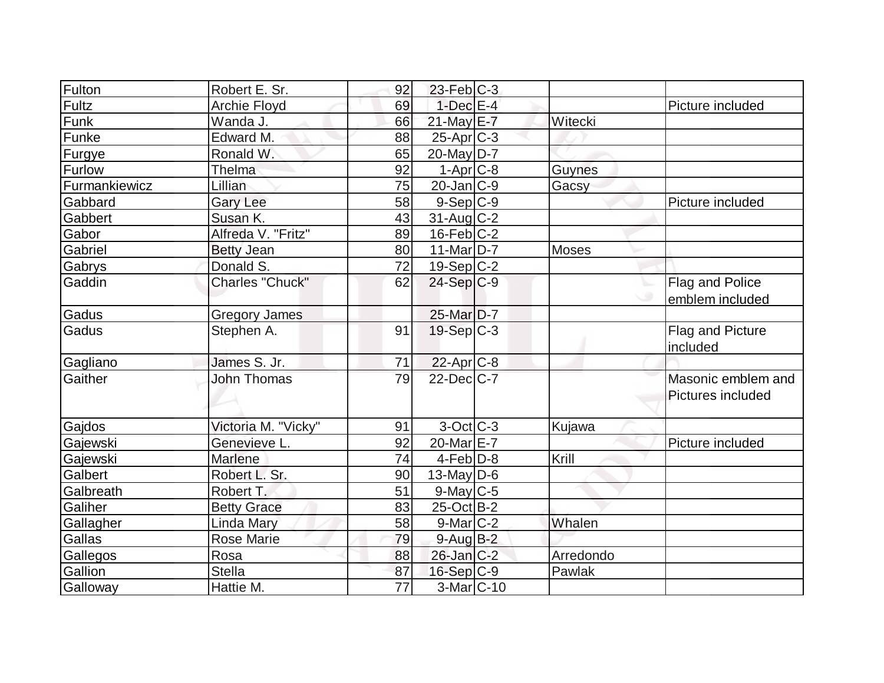| | | | | | | |
|---|---|---|---|---|---|---|
| Fulton | Robert E. Sr. | 92 | 23-Feb | C-3 | | |
| Fultz | Archie Floyd | 69 | 1-Dec | E-4 | | Picture included |
| Funk | Wanda J. | 66 | 21-May | E-7 | Witecki | |
| Funke | Edward M. | 88 | 25-Apr | C-3 | | |
| Furgye | Ronald W. | 65 | 20-May | D-7 | | |
| Furlow | Thelma | 92 | 1-Apr | C-8 | Guynes | |
| Furmankiewicz | Lillian | 75 | 20-Jan | C-9 | Gacsy | |
| Gabbard | Gary Lee | 58 | 9-Sep | C-9 | | Picture included |
| Gabbert | Susan K. | 43 | 31-Aug | C-2 | | |
| Gabor | Alfreda V. "Fritz" | 89 | 16-Feb | C-2 | | |
| Gabriel | Betty Jean | 80 | 11-Mar | D-7 | Moses | |
| Gabrys | Donald S. | 72 | 19-Sep | C-2 | | |
| Gaddin | Charles "Chuck" | 62 | 24-Sep | C-9 | | Flag and Police emblem included |
| Gadus | Gregory James | | 25-Mar | D-7 | | |
| Gadus | Stephen A. | 91 | 19-Sep | C-3 | | Flag and Picture included |
| Gagliano | James S. Jr. | 71 | 22-Apr | C-8 | | |
| Gaither | John Thomas | 79 | 22-Dec | C-7 | | Masonic emblem and Pictures included |
| Gajdos | Victoria M. "Vicky" | 91 | 3-Oct | C-3 | Kujawa | |
| Gajewski | Genevieve L. | 92 | 20-Mar | E-7 | | Picture included |
| Gajewski | Marlene | 74 | 4-Feb | D-8 | Krill | |
| Galbert | Robert L. Sr. | 90 | 13-May | D-6 | | |
| Galbreath | Robert T. | 51 | 9-May | C-5 | | |
| Galiher | Betty Grace | 83 | 25-Oct | B-2 | | |
| Gallagher | Linda Mary | 58 | 9-Mar | C-2 | Whalen | |
| Gallas | Rose Marie | 79 | 9-Aug | B-2 | | |
| Gallegos | Rosa | 88 | 26-Jan | C-2 | Arredondo | |
| Gallion | Stella | 87 | 16-Sep | C-9 | Pawlak | |
| Galloway | Hattie M. | 77 | 3-Mar | C-10 | | |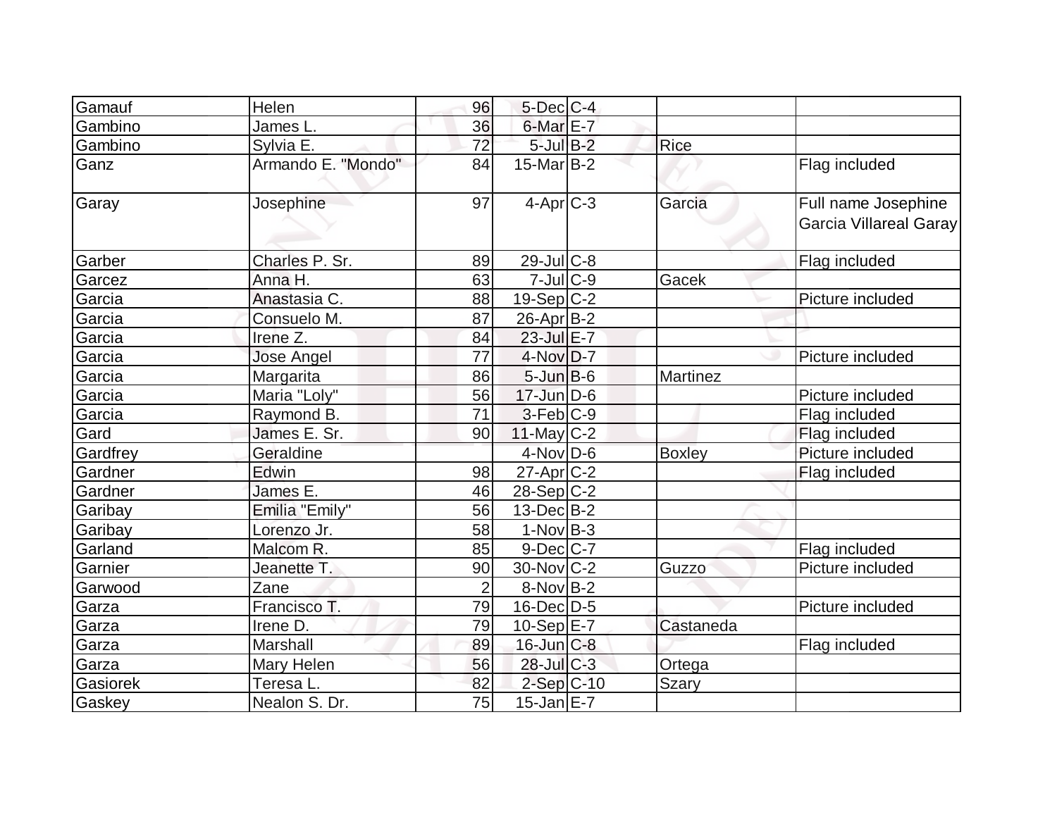| Gamauf | Helen | 96 | 5-Dec | C-4 | | |
|---|---|---|---|---|---|---|
| Gambino | James L. | 36 | 6-Mar | E-7 | | |
| Gambino | Sylvia E. | 72 | 5-Jul | B-2 | Rice | |
| Ganz | Armando E. "Mondo" | 84 | 15-Mar | B-2 | | Flag included |
| Garay | Josephine | 97 | 4-Apr | C-3 | Garcia | Full name Josephine Garcia Villareal Garay |
| Garber | Charles P. Sr. | 89 | 29-Jul | C-8 | | Flag included |
| Garcez | Anna H. | 63 | 7-Jul | C-9 | Gacek | |
| Garcia | Anastasia C. | 88 | 19-Sep | C-2 | | Picture included |
| Garcia | Consuelo M. | 87 | 26-Apr | B-2 | | |
| Garcia | Irene Z. | 84 | 23-Jul | E-7 | | |
| Garcia | Jose Angel | 77 | 4-Nov | D-7 | | Picture included |
| Garcia | Margarita | 86 | 5-Jun | B-6 | Martinez | |
| Garcia | Maria "Loly" | 56 | 17-Jun | D-6 | | Picture included |
| Garcia | Raymond B. | 71 | 3-Feb | C-9 | | Flag included |
| Gard | James E. Sr. | 90 | 11-May | C-2 | | Flag included |
| Gardfrey | Geraldine | | 4-Nov | D-6 | Boxley | Picture included |
| Gardner | Edwin | 98 | 27-Apr | C-2 | | Flag included |
| Gardner | James E. | 46 | 28-Sep | C-2 | | |
| Garibay | Emilia "Emily" | 56 | 13-Dec | B-2 | | |
| Garibay | Lorenzo Jr. | 58 | 1-Nov | B-3 | | |
| Garland | Malcom R. | 85 | 9-Dec | C-7 | | Flag included |
| Garnier | Jeanette T. | 90 | 30-Nov | C-2 | Guzzo | Picture included |
| Garwood | Zane | 2 | 8-Nov | B-2 | | |
| Garza | Francisco T. | 79 | 16-Dec | D-5 | | Picture included |
| Garza | Irene D. | 79 | 10-Sep | E-7 | Castaneda | |
| Garza | Marshall | 89 | 16-Jun | C-8 | | Flag included |
| Garza | Mary Helen | 56 | 28-Jul | C-3 | Ortega | |
| Gasiorek | Teresa L. | 82 | 2-Sep | C-10 | Szary | |
| Gaskey | Nealon S. Dr. | 75 | 15-Jan | E-7 | | |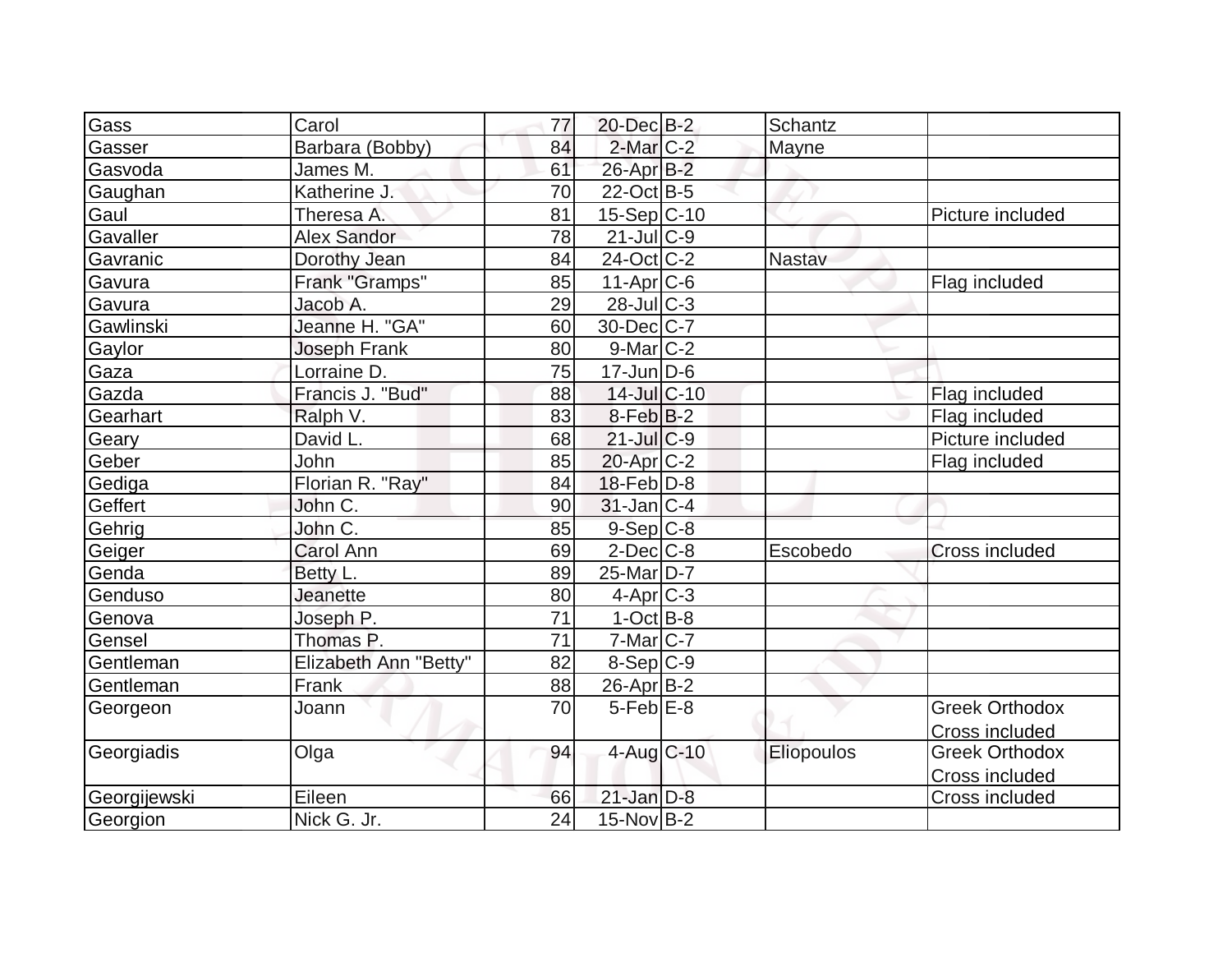| Gass | Carol | 77 | 20-Dec | B-2 | Schantz | |
|---|---|---|---|---|---|---|
| Gasser | Barbara (Bobby) | 84 | 2-Mar | C-2 | Mayne | |
| Gasvoda | James M. | 61 | 26-Apr | B-2 | | |
| Gaughan | Katherine J. | 70 | 22-Oct | B-5 | | |
| Gaul | Theresa A. | 81 | 15-Sep | C-10 | | Picture included |
| Gavaller | Alex Sandor | 78 | 21-Jul | C-9 | | |
| Gavranic | Dorothy Jean | 84 | 24-Oct | C-2 | Nastav | |
| Gavura | Frank "Gramps" | 85 | 11-Apr | C-6 | | Flag included |
| Gavura | Jacob A. | 29 | 28-Jul | C-3 | | |
| Gawlinski | Jeanne H. "GA" | 60 | 30-Dec | C-7 | | |
| Gaylor | Joseph Frank | 80 | 9-Mar | C-2 | | |
| Gaza | Lorraine D. | 75 | 17-Jun | D-6 | | |
| Gazda | Francis J. "Bud" | 88 | 14-Jul | C-10 | | Flag included |
| Gearhart | Ralph V. | 83 | 8-Feb | B-2 | | Flag included |
| Geary | David L. | 68 | 21-Jul | C-9 | | Picture included |
| Geber | John | 85 | 20-Apr | C-2 | | Flag included |
| Gediga | Florian R. "Ray" | 84 | 18-Feb | D-8 | | |
| Geffert | John C. | 90 | 31-Jan | C-4 | | |
| Gehrig | John C. | 85 | 9-Sep | C-8 | | |
| Geiger | Carol Ann | 69 | 2-Dec | C-8 | Escobedo | Cross included |
| Genda | Betty L. | 89 | 25-Mar | D-7 | | |
| Genduso | Jeanette | 80 | 4-Apr | C-3 | | |
| Genova | Joseph P. | 71 | 1-Oct | B-8 | | |
| Gensel | Thomas P. | 71 | 7-Mar | C-7 | | |
| Gentleman | Elizabeth Ann "Betty" | 82 | 8-Sep | C-9 | | |
| Gentleman | Frank | 88 | 26-Apr | B-2 | | |
| Georgeon | Joann | 70 | 5-Feb | E-8 | | Greek Orthodox Cross included |
| Georgiadis | Olga | 94 | 4-Aug | C-10 | Eliopoulos | Greek Orthodox Cross included |
| Georgijewski | Eileen | 66 | 21-Jan | D-8 | | Cross included |
| Georgion | Nick G. Jr. | 24 | 15-Nov | B-2 | | |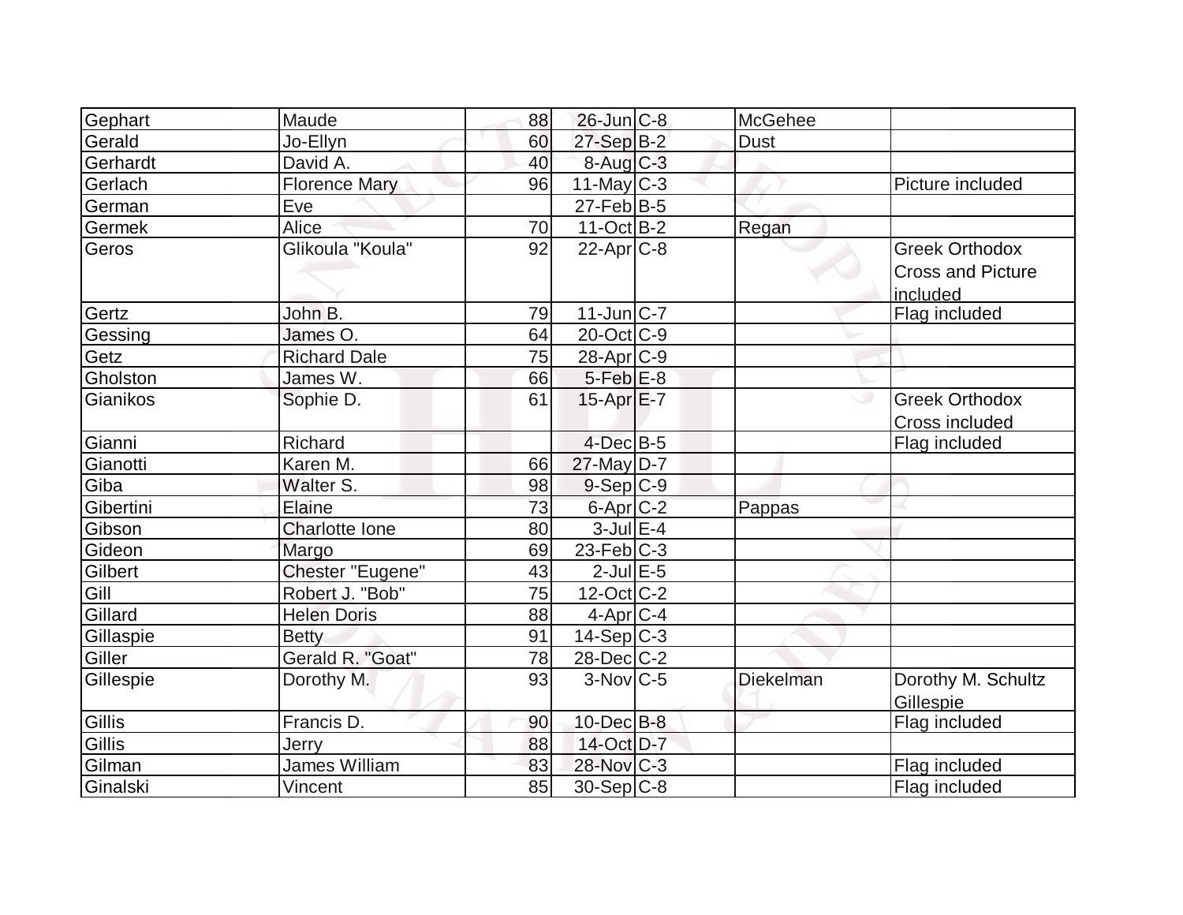| | | | | | | |
|---|---|---|---|---|---|---|
| Gephart | Maude | 88 | 26-Jun | C-8 | McGehee | |
| Gerald | Jo-Ellyn | 60 | 27-Sep | B-2 | Dust | |
| Gerhardt | David A. | 40 | 8-Aug | C-3 | | |
| Gerlach | Florence Mary | 96 | 11-May | C-3 | | Picture included |
| German | Eve | | 27-Feb | B-5 | | |
| Germek | Alice | 70 | 11-Oct | B-2 | Regan | |
| Geros | Glikoula "Koula" | 92 | 22-Apr | C-8 | | Greek Orthodox Cross and Picture included |
| Gertz | John B. | 79 | 11-Jun | C-7 | | Flag included |
| Gessing | James O. | 64 | 20-Oct | C-9 | | |
| Getz | Richard Dale | 75 | 28-Apr | C-9 | | |
| Gholston | James W. | 66 | 5-Feb | E-8 | | |
| Gianikos | Sophie D. | 61 | 15-Apr | E-7 | | Greek Orthodox Cross included |
| Gianni | Richard | | 4-Dec | B-5 | | Flag included |
| Gianotti | Karen M. | 66 | 27-May | D-7 | | |
| Giba | Walter S. | 98 | 9-Sep | C-9 | | |
| Gibertini | Elaine | 73 | 6-Apr | C-2 | Pappas | |
| Gibson | Charlotte Ione | 80 | 3-Jul | E-4 | | |
| Gideon | Margo | 69 | 23-Feb | C-3 | | |
| Gilbert | Chester "Eugene" | 43 | 2-Jul | E-5 | | |
| Gill | Robert J. "Bob" | 75 | 12-Oct | C-2 | | |
| Gillard | Helen Doris | 88 | 4-Apr | C-4 | | |
| Gillaspie | Betty | 91 | 14-Sep | C-3 | | |
| Giller | Gerald R. "Goat" | 78 | 28-Dec | C-2 | | |
| Gillespie | Dorothy M. | 93 | 3-Nov | C-5 | Diekelman | Dorothy M. Schultz Gillespie |
| Gillis | Francis D. | 90 | 10-Dec | B-8 | | Flag included |
| Gillis | Jerry | 88 | 14-Oct | D-7 | | |
| Gilman | James William | 83 | 28-Nov | C-3 | | Flag included |
| Ginalski | Vincent | 85 | 30-Sep | C-8 | | Flag included |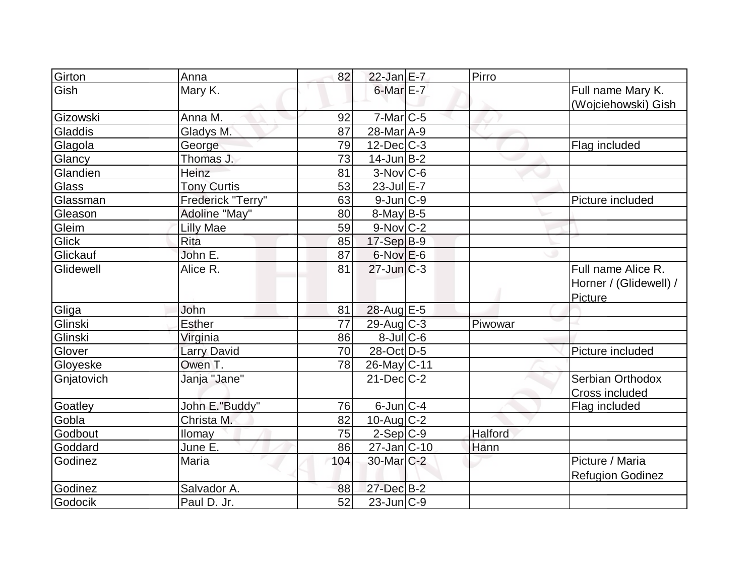| | | | | | | |
|---|---|---|---|---|---|---|
| Girton | Anna | 82 | 22-Jan | E-7 | Pirro | |
| Gish | Mary K. | | 6-Mar | E-7 | | Full name Mary K. (Wojciehowski) Gish |
| Gizowski | Anna M. | 92 | 7-Mar | C-5 | | |
| Gladdis | Gladys M. | 87 | 28-Mar | A-9 | | |
| Glagola | George | 79 | 12-Dec | C-3 | | Flag included |
| Glancy | Thomas J. | 73 | 14-Jun | B-2 | | |
| Glandien | Heinz | 81 | 3-Nov | C-6 | | |
| Glass | Tony Curtis | 53 | 23-Jul | E-7 | | |
| Glassman | Frederick "Terry" | 63 | 9-Jun | C-9 | | Picture included |
| Gleason | Adoline "May" | 80 | 8-May | B-5 | | |
| Gleim | Lilly Mae | 59 | 9-Nov | C-2 | | |
| Glick | Rita | 85 | 17-Sep | B-9 | | |
| Glickauf | John E. | 87 | 6-Nov | E-6 | | |
| Glidewell | Alice R. | 81 | 27-Jun | C-3 | | Full name Alice R. Horner / (Glidewell) / Picture |
| Gliga | John | 81 | 28-Aug | E-5 | | |
| Glinski | Esther | 77 | 29-Aug | C-3 | Piwowar | |
| Glinski | Virginia | 86 | 8-Jul | C-6 | | |
| Glover | Larry David | 70 | 28-Oct | D-5 | | Picture included |
| Gloyeske | Owen T. | 78 | 26-May | C-11 | | |
| Gnjatovich | Janja "Jane" | | 21-Dec | C-2 | | Serbian Orthodox Cross included |
| Goatley | John E."Buddy" | 76 | 6-Jun | C-4 | | Flag included |
| Gobla | Christa M. | 82 | 10-Aug | C-2 | | |
| Godbout | Ilomay | 75 | 2-Sep | C-9 | Halford | |
| Goddard | June E. | 86 | 27-Jan | C-10 | Hann | |
| Godinez | Maria | 104 | 30-Mar | C-2 | | Picture / Maria Refugion Godinez |
| Godinez | Salvador A. | 88 | 27-Dec | B-2 | | |
| Godocik | Paul D. Jr. | 52 | 23-Jun | C-9 | | |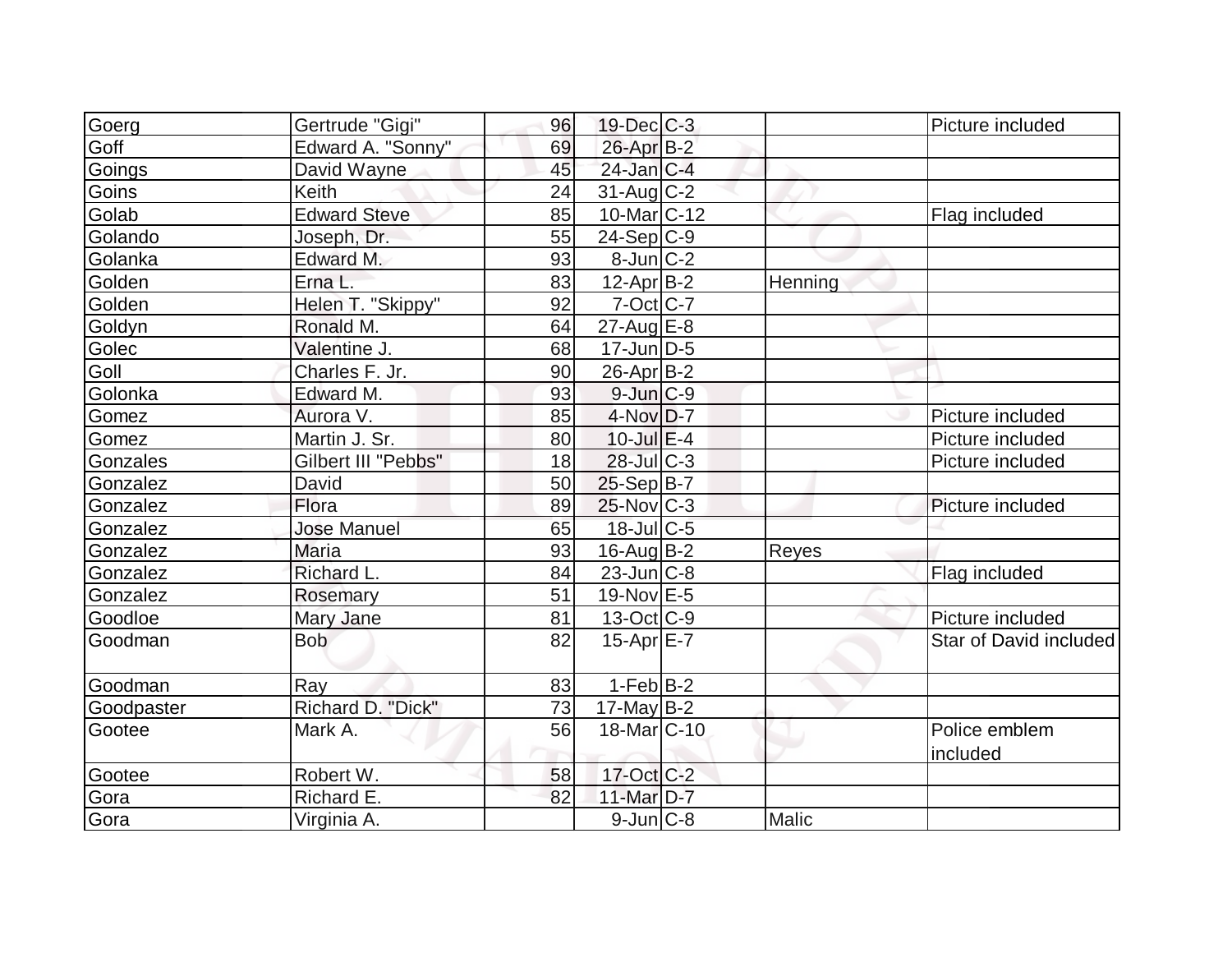| | | | | | | |
|---|---|---|---|---|---|---|
| Goerg | Gertrude "Gigi" | 96 | 19-Dec | C-3 | | Picture included |
| Goff | Edward A. "Sonny" | 69 | 26-Apr | B-2 | | |
| Goings | David Wayne | 45 | 24-Jan | C-4 | | |
| Goins | Keith | 24 | 31-Aug | C-2 | | |
| Golab | Edward Steve | 85 | 10-Mar | C-12 | | Flag included |
| Golando | Joseph, Dr. | 55 | 24-Sep | C-9 | | |
| Golanka | Edward M. | 93 | 8-Jun | C-2 | | |
| Golden | Erna L. | 83 | 12-Apr | B-2 | Henning | |
| Golden | Helen T. "Skippy" | 92 | 7-Oct | C-7 | | |
| Goldyn | Ronald M. | 64 | 27-Aug | E-8 | | |
| Golec | Valentine J. | 68 | 17-Jun | D-5 | | |
| Goll | Charles F. Jr. | 90 | 26-Apr | B-2 | | |
| Golonka | Edward M. | 93 | 9-Jun | C-9 | | |
| Gomez | Aurora V. | 85 | 4-Nov | D-7 | | Picture included |
| Gomez | Martin J. Sr. | 80 | 10-Jul | E-4 | | Picture included |
| Gonzales | Gilbert III "Pebbs" | 18 | 28-Jul | C-3 | | Picture included |
| Gonzalez | David | 50 | 25-Sep | B-7 | | |
| Gonzalez | Flora | 89 | 25-Nov | C-3 | | Picture included |
| Gonzalez | Jose Manuel | 65 | 18-Jul | C-5 | | |
| Gonzalez | Maria | 93 | 16-Aug | B-2 | Reyes | |
| Gonzalez | Richard L. | 84 | 23-Jun | C-8 | | Flag included |
| Gonzalez | Rosemary | 51 | 19-Nov | E-5 | | |
| Goodloe | Mary Jane | 81 | 13-Oct | C-9 | | Picture included |
| Goodman | Bob | 82 | 15-Apr | E-7 | | Star of David included |
| Goodman | Ray | 83 | 1-Feb | B-2 | | |
| Goodpaster | Richard D. "Dick" | 73 | 17-May | B-2 | | |
| Gootee | Mark A. | 56 | 18-Mar | C-10 | | Police emblem included |
| Gootee | Robert W. | 58 | 17-Oct | C-2 | | |
| Gora | Richard E. | 82 | 11-Mar | D-7 | | |
| Gora | Virginia A. | | 9-Jun | C-8 | Malic | |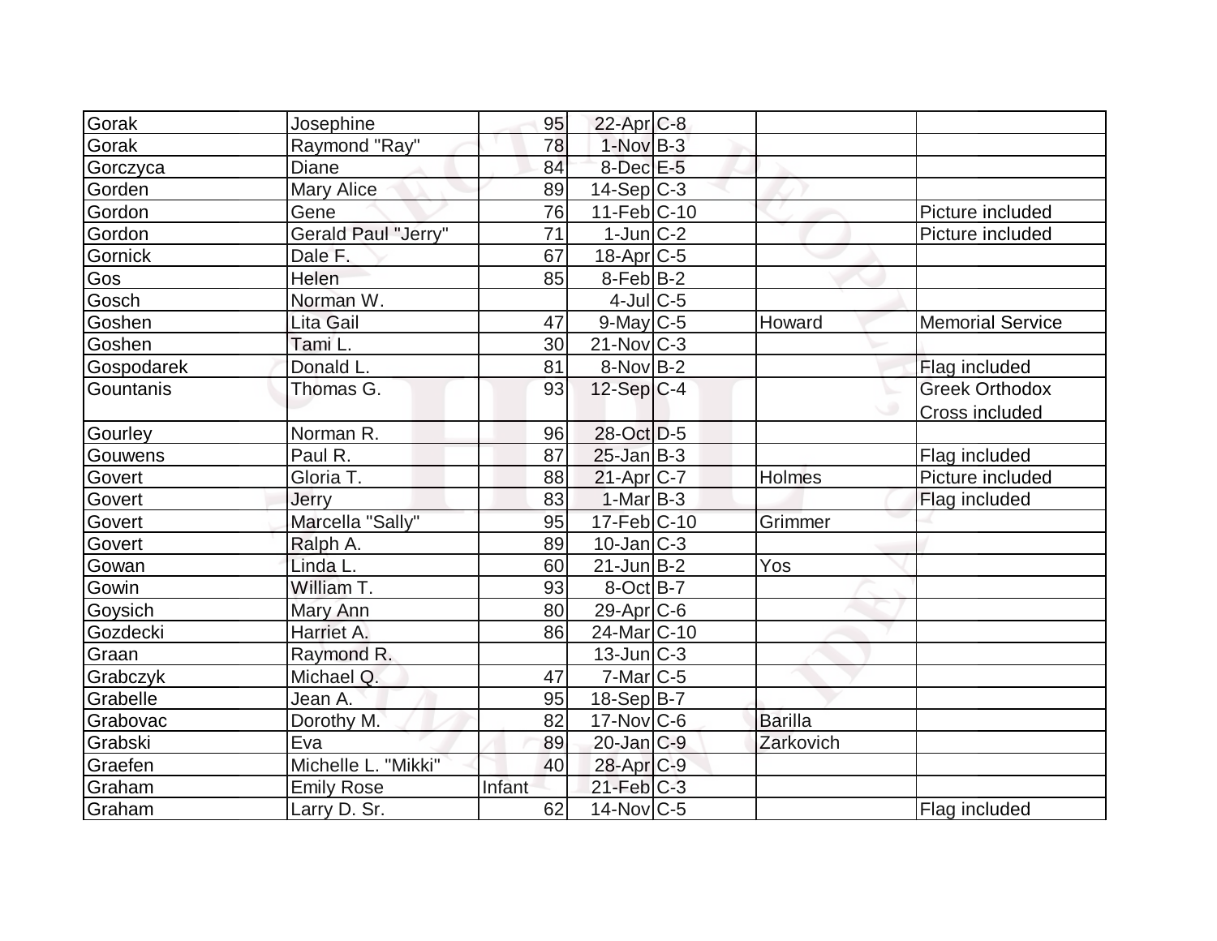| | | | | | | |
|---|---|---|---|---|---|---|
| Gorak | Josephine | 95 | 22-Apr | C-8 | | |
| Gorak | Raymond "Ray" | 78 | 1-Nov | B-3 | | |
| Gorczyca | Diane | 84 | 8-Dec | E-5 | | |
| Gorden | Mary Alice | 89 | 14-Sep | C-3 | | |
| Gordon | Gene | 76 | 11-Feb | C-10 | | Picture included |
| Gordon | Gerald Paul "Jerry" | 71 | 1-Jun | C-2 | | Picture included |
| Gornick | Dale F. | 67 | 18-Apr | C-5 | | |
| Gos | Helen | 85 | 8-Feb | B-2 | | |
| Gosch | Norman W. | | 4-Jul | C-5 | | |
| Goshen | Lita Gail | 47 | 9-May | C-5 | Howard | Memorial Service |
| Goshen | Tami L. | 30 | 21-Nov | C-3 | | |
| Gospodarek | Donald L. | 81 | 8-Nov | B-2 | | Flag included |
| Gountanis | Thomas G. | 93 | 12-Sep | C-4 | | Greek Orthodox Cross included |
| Gourley | Norman R. | 96 | 28-Oct | D-5 | | |
| Gouwens | Paul R. | 87 | 25-Jan | B-3 | | Flag included |
| Govert | Gloria T. | 88 | 21-Apr | C-7 | Holmes | Picture included |
| Govert | Jerry | 83 | 1-Mar | B-3 | | Flag included |
| Govert | Marcella "Sally" | 95 | 17-Feb | C-10 | Grimmer | |
| Govert | Ralph A. | 89 | 10-Jan | C-3 | | |
| Gowan | Linda L. | 60 | 21-Jun | B-2 | Yos | |
| Gowin | William T. | 93 | 8-Oct | B-7 | | |
| Goysich | Mary Ann | 80 | 29-Apr | C-6 | | |
| Gozdecki | Harriet A. | 86 | 24-Mar | C-10 | | |
| Graan | Raymond R. | | 13-Jun | C-3 | | |
| Grabczyk | Michael Q. | 47 | 7-Mar | C-5 | | |
| Grabelle | Jean A. | 95 | 18-Sep | B-7 | | |
| Grabovac | Dorothy M. | 82 | 17-Nov | C-6 | Barilla | |
| Grabski | Eva | 89 | 20-Jan | C-9 | Zarkovich | |
| Graefen | Michelle L. "Mikki" | 40 | 28-Apr | C-9 | | |
| Graham | Emily Rose | Infant | 21-Feb | C-3 | | |
| Graham | Larry D. Sr. | 62 | 14-Nov | C-5 | | Flag included |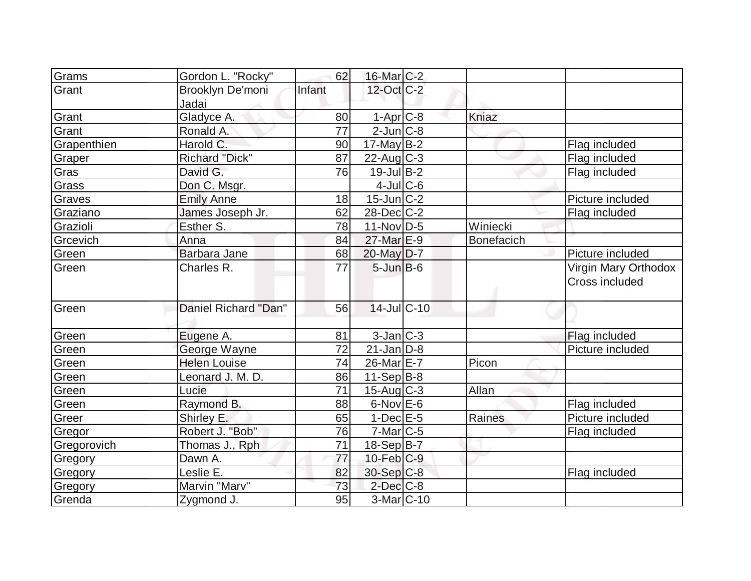| Grams | Gordon L. "Rocky" | 62 | 16-Mar | C-2 | | |
|---|---|---|---|---|---|---|
| Grant | Brooklyn De'moni Jadai | Infant | 12-Oct | C-2 | | |
| Grant | Gladyce A. | 80 | 1-Apr | C-8 | Kniaz | |
| Grant | Ronald A. | 77 | 2-Jun | C-8 | | |
| Grapenthien | Harold C. | 90 | 17-May | B-2 | | Flag included |
| Graper | Richard "Dick" | 87 | 22-Aug | C-3 | | Flag included |
| Gras | David G. | 76 | 19-Jul | B-2 | | Flag included |
| Grass | Don C. Msgr. | | 4-Jul | C-6 | | |
| Graves | Emily Anne | 18 | 15-Jun | C-2 | | Picture included |
| Graziano | James Joseph Jr. | 62 | 28-Dec | C-2 | | Flag included |
| Grazioli | Esther S. | 78 | 11-Nov | D-5 | Winiecki | |
| Grcevich | Anna | 84 | 27-Mar | E-9 | Bonefacich | |
| Green | Barbara Jane | 68 | 20-May | D-7 | | Picture included |
| Green | Charles R. | 77 | 5-Jun | B-6 | | Virgin Mary Orthodox Cross included |
| Green | Daniel Richard "Dan" | 56 | 14-Jul | C-10 | | |
| Green | Eugene A. | 81 | 3-Jan | C-3 | | Flag included |
| Green | George Wayne | 72 | 21-Jan | D-8 | | Picture included |
| Green | Helen Louise | 74 | 26-Mar | E-7 | Picon | |
| Green | Leonard J. M. D. | 86 | 11-Sep | B-8 | | |
| Green | Lucie | 71 | 15-Aug | C-3 | Allan | |
| Green | Raymond B. | 88 | 6-Nov | E-6 | | Flag included |
| Greer | Shirley E. | 65 | 1-Dec | E-5 | Raines | Picture included |
| Gregor | Robert J. "Bob" | 76 | 7-Mar | C-5 | | Flag included |
| Gregorovich | Thomas J., Rph | 71 | 18-Sep | B-7 | | |
| Gregory | Dawn A. | 77 | 10-Feb | C-9 | | |
| Gregory | Leslie E. | 82 | 30-Sep | C-8 | | Flag included |
| Gregory | Marvin "Marv" | 73 | 2-Dec | C-8 | | |
| Grenda | Zygmond J. | 95 | 3-Mar | C-10 | | |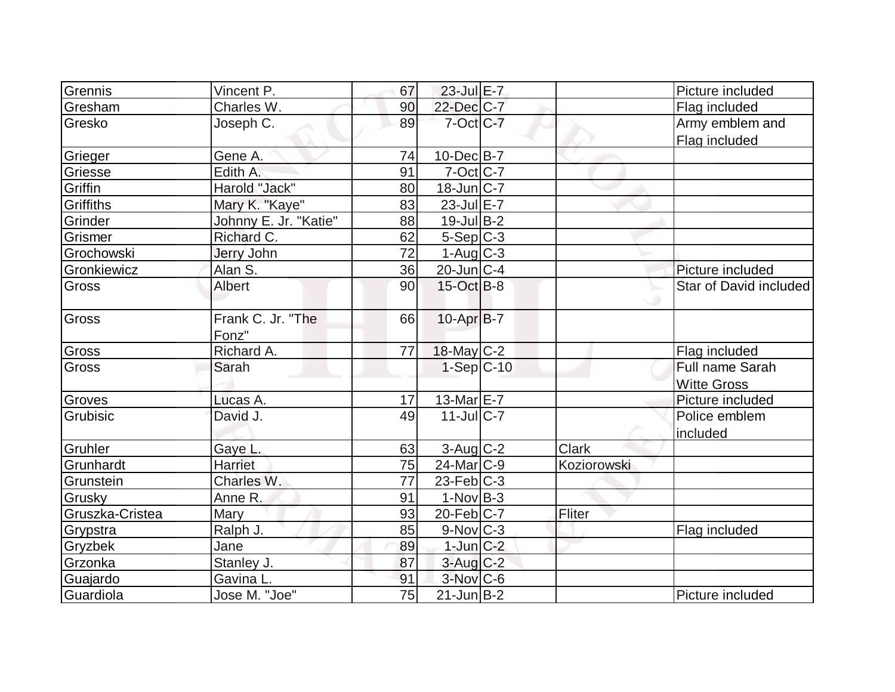| | | | | | | |
|---|---|---|---|---|---|---|
| Grennis | Vincent P. | 67 | 23-Jul | E-7 | | Picture included |
| Gresham | Charles W. | 90 | 22-Dec | C-7 | | Flag included |
| Gresko | Joseph C. | 89 | 7-Oct | C-7 | | Army emblem and Flag included |
| Grieger | Gene A. | 74 | 10-Dec | B-7 | | |
| Griesse | Edith A. | 91 | 7-Oct | C-7 | | |
| Griffin | Harold "Jack" | 80 | 18-Jun | C-7 | | |
| Griffiths | Mary K. "Kaye" | 83 | 23-Jul | E-7 | | |
| Grinder | Johnny E. Jr. "Katie" | 88 | 19-Jul | B-2 | | |
| Grismer | Richard C. | 62 | 5-Sep | C-3 | | |
| Grochowski | Jerry John | 72 | 1-Aug | C-3 | | |
| Gronkiewicz | Alan S. | 36 | 20-Jun | C-4 | | Picture included |
| Gross | Albert | 90 | 15-Oct | B-8 | | Star of David included |
| Gross | Frank C. Jr. "The Fonz" | 66 | 10-Apr | B-7 | | |
| Gross | Richard A. | 77 | 18-May | C-2 | | Flag included |
| Gross | Sarah | | 1-Sep | C-10 | | Full name Sarah Witte Gross |
| Groves | Lucas A. | 17 | 13-Mar | E-7 | | Picture included |
| Grubisic | David J. | 49 | 11-Jul | C-7 | | Police emblem included |
| Gruhler | Gaye L. | 63 | 3-Aug | C-2 | Clark | |
| Grunhardt | Harriet | 75 | 24-Mar | C-9 | Koziorowski | |
| Grunstein | Charles W. | 77 | 23-Feb | C-3 | | |
| Grusky | Anne R. | 91 | 1-Nov | B-3 | | |
| Gruszka-Cristea | Mary | 93 | 20-Feb | C-7 | Fliter | |
| Grypstra | Ralph J. | 85 | 9-Nov | C-3 | | Flag included |
| Gryzbek | Jane | 89 | 1-Jun | C-2 | | |
| Grzonka | Stanley J. | 87 | 3-Aug | C-2 | | |
| Guajardo | Gavina L. | 91 | 3-Nov | C-6 | | |
| Guardiola | Jose M. "Joe" | 75 | 21-Jun | B-2 | | Picture included |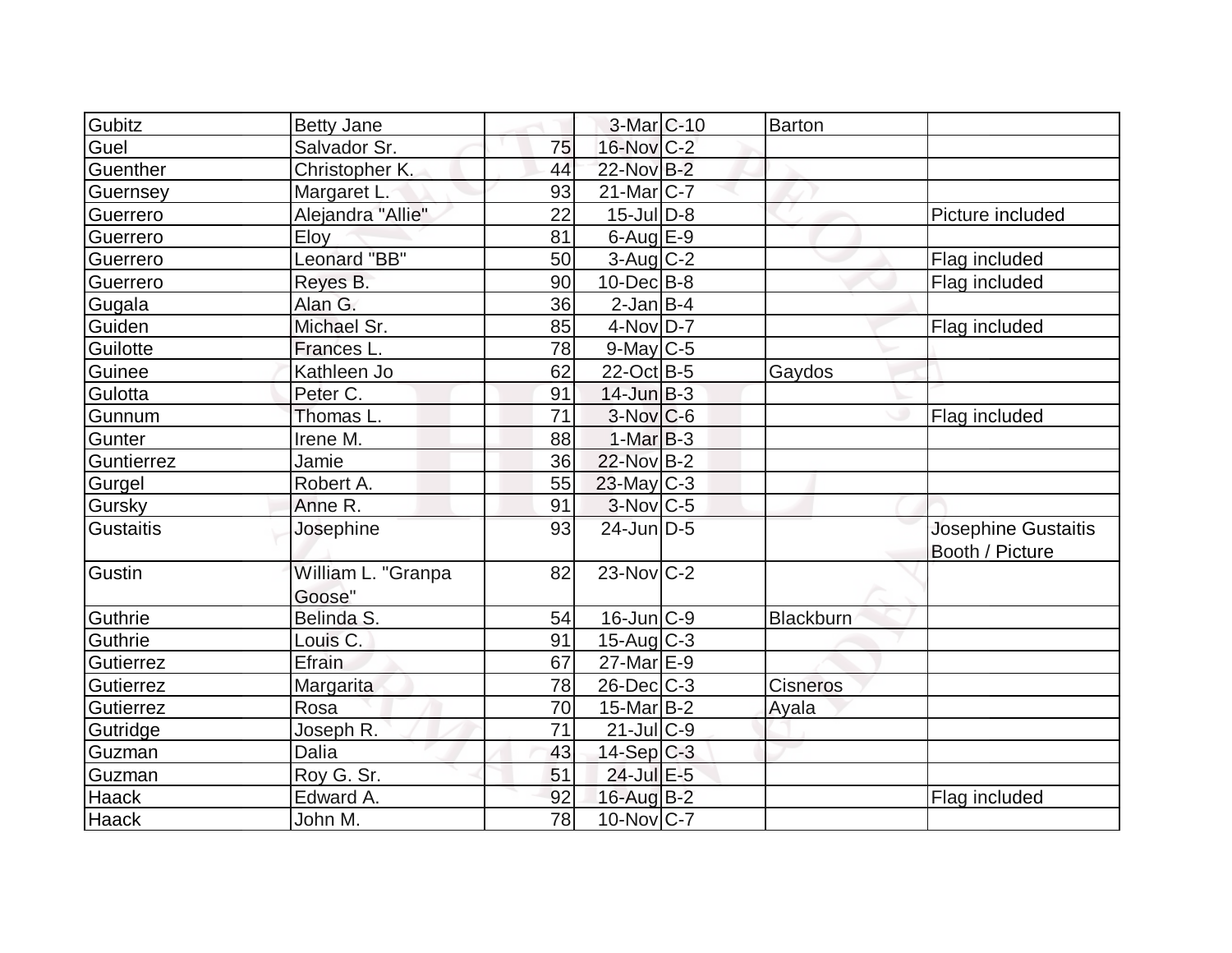| | | | | | | |
|---|---|---|---|---|---|---|
| Gubitz | Betty Jane | | 3-Mar | C-10 | Barton | |
| Guel | Salvador Sr. | 75 | 16-Nov | C-2 | | |
| Guenther | Christopher K. | 44 | 22-Nov | B-2 | | |
| Guernsey | Margaret L. | 93 | 21-Mar | C-7 | | |
| Guerrero | Alejandra "Allie" | 22 | 15-Jul | D-8 | | Picture included |
| Guerrero | Eloy | 81 | 6-Aug | E-9 | | |
| Guerrero | Leonard "BB" | 50 | 3-Aug | C-2 | | Flag included |
| Guerrero | Reyes B. | 90 | 10-Dec | B-8 | | Flag included |
| Gugala | Alan G. | 36 | 2-Jan | B-4 | | |
| Guiden | Michael Sr. | 85 | 4-Nov | D-7 | | Flag included |
| Guilotte | Frances L. | 78 | 9-May | C-5 | | |
| Guinee | Kathleen Jo | 62 | 22-Oct | B-5 | Gaydos | |
| Gulotta | Peter C. | 91 | 14-Jun | B-3 | | |
| Gunnum | Thomas L. | 71 | 3-Nov | C-6 | | Flag included |
| Gunter | Irene M. | 88 | 1-Mar | B-3 | | |
| Guntierrez | Jamie | 36 | 22-Nov | B-2 | | |
| Gurgel | Robert A. | 55 | 23-May | C-3 | | |
| Gursky | Anne R. | 91 | 3-Nov | C-5 | | |
| Gustaitis | Josephine | 93 | 24-Jun | D-5 | | Josephine Gustaitis Booth / Picture |
| Gustin | William L. "Granpa Goose" | 82 | 23-Nov | C-2 | | |
| Guthrie | Belinda S. | 54 | 16-Jun | C-9 | Blackburn | |
| Guthrie | Louis C. | 91 | 15-Aug | C-3 | | |
| Gutierrez | Efrain | 67 | 27-Mar | E-9 | | |
| Gutierrez | Margarita | 78 | 26-Dec | C-3 | Cisneros | |
| Gutierrez | Rosa | 70 | 15-Mar | B-2 | Ayala | |
| Gutridge | Joseph R. | 71 | 21-Jul | C-9 | | |
| Guzman | Dalia | 43 | 14-Sep | C-3 | | |
| Guzman | Roy G. Sr. | 51 | 24-Jul | E-5 | | |
| Haack | Edward A. | 92 | 16-Aug | B-2 | | Flag included |
| Haack | John M. | 78 | 10-Nov | C-7 | | |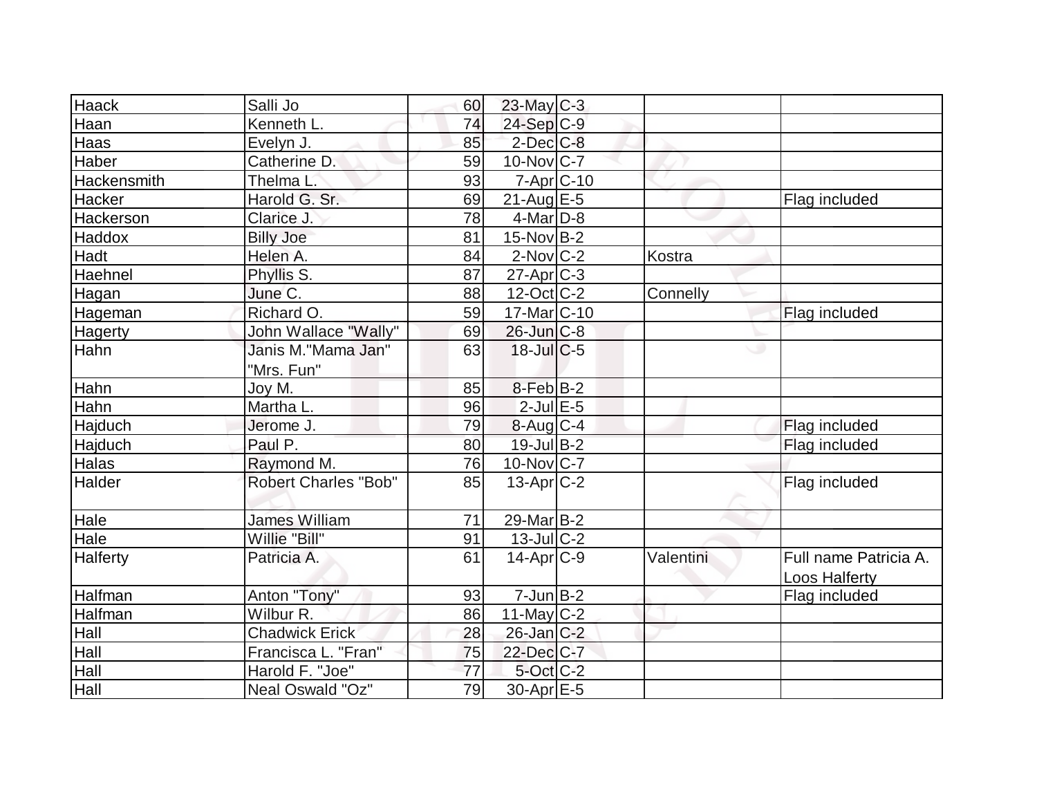| | | | | | | |
|---|---|---|---|---|---|---|
| Haack | Salli Jo | 60 | 23-May | C-3 | | |
| Haan | Kenneth L. | 74 | 24-Sep | C-9 | | |
| Haas | Evelyn J. | 85 | 2-Dec | C-8 | | |
| Haber | Catherine D. | 59 | 10-Nov | C-7 | | |
| Hackensmith | Thelma L. | 93 | 7-Apr | C-10 | | |
| Hacker | Harold G. Sr. | 69 | 21-Aug | E-5 | | Flag included |
| Hackerson | Clarice J. | 78 | 4-Mar | D-8 | | |
| Haddox | Billy Joe | 81 | 15-Nov | B-2 | | |
| Hadt | Helen A. | 84 | 2-Nov | C-2 | Kostra | |
| Haehnel | Phyllis S. | 87 | 27-Apr | C-3 | | |
| Hagan | June C. | 88 | 12-Oct | C-2 | Connelly | |
| Hageman | Richard O. | 59 | 17-Mar | C-10 | | Flag included |
| Hagerty | John Wallace "Wally" | 69 | 26-Jun | C-8 | | |
| Hahn | Janis M."Mama Jan" "Mrs. Fun" | 63 | 18-Jul | C-5 | | |
| Hahn | Joy M. | 85 | 8-Feb | B-2 | | |
| Hahn | Martha L. | 96 | 2-Jul | E-5 | | |
| Hajduch | Jerome J. | 79 | 8-Aug | C-4 | | Flag included |
| Hajduch | Paul P. | 80 | 19-Jul | B-2 | | Flag included |
| Halas | Raymond M. | 76 | 10-Nov | C-7 | | |
| Halder | Robert Charles "Bob" | 85 | 13-Apr | C-2 | | Flag included |
| Hale | James William | 71 | 29-Mar | B-2 | | |
| Hale | Willie "Bill" | 91 | 13-Jul | C-2 | | |
| Halferty | Patricia A. | 61 | 14-Apr | C-9 | Valentini | Full name Patricia A. Loos Halferty |
| Halfman | Anton "Tony" | 93 | 7-Jun | B-2 | | Flag included |
| Halfman | Wilbur R. | 86 | 11-May | C-2 | | |
| Hall | Chadwick Erick | 28 | 26-Jan | C-2 | | |
| Hall | Francisca L. "Fran" | 75 | 22-Dec | C-7 | | |
| Hall | Harold F. "Joe" | 77 | 5-Oct | C-2 | | |
| Hall | Neal Oswald "Oz" | 79 | 30-Apr | E-5 | | |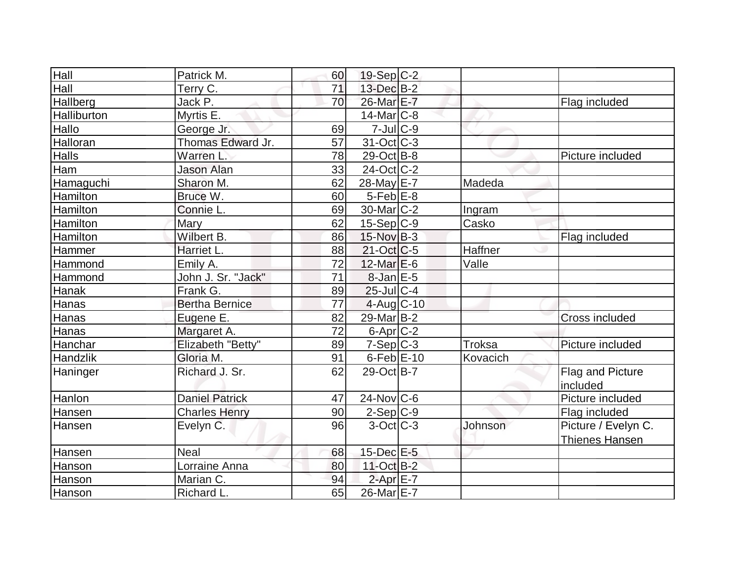| | | | | | | |
|---|---|---|---|---|---|---|
| Hall | Patrick M. | 60 | 19-Sep | C-2 | | |
| Hall | Terry C. | 71 | 13-Dec | B-2 | | |
| Hallberg | Jack P. | 70 | 26-Mar | E-7 | | Flag included |
| Halliburton | Myrtis E. | | 14-Mar | C-8 | | |
| Hallo | George Jr. | 69 | 7-Jul | C-9 | | |
| Halloran | Thomas Edward Jr. | 57 | 31-Oct | C-3 | | |
| Halls | Warren L. | 78 | 29-Oct | B-8 | | Picture included |
| Ham | Jason Alan | 33 | 24-Oct | C-2 | | |
| Hamaguchi | Sharon M. | 62 | 28-May | E-7 | Madeda | |
| Hamilton | Bruce W. | 60 | 5-Feb | E-8 | | |
| Hamilton | Connie L. | 69 | 30-Mar | C-2 | Ingram | |
| Hamilton | Mary | 62 | 15-Sep | C-9 | Casko | |
| Hamilton | Wilbert B. | 86 | 15-Nov | B-3 | | Flag included |
| Hammer | Harriet L. | 88 | 21-Oct | C-5 | Haffner | |
| Hammond | Emily A. | 72 | 12-Mar | E-6 | Valle | |
| Hammond | John J. Sr. "Jack" | 71 | 8-Jan | E-5 | | |
| Hanak | Frank G. | 89 | 25-Jul | C-4 | | |
| Hanas | Bertha Bernice | 77 | 4-Aug | C-10 | | |
| Hanas | Eugene E. | 82 | 29-Mar | B-2 | | Cross included |
| Hanas | Margaret A. | 72 | 6-Apr | C-2 | | |
| Hanchar | Elizabeth "Betty" | 89 | 7-Sep | C-3 | Troksa | Picture included |
| Handzlik | Gloria M. | 91 | 6-Feb | E-10 | Kovacich | |
| Haninger | Richard J. Sr. | 62 | 29-Oct | B-7 | | Flag and Picture included |
| Hanlon | Daniel Patrick | 47 | 24-Nov | C-6 | | Picture included |
| Hansen | Charles Henry | 90 | 2-Sep | C-9 | | Flag included |
| Hansen | Evelyn C. | 96 | 3-Oct | C-3 | Johnson | Picture / Evelyn C. Thienes Hansen |
| Hansen | Neal | 68 | 15-Dec | E-5 | | |
| Hanson | Lorraine Anna | 80 | 11-Oct | B-2 | | |
| Hanson | Marian C. | 94 | 2-Apr | E-7 | | |
| Hanson | Richard L. | 65 | 26-Mar | E-7 | | |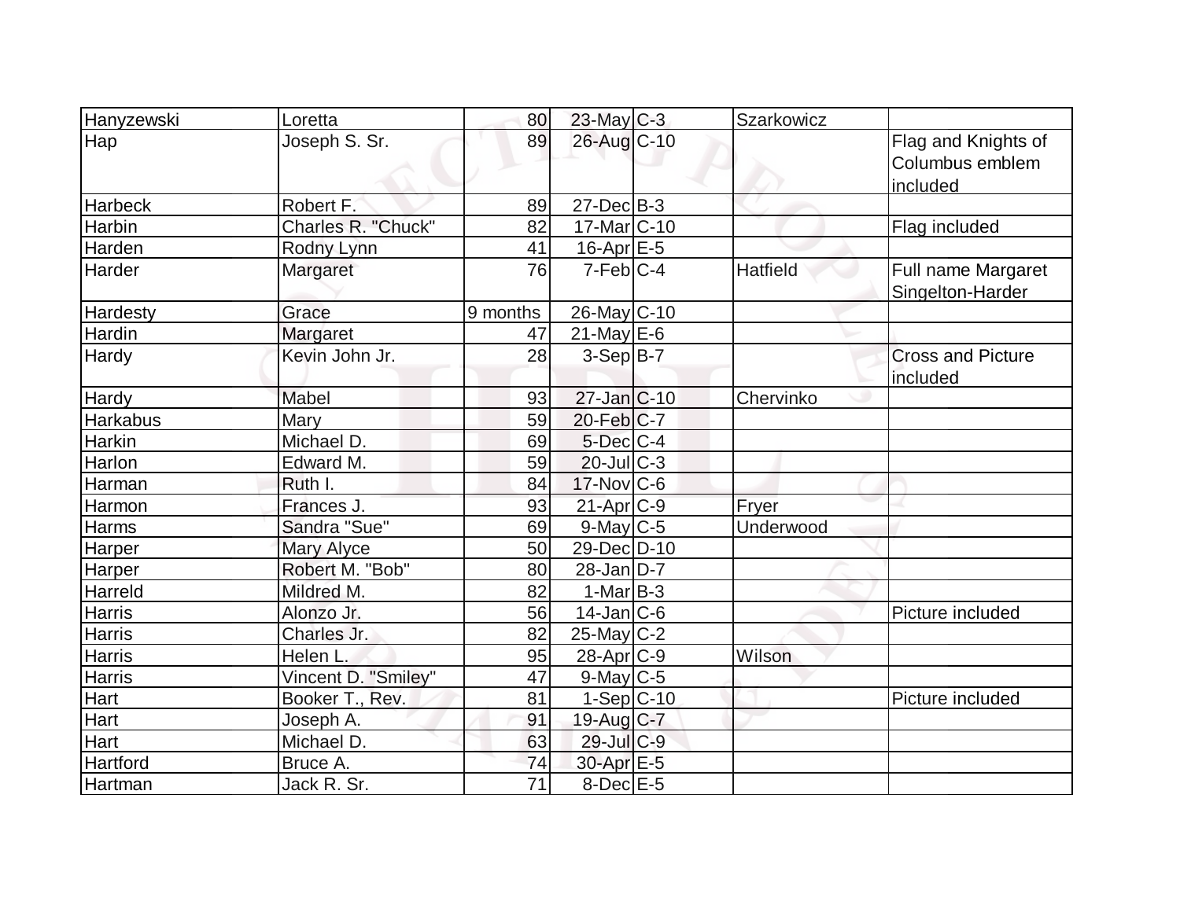| Hanyzewski | Loretta | 80 | 23-May | C-3 | Szarkowicz | |
|---|---|---|---|---|---|---|
| Hap | Joseph S. Sr. | 89 | 26-Aug | C-10 | | Flag and Knights of Columbus emblem included |
| Harbeck | Robert F. | 89 | 27-Dec | B-3 | | |
| Harbin | Charles R. "Chuck" | 82 | 17-Mar | C-10 | | Flag included |
| Harden | Rodny Lynn | 41 | 16-Apr | E-5 | | |
| Harder | Margaret | 76 | 7-Feb | C-4 | Hatfield | Full name Margaret Singelton-Harder |
| Hardesty | Grace | 9 months | 26-May | C-10 | | |
| Hardin | Margaret | 47 | 21-May | E-6 | | |
| Hardy | Kevin John Jr. | 28 | 3-Sep | B-7 | | Cross and Picture included |
| Hardy | Mabel | 93 | 27-Jan | C-10 | Chervinko | |
| Harkabus | Mary | 59 | 20-Feb | C-7 | | |
| Harkin | Michael D. | 69 | 5-Dec | C-4 | | |
| Harlon | Edward M. | 59 | 20-Jul | C-3 | | |
| Harman | Ruth I. | 84 | 17-Nov | C-6 | | |
| Harmon | Frances J. | 93 | 21-Apr | C-9 | Fryer | |
| Harms | Sandra "Sue" | 69 | 9-May | C-5 | Underwood | |
| Harper | Mary Alyce | 50 | 29-Dec | D-10 | | |
| Harper | Robert M. "Bob" | 80 | 28-Jan | D-7 | | |
| Harreld | Mildred M. | 82 | 1-Mar | B-3 | | |
| Harris | Alonzo Jr. | 56 | 14-Jan | C-6 | | Picture included |
| Harris | Charles Jr. | 82 | 25-May | C-2 | | |
| Harris | Helen L. | 95 | 28-Apr | C-9 | Wilson | |
| Harris | Vincent D. "Smiley" | 47 | 9-May | C-5 | | |
| Hart | Booker T., Rev. | 81 | 1-Sep | C-10 | | Picture included |
| Hart | Joseph A. | 91 | 19-Aug | C-7 | | |
| Hart | Michael D. | 63 | 29-Jul | C-9 | | |
| Hartford | Bruce A. | 74 | 30-Apr | E-5 | | |
| Hartman | Jack R. Sr. | 71 | 8-Dec | E-5 | | |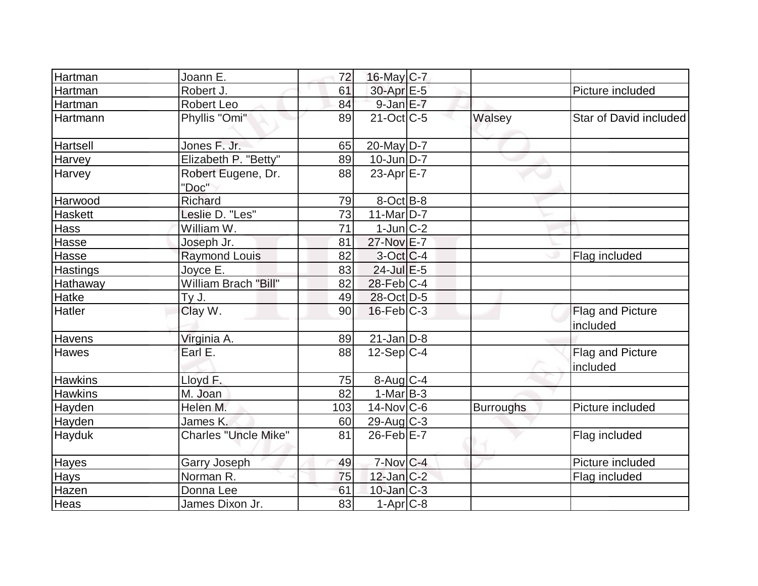| Hartman | Joann E. | 72 | 16-May | C-7 | | |
|---|---|---|---|---|---|---|
| Hartman | Robert J. | 61 | 30-Apr | E-5 | | Picture included |
| Hartman | Robert Leo | 84 | 9-Jan | E-7 | | |
| Hartmann | Phyllis "Omi" | 89 | 21-Oct | C-5 | Walsey | Star of David included |
| Hartsell | Jones F. Jr. | 65 | 20-May | D-7 | | |
| Harvey | Elizabeth P. "Betty" | 89 | 10-Jun | D-7 | | |
| Harvey | Robert Eugene, Dr. "Doc" | 88 | 23-Apr | E-7 | | |
| Harwood | Richard | 79 | 8-Oct | B-8 | | |
| Haskett | Leslie D. "Les" | 73 | 11-Mar | D-7 | | |
| Hass | William W. | 71 | 1-Jun | C-2 | | |
| Hasse | Joseph Jr. | 81 | 27-Nov | E-7 | | |
| Hasse | Raymond Louis | 82 | 3-Oct | C-4 | | Flag included |
| Hastings | Joyce E. | 83 | 24-Jul | E-5 | | |
| Hathaway | William Brach "Bill" | 82 | 28-Feb | C-4 | | |
| Hatke | Ty J. | 49 | 28-Oct | D-5 | | |
| Hatler | Clay W. | 90 | 16-Feb | C-3 | | Flag and Picture included |
| Havens | Virginia A. | 89 | 21-Jan | D-8 | | |
| Hawes | Earl E. | 88 | 12-Sep | C-4 | | Flag and Picture included |
| Hawkins | Lloyd F. | 75 | 8-Aug | C-4 | | |
| Hawkins | M. Joan | 82 | 1-Mar | B-3 | | |
| Hayden | Helen M. | 103 | 14-Nov | C-6 | Burroughs | Picture included |
| Hayden | James K. | 60 | 29-Aug | C-3 | | |
| Hayduk | Charles "Uncle Mike" | 81 | 26-Feb | E-7 | | Flag included |
| Hayes | Garry Joseph | 49 | 7-Nov | C-4 | | Picture included |
| Hays | Norman R. | 75 | 12-Jan | C-2 | | Flag included |
| Hazen | Donna Lee | 61 | 10-Jan | C-3 | | |
| Heas | James Dixon Jr. | 83 | 1-Apr | C-8 | | |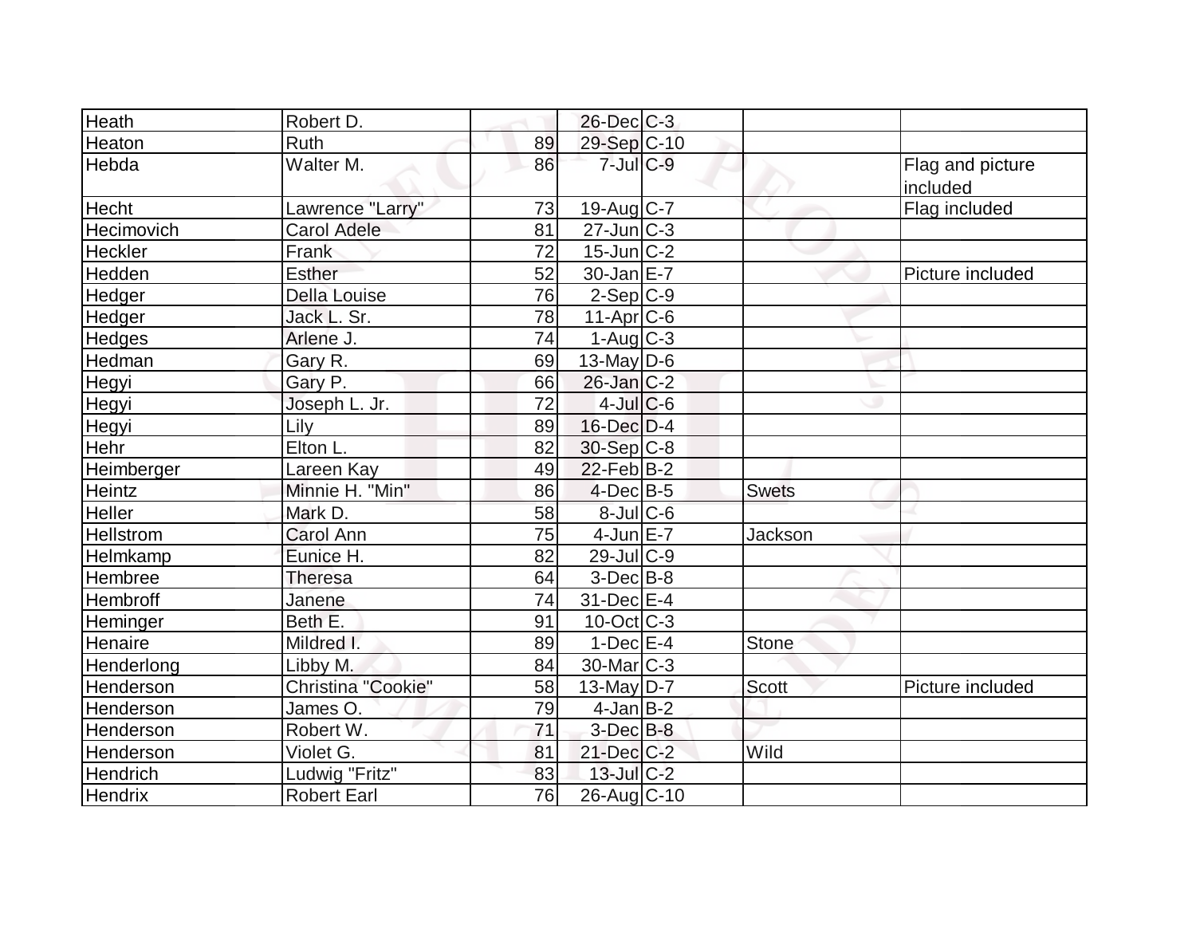| | | | | | | |
|---|---|---|---|---|---|---|
| Heath | Robert D. | | 26-Dec | C-3 | | |
| Heaton | Ruth | 89 | 29-Sep | C-10 | | |
| Hebda | Walter M. | 86 | 7-Jul | C-9 | | Flag and picture included |
| Hecht | Lawrence "Larry" | 73 | 19-Aug | C-7 | | Flag included |
| Hecimovich | Carol Adele | 81 | 27-Jun | C-3 | | |
| Heckler | Frank | 72 | 15-Jun | C-2 | | |
| Hedden | Esther | 52 | 30-Jan | E-7 | | Picture included |
| Hedger | Della Louise | 76 | 2-Sep | C-9 | | |
| Hedger | Jack L. Sr. | 78 | 11-Apr | C-6 | | |
| Hedges | Arlene J. | 74 | 1-Aug | C-3 | | |
| Hedman | Gary R. | 69 | 13-May | D-6 | | |
| Hegyi | Gary P. | 66 | 26-Jan | C-2 | | |
| Hegyi | Joseph L. Jr. | 72 | 4-Jul | C-6 | | |
| Hegyi | Lily | 89 | 16-Dec | D-4 | | |
| Hehr | Elton L. | 82 | 30-Sep | C-8 | | |
| Heimberger | Lareen Kay | 49 | 22-Feb | B-2 | | |
| Heintz | Minnie H. "Min" | 86 | 4-Dec | B-5 | Swets | |
| Heller | Mark D. | 58 | 8-Jul | C-6 | | |
| Hellstrom | Carol Ann | 75 | 4-Jun | E-7 | Jackson | |
| Helmkamp | Eunice H. | 82 | 29-Jul | C-9 | | |
| Hembree | Theresa | 64 | 3-Dec | B-8 | | |
| Hembroff | Janene | 74 | 31-Dec | E-4 | | |
| Heminger | Beth E. | 91 | 10-Oct | C-3 | | |
| Henaire | Mildred I. | 89 | 1-Dec | E-4 | Stone | |
| Henderlong | Libby M. | 84 | 30-Mar | C-3 | | |
| Henderson | Christina "Cookie" | 58 | 13-May | D-7 | Scott | Picture included |
| Henderson | James O. | 79 | 4-Jan | B-2 | | |
| Henderson | Robert W. | 71 | 3-Dec | B-8 | | |
| Henderson | Violet G. | 81 | 21-Dec | C-2 | Wild | |
| Hendrich | Ludwig "Fritz" | 83 | 13-Jul | C-2 | | |
| Hendrix | Robert Earl | 76 | 26-Aug | C-10 | | |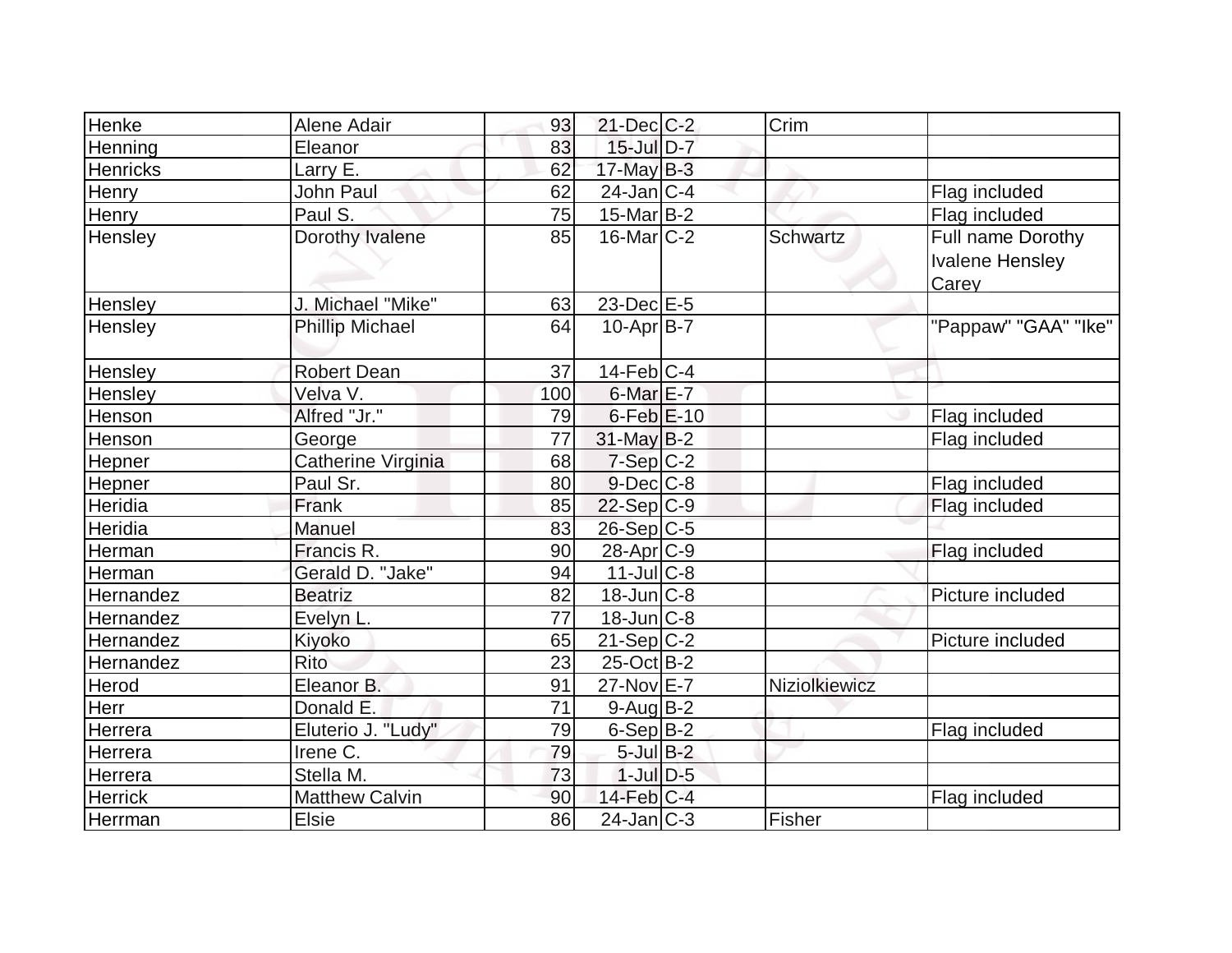| Henke | Alene Adair | 93 | 21-Dec | C-2 | Crim | |
|---|---|---|---|---|---|---|
| Henning | Eleanor | 83 | 15-Jul | D-7 | | |
| Henricks | Larry E. | 62 | 17-May | B-3 | | |
| Henry | John Paul | 62 | 24-Jan | C-4 | | Flag included |
| Henry | Paul S. | 75 | 15-Mar | B-2 | | Flag included |
| Hensley | Dorothy Ivalene | 85 | 16-Mar | C-2 | Schwartz | Full name Dorothy Ivalene Hensley Carey |
| Hensley | J. Michael "Mike" | 63 | 23-Dec | E-5 | | |
| Hensley | Phillip Michael | 64 | 10-Apr | B-7 | | "Pappaw" "GAA" "Ike" |
| Hensley | Robert Dean | 37 | 14-Feb | C-4 | | |
| Hensley | Velva V. | 100 | 6-Mar | E-7 | | |
| Henson | Alfred "Jr." | 79 | 6-Feb | E-10 | | Flag included |
| Henson | George | 77 | 31-May | B-2 | | Flag included |
| Hepner | Catherine Virginia | 68 | 7-Sep | C-2 | | |
| Hepner | Paul Sr. | 80 | 9-Dec | C-8 | | Flag included |
| Heridia | Frank | 85 | 22-Sep | C-9 | | Flag included |
| Heridia | Manuel | 83 | 26-Sep | C-5 | | |
| Herman | Francis R. | 90 | 28-Apr | C-9 | | Flag included |
| Herman | Gerald D. "Jake" | 94 | 11-Jul | C-8 | | |
| Hernandez | Beatriz | 82 | 18-Jun | C-8 | | Picture included |
| Hernandez | Evelyn L. | 77 | 18-Jun | C-8 | | |
| Hernandez | Kiyoko | 65 | 21-Sep | C-2 | | Picture included |
| Hernandez | Rito | 23 | 25-Oct | B-2 | | |
| Herod | Eleanor B. | 91 | 27-Nov | E-7 | Niziolkiewicz | |
| Herr | Donald E. | 71 | 9-Aug | B-2 | | |
| Herrera | Eluterio J. "Ludy" | 79 | 6-Sep | B-2 | | Flag included |
| Herrera | Irene C. | 79 | 5-Jul | B-2 | | |
| Herrera | Stella M. | 73 | 1-Jul | D-5 | | |
| Herrick | Matthew Calvin | 90 | 14-Feb | C-4 | | Flag included |
| Herrman | Elsie | 86 | 24-Jan | C-3 | Fisher | |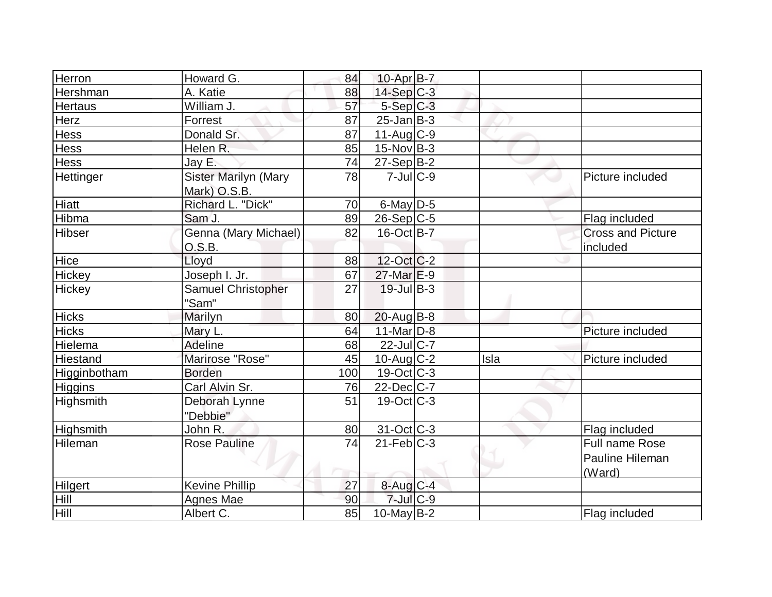| | | | | | | |
|---|---|---|---|---|---|---|
| Herron | Howard G. | 84 | 10-Apr | B-7 | | |
| Hershman | A. Katie | 88 | 14-Sep | C-3 | | |
| Hertaus | William J. | 57 | 5-Sep | C-3 | | |
| Herz | Forrest | 87 | 25-Jan | B-3 | | |
| Hess | Donald Sr. | 87 | 11-Aug | C-9 | | |
| Hess | Helen R. | 85 | 15-Nov | B-3 | | |
| Hess | Jay E. | 74 | 27-Sep | B-2 | | |
| Hettinger | Sister Marilyn (Mary Mark) O.S.B. | 78 | 7-Jul | C-9 | | Picture included |
| Hiatt | Richard L. "Dick" | 70 | 6-May | D-5 | | |
| Hibma | Sam J. | 89 | 26-Sep | C-5 | | Flag included |
| Hibser | Genna (Mary Michael) O.S.B. | 82 | 16-Oct | B-7 | | Cross and Picture included |
| Hice | Lloyd | 88 | 12-Oct | C-2 | | |
| Hickey | Joseph I. Jr. | 67 | 27-Mar | E-9 | | |
| Hickey | Samuel Christopher "Sam" | 27 | 19-Jul | B-3 | | |
| Hicks | Marilyn | 80 | 20-Aug | B-8 | | |
| Hicks | Mary L. | 64 | 11-Mar | D-8 | | Picture included |
| Hielema | Adeline | 68 | 22-Jul | C-7 | | |
| Hiestand | Marirose "Rose" | 45 | 10-Aug | C-2 | Isla | Picture included |
| Higginbotham | Borden | 100 | 19-Oct | C-3 | | |
| Higgins | Carl Alvin Sr. | 76 | 22-Dec | C-7 | | |
| Highsmith | Deborah Lynne "Debbie" | 51 | 19-Oct | C-3 | | |
| Highsmith | John R. | 80 | 31-Oct | C-3 | | Flag included |
| Hileman | Rose Pauline | 74 | 21-Feb | C-3 | | Full name Rose Pauline Hileman (Ward) |
| Hilgert | Kevine Phillip | 27 | 8-Aug | C-4 | | |
| Hill | Agnes Mae | 90 | 7-Jul | C-9 | | |
| Hill | Albert C. | 85 | 10-May | B-2 | | Flag included |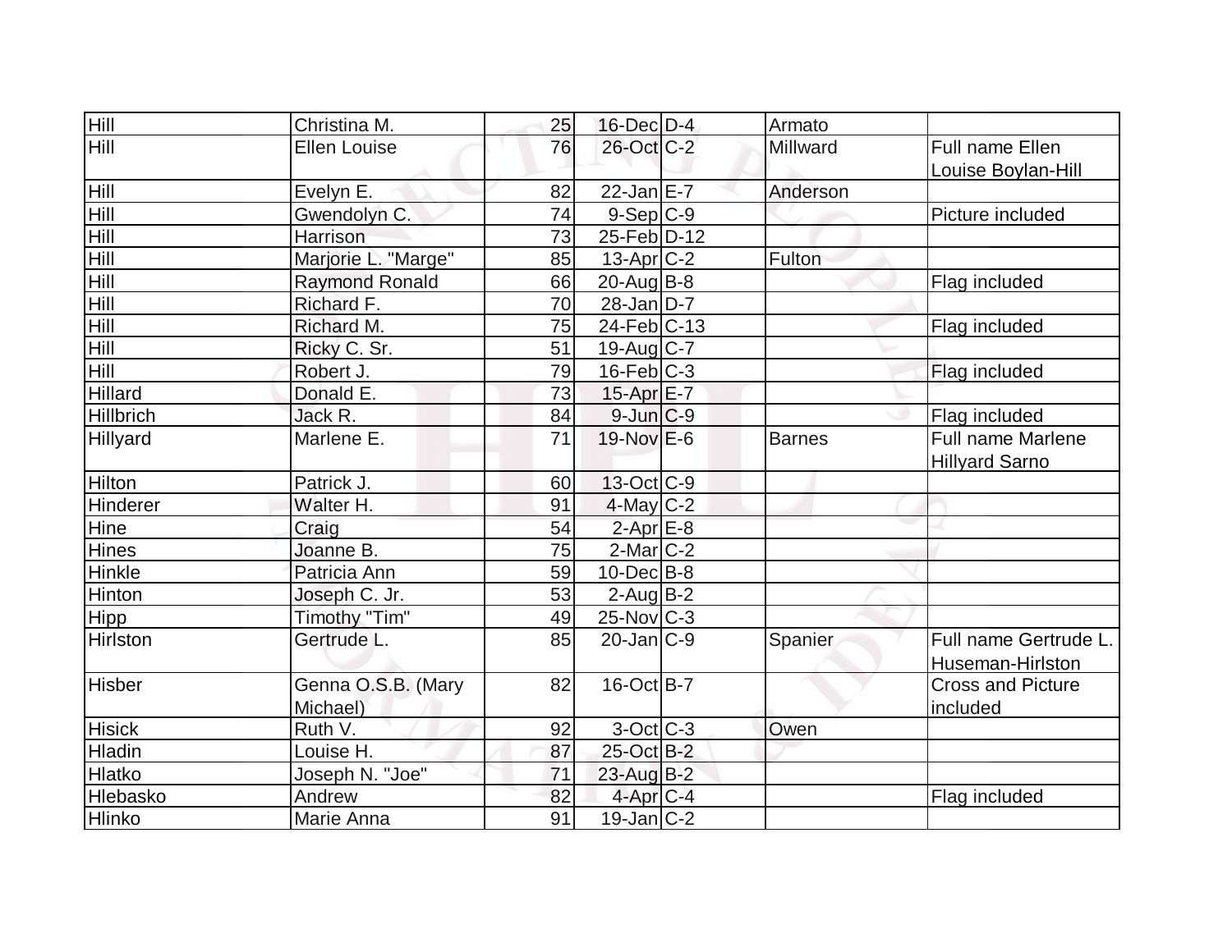| Hill | Christina M. | 25 | 16-Dec | D-4 | Armato | |
|---|---|---|---|---|---|---|
| Hill | Ellen Louise | 76 | 26-Oct | C-2 | Millward | Full name Ellen Louise Boylan-Hill |
| Hill | Evelyn E. | 82 | 22-Jan | E-7 | Anderson | |
| Hill | Gwendolyn C. | 74 | 9-Sep | C-9 | | Picture included |
| Hill | Harrison | 73 | 25-Feb | D-12 | | |
| Hill | Marjorie L. "Marge" | 85 | 13-Apr | C-2 | Fulton | |
| Hill | Raymond Ronald | 66 | 20-Aug | B-8 | | Flag included |
| Hill | Richard F. | 70 | 28-Jan | D-7 | | |
| Hill | Richard M. | 75 | 24-Feb | C-13 | | Flag included |
| Hill | Ricky C. Sr. | 51 | 19-Aug | C-7 | | |
| Hill | Robert J. | 79 | 16-Feb | C-3 | | Flag included |
| Hillard | Donald E. | 73 | 15-Apr | E-7 | | |
| Hillbrich | Jack R. | 84 | 9-Jun | C-9 | | Flag included |
| Hillyard | Marlene E. | 71 | 19-Nov | E-6 | Barnes | Full name Marlene Hillyard Sarno |
| Hilton | Patrick J. | 60 | 13-Oct | C-9 | | |
| Hinderer | Walter H. | 91 | 4-May | C-2 | | |
| Hine | Craig | 54 | 2-Apr | E-8 | | |
| Hines | Joanne B. | 75 | 2-Mar | C-2 | | |
| Hinkle | Patricia Ann | 59 | 10-Dec | B-8 | | |
| Hinton | Joseph C. Jr. | 53 | 2-Aug | B-2 | | |
| Hipp | Timothy "Tim" | 49 | 25-Nov | C-3 | | |
| Hirlston | Gertrude L. | 85 | 20-Jan | C-9 | Spanier | Full name Gertrude L. Huseman-Hirlston |
| Hisber | Genna O.S.B. (Mary Michael) | 82 | 16-Oct | B-7 | | Cross and Picture included |
| Hisick | Ruth V. | 92 | 3-Oct | C-3 | Owen | |
| Hladin | Louise H. | 87 | 25-Oct | B-2 | | |
| Hlatko | Joseph N. "Joe" | 71 | 23-Aug | B-2 | | |
| Hlebasko | Andrew | 82 | 4-Apr | C-4 | | Flag included |
| Hlinko | Marie Anna | 91 | 19-Jan | C-2 | | |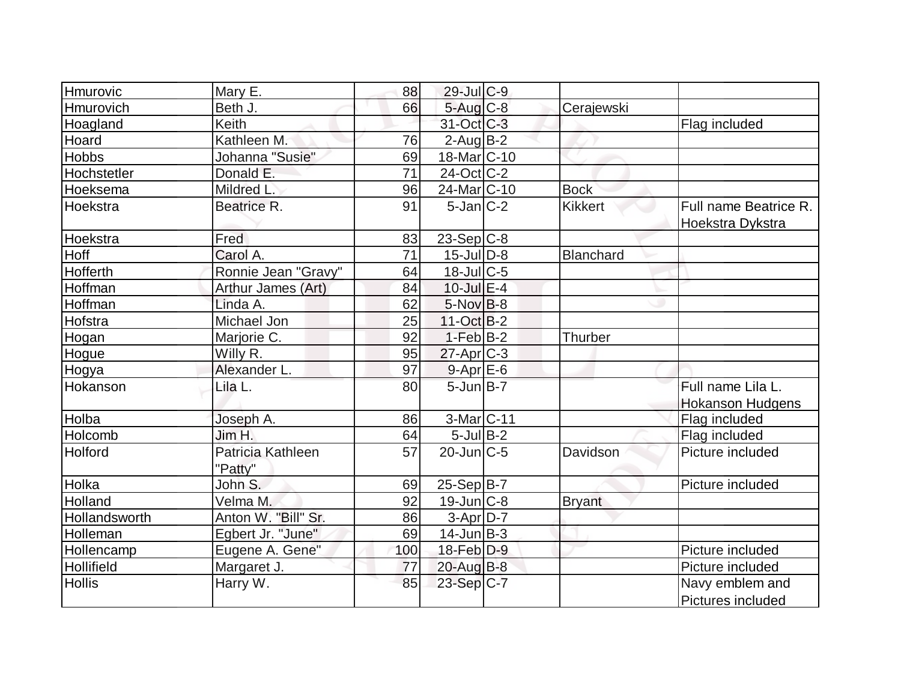| | | | | | | |
|---|---|---|---|---|---|---|
| Hmurovic | Mary E. | 88 | 29-Jul | C-9 | | |
| Hmurovich | Beth J. | 66 | 5-Aug | C-8 | Cerajewski | |
| Hoagland | Keith | | 31-Oct | C-3 | | Flag included |
| Hoard | Kathleen M. | 76 | 2-Aug | B-2 | | |
| Hobbs | Johanna "Susie" | 69 | 18-Mar | C-10 | | |
| Hochstetler | Donald E. | 71 | 24-Oct | C-2 | | |
| Hoeksema | Mildred L. | 96 | 24-Mar | C-10 | Bock | |
| Hoekstra | Beatrice R. | 91 | 5-Jan | C-2 | Kikkert | Full name Beatrice R. Hoekstra Dykstra |
| Hoekstra | Fred | 83 | 23-Sep | C-8 | | |
| Hoff | Carol A. | 71 | 15-Jul | D-8 | Blanchard | |
| Hofferth | Ronnie Jean "Gravy" | 64 | 18-Jul | C-5 | | |
| Hoffman | Arthur James (Art) | 84 | 10-Jul | E-4 | | |
| Hoffman | Linda A. | 62 | 5-Nov | B-8 | | |
| Hofstra | Michael Jon | 25 | 11-Oct | B-2 | | |
| Hogan | Marjorie C. | 92 | 1-Feb | B-2 | Thurber | |
| Hogue | Willy R. | 95 | 27-Apr | C-3 | | |
| Hogya | Alexander L. | 97 | 9-Apr | E-6 | | |
| Hokanson | Lila L. | 80 | 5-Jun | B-7 | | Full name Lila L. Hokanson Hudgens |
| Holba | Joseph A. | 86 | 3-Mar | C-11 | | Flag included |
| Holcomb | Jim H. | 64 | 5-Jul | B-2 | | Flag included |
| Holford | Patricia Kathleen "Patty" | 57 | 20-Jun | C-5 | Davidson | Picture included |
| Holka | John S. | 69 | 25-Sep | B-7 | | Picture included |
| Holland | Velma M. | 92 | 19-Jun | C-8 | Bryant | |
| Hollandsworth | Anton W. "Bill" Sr. | 86 | 3-Apr | D-7 | | |
| Holleman | Egbert Jr. "June" | 69 | 14-Jun | B-3 | | |
| Hollencamp | Eugene A. Gene" | 100 | 18-Feb | D-9 | | Picture included |
| Hollifield | Margaret J. | 77 | 20-Aug | B-8 | | Picture included |
| Hollis | Harry W. | 85 | 23-Sep | C-7 | | Navy emblem and Pictures included |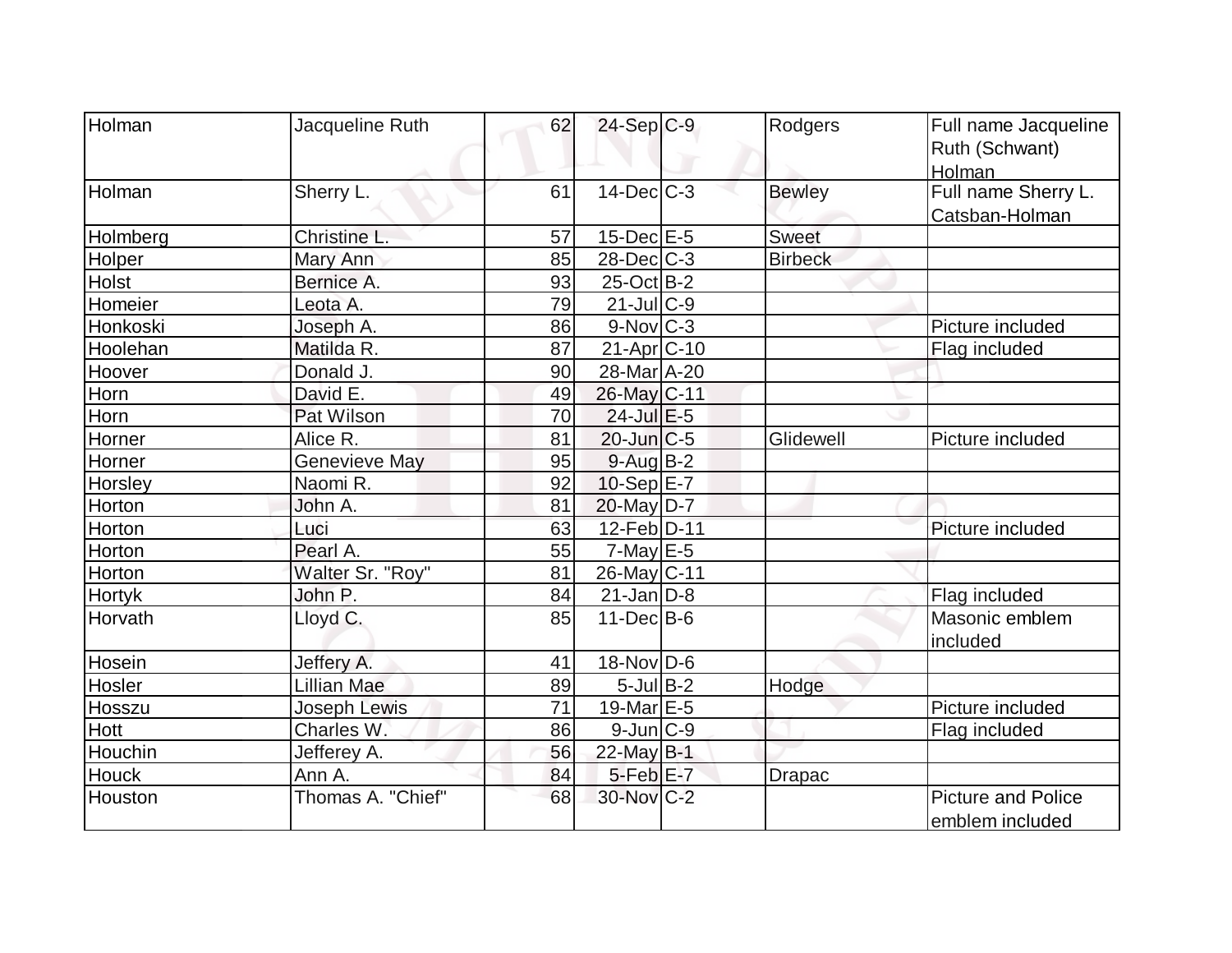| Holman | Jacqueline Ruth | 62 | 24-Sep | C-9 | Rodgers | Full name Jacqueline Ruth (Schwant) Holman |
|---|---|---|---|---|---|---|
| Holman | Sherry L. | 61 | 14-Dec | C-3 | Bewley | Full name Sherry L. Catsban-Holman |
| Holmberg | Christine L. | 57 | 15-Dec | E-5 | Sweet | |
| Holper | Mary Ann | 85 | 28-Dec | C-3 | Birbeck | |
| Holst | Bernice A. | 93 | 25-Oct | B-2 | | |
| Homeier | Leota A. | 79 | 21-Jul | C-9 | | |
| Honkoski | Joseph A. | 86 | 9-Nov | C-3 | | Picture included |
| Hoolehan | Matilda R. | 87 | 21-Apr | C-10 | | Flag included |
| Hoover | Donald J. | 90 | 28-Mar | A-20 | | |
| Horn | David E. | 49 | 26-May | C-11 | | |
| Horn | Pat Wilson | 70 | 24-Jul | E-5 | | |
| Horner | Alice R. | 81 | 20-Jun | C-5 | Glidewell | Picture included |
| Horner | Genevieve May | 95 | 9-Aug | B-2 | | |
| Horsley | Naomi R. | 92 | 10-Sep | E-7 | | |
| Horton | John A. | 81 | 20-May | D-7 | | |
| Horton | Luci | 63 | 12-Feb | D-11 | | Picture included |
| Horton | Pearl A. | 55 | 7-May | E-5 | | |
| Horton | Walter Sr. "Roy" | 81 | 26-May | C-11 | | |
| Hortyk | John P. | 84 | 21-Jan | D-8 | | Flag included |
| Horvath | Lloyd C. | 85 | 11-Dec | B-6 | | Masonic emblem included |
| Hosein | Jeffery A. | 41 | 18-Nov | D-6 | | |
| Hosler | Lillian Mae | 89 | 5-Jul | B-2 | Hodge | |
| Hosszu | Joseph Lewis | 71 | 19-Mar | E-5 | | Picture included |
| Hott | Charles W. | 86 | 9-Jun | C-9 | | Flag included |
| Houchin | Jefferey A. | 56 | 22-May | B-1 | | |
| Houck | Ann A. | 84 | 5-Feb | E-7 | Drapac | |
| Houston | Thomas A. "Chief" | 68 | 30-Nov | C-2 | | Picture and Police emblem included |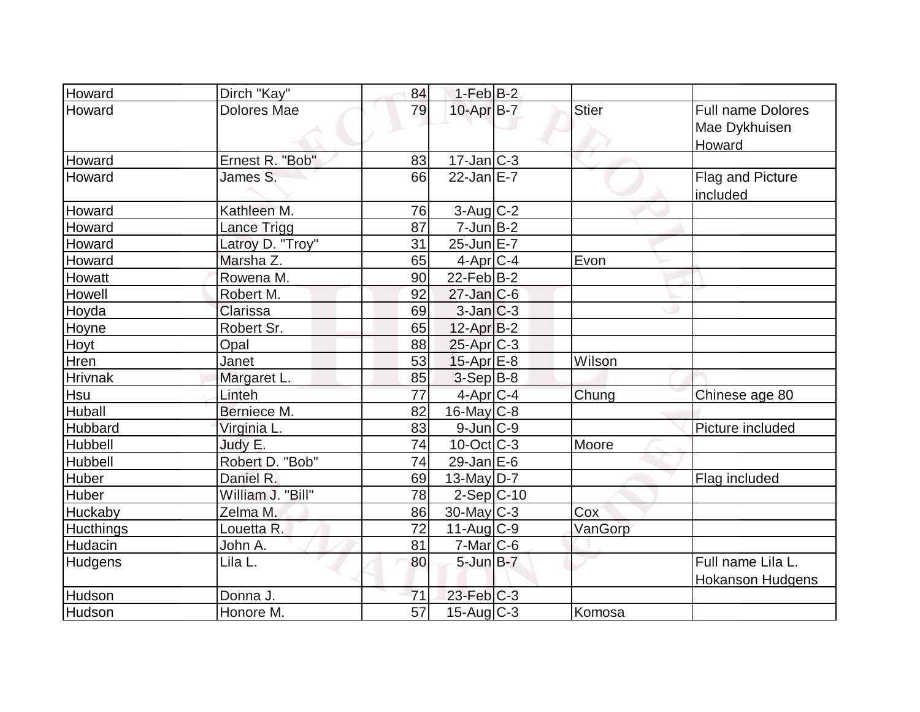| | | | | | | |
|---|---|---|---|---|---|---|
| Howard | Dirch "Kay" | 84 | 1-Feb | B-2 | | |
| Howard | Dolores Mae | 79 | 10-Apr | B-7 | Stier | Full name Dolores Mae Dykhuisen Howard |
| Howard | Ernest R. "Bob" | 83 | 17-Jan | C-3 | | |
| Howard | James S. | 66 | 22-Jan | E-7 | | Flag and Picture included |
| Howard | Kathleen M. | 76 | 3-Aug | C-2 | | |
| Howard | Lance Trigg | 87 | 7-Jun | B-2 | | |
| Howard | Latroy D. "Troy" | 31 | 25-Jun | E-7 | | |
| Howard | Marsha Z. | 65 | 4-Apr | C-4 | Evon | |
| Howatt | Rowena M. | 90 | 22-Feb | B-2 | | |
| Howell | Robert M. | 92 | 27-Jan | C-6 | | |
| Hoyda | Clarissa | 69 | 3-Jan | C-3 | | |
| Hoyne | Robert Sr. | 65 | 12-Apr | B-2 | | |
| Hoyt | Opal | 88 | 25-Apr | C-3 | | |
| Hren | Janet | 53 | 15-Apr | E-8 | Wilson | |
| Hrivnak | Margaret L. | 85 | 3-Sep | B-8 | | |
| Hsu | Linteh | 77 | 4-Apr | C-4 | Chung | Chinese age 80 |
| Huball | Berniece M. | 82 | 16-May | C-8 | | |
| Hubbard | Virginia L. | 83 | 9-Jun | C-9 | | Picture included |
| Hubbell | Judy E. | 74 | 10-Oct | C-3 | Moore | |
| Hubbell | Robert D. "Bob" | 74 | 29-Jan | E-6 | | |
| Huber | Daniel R. | 69 | 13-May | D-7 | | Flag included |
| Huber | William J. "Bill" | 78 | 2-Sep | C-10 | | |
| Huckaby | Zelma M. | 86 | 30-May | C-3 | Cox | |
| Hucthings | Louetta R. | 72 | 11-Aug | C-9 | VanGorp | |
| Hudacin | John A. | 81 | 7-Mar | C-6 | | |
| Hudgens | Lila L. | 80 | 5-Jun | B-7 | | Full name Lila L. Hokanson Hudgens |
| Hudson | Donna J. | 71 | 23-Feb | C-3 | | |
| Hudson | Honore M. | 57 | 15-Aug | C-3 | Komosa | |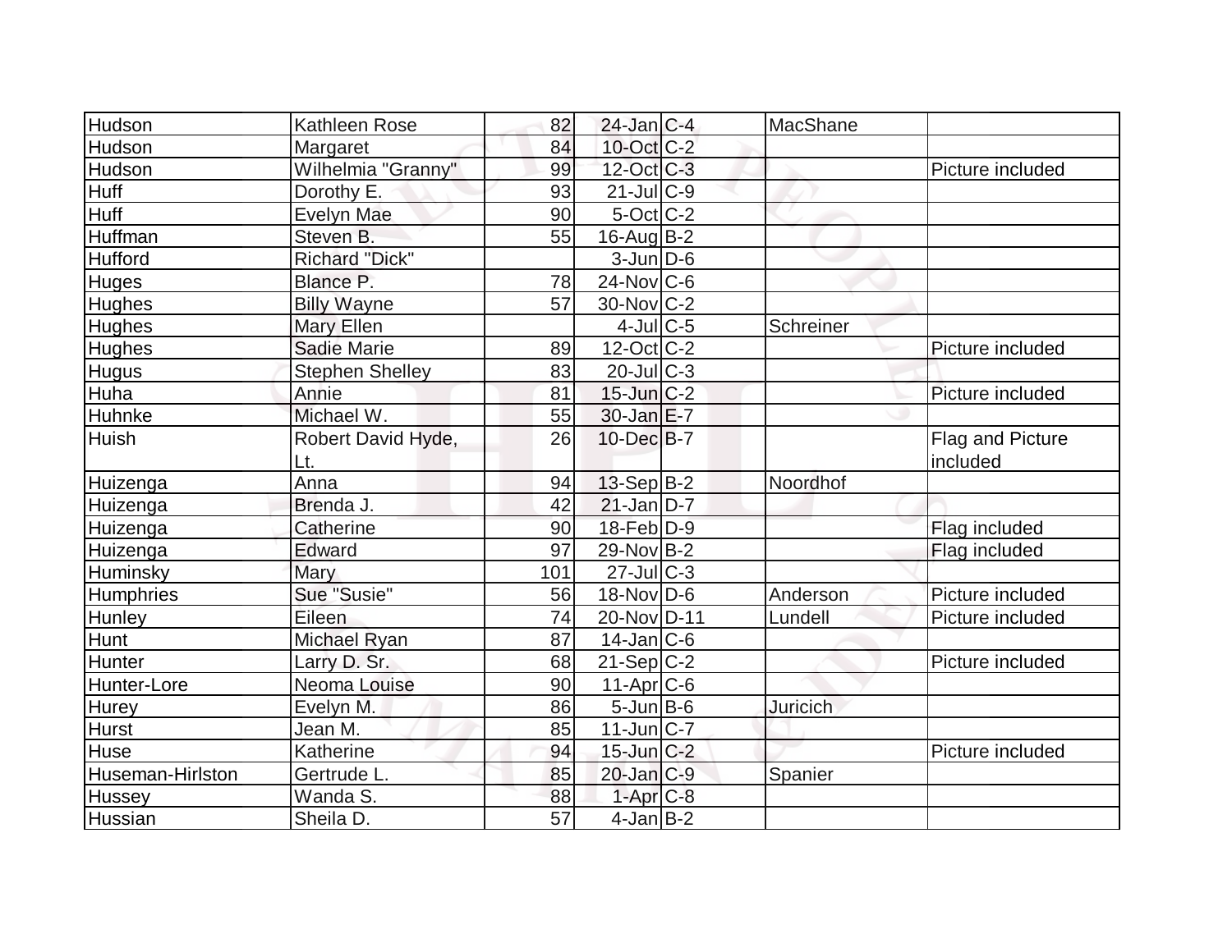| | | | | | | |
|---|---|---|---|---|---|---|
| Hudson | Kathleen Rose | 82 | 24-Jan | C-4 | MacShane | |
| Hudson | Margaret | 84 | 10-Oct | C-2 | | |
| Hudson | Wilhelmia "Granny" | 99 | 12-Oct | C-3 | | Picture included |
| Huff | Dorothy E. | 93 | 21-Jul | C-9 | | |
| Huff | Evelyn Mae | 90 | 5-Oct | C-2 | | |
| Huffman | Steven B. | 55 | 16-Aug | B-2 | | |
| Hufford | Richard "Dick" | | 3-Jun | D-6 | | |
| Huges | Blance P. | 78 | 24-Nov | C-6 | | |
| Hughes | Billy Wayne | 57 | 30-Nov | C-2 | | |
| Hughes | Mary Ellen | | 4-Jul | C-5 | Schreiner | |
| Hughes | Sadie Marie | 89 | 12-Oct | C-2 | | Picture included |
| Hugus | Stephen Shelley | 83 | 20-Jul | C-3 | | |
| Huha | Annie | 81 | 15-Jun | C-2 | | Picture included |
| Huhnke | Michael W. | 55 | 30-Jan | E-7 | | |
| Huish | Robert David Hyde, Lt. | 26 | 10-Dec | B-7 | | Flag and Picture included |
| Huizenga | Anna | 94 | 13-Sep | B-2 | Noordhof | |
| Huizenga | Brenda J. | 42 | 21-Jan | D-7 | | |
| Huizenga | Catherine | 90 | 18-Feb | D-9 | | Flag included |
| Huizenga | Edward | 97 | 29-Nov | B-2 | | Flag included |
| Huminsky | Mary | 101 | 27-Jul | C-3 | | |
| Humphries | Sue "Susie" | 56 | 18-Nov | D-6 | Anderson | Picture included |
| Hunley | Eileen | 74 | 20-Nov | D-11 | Lundell | Picture included |
| Hunt | Michael Ryan | 87 | 14-Jan | C-6 | | |
| Hunter | Larry D. Sr. | 68 | 21-Sep | C-2 | | Picture included |
| Hunter-Lore | Neoma Louise | 90 | 11-Apr | C-6 | | |
| Hurey | Evelyn M. | 86 | 5-Jun | B-6 | Juricich | |
| Hurst | Jean M. | 85 | 11-Jun | C-7 | | |
| Huse | Katherine | 94 | 15-Jun | C-2 | | Picture included |
| Huseman-Hirlston | Gertrude L. | 85 | 20-Jan | C-9 | Spanier | |
| Hussey | Wanda S. | 88 | 1-Apr | C-8 | | |
| Hussian | Sheila D. | 57 | 4-Jan | B-2 | | |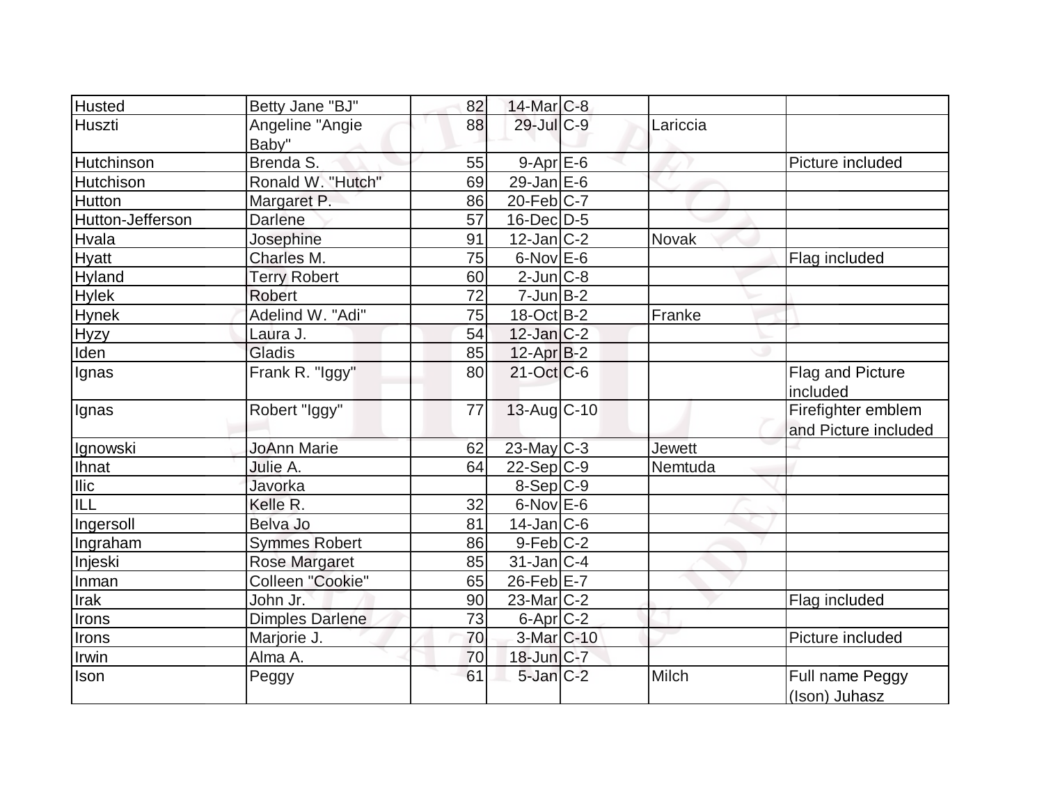| | | | | | | |
|---|---|---|---|---|---|---|
| Husted | Betty Jane "BJ" | 82 | 14-Mar | C-8 | | |
| Huszti | Angeline "Angie Baby" | 88 | 29-Jul | C-9 | Lariccia | |
| Hutchinson | Brenda S. | 55 | 9-Apr | E-6 | | Picture included |
| Hutchison | Ronald W. "Hutch" | 69 | 29-Jan | E-6 | | |
| Hutton | Margaret P. | 86 | 20-Feb | C-7 | | |
| Hutton-Jefferson | Darlene | 57 | 16-Dec | D-5 | | |
| Hvala | Josephine | 91 | 12-Jan | C-2 | Novak | |
| Hyatt | Charles M. | 75 | 6-Nov | E-6 | | Flag included |
| Hyland | Terry Robert | 60 | 2-Jun | C-8 | | |
| Hylek | Robert | 72 | 7-Jun | B-2 | | |
| Hynek | Adelind W. "Adi" | 75 | 18-Oct | B-2 | Franke | |
| Hyzy | Laura J. | 54 | 12-Jan | C-2 | | |
| Iden | Gladis | 85 | 12-Apr | B-2 | | |
| Ignas | Frank R. "Iggy" | 80 | 21-Oct | C-6 | | Flag and Picture included |
| Ignas | Robert "Iggy" | 77 | 13-Aug | C-10 | | Firefighter emblem and Picture included |
| Ignowski | JoAnn Marie | 62 | 23-May | C-3 | Jewett | |
| Ihnat | Julie A. | 64 | 22-Sep | C-9 | Nemtuda | |
| Ilic | Javorka | | 8-Sep | C-9 | | |
| ILL | Kelle R. | 32 | 6-Nov | E-6 | | |
| Ingersoll | Belva Jo | 81 | 14-Jan | C-6 | | |
| Ingraham | Symmes Robert | 86 | 9-Feb | C-2 | | |
| Injeski | Rose Margaret | 85 | 31-Jan | C-4 | | |
| Inman | Colleen "Cookie" | 65 | 26-Feb | E-7 | | |
| Irak | John Jr. | 90 | 23-Mar | C-2 | | Flag included |
| Irons | Dimples Darlene | 73 | 6-Apr | C-2 | | |
| Irons | Marjorie J. | 70 | 3-Mar | C-10 | | Picture included |
| Irwin | Alma A. | 70 | 18-Jun | C-7 | | |
| Ison | Peggy | 61 | 5-Jan | C-2 | Milch | Full name Peggy (Ison) Juhasz |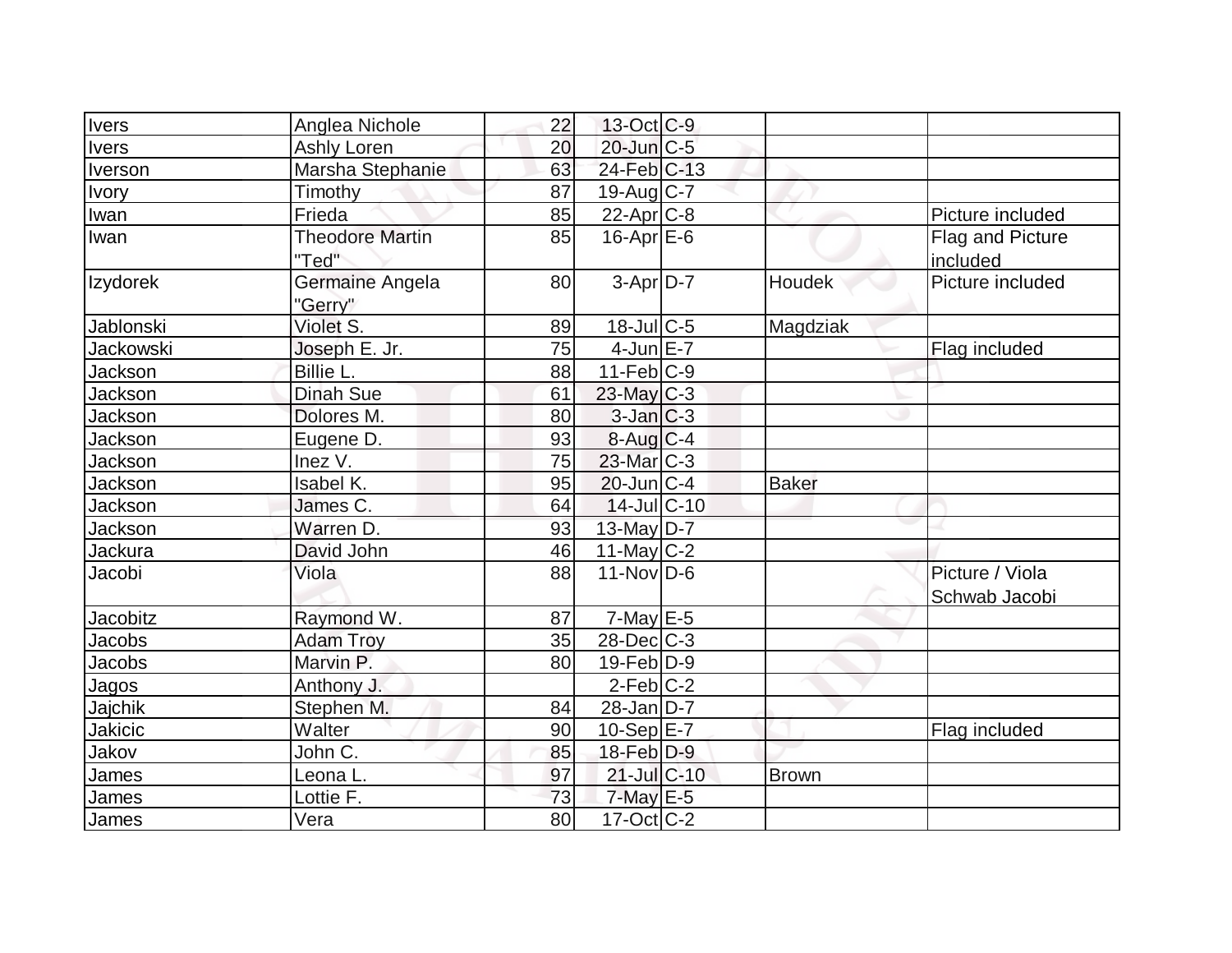| | | | | | | |
|---|---|---|---|---|---|---|
| Ivers | Anglea Nichole | 22 | 13-Oct | C-9 | | |
| Ivers | Ashly Loren | 20 | 20-Jun | C-5 | | |
| Iverson | Marsha Stephanie | 63 | 24-Feb | C-13 | | |
| Ivory | Timothy | 87 | 19-Aug | C-7 | | |
| Iwan | Frieda | 85 | 22-Apr | C-8 | | Picture included |
| Iwan | Theodore Martin "Ted" | 85 | 16-Apr | E-6 | | Flag and Picture included |
| Izydorek | Germaine Angela "Gerry" | 80 | 3-Apr | D-7 | Houdek | Picture included |
| Jablonski | Violet S. | 89 | 18-Jul | C-5 | Magdziak | |
| Jackowski | Joseph E. Jr. | 75 | 4-Jun | E-7 | | Flag included |
| Jackson | Billie L. | 88 | 11-Feb | C-9 | | |
| Jackson | Dinah Sue | 61 | 23-May | C-3 | | |
| Jackson | Dolores M. | 80 | 3-Jan | C-3 | | |
| Jackson | Eugene D. | 93 | 8-Aug | C-4 | | |
| Jackson | Inez V. | 75 | 23-Mar | C-3 | | |
| Jackson | Isabel K. | 95 | 20-Jun | C-4 | Baker | |
| Jackson | James C. | 64 | 14-Jul | C-10 | | |
| Jackson | Warren D. | 93 | 13-May | D-7 | | |
| Jackura | David John | 46 | 11-May | C-2 | | |
| Jacobi | Viola | 88 | 11-Nov | D-6 | | Picture / Viola Schwab Jacobi |
| Jacobitz | Raymond W. | 87 | 7-May | E-5 | | |
| Jacobs | Adam Troy | 35 | 28-Dec | C-3 | | |
| Jacobs | Marvin P. | 80 | 19-Feb | D-9 | | |
| Jagos | Anthony J. | | 2-Feb | C-2 | | |
| Jajchik | Stephen M. | 84 | 28-Jan | D-7 | | |
| Jakicic | Walter | 90 | 10-Sep | E-7 | | Flag included |
| Jakov | John C. | 85 | 18-Feb | D-9 | | |
| James | Leona L. | 97 | 21-Jul | C-10 | Brown | |
| James | Lottie F. | 73 | 7-May | E-5 | | |
| James | Vera | 80 | 17-Oct | C-2 | | |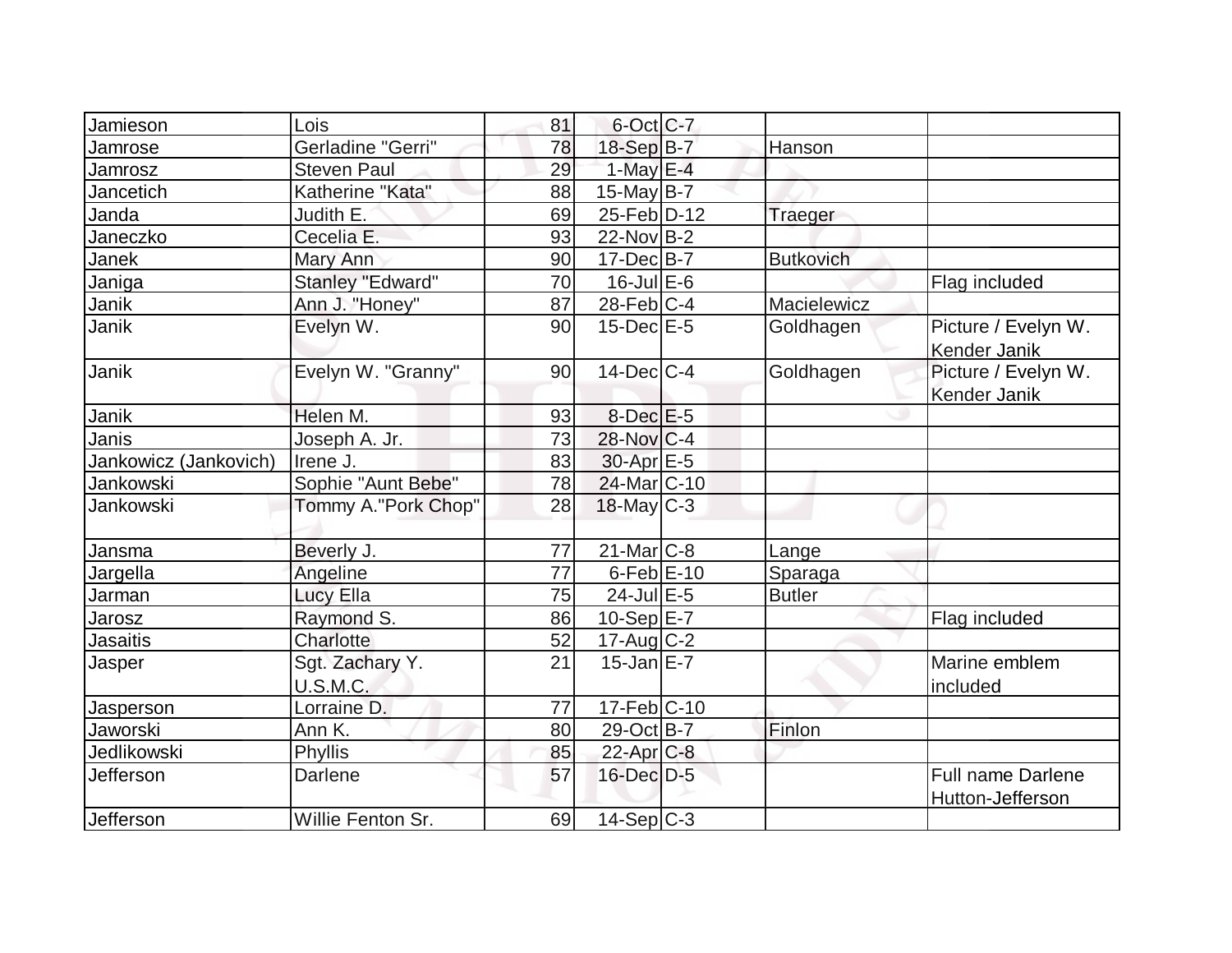| Jamieson | Lois | 81 | 6-Oct | C-7 | | |
|---|---|---|---|---|---|---|
| Jamrose | Gerladine "Gerri" | 78 | 18-Sep | B-7 | Hanson | |
| Jamrosz | Steven Paul | 29 | 1-May | E-4 | | |
| Jancetich | Katherine "Kata" | 88 | 15-May | B-7 | | |
| Janda | Judith E. | 69 | 25-Feb | D-12 | Traeger | |
| Janeczko | Cecelia E. | 93 | 22-Nov | B-2 | | |
| Janek | Mary Ann | 90 | 17-Dec | B-7 | Butkovich | |
| Janiga | Stanley "Edward" | 70 | 16-Jul | E-6 | | Flag included |
| Janik | Ann J. "Honey" | 87 | 28-Feb | C-4 | Macielewicz | |
| Janik | Evelyn W. | 90 | 15-Dec | E-5 | Goldhagen | Picture / Evelyn W. Kender Janik |
| Janik | Evelyn W. "Granny" | 90 | 14-Dec | C-4 | Goldhagen | Picture / Evelyn W. Kender Janik |
| Janik | Helen M. | 93 | 8-Dec | E-5 | | |
| Janis | Joseph A. Jr. | 73 | 28-Nov | C-4 | | |
| Jankowicz (Jankovich) | Irene J. | 83 | 30-Apr | E-5 | | |
| Jankowski | Sophie "Aunt Bebe" | 78 | 24-Mar | C-10 | | |
| Jankowski | Tommy A."Pork Chop" | 28 | 18-May | C-3 | | |
| Jansma | Beverly J. | 77 | 21-Mar | C-8 | Lange | |
| Jargella | Angeline | 77 | 6-Feb | E-10 | Sparaga | |
| Jarman | Lucy Ella | 75 | 24-Jul | E-5 | Butler | |
| Jarosz | Raymond S. | 86 | 10-Sep | E-7 | | Flag included |
| Jasaitis | Charlotte | 52 | 17-Aug | C-2 | | |
| Jasper | Sgt. Zachary Y. U.S.M.C. | 21 | 15-Jan | E-7 | | Marine emblem included |
| Jasperson | Lorraine D. | 77 | 17-Feb | C-10 | | |
| Jaworski | Ann K. | 80 | 29-Oct | B-7 | Finlon | |
| Jedlikowski | Phyllis | 85 | 22-Apr | C-8 | | |
| Jefferson | Darlene | 57 | 16-Dec | D-5 | | Full name Darlene Hutton-Jefferson |
| Jefferson | Willie Fenton Sr. | 69 | 14-Sep | C-3 | | |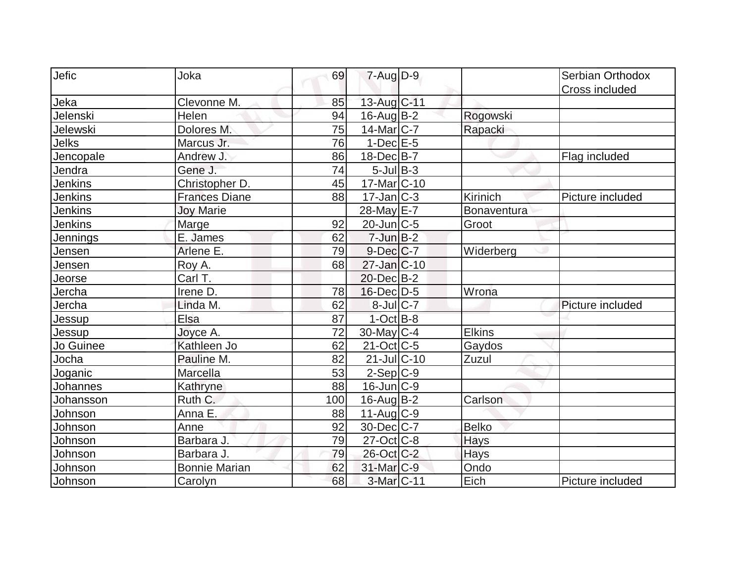| | | | | | | |
|---|---|---|---|---|---|---|
| Jefic | Joka | 69 | 7-Aug | D-9 | | Serbian Orthodox Cross included |
| Jeka | Clevonne M. | 85 | 13-Aug | C-11 | | |
| Jelenski | Helen | 94 | 16-Aug | B-2 | Rogowski | |
| Jelewski | Dolores M. | 75 | 14-Mar | C-7 | Rapacki | |
| Jelks | Marcus Jr. | 76 | 1-Dec | E-5 | | |
| Jencopale | Andrew J. | 86 | 18-Dec | B-7 | | Flag included |
| Jendra | Gene J. | 74 | 5-Jul | B-3 | | |
| Jenkins | Christopher D. | 45 | 17-Mar | C-10 | | |
| Jenkins | Frances Diane | 88 | 17-Jan | C-3 | Kirinich | Picture included |
| Jenkins | Joy Marie | | 28-May | E-7 | Bonaventura | |
| Jenkins | Marge | 92 | 20-Jun | C-5 | Groot | |
| Jennings | E. James | 62 | 7-Jun | B-2 | | |
| Jensen | Arlene E. | 79 | 9-Dec | C-7 | Widerberg | |
| Jensen | Roy A. | 68 | 27-Jan | C-10 | | |
| Jeorse | Carl T. | | 20-Dec | B-2 | | |
| Jercha | Irene D. | 78 | 16-Dec | D-5 | Wrona | |
| Jercha | Linda M. | 62 | 8-Jul | C-7 | | Picture included |
| Jessup | Elsa | 87 | 1-Oct | B-8 | | |
| Jessup | Joyce A. | 72 | 30-May | C-4 | Elkins | |
| Jo Guinee | Kathleen Jo | 62 | 21-Oct | C-5 | Gaydos | |
| Jocha | Pauline M. | 82 | 21-Jul | C-10 | Zuzul | |
| Joganic | Marcella | 53 | 2-Sep | C-9 | | |
| Johannes | Kathryne | 88 | 16-Jun | C-9 | | |
| Johansson | Ruth C. | 100 | 16-Aug | B-2 | Carlson | |
| Johnson | Anna E. | 88 | 11-Aug | C-9 | | |
| Johnson | Anne | 92 | 30-Dec | C-7 | Belko | |
| Johnson | Barbara J. | 79 | 27-Oct | C-8 | Hays | |
| Johnson | Barbara J. | 79 | 26-Oct | C-2 | Hays | |
| Johnson | Bonnie Marian | 62 | 31-Mar | C-9 | Ondo | |
| Johnson | Carolyn | 68 | 3-Mar | C-11 | Eich | Picture included |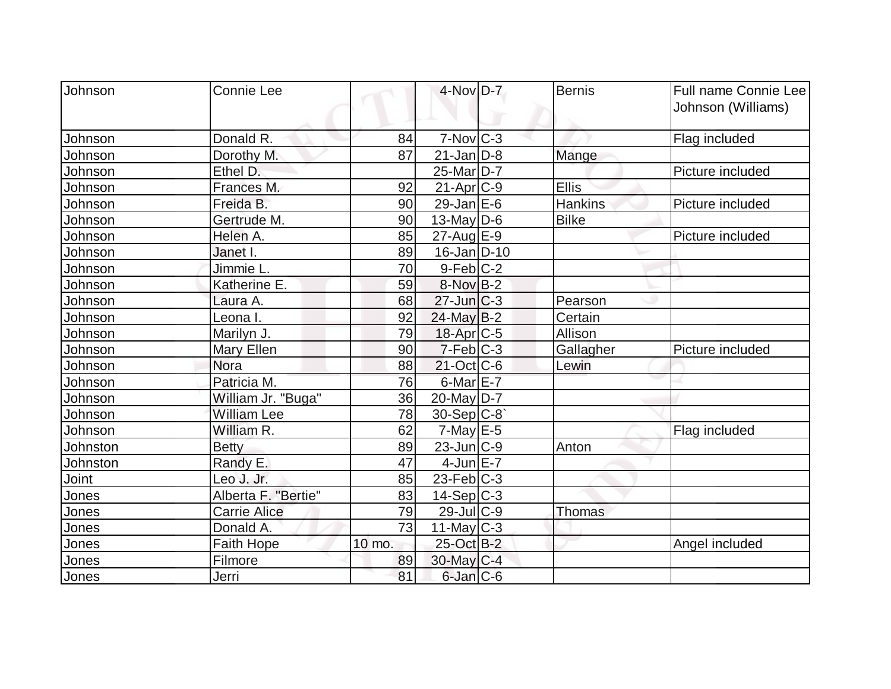| | | | | | | |
|---|---|---|---|---|---|---|
| Johnson | Connie Lee | | 4-Nov | D-7 | Bernis | Full name Connie Lee Johnson (Williams) |
| Johnson | Donald R. | 84 | 7-Nov | C-3 | | Flag included |
| Johnson | Dorothy M. | 87 | 21-Jan | D-8 | Mange | |
| Johnson | Ethel D. | | 25-Mar | D-7 | | Picture included |
| Johnson | Frances M. | 92 | 21-Apr | C-9 | Ellis | |
| Johnson | Freida B. | 90 | 29-Jan | E-6 | Hankins | Picture included |
| Johnson | Gertrude M. | 90 | 13-May | D-6 | Bilke | |
| Johnson | Helen A. | 85 | 27-Aug | E-9 | | Picture included |
| Johnson | Janet I. | 89 | 16-Jan | D-10 | | |
| Johnson | Jimmie L. | 70 | 9-Feb | C-2 | | |
| Johnson | Katherine E. | 59 | 8-Nov | B-2 | | |
| Johnson | Laura A. | 68 | 27-Jun | C-3 | Pearson | |
| Johnson | Leona I. | 92 | 24-May | B-2 | Certain | |
| Johnson | Marilyn J. | 79 | 18-Apr | C-5 | Allison | |
| Johnson | Mary Ellen | 90 | 7-Feb | C-3 | Gallagher | Picture included |
| Johnson | Nora | 88 | 21-Oct | C-6 | Lewin | |
| Johnson | Patricia M. | 76 | 6-Mar | E-7 | | |
| Johnson | William Jr. "Buga" | 36 | 20-May | D-7 | | |
| Johnson | William Lee | 78 | 30-Sep | C-8` | | |
| Johnson | William R. | 62 | 7-May | E-5 | | Flag included |
| Johnston | Betty | 89 | 23-Jun | C-9 | Anton | |
| Johnston | Randy E. | 47 | 4-Jun | E-7 | | |
| Joint | Leo J. Jr. | 85 | 23-Feb | C-3 | | |
| Jones | Alberta F. "Bertie" | 83 | 14-Sep | C-3 | | |
| Jones | Carrie Alice | 79 | 29-Jul | C-9 | Thomas | |
| Jones | Donald A. | 73 | 11-May | C-3 | | |
| Jones | Faith Hope | 10 mo. | 25-Oct | B-2 | | Angel included |
| Jones | Filmore | 89 | 30-May | C-4 | | |
| Jones | Jerri | 81 | 6-Jan | C-6 | | |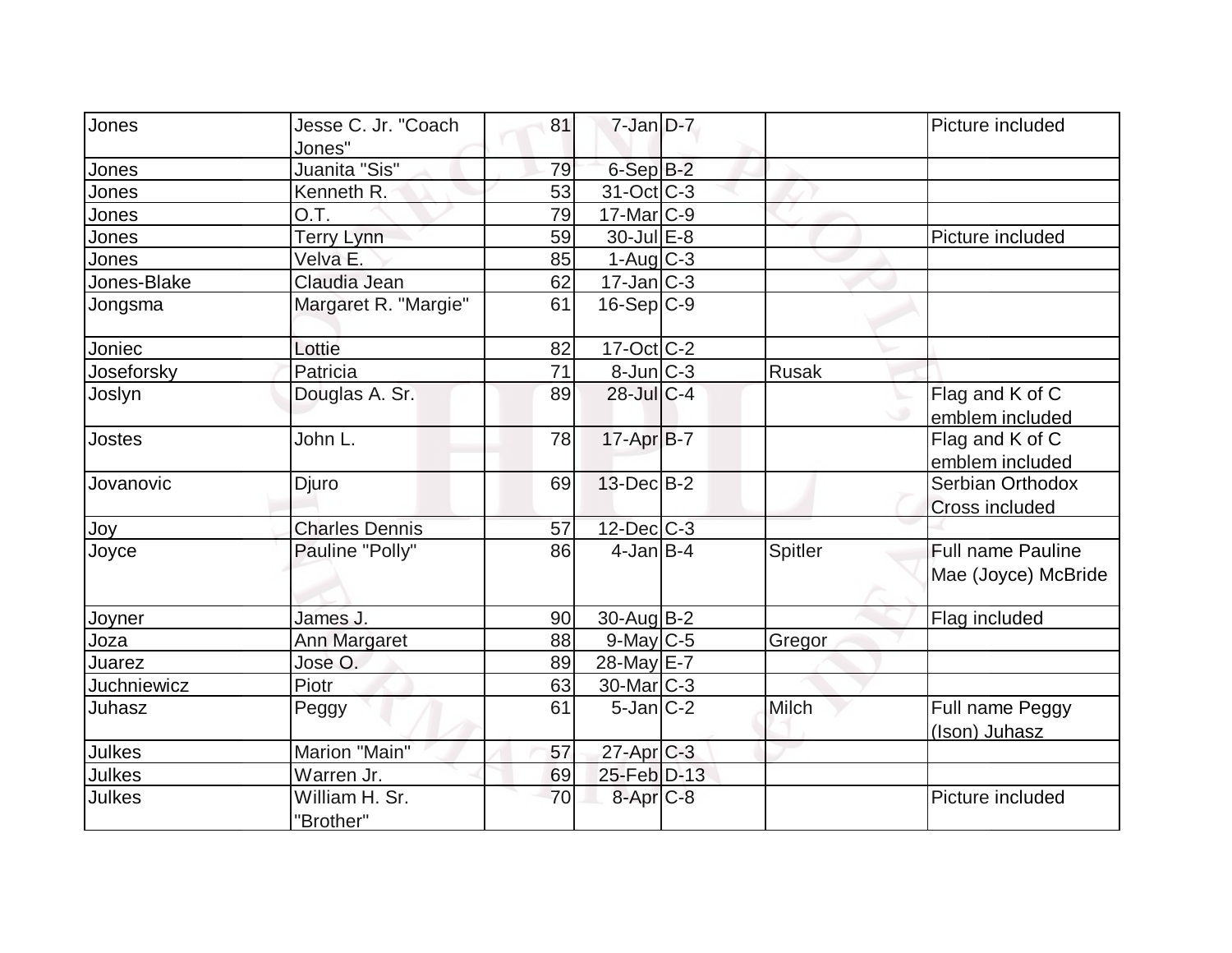| | | | | | | |
|---|---|---|---|---|---|---|
| Jones | Jesse C. Jr. "Coach Jones" | 81 | 7-Jan | D-7 | | Picture included |
| Jones | Juanita "Sis" | 79 | 6-Sep | B-2 | | |
| Jones | Kenneth R. | 53 | 31-Oct | C-3 | | |
| Jones | O.T. | 79 | 17-Mar | C-9 | | |
| Jones | Terry Lynn | 59 | 30-Jul | E-8 | | Picture included |
| Jones | Velva E. | 85 | 1-Aug | C-3 | | |
| Jones-Blake | Claudia Jean | 62 | 17-Jan | C-3 | | |
| Jongsma | Margaret R. "Margie" | 61 | 16-Sep | C-9 | | |
| Joniec | Lottie | 82 | 17-Oct | C-2 | | |
| Joseforsky | Patricia | 71 | 8-Jun | C-3 | Rusak | |
| Joslyn | Douglas A. Sr. | 89 | 28-Jul | C-4 | | Flag and K of C emblem included |
| Jostes | John L. | 78 | 17-Apr | B-7 | | Flag and K of C emblem included |
| Jovanovic | Djuro | 69 | 13-Dec | B-2 | | Serbian Orthodox Cross included |
| Joy | Charles Dennis | 57 | 12-Dec | C-3 | | |
| Joyce | Pauline "Polly" | 86 | 4-Jan | B-4 | Spitler | Full name Pauline Mae (Joyce) McBride |
| Joyner | James J. | 90 | 30-Aug | B-2 | | Flag included |
| Joza | Ann Margaret | 88 | 9-May | C-5 | Gregor | |
| Juarez | Jose O. | 89 | 28-May | E-7 | | |
| Juchniewicz | Piotr | 63 | 30-Mar | C-3 | | |
| Juhasz | Peggy | 61 | 5-Jan | C-2 | Milch | Full name Peggy (Ison) Juhasz |
| Julkes | Marion "Main" | 57 | 27-Apr | C-3 | | |
| Julkes | Warren Jr. | 69 | 25-Feb | D-13 | | |
| Julkes | William H. Sr. "Brother" | 70 | 8-Apr | C-8 | | Picture included |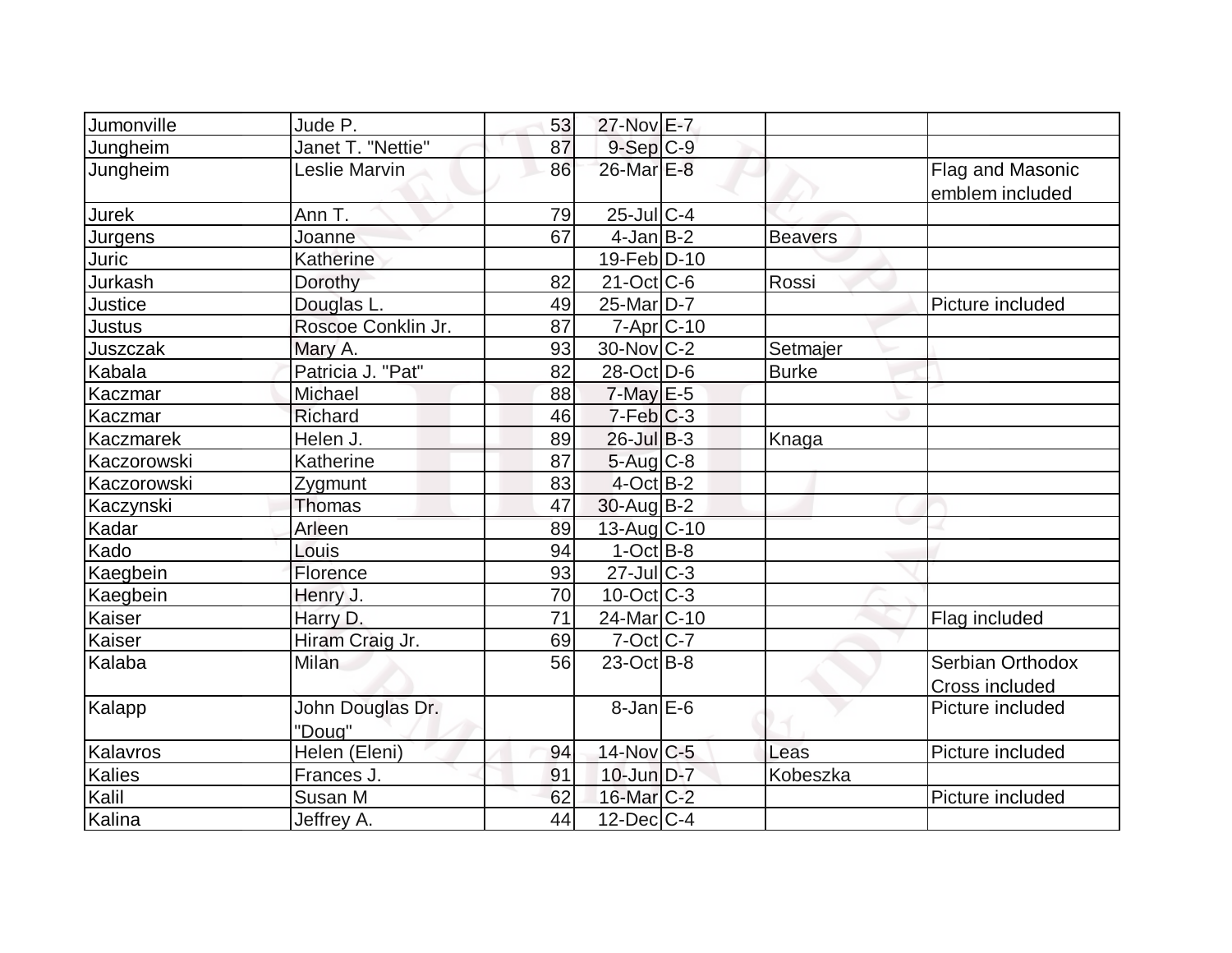| | | | | | | |
|---|---|---|---|---|---|---|
| Jumonville | Jude P. | 53 | 27-Nov | E-7 | | |
| Jungheim | Janet T. "Nettie" | 87 | 9-Sep | C-9 | | |
| Jungheim | Leslie Marvin | 86 | 26-Mar | E-8 | | Flag and Masonic emblem included |
| Jurek | Ann T. | 79 | 25-Jul | C-4 | | |
| Jurgens | Joanne | 67 | 4-Jan | B-2 | Beavers | |
| Juric | Katherine | | 19-Feb | D-10 | | |
| Jurkash | Dorothy | 82 | 21-Oct | C-6 | Rossi | |
| Justice | Douglas L. | 49 | 25-Mar | D-7 | | Picture included |
| Justus | Roscoe Conklin Jr. | 87 | 7-Apr | C-10 | | |
| Juszczak | Mary A. | 93 | 30-Nov | C-2 | Setmajer | |
| Kabala | Patricia J. "Pat" | 82 | 28-Oct | D-6 | Burke | |
| Kaczmar | Michael | 88 | 7-May | E-5 | | |
| Kaczmar | Richard | 46 | 7-Feb | C-3 | | |
| Kaczmarek | Helen J. | 89 | 26-Jul | B-3 | Knaga | |
| Kaczorowski | Katherine | 87 | 5-Aug | C-8 | | |
| Kaczorowski | Zygmunt | 83 | 4-Oct | B-2 | | |
| Kaczynski | Thomas | 47 | 30-Aug | B-2 | | |
| Kadar | Arleen | 89 | 13-Aug | C-10 | | |
| Kado | Louis | 94 | 1-Oct | B-8 | | |
| Kaegbein | Florence | 93 | 27-Jul | C-3 | | |
| Kaegbein | Henry J. | 70 | 10-Oct | C-3 | | |
| Kaiser | Harry D. | 71 | 24-Mar | C-10 | | Flag included |
| Kaiser | Hiram Craig Jr. | 69 | 7-Oct | C-7 | | |
| Kalaba | Milan | 56 | 23-Oct | B-8 | | Serbian Orthodox Cross included |
| Kalapp | John Douglas Dr. "Doug" | | 8-Jan | E-6 | | Picture included |
| Kalavros | Helen (Eleni) | 94 | 14-Nov | C-5 | Leas | Picture included |
| Kalies | Frances J. | 91 | 10-Jun | D-7 | Kobeszka | |
| Kalil | Susan M | 62 | 16-Mar | C-2 | | Picture included |
| Kalina | Jeffrey A. | 44 | 12-Dec | C-4 | | |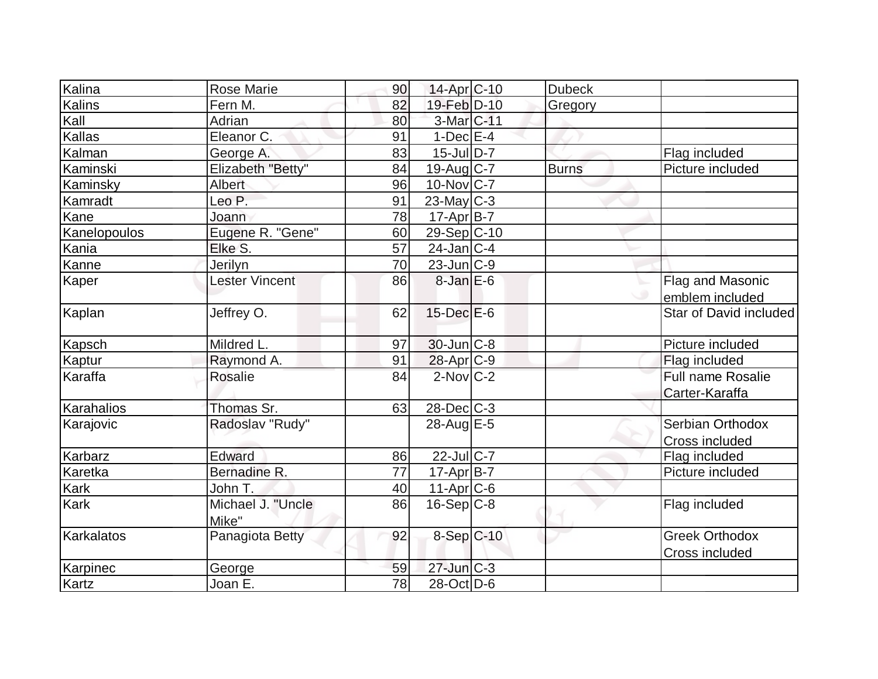| | | | | | | |
|---|---|---|---|---|---|---|
| Kalina | Rose Marie | 90 | 14-Apr | C-10 | Dubeck | |
| Kalins | Fern M. | 82 | 19-Feb | D-10 | Gregory | |
| Kall | Adrian | 80 | 3-Mar | C-11 | | |
| Kallas | Eleanor C. | 91 | 1-Dec | E-4 | | |
| Kalman | George A. | 83 | 15-Jul | D-7 | | Flag included |
| Kaminski | Elizabeth "Betty" | 84 | 19-Aug | C-7 | Burns | Picture included |
| Kaminsky | Albert | 96 | 10-Nov | C-7 | | |
| Kamradt | Leo P. | 91 | 23-May | C-3 | | |
| Kane | Joann | 78 | 17-Apr | B-7 | | |
| Kanelopoulos | Eugene R. "Gene" | 60 | 29-Sep | C-10 | | |
| Kania | Elke S. | 57 | 24-Jan | C-4 | | |
| Kanne | Jerilyn | 70 | 23-Jun | C-9 | | |
| Kaper | Lester Vincent | 86 | 8-Jan | E-6 | | Flag and Masonic emblem included |
| Kaplan | Jeffrey O. | 62 | 15-Dec | E-6 | | Star of David included |
| Kapsch | Mildred L. | 97 | 30-Jun | C-8 | | Picture included |
| Kaptur | Raymond A. | 91 | 28-Apr | C-9 | | Flag included |
| Karaffa | Rosalie | 84 | 2-Nov | C-2 | | Full name Rosalie Carter-Karaffa |
| Karahalios | Thomas Sr. | 63 | 28-Dec | C-3 | | |
| Karajovic | Radoslav "Rudy" | | 28-Aug | E-5 | | Serbian Orthodox Cross included |
| Karbarz | Edward | 86 | 22-Jul | C-7 | | Flag included |
| Karetka | Bernadine R. | 77 | 17-Apr | B-7 | | Picture included |
| Kark | John T. | 40 | 11-Apr | C-6 | | |
| Kark | Michael J. "Uncle Mike" | 86 | 16-Sep | C-8 | | Flag included |
| Karkalatos | Panagiota Betty | 92 | 8-Sep | C-10 | | Greek Orthodox Cross included |
| Karpinec | George | 59 | 27-Jun | C-3 | | |
| Kartz | Joan E. | 78 | 28-Oct | D-6 | | |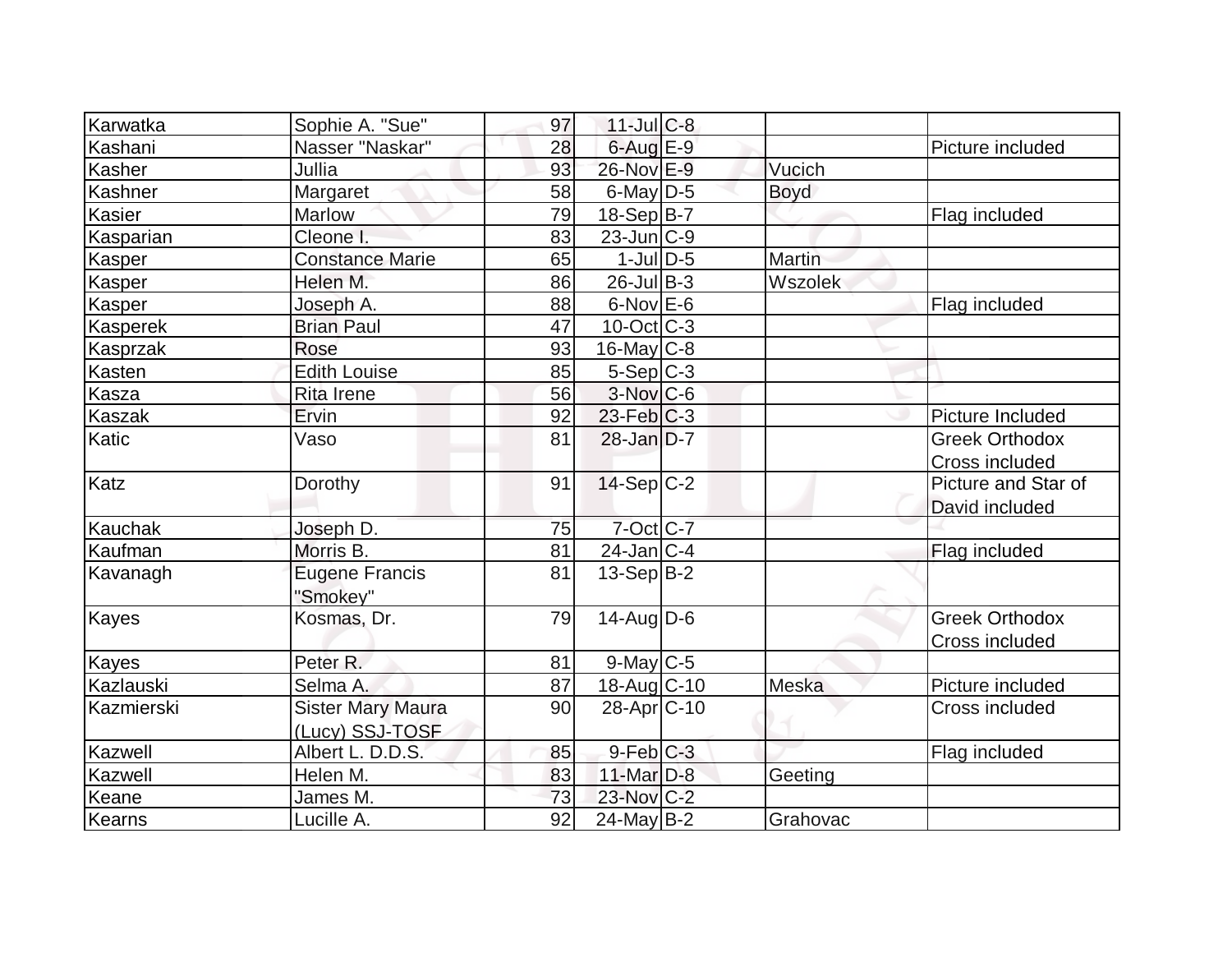| | | | | | | |
|---|---|---|---|---|---|---|
| Karwatka | Sophie A. "Sue" | 97 | 11-Jul | C-8 | | |
| Kashani | Nasser "Naskar" | 28 | 6-Aug | E-9 | | Picture included |
| Kasher | Jullia | 93 | 26-Nov | E-9 | Vucich | |
| Kashner | Margaret | 58 | 6-May | D-5 | Boyd | |
| Kasier | Marlow | 79 | 18-Sep | B-7 | | Flag included |
| Kasparian | Cleone I. | 83 | 23-Jun | C-9 | | |
| Kasper | Constance Marie | 65 | 1-Jul | D-5 | Martin | |
| Kasper | Helen M. | 86 | 26-Jul | B-3 | Wszolek | |
| Kasper | Joseph A. | 88 | 6-Nov | E-6 | | Flag included |
| Kasperek | Brian Paul | 47 | 10-Oct | C-3 | | |
| Kasprzak | Rose | 93 | 16-May | C-8 | | |
| Kasten | Edith Louise | 85 | 5-Sep | C-3 | | |
| Kasza | Rita Irene | 56 | 3-Nov | C-6 | | |
| Kaszak | Ervin | 92 | 23-Feb | C-3 | | Picture Included |
| Katic | Vaso | 81 | 28-Jan | D-7 | | Greek Orthodox Cross included |
| Katz | Dorothy | 91 | 14-Sep | C-2 | | Picture and Star of David included |
| Kauchak | Joseph D. | 75 | 7-Oct | C-7 | | |
| Kaufman | Morris B. | 81 | 24-Jan | C-4 | | Flag included |
| Kavanagh | Eugene Francis "Smokey" | 81 | 13-Sep | B-2 | | |
| Kayes | Kosmas, Dr. | 79 | 14-Aug | D-6 | | Greek Orthodox Cross included |
| Kayes | Peter R. | 81 | 9-May | C-5 | | |
| Kazlauski | Selma A. | 87 | 18-Aug | C-10 | Meska | Picture included |
| Kazmierski | Sister Mary Maura (Lucy) SSJ-TOSF | 90 | 28-Apr | C-10 | | Cross included |
| Kazwell | Albert L. D.D.S. | 85 | 9-Feb | C-3 | | Flag included |
| Kazwell | Helen M. | 83 | 11-Mar | D-8 | Geeting | |
| Keane | James M. | 73 | 23-Nov | C-2 | | |
| Kearns | Lucille A. | 92 | 24-May | B-2 | Grahovac | |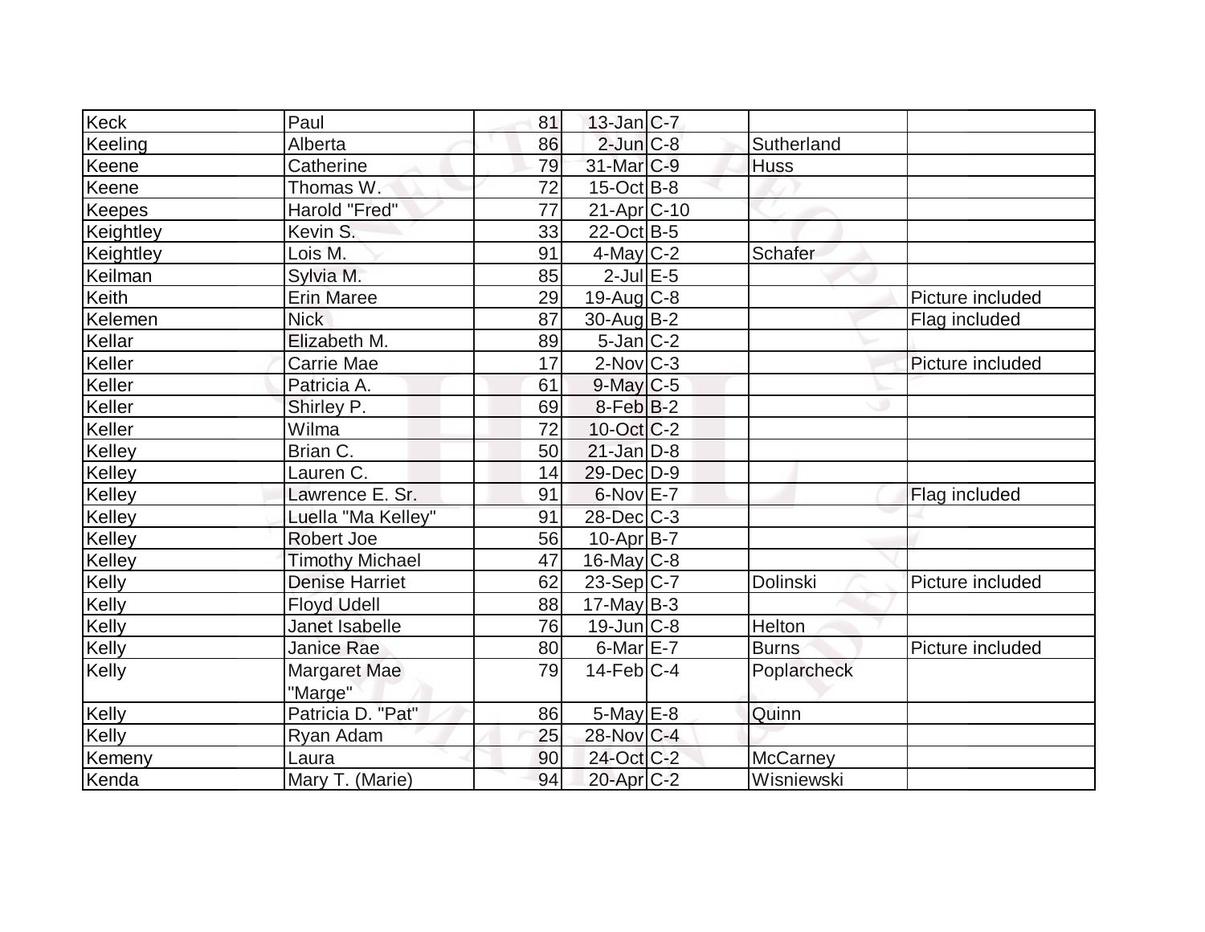| Keck | Paul | 81 | 13-Jan | C-7 | | |
|---|---|---|---|---|---|---|
| Keeling | Alberta | 86 | 2-Jun | C-8 | Sutherland | |
| Keene | Catherine | 79 | 31-Mar | C-9 | Huss | |
| Keene | Thomas W. | 72 | 15-Oct | B-8 | | |
| Keepes | Harold "Fred" | 77 | 21-Apr | C-10 | | |
| Keightley | Kevin S. | 33 | 22-Oct | B-5 | | |
| Keightley | Lois M. | 91 | 4-May | C-2 | Schafer | |
| Keilman | Sylvia M. | 85 | 2-Jul | E-5 | | |
| Keith | Erin Maree | 29 | 19-Aug | C-8 | | Picture included |
| Kelemen | Nick | 87 | 30-Aug | B-2 | | Flag included |
| Kellar | Elizabeth M. | 89 | 5-Jan | C-2 | | |
| Keller | Carrie Mae | 17 | 2-Nov | C-3 | | Picture included |
| Keller | Patricia A. | 61 | 9-May | C-5 | | |
| Keller | Shirley P. | 69 | 8-Feb | B-2 | | |
| Keller | Wilma | 72 | 10-Oct | C-2 | | |
| Kelley | Brian C. | 50 | 21-Jan | D-8 | | |
| Kelley | Lauren C. | 14 | 29-Dec | D-9 | | |
| Kelley | Lawrence E. Sr. | 91 | 6-Nov | E-7 | | Flag included |
| Kelley | Luella "Ma Kelley" | 91 | 28-Dec | C-3 | | |
| Kelley | Robert Joe | 56 | 10-Apr | B-7 | | |
| Kelley | Timothy Michael | 47 | 16-May | C-8 | | |
| Kelly | Denise Harriet | 62 | 23-Sep | C-7 | Dolinski | Picture included |
| Kelly | Floyd Udell | 88 | 17-May | B-3 | | |
| Kelly | Janet Isabelle | 76 | 19-Jun | C-8 | Helton | |
| Kelly | Janice Rae | 80 | 6-Mar | E-7 | Burns | Picture included |
| Kelly | Margaret Mae "Marge" | 79 | 14-Feb | C-4 | Poplarcheck | |
| Kelly | Patricia D. "Pat" | 86 | 5-May | E-8 | Quinn | |
| Kelly | Ryan Adam | 25 | 28-Nov | C-4 | | |
| Kemeny | Laura | 90 | 24-Oct | C-2 | McCarney | |
| Kenda | Mary T. (Marie) | 94 | 20-Apr | C-2 | Wisniewski | |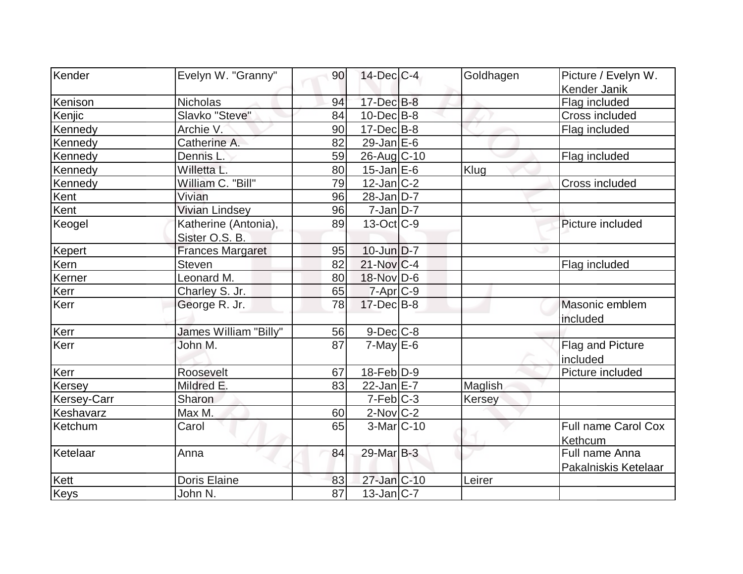| Kender | Evelyn W. "Granny" | 90 | 14-Dec | C-4 | Goldhagen | Picture / Evelyn W. Kender Janik |
|---|---|---|---|---|---|---|
| Kenison | Nicholas | 94 | 17-Dec | B-8 | | Flag included |
| Kenjic | Slavko "Steve" | 84 | 10-Dec | B-8 | | Cross included |
| Kennedy | Archie V. | 90 | 17-Dec | B-8 | | Flag included |
| Kennedy | Catherine A. | 82 | 29-Jan | E-6 | | |
| Kennedy | Dennis L. | 59 | 26-Aug | C-10 | | Flag included |
| Kennedy | Willetta L. | 80 | 15-Jan | E-6 | Klug | |
| Kennedy | William C. "Bill" | 79 | 12-Jan | C-2 | | Cross included |
| Kent | Vivian | 96 | 28-Jan | D-7 | | |
| Kent | Vivian Lindsey | 96 | 7-Jan | D-7 | | |
| Keogel | Katherine (Antonia), Sister O.S. B. | 89 | 13-Oct | C-9 | | Picture included |
| Kepert | Frances Margaret | 95 | 10-Jun | D-7 | | |
| Kern | Steven | 82 | 21-Nov | C-4 | | Flag included |
| Kerner | Leonard M. | 80 | 18-Nov | D-6 | | |
| Kerr | Charley S. Jr. | 65 | 7-Apr | C-9 | | |
| Kerr | George R. Jr. | 78 | 17-Dec | B-8 | | Masonic emblem included |
| Kerr | James William "Billy" | 56 | 9-Dec | C-8 | | |
| Kerr | John M. | 87 | 7-May | E-6 | | Flag and Picture included |
| Kerr | Roosevelt | 67 | 18-Feb | D-9 | | Picture included |
| Kersey | Mildred E. | 83 | 22-Jan | E-7 | Maglish | |
| Kersey-Carr | Sharon | | 7-Feb | C-3 | Kersey | |
| Keshavarz | Max M. | 60 | 2-Nov | C-2 | | |
| Ketchum | Carol | 65 | 3-Mar | C-10 | | Full name Carol Cox Kethcum |
| Ketelaar | Anna | 84 | 29-Mar | B-3 | | Full name Anna Pakalniskis Ketelaar |
| Kett | Doris Elaine | 83 | 27-Jan | C-10 | Leirer | |
| Keys | John N. | 87 | 13-Jan | C-7 | | |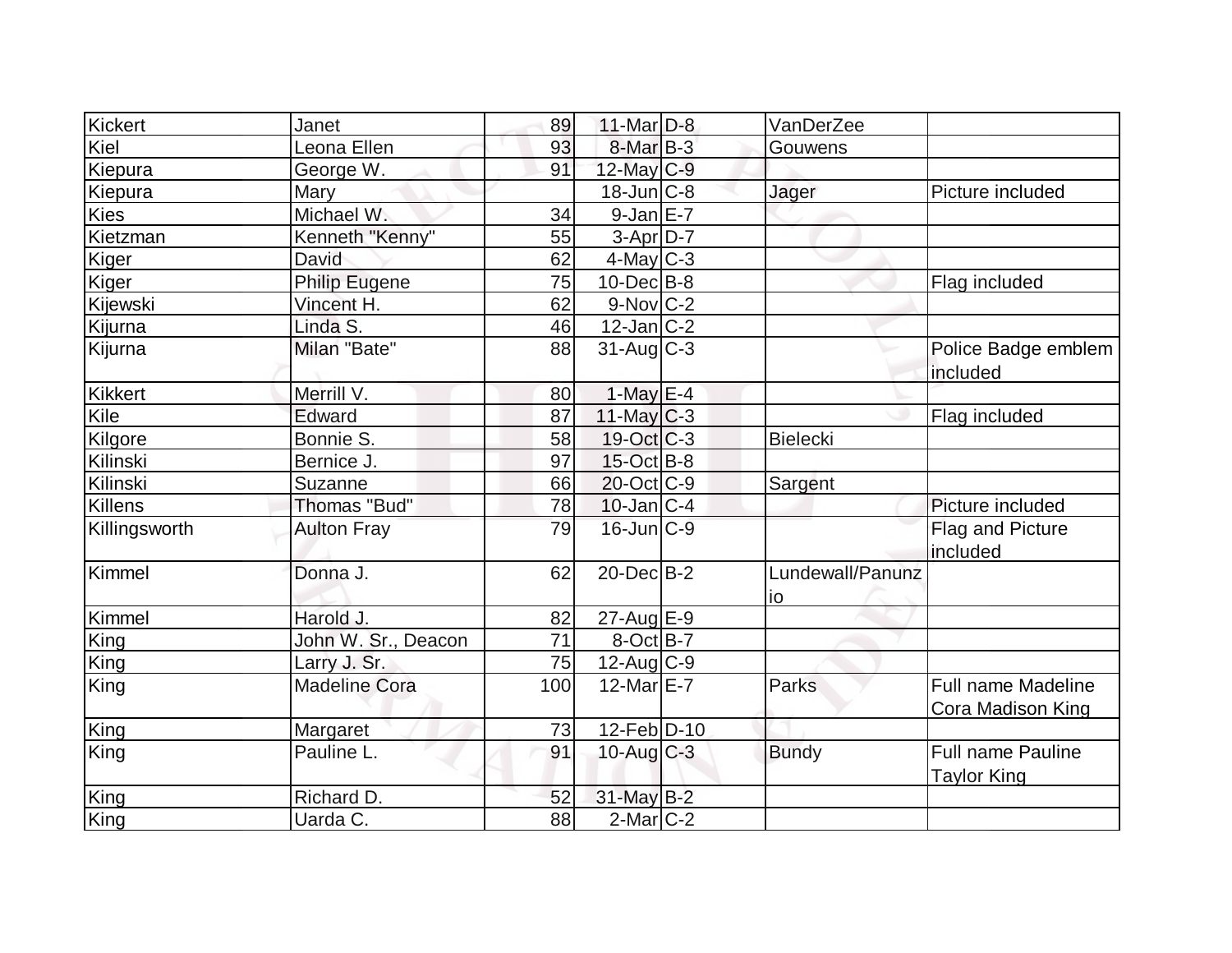| Kickert | Janet | 89 | 11-Mar | D-8 | VanDerZee | |
|---|---|---|---|---|---|---|
| Kiel | Leona Ellen | 93 | 8-Mar | B-3 | Gouwens | |
| Kiepura | George W. | 91 | 12-May | C-9 | | |
| Kiepura | Mary | | 18-Jun | C-8 | Jager | Picture included |
| Kies | Michael W. | 34 | 9-Jan | E-7 | | |
| Kietzman | Kenneth "Kenny" | 55 | 3-Apr | D-7 | | |
| Kiger | David | 62 | 4-May | C-3 | | |
| Kiger | Philip Eugene | 75 | 10-Dec | B-8 | | Flag included |
| Kijewski | Vincent H. | 62 | 9-Nov | C-2 | | |
| Kijurna | Linda S. | 46 | 12-Jan | C-2 | | |
| Kijurna | Milan "Bate" | 88 | 31-Aug | C-3 | | Police Badge emblem included |
| Kikkert | Merrill V. | 80 | 1-May | E-4 | | |
| Kile | Edward | 87 | 11-May | C-3 | | Flag included |
| Kilgore | Bonnie S. | 58 | 19-Oct | C-3 | Bielecki | |
| Kilinski | Bernice J. | 97 | 15-Oct | B-8 | | |
| Kilinski | Suzanne | 66 | 20-Oct | C-9 | Sargent | |
| Killens | Thomas "Bud" | 78 | 10-Jan | C-4 | | Picture included |
| Killingsworth | Aulton Fray | 79 | 16-Jun | C-9 | | Flag and Picture included |
| Kimmel | Donna J. | 62 | 20-Dec | B-2 | Lundewall/Panunzio | |
| Kimmel | Harold J. | 82 | 27-Aug | E-9 | | |
| King | John W. Sr., Deacon | 71 | 8-Oct | B-7 | | |
| King | Larry J. Sr. | 75 | 12-Aug | C-9 | | |
| King | Madeline Cora | 100 | 12-Mar | E-7 | Parks | Full name Madeline Cora Madison King |
| King | Margaret | 73 | 12-Feb | D-10 | | |
| King | Pauline L. | 91 | 10-Aug | C-3 | Bundy | Full name Pauline Taylor King |
| King | Richard D. | 52 | 31-May | B-2 | | |
| King | Uarda C. | 88 | 2-Mar | C-2 | | |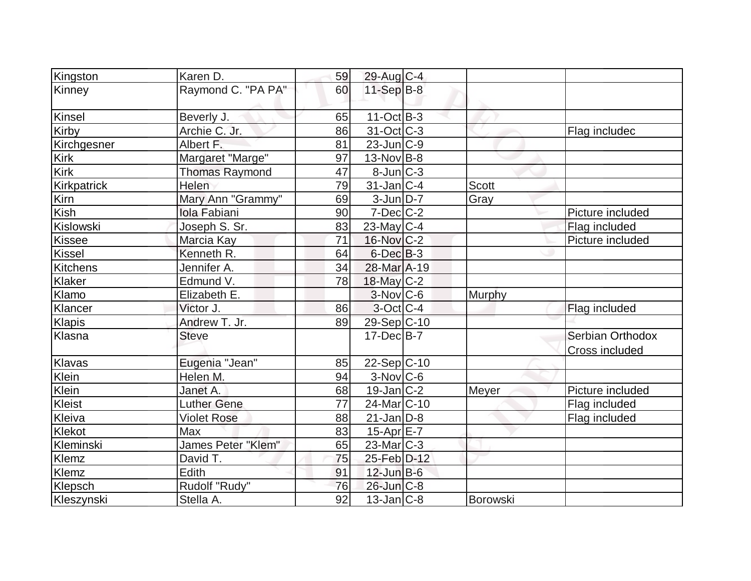| | | | | | | |
|---|---|---|---|---|---|---|
| Kingston | Karen D. | 59 | 29-Aug | C-4 | | |
| Kinney | Raymond C. "PA PA" | 60 | 11-Sep | B-8 | | |
| Kinsel | Beverly J. | 65 | 11-Oct | B-3 | | |
| Kirby | Archie C. Jr. | 86 | 31-Oct | C-3 | | Flag includec |
| Kirchgesner | Albert F. | 81 | 23-Jun | C-9 | | |
| Kirk | Margaret "Marge" | 97 | 13-Nov | B-8 | | |
| Kirk | Thomas Raymond | 47 | 8-Jun | C-3 | | |
| Kirkpatrick | Helen | 79 | 31-Jan | C-4 | Scott | |
| Kirn | Mary Ann "Grammy" | 69 | 3-Jun | D-7 | Gray | |
| Kish | Iola Fabiani | 90 | 7-Dec | C-2 | | Picture included |
| Kislowski | Joseph S. Sr. | 83 | 23-May | C-4 | | Flag included |
| Kissee | Marcia Kay | 71 | 16-Nov | C-2 | | Picture included |
| Kissel | Kenneth R. | 64 | 6-Dec | B-3 | | |
| Kitchens | Jennifer A. | 34 | 28-Mar | A-19 | | |
| Klaker | Edmund V. | 78 | 18-May | C-2 | | |
| Klamo | Elizabeth E. | | 3-Nov | C-6 | Murphy | |
| Klancer | Victor J. | 86 | 3-Oct | C-4 | | Flag included |
| Klapis | Andrew T. Jr. | 89 | 29-Sep | C-10 | | |
| Klasna | Steve | | 17-Dec | B-7 | | Serbian Orthodox Cross included |
| Klavas | Eugenia "Jean" | 85 | 22-Sep | C-10 | | |
| Klein | Helen M. | 94 | 3-Nov | C-6 | | |
| Klein | Janet A. | 68 | 19-Jan | C-2 | Meyer | Picture included |
| Kleist | Luther Gene | 77 | 24-Mar | C-10 | | Flag included |
| Kleiva | Violet Rose | 88 | 21-Jan | D-8 | | Flag included |
| Klekot | Max | 83 | 15-Apr | E-7 | | |
| Kleminski | James Peter "Klem" | 65 | 23-Mar | C-3 | | |
| Klemz | David T. | 75 | 25-Feb | D-12 | | |
| Klemz | Edith | 91 | 12-Jun | B-6 | | |
| Klepsch | Rudolf "Rudy" | 76 | 26-Jun | C-8 | | |
| Kleszynski | Stella A. | 92 | 13-Jan | C-8 | Borowski | |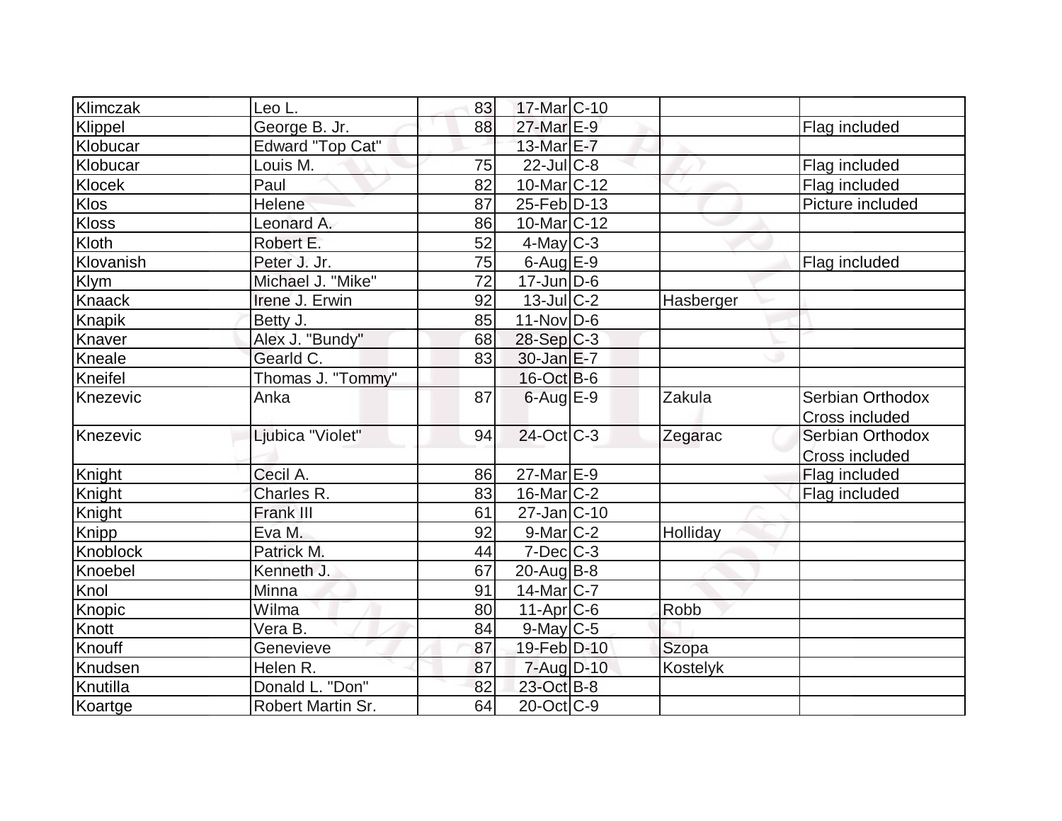| | | | | | | |
|---|---|---|---|---|---|---|
| Klimczak | Leo L. | 83 | 17-Mar | C-10 | | |
| Klippel | George B. Jr. | 88 | 27-Mar | E-9 | | Flag included |
| Klobucar | Edward "Top Cat" | | 13-Mar | E-7 | | |
| Klobucar | Louis M. | 75 | 22-Jul | C-8 | | Flag included |
| Klocek | Paul | 82 | 10-Mar | C-12 | | Flag included |
| Klos | Helene | 87 | 25-Feb | D-13 | | Picture included |
| Kloss | Leonard A. | 86 | 10-Mar | C-12 | | |
| Kloth | Robert E. | 52 | 4-May | C-3 | | |
| Klovanish | Peter J. Jr. | 75 | 6-Aug | E-9 | | Flag included |
| Klym | Michael J. "Mike" | 72 | 17-Jun | D-6 | | |
| Knaack | Irene J. Erwin | 92 | 13-Jul | C-2 | Hasberger | |
| Knapik | Betty J. | 85 | 11-Nov | D-6 | | |
| Knaver | Alex J. "Bundy" | 68 | 28-Sep | C-3 | | |
| Kneale | Gearld C. | 83 | 30-Jan | E-7 | | |
| Kneifel | Thomas J. "Tommy" | | 16-Oct | B-6 | | |
| Knezevic | Anka | 87 | 6-Aug | E-9 | Zakula | Serbian Orthodox Cross included |
| Knezevic | Ljubica "Violet" | 94 | 24-Oct | C-3 | Zegarac | Serbian Orthodox Cross included |
| Knight | Cecil A. | 86 | 27-Mar | E-9 | | Flag included |
| Knight | Charles R. | 83 | 16-Mar | C-2 | | Flag included |
| Knight | Frank III | 61 | 27-Jan | C-10 | | |
| Knipp | Eva M. | 92 | 9-Mar | C-2 | Holliday | |
| Knoblock | Patrick M. | 44 | 7-Dec | C-3 | | |
| Knoebel | Kenneth J. | 67 | 20-Aug | B-8 | | |
| Knol | Minna | 91 | 14-Mar | C-7 | | |
| Knopic | Wilma | 80 | 11-Apr | C-6 | Robb | |
| Knott | Vera B. | 84 | 9-May | C-5 | | |
| Knouff | Genevieve | 87 | 19-Feb | D-10 | Szopa | |
| Knudsen | Helen R. | 87 | 7-Aug | D-10 | Kostelyk | |
| Knutilla | Donald L. "Don" | 82 | 23-Oct | B-8 | | |
| Koartge | Robert Martin Sr. | 64 | 20-Oct | C-9 | | |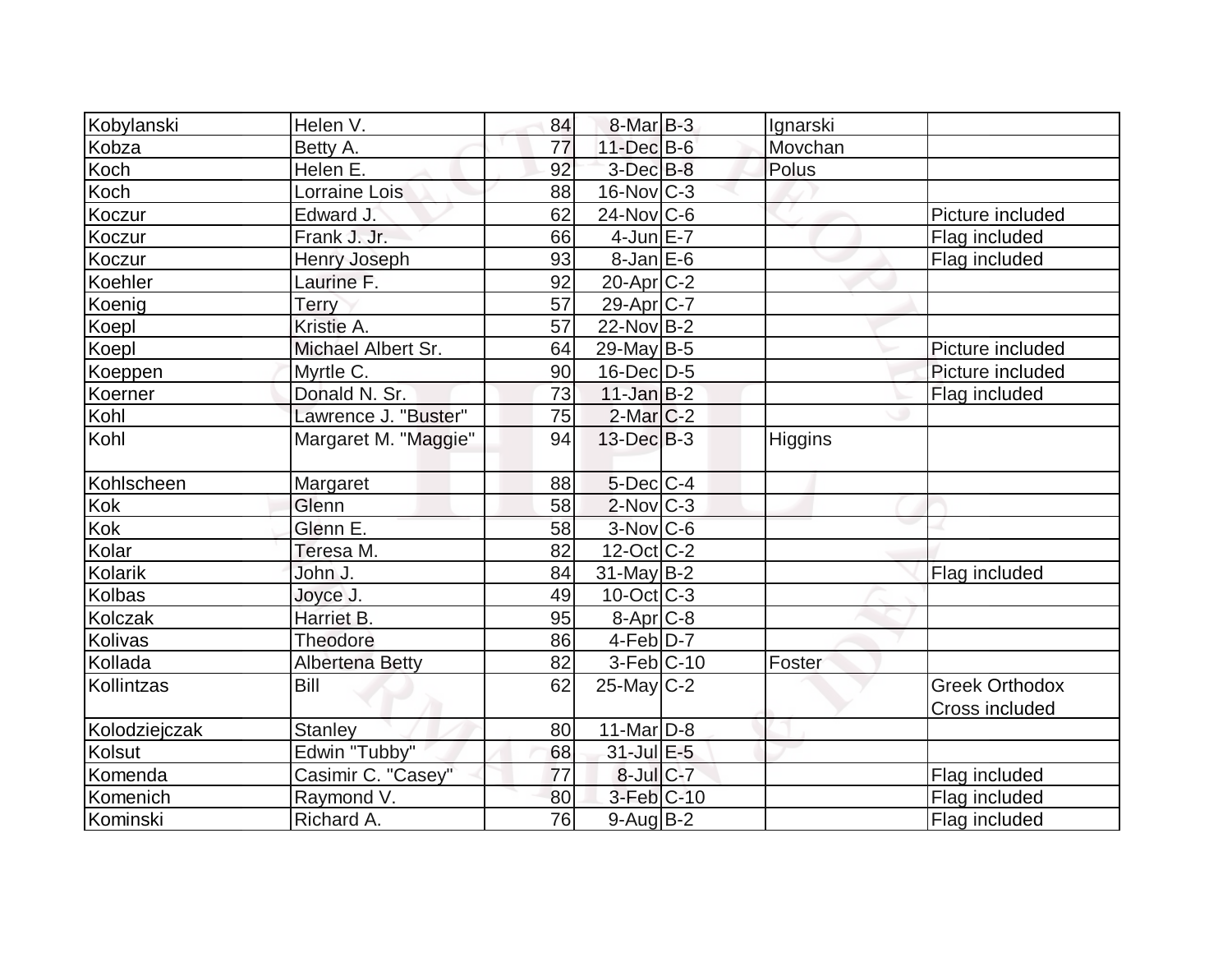| | | | | | | |
|---|---|---|---|---|---|---|
| Kobylanski | Helen V. | 84 | 8-Mar | B-3 | Ignarski | |
| Kobza | Betty A. | 77 | 11-Dec | B-6 | Movchan | |
| Koch | Helen E. | 92 | 3-Dec | B-8 | Polus | |
| Koch | Lorraine Lois | 88 | 16-Nov | C-3 | | |
| Koczur | Edward J. | 62 | 24-Nov | C-6 | | Picture included |
| Koczur | Frank J. Jr. | 66 | 4-Jun | E-7 | | Flag included |
| Koczur | Henry Joseph | 93 | 8-Jan | E-6 | | Flag included |
| Koehler | Laurine F. | 92 | 20-Apr | C-2 | | |
| Koenig | Terry | 57 | 29-Apr | C-7 | | |
| Koepl | Kristie A. | 57 | 22-Nov | B-2 | | |
| Koepl | Michael Albert Sr. | 64 | 29-May | B-5 | | Picture included |
| Koeppen | Myrtle C. | 90 | 16-Dec | D-5 | | Picture included |
| Koerner | Donald N. Sr. | 73 | 11-Jan | B-2 | | Flag included |
| Kohl | Lawrence J. "Buster" | 75 | 2-Mar | C-2 | | |
| Kohl | Margaret M. "Maggie" | 94 | 13-Dec | B-3 | Higgins | |
| Kohlscheen | Margaret | 88 | 5-Dec | C-4 | | |
| Kok | Glenn | 58 | 2-Nov | C-3 | | |
| Kok | Glenn E. | 58 | 3-Nov | C-6 | | |
| Kolar | Teresa M. | 82 | 12-Oct | C-2 | | |
| Kolarik | John J. | 84 | 31-May | B-2 | | Flag included |
| Kolbas | Joyce J. | 49 | 10-Oct | C-3 | | |
| Kolczak | Harriet B. | 95 | 8-Apr | C-8 | | |
| Kolivas | Theodore | 86 | 4-Feb | D-7 | | |
| Kollada | Albertena Betty | 82 | 3-Feb | C-10 | Foster | |
| Kollintzas | Bill | 62 | 25-May | C-2 | | Greek Orthodox Cross included |
| Kolodziejczak | Stanley | 80 | 11-Mar | D-8 | | |
| Kolsut | Edwin "Tubby" | 68 | 31-Jul | E-5 | | |
| Komenda | Casimir C. "Casey" | 77 | 8-Jul | C-7 | | Flag included |
| Komenich | Raymond V. | 80 | 3-Feb | C-10 | | Flag included |
| Kominski | Richard A. | 76 | 9-Aug | B-2 | | Flag included |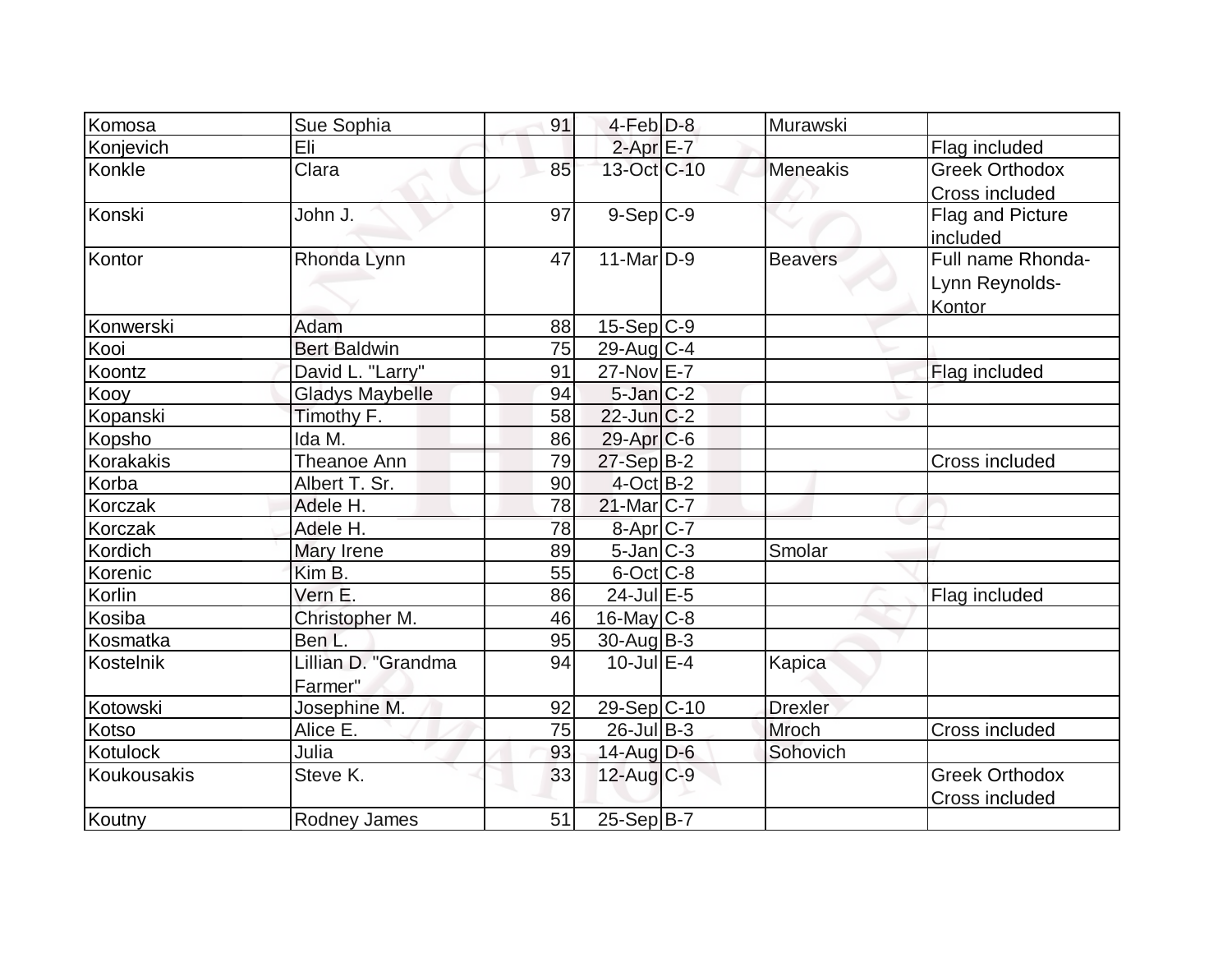| | | | | | | |
|---|---|---|---|---|---|---|
| Komosa | Sue Sophia | 91 | 4-Feb | D-8 | Murawski | |
| Konjevich | Eli | | 2-Apr | E-7 | | Flag included |
| Konkle | Clara | 85 | 13-Oct | C-10 | Meneakis | Greek Orthodox Cross included |
| Konski | John J. | 97 | 9-Sep | C-9 | | Flag and Picture included |
| Kontor | Rhonda Lynn | 47 | 11-Mar | D-9 | Beavers | Full name Rhonda-Lynn Reynolds-Kontor |
| Konwerski | Adam | 88 | 15-Sep | C-9 | | |
| Kooi | Bert Baldwin | 75 | 29-Aug | C-4 | | |
| Koontz | David L. "Larry" | 91 | 27-Nov | E-7 | | Flag included |
| Kooy | Gladys Maybelle | 94 | 5-Jan | C-2 | | |
| Kopanski | Timothy F. | 58 | 22-Jun | C-2 | | |
| Kopsho | Ida M. | 86 | 29-Apr | C-6 | | |
| Korakakis | Theanoe Ann | 79 | 27-Sep | B-2 | | Cross included |
| Korba | Albert T. Sr. | 90 | 4-Oct | B-2 | | |
| Korczak | Adele H. | 78 | 21-Mar | C-7 | | |
| Korczak | Adele H. | 78 | 8-Apr | C-7 | | |
| Kordich | Mary Irene | 89 | 5-Jan | C-3 | Smolar | |
| Korenic | Kim B. | 55 | 6-Oct | C-8 | | |
| Korlin | Vern E. | 86 | 24-Jul | E-5 | | Flag included |
| Kosiba | Christopher M. | 46 | 16-May | C-8 | | |
| Kosmatka | Ben L. | 95 | 30-Aug | B-3 | | |
| Kostelnik | Lillian D. "Grandma Farmer" | 94 | 10-Jul | E-4 | Kapica | |
| Kotowski | Josephine M. | 92 | 29-Sep | C-10 | Drexler | |
| Kotso | Alice E. | 75 | 26-Jul | B-3 | Mroch | Cross included |
| Kotulock | Julia | 93 | 14-Aug | D-6 | Sohovich | |
| Koukousakis | Steve K. | 33 | 12-Aug | C-9 | | Greek Orthodox Cross included |
| Koutny | Rodney James | 51 | 25-Sep | B-7 | | |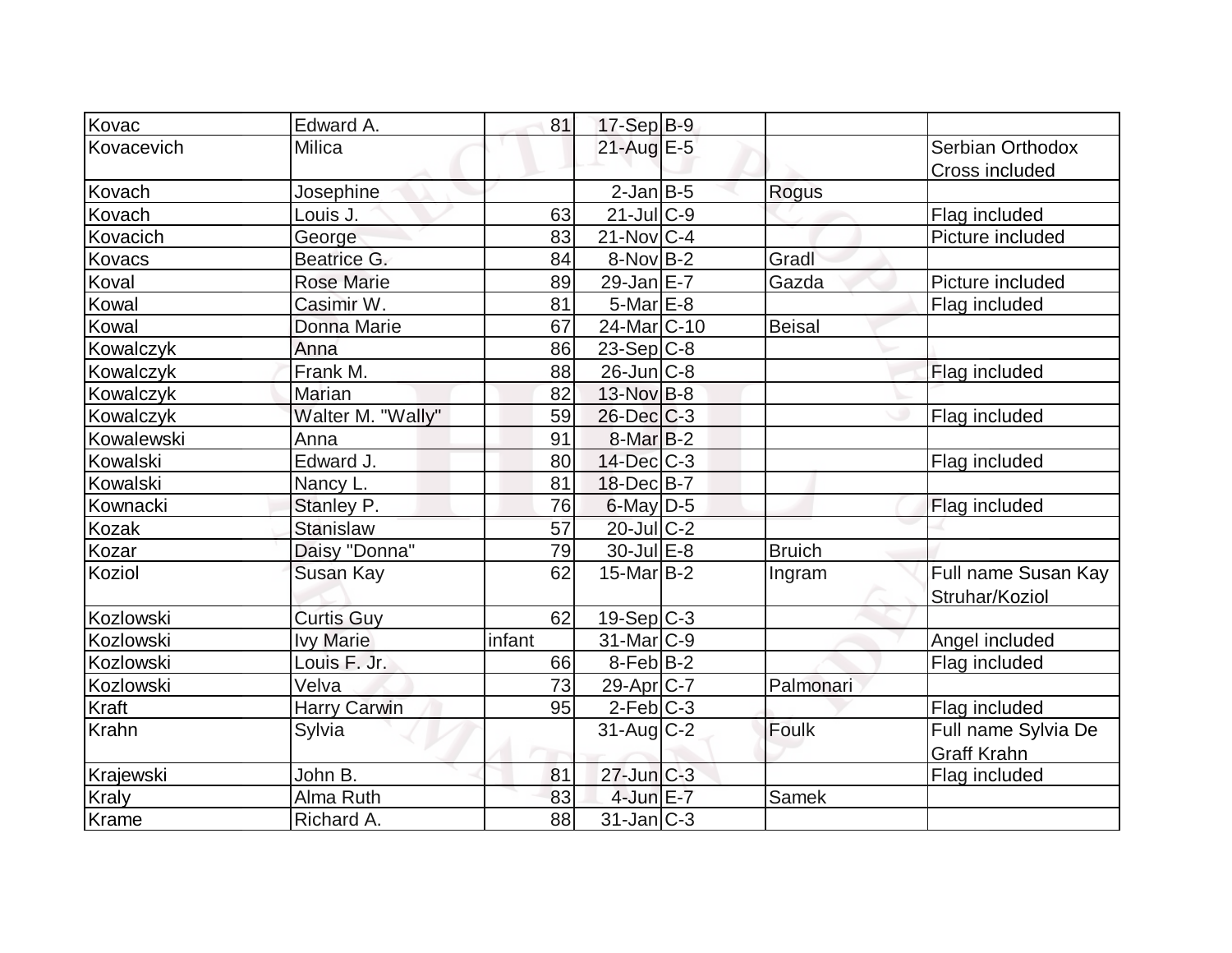| | | | | | | |
|---|---|---|---|---|---|---|
| Kovac | Edward A. | 81 | 17-Sep | B-9 | | |
| Kovacevich | Milica | | 21-Aug | E-5 | | Serbian Orthodox Cross included |
| Kovach | Josephine | | 2-Jan | B-5 | Rogus | |
| Kovach | Louis J. | 63 | 21-Jul | C-9 | | Flag included |
| Kovacich | George | 83 | 21-Nov | C-4 | | Picture included |
| Kovacs | Beatrice G. | 84 | 8-Nov | B-2 | Gradl | |
| Koval | Rose Marie | 89 | 29-Jan | E-7 | Gazda | Picture included |
| Kowal | Casimir W. | 81 | 5-Mar | E-8 | | Flag included |
| Kowal | Donna Marie | 67 | 24-Mar | C-10 | Beisal | |
| Kowalczyk | Anna | 86 | 23-Sep | C-8 | | |
| Kowalczyk | Frank M. | 88 | 26-Jun | C-8 | | Flag included |
| Kowalczyk | Marian | 82 | 13-Nov | B-8 | | |
| Kowalczyk | Walter M. "Wally" | 59 | 26-Dec | C-3 | | Flag included |
| Kowalewski | Anna | 91 | 8-Mar | B-2 | | |
| Kowalski | Edward J. | 80 | 14-Dec | C-3 | | Flag included |
| Kowalski | Nancy L. | 81 | 18-Dec | B-7 | | |
| Kownacki | Stanley P. | 76 | 6-May | D-5 | | Flag included |
| Kozak | Stanislaw | 57 | 20-Jul | C-2 | | |
| Kozar | Daisy "Donna" | 79 | 30-Jul | E-8 | Bruich | |
| Koziol | Susan Kay | 62 | 15-Mar | B-2 | Ingram | Full name Susan Kay Struhar/Koziol |
| Kozlowski | Curtis Guy | 62 | 19-Sep | C-3 | | |
| Kozlowski | Ivy Marie | infant | 31-Mar | C-9 | | Angel included |
| Kozlowski | Louis F. Jr. | 66 | 8-Feb | B-2 | | Flag included |
| Kozlowski | Velva | 73 | 29-Apr | C-7 | Palmonari | |
| Kraft | Harry Carwin | 95 | 2-Feb | C-3 | | Flag included |
| Krahn | Sylvia | | 31-Aug | C-2 | Foulk | Full name Sylvia De Graff Krahn |
| Krajewski | John B. | 81 | 27-Jun | C-3 | | Flag included |
| Kraly | Alma Ruth | 83 | 4-Jun | E-7 | Samek | |
| Krame | Richard A. | 88 | 31-Jan | C-3 | | |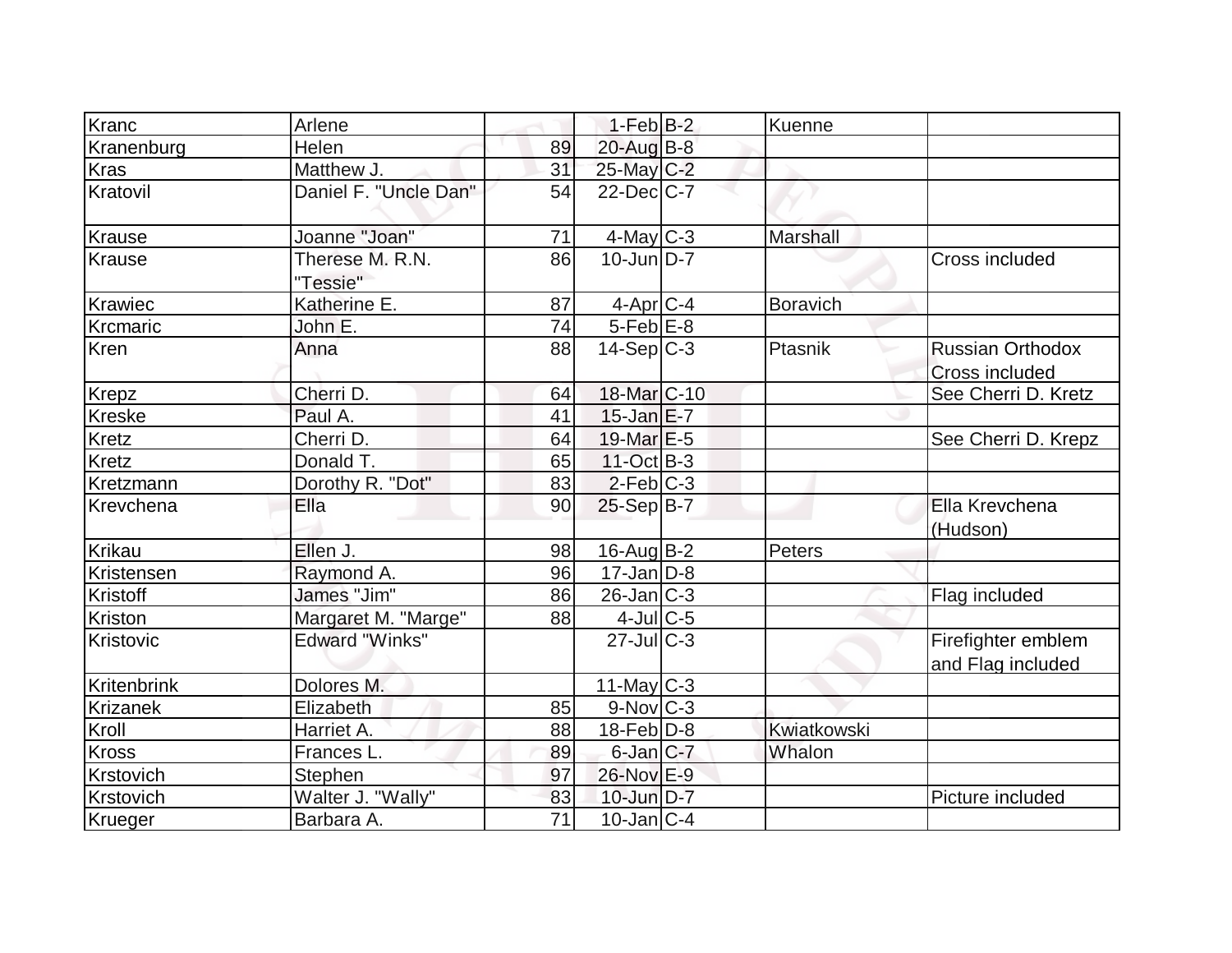| | | | | | | |
|---|---|---|---|---|---|---|
| Kranc | Arlene | | 1-Feb | B-2 | Kuenne | |
| Kranenburg | Helen | 89 | 20-Aug | B-8 | | |
| Kras | Matthew J. | 31 | 25-May | C-2 | | |
| Kratovil | Daniel F. "Uncle Dan" | 54 | 22-Dec | C-7 | | |
| Krause | Joanne "Joan" | 71 | 4-May | C-3 | Marshall | |
| Krause | Therese M. R.N. "Tessie" | 86 | 10-Jun | D-7 | | Cross included |
| Krawiec | Katherine E. | 87 | 4-Apr | C-4 | Boravich | |
| Krcmaric | John E. | 74 | 5-Feb | E-8 | | |
| Kren | Anna | 88 | 14-Sep | C-3 | Ptasnik | Russian Orthodox Cross included |
| Krepz | Cherri D. | 64 | 18-Mar | C-10 | | See Cherri D. Kretz |
| Kreske | Paul A. | 41 | 15-Jan | E-7 | | |
| Kretz | Cherri D. | 64 | 19-Mar | E-5 | | See Cherri D. Krepz |
| Kretz | Donald T. | 65 | 11-Oct | B-3 | | |
| Kretzmann | Dorothy R. "Dot" | 83 | 2-Feb | C-3 | | |
| Krevchena | Ella | 90 | 25-Sep | B-7 | | Ella Krevchena (Hudson) |
| Krikau | Ellen J. | 98 | 16-Aug | B-2 | Peters | |
| Kristensen | Raymond A. | 96 | 17-Jan | D-8 | | |
| Kristoff | James "Jim" | 86 | 26-Jan | C-3 | | Flag included |
| Kriston | Margaret M. "Marge" | 88 | 4-Jul | C-5 | | |
| Kristovic | Edward "Winks" | | 27-Jul | C-3 | | Firefighter emblem and Flag included |
| Kritenbrink | Dolores M. | | 11-May | C-3 | | |
| Krizanek | Elizabeth | 85 | 9-Nov | C-3 | | |
| Kroll | Harriet A. | 88 | 18-Feb | D-8 | Kwiatkowski | |
| Kross | Frances L. | 89 | 6-Jan | C-7 | Whalon | |
| Krstovich | Stephen | 97 | 26-Nov | E-9 | | |
| Krstovich | Walter J. "Wally" | 83 | 10-Jun | D-7 | | Picture included |
| Krueger | Barbara A. | 71 | 10-Jan | C-4 | | |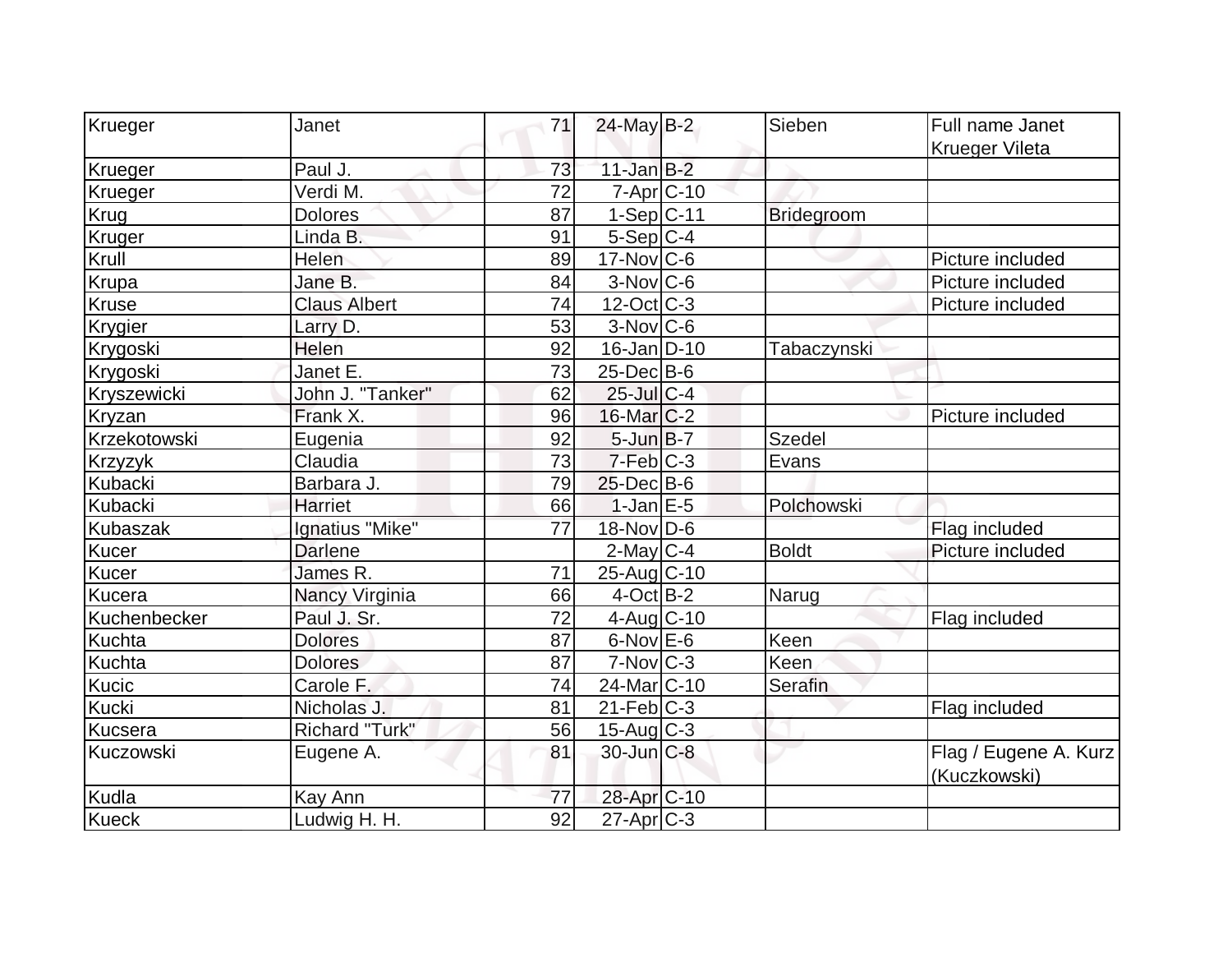| Krueger | Janet | 71 | 24-May | B-2 | Sieben | Full name Janet Krueger Vileta |
|---|---|---|---|---|---|---|
| Krueger | Paul J. | 73 | 11-Jan | B-2 | | |
| Krueger | Verdi M. | 72 | 7-Apr | C-10 | | |
| Krug | Dolores | 87 | 1-Sep | C-11 | Bridegroom | |
| Kruger | Linda B. | 91 | 5-Sep | C-4 | | |
| Krull | Helen | 89 | 17-Nov | C-6 | | Picture included |
| Krupa | Jane B. | 84 | 3-Nov | C-6 | | Picture included |
| Kruse | Claus Albert | 74 | 12-Oct | C-3 | | Picture included |
| Krygier | Larry D. | 53 | 3-Nov | C-6 | | |
| Krygoski | Helen | 92 | 16-Jan | D-10 | Tabaczynski | |
| Krygoski | Janet E. | 73 | 25-Dec | B-6 | | |
| Kryszewicki | John J. "Tanker" | 62 | 25-Jul | C-4 | | |
| Kryzan | Frank X. | 96 | 16-Mar | C-2 | | Picture included |
| Krzekotowski | Eugenia | 92 | 5-Jun | B-7 | Szedel | |
| Krzyzyk | Claudia | 73 | 7-Feb | C-3 | Evans | |
| Kubacki | Barbara J. | 79 | 25-Dec | B-6 | | |
| Kubacki | Harriet | 66 | 1-Jan | E-5 | Polchowski | |
| Kubaszak | Ignatius "Mike" | 77 | 18-Nov | D-6 | | Flag included |
| Kucer | Darlene | | 2-May | C-4 | Boldt | Picture included |
| Kucer | James R. | 71 | 25-Aug | C-10 | | |
| Kucera | Nancy Virginia | 66 | 4-Oct | B-2 | Narug | |
| Kuchenbecker | Paul J. Sr. | 72 | 4-Aug | C-10 | | Flag included |
| Kuchta | Dolores | 87 | 6-Nov | E-6 | Keen | |
| Kuchta | Dolores | 87 | 7-Nov | C-3 | Keen | |
| Kucic | Carole F. | 74 | 24-Mar | C-10 | Serafin | |
| Kucki | Nicholas J. | 81 | 21-Feb | C-3 | | Flag included |
| Kucsera | Richard "Turk" | 56 | 15-Aug | C-3 | | |
| Kuczowski | Eugene A. | 81 | 30-Jun | C-8 | | Flag / Eugene A. Kurz (Kuczkowski) |
| Kudla | Kay Ann | 77 | 28-Apr | C-10 | | |
| Kueck | Ludwig H. H. | 92 | 27-Apr | C-3 | | |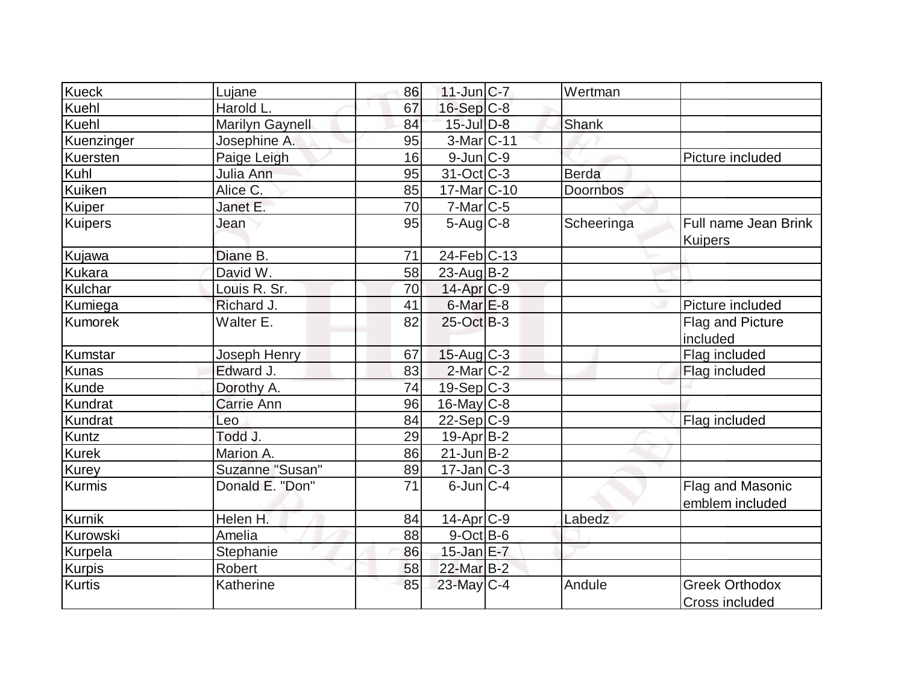| | | | | | | |
|---|---|---|---|---|---|---|
| Kueck | Lujane | 86 | 11-Jun | C-7 | Wertman | |
| Kuehl | Harold L. | 67 | 16-Sep | C-8 | | |
| Kuehl | Marilyn Gaynell | 84 | 15-Jul | D-8 | Shank | |
| Kuenzinger | Josephine A. | 95 | 3-Mar | C-11 | | |
| Kuersten | Paige Leigh | 16 | 9-Jun | C-9 | | Picture included |
| Kuhl | Julia Ann | 95 | 31-Oct | C-3 | Berda | |
| Kuiken | Alice C. | 85 | 17-Mar | C-10 | Doornbos | |
| Kuiper | Janet E. | 70 | 7-Mar | C-5 | | |
| Kuipers | Jean | 95 | 5-Aug | C-8 | Scheeringa | Full name Jean Brink Kuipers |
| Kujawa | Diane B. | 71 | 24-Feb | C-13 | | |
| Kukara | David W. | 58 | 23-Aug | B-2 | | |
| Kulchar | Louis R. Sr. | 70 | 14-Apr | C-9 | | |
| Kumiega | Richard J. | 41 | 6-Mar | E-8 | | Picture included |
| Kumorek | Walter E. | 82 | 25-Oct | B-3 | | Flag and Picture included |
| Kumstar | Joseph Henry | 67 | 15-Aug | C-3 | | Flag included |
| Kunas | Edward J. | 83 | 2-Mar | C-2 | | Flag included |
| Kunde | Dorothy A. | 74 | 19-Sep | C-3 | | |
| Kundrat | Carrie Ann | 96 | 16-May | C-8 | | |
| Kundrat | Leo | 84 | 22-Sep | C-9 | | Flag included |
| Kuntz | Todd J. | 29 | 19-Apr | B-2 | | |
| Kurek | Marion A. | 86 | 21-Jun | B-2 | | |
| Kurey | Suzanne "Susan" | 89 | 17-Jan | C-3 | | |
| Kurmis | Donald E. "Don" | 71 | 6-Jun | C-4 | | Flag and Masonic emblem included |
| Kurnik | Helen H. | 84 | 14-Apr | C-9 | Labedz | |
| Kurowski | Amelia | 88 | 9-Oct | B-6 | | |
| Kurpela | Stephanie | 86 | 15-Jan | E-7 | | |
| Kurpis | Robert | 58 | 22-Mar | B-2 | | |
| Kurtis | Katherine | 85 | 23-May | C-4 | Andule | Greek Orthodox Cross included |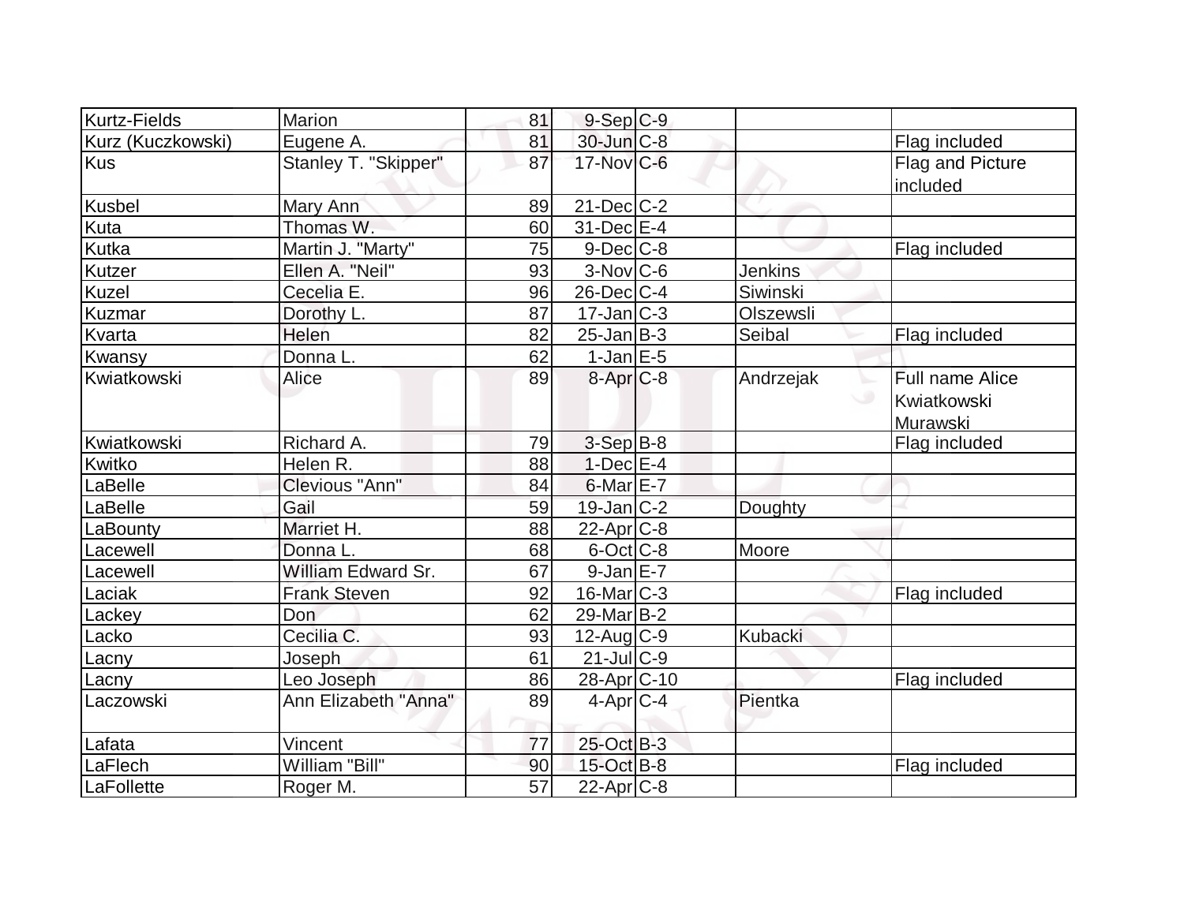| | | | | | | |
|---|---|---|---|---|---|---|
| Kurtz-Fields | Marion | 81 | 9-Sep | C-9 | | |
| Kurz (Kuczkowski) | Eugene A. | 81 | 30-Jun | C-8 | | Flag included |
| Kus | Stanley T. "Skipper" | 87 | 17-Nov | C-6 | | Flag and Picture included |
| Kusbel | Mary Ann | 89 | 21-Dec | C-2 | | |
| Kuta | Thomas W. | 60 | 31-Dec | E-4 | | |
| Kutka | Martin J. "Marty" | 75 | 9-Dec | C-8 | | Flag included |
| Kutzer | Ellen A. "Neil" | 93 | 3-Nov | C-6 | Jenkins | |
| Kuzel | Cecelia E. | 96 | 26-Dec | C-4 | Siwinski | |
| Kuzmar | Dorothy L. | 87 | 17-Jan | C-3 | Olszewsli | |
| Kvarta | Helen | 82 | 25-Jan | B-3 | Seibal | Flag included |
| Kwansy | Donna L. | 62 | 1-Jan | E-5 | | |
| Kwiatkowski | Alice | 89 | 8-Apr | C-8 | Andrzejak | Full name Alice Kwiatkowski Murawski |
| Kwiatkowski | Richard A. | 79 | 3-Sep | B-8 | | Flag included |
| Kwitko | Helen R. | 88 | 1-Dec | E-4 | | |
| LaBelle | Clevious "Ann" | 84 | 6-Mar | E-7 | | |
| LaBelle | Gail | 59 | 19-Jan | C-2 | Doughty | |
| LaBounty | Marriet H. | 88 | 22-Apr | C-8 | | |
| Lacewell | Donna L. | 68 | 6-Oct | C-8 | Moore | |
| Lacewell | William Edward Sr. | 67 | 9-Jan | E-7 | | |
| Laciak | Frank Steven | 92 | 16-Mar | C-3 | | Flag included |
| Lackey | Don | 62 | 29-Mar | B-2 | | |
| Lacko | Cecilia C. | 93 | 12-Aug | C-9 | Kubacki | |
| Lacny | Joseph | 61 | 21-Jul | C-9 | | |
| Lacny | Leo Joseph | 86 | 28-Apr | C-10 | | Flag included |
| Laczowski | Ann Elizabeth "Anna" | 89 | 4-Apr | C-4 | Pientka | |
| Lafata | Vincent | 77 | 25-Oct | B-3 | | |
| LaFlech | William "Bill" | 90 | 15-Oct | B-8 | | Flag included |
| LaFollette | Roger M. | 57 | 22-Apr | C-8 | | |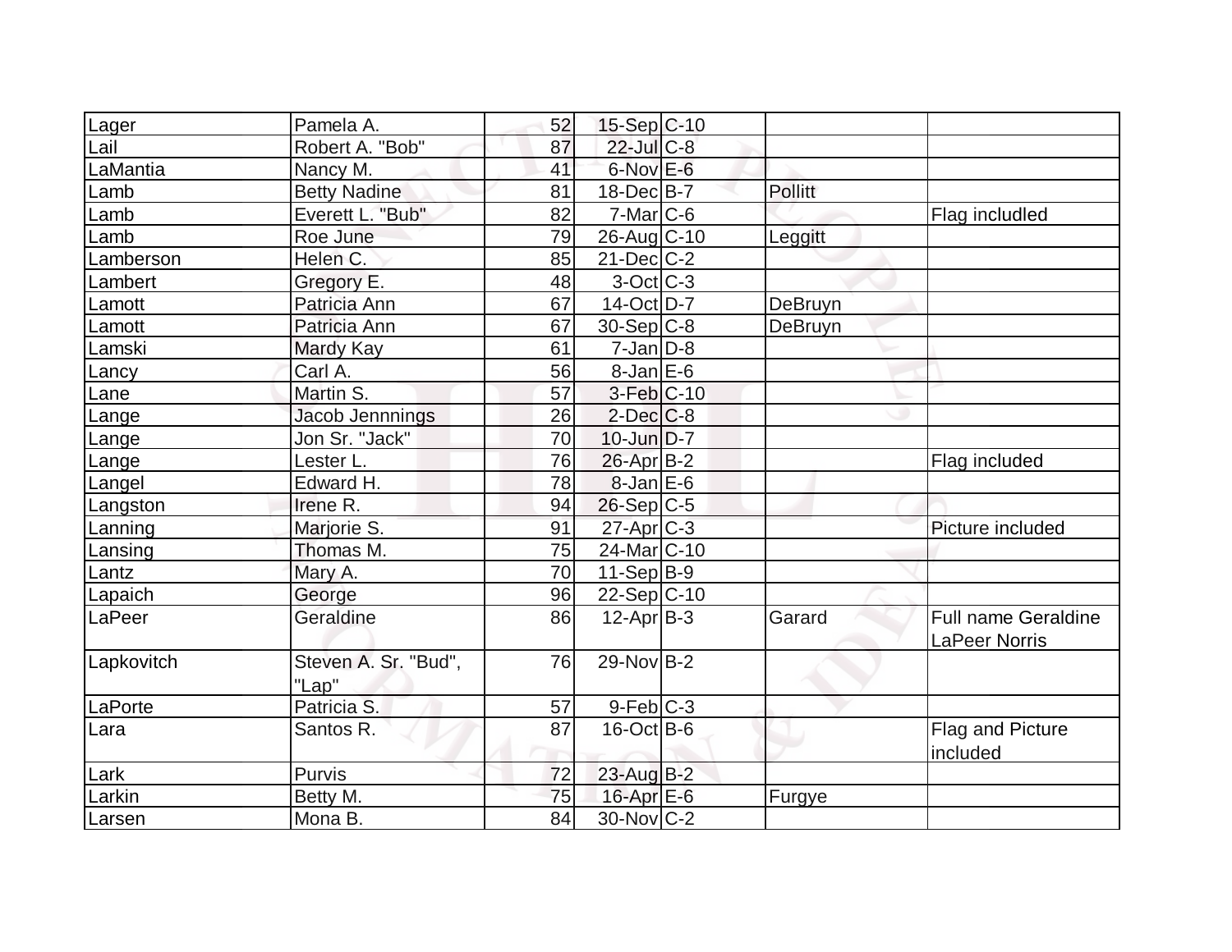| | | | | | | |
|---|---|---|---|---|---|---|
| Lager | Pamela A. | 52 | 15-Sep | C-10 | | |
| Lail | Robert A. "Bob" | 87 | 22-Jul | C-8 | | |
| LaMantia | Nancy M. | 41 | 6-Nov | E-6 | | |
| Lamb | Betty Nadine | 81 | 18-Dec | B-7 | Pollitt | |
| Lamb | Everett L. "Bub" | 82 | 7-Mar | C-6 | | Flag includled |
| Lamb | Roe June | 79 | 26-Aug | C-10 | Leggitt | |
| Lamberson | Helen C. | 85 | 21-Dec | C-2 | | |
| Lambert | Gregory E. | 48 | 3-Oct | C-3 | | |
| Lamott | Patricia Ann | 67 | 14-Oct | D-7 | DeBruyn | |
| Lamott | Patricia Ann | 67 | 30-Sep | C-8 | DeBruyn | |
| Lamski | Mardy Kay | 61 | 7-Jan | D-8 | | |
| Lancy | Carl A. | 56 | 8-Jan | E-6 | | |
| Lane | Martin S. | 57 | 3-Feb | C-10 | | |
| Lange | Jacob Jennnings | 26 | 2-Dec | C-8 | | |
| Lange | Jon Sr. "Jack" | 70 | 10-Jun | D-7 | | |
| Lange | Lester L. | 76 | 26-Apr | B-2 | | Flag included |
| Langel | Edward H. | 78 | 8-Jan | E-6 | | |
| Langston | Irene R. | 94 | 26-Sep | C-5 | | |
| Lanning | Marjorie S. | 91 | 27-Apr | C-3 | | Picture included |
| Lansing | Thomas M. | 75 | 24-Mar | C-10 | | |
| Lantz | Mary A. | 70 | 11-Sep | B-9 | | |
| Lapaich | George | 96 | 22-Sep | C-10 | | |
| LaPeer | Geraldine | 86 | 12-Apr | B-3 | Garard | Full name Geraldine LaPeer Norris |
| Lapkovitch | Steven A. Sr. "Bud", "Lap" | 76 | 29-Nov | B-2 | | |
| LaPorte | Patricia S. | 57 | 9-Feb | C-3 | | |
| Lara | Santos R. | 87 | 16-Oct | B-6 | | Flag and Picture included |
| Lark | Purvis | 72 | 23-Aug | B-2 | | |
| Larkin | Betty M. | 75 | 16-Apr | E-6 | Furgye | |
| Larsen | Mona B. | 84 | 30-Nov | C-2 | | |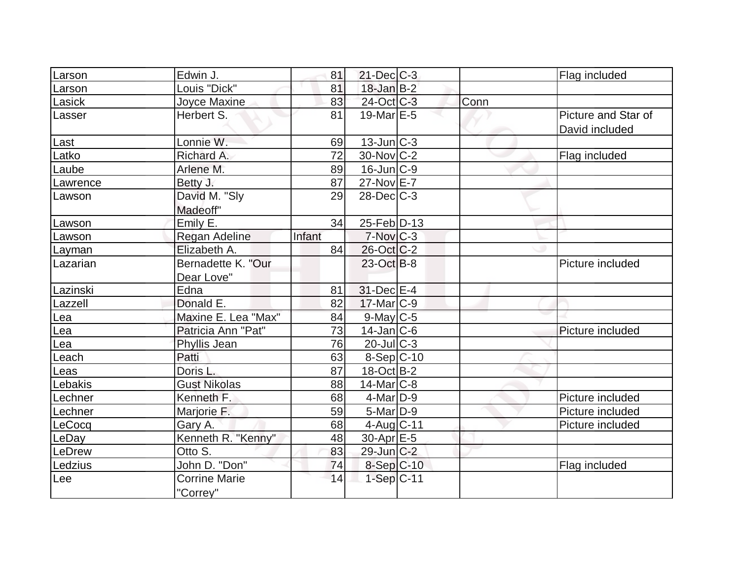| | | | | | | |
|---|---|---|---|---|---|---|
| Larson | Edwin J. | 81 | 21-Dec | C-3 | | Flag included |
| Larson | Louis "Dick" | 81 | 18-Jan | B-2 | | |
| Lasick | Joyce Maxine | 83 | 24-Oct | C-3 | Conn | |
| Lasser | Herbert S. | 81 | 19-Mar | E-5 | | Picture and Star of David included |
| Last | Lonnie W. | 69 | 13-Jun | C-3 | | |
| Latko | Richard A. | 72 | 30-Nov | C-2 | | Flag included |
| Laube | Arlene M. | 89 | 16-Jun | C-9 | | |
| Lawrence | Betty J. | 87 | 27-Nov | E-7 | | |
| Lawson | David M. "Sly Madeoff" | 29 | 28-Dec | C-3 | | |
| Lawson | Emily E. | 34 | 25-Feb | D-13 | | |
| Lawson | Regan Adeline | Infant | 7-Nov | C-3 | | |
| Layman | Elizabeth A. | 84 | 26-Oct | C-2 | | |
| Lazarian | Bernadette K. "Our Dear Love" | | 23-Oct | B-8 | | Picture included |
| Lazinski | Edna | 81 | 31-Dec | E-4 | | |
| Lazzell | Donald E. | 82 | 17-Mar | C-9 | | |
| Lea | Maxine E. Lea "Max" | 84 | 9-May | C-5 | | |
| Lea | Patricia Ann "Pat" | 73 | 14-Jan | C-6 | | Picture included |
| Lea | Phyllis Jean | 76 | 20-Jul | C-3 | | |
| Leach | Patti | 63 | 8-Sep | C-10 | | |
| Leas | Doris L. | 87 | 18-Oct | B-2 | | |
| Lebakis | Gust Nikolas | 88 | 14-Mar | C-8 | | |
| Lechner | Kenneth F. | 68 | 4-Mar | D-9 | | Picture included |
| Lechner | Marjorie F. | 59 | 5-Mar | D-9 | | Picture included |
| LeCocq | Gary A. | 68 | 4-Aug | C-11 | | Picture included |
| LeDay | Kenneth R. "Kenny" | 48 | 30-Apr | E-5 | | |
| LeDrew | Otto S. | 83 | 29-Jun | C-2 | | |
| Ledzius | John D. "Don" | 74 | 8-Sep | C-10 | | Flag included |
| Lee | Corrine Marie "Correy" | 14 | 1-Sep | C-11 | | |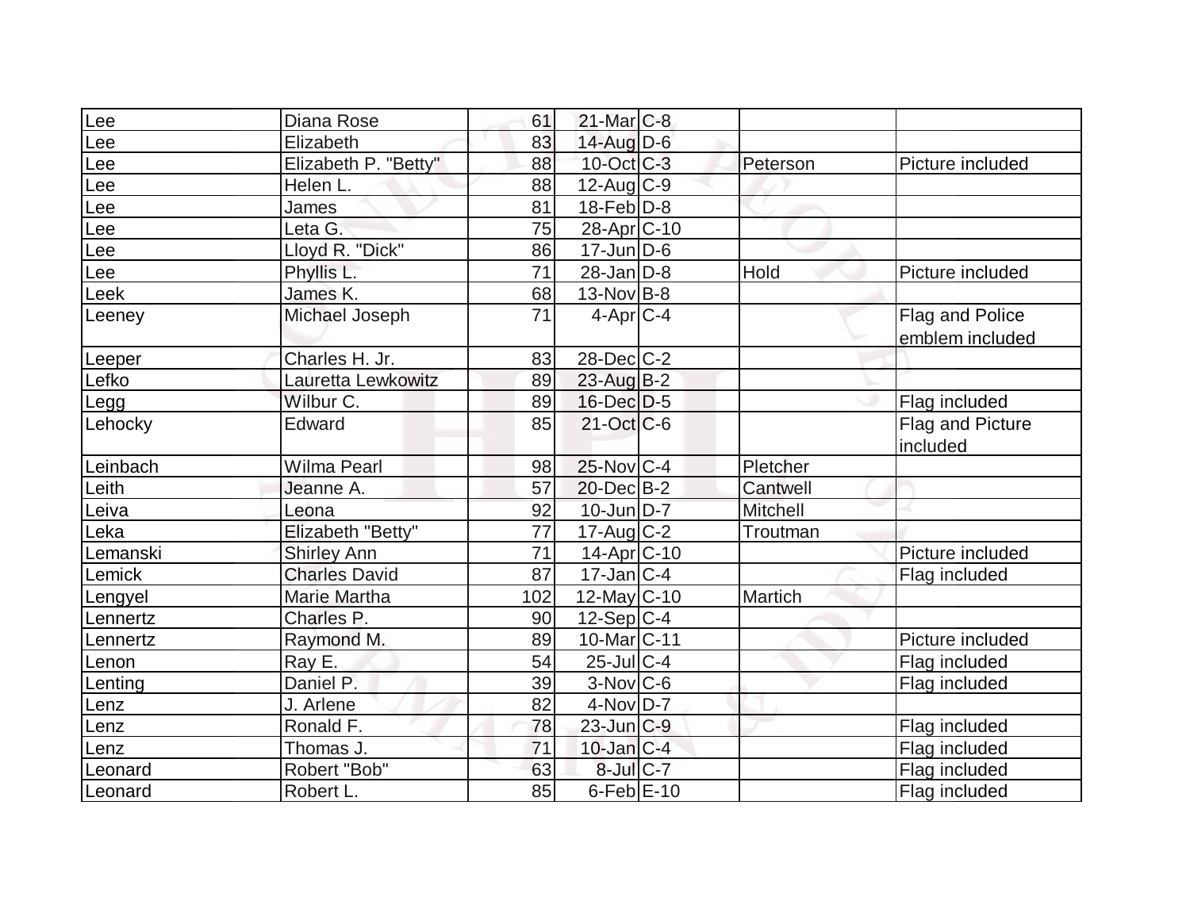| | | | | | | |
|---|---|---|---|---|---|---|
| Lee | Diana Rose | 61 | 21-Mar | C-8 | | |
| Lee | Elizabeth | 83 | 14-Aug | D-6 | | |
| Lee | Elizabeth P. "Betty" | 88 | 10-Oct | C-3 | Peterson | Picture included |
| Lee | Helen L. | 88 | 12-Aug | C-9 | | |
| Lee | James | 81 | 18-Feb | D-8 | | |
| Lee | Leta G. | 75 | 28-Apr | C-10 | | |
| Lee | Lloyd R. "Dick" | 86 | 17-Jun | D-6 | | |
| Lee | Phyllis L. | 71 | 28-Jan | D-8 | Hold | Picture included |
| Leek | James K. | 68 | 13-Nov | B-8 | | |
| Leeney | Michael Joseph | 71 | 4-Apr | C-4 | | Flag and Police emblem included |
| Leeper | Charles H. Jr. | 83 | 28-Dec | C-2 | | |
| Lefko | Lauretta Lewkowitz | 89 | 23-Aug | B-2 | | |
| Legg | Wilbur C. | 89 | 16-Dec | D-5 | | Flag included |
| Lehocky | Edward | 85 | 21-Oct | C-6 | | Flag and Picture included |
| Leinbach | Wilma Pearl | 98 | 25-Nov | C-4 | Pletcher | |
| Leith | Jeanne A. | 57 | 20-Dec | B-2 | Cantwell | |
| Leiva | Leona | 92 | 10-Jun | D-7 | Mitchell | |
| Leka | Elizabeth "Betty" | 77 | 17-Aug | C-2 | Troutman | |
| Lemanski | Shirley Ann | 71 | 14-Apr | C-10 | | Picture included |
| Lemick | Charles David | 87 | 17-Jan | C-4 | | Flag included |
| Lengyel | Marie Martha | 102 | 12-May | C-10 | Martich | |
| Lennertz | Charles P. | 90 | 12-Sep | C-4 | | |
| Lennertz | Raymond M. | 89 | 10-Mar | C-11 | | Picture included |
| Lenon | Ray E. | 54 | 25-Jul | C-4 | | Flag included |
| Lenting | Daniel P. | 39 | 3-Nov | C-6 | | Flag included |
| Lenz | J. Arlene | 82 | 4-Nov | D-7 | | |
| Lenz | Ronald F. | 78 | 23-Jun | C-9 | | Flag included |
| Lenz | Thomas J. | 71 | 10-Jan | C-4 | | Flag included |
| Leonard | Robert "Bob" | 63 | 8-Jul | C-7 | | Flag included |
| Leonard | Robert L. | 85 | 6-Feb | E-10 | | Flag included |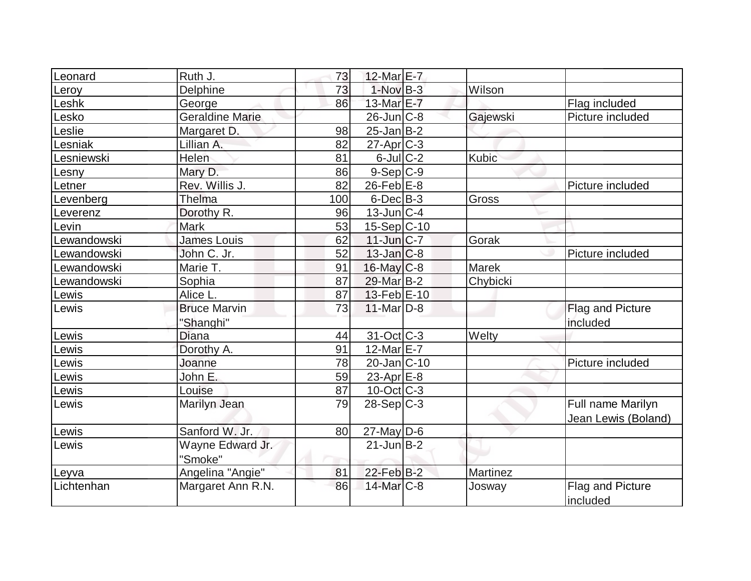| Leonard | Ruth J. | 73 | 12-Mar | E-7 | | |
|---|---|---|---|---|---|---|
| Leroy | Delphine | 73 | 1-Nov | B-3 | Wilson | |
| Leshk | George | 86 | 13-Mar | E-7 | | Flag included |
| Lesko | Geraldine Marie | | 26-Jun | C-8 | Gajewski | Picture included |
| Leslie | Margaret D. | 98 | 25-Jan | B-2 | | |
| Lesniak | Lillian A. | 82 | 27-Apr | C-3 | | |
| Lesniewski | Helen | 81 | 6-Jul | C-2 | Kubic | |
| Lesny | Mary D. | 86 | 9-Sep | C-9 | | |
| Letner | Rev. Willis J. | 82 | 26-Feb | E-8 | | Picture included |
| Levenberg | Thelma | 100 | 6-Dec | B-3 | Gross | |
| Leverenz | Dorothy R. | 96 | 13-Jun | C-4 | | |
| Levin | Mark | 53 | 15-Sep | C-10 | | |
| Lewandowski | James Louis | 62 | 11-Jun | C-7 | Gorak | |
| Lewandowski | John C. Jr. | 52 | 13-Jan | C-8 | | Picture included |
| Lewandowski | Marie T. | 91 | 16-May | C-8 | Marek | |
| Lewandowski | Sophia | 87 | 29-Mar | B-2 | Chybicki | |
| Lewis | Alice L. | 87 | 13-Feb | E-10 | | |
| Lewis | Bruce Marvin "Shanghi" | 73 | 11-Mar | D-8 | | Flag and Picture included |
| Lewis | Diana | 44 | 31-Oct | C-3 | Welty | |
| Lewis | Dorothy A. | 91 | 12-Mar | E-7 | | |
| Lewis | Joanne | 78 | 20-Jan | C-10 | | Picture included |
| Lewis | John E. | 59 | 23-Apr | E-8 | | |
| Lewis | Louise | 87 | 10-Oct | C-3 | | |
| Lewis | Marilyn Jean | 79 | 28-Sep | C-3 | | Full name Marilyn Jean Lewis (Boland) |
| Lewis | Sanford W. Jr. | 80 | 27-May | D-6 | | |
| Lewis | Wayne Edward Jr. "Smoke" | | 21-Jun | B-2 | | |
| Leyva | Angelina "Angie" | 81 | 22-Feb | B-2 | Martinez | |
| Lichtenhan | Margaret Ann R.N. | 86 | 14-Mar | C-8 | Josway | Flag and Picture included |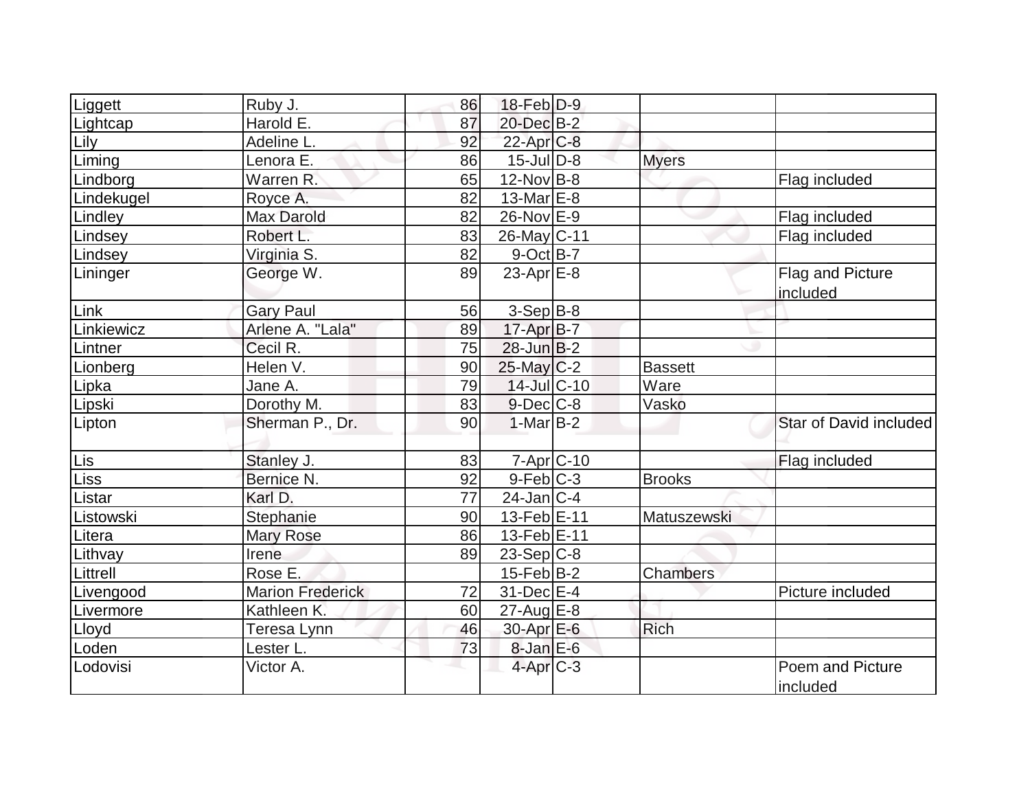| | | | | | | |
|---|---|---|---|---|---|---|
| Liggett | Ruby J. | 86 | 18-Feb | D-9 | | |
| Lightcap | Harold E. | 87 | 20-Dec | B-2 | | |
| Lily | Adeline L. | 92 | 22-Apr | C-8 | | |
| Liming | Lenora E. | 86 | 15-Jul | D-8 | Myers | |
| Lindborg | Warren R. | 65 | 12-Nov | B-8 | | Flag included |
| Lindekugel | Royce A. | 82 | 13-Mar | E-8 | | |
| Lindley | Max Darold | 82 | 26-Nov | E-9 | | Flag included |
| Lindsey | Robert L. | 83 | 26-May | C-11 | | Flag included |
| Lindsey | Virginia S. | 82 | 9-Oct | B-7 | | |
| Lininger | George W. | 89 | 23-Apr | E-8 | | Flag and Picture included |
| Link | Gary Paul | 56 | 3-Sep | B-8 | | |
| Linkiewicz | Arlene A. "Lala" | 89 | 17-Apr | B-7 | | |
| Lintner | Cecil R. | 75 | 28-Jun | B-2 | | |
| Lionberg | Helen V. | 90 | 25-May | C-2 | Bassett | |
| Lipka | Jane A. | 79 | 14-Jul | C-10 | Ware | |
| Lipski | Dorothy M. | 83 | 9-Dec | C-8 | Vasko | |
| Lipton | Sherman P., Dr. | 90 | 1-Mar | B-2 | | Star of David included |
| Lis | Stanley J. | 83 | 7-Apr | C-10 | | Flag included |
| Liss | Bernice N. | 92 | 9-Feb | C-3 | Brooks | |
| Listar | Karl D. | 77 | 24-Jan | C-4 | | |
| Listowski | Stephanie | 90 | 13-Feb | E-11 | Matuszewski | |
| Litera | Mary Rose | 86 | 13-Feb | E-11 | | |
| Lithvay | Irene | 89 | 23-Sep | C-8 | | |
| Littrell | Rose E. | | 15-Feb | B-2 | Chambers | |
| Livengood | Marion Frederick | 72 | 31-Dec | E-4 | | Picture included |
| Livermore | Kathleen K. | 60 | 27-Aug | E-8 | | |
| Lloyd | Teresa Lynn | 46 | 30-Apr | E-6 | Rich | |
| Loden | Lester L. | 73 | 8-Jan | E-6 | | |
| Lodovisi | Victor A. | | 4-Apr | C-3 | | Poem and Picture included |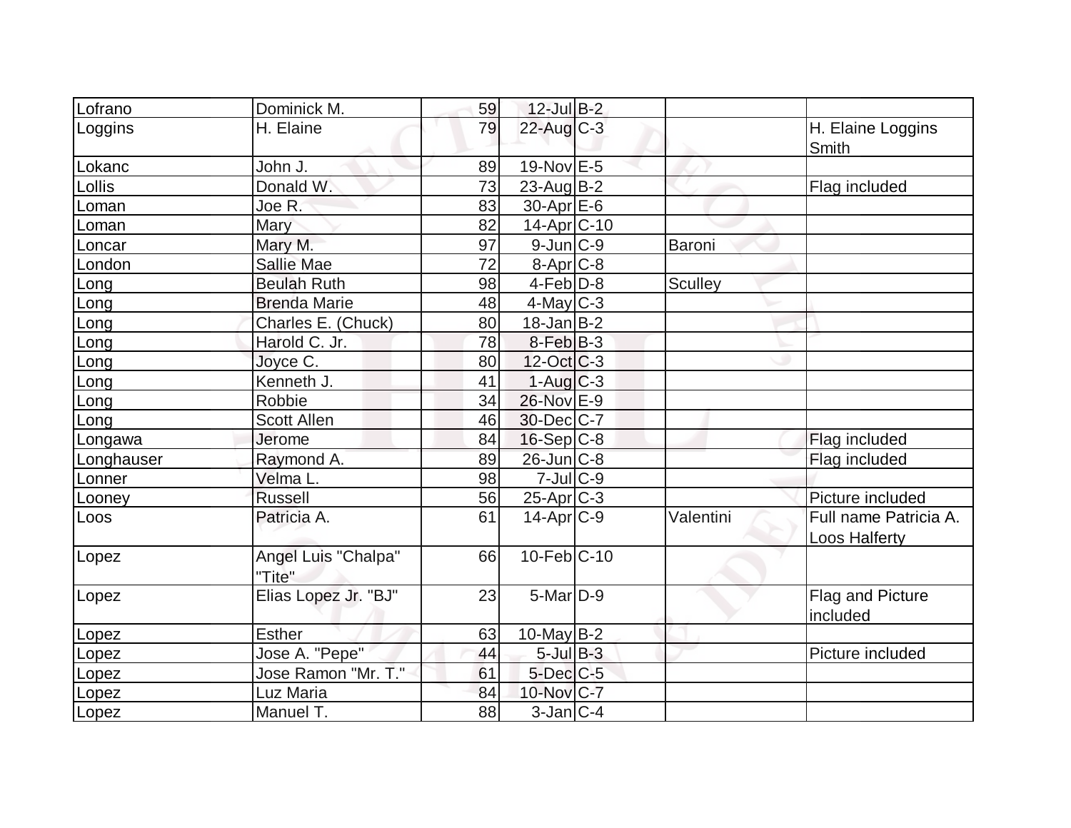| | | | | | | |
|---|---|---|---|---|---|---|
| Lofrano | Dominick M. | 59 | 12-Jul | B-2 | | |
| Loggins | H. Elaine | 79 | 22-Aug | C-3 | | H. Elaine Loggins Smith |
| Lokanc | John J. | 89 | 19-Nov | E-5 | | |
| Lollis | Donald W. | 73 | 23-Aug | B-2 | | Flag included |
| Loman | Joe R. | 83 | 30-Apr | E-6 | | |
| Loman | Mary | 82 | 14-Apr | C-10 | | |
| Loncar | Mary M. | 97 | 9-Jun | C-9 | Baroni | |
| London | Sallie Mae | 72 | 8-Apr | C-8 | | |
| Long | Beulah Ruth | 98 | 4-Feb | D-8 | Sculley | |
| Long | Brenda Marie | 48 | 4-May | C-3 | | |
| Long | Charles E. (Chuck) | 80 | 18-Jan | B-2 | | |
| Long | Harold C. Jr. | 78 | 8-Feb | B-3 | | |
| Long | Joyce C. | 80 | 12-Oct | C-3 | | |
| Long | Kenneth J. | 41 | 1-Aug | C-3 | | |
| Long | Robbie | 34 | 26-Nov | E-9 | | |
| Long | Scott Allen | 46 | 30-Dec | C-7 | | |
| Longawa | Jerome | 84 | 16-Sep | C-8 | | Flag included |
| Longhauser | Raymond A. | 89 | 26-Jun | C-8 | | Flag included |
| Lonner | Velma L. | 98 | 7-Jul | C-9 | | |
| Looney | Russell | 56 | 25-Apr | C-3 | | Picture included |
| Loos | Patricia A. | 61 | 14-Apr | C-9 | Valentini | Full name Patricia A. Loos Halferty |
| Lopez | Angel Luis "Chalpa" "Tite" | 66 | 10-Feb | C-10 | | |
| Lopez | Elias Lopez Jr. "BJ" | 23 | 5-Mar | D-9 | | Flag and Picture included |
| Lopez | Esther | 63 | 10-May | B-2 | | |
| Lopez | Jose A. "Pepe" | 44 | 5-Jul | B-3 | | Picture included |
| Lopez | Jose Ramon "Mr. T." | 61 | 5-Dec | C-5 | | |
| Lopez | Luz Maria | 84 | 10-Nov | C-7 | | |
| Lopez | Manuel T. | 88 | 3-Jan | C-4 | | |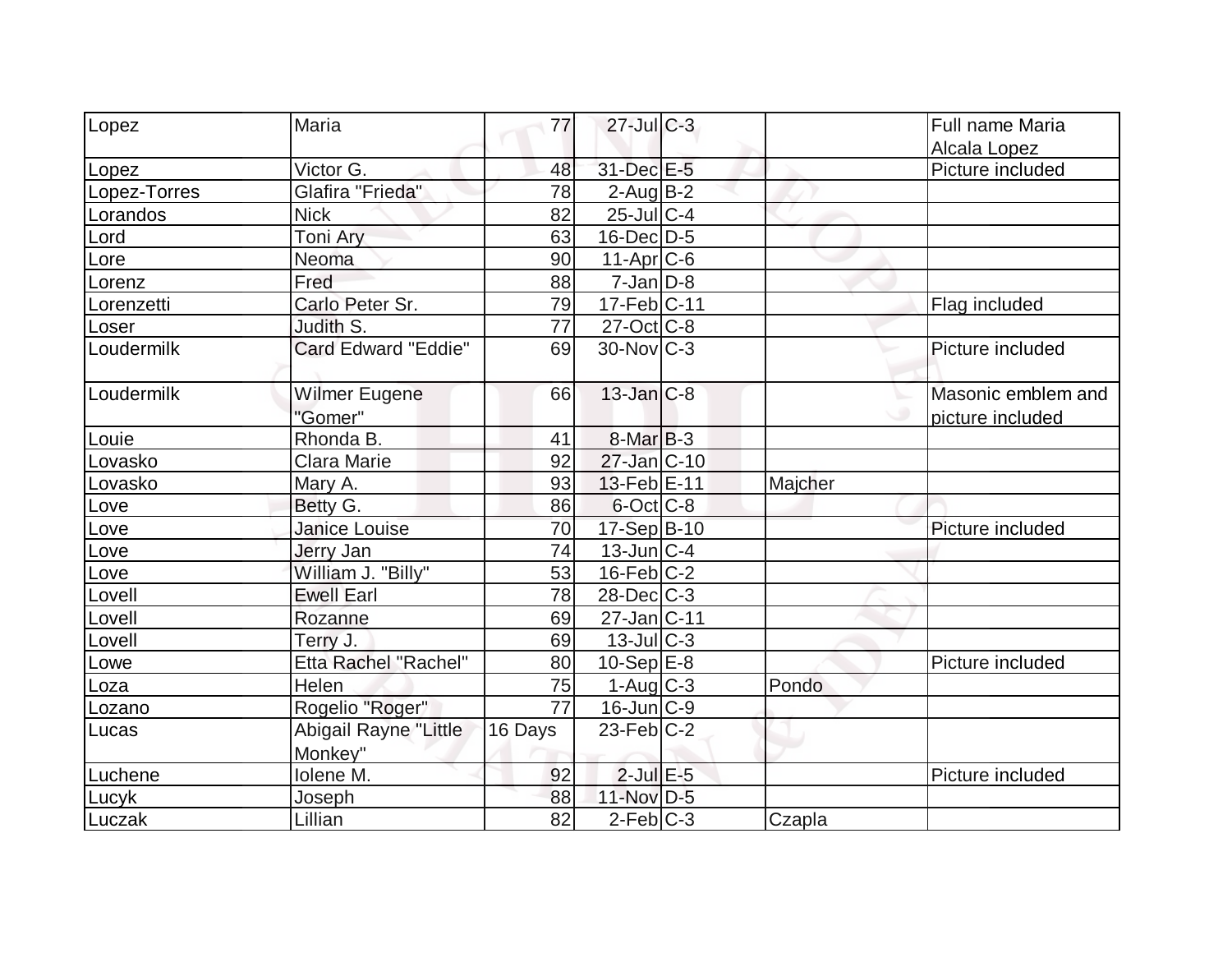| | | | | | | |
|---|---|---|---|---|---|---|
| Lopez | Maria | 77 | 27-Jul | C-3 | | Full name Maria Alcala Lopez |
| Lopez | Victor G. | 48 | 31-Dec | E-5 | | Picture included |
| Lopez-Torres | Glafira "Frieda" | 78 | 2-Aug | B-2 | | |
| Lorandos | Nick | 82 | 25-Jul | C-4 | | |
| Lord | Toni Ary | 63 | 16-Dec | D-5 | | |
| Lore | Neoma | 90 | 11-Apr | C-6 | | |
| Lorenz | Fred | 88 | 7-Jan | D-8 | | |
| Lorenzetti | Carlo Peter Sr. | 79 | 17-Feb | C-11 | | Flag included |
| Loser | Judith S. | 77 | 27-Oct | C-8 | | |
| Loudermilk | Card Edward "Eddie" | 69 | 30-Nov | C-3 | | Picture included |
| Loudermilk | Wilmer Eugene "Gomer" | 66 | 13-Jan | C-8 | | Masonic emblem and picture included |
| Louie | Rhonda B. | 41 | 8-Mar | B-3 | | |
| Lovasko | Clara Marie | 92 | 27-Jan | C-10 | | |
| Lovasko | Mary A. | 93 | 13-Feb | E-11 | Majcher | |
| Love | Betty G. | 86 | 6-Oct | C-8 | | |
| Love | Janice Louise | 70 | 17-Sep | B-10 | | Picture included |
| Love | Jerry Jan | 74 | 13-Jun | C-4 | | |
| Love | William J. "Billy" | 53 | 16-Feb | C-2 | | |
| Lovell | Ewell Earl | 78 | 28-Dec | C-3 | | |
| Lovell | Rozanne | 69 | 27-Jan | C-11 | | |
| Lovell | Terry J. | 69 | 13-Jul | C-3 | | |
| Lowe | Etta Rachel "Rachel" | 80 | 10-Sep | E-8 | | Picture included |
| Loza | Helen | 75 | 1-Aug | C-3 | Pondo | |
| Lozano | Rogelio "Roger" | 77 | 16-Jun | C-9 | | |
| Lucas | Abigail Rayne "Little Monkey" | 16 Days | 23-Feb | C-2 | | |
| Luchene | Iolene M. | 92 | 2-Jul | E-5 | | Picture included |
| Lucyk | Joseph | 88 | 11-Nov | D-5 | | |
| Luczak | Lillian | 82 | 2-Feb | C-3 | Czapla | |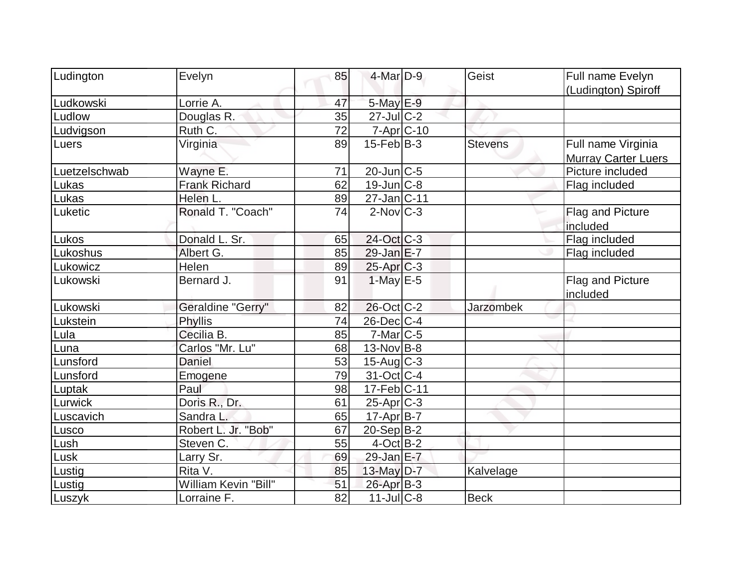| Ludington | Evelyn | 85 | 4-Mar | D-9 | Geist | Full name Evelyn (Ludington) Spiroff |
|---|---|---|---|---|---|---|
| Ludkowski | Lorrie A. | 47 | 5-May | E-9 | | |
| Ludlow | Douglas R. | 35 | 27-Jul | C-2 | | |
| Ludvigson | Ruth C. | 72 | 7-Apr | C-10 | | |
| Luers | Virginia | 89 | 15-Feb | B-3 | Stevens | Full name Virginia Murray Carter Luers |
| Luetzelschwab | Wayne E. | 71 | 20-Jun | C-5 | | Picture included |
| Lukas | Frank Richard | 62 | 19-Jun | C-8 | | Flag included |
| Lukas | Helen L. | 89 | 27-Jan | C-11 | | |
| Luketic | Ronald T. "Coach" | 74 | 2-Nov | C-3 | | Flag and Picture included |
| Lukos | Donald L. Sr. | 65 | 24-Oct | C-3 | | Flag included |
| Lukoshus | Albert G. | 85 | 29-Jan | E-7 | | Flag included |
| Lukowicz | Helen | 89 | 25-Apr | C-3 | | |
| Lukowski | Bernard J. | 91 | 1-May | E-5 | | Flag and Picture included |
| Lukowski | Geraldine "Gerry" | 82 | 26-Oct | C-2 | Jarzombek | |
| Lukstein | Phyllis | 74 | 26-Dec | C-4 | | |
| Lula | Cecilia B. | 85 | 7-Mar | C-5 | | |
| Luna | Carlos "Mr. Lu" | 68 | 13-Nov | B-8 | | |
| Lunsford | Daniel | 53 | 15-Aug | C-3 | | |
| Lunsford | Emogene | 79 | 31-Oct | C-4 | | |
| Luptak | Paul | 98 | 17-Feb | C-11 | | |
| Lurwick | Doris R., Dr. | 61 | 25-Apr | C-3 | | |
| Luscavich | Sandra L. | 65 | 17-Apr | B-7 | | |
| Lusco | Robert L. Jr. "Bob" | 67 | 20-Sep | B-2 | | |
| Lush | Steven C. | 55 | 4-Oct | B-2 | | |
| Lusk | Larry Sr. | 69 | 29-Jan | E-7 | | |
| Lustig | Rita V. | 85 | 13-May | D-7 | Kalvelage | |
| Lustig | William Kevin "Bill" | 51 | 26-Apr | B-3 | | |
| Luszyk | Lorraine F. | 82 | 11-Jul | C-8 | Beck | |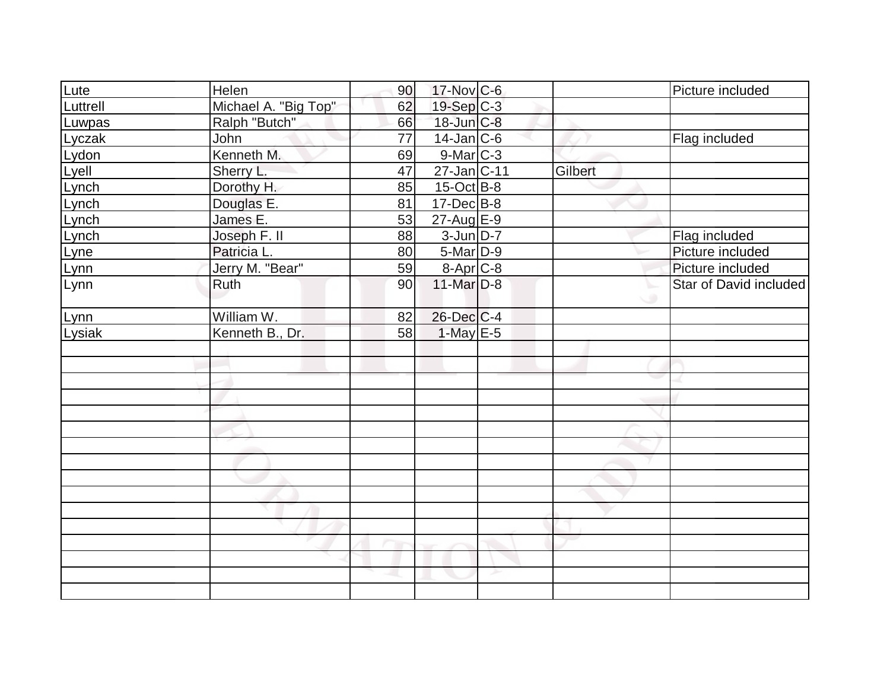| | | | | | | |
|---|---|---|---|---|---|---|
| Lute | Helen | 90 | 17-Nov | C-6 | | Picture included |
| Luttrell | Michael A. "Big Top" | 62 | 19-Sep | C-3 | | |
| Luwpas | Ralph "Butch" | 66 | 18-Jun | C-8 | | |
| Lyczak | John | 77 | 14-Jan | C-6 | | Flag included |
| Lydon | Kenneth M. | 69 | 9-Mar | C-3 | | |
| Lyell | Sherry L. | 47 | 27-Jan | C-11 | Gilbert | |
| Lynch | Dorothy H. | 85 | 15-Oct | B-8 | | |
| Lynch | Douglas E. | 81 | 17-Dec | B-8 | | |
| Lynch | James E. | 53 | 27-Aug | E-9 | | |
| Lynch | Joseph F. II | 88 | 3-Jun | D-7 | | Flag included |
| Lyne | Patricia L. | 80 | 5-Mar | D-9 | | Picture included |
| Lynn | Jerry M. "Bear" | 59 | 8-Apr | C-8 | | Picture included |
| Lynn | Ruth | 90 | 11-Mar | D-8 | | Star of David included |
| Lynn | William W. | 82 | 26-Dec | C-4 | | |
| Lysiak | Kenneth B., Dr. | 58 | 1-May | E-5 | | |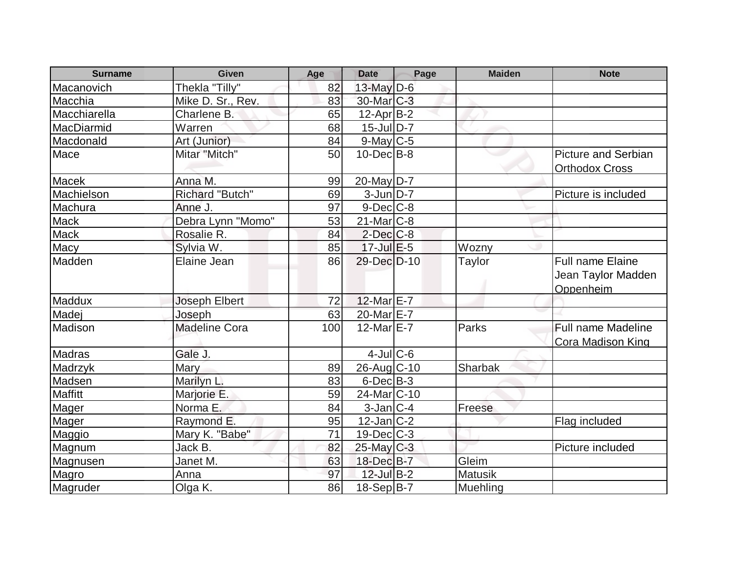| Surname | Given | Age | Date | Page | Maiden | Note |
|---|---|---|---|---|---|---|
| Macanovich | Thekla "Tilly" | 82 | 13-May | D-6 | | |
| Macchia | Mike D. Sr., Rev. | 83 | 30-Mar | C-3 | | |
| Macchiarella | Charlene B. | 65 | 12-Apr | B-2 | | |
| MacDiarmid | Warren | 68 | 15-Jul | D-7 | | |
| Macdonald | Art (Junior) | 84 | 9-May | C-5 | | |
| Mace | Mitar "Mitch" | 50 | 10-Dec | B-8 | | Picture and Serbian Orthodox Cross |
| Macek | Anna M. | 99 | 20-May | D-7 | | |
| Machielson | Richard "Butch" | 69 | 3-Jun | D-7 | | Picture is included |
| Machura | Anne J. | 97 | 9-Dec | C-8 | | |
| Mack | Debra Lynn "Momo" | 53 | 21-Mar | C-8 | | |
| Mack | Rosalie R. | 84 | 2-Dec | C-8 | | |
| Macy | Sylvia W. | 85 | 17-Jul | E-5 | Wozny | |
| Madden | Elaine Jean | 86 | 29-Dec | D-10 | Taylor | Full name Elaine Jean Taylor Madden Oppenheim |
| Maddux | Joseph Elbert | 72 | 12-Mar | E-7 | | |
| Madej | Joseph | 63 | 20-Mar | E-7 | | |
| Madison | Madeline Cora | 100 | 12-Mar | E-7 | Parks | Full name Madeline Cora Madison King |
| Madras | Gale J. | | 4-Jul | C-6 | | |
| Madrzyk | Mary | 89 | 26-Aug | C-10 | Sharbak | |
| Madsen | Marilyn L. | 83 | 6-Dec | B-3 | | |
| Maffitt | Marjorie E. | 59 | 24-Mar | C-10 | | |
| Mager | Norma E. | 84 | 3-Jan | C-4 | Freese | |
| Mager | Raymond E. | 95 | 12-Jan | C-2 | | Flag included |
| Maggio | Mary K. "Babe" | 71 | 19-Dec | C-3 | | |
| Magnum | Jack B. | 82 | 25-May | C-3 | | Picture included |
| Magnusen | Janet M. | 63 | 18-Dec | B-7 | Gleim | |
| Magro | Anna | 97 | 12-Jul | B-2 | Matusik | |
| Magruder | Olga K. | 86 | 18-Sep | B-7 | Muehling | |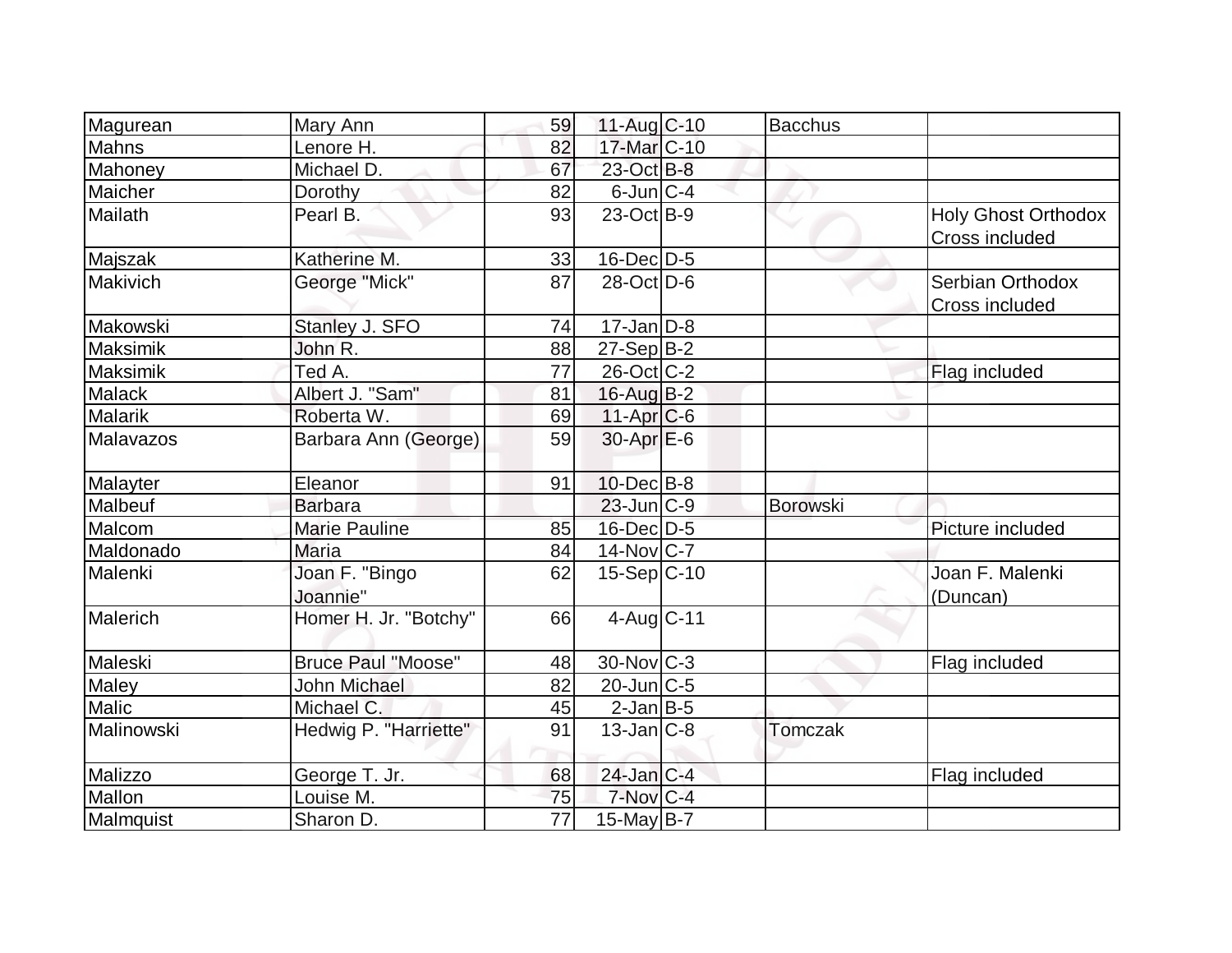| | | | | | | |
|---|---|---|---|---|---|---|
| Magurean | Mary Ann | 59 | 11-Aug | C-10 | Bacchus | |
| Mahns | Lenore H. | 82 | 17-Mar | C-10 | | |
| Mahoney | Michael D. | 67 | 23-Oct | B-8 | | |
| Maicher | Dorothy | 82 | 6-Jun | C-4 | | |
| Mailath | Pearl B. | 93 | 23-Oct | B-9 | | Holy Ghost Orthodox Cross included |
| Majszak | Katherine M. | 33 | 16-Dec | D-5 | | |
| Makivich | George "Mick" | 87 | 28-Oct | D-6 | | Serbian Orthodox Cross included |
| Makowski | Stanley J. SFO | 74 | 17-Jan | D-8 | | |
| Maksimik | John R. | 88 | 27-Sep | B-2 | | |
| Maksimik | Ted A. | 77 | 26-Oct | C-2 | | Flag included |
| Malack | Albert J. "Sam" | 81 | 16-Aug | B-2 | | |
| Malarik | Roberta W. | 69 | 11-Apr | C-6 | | |
| Malavazos | Barbara Ann (George) | 59 | 30-Apr | E-6 | | |
| Malayter | Eleanor | 91 | 10-Dec | B-8 | | |
| Malbeuf | Barbara | | 23-Jun | C-9 | Borowski | |
| Malcom | Marie Pauline | 85 | 16-Dec | D-5 | | Picture included |
| Maldonado | Maria | 84 | 14-Nov | C-7 | | |
| Malenki | Joan F. "Bingo Joannie" | 62 | 15-Sep | C-10 | | Joan F. Malenki (Duncan) |
| Malerich | Homer H. Jr. "Botchy" | 66 | 4-Aug | C-11 | | |
| Maleski | Bruce Paul "Moose" | 48 | 30-Nov | C-3 | | Flag included |
| Maley | John Michael | 82 | 20-Jun | C-5 | | |
| Malic | Michael C. | 45 | 2-Jan | B-5 | | |
| Malinowski | Hedwig P. "Harriette" | 91 | 13-Jan | C-8 | Tomczak | |
| Malizzo | George T. Jr. | 68 | 24-Jan | C-4 | | Flag included |
| Mallon | Louise M. | 75 | 7-Nov | C-4 | | |
| Malmquist | Sharon D. | 77 | 15-May | B-7 | | |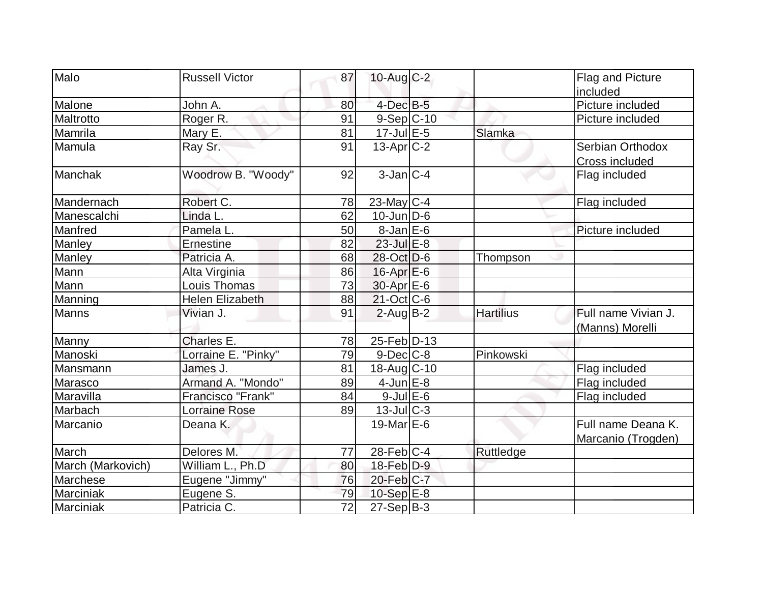| | | | | | | |
|---|---|---|---|---|---|---|
| Malo | Russell Victor | 87 | 10-Aug | C-2 | | Flag and Picture included |
| Malone | John A. | 80 | 4-Dec | B-5 | | Picture included |
| Maltrotto | Roger R. | 91 | 9-Sep | C-10 | | Picture included |
| Mamrila | Mary E. | 81 | 17-Jul | E-5 | Slamka | |
| Mamula | Ray Sr. | 91 | 13-Apr | C-2 | | Serbian Orthodox Cross included |
| Manchak | Woodrow B. "Woody" | 92 | 3-Jan | C-4 | | Flag included |
| Mandernach | Robert C. | 78 | 23-May | C-4 | | Flag included |
| Manescalchi | Linda L. | 62 | 10-Jun | D-6 | | |
| Manfred | Pamela L. | 50 | 8-Jan | E-6 | | Picture included |
| Manley | Ernestine | 82 | 23-Jul | E-8 | | |
| Manley | Patricia A. | 68 | 28-Oct | D-6 | Thompson | |
| Mann | Alta Virginia | 86 | 16-Apr | E-6 | | |
| Mann | Louis Thomas | 73 | 30-Apr | E-6 | | |
| Manning | Helen Elizabeth | 88 | 21-Oct | C-6 | | |
| Manns | Vivian J. | 91 | 2-Aug | B-2 | Hartilius | Full name Vivian J. (Manns) Morelli |
| Manny | Charles E. | 78 | 25-Feb | D-13 | | |
| Manoski | Lorraine E. "Pinky" | 79 | 9-Dec | C-8 | Pinkowski | |
| Mansmann | James J. | 81 | 18-Aug | C-10 | | Flag included |
| Marasco | Armand A. "Mondo" | 89 | 4-Jun | E-8 | | Flag included |
| Maravilla | Francisco "Frank" | 84 | 9-Jul | E-6 | | Flag included |
| Marbach | Lorraine Rose | 89 | 13-Jul | C-3 | | |
| Marcanio | Deana K. | | 19-Mar | E-6 | | Full name Deana K. Marcanio (Trogden) |
| March | Delores M. | 77 | 28-Feb | C-4 | Ruttledge | |
| March (Markovich) | William L., Ph.D | 80 | 18-Feb | D-9 | | |
| Marchese | Eugene "Jimmy" | 76 | 20-Feb | C-7 | | |
| Marciniak | Eugene S. | 79 | 10-Sep | E-8 | | |
| Marciniak | Patricia C. | 72 | 27-Sep | B-3 | | |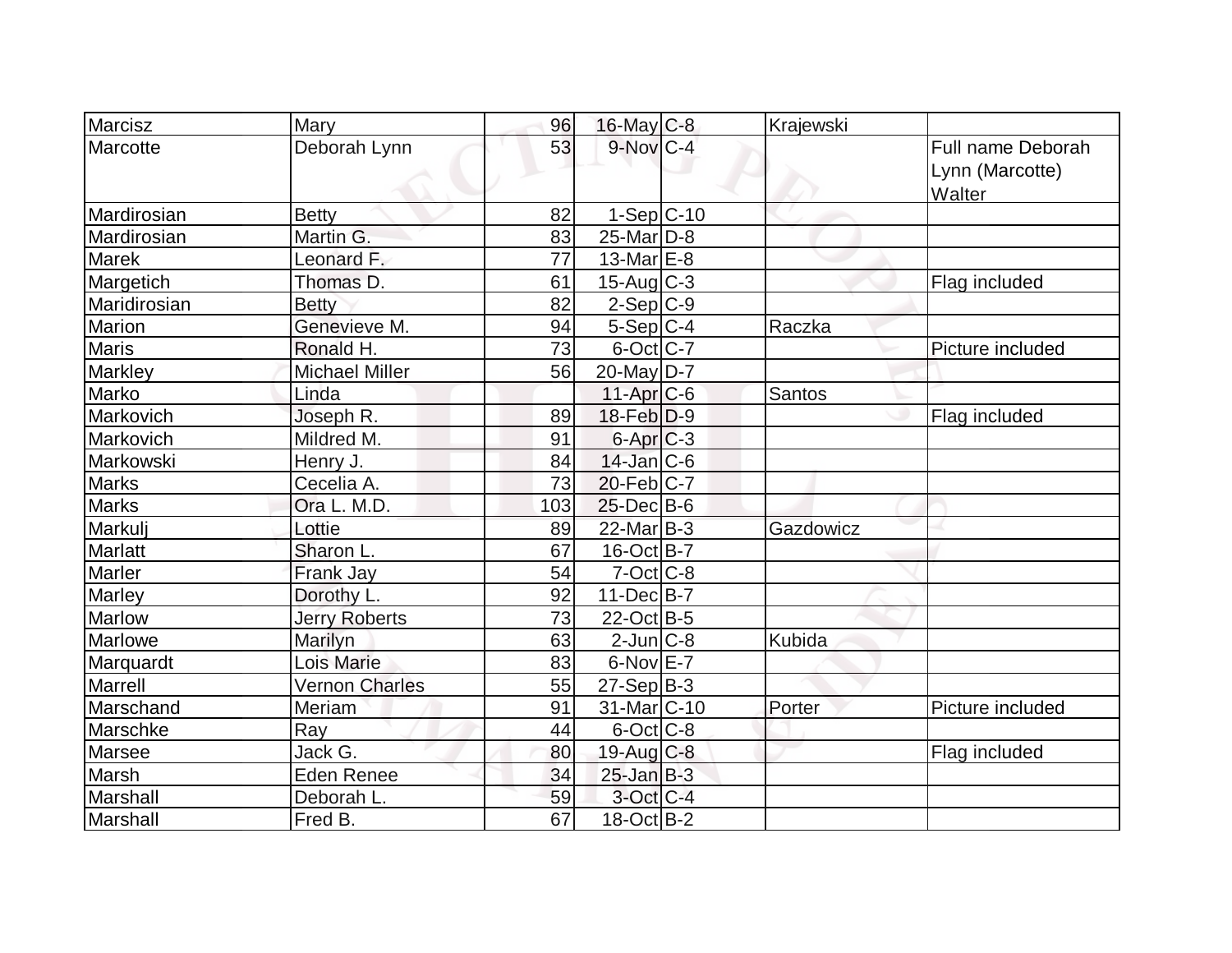| Marcisz | Mary | 96 | 16-May | C-8 | Krajewski | |
|---|---|---|---|---|---|---|
| Marcotte | Deborah Lynn | 53 | 9-Nov | C-4 | | Full name Deborah Lynn (Marcotte) Walter |
| Mardirosian | Betty | 82 | 1-Sep | C-10 | | |
| Mardirosian | Martin G. | 83 | 25-Mar | D-8 | | |
| Marek | Leonard F. | 77 | 13-Mar | E-8 | | |
| Margetich | Thomas D. | 61 | 15-Aug | C-3 | | Flag included |
| Maridirosian | Betty | 82 | 2-Sep | C-9 | | |
| Marion | Genevieve M. | 94 | 5-Sep | C-4 | Raczka | |
| Maris | Ronald H. | 73 | 6-Oct | C-7 | | Picture included |
| Markley | Michael Miller | 56 | 20-May | D-7 | | |
| Marko | Linda | | 11-Apr | C-6 | Santos | |
| Markovich | Joseph R. | 89 | 18-Feb | D-9 | | Flag included |
| Markovich | Mildred M. | 91 | 6-Apr | C-3 | | |
| Markowski | Henry J. | 84 | 14-Jan | C-6 | | |
| Marks | Cecelia A. | 73 | 20-Feb | C-7 | | |
| Marks | Ora L. M.D. | 103 | 25-Dec | B-6 | | |
| Markulj | Lottie | 89 | 22-Mar | B-3 | Gazdowicz | |
| Marlatt | Sharon L. | 67 | 16-Oct | B-7 | | |
| Marler | Frank Jay | 54 | 7-Oct | C-8 | | |
| Marley | Dorothy L. | 92 | 11-Dec | B-7 | | |
| Marlow | Jerry Roberts | 73 | 22-Oct | B-5 | | |
| Marlowe | Marilyn | 63 | 2-Jun | C-8 | Kubida | |
| Marquardt | Lois Marie | 83 | 6-Nov | E-7 | | |
| Marrell | Vernon Charles | 55 | 27-Sep | B-3 | | |
| Marschand | Meriam | 91 | 31-Mar | C-10 | Porter | Picture included |
| Marschke | Ray | 44 | 6-Oct | C-8 | | |
| Marsee | Jack G. | 80 | 19-Aug | C-8 | | Flag included |
| Marsh | Eden Renee | 34 | 25-Jan | B-3 | | |
| Marshall | Deborah L. | 59 | 3-Oct | C-4 | | |
| Marshall | Fred B. | 67 | 18-Oct | B-2 | | |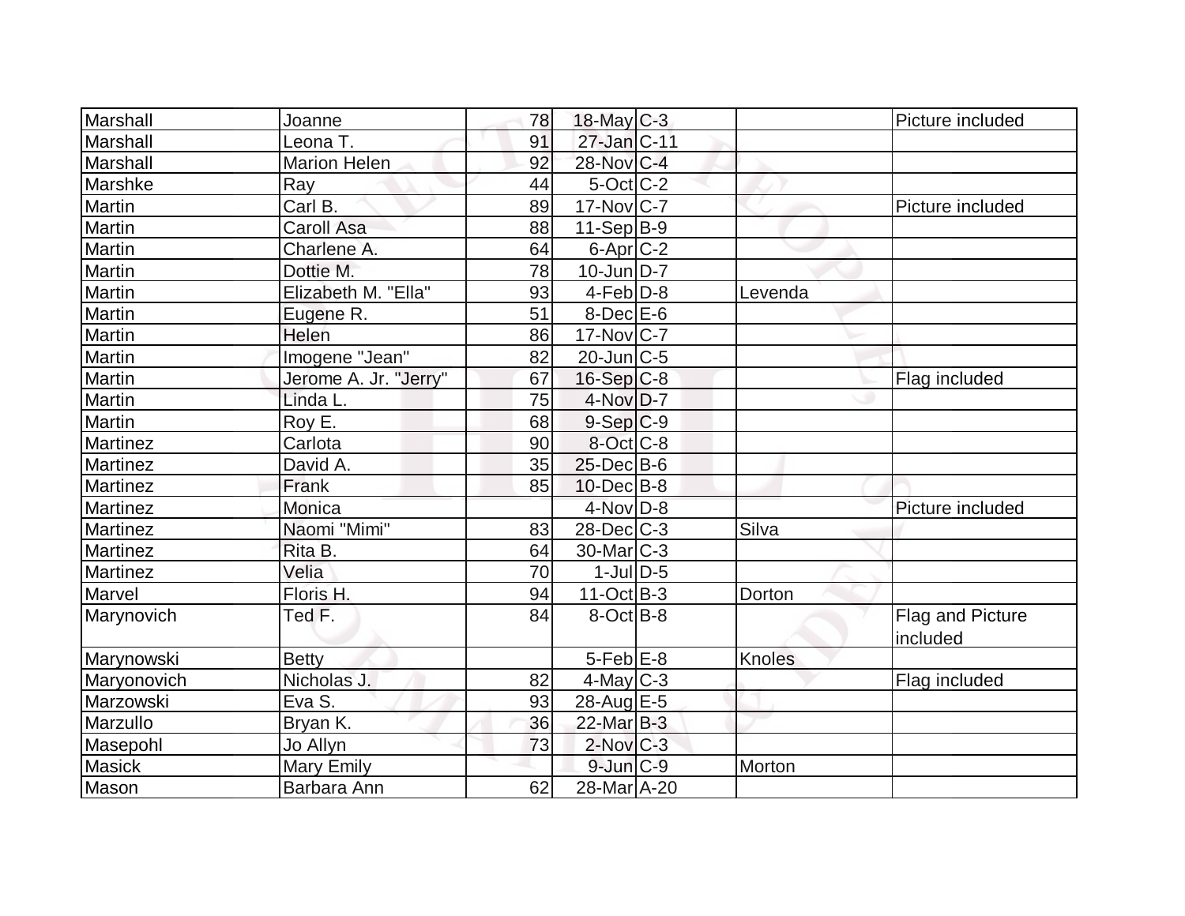| | | | | | | |
|---|---|---|---|---|---|---|
| Marshall | Joanne | 78 | 18-May | C-3 | | Picture included |
| Marshall | Leona T. | 91 | 27-Jan | C-11 | | |
| Marshall | Marion Helen | 92 | 28-Nov | C-4 | | |
| Marshke | Ray | 44 | 5-Oct | C-2 | | |
| Martin | Carl B. | 89 | 17-Nov | C-7 | | Picture included |
| Martin | Caroll Asa | 88 | 11-Sep | B-9 | | |
| Martin | Charlene A. | 64 | 6-Apr | C-2 | | |
| Martin | Dottie M. | 78 | 10-Jun | D-7 | | |
| Martin | Elizabeth M. "Ella" | 93 | 4-Feb | D-8 | Levenda | |
| Martin | Eugene R. | 51 | 8-Dec | E-6 | | |
| Martin | Helen | 86 | 17-Nov | C-7 | | |
| Martin | Imogene "Jean" | 82 | 20-Jun | C-5 | | |
| Martin | Jerome A. Jr. "Jerry" | 67 | 16-Sep | C-8 | | Flag included |
| Martin | Linda L. | 75 | 4-Nov | D-7 | | |
| Martin | Roy E. | 68 | 9-Sep | C-9 | | |
| Martinez | Carlota | 90 | 8-Oct | C-8 | | |
| Martinez | David A. | 35 | 25-Dec | B-6 | | |
| Martinez | Frank | 85 | 10-Dec | B-8 | | |
| Martinez | Monica | | 4-Nov | D-8 | | Picture included |
| Martinez | Naomi "Mimi" | 83 | 28-Dec | C-3 | Silva | |
| Martinez | Rita B. | 64 | 30-Mar | C-3 | | |
| Martinez | Velia | 70 | 1-Jul | D-5 | | |
| Marvel | Floris H. | 94 | 11-Oct | B-3 | Dorton | |
| Marynovich | Ted F. | 84 | 8-Oct | B-8 | | Flag and Picture included |
| Marynowski | Betty | | 5-Feb | E-8 | Knoles | |
| Maryonovich | Nicholas J. | 82 | 4-May | C-3 | | Flag included |
| Marzowski | Eva S. | 93 | 28-Aug | E-5 | | |
| Marzullo | Bryan K. | 36 | 22-Mar | B-3 | | |
| Masepohl | Jo Allyn | 73 | 2-Nov | C-3 | | |
| Masick | Mary Emily | | 9-Jun | C-9 | Morton | |
| Mason | Barbara Ann | 62 | 28-Mar | A-20 | | |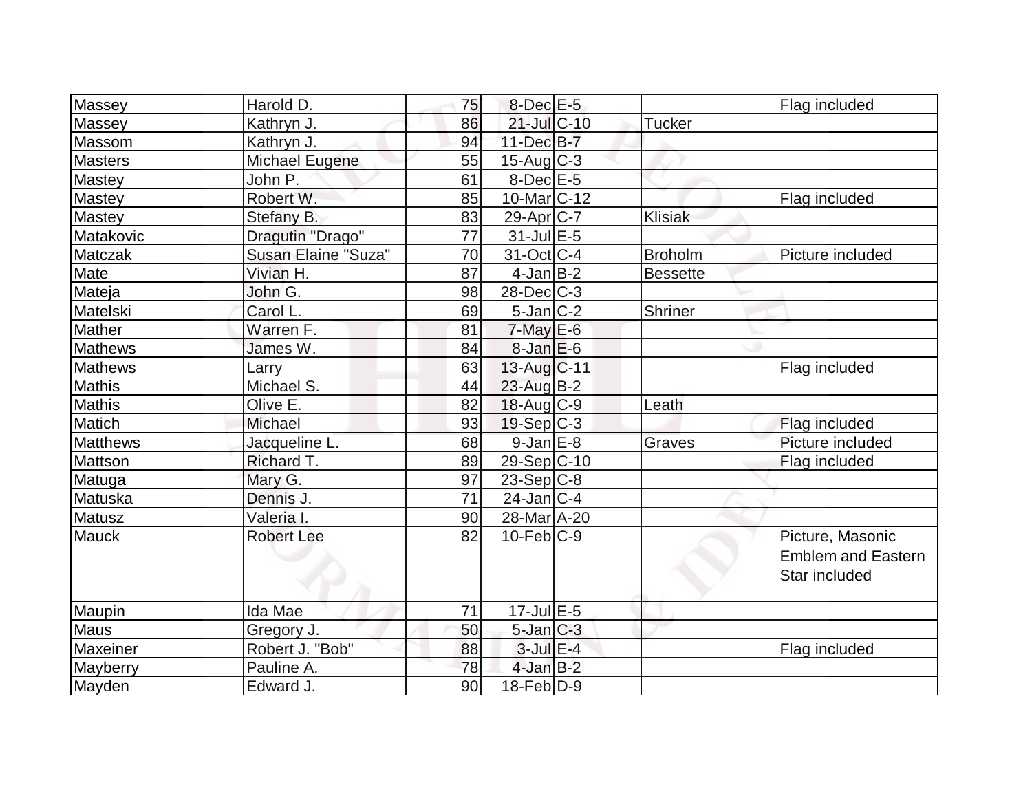| | | | | | | |
|---|---|---|---|---|---|---|
| Massey | Harold D. | 75 | 8-Dec | E-5 | | Flag included |
| Massey | Kathryn J. | 86 | 21-Jul | C-10 | Tucker | |
| Massom | Kathryn J. | 94 | 11-Dec | B-7 | | |
| Masters | Michael Eugene | 55 | 15-Aug | C-3 | | |
| Mastey | John P. | 61 | 8-Dec | E-5 | | |
| Mastey | Robert W. | 85 | 10-Mar | C-12 | | Flag included |
| Mastey | Stefany B. | 83 | 29-Apr | C-7 | Klisiak | |
| Matakovic | Dragutin "Drago" | 77 | 31-Jul | E-5 | | |
| Matczak | Susan Elaine "Suza" | 70 | 31-Oct | C-4 | Broholm | Picture included |
| Mate | Vivian H. | 87 | 4-Jan | B-2 | Bessette | |
| Mateja | John G. | 98 | 28-Dec | C-3 | | |
| Matelski | Carol L. | 69 | 5-Jan | C-2 | Shriner | |
| Mather | Warren F. | 81 | 7-May | E-6 | | |
| Mathews | James W. | 84 | 8-Jan | E-6 | | |
| Mathews | Larry | 63 | 13-Aug | C-11 | | Flag included |
| Mathis | Michael S. | 44 | 23-Aug | B-2 | | |
| Mathis | Olive E. | 82 | 18-Aug | C-9 | Leath | |
| Matich | Michael | 93 | 19-Sep | C-3 | | Flag included |
| Matthews | Jacqueline L. | 68 | 9-Jan | E-8 | Graves | Picture included |
| Mattson | Richard T. | 89 | 29-Sep | C-10 | | Flag included |
| Matuga | Mary G. | 97 | 23-Sep | C-8 | | |
| Matuska | Dennis J. | 71 | 24-Jan | C-4 | | |
| Matusz | Valeria I. | 90 | 28-Mar | A-20 | | |
| Mauck | Robert Lee | 82 | 10-Feb | C-9 | | Picture, Masonic Emblem and Eastern Star included |
| Maupin | Ida Mae | 71 | 17-Jul | E-5 | | |
| Maus | Gregory J. | 50 | 5-Jan | C-3 | | |
| Maxeiner | Robert J. "Bob" | 88 | 3-Jul | E-4 | | Flag included |
| Mayberry | Pauline A. | 78 | 4-Jan | B-2 | | |
| Mayden | Edward J. | 90 | 18-Feb | D-9 | | |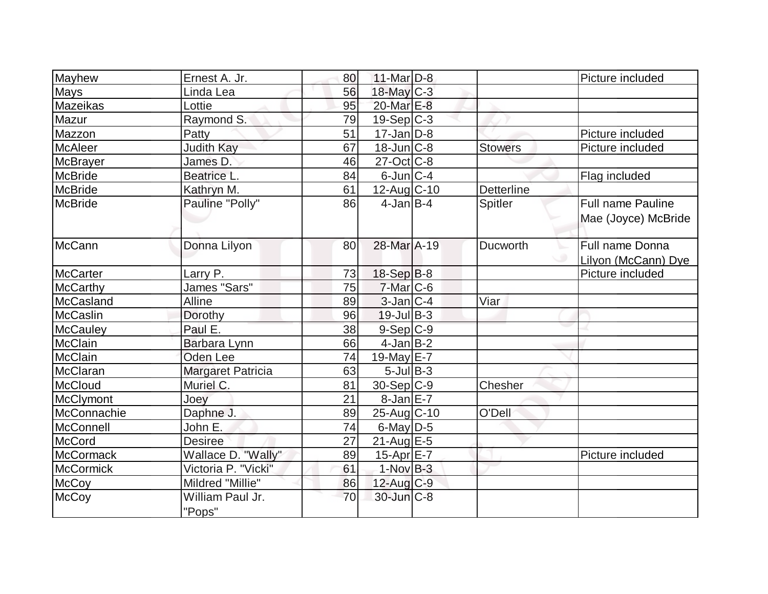| Mayhew | Ernest A. Jr. | 80 | 11-Mar | D-8 | | Picture included |
|---|---|---|---|---|---|---|
| Mays | Linda Lea | 56 | 18-May | C-3 | | |
| Mazeikas | Lottie | 95 | 20-Mar | E-8 | | |
| Mazur | Raymond S. | 79 | 19-Sep | C-3 | | |
| Mazzon | Patty | 51 | 17-Jan | D-8 | | Picture included |
| McAleer | Judith Kay | 67 | 18-Jun | C-8 | Stowers | Picture included |
| McBrayer | James D. | 46 | 27-Oct | C-8 | | |
| McBride | Beatrice L. | 84 | 6-Jun | C-4 | | Flag included |
| McBride | Kathryn M. | 61 | 12-Aug | C-10 | Detterline | |
| McBride | Pauline "Polly" | 86 | 4-Jan | B-4 | Spitler | Full name Pauline Mae (Joyce) McBride |
| McCann | Donna Lilyon | 80 | 28-Mar | A-19 | Ducworth | Full name Donna Lilyon (McCann) Dye |
| McCarter | Larry P. | 73 | 18-Sep | B-8 | | Picture included |
| McCarthy | James "Sars" | 75 | 7-Mar | C-6 | | |
| McCasland | Alline | 89 | 3-Jan | C-4 | Viar | |
| McCaslin | Dorothy | 96 | 19-Jul | B-3 | | |
| McCauley | Paul E. | 38 | 9-Sep | C-9 | | |
| McClain | Barbara Lynn | 66 | 4-Jan | B-2 | | |
| McClain | Oden Lee | 74 | 19-May | E-7 | | |
| McClaran | Margaret Patricia | 63 | 5-Jul | B-3 | | |
| McCloud | Muriel C. | 81 | 30-Sep | C-9 | Chesher | |
| McClymont | Joey | 21 | 8-Jan | E-7 | | |
| McConnachie | Daphne J. | 89 | 25-Aug | C-10 | O'Dell | |
| McConnell | John E. | 74 | 6-May | D-5 | | |
| McCord | Desiree | 27 | 21-Aug | E-5 | | |
| McCormack | Wallace D. "Wally" | 89 | 15-Apr | E-7 | | Picture included |
| McCormick | Victoria P. "Vicki" | 61 | 1-Nov | B-3 | | |
| McCoy | Mildred "Millie" | 86 | 12-Aug | C-9 | | |
| McCoy | William Paul Jr. "Pops" | 70 | 30-Jun | C-8 | | |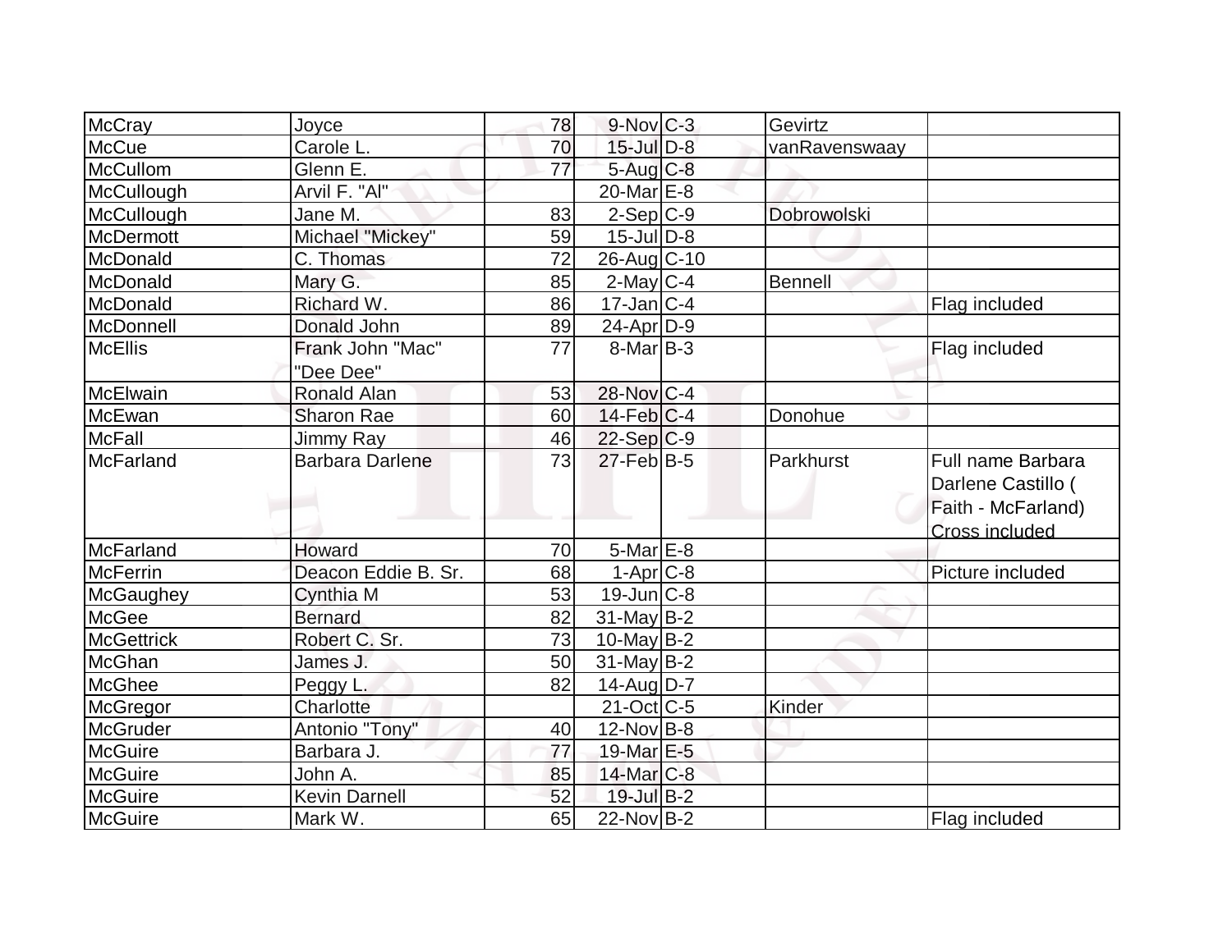| | | | | | | |
|---|---|---|---|---|---|---|
| McCray | Joyce | 78 | 9-Nov | C-3 | Gevirtz | |
| McCue | Carole L. | 70 | 15-Jul | D-8 | vanRavenswaay | |
| McCullom | Glenn E. | 77 | 5-Aug | C-8 | | |
| McCullough | Arvil F. "Al" | | 20-Mar | E-8 | | |
| McCullough | Jane M. | 83 | 2-Sep | C-9 | Dobrowolski | |
| McDermott | Michael "Mickey" | 59 | 15-Jul | D-8 | | |
| McDonald | C. Thomas | 72 | 26-Aug | C-10 | | |
| McDonald | Mary G. | 85 | 2-May | C-4 | Bennell | |
| McDonald | Richard W. | 86 | 17-Jan | C-4 | | Flag included |
| McDonnell | Donald John | 89 | 24-Apr | D-9 | | |
| McEllis | Frank John "Mac" "Dee Dee" | 77 | 8-Mar | B-3 | | Flag included |
| McElwain | Ronald Alan | 53 | 28-Nov | C-4 | | |
| McEwan | Sharon Rae | 60 | 14-Feb | C-4 | Donohue | |
| McFall | Jimmy Ray | 46 | 22-Sep | C-9 | | |
| McFarland | Barbara Darlene | 73 | 27-Feb | B-5 | Parkhurst | Full name Barbara Darlene Castillo ( Faith - McFarland) Cross included |
| McFarland | Howard | 70 | 5-Mar | E-8 | | |
| McFerrin | Deacon Eddie B. Sr. | 68 | 1-Apr | C-8 | | Picture included |
| McGaughey | Cynthia M | 53 | 19-Jun | C-8 | | |
| McGee | Bernard | 82 | 31-May | B-2 | | |
| McGettrick | Robert C. Sr. | 73 | 10-May | B-2 | | |
| McGhan | James J. | 50 | 31-May | B-2 | | |
| McGhee | Peggy L. | 82 | 14-Aug | D-7 | | |
| McGregor | Charlotte | | 21-Oct | C-5 | Kinder | |
| McGruder | Antonio "Tony" | 40 | 12-Nov | B-8 | | |
| McGuire | Barbara J. | 77 | 19-Mar | E-5 | | |
| McGuire | John A. | 85 | 14-Mar | C-8 | | |
| McGuire | Kevin Darnell | 52 | 19-Jul | B-2 | | |
| McGuire | Mark W. | 65 | 22-Nov | B-2 | | Flag included |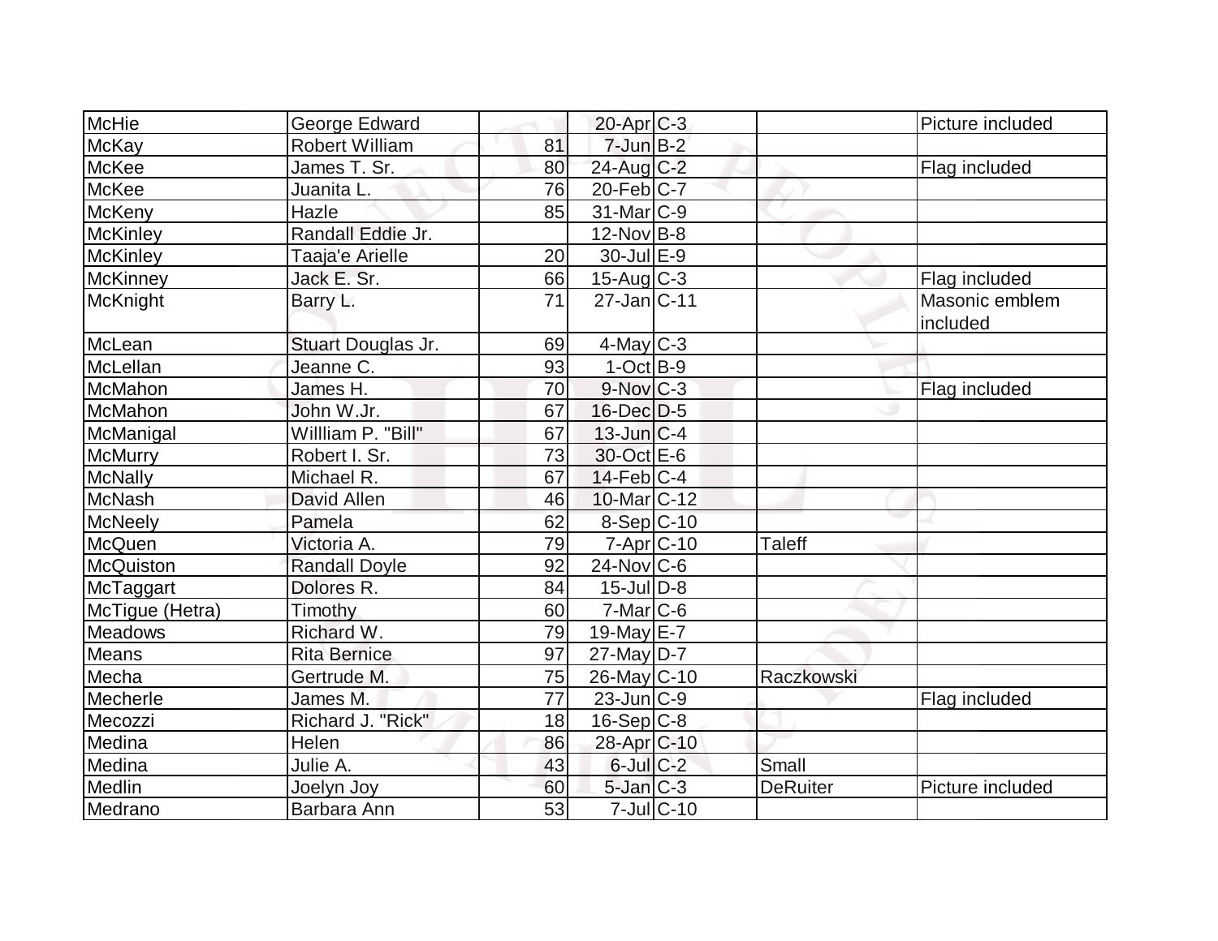| | | | | | | |
|---|---|---|---|---|---|---|
| McHie | George Edward | | 20-Apr | C-3 | | Picture included |
| McKay | Robert William | 81 | 7-Jun | B-2 | | |
| McKee | James T. Sr. | 80 | 24-Aug | C-2 | | Flag included |
| McKee | Juanita L. | 76 | 20-Feb | C-7 | | |
| McKeny | Hazle | 85 | 31-Mar | C-9 | | |
| McKinley | Randall Eddie Jr. | | 12-Nov | B-8 | | |
| McKinley | Taaja'e Arielle | 20 | 30-Jul | E-9 | | |
| McKinney | Jack E. Sr. | 66 | 15-Aug | C-3 | | Flag included |
| McKnight | Barry L. | 71 | 27-Jan | C-11 | | Masonic emblem included |
| McLean | Stuart Douglas Jr. | 69 | 4-May | C-3 | | |
| McLellan | Jeanne C. | 93 | 1-Oct | B-9 | | |
| McMahon | James H. | 70 | 9-Nov | C-3 | | Flag included |
| McMahon | John W.Jr. | 67 | 16-Dec | D-5 | | |
| McManigal | Willliam P. "Bill" | 67 | 13-Jun | C-4 | | |
| McMurry | Robert I. Sr. | 73 | 30-Oct | E-6 | | |
| McNally | Michael R. | 67 | 14-Feb | C-4 | | |
| McNash | David Allen | 46 | 10-Mar | C-12 | | |
| McNeely | Pamela | 62 | 8-Sep | C-10 | | |
| McQuen | Victoria A. | 79 | 7-Apr | C-10 | Taleff | |
| McQuiston | Randall Doyle | 92 | 24-Nov | C-6 | | |
| McTaggart | Dolores R. | 84 | 15-Jul | D-8 | | |
| McTigue (Hetra) | Timothy | 60 | 7-Mar | C-6 | | |
| Meadows | Richard W. | 79 | 19-May | E-7 | | |
| Means | Rita Bernice | 97 | 27-May | D-7 | | |
| Mecha | Gertrude M. | 75 | 26-May | C-10 | Raczkowski | |
| Mecherle | James M. | 77 | 23-Jun | C-9 | | Flag included |
| Mecozzi | Richard J. "Rick" | 18 | 16-Sep | C-8 | | |
| Medina | Helen | 86 | 28-Apr | C-10 | | |
| Medina | Julie A. | 43 | 6-Jul | C-2 | Small | |
| Medlin | Joelyn Joy | 60 | 5-Jan | C-3 | DeRuiter | Picture included |
| Medrano | Barbara Ann | 53 | 7-Jul | C-10 | | |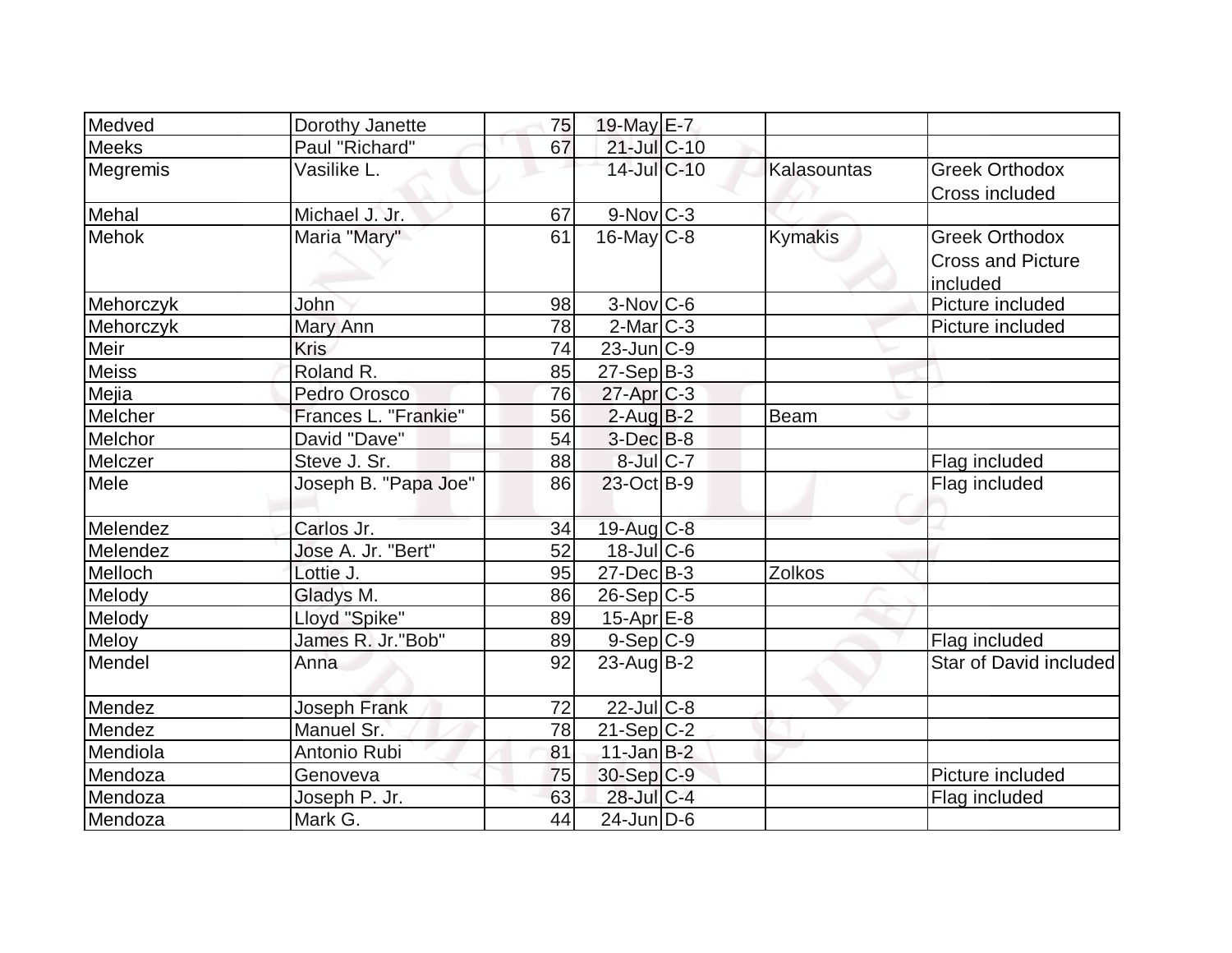| Medved | Dorothy Janette | 75 | 19-May | E-7 | | |
|---|---|---|---|---|---|---|
| Meeks | Paul "Richard" | 67 | 21-Jul | C-10 | | |
| Megremis | Vasilike L. | | 14-Jul | C-10 | Kalasountas | Greek Orthodox Cross included |
| Mehal | Michael J. Jr. | 67 | 9-Nov | C-3 | | |
| Mehok | Maria "Mary" | 61 | 16-May | C-8 | Kymakis | Greek Orthodox Cross and Picture included |
| Mehorczyk | John | 98 | 3-Nov | C-6 | | Picture included |
| Mehorczyk | Mary Ann | 78 | 2-Mar | C-3 | | Picture included |
| Meir | Kris | 74 | 23-Jun | C-9 | | |
| Meiss | Roland R. | 85 | 27-Sep | B-3 | | |
| Mejia | Pedro Orosco | 76 | 27-Apr | C-3 | | |
| Melcher | Frances L. "Frankie" | 56 | 2-Aug | B-2 | Beam | |
| Melchor | David "Dave" | 54 | 3-Dec | B-8 | | |
| Melczer | Steve J. Sr. | 88 | 8-Jul | C-7 | | Flag included |
| Mele | Joseph B. "Papa Joe" | 86 | 23-Oct | B-9 | | Flag included |
| Melendez | Carlos Jr. | 34 | 19-Aug | C-8 | | |
| Melendez | Jose A. Jr. "Bert" | 52 | 18-Jul | C-6 | | |
| Melloch | Lottie J. | 95 | 27-Dec | B-3 | Zolkos | |
| Melody | Gladys M. | 86 | 26-Sep | C-5 | | |
| Melody | Lloyd "Spike" | 89 | 15-Apr | E-8 | | |
| Meloy | James R. Jr."Bob" | 89 | 9-Sep | C-9 | | Flag included |
| Mendel | Anna | 92 | 23-Aug | B-2 | | Star of David included |
| Mendez | Joseph Frank | 72 | 22-Jul | C-8 | | |
| Mendez | Manuel Sr. | 78 | 21-Sep | C-2 | | |
| Mendiola | Antonio Rubi | 81 | 11-Jan | B-2 | | |
| Mendoza | Genoveva | 75 | 30-Sep | C-9 | | Picture included |
| Mendoza | Joseph P. Jr. | 63 | 28-Jul | C-4 | | Flag included |
| Mendoza | Mark G. | 44 | 24-Jun | D-6 | | |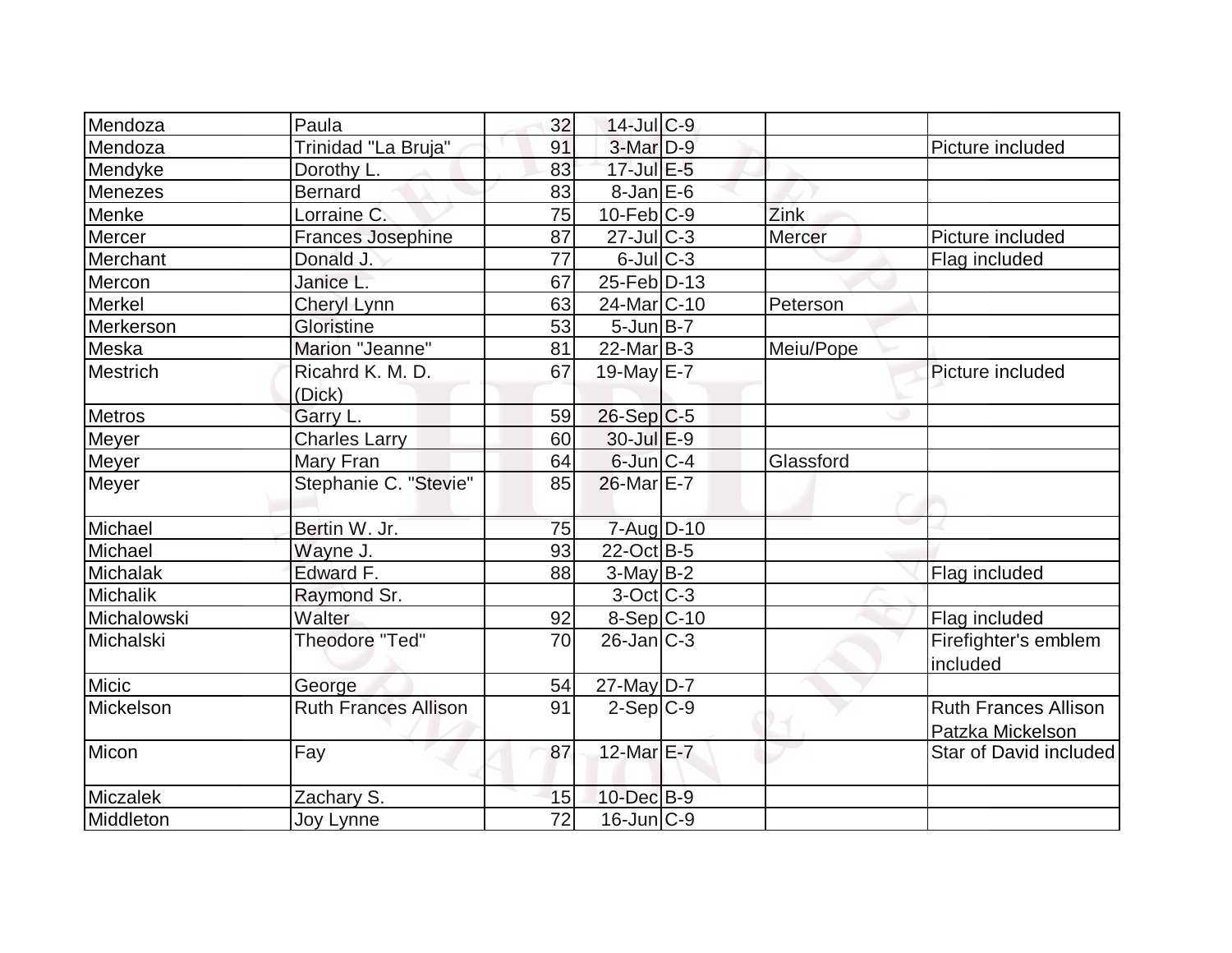| | | | | | | |
|---|---|---|---|---|---|---|
| Mendoza | Paula | 32 | 14-Jul | C-9 | | |
| Mendoza | Trinidad "La Bruja" | 91 | 3-Mar | D-9 | | Picture included |
| Mendyke | Dorothy L. | 83 | 17-Jul | E-5 | | |
| Menezes | Bernard | 83 | 8-Jan | E-6 | | |
| Menke | Lorraine C. | 75 | 10-Feb | C-9 | Zink | |
| Mercer | Frances Josephine | 87 | 27-Jul | C-3 | Mercer | Picture included |
| Merchant | Donald J. | 77 | 6-Jul | C-3 | | Flag included |
| Mercon | Janice L. | 67 | 25-Feb | D-13 | | |
| Merkel | Cheryl Lynn | 63 | 24-Mar | C-10 | Peterson | |
| Merkerson | Gloristine | 53 | 5-Jun | B-7 | | |
| Meska | Marion "Jeanne" | 81 | 22-Mar | B-3 | Meiu/Pope | |
| Mestrich | Ricahrd K. M. D. (Dick) | 67 | 19-May | E-7 | | Picture included |
| Metros | Garry L. | 59 | 26-Sep | C-5 | | |
| Meyer | Charles Larry | 60 | 30-Jul | E-9 | | |
| Meyer | Mary Fran | 64 | 6-Jun | C-4 | Glassford | |
| Meyer | Stephanie C. "Stevie" | 85 | 26-Mar | E-7 | | |
| Michael | Bertin W. Jr. | 75 | 7-Aug | D-10 | | |
| Michael | Wayne J. | 93 | 22-Oct | B-5 | | |
| Michalak | Edward F. | 88 | 3-May | B-2 | | Flag included |
| Michalik | Raymond Sr. | | 3-Oct | C-3 | | |
| Michalowski | Walter | 92 | 8-Sep | C-10 | | Flag included |
| Michalski | Theodore "Ted" | 70 | 26-Jan | C-3 | | Firefighter's emblem included |
| Micic | George | 54 | 27-May | D-7 | | |
| Mickelson | Ruth Frances Allison | 91 | 2-Sep | C-9 | | Ruth Frances Allison Patzka Mickelson |
| Micon | Fay | 87 | 12-Mar | E-7 | | Star of David included |
| Miczalek | Zachary S. | 15 | 10-Dec | B-9 | | |
| Middleton | Joy Lynne | 72 | 16-Jun | C-9 | | |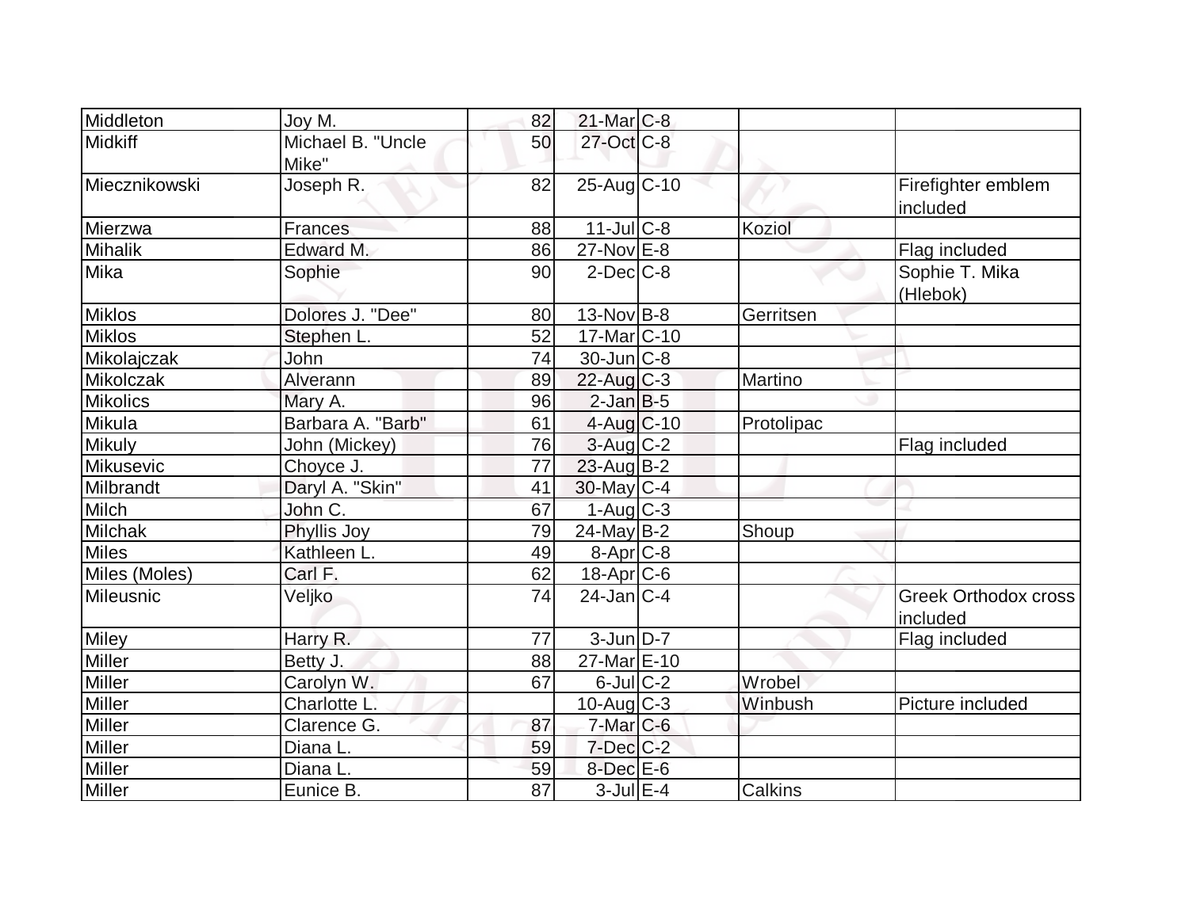| | | | | | | |
|---|---|---|---|---|---|---|
| Middleton | Joy M. | 82 | 21-Mar | C-8 | | |
| Midkiff | Michael B. "Uncle Mike" | 50 | 27-Oct | C-8 | | |
| Miecznikowski | Joseph R. | 82 | 25-Aug | C-10 | | Firefighter emblem included |
| Mierzwa | Frances | 88 | 11-Jul | C-8 | Koziol | |
| Mihalik | Edward M. | 86 | 27-Nov | E-8 | | Flag included |
| Mika | Sophie | 90 | 2-Dec | C-8 | | Sophie T. Mika (Hlebok) |
| Miklos | Dolores J. "Dee" | 80 | 13-Nov | B-8 | Gerritsen | |
| Miklos | Stephen L. | 52 | 17-Mar | C-10 | | |
| Mikolajczak | John | 74 | 30-Jun | C-8 | | |
| Mikolczak | Alverann | 89 | 22-Aug | C-3 | Martino | |
| Mikolics | Mary A. | 96 | 2-Jan | B-5 | | |
| Mikula | Barbara A. "Barb" | 61 | 4-Aug | C-10 | Protolipac | |
| Mikuly | John (Mickey) | 76 | 3-Aug | C-2 | | Flag included |
| Mikusevic | Choyce J. | 77 | 23-Aug | B-2 | | |
| Milbrandt | Daryl A. "Skin" | 41 | 30-May | C-4 | | |
| Milch | John C. | 67 | 1-Aug | C-3 | | |
| Milchak | Phyllis Joy | 79 | 24-May | B-2 | Shoup | |
| Miles | Kathleen L. | 49 | 8-Apr | C-8 | | |
| Miles (Moles) | Carl F. | 62 | 18-Apr | C-6 | | |
| Mileusnic | Veljko | 74 | 24-Jan | C-4 | | Greek Orthodox cross included |
| Miley | Harry R. | 77 | 3-Jun | D-7 | | Flag included |
| Miller | Betty J. | 88 | 27-Mar | E-10 | | |
| Miller | Carolyn W. | 67 | 6-Jul | C-2 | Wrobel | |
| Miller | Charlotte L. | | 10-Aug | C-3 | Winbush | Picture included |
| Miller | Clarence G. | 87 | 7-Mar | C-6 | | |
| Miller | Diana L. | 59 | 7-Dec | C-2 | | |
| Miller | Diana L. | 59 | 8-Dec | E-6 | | |
| Miller | Eunice B. | 87 | 3-Jul | E-4 | Calkins | |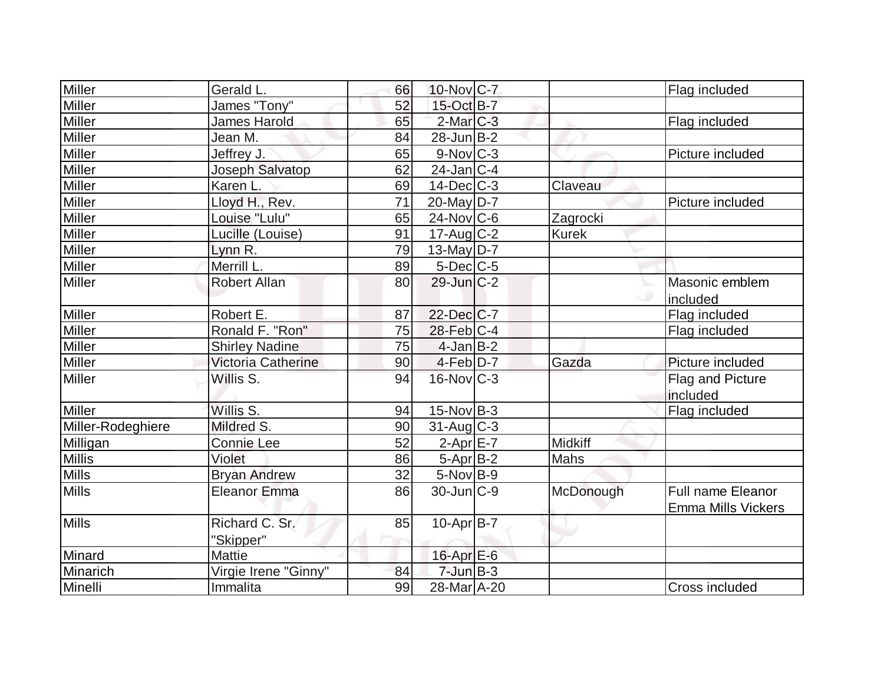| | | | | | | |
|---|---|---|---|---|---|---|
| Miller | Gerald L. | 66 | 10-Nov | C-7 | | Flag included |
| Miller | James "Tony" | 52 | 15-Oct | B-7 | | |
| Miller | James Harold | 65 | 2-Mar | C-3 | | Flag included |
| Miller | Jean M. | 84 | 28-Jun | B-2 | | |
| Miller | Jeffrey J. | 65 | 9-Nov | C-3 | | Picture included |
| Miller | Joseph Salvatop | 62 | 24-Jan | C-4 | | |
| Miller | Karen L. | 69 | 14-Dec | C-3 | Claveau | |
| Miller | Lloyd H., Rev. | 71 | 20-May | D-7 | | Picture included |
| Miller | Louise "Lulu" | 65 | 24-Nov | C-6 | Zagrocki | |
| Miller | Lucille (Louise) | 91 | 17-Aug | C-2 | Kurek | |
| Miller | Lynn R. | 79 | 13-May | D-7 | | |
| Miller | Merrill L. | 89 | 5-Dec | C-5 | | |
| Miller | Robert Allan | 80 | 29-Jun | C-2 | | Masonic emblem included |
| Miller | Robert E. | 87 | 22-Dec | C-7 | | Flag included |
| Miller | Ronald F. "Ron" | 75 | 28-Feb | C-4 | | Flag included |
| Miller | Shirley Nadine | 75 | 4-Jan | B-2 | | |
| Miller | Victoria Catherine | 90 | 4-Feb | D-7 | Gazda | Picture included |
| Miller | Willis S. | 94 | 16-Nov | C-3 | | Flag and Picture included |
| Miller | Willis S. | 94 | 15-Nov | B-3 | | Flag included |
| Miller-Rodeghiere | Mildred S. | 90 | 31-Aug | C-3 | | |
| Milligan | Connie Lee | 52 | 2-Apr | E-7 | Midkiff | |
| Millis | Violet | 86 | 5-Apr | B-2 | Mahs | |
| Mills | Bryan Andrew | 32 | 5-Nov | B-9 | | |
| Mills | Eleanor Emma | 86 | 30-Jun | C-9 | McDonough | Full name Eleanor Emma Mills Vickers |
| Mills | Richard C. Sr. "Skipper" | 85 | 10-Apr | B-7 | | |
| Minard | Mattie | | 16-Apr | E-6 | | |
| Minarich | Virgie Irene "Ginny" | 84 | 7-Jun | B-3 | | |
| Minelli | Immalita | 99 | 28-Mar | A-20 | | Cross included |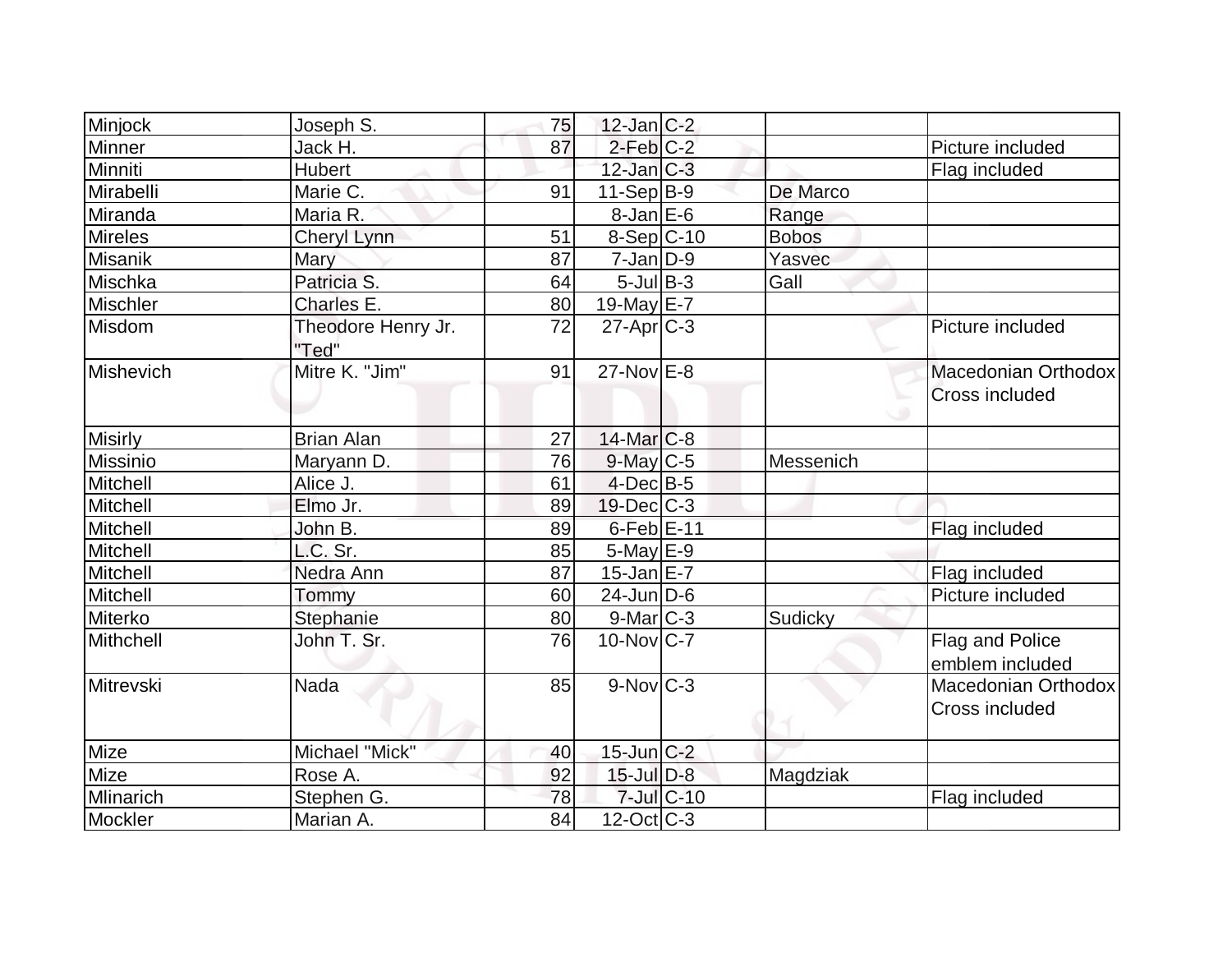| Minjock | Joseph S. | 75 | 12-Jan | C-2 | | |
|---|---|---|---|---|---|---|
| Minner | Jack H. | 87 | 2-Feb | C-2 | | Picture included |
| Minniti | Hubert | | 12-Jan | C-3 | | Flag included |
| Mirabelli | Marie C. | 91 | 11-Sep | B-9 | De Marco | |
| Miranda | Maria R. | | 8-Jan | E-6 | Range | |
| Mireles | Cheryl Lynn | 51 | 8-Sep | C-10 | Bobos | |
| Misanik | Mary | 87 | 7-Jan | D-9 | Yasvec | |
| Mischka | Patricia S. | 64 | 5-Jul | B-3 | Gall | |
| Mischler | Charles E. | 80 | 19-May | E-7 | | |
| Misdom | Theodore Henry Jr. "Ted" | 72 | 27-Apr | C-3 | | Picture included |
| Mishevich | Mitre K. "Jim" | 91 | 27-Nov | E-8 | | Macedonian Orthodox Cross included |
| Misirly | Brian Alan | 27 | 14-Mar | C-8 | | |
| Missinio | Maryann D. | 76 | 9-May | C-5 | Messenich | |
| Mitchell | Alice J. | 61 | 4-Dec | B-5 | | |
| Mitchell | Elmo Jr. | 89 | 19-Dec | C-3 | | |
| Mitchell | John B. | 89 | 6-Feb | E-11 | | Flag included |
| Mitchell | L.C. Sr. | 85 | 5-May | E-9 | | |
| Mitchell | Nedra Ann | 87 | 15-Jan | E-7 | | Flag included |
| Mitchell | Tommy | 60 | 24-Jun | D-6 | | Picture included |
| Miterko | Stephanie | 80 | 9-Mar | C-3 | Sudicky | |
| Mithchell | John T. Sr. | 76 | 10-Nov | C-7 | | Flag and Police emblem included |
| Mitrevski | Nada | 85 | 9-Nov | C-3 | | Macedonian Orthodox Cross included |
| Mize | Michael "Mick" | 40 | 15-Jun | C-2 | | |
| Mize | Rose A. | 92 | 15-Jul | D-8 | Magdziak | |
| Mlinarich | Stephen G. | 78 | 7-Jul | C-10 | | Flag included |
| Mockler | Marian A. | 84 | 12-Oct | C-3 | | |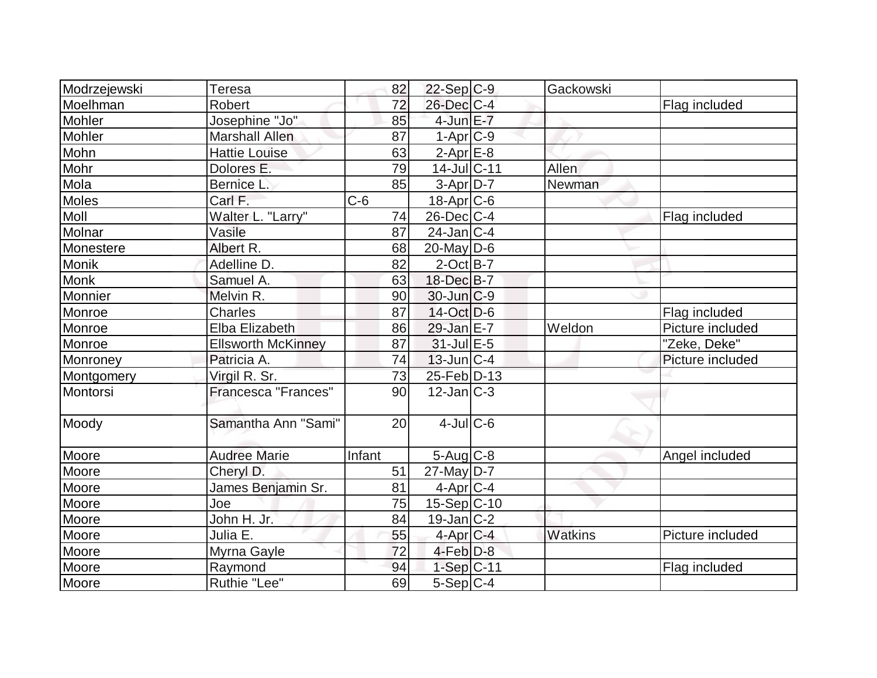| Modrzejewski | Teresa | 82 | 22-Sep | C-9 | Gackowski | |
|---|---|---|---|---|---|---|
| Moelhman | Robert | 72 | 26-Dec | C-4 | | Flag included |
| Mohler | Josephine "Jo" | 85 | 4-Jun | E-7 | | |
| Mohler | Marshall Allen | 87 | 1-Apr | C-9 | | |
| Mohn | Hattie Louise | 63 | 2-Apr | E-8 | | |
| Mohr | Dolores E. | 79 | 14-Jul | C-11 | Allen | |
| Mola | Bernice L. | 85 | 3-Apr | D-7 | Newman | |
| Moles | Carl F. | C-6 | 18-Apr | C-6 | | |
| Moll | Walter L. "Larry" | 74 | 26-Dec | C-4 | | Flag included |
| Molnar | Vasile | 87 | 24-Jan | C-4 | | |
| Monestere | Albert R. | 68 | 20-May | D-6 | | |
| Monik | Adelline D. | 82 | 2-Oct | B-7 | | |
| Monk | Samuel A. | 63 | 18-Dec | B-7 | | |
| Monnier | Melvin R. | 90 | 30-Jun | C-9 | | |
| Monroe | Charles | 87 | 14-Oct | D-6 | | Flag included |
| Monroe | Elba Elizabeth | 86 | 29-Jan | E-7 | Weldon | Picture included |
| Monroe | Ellsworth McKinney | 87 | 31-Jul | E-5 | | "Zeke, Deke" |
| Monroney | Patricia A. | 74 | 13-Jun | C-4 | | Picture included |
| Montgomery | Virgil R. Sr. | 73 | 25-Feb | D-13 | | |
| Montorsi | Francesca "Frances" | 90 | 12-Jan | C-3 | | |
| Moody | Samantha Ann "Sami" | 20 | 4-Jul | C-6 | | |
| Moore | Audree Marie | Infant | 5-Aug | C-8 | | Angel included |
| Moore | Cheryl D. | 51 | 27-May | D-7 | | |
| Moore | James Benjamin Sr. | 81 | 4-Apr | C-4 | | |
| Moore | Joe | 75 | 15-Sep | C-10 | | |
| Moore | John H. Jr. | 84 | 19-Jan | C-2 | | |
| Moore | Julia E. | 55 | 4-Apr | C-4 | Watkins | Picture included |
| Moore | Myrna Gayle | 72 | 4-Feb | D-8 | | |
| Moore | Raymond | 94 | 1-Sep | C-11 | | Flag included |
| Moore | Ruthie "Lee" | 69 | 5-Sep | C-4 | | |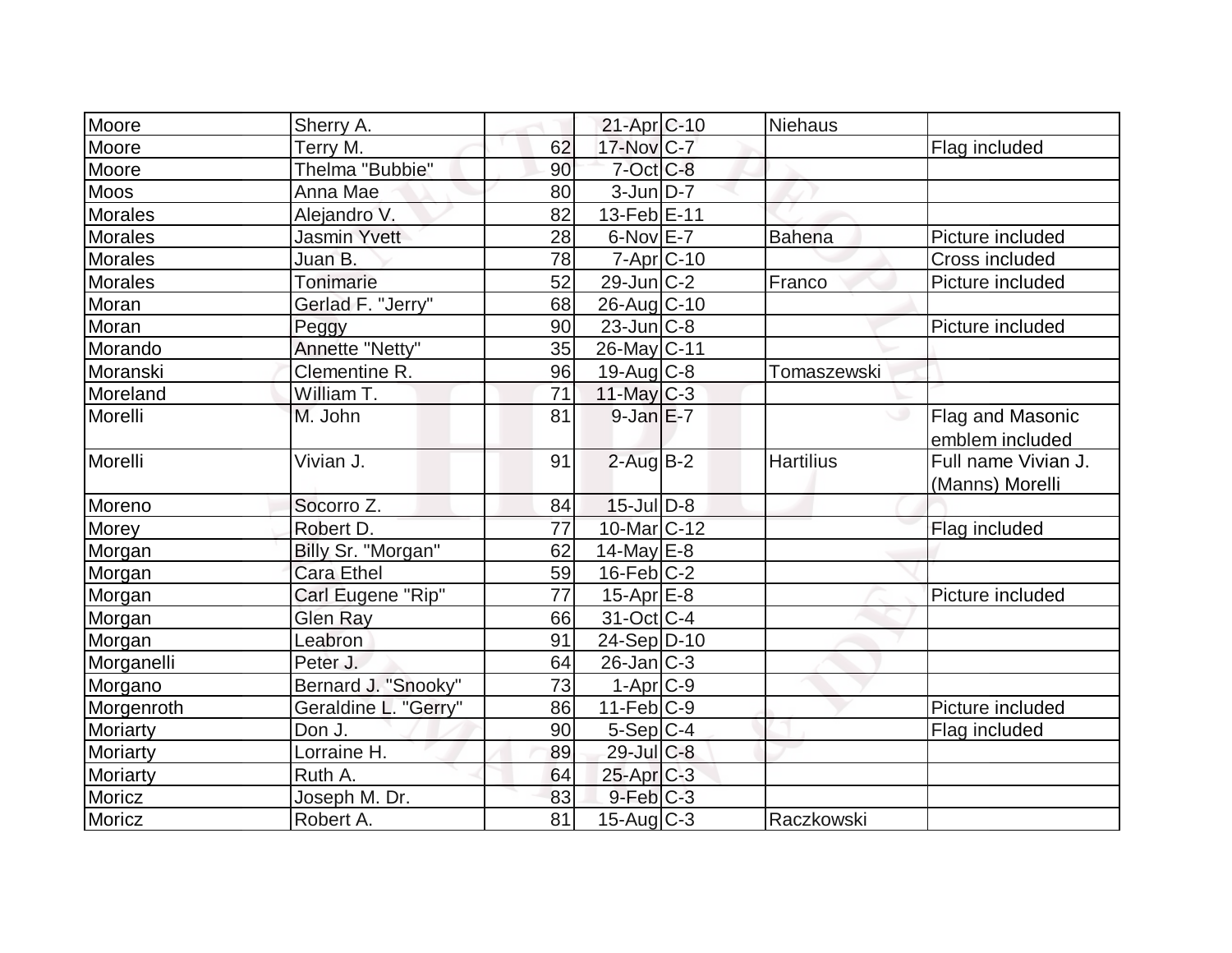| | | | | | | |
|---|---|---|---|---|---|---|
| Moore | Sherry A. | | 21-Apr | C-10 | Niehaus | |
| Moore | Terry M. | 62 | 17-Nov | C-7 | | Flag included |
| Moore | Thelma "Bubbie" | 90 | 7-Oct | C-8 | | |
| Moos | Anna Mae | 80 | 3-Jun | D-7 | | |
| Morales | Alejandro V. | 82 | 13-Feb | E-11 | | |
| Morales | Jasmin Yvett | 28 | 6-Nov | E-7 | Bahena | Picture included |
| Morales | Juan B. | 78 | 7-Apr | C-10 | | Cross included |
| Morales | Tonimarie | 52 | 29-Jun | C-2 | Franco | Picture included |
| Moran | Gerlad F. "Jerry" | 68 | 26-Aug | C-10 | | |
| Moran | Peggy | 90 | 23-Jun | C-8 | | Picture included |
| Morando | Annette "Netty" | 35 | 26-May | C-11 | | |
| Moranski | Clementine R. | 96 | 19-Aug | C-8 | Tomaszewski | |
| Moreland | William T. | 71 | 11-May | C-3 | | |
| Morelli | M. John | 81 | 9-Jan | E-7 | | Flag and Masonic emblem included |
| Morelli | Vivian J. | 91 | 2-Aug | B-2 | Hartilius | Full name Vivian J. (Manns) Morelli |
| Moreno | Socorro Z. | 84 | 15-Jul | D-8 | | |
| Morey | Robert D. | 77 | 10-Mar | C-12 | | Flag included |
| Morgan | Billy Sr. "Morgan" | 62 | 14-May | E-8 | | |
| Morgan | Cara Ethel | 59 | 16-Feb | C-2 | | |
| Morgan | Carl Eugene "Rip" | 77 | 15-Apr | E-8 | | Picture included |
| Morgan | Glen Ray | 66 | 31-Oct | C-4 | | |
| Morgan | Leabron | 91 | 24-Sep | D-10 | | |
| Morganelli | Peter J. | 64 | 26-Jan | C-3 | | |
| Morgano | Bernard J. "Snooky" | 73 | 1-Apr | C-9 | | |
| Morgenroth | Geraldine L. "Gerry" | 86 | 11-Feb | C-9 | | Picture included |
| Moriarty | Don J. | 90 | 5-Sep | C-4 | | Flag included |
| Moriarty | Lorraine H. | 89 | 29-Jul | C-8 | | |
| Moriarty | Ruth A. | 64 | 25-Apr | C-3 | | |
| Moricz | Joseph M. Dr. | 83 | 9-Feb | C-3 | | |
| Moricz | Robert A. | 81 | 15-Aug | C-3 | Raczkowski | |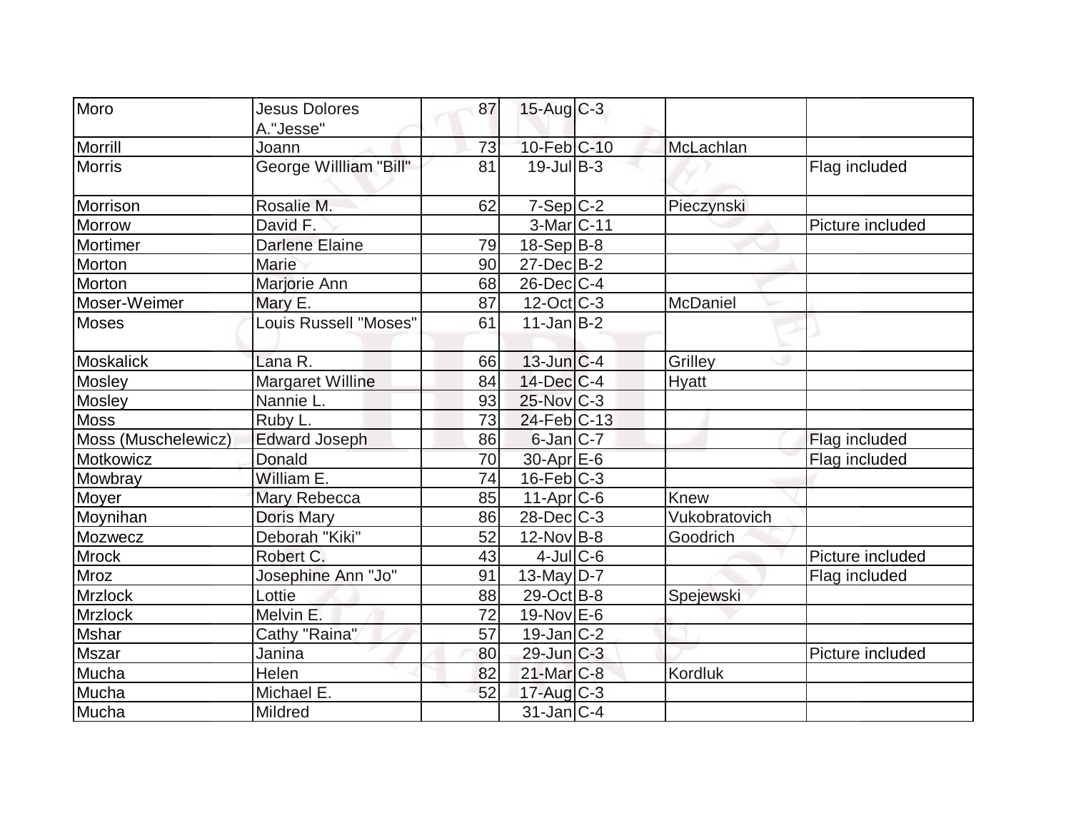| | | | | | | |
|---|---|---|---|---|---|---|
| Moro | Jesus Dolores A."Jesse" | 87 | 15-Aug | C-3 | | |
| Morrill | Joann | 73 | 10-Feb | C-10 | McLachlan | |
| Morris | George Willliam "Bill" | 81 | 19-Jul | B-3 | | Flag included |
| Morrison | Rosalie M. | 62 | 7-Sep | C-2 | Pieczynski | |
| Morrow | David F. | | 3-Mar | C-11 | | Picture included |
| Mortimer | Darlene Elaine | 79 | 18-Sep | B-8 | | |
| Morton | Marie | 90 | 27-Dec | B-2 | | |
| Morton | Marjorie Ann | 68 | 26-Dec | C-4 | | |
| Moser-Weimer | Mary E. | 87 | 12-Oct | C-3 | McDaniel | |
| Moses | Louis Russell "Moses" | 61 | 11-Jan | B-2 | | |
| Moskalick | Lana R. | 66 | 13-Jun | C-4 | Grilley | |
| Mosley | Margaret Willine | 84 | 14-Dec | C-4 | Hyatt | |
| Mosley | Nannie L. | 93 | 25-Nov | C-3 | | |
| Moss | Ruby L. | 73 | 24-Feb | C-13 | | |
| Moss (Muschelewicz) | Edward Joseph | 86 | 6-Jan | C-7 | | Flag included |
| Motkowicz | Donald | 70 | 30-Apr | E-6 | | Flag included |
| Mowbray | William E. | 74 | 16-Feb | C-3 | | |
| Moyer | Mary Rebecca | 85 | 11-Apr | C-6 | Knew | |
| Moynihan | Doris Mary | 86 | 28-Dec | C-3 | Vukobratovich | |
| Mozwecz | Deborah "Kiki" | 52 | 12-Nov | B-8 | Goodrich | |
| Mrock | Robert C. | 43 | 4-Jul | C-6 | | Picture included |
| Mroz | Josephine Ann "Jo" | 91 | 13-May | D-7 | | Flag included |
| Mrzlock | Lottie | 88 | 29-Oct | B-8 | Spejewski | |
| Mrzlock | Melvin E. | 72 | 19-Nov | E-6 | | |
| Mshar | Cathy "Raina" | 57 | 19-Jan | C-2 | | |
| Mszar | Janina | 80 | 29-Jun | C-3 | | Picture included |
| Mucha | Helen | 82 | 21-Mar | C-8 | Kordluk | |
| Mucha | Michael E. | 52 | 17-Aug | C-3 | | |
| Mucha | Mildred | | 31-Jan | C-4 | | |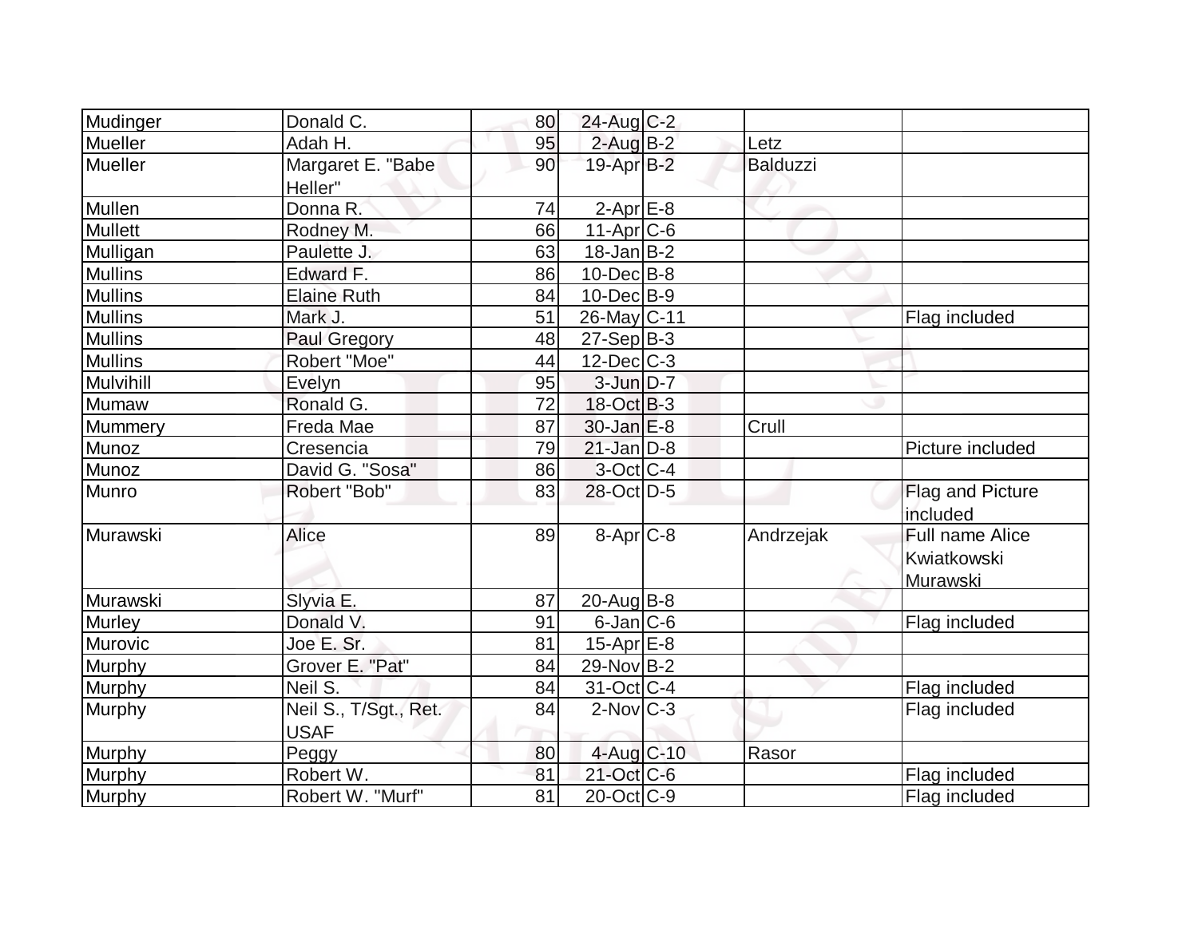| Mudinger | Donald C. | 80 | 24-Aug | C-2 | | |
|---|---|---|---|---|---|---|
| Mueller | Adah H. | 95 | 2-Aug | B-2 | Letz | |
| Mueller | Margaret E. "Babe Heller" | 90 | 19-Apr | B-2 | Balduzzi | |
| Mullen | Donna R. | 74 | 2-Apr | E-8 | | |
| Mullett | Rodney M. | 66 | 11-Apr | C-6 | | |
| Mulligan | Paulette J. | 63 | 18-Jan | B-2 | | |
| Mullins | Edward F. | 86 | 10-Dec | B-8 | | |
| Mullins | Elaine Ruth | 84 | 10-Dec | B-9 | | |
| Mullins | Mark J. | 51 | 26-May | C-11 | | Flag included |
| Mullins | Paul Gregory | 48 | 27-Sep | B-3 | | |
| Mullins | Robert "Moe" | 44 | 12-Dec | C-3 | | |
| Mulvihill | Evelyn | 95 | 3-Jun | D-7 | | |
| Mumaw | Ronald G. | 72 | 18-Oct | B-3 | | |
| Mummery | Freda Mae | 87 | 30-Jan | E-8 | Crull | |
| Munoz | Cresencia | 79 | 21-Jan | D-8 | | Picture included |
| Munoz | David G. "Sosa" | 86 | 3-Oct | C-4 | | |
| Munro | Robert "Bob" | 83 | 28-Oct | D-5 | | Flag and Picture included |
| Murawski | Alice | 89 | 8-Apr | C-8 | Andrzejak | Full name Alice Kwiatkowski Murawski |
| Murawski | Slyvia E. | 87 | 20-Aug | B-8 | | |
| Murley | Donald V. | 91 | 6-Jan | C-6 | | Flag included |
| Murovic | Joe E. Sr. | 81 | 15-Apr | E-8 | | |
| Murphy | Grover E. "Pat" | 84 | 29-Nov | B-2 | | |
| Murphy | Neil S. | 84 | 31-Oct | C-4 | | Flag included |
| Murphy | Neil S., T/Sgt., Ret. USAF | 84 | 2-Nov | C-3 | | Flag included |
| Murphy | Peggy | 80 | 4-Aug | C-10 | Rasor | |
| Murphy | Robert W. | 81 | 21-Oct | C-6 | | Flag included |
| Murphy | Robert W. "Murf" | 81 | 20-Oct | C-9 | | Flag included |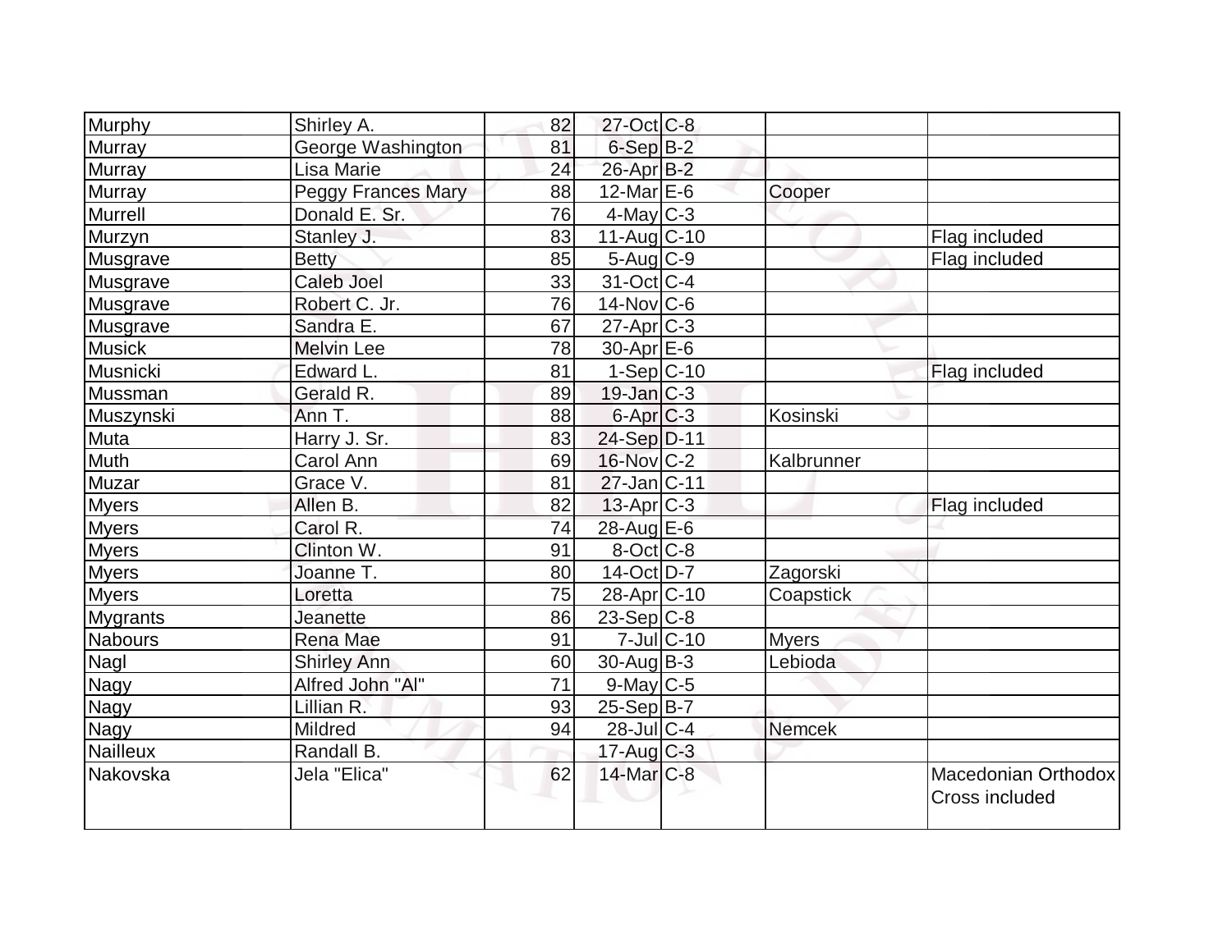| Murphy | Shirley A. | 82 | 27-Oct | C-8 | | |
|---|---|---|---|---|---|---|
| Murray | George Washington | 81 | 6-Sep | B-2 | | |
| Murray | Lisa Marie | 24 | 26-Apr | B-2 | | |
| Murray | Peggy Frances Mary | 88 | 12-Mar | E-6 | Cooper | |
| Murrell | Donald E. Sr. | 76 | 4-May | C-3 | | |
| Murzyn | Stanley J. | 83 | 11-Aug | C-10 | | Flag included |
| Musgrave | Betty | 85 | 5-Aug | C-9 | | Flag included |
| Musgrave | Caleb Joel | 33 | 31-Oct | C-4 | | |
| Musgrave | Robert C. Jr. | 76 | 14-Nov | C-6 | | |
| Musgrave | Sandra E. | 67 | 27-Apr | C-3 | | |
| Musick | Melvin Lee | 78 | 30-Apr | E-6 | | |
| Musnicki | Edward L. | 81 | 1-Sep | C-10 | | Flag included |
| Mussman | Gerald R. | 89 | 19-Jan | C-3 | | |
| Muszynski | Ann T. | 88 | 6-Apr | C-3 | Kosinski | |
| Muta | Harry J. Sr. | 83 | 24-Sep | D-11 | | |
| Muth | Carol Ann | 69 | 16-Nov | C-2 | Kalbrunner | |
| Muzar | Grace V. | 81 | 27-Jan | C-11 | | |
| Myers | Allen B. | 82 | 13-Apr | C-3 | | Flag included |
| Myers | Carol R. | 74 | 28-Aug | E-6 | | |
| Myers | Clinton W. | 91 | 8-Oct | C-8 | | |
| Myers | Joanne T. | 80 | 14-Oct | D-7 | Zagorski | |
| Myers | Loretta | 75 | 28-Apr | C-10 | Coapstick | |
| Mygrants | Jeanette | 86 | 23-Sep | C-8 | | |
| Nabours | Rena Mae | 91 | 7-Jul | C-10 | Myers | |
| Nagl | Shirley Ann | 60 | 30-Aug | B-3 | Lebioda | |
| Nagy | Alfred John "Al" | 71 | 9-May | C-5 | | |
| Nagy | Lillian R. | 93 | 25-Sep | B-7 | | |
| Nagy | Mildred | 94 | 28-Jul | C-4 | Nemcek | |
| Nailleux | Randall B. | | 17-Aug | C-3 | | |
| Nakovska | Jela "Elica" | 62 | 14-Mar | C-8 | | Macedonian Orthodox Cross included |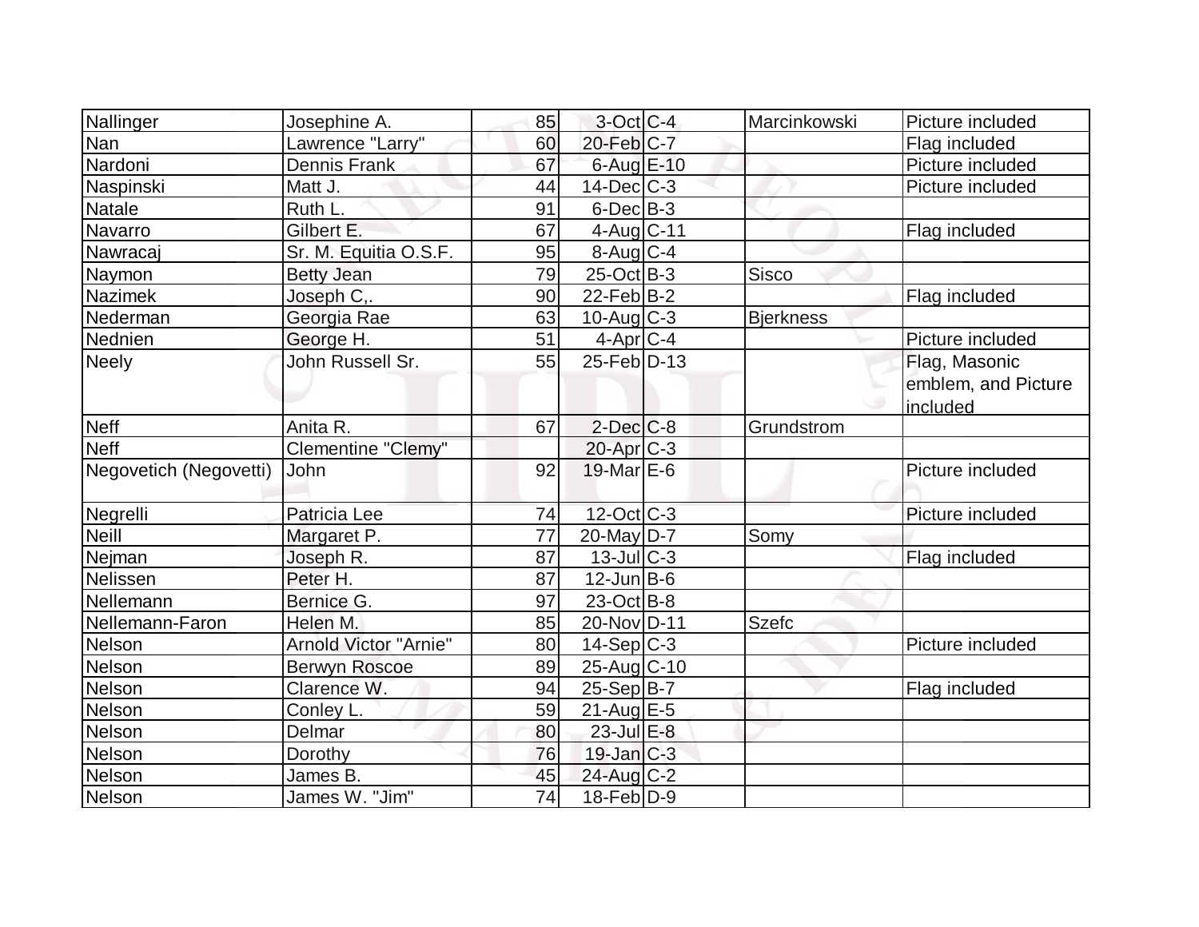| Nallinger | Josephine A. | 85 | 3-Oct | C-4 | Marcinkowski | Picture included |
|---|---|---|---|---|---|---|
| Nan | Lawrence "Larry" | 60 | 20-Feb | C-7 | | Flag included |
| Nardoni | Dennis Frank | 67 | 6-Aug | E-10 | | Picture included |
| Naspinski | Matt J. | 44 | 14-Dec | C-3 | | Picture included |
| Natale | Ruth L. | 91 | 6-Dec | B-3 | | |
| Navarro | Gilbert E. | 67 | 4-Aug | C-11 | | Flag included |
| Nawracaj | Sr. M. Equitia O.S.F. | 95 | 8-Aug | C-4 | | |
| Naymon | Betty Jean | 79 | 25-Oct | B-3 | Sisco | |
| Nazimek | Joseph C,. | 90 | 22-Feb | B-2 | | Flag included |
| Nederman | Georgia Rae | 63 | 10-Aug | C-3 | Bjerkness | |
| Nednien | George H. | 51 | 4-Apr | C-4 | | Picture included |
| Neely | John Russell Sr. | 55 | 25-Feb | D-13 | | Flag, Masonic emblem, and Picture included |
| Neff | Anita R. | 67 | 2-Dec | C-8 | Grundstrom | |
| Neff | Clementine "Clemy" | | 20-Apr | C-3 | | |
| Negovetich (Negovetti) | John | 92 | 19-Mar | E-6 | | Picture included |
| Negrelli | Patricia Lee | 74 | 12-Oct | C-3 | | Picture included |
| Neill | Margaret P. | 77 | 20-May | D-7 | Somy | |
| Nejman | Joseph R. | 87 | 13-Jul | C-3 | | Flag included |
| Nelissen | Peter H. | 87 | 12-Jun | B-6 | | |
| Nellemann | Bernice G. | 97 | 23-Oct | B-8 | | |
| Nellemann-Faron | Helen M. | 85 | 20-Nov | D-11 | Szefc | |
| Nelson | Arnold Victor "Arnie" | 80 | 14-Sep | C-3 | | Picture included |
| Nelson | Berwyn Roscoe | 89 | 25-Aug | C-10 | | |
| Nelson | Clarence W. | 94 | 25-Sep | B-7 | | Flag included |
| Nelson | Conley L. | 59 | 21-Aug | E-5 | | |
| Nelson | Delmar | 80 | 23-Jul | E-8 | | |
| Nelson | Dorothy | 76 | 19-Jan | C-3 | | |
| Nelson | James B. | 45 | 24-Aug | C-2 | | |
| Nelson | James W. "Jim" | 74 | 18-Feb | D-9 | | |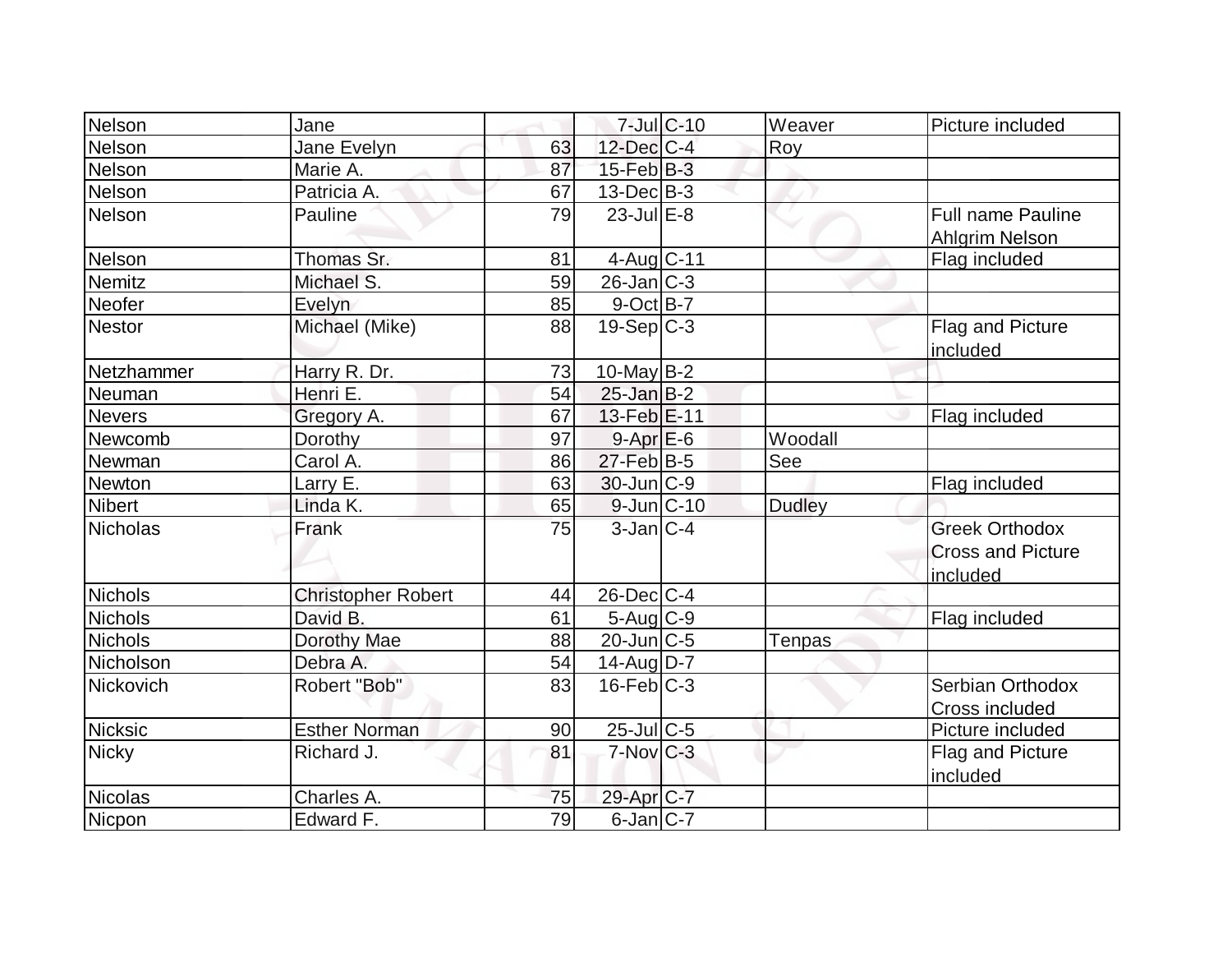| Nelson | Jane | | 7-Jul | C-10 | Weaver | Picture included |
|---|---|---|---|---|---|---|
| Nelson | Jane Evelyn | 63 | 12-Dec | C-4 | Roy | |
| Nelson | Marie A. | 87 | 15-Feb | B-3 | | |
| Nelson | Patricia A. | 67 | 13-Dec | B-3 | | |
| Nelson | Pauline | 79 | 23-Jul | E-8 | | Full name Pauline Ahlgrim Nelson |
| Nelson | Thomas Sr. | 81 | 4-Aug | C-11 | | Flag included |
| Nemitz | Michael S. | 59 | 26-Jan | C-3 | | |
| Neofer | Evelyn | 85 | 9-Oct | B-7 | | |
| Nestor | Michael (Mike) | 88 | 19-Sep | C-3 | | Flag and Picture included |
| Netzhammer | Harry R. Dr. | 73 | 10-May | B-2 | | |
| Neuman | Henri E. | 54 | 25-Jan | B-2 | | |
| Nevers | Gregory A. | 67 | 13-Feb | E-11 | | Flag included |
| Newcomb | Dorothy | 97 | 9-Apr | E-6 | Woodall | |
| Newman | Carol A. | 86 | 27-Feb | B-5 | See | |
| Newton | Larry E. | 63 | 30-Jun | C-9 | | Flag included |
| Nibert | Linda K. | 65 | 9-Jun | C-10 | Dudley | |
| Nicholas | Frank | 75 | 3-Jan | C-4 | | Greek Orthodox Cross and Picture included |
| Nichols | Christopher Robert | 44 | 26-Dec | C-4 | | |
| Nichols | David B. | 61 | 5-Aug | C-9 | | Flag included |
| Nichols | Dorothy Mae | 88 | 20-Jun | C-5 | Tenpas | |
| Nicholson | Debra A. | 54 | 14-Aug | D-7 | | |
| Nickovich | Robert "Bob" | 83 | 16-Feb | C-3 | | Serbian Orthodox Cross included |
| Nicksic | Esther Norman | 90 | 25-Jul | C-5 | | Picture included |
| Nicky | Richard J. | 81 | 7-Nov | C-3 | | Flag and Picture included |
| Nicolas | Charles A. | 75 | 29-Apr | C-7 | | |
| Nicpon | Edward F. | 79 | 6-Jan | C-7 | | |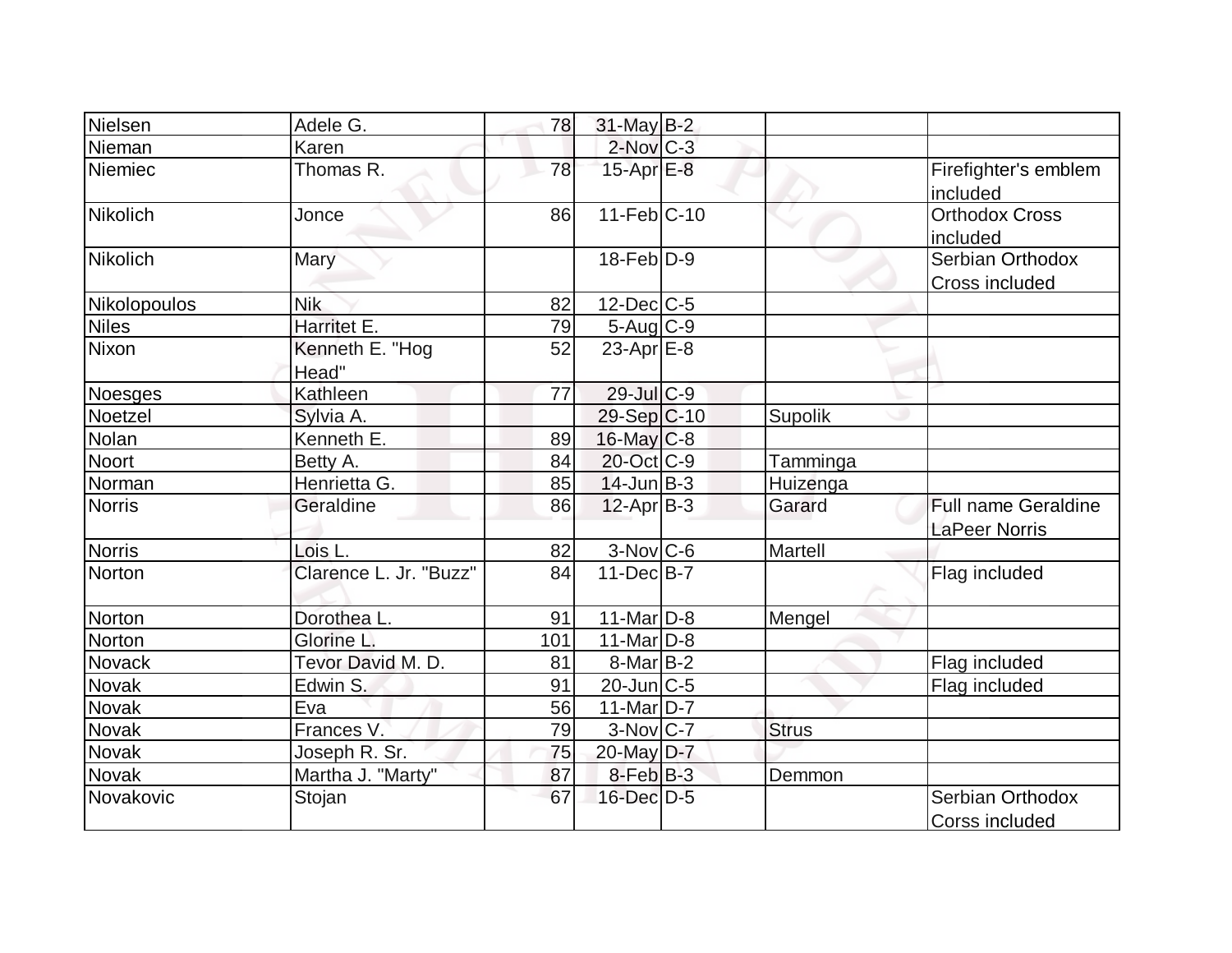| Nielsen | Adele G. | 78 | 31-May | B-2 | | |
|---|---|---|---|---|---|---|
| Nieman | Karen | | 2-Nov | C-3 | | |
| Niemiec | Thomas R. | 78 | 15-Apr | E-8 | | Firefighter's emblem included |
| Nikolich | Jonce | 86 | 11-Feb | C-10 | | Orthodox Cross included |
| Nikolich | Mary | | 18-Feb | D-9 | | Serbian Orthodox Cross included |
| Nikolopoulos | Nik | 82 | 12-Dec | C-5 | | |
| Niles | Harritet E. | 79 | 5-Aug | C-9 | | |
| Nixon | Kenneth E. "Hog Head" | 52 | 23-Apr | E-8 | | |
| Noesges | Kathleen | 77 | 29-Jul | C-9 | | |
| Noetzel | Sylvia A. | | 29-Sep | C-10 | Supolik | |
| Nolan | Kenneth E. | 89 | 16-May | C-8 | | |
| Noort | Betty A. | 84 | 20-Oct | C-9 | Tamminga | |
| Norman | Henrietta G. | 85 | 14-Jun | B-3 | Huizenga | |
| Norris | Geraldine | 86 | 12-Apr | B-3 | Garard | Full name Geraldine LaPeer Norris |
| Norris | Lois L. | 82 | 3-Nov | C-6 | Martell | |
| Norton | Clarence L. Jr. "Buzz" | 84 | 11-Dec | B-7 | | Flag included |
| Norton | Dorothea L. | 91 | 11-Mar | D-8 | Mengel | |
| Norton | Glorine L. | 101 | 11-Mar | D-8 | | |
| Novack | Tevor David M. D. | 81 | 8-Mar | B-2 | | Flag included |
| Novak | Edwin S. | 91 | 20-Jun | C-5 | | Flag included |
| Novak | Eva | 56 | 11-Mar | D-7 | | |
| Novak | Frances V. | 79 | 3-Nov | C-7 | Strus | |
| Novak | Joseph R. Sr. | 75 | 20-May | D-7 | | |
| Novak | Martha J. "Marty" | 87 | 8-Feb | B-3 | Demmon | |
| Novakovic | Stojan | 67 | 16-Dec | D-5 | | Serbian Orthodox Corss included |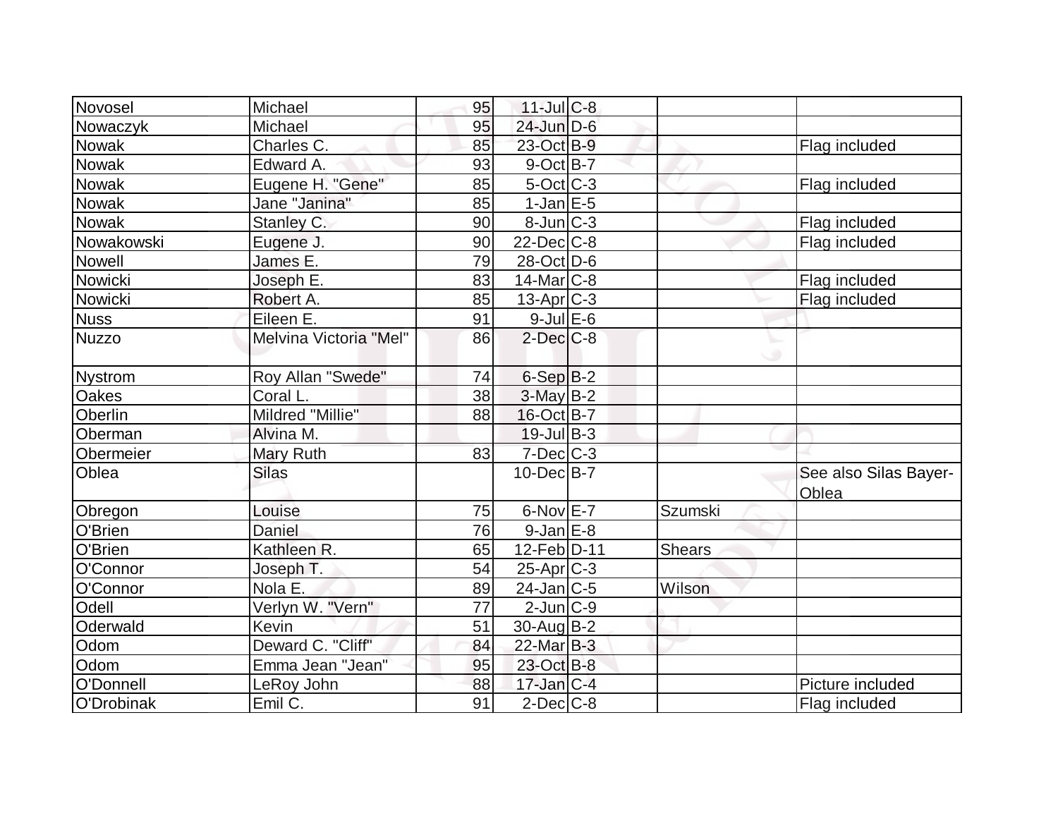| | | | | | | |
|---|---|---|---|---|---|---|
| Novosel | Michael | 95 | 11-Jul | C-8 | | |
| Nowaczyk | Michael | 95 | 24-Jun | D-6 | | |
| Nowak | Charles C. | 85 | 23-Oct | B-9 | | Flag included |
| Nowak | Edward A. | 93 | 9-Oct | B-7 | | |
| Nowak | Eugene H. "Gene" | 85 | 5-Oct | C-3 | | Flag included |
| Nowak | Jane "Janina" | 85 | 1-Jan | E-5 | | |
| Nowak | Stanley C. | 90 | 8-Jun | C-3 | | Flag included |
| Nowakowski | Eugene J. | 90 | 22-Dec | C-8 | | Flag included |
| Nowell | James E. | 79 | 28-Oct | D-6 | | |
| Nowicki | Joseph E. | 83 | 14-Mar | C-8 | | Flag included |
| Nowicki | Robert A. | 85 | 13-Apr | C-3 | | Flag included |
| Nuss | Eileen E. | 91 | 9-Jul | E-6 | | |
| Nuzzo | Melvina Victoria "Mel" | 86 | 2-Dec | C-8 | | |
| Nystrom | Roy Allan "Swede" | 74 | 6-Sep | B-2 | | |
| Oakes | Coral L. | 38 | 3-May | B-2 | | |
| Oberlin | Mildred "Millie" | 88 | 16-Oct | B-7 | | |
| Oberman | Alvina M. | | 19-Jul | B-3 | | |
| Obermeier | Mary Ruth | 83 | 7-Dec | C-3 | | |
| Oblea | Silas | | 10-Dec | B-7 | | See also Silas Bayer-Oblea |
| Obregon | Louise | 75 | 6-Nov | E-7 | Szumski | |
| O'Brien | Daniel | 76 | 9-Jan | E-8 | | |
| O'Brien | Kathleen R. | 65 | 12-Feb | D-11 | Shears | |
| O'Connor | Joseph T. | 54 | 25-Apr | C-3 | | |
| O'Connor | Nola E. | 89 | 24-Jan | C-5 | Wilson | |
| Odell | Verlyn W. "Vern" | 77 | 2-Jun | C-9 | | |
| Oderwald | Kevin | 51 | 30-Aug | B-2 | | |
| Odom | Deward C. "Cliff" | 84 | 22-Mar | B-3 | | |
| Odom | Emma Jean "Jean" | 95 | 23-Oct | B-8 | | |
| O'Donnell | LeRoy John | 88 | 17-Jan | C-4 | | Picture included |
| O'Drobinak | Emil C. | 91 | 2-Dec | C-8 | | Flag included |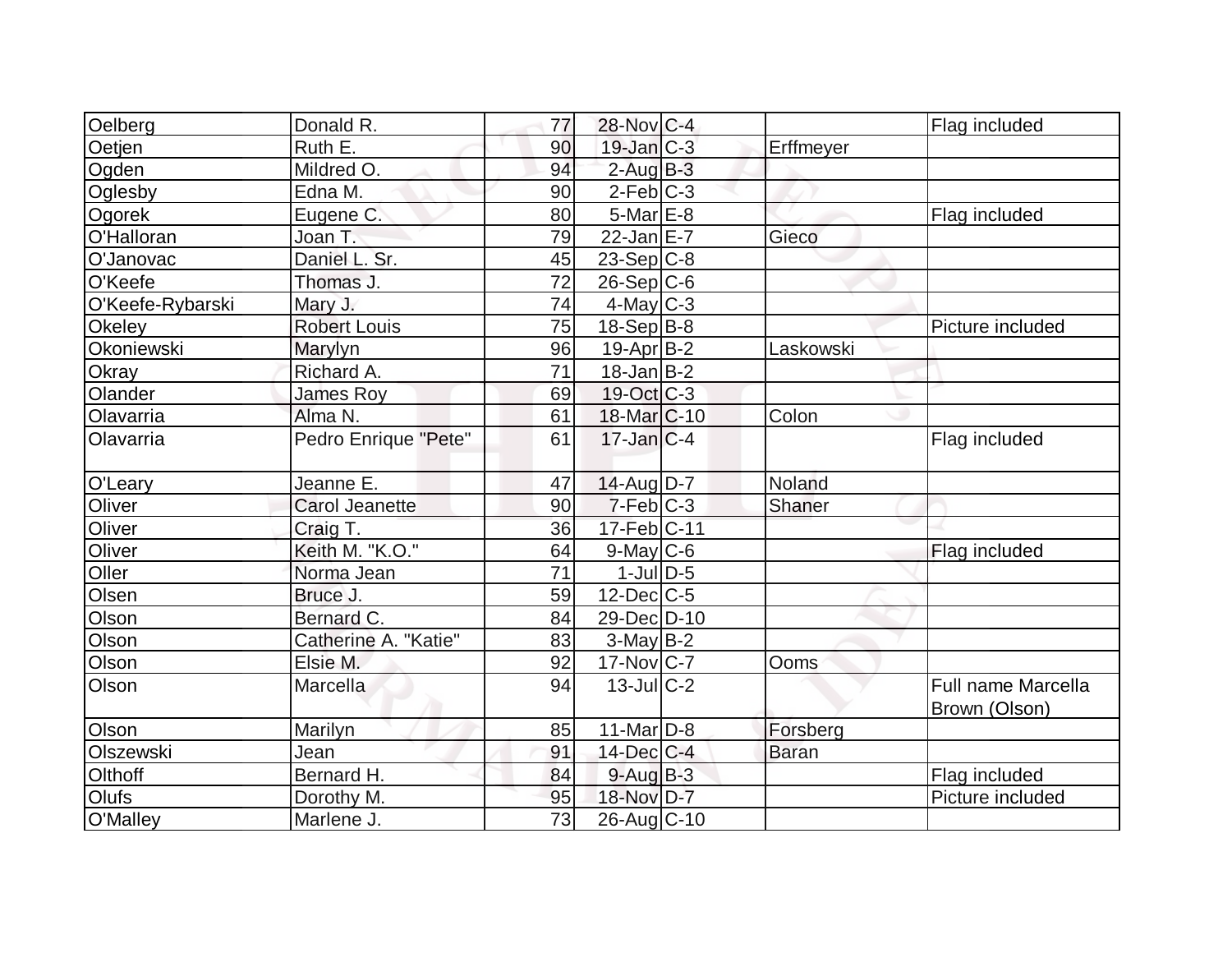| | | | | | | |
|---|---|---|---|---|---|---|
| Oelberg | Donald R. | 77 | 28-Nov | C-4 | | Flag included |
| Oetjen | Ruth E. | 90 | 19-Jan | C-3 | Erffmeyer | |
| Ogden | Mildred O. | 94 | 2-Aug | B-3 | | |
| Oglesby | Edna M. | 90 | 2-Feb | C-3 | | |
| Ogorek | Eugene C. | 80 | 5-Mar | E-8 | | Flag included |
| O'Halloran | Joan T. | 79 | 22-Jan | E-7 | Gieco | |
| O'Janovac | Daniel L. Sr. | 45 | 23-Sep | C-8 | | |
| O'Keefe | Thomas J. | 72 | 26-Sep | C-6 | | |
| O'Keefe-Rybarski | Mary J. | 74 | 4-May | C-3 | | |
| Okeley | Robert Louis | 75 | 18-Sep | B-8 | | Picture included |
| Okoniewski | Marylyn | 96 | 19-Apr | B-2 | Laskowski | |
| Okray | Richard A. | 71 | 18-Jan | B-2 | | |
| Olander | James Roy | 69 | 19-Oct | C-3 | | |
| Olavarria | Alma N. | 61 | 18-Mar | C-10 | Colon | |
| Olavarria | Pedro Enrique "Pete" | 61 | 17-Jan | C-4 | | Flag included |
| O'Leary | Jeanne E. | 47 | 14-Aug | D-7 | Noland | |
| Oliver | Carol Jeanette | 90 | 7-Feb | C-3 | Shaner | |
| Oliver | Craig T. | 36 | 17-Feb | C-11 | | |
| Oliver | Keith M. "K.O." | 64 | 9-May | C-6 | | Flag included |
| Oller | Norma Jean | 71 | 1-Jul | D-5 | | |
| Olsen | Bruce J. | 59 | 12-Dec | C-5 | | |
| Olson | Bernard C. | 84 | 29-Dec | D-10 | | |
| Olson | Catherine A. "Katie" | 83 | 3-May | B-2 | | |
| Olson | Elsie M. | 92 | 17-Nov | C-7 | Ooms | |
| Olson | Marcella | 94 | 13-Jul | C-2 | | Full name Marcella Brown (Olson) |
| Olson | Marilyn | 85 | 11-Mar | D-8 | Forsberg | |
| Olszewski | Jean | 91 | 14-Dec | C-4 | Baran | |
| Olthoff | Bernard H. | 84 | 9-Aug | B-3 | | Flag included |
| Olufs | Dorothy M. | 95 | 18-Nov | D-7 | | Picture included |
| O'Malley | Marlene J. | 73 | 26-Aug | C-10 | | |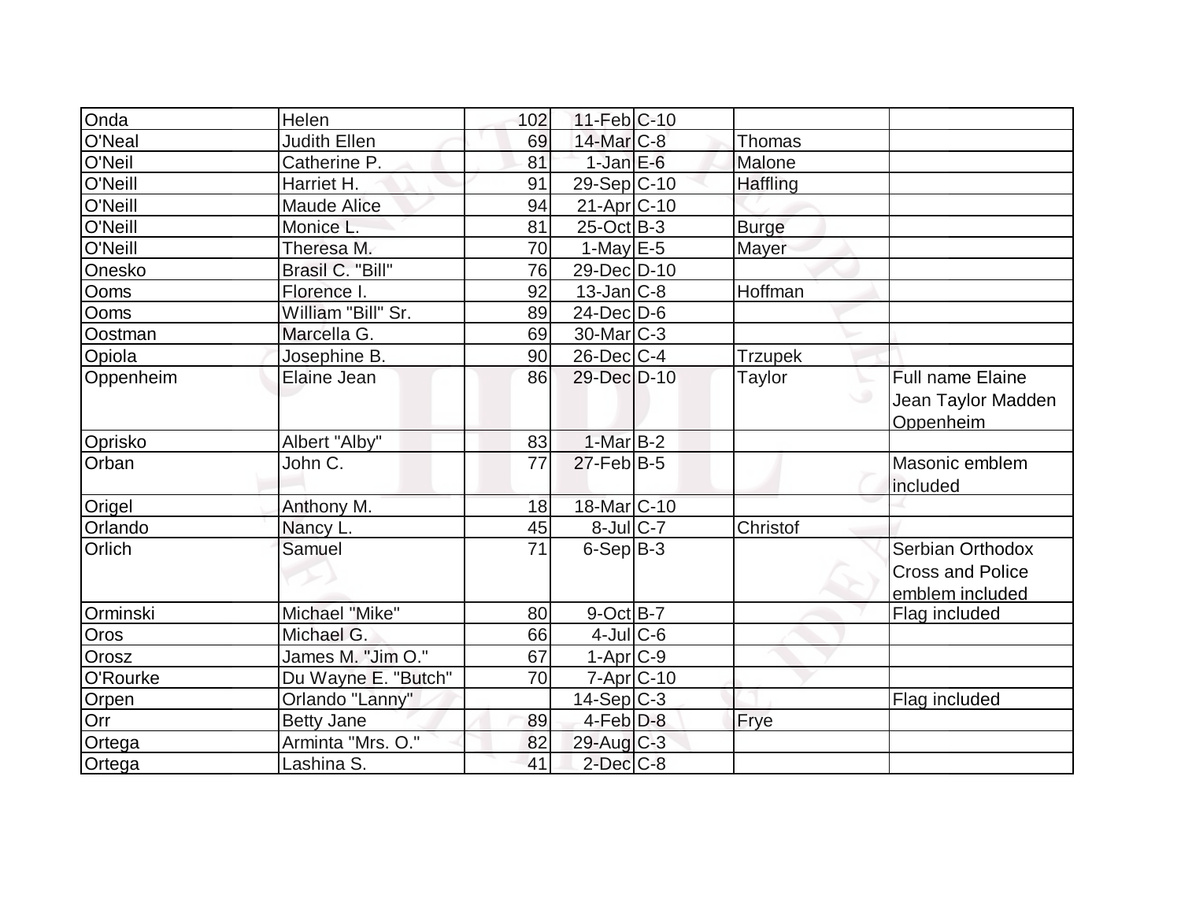| Onda | Helen | 102 | 11-Feb | C-10 | | |
|---|---|---|---|---|---|---|
| O'Neal | Judith Ellen | 69 | 14-Mar | C-8 | Thomas | |
| O'Neil | Catherine P. | 81 | 1-Jan | E-6 | Malone | |
| O'Neill | Harriet H. | 91 | 29-Sep | C-10 | Haffling | |
| O'Neill | Maude Alice | 94 | 21-Apr | C-10 | | |
| O'Neill | Monice L. | 81 | 25-Oct | B-3 | Burge | |
| O'Neill | Theresa M. | 70 | 1-May | E-5 | Mayer | |
| Onesko | Brasil C. "Bill" | 76 | 29-Dec | D-10 | | |
| Ooms | Florence I. | 92 | 13-Jan | C-8 | Hoffman | |
| Ooms | William "Bill" Sr. | 89 | 24-Dec | D-6 | | |
| Oostman | Marcella G. | 69 | 30-Mar | C-3 | | |
| Opiola | Josephine B. | 90 | 26-Dec | C-4 | Trzupek | |
| Oppenheim | Elaine Jean | 86 | 29-Dec | D-10 | Taylor | Full name Elaine Jean Taylor Madden Oppenheim |
| Oprisko | Albert "Alby" | 83 | 1-Mar | B-2 | | |
| Orban | John C. | 77 | 27-Feb | B-5 | | Masonic emblem included |
| Origel | Anthony M. | 18 | 18-Mar | C-10 | | |
| Orlando | Nancy L. | 45 | 8-Jul | C-7 | Christof | |
| Orlich | Samuel | 71 | 6-Sep | B-3 | | Serbian Orthodox Cross and Police emblem included |
| Orminski | Michael "Mike" | 80 | 9-Oct | B-7 | | Flag included |
| Oros | Michael G. | 66 | 4-Jul | C-6 | | |
| Orosz | James M. "Jim O." | 67 | 1-Apr | C-9 | | |
| O'Rourke | Du Wayne E. "Butch" | 70 | 7-Apr | C-10 | | |
| Orpen | Orlando "Lanny" | | 14-Sep | C-3 | | Flag included |
| Orr | Betty Jane | 89 | 4-Feb | D-8 | Frye | |
| Ortega | Arminta "Mrs. O." | 82 | 29-Aug | C-3 | | |
| Ortega | Lashina S. | 41 | 2-Dec | C-8 | | |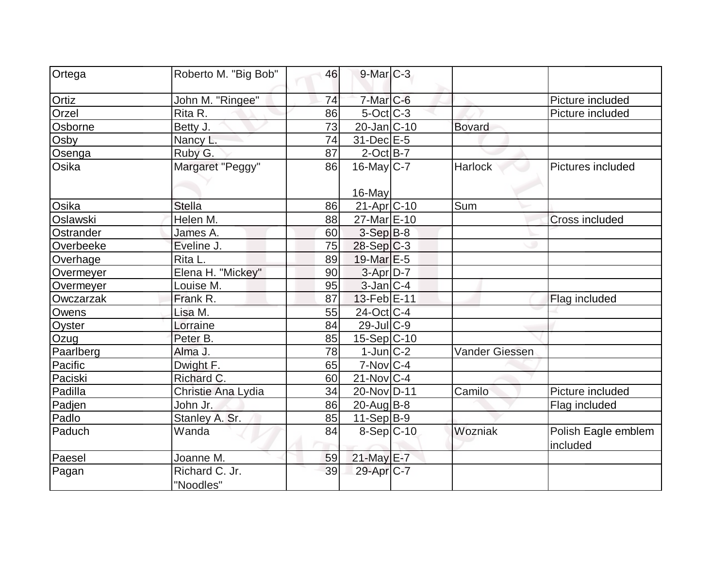| | | | | | | |
|---|---|---|---|---|---|---|
| Ortega | Roberto M. "Big Bob" | 46 | 9-Mar | C-3 | | |
| Ortiz | John M. "Ringee" | 74 | 7-Mar | C-6 | | Picture included |
| Orzel | Rita R. | 86 | 5-Oct | C-3 | | Picture included |
| Osborne | Betty J. | 73 | 20-Jan | C-10 | Bovard | |
| Osby | Nancy L. | 74 | 31-Dec | E-5 | | |
| Osenga | Ruby G. | 87 | 2-Oct | B-7 | | |
| Osika | Margaret "Peggy" | 86 | 16-May 16-May | C-7 | Harlock | Pictures included |
| Osika | Stella | 86 | 21-Apr | C-10 | Sum | |
| Oslawski | Helen M. | 88 | 27-Mar | E-10 | | Cross included |
| Ostrander | James A. | 60 | 3-Sep | B-8 | | |
| Overbeeke | Eveline J. | 75 | 28-Sep | C-3 | | |
| Overhage | Rita L. | 89 | 19-Mar | E-5 | | |
| Overmeyer | Elena H. "Mickey" | 90 | 3-Apr | D-7 | | |
| Overmeyer | Louise M. | 95 | 3-Jan | C-4 | | |
| Owczarzak | Frank R. | 87 | 13-Feb | E-11 | | Flag included |
| Owens | Lisa M. | 55 | 24-Oct | C-4 | | |
| Oyster | Lorraine | 84 | 29-Jul | C-9 | | |
| Ozug | Peter B. | 85 | 15-Sep | C-10 | | |
| Paarlberg | Alma J. | 78 | 1-Jun | C-2 | Vander Giessen | |
| Pacific | Dwight F. | 65 | 7-Nov | C-4 | | |
| Paciski | Richard C. | 60 | 21-Nov | C-4 | | |
| Padilla | Christie Ana Lydia | 34 | 20-Nov | D-11 | Camilo | Picture included |
| Padjen | John Jr. | 86 | 20-Aug | B-8 | | Flag included |
| Padlo | Stanley A. Sr. | 85 | 11-Sep | B-9 | | |
| Paduch | Wanda | 84 | 8-Sep | C-10 | Wozniak | Polish Eagle emblem included |
| Paesel | Joanne M. | 59 | 21-May | E-7 | | |
| Pagan | Richard C. Jr. "Noodles" | 39 | 29-Apr | C-7 | | |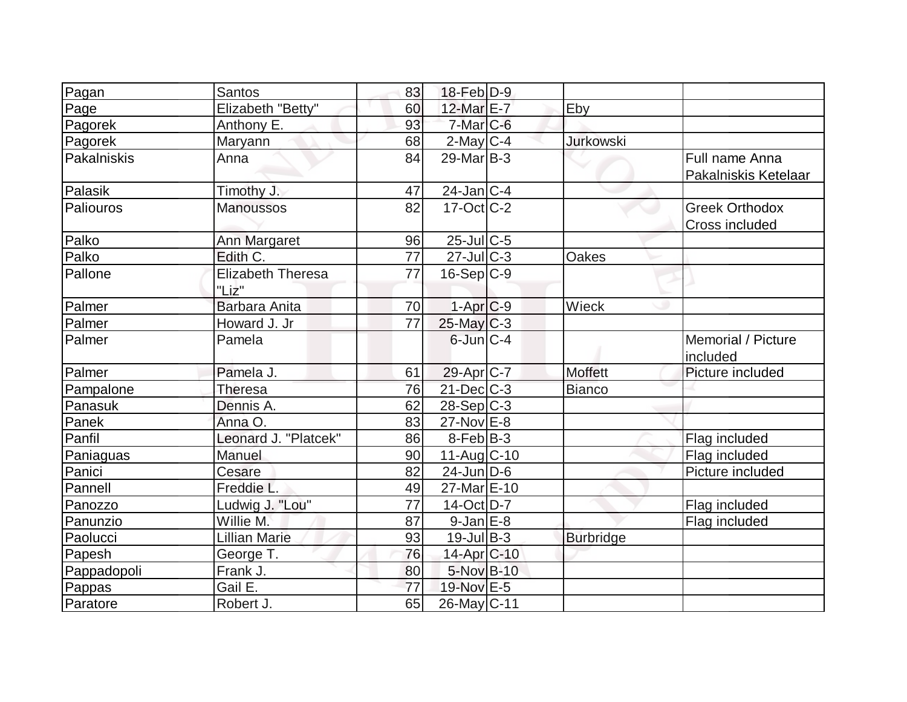| | | | | | | |
|---|---|---|---|---|---|---|
| Pagan | Santos | 83 | 18-Feb | D-9 | | |
| Page | Elizabeth "Betty" | 60 | 12-Mar | E-7 | Eby | |
| Pagorek | Anthony E. | 93 | 7-Mar | C-6 | | |
| Pagorek | Maryann | 68 | 2-May | C-4 | Jurkowski | |
| Pakalniskis | Anna | 84 | 29-Mar | B-3 | | Full name Anna Pakalniskis Ketelaar |
| Palasik | Timothy J. | 47 | 24-Jan | C-4 | | |
| Paliouros | Manoussos | 82 | 17-Oct | C-2 | | Greek Orthodox Cross included |
| Palko | Ann Margaret | 96 | 25-Jul | C-5 | | |
| Palko | Edith C. | 77 | 27-Jul | C-3 | Oakes | |
| Pallone | Elizabeth Theresa "Liz" | 77 | 16-Sep | C-9 | | |
| Palmer | Barbara Anita | 70 | 1-Apr | C-9 | Wieck | |
| Palmer | Howard J. Jr | 77 | 25-May | C-3 | | |
| Palmer | Pamela | | 6-Jun | C-4 | | Memorial / Picture included |
| Palmer | Pamela J. | 61 | 29-Apr | C-7 | Moffett | Picture included |
| Pampalone | Theresa | 76 | 21-Dec | C-3 | Bianco | |
| Panasuk | Dennis A. | 62 | 28-Sep | C-3 | | |
| Panek | Anna O. | 83 | 27-Nov | E-8 | | |
| Panfil | Leonard J. "Platcek" | 86 | 8-Feb | B-3 | | Flag included |
| Paniaguas | Manuel | 90 | 11-Aug | C-10 | | Flag included |
| Panici | Cesare | 82 | 24-Jun | D-6 | | Picture included |
| Pannell | Freddie L. | 49 | 27-Mar | E-10 | | |
| Panozzo | Ludwig J. "Lou" | 77 | 14-Oct | D-7 | | Flag included |
| Panunzio | Willie M. | 87 | 9-Jan | E-8 | | Flag included |
| Paolucci | Lillian Marie | 93 | 19-Jul | B-3 | Burbridge | |
| Papesh | George T. | 76 | 14-Apr | C-10 | | |
| Pappadopoli | Frank J. | 80 | 5-Nov | B-10 | | |
| Pappas | Gail E. | 77 | 19-Nov | E-5 | | |
| Paratore | Robert J. | 65 | 26-May | C-11 | | |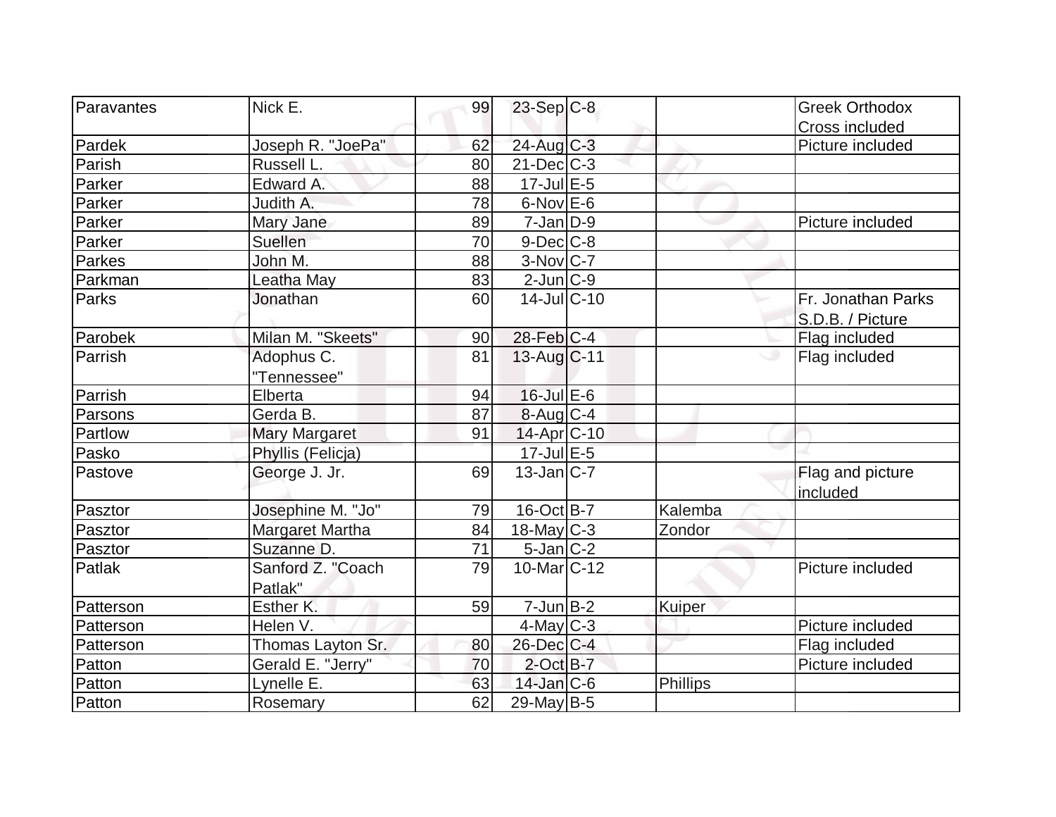| | | | | | | |
|---|---|---|---|---|---|---|
| Paravantes | Nick E. | 99 | 23-Sep | C-8 | | Greek Orthodox Cross included |
| Pardek | Joseph R. "JoePa" | 62 | 24-Aug | C-3 | | Picture included |
| Parish | Russell L. | 80 | 21-Dec | C-3 | | |
| Parker | Edward A. | 88 | 17-Jul | E-5 | | |
| Parker | Judith A. | 78 | 6-Nov | E-6 | | |
| Parker | Mary Jane | 89 | 7-Jan | D-9 | | Picture included |
| Parker | Suellen | 70 | 9-Dec | C-8 | | |
| Parkes | John M. | 88 | 3-Nov | C-7 | | |
| Parkman | Leatha May | 83 | 2-Jun | C-9 | | |
| Parks | Jonathan | 60 | 14-Jul | C-10 | | Fr. Jonathan Parks S.D.B. / Picture |
| Parobek | Milan M. "Skeets" | 90 | 28-Feb | C-4 | | Flag included |
| Parrish | Adophus C. "Tennessee" | 81 | 13-Aug | C-11 | | Flag included |
| Parrish | Elberta | 94 | 16-Jul | E-6 | | |
| Parsons | Gerda B. | 87 | 8-Aug | C-4 | | |
| Partlow | Mary Margaret | 91 | 14-Apr | C-10 | | |
| Pasko | Phyllis (Felicja) | | 17-Jul | E-5 | | |
| Pastove | George J. Jr. | 69 | 13-Jan | C-7 | | Flag and picture included |
| Pasztor | Josephine M. "Jo" | 79 | 16-Oct | B-7 | Kalemba | |
| Pasztor | Margaret Martha | 84 | 18-May | C-3 | Zondor | |
| Pasztor | Suzanne D. | 71 | 5-Jan | C-2 | | |
| Patlak | Sanford Z. "Coach Patlak" | 79 | 10-Mar | C-12 | | Picture included |
| Patterson | Esther K. | 59 | 7-Jun | B-2 | Kuiper | |
| Patterson | Helen V. | | 4-May | C-3 | | Picture included |
| Patterson | Thomas Layton Sr. | 80 | 26-Dec | C-4 | | Flag included |
| Patton | Gerald E. "Jerry" | 70 | 2-Oct | B-7 | | Picture included |
| Patton | Lynelle E. | 63 | 14-Jan | C-6 | Phillips | |
| Patton | Rosemary | 62 | 29-May | B-5 | | |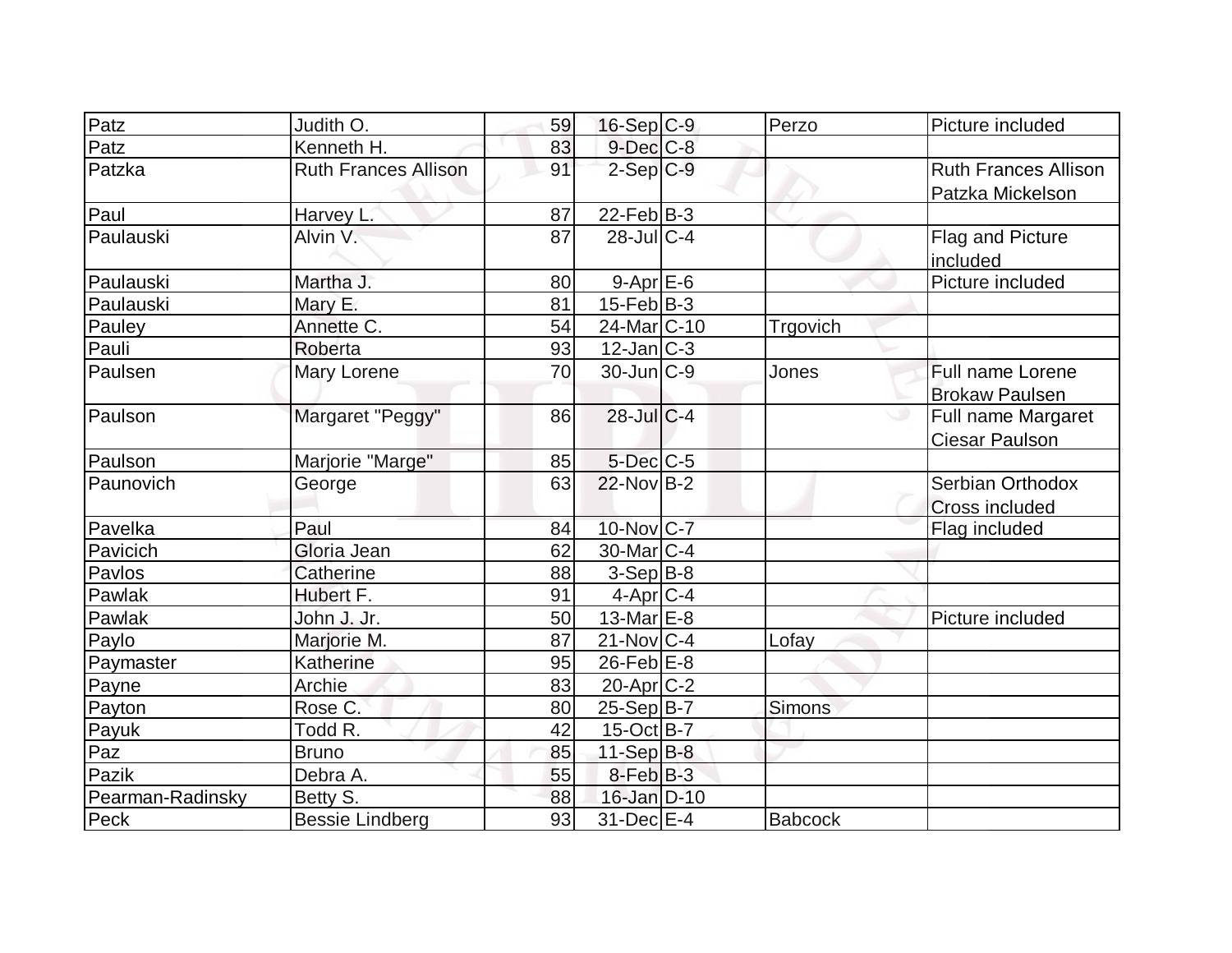| | | | | | | |
|---|---|---|---|---|---|---|
| Patz | Judith O. | 59 | 16-Sep | C-9 | Perzo | Picture included |
| Patz | Kenneth H. | 83 | 9-Dec | C-8 | | |
| Patzka | Ruth Frances Allison | 91 | 2-Sep | C-9 | | Ruth Frances Allison Patzka Mickelson |
| Paul | Harvey L. | 87 | 22-Feb | B-3 | | |
| Paulauski | Alvin V. | 87 | 28-Jul | C-4 | | Flag and Picture included |
| Paulauski | Martha J. | 80 | 9-Apr | E-6 | | Picture included |
| Paulauski | Mary E. | 81 | 15-Feb | B-3 | | |
| Pauley | Annette C. | 54 | 24-Mar | C-10 | Trgovich | |
| Pauli | Roberta | 93 | 12-Jan | C-3 | | |
| Paulsen | Mary Lorene | 70 | 30-Jun | C-9 | Jones | Full name Lorene Brokaw Paulsen |
| Paulson | Margaret "Peggy" | 86 | 28-Jul | C-4 | | Full name Margaret Ciesar Paulson |
| Paulson | Marjorie "Marge" | 85 | 5-Dec | C-5 | | |
| Paunovich | George | 63 | 22-Nov | B-2 | | Serbian Orthodox Cross included |
| Pavelka | Paul | 84 | 10-Nov | C-7 | | Flag included |
| Pavicich | Gloria Jean | 62 | 30-Mar | C-4 | | |
| Pavlos | Catherine | 88 | 3-Sep | B-8 | | |
| Pawlak | Hubert F. | 91 | 4-Apr | C-4 | | |
| Pawlak | John J. Jr. | 50 | 13-Mar | E-8 | | Picture included |
| Paylo | Marjorie M. | 87 | 21-Nov | C-4 | Lofay | |
| Paymaster | Katherine | 95 | 26-Feb | E-8 | | |
| Payne | Archie | 83 | 20-Apr | C-2 | | |
| Payton | Rose C. | 80 | 25-Sep | B-7 | Simons | |
| Payuk | Todd R. | 42 | 15-Oct | B-7 | | |
| Paz | Bruno | 85 | 11-Sep | B-8 | | |
| Pazik | Debra A. | 55 | 8-Feb | B-3 | | |
| Pearman-Radinsky | Betty S. | 88 | 16-Jan | D-10 | | |
| Peck | Bessie Lindberg | 93 | 31-Dec | E-4 | Babcock | |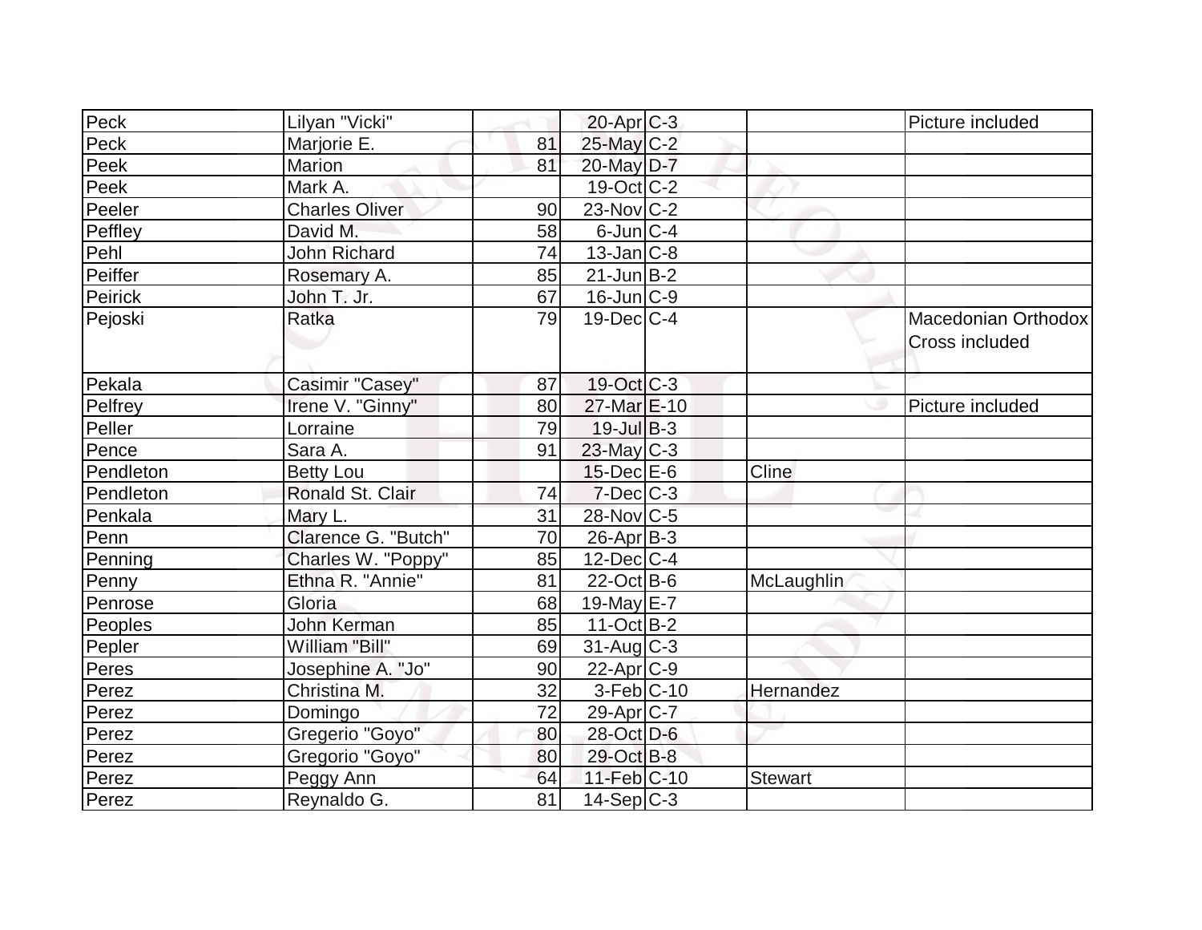| | | | | | | |
|---|---|---|---|---|---|---|
| Peck | Lilyan "Vicki" | | 20-Apr | C-3 | | Picture included |
| Peck | Marjorie E. | 81 | 25-May | C-2 | | |
| Peek | Marion | 81 | 20-May | D-7 | | |
| Peek | Mark A. | | 19-Oct | C-2 | | |
| Peeler | Charles Oliver | 90 | 23-Nov | C-2 | | |
| Peffley | David M. | 58 | 6-Jun | C-4 | | |
| Pehl | John Richard | 74 | 13-Jan | C-8 | | |
| Peiffer | Rosemary A. | 85 | 21-Jun | B-2 | | |
| Peirick | John T. Jr. | 67 | 16-Jun | C-9 | | |
| Pejoski | Ratka | 79 | 19-Dec | C-4 | | Macedonian Orthodox Cross included |
| Pekala | Casimir "Casey" | 87 | 19-Oct | C-3 | | |
| Pelfrey | Irene V. "Ginny" | 80 | 27-Mar | E-10 | | Picture included |
| Peller | Lorraine | 79 | 19-Jul | B-3 | | |
| Pence | Sara A. | 91 | 23-May | C-3 | | |
| Pendleton | Betty Lou | | 15-Dec | E-6 | Cline | |
| Pendleton | Ronald St. Clair | 74 | 7-Dec | C-3 | | |
| Penkala | Mary L. | 31 | 28-Nov | C-5 | | |
| Penn | Clarence G. "Butch" | 70 | 26-Apr | B-3 | | |
| Penning | Charles W. "Poppy" | 85 | 12-Dec | C-4 | | |
| Penny | Ethna R. "Annie" | 81 | 22-Oct | B-6 | McLaughlin | |
| Penrose | Gloria | 68 | 19-May | E-7 | | |
| Peoples | John Kerman | 85 | 11-Oct | B-2 | | |
| Pepler | William "Bill" | 69 | 31-Aug | C-3 | | |
| Peres | Josephine A. "Jo" | 90 | 22-Apr | C-9 | | |
| Perez | Christina M. | 32 | 3-Feb | C-10 | Hernandez | |
| Perez | Domingo | 72 | 29-Apr | C-7 | | |
| Perez | Gregerio "Goyo" | 80 | 28-Oct | D-6 | | |
| Perez | Gregorio "Goyo" | 80 | 29-Oct | B-8 | | |
| Perez | Peggy Ann | 64 | 11-Feb | C-10 | Stewart | |
| Perez | Reynaldo G. | 81 | 14-Sep | C-3 | | |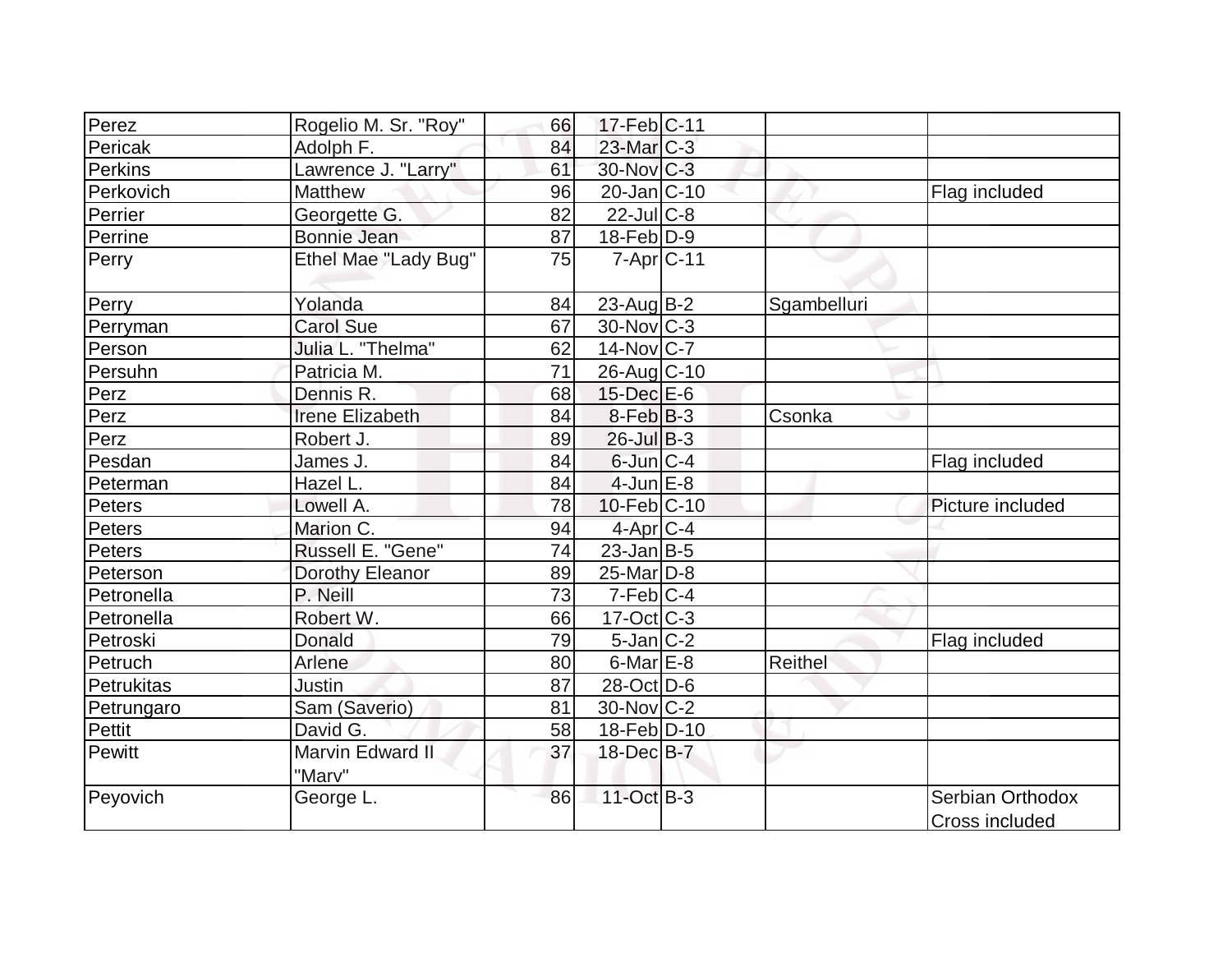| | | | | | | |
|---|---|---|---|---|---|---|
| Perez | Rogelio M. Sr. "Roy" | 66 | 17-Feb | C-11 | | |
| Pericak | Adolph F. | 84 | 23-Mar | C-3 | | |
| Perkins | Lawrence J. "Larry" | 61 | 30-Nov | C-3 | | |
| Perkovich | Matthew | 96 | 20-Jan | C-10 | | Flag included |
| Perrier | Georgette G. | 82 | 22-Jul | C-8 | | |
| Perrine | Bonnie Jean | 87 | 18-Feb | D-9 | | |
| Perry | Ethel Mae "Lady Bug" | 75 | 7-Apr | C-11 | | |
| Perry | Yolanda | 84 | 23-Aug | B-2 | Sgambelluri | |
| Perryman | Carol Sue | 67 | 30-Nov | C-3 | | |
| Person | Julia L. "Thelma" | 62 | 14-Nov | C-7 | | |
| Persuhn | Patricia M. | 71 | 26-Aug | C-10 | | |
| Perz | Dennis R. | 68 | 15-Dec | E-6 | | |
| Perz | Irene Elizabeth | 84 | 8-Feb | B-3 | Csonka | |
| Perz | Robert J. | 89 | 26-Jul | B-3 | | |
| Pesdan | James J. | 84 | 6-Jun | C-4 | | Flag included |
| Peterman | Hazel L. | 84 | 4-Jun | E-8 | | |
| Peters | Lowell A. | 78 | 10-Feb | C-10 | | Picture included |
| Peters | Marion C. | 94 | 4-Apr | C-4 | | |
| Peters | Russell E. "Gene" | 74 | 23-Jan | B-5 | | |
| Peterson | Dorothy Eleanor | 89 | 25-Mar | D-8 | | |
| Petronella | P. Neill | 73 | 7-Feb | C-4 | | |
| Petronella | Robert W. | 66 | 17-Oct | C-3 | | |
| Petroski | Donald | 79 | 5-Jan | C-2 | | Flag included |
| Petruch | Arlene | 80 | 6-Mar | E-8 | Reithel | |
| Petrukitas | Justin | 87 | 28-Oct | D-6 | | |
| Petrungaro | Sam (Saverio) | 81 | 30-Nov | C-2 | | |
| Pettit | David G. | 58 | 18-Feb | D-10 | | |
| Pewitt | Marvin Edward II "Marv" | 37 | 18-Dec | B-7 | | |
| Peyovich | George L. | 86 | 11-Oct | B-3 | | Serbian Orthodox Cross included |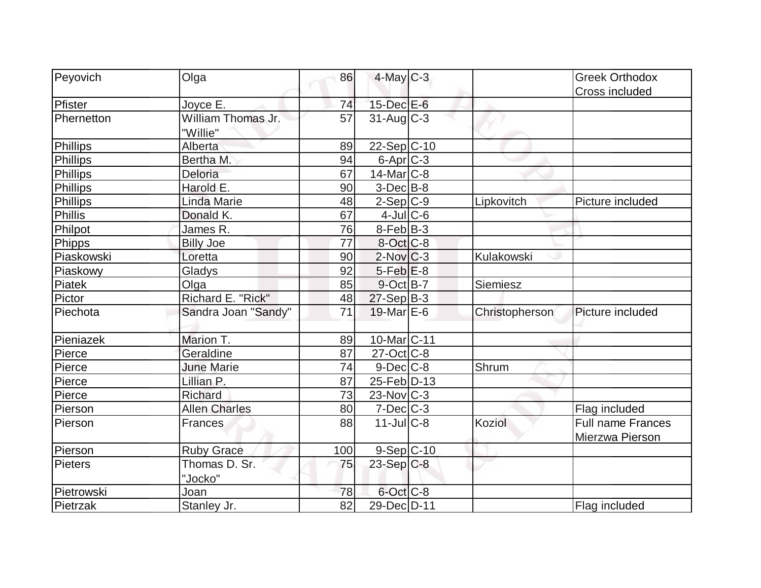| Peyovich | Olga | 86 | 4-May | C-3 | | Greek Orthodox Cross included |
|---|---|---|---|---|---|---|
| Pfister | Joyce E. | 74 | 15-Dec | E-6 | | |
| Phernetton | William Thomas Jr. "Willie" | 57 | 31-Aug | C-3 | | |
| Phillips | Alberta | 89 | 22-Sep | C-10 | | |
| Phillips | Bertha M. | 94 | 6-Apr | C-3 | | |
| Phillips | Deloria | 67 | 14-Mar | C-8 | | |
| Phillips | Harold E. | 90 | 3-Dec | B-8 | | |
| Phillips | Linda Marie | 48 | 2-Sep | C-9 | Lipkovitch | Picture included |
| Phillis | Donald K. | 67 | 4-Jul | C-6 | | |
| Philpot | James R. | 76 | 8-Feb | B-3 | | |
| Phipps | Billy Joe | 77 | 8-Oct | C-8 | | |
| Piaskowski | Loretta | 90 | 2-Nov | C-3 | Kulakowski | |
| Piaskowy | Gladys | 92 | 5-Feb | E-8 | | |
| Piatek | Olga | 85 | 9-Oct | B-7 | Siemiesz | |
| Pictor | Richard E. "Rick" | 48 | 27-Sep | B-3 | | |
| Piechota | Sandra Joan "Sandy" | 71 | 19-Mar | E-6 | Christopherson | Picture included |
| Pieniazek | Marion T. | 89 | 10-Mar | C-11 | | |
| Pierce | Geraldine | 87 | 27-Oct | C-8 | | |
| Pierce | June Marie | 74 | 9-Dec | C-8 | Shrum | |
| Pierce | Lillian P. | 87 | 25-Feb | D-13 | | |
| Pierce | Richard | 73 | 23-Nov | C-3 | | |
| Pierson | Allen Charles | 80 | 7-Dec | C-3 | | Flag included |
| Pierson | Frances | 88 | 11-Jul | C-8 | Koziol | Full name Frances Mierzwa Pierson |
| Pierson | Ruby Grace | 100 | 9-Sep | C-10 | | |
| Pieters | Thomas D. Sr. "Jocko" | 75 | 23-Sep | C-8 | | |
| Pietrowski | Joan | 78 | 6-Oct | C-8 | | |
| Pietrzak | Stanley Jr. | 82 | 29-Dec | D-11 | | Flag included |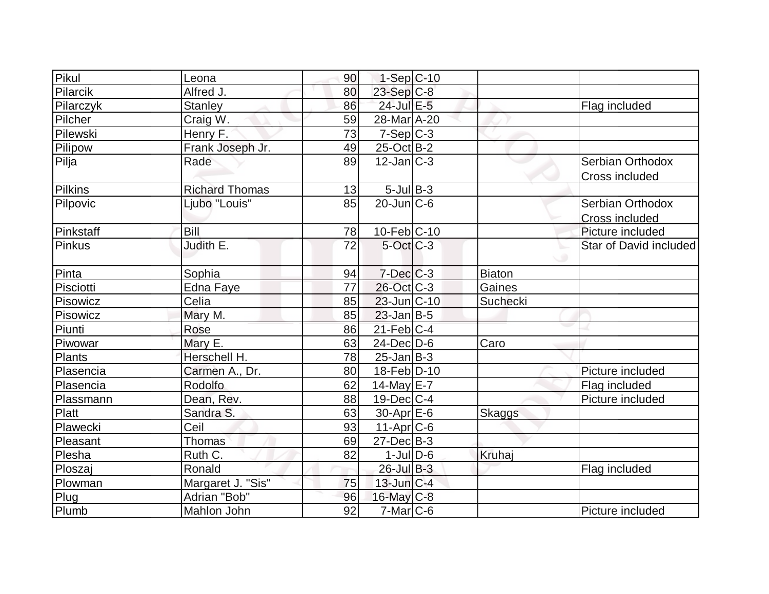| | | | | | | |
|---|---|---|---|---|---|---|
| Pikul | Leona | 90 | 1-Sep | C-10 | | |
| Pilarcik | Alfred J. | 80 | 23-Sep | C-8 | | |
| Pilarczyk | Stanley | 86 | 24-Jul | E-5 | | Flag included |
| Pilcher | Craig W. | 59 | 28-Mar | A-20 | | |
| Pilewski | Henry F. | 73 | 7-Sep | C-3 | | |
| Pilipow | Frank Joseph Jr. | 49 | 25-Oct | B-2 | | |
| Pilja | Rade | 89 | 12-Jan | C-3 | | Serbian Orthodox Cross included |
| Pilkins | Richard Thomas | 13 | 5-Jul | B-3 | | |
| Pilpovic | Ljubo "Louis" | 85 | 20-Jun | C-6 | | Serbian Orthodox Cross included |
| Pinkstaff | Bill | 78 | 10-Feb | C-10 | | Picture included |
| Pinkus | Judith E. | 72 | 5-Oct | C-3 | | Star of David included |
| Pinta | Sophia | 94 | 7-Dec | C-3 | Biaton | |
| Pisciotti | Edna Faye | 77 | 26-Oct | C-3 | Gaines | |
| Pisowicz | Celia | 85 | 23-Jun | C-10 | Suchecki | |
| Pisowicz | Mary M. | 85 | 23-Jan | B-5 | | |
| Piunti | Rose | 86 | 21-Feb | C-4 | | |
| Piwowar | Mary E. | 63 | 24-Dec | D-6 | Caro | |
| Plants | Herschell H. | 78 | 25-Jan | B-3 | | |
| Plasencia | Carmen A., Dr. | 80 | 18-Feb | D-10 | | Picture included |
| Plasencia | Rodolfo | 62 | 14-May | E-7 | | Flag included |
| Plassmann | Dean, Rev. | 88 | 19-Dec | C-4 | | Picture included |
| Platt | Sandra S. | 63 | 30-Apr | E-6 | Skaggs | |
| Plawecki | Ceil | 93 | 11-Apr | C-6 | | |
| Pleasant | Thomas | 69 | 27-Dec | B-3 | | |
| Plesha | Ruth C. | 82 | 1-Jul | D-6 | Kruhaj | |
| Ploszaj | Ronald | | 26-Jul | B-3 | | Flag included |
| Plowman | Margaret J. "Sis" | 75 | 13-Jun | C-4 | | |
| Plug | Adrian "Bob" | 96 | 16-May | C-8 | | |
| Plumb | Mahlon John | 92 | 7-Mar | C-6 | | Picture included |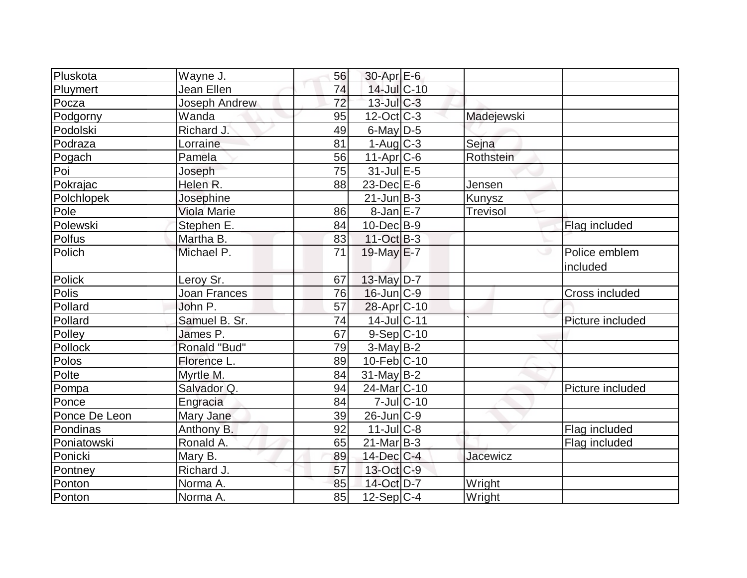| | | | | | | |
|---|---|---|---|---|---|---|
| Pluskota | Wayne J. | 56 | 30-Apr | E-6 | | |
| Pluymert | Jean Ellen | 74 | 14-Jul | C-10 | | |
| Pocza | Joseph Andrew | 72 | 13-Jul | C-3 | | |
| Podgorny | Wanda | 95 | 12-Oct | C-3 | Madejewski | |
| Podolski | Richard J. | 49 | 6-May | D-5 | | |
| Podraza | Lorraine | 81 | 1-Aug | C-3 | Sejna | |
| Pogach | Pamela | 56 | 11-Apr | C-6 | Rothstein | |
| Poi | Joseph | 75 | 31-Jul | E-5 | | |
| Pokrajac | Helen R. | 88 | 23-Dec | E-6 | Jensen | |
| Polchlopek | Josephine | | 21-Jun | B-3 | Kunysz | |
| Pole | Viola Marie | 86 | 8-Jan | E-7 | Trevisol | |
| Polewski | Stephen E. | 84 | 10-Dec | B-9 | | Flag included |
| Polfus | Martha B. | 83 | 11-Oct | B-3 | | |
| Polich | Michael P. | 71 | 19-May | E-7 | | Police emblem included |
| Polick | Leroy Sr. | 67 | 13-May | D-7 | | |
| Polis | Joan Frances | 76 | 16-Jun | C-9 | | Cross included |
| Pollard | John P. | 57 | 28-Apr | C-10 | | |
| Pollard | Samuel B. Sr. | 74 | 14-Jul | C-11 | ` | Picture included |
| Polley | James P. | 67 | 9-Sep | C-10 | | |
| Pollock | Ronald "Bud" | 79 | 3-May | B-2 | | |
| Polos | Florence L. | 89 | 10-Feb | C-10 | | |
| Polte | Myrtle M. | 84 | 31-May | B-2 | | |
| Pompa | Salvador Q. | 94 | 24-Mar | C-10 | | Picture included |
| Ponce | Engracia | 84 | 7-Jul | C-10 | | |
| Ponce De Leon | Mary Jane | 39 | 26-Jun | C-9 | | |
| Pondinas | Anthony B. | 92 | 11-Jul | C-8 | | Flag included |
| Poniatowski | Ronald A. | 65 | 21-Mar | B-3 | | Flag included |
| Ponicki | Mary B. | 89 | 14-Dec | C-4 | Jacewicz | |
| Pontney | Richard J. | 57 | 13-Oct | C-9 | | |
| Ponton | Norma A. | 85 | 14-Oct | D-7 | Wright | |
| Ponton | Norma A. | 85 | 12-Sep | C-4 | Wright | |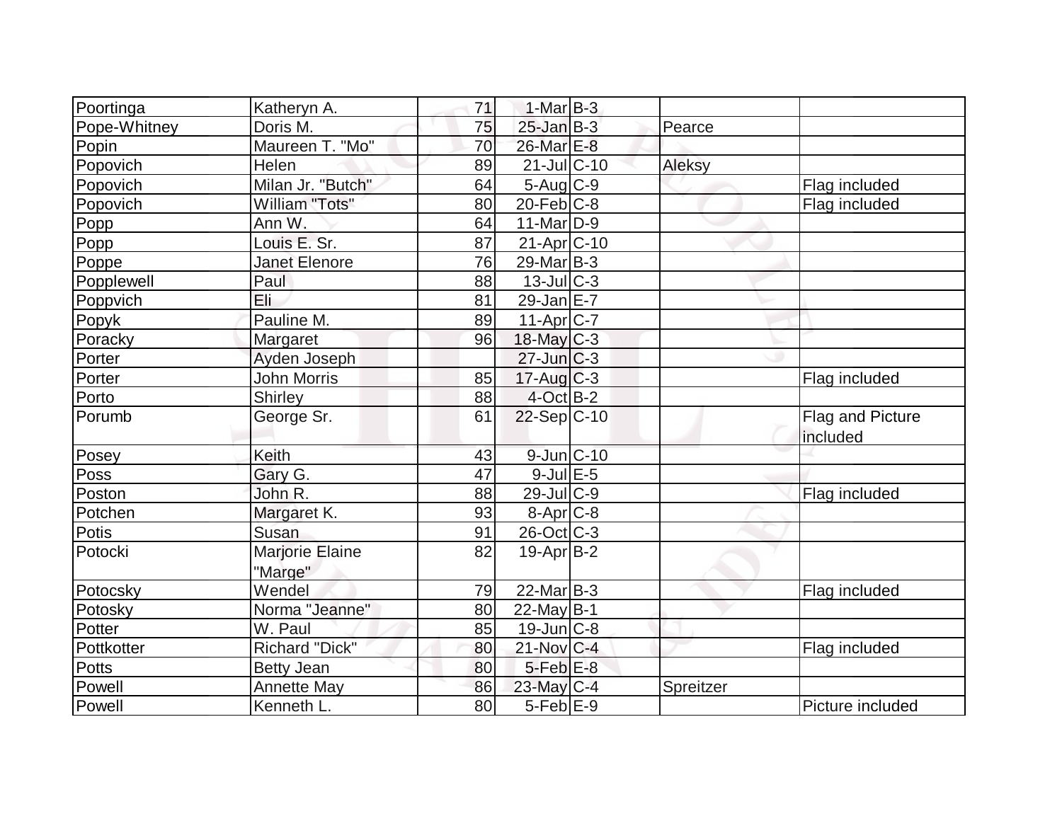| | | | | | | |
|---|---|---|---|---|---|---|
| Poortinga | Katheryn A. | 71 | 1-Mar | B-3 | | |
| Pope-Whitney | Doris M. | 75 | 25-Jan | B-3 | Pearce | |
| Popin | Maureen T. "Mo" | 70 | 26-Mar | E-8 | | |
| Popovich | Helen | 89 | 21-Jul | C-10 | Aleksy | |
| Popovich | Milan Jr. "Butch" | 64 | 5-Aug | C-9 | | Flag included |
| Popovich | William "Tots" | 80 | 20-Feb | C-8 | | Flag included |
| Popp | Ann W. | 64 | 11-Mar | D-9 | | |
| Popp | Louis E. Sr. | 87 | 21-Apr | C-10 | | |
| Poppe | Janet Elenore | 76 | 29-Mar | B-3 | | |
| Popplewell | Paul | 88 | 13-Jul | C-3 | | |
| Poppvich | Eli | 81 | 29-Jan | E-7 | | |
| Popyk | Pauline M. | 89 | 11-Apr | C-7 | | |
| Poracky | Margaret | 96 | 18-May | C-3 | | |
| Porter | Ayden Joseph | | 27-Jun | C-3 | | |
| Porter | John Morris | 85 | 17-Aug | C-3 | | Flag included |
| Porto | Shirley | 88 | 4-Oct | B-2 | | |
| Porumb | George Sr. | 61 | 22-Sep | C-10 | | Flag and Picture included |
| Posey | Keith | 43 | 9-Jun | C-10 | | |
| Poss | Gary G. | 47 | 9-Jul | E-5 | | |
| Poston | John R. | 88 | 29-Jul | C-9 | | Flag included |
| Potchen | Margaret K. | 93 | 8-Apr | C-8 | | |
| Potis | Susan | 91 | 26-Oct | C-3 | | |
| Potocki | Marjorie Elaine "Marge" | 82 | 19-Apr | B-2 | | |
| Potocsky | Wendel | 79 | 22-Mar | B-3 | | Flag included |
| Potosky | Norma "Jeanne" | 80 | 22-May | B-1 | | |
| Potter | W. Paul | 85 | 19-Jun | C-8 | | |
| Pottkotter | Richard "Dick" | 80 | 21-Nov | C-4 | | Flag included |
| Potts | Betty Jean | 80 | 5-Feb | E-8 | | |
| Powell | Annette May | 86 | 23-May | C-4 | Spreitzer | |
| Powell | Kenneth L. | 80 | 5-Feb | E-9 | | Picture included |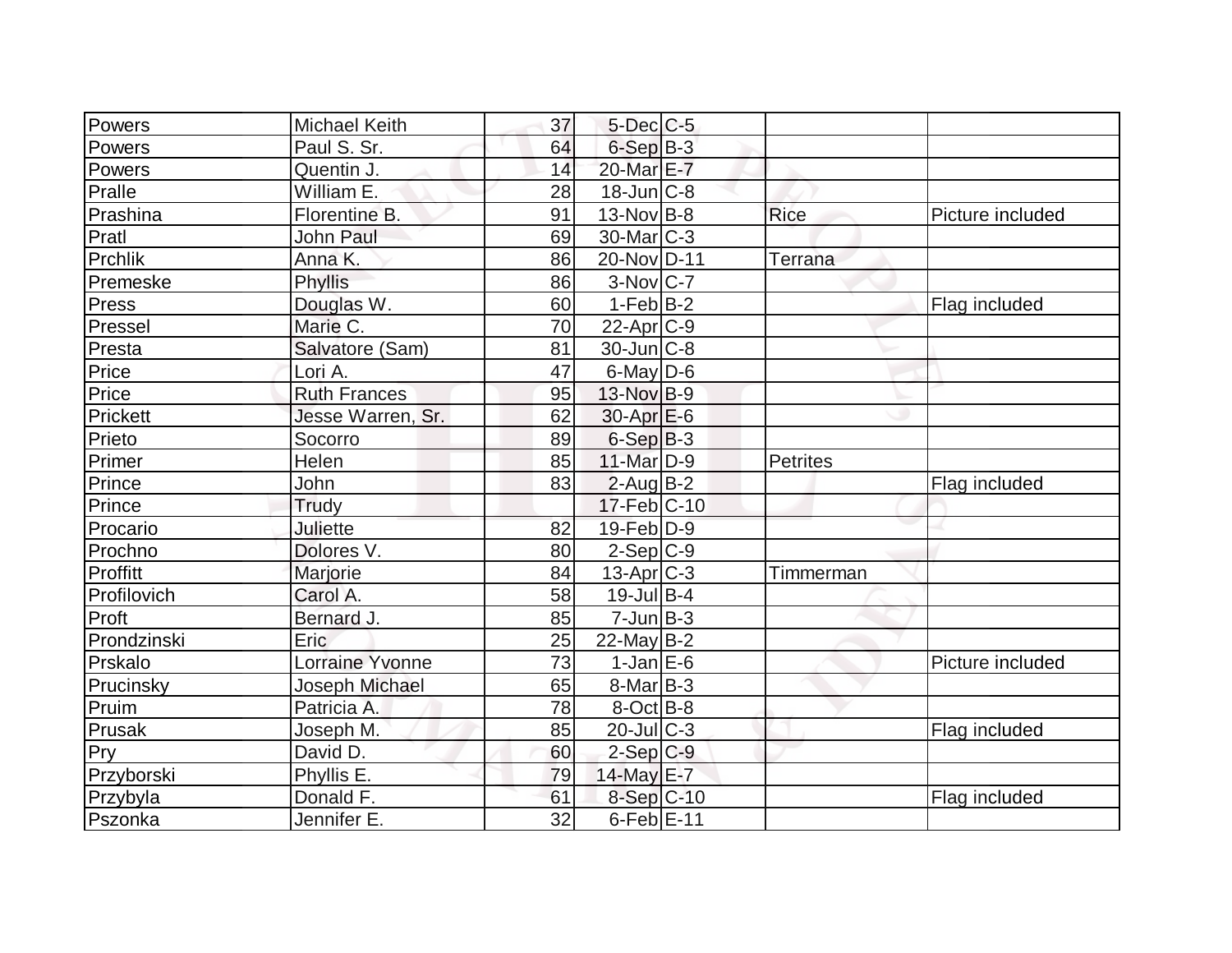| | | | | | | |
|---|---|---|---|---|---|---|
| Powers | Michael Keith | 37 | 5-Dec | C-5 | | |
| Powers | Paul S. Sr. | 64 | 6-Sep | B-3 | | |
| Powers | Quentin J. | 14 | 20-Mar | E-7 | | |
| Pralle | William E. | 28 | 18-Jun | C-8 | | |
| Prashina | Florentine B. | 91 | 13-Nov | B-8 | Rice | Picture included |
| Pratl | John Paul | 69 | 30-Mar | C-3 | | |
| Prchlik | Anna K. | 86 | 20-Nov | D-11 | Terrana | |
| Premeske | Phyllis | 86 | 3-Nov | C-7 | | |
| Press | Douglas W. | 60 | 1-Feb | B-2 | | Flag included |
| Pressel | Marie C. | 70 | 22-Apr | C-9 | | |
| Presta | Salvatore (Sam) | 81 | 30-Jun | C-8 | | |
| Price | Lori A. | 47 | 6-May | D-6 | | |
| Price | Ruth Frances | 95 | 13-Nov | B-9 | | |
| Prickett | Jesse Warren, Sr. | 62 | 30-Apr | E-6 | | |
| Prieto | Socorro | 89 | 6-Sep | B-3 | | |
| Primer | Helen | 85 | 11-Mar | D-9 | Petrites | |
| Prince | John | 83 | 2-Aug | B-2 | | Flag included |
| Prince | Trudy | | 17-Feb | C-10 | | |
| Procario | Juliette | 82 | 19-Feb | D-9 | | |
| Prochno | Dolores V. | 80 | 2-Sep | C-9 | | |
| Proffitt | Marjorie | 84 | 13-Apr | C-3 | Timmerman | |
| Profilovich | Carol A. | 58 | 19-Jul | B-4 | | |
| Proft | Bernard J. | 85 | 7-Jun | B-3 | | |
| Prondzinski | Eric | 25 | 22-May | B-2 | | |
| Prskalo | Lorraine Yvonne | 73 | 1-Jan | E-6 | | Picture included |
| Prucinsky | Joseph Michael | 65 | 8-Mar | B-3 | | |
| Pruim | Patricia A. | 78 | 8-Oct | B-8 | | |
| Prusak | Joseph M. | 85 | 20-Jul | C-3 | | Flag included |
| Pry | David D. | 60 | 2-Sep | C-9 | | |
| Przyborski | Phyllis E. | 79 | 14-May | E-7 | | |
| Przybyla | Donald F. | 61 | 8-Sep | C-10 | | Flag included |
| Pszonka | Jennifer E. | 32 | 6-Feb | E-11 | | |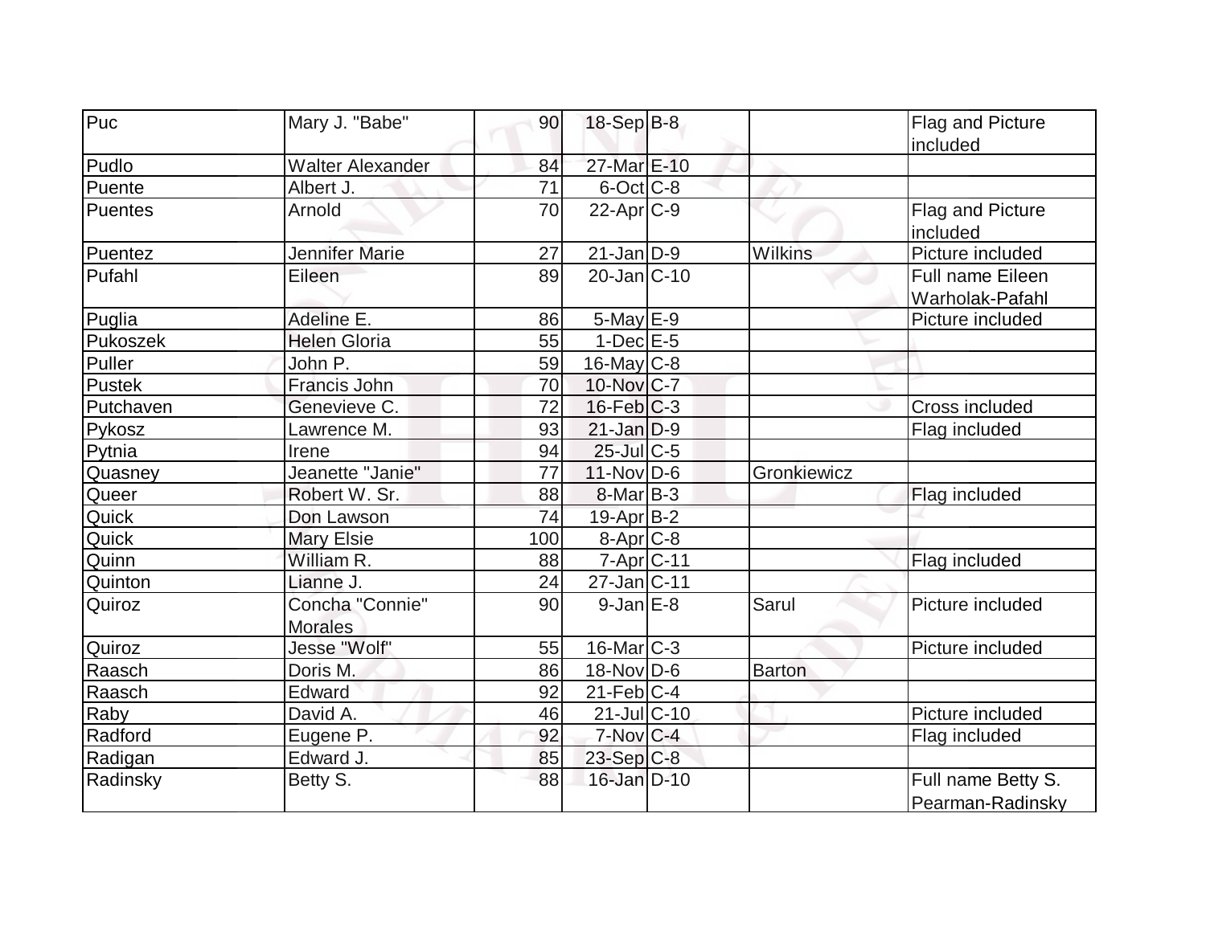| | | | | | | |
|---|---|---|---|---|---|---|
| Puc | Mary J. "Babe" | 90 | 18-Sep | B-8 | | Flag and Picture included |
| Pudlo | Walter Alexander | 84 | 27-Mar | E-10 | | |
| Puente | Albert J. | 71 | 6-Oct | C-8 | | |
| Puentes | Arnold | 70 | 22-Apr | C-9 | | Flag and Picture included |
| Puentez | Jennifer Marie | 27 | 21-Jan | D-9 | Wilkins | Picture included |
| Pufahl | Eileen | 89 | 20-Jan | C-10 | | Full name Eileen Warholak-Pafahl |
| Puglia | Adeline E. | 86 | 5-May | E-9 | | Picture included |
| Pukoszek | Helen Gloria | 55 | 1-Dec | E-5 | | |
| Puller | John P. | 59 | 16-May | C-8 | | |
| Pustek | Francis John | 70 | 10-Nov | C-7 | | |
| Putchaven | Genevieve C. | 72 | 16-Feb | C-3 | | Cross included |
| Pykosz | Lawrence M. | 93 | 21-Jan | D-9 | | Flag included |
| Pytnia | Irene | 94 | 25-Jul | C-5 | | |
| Quasney | Jeanette "Janie" | 77 | 11-Nov | D-6 | Gronkiewicz | |
| Queer | Robert W. Sr. | 88 | 8-Mar | B-3 | | Flag included |
| Quick | Don Lawson | 74 | 19-Apr | B-2 | | |
| Quick | Mary Elsie | 100 | 8-Apr | C-8 | | |
| Quinn | William R. | 88 | 7-Apr | C-11 | | Flag included |
| Quinton | Lianne J. | 24 | 27-Jan | C-11 | | |
| Quiroz | Concha "Connie" Morales | 90 | 9-Jan | E-8 | Sarul | Picture included |
| Quiroz | Jesse "Wolf" | 55 | 16-Mar | C-3 | | Picture included |
| Raasch | Doris M. | 86 | 18-Nov | D-6 | Barton | |
| Raasch | Edward | 92 | 21-Feb | C-4 | | |
| Raby | David A. | 46 | 21-Jul | C-10 | | Picture included |
| Radford | Eugene P. | 92 | 7-Nov | C-4 | | Flag included |
| Radigan | Edward J. | 85 | 23-Sep | C-8 | | |
| Radinsky | Betty S. | 88 | 16-Jan | D-10 | | Full name Betty S. Pearman-Radinsky |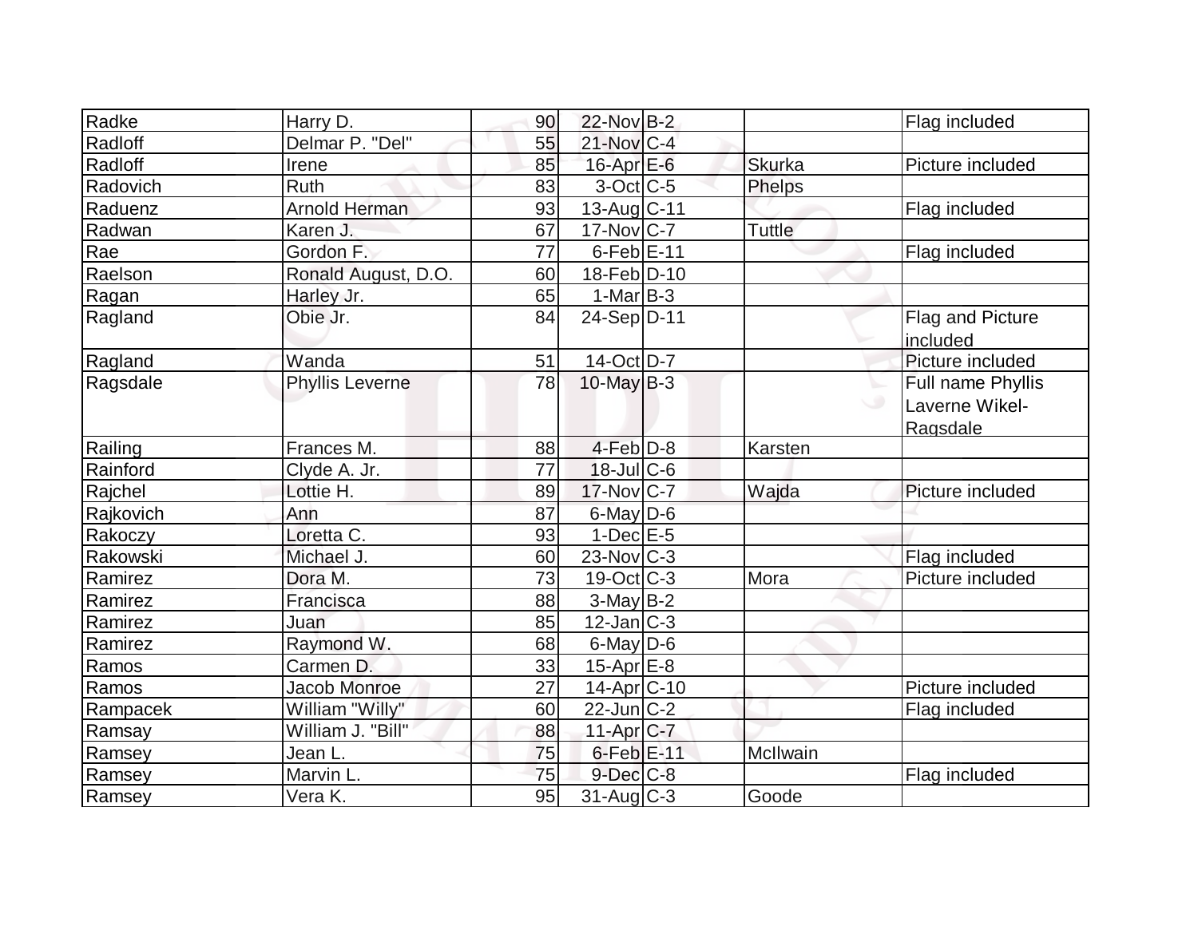| | | | | | | |
|---|---|---|---|---|---|---|
| Radke | Harry D. | 90 | 22-Nov | B-2 | | Flag included |
| Radloff | Delmar P. "Del" | 55 | 21-Nov | C-4 | | |
| Radloff | Irene | 85 | 16-Apr | E-6 | Skurka | Picture included |
| Radovich | Ruth | 83 | 3-Oct | C-5 | Phelps | |
| Raduenz | Arnold Herman | 93 | 13-Aug | C-11 | | Flag included |
| Radwan | Karen J. | 67 | 17-Nov | C-7 | Tuttle | |
| Rae | Gordon F. | 77 | 6-Feb | E-11 | | Flag included |
| Raelson | Ronald August, D.O. | 60 | 18-Feb | D-10 | | |
| Ragan | Harley Jr. | 65 | 1-Mar | B-3 | | |
| Ragland | Obie Jr. | 84 | 24-Sep | D-11 | | Flag and Picture included |
| Ragland | Wanda | 51 | 14-Oct | D-7 | | Picture included |
| Ragsdale | Phyllis Leverne | 78 | 10-May | B-3 | | Full name Phyllis Laverne Wikel-Ragsdale |
| Railing | Frances M. | 88 | 4-Feb | D-8 | Karsten | |
| Rainford | Clyde A. Jr. | 77 | 18-Jul | C-6 | | |
| Rajchel | Lottie H. | 89 | 17-Nov | C-7 | Wajda | Picture included |
| Rajkovich | Ann | 87 | 6-May | D-6 | | |
| Rakoczy | Loretta C. | 93 | 1-Dec | E-5 | | |
| Rakowski | Michael J. | 60 | 23-Nov | C-3 | | Flag included |
| Ramirez | Dora M. | 73 | 19-Oct | C-3 | Mora | Picture included |
| Ramirez | Francisca | 88 | 3-May | B-2 | | |
| Ramirez | Juan | 85 | 12-Jan | C-3 | | |
| Ramirez | Raymond W. | 68 | 6-May | D-6 | | |
| Ramos | Carmen D. | 33 | 15-Apr | E-8 | | |
| Ramos | Jacob Monroe | 27 | 14-Apr | C-10 | | Picture included |
| Rampacek | William "Willy" | 60 | 22-Jun | C-2 | | Flag included |
| Ramsay | William J. "Bill" | 88 | 11-Apr | C-7 | | |
| Ramsey | Jean L. | 75 | 6-Feb | E-11 | McIlwain | |
| Ramsey | Marvin L. | 75 | 9-Dec | C-8 | | Flag included |
| Ramsey | Vera K. | 95 | 31-Aug | C-3 | Goode | |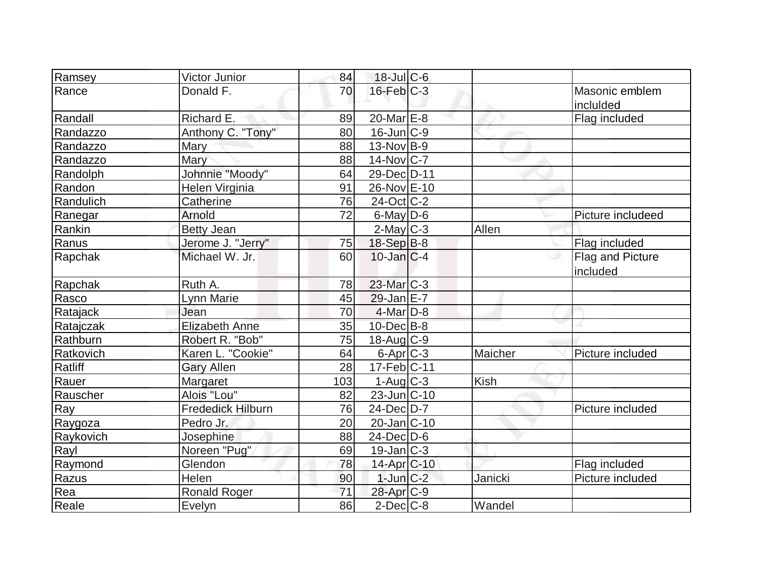| Ramsey | Victor Junior | 84 | 18-Jul | C-6 | | |
|---|---|---|---|---|---|---|
| Rance | Donald F. | 70 | 16-Feb | C-3 | | Masonic emblem inclulded |
| Randall | Richard E. | 89 | 20-Mar | E-8 | | Flag included |
| Randazzo | Anthony C. "Tony" | 80 | 16-Jun | C-9 | | |
| Randazzo | Mary | 88 | 13-Nov | B-9 | | |
| Randazzo | Mary | 88 | 14-Nov | C-7 | | |
| Randolph | Johnnie "Moody" | 64 | 29-Dec | D-11 | | |
| Randon | Helen Virginia | 91 | 26-Nov | E-10 | | |
| Randulich | Catherine | 76 | 24-Oct | C-2 | | |
| Ranegar | Arnold | 72 | 6-May | D-6 | | Picture includeed |
| Rankin | Betty Jean | | 2-May | C-3 | Allen | |
| Ranus | Jerome J. "Jerry" | 75 | 18-Sep | B-8 | | Flag included |
| Rapchak | Michael W. Jr. | 60 | 10-Jan | C-4 | | Flag and Picture included |
| Rapchak | Ruth A. | 78 | 23-Mar | C-3 | | |
| Rasco | Lynn Marie | 45 | 29-Jan | E-7 | | |
| Ratajack | Jean | 70 | 4-Mar | D-8 | | |
| Ratajczak | Elizabeth Anne | 35 | 10-Dec | B-8 | | |
| Rathburn | Robert R. "Bob" | 75 | 18-Aug | C-9 | | |
| Ratkovich | Karen L. "Cookie" | 64 | 6-Apr | C-3 | Maicher | Picture included |
| Ratliff | Gary Allen | 28 | 17-Feb | C-11 | | |
| Rauer | Margaret | 103 | 1-Aug | C-3 | Kish | |
| Rauscher | Alois "Lou" | 82 | 23-Jun | C-10 | | |
| Ray | Frededick Hilburn | 76 | 24-Dec | D-7 | | Picture included |
| Raygoza | Pedro Jr. | 20 | 20-Jan | C-10 | | |
| Raykovich | Josephine | 88 | 24-Dec | D-6 | | |
| Rayl | Noreen "Pug" | 69 | 19-Jan | C-3 | | |
| Raymond | Glendon | 78 | 14-Apr | C-10 | | Flag included |
| Razus | Helen | 90 | 1-Jun | C-2 | Janicki | Picture included |
| Rea | Ronald Roger | 71 | 28-Apr | C-9 | | |
| Reale | Evelyn | 86 | 2-Dec | C-8 | Wandel | |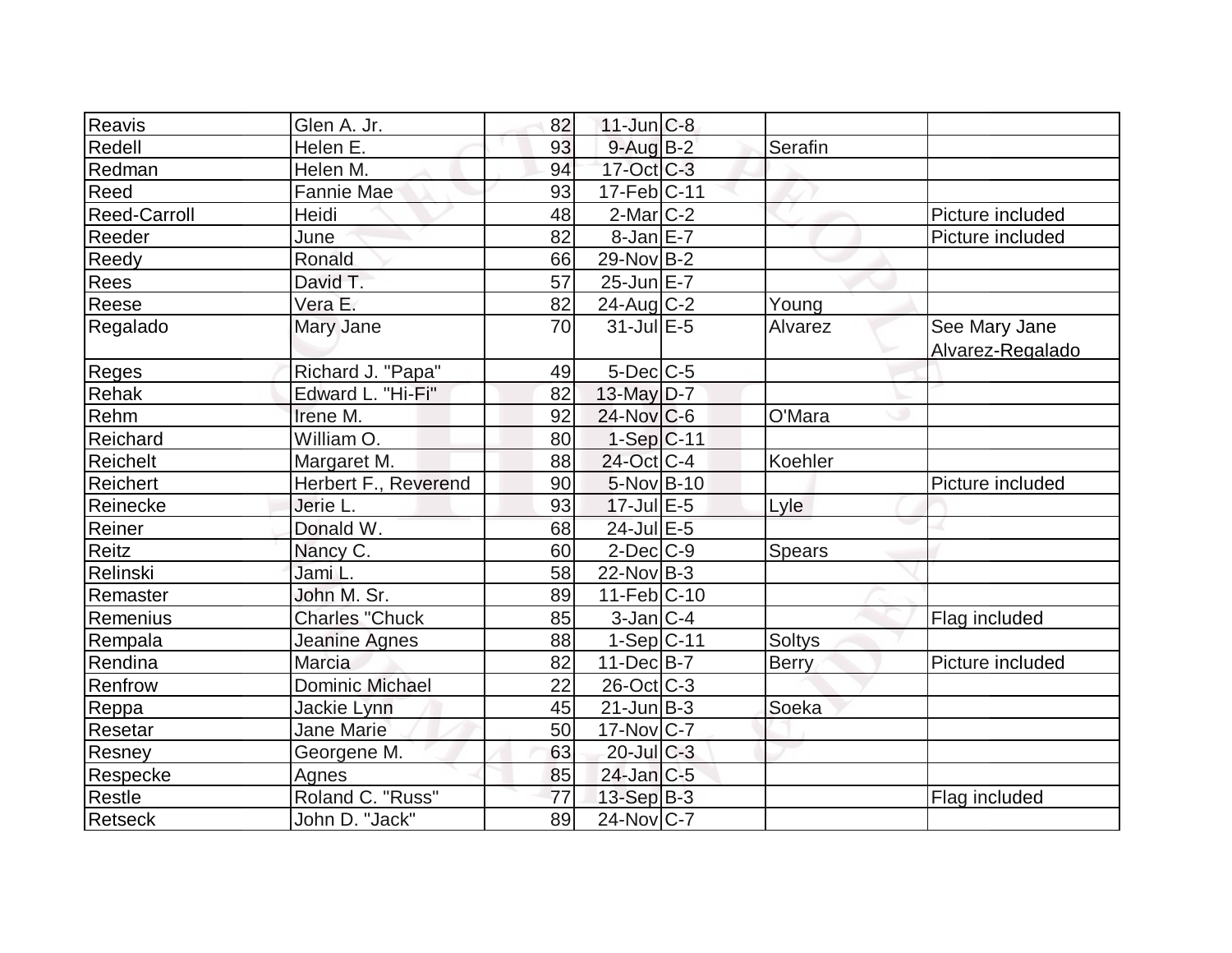| Reavis | Glen A. Jr. | 82 | 11-Jun | C-8 | | |
|---|---|---|---|---|---|---|
| Redell | Helen E. | 93 | 9-Aug | B-2 | Serafin | |
| Redman | Helen M. | 94 | 17-Oct | C-3 | | |
| Reed | Fannie Mae | 93 | 17-Feb | C-11 | | |
| Reed-Carroll | Heidi | 48 | 2-Mar | C-2 | | Picture included |
| Reeder | June | 82 | 8-Jan | E-7 | | Picture included |
| Reedy | Ronald | 66 | 29-Nov | B-2 | | |
| Rees | David T. | 57 | 25-Jun | E-7 | | |
| Reese | Vera E. | 82 | 24-Aug | C-2 | Young | |
| Regalado | Mary Jane | 70 | 31-Jul | E-5 | Alvarez | See Mary Jane Alvarez-Regalado |
| Reges | Richard J. "Papa" | 49 | 5-Dec | C-5 | | |
| Rehak | Edward L. "Hi-Fi" | 82 | 13-May | D-7 | | |
| Rehm | Irene M. | 92 | 24-Nov | C-6 | O'Mara | |
| Reichard | William O. | 80 | 1-Sep | C-11 | | |
| Reichelt | Margaret M. | 88 | 24-Oct | C-4 | Koehler | |
| Reichert | Herbert F., Reverend | 90 | 5-Nov | B-10 | | Picture included |
| Reinecke | Jerie L. | 93 | 17-Jul | E-5 | Lyle | |
| Reiner | Donald W. | 68 | 24-Jul | E-5 | | |
| Reitz | Nancy C. | 60 | 2-Dec | C-9 | Spears | |
| Relinski | Jami L. | 58 | 22-Nov | B-3 | | |
| Remaster | John M. Sr. | 89 | 11-Feb | C-10 | | |
| Remenius | Charles "Chuck | 85 | 3-Jan | C-4 | | Flag included |
| Rempala | Jeanine Agnes | 88 | 1-Sep | C-11 | Soltys | |
| Rendina | Marcia | 82 | 11-Dec | B-7 | Berry | Picture included |
| Renfrow | Dominic Michael | 22 | 26-Oct | C-3 | | |
| Reppa | Jackie Lynn | 45 | 21-Jun | B-3 | Soeka | |
| Resetar | Jane Marie | 50 | 17-Nov | C-7 | | |
| Resney | Georgene M. | 63 | 20-Jul | C-3 | | |
| Respecke | Agnes | 85 | 24-Jan | C-5 | | |
| Restle | Roland C. "Russ" | 77 | 13-Sep | B-3 | | Flag included |
| Retseck | John D. "Jack" | 89 | 24-Nov | C-7 | | |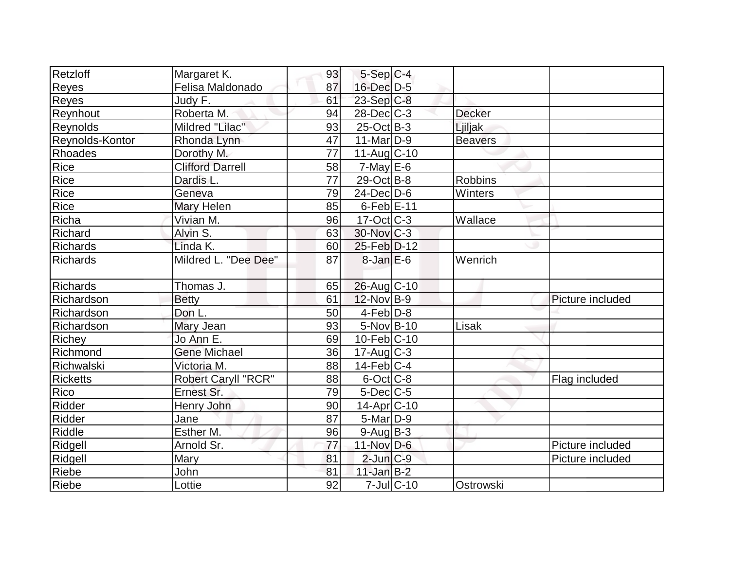| | | | | | | |
|---|---|---|---|---|---|---|
| Retzloff | Margaret K. | 93 | 5-Sep | C-4 | | |
| Reyes | Felisa Maldonado | 87 | 16-Dec | D-5 | | |
| Reyes | Judy F. | 61 | 23-Sep | C-8 | | |
| Reynhout | Roberta M. | 94 | 28-Dec | C-3 | Decker | |
| Reynolds | Mildred "Lilac" | 93 | 25-Oct | B-3 | Ljiljak | |
| Reynolds-Kontor | Rhonda Lynn | 47 | 11-Mar | D-9 | Beavers | |
| Rhoades | Dorothy M. | 77 | 11-Aug | C-10 | | |
| Rice | Clifford Darrell | 58 | 7-May | E-6 | | |
| Rice | Dardis L. | 77 | 29-Oct | B-8 | Robbins | |
| Rice | Geneva | 79 | 24-Dec | D-6 | Winters | |
| Rice | Mary Helen | 85 | 6-Feb | E-11 | | |
| Richa | Vivian M. | 96 | 17-Oct | C-3 | Wallace | |
| Richard | Alvin S. | 63 | 30-Nov | C-3 | | |
| Richards | Linda K. | 60 | 25-Feb | D-12 | | |
| Richards | Mildred L. "Dee Dee" | 87 | 8-Jan | E-6 | Wenrich | |
| Richards | Thomas J. | 65 | 26-Aug | C-10 | | |
| Richardson | Betty | 61 | 12-Nov | B-9 | | Picture included |
| Richardson | Don L. | 50 | 4-Feb | D-8 | | |
| Richardson | Mary Jean | 93 | 5-Nov | B-10 | Lisak | |
| Richey | Jo Ann E. | 69 | 10-Feb | C-10 | | |
| Richmond | Gene Michael | 36 | 17-Aug | C-3 | | |
| Richwalski | Victoria M. | 88 | 14-Feb | C-4 | | |
| Ricketts | Robert Caryll "RCR" | 88 | 6-Oct | C-8 | | Flag included |
| Rico | Ernest Sr. | 79 | 5-Dec | C-5 | | |
| Ridder | Henry John | 90 | 14-Apr | C-10 | | |
| Ridder | Jane | 87 | 5-Mar | D-9 | | |
| Riddle | Esther M. | 96 | 9-Aug | B-3 | | |
| Ridgell | Arnold Sr. | 77 | 11-Nov | D-6 | | Picture included |
| Ridgell | Mary | 81 | 2-Jun | C-9 | | Picture included |
| Riebe | John | 81 | 11-Jan | B-2 | | |
| Riebe | Lottie | 92 | 7-Jul | C-10 | Ostrowski | |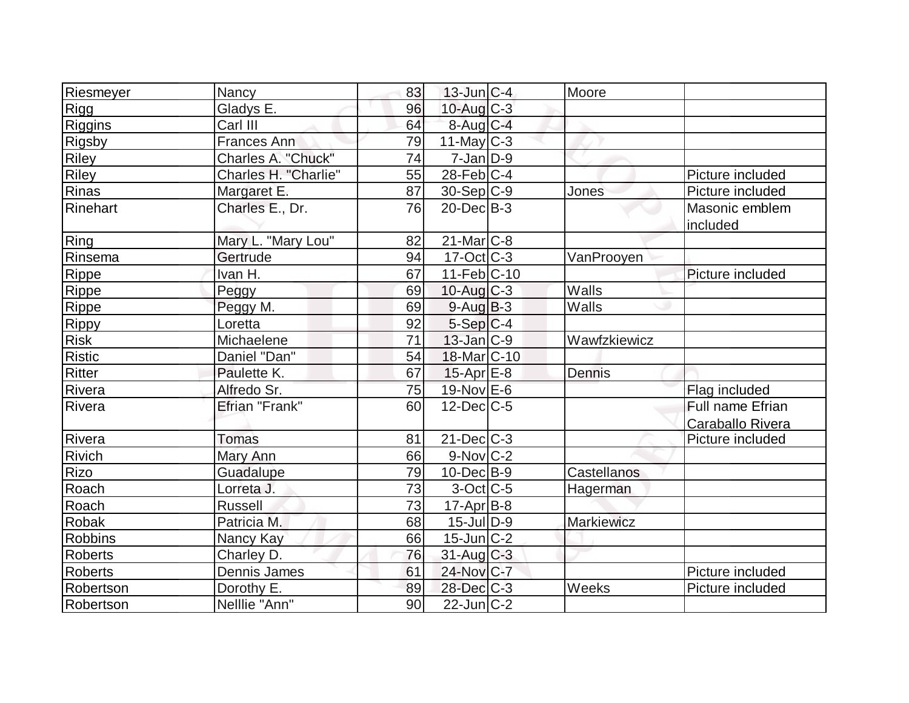| | | | | | | |
|---|---|---|---|---|---|---|
| Riesmeyer | Nancy | 83 | 13-Jun | C-4 | Moore | |
| Rigg | Gladys E. | 96 | 10-Aug | C-3 | | |
| Riggins | Carl III | 64 | 8-Aug | C-4 | | |
| Rigsby | Frances Ann | 79 | 11-May | C-3 | | |
| Riley | Charles A. "Chuck" | 74 | 7-Jan | D-9 | | |
| Riley | Charles H. "Charlie" | 55 | 28-Feb | C-4 | | Picture included |
| Rinas | Margaret E. | 87 | 30-Sep | C-9 | Jones | Picture included |
| Rinehart | Charles E., Dr. | 76 | 20-Dec | B-3 | | Masonic emblem included |
| Ring | Mary L. "Mary Lou" | 82 | 21-Mar | C-8 | | |
| Rinsema | Gertrude | 94 | 17-Oct | C-3 | VanProoyen | |
| Rippe | Ivan H. | 67 | 11-Feb | C-10 | | Picture included |
| Rippe | Peggy | 69 | 10-Aug | C-3 | Walls | |
| Rippe | Peggy M. | 69 | 9-Aug | B-3 | Walls | |
| Rippy | Loretta | 92 | 5-Sep | C-4 | | |
| Risk | Michaelene | 71 | 13-Jan | C-9 | Wawfzkiewicz | |
| Ristic | Daniel "Dan" | 54 | 18-Mar | C-10 | | |
| Ritter | Paulette K. | 67 | 15-Apr | E-8 | Dennis | |
| Rivera | Alfredo Sr. | 75 | 19-Nov | E-6 | | Flag included |
| Rivera | Efrian "Frank" | 60 | 12-Dec | C-5 | | Full name Efrian Caraballo Rivera |
| Rivera | Tomas | 81 | 21-Dec | C-3 | | Picture included |
| Rivich | Mary Ann | 66 | 9-Nov | C-2 | | |
| Rizo | Guadalupe | 79 | 10-Dec | B-9 | Castellanos | |
| Roach | Lorreta J. | 73 | 3-Oct | C-5 | Hagerman | |
| Roach | Russell | 73 | 17-Apr | B-8 | | |
| Robak | Patricia M. | 68 | 15-Jul | D-9 | Markiewicz | |
| Robbins | Nancy Kay | 66 | 15-Jun | C-2 | | |
| Roberts | Charley D. | 76 | 31-Aug | C-3 | | |
| Roberts | Dennis James | 61 | 24-Nov | C-7 | | Picture included |
| Robertson | Dorothy E. | 89 | 28-Dec | C-3 | Weeks | Picture included |
| Robertson | Nelllie "Ann" | 90 | 22-Jun | C-2 | | |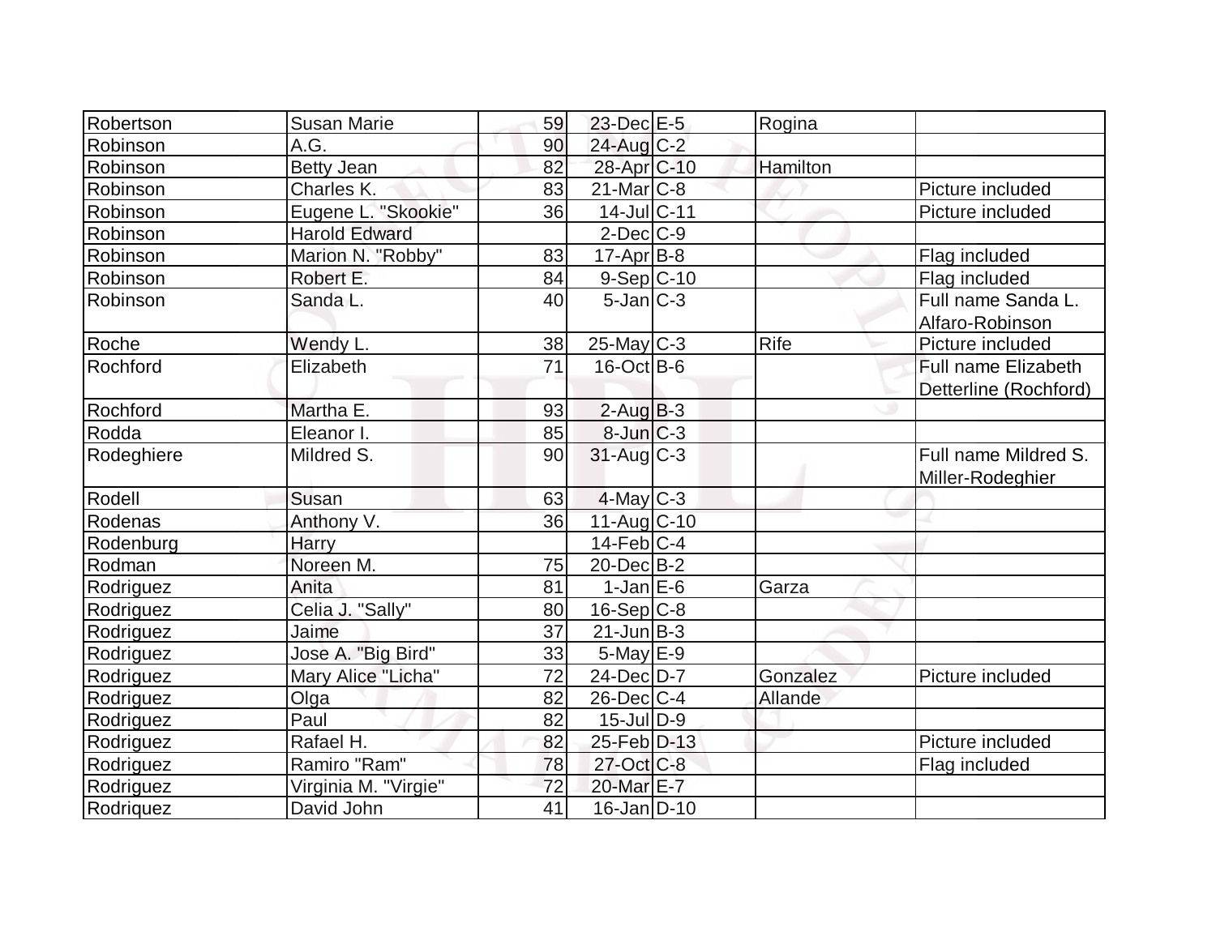| | | | | | | |
|---|---|---|---|---|---|---|
| Robertson | Susan Marie | 59 | 23-Dec | E-5 | Rogina | |
| Robinson | A.G. | 90 | 24-Aug | C-2 | | |
| Robinson | Betty Jean | 82 | 28-Apr | C-10 | Hamilton | |
| Robinson | Charles K. | 83 | 21-Mar | C-8 | | Picture included |
| Robinson | Eugene L. "Skookie" | 36 | 14-Jul | C-11 | | Picture included |
| Robinson | Harold Edward | | 2-Dec | C-9 | | |
| Robinson | Marion N. "Robby" | 83 | 17-Apr | B-8 | | Flag included |
| Robinson | Robert E. | 84 | 9-Sep | C-10 | | Flag included |
| Robinson | Sanda L. | 40 | 5-Jan | C-3 | | Full name Sanda L. Alfaro-Robinson |
| Roche | Wendy L. | 38 | 25-May | C-3 | Rife | Picture included |
| Rochford | Elizabeth | 71 | 16-Oct | B-6 | | Full name Elizabeth Detterline (Rochford) |
| Rochford | Martha E. | 93 | 2-Aug | B-3 | | |
| Rodda | Eleanor I. | 85 | 8-Jun | C-3 | | |
| Rodeghiere | Mildred S. | 90 | 31-Aug | C-3 | | Full name Mildred S. Miller-Rodeghier |
| Rodell | Susan | 63 | 4-May | C-3 | | |
| Rodenas | Anthony V. | 36 | 11-Aug | C-10 | | |
| Rodenburg | Harry | | 14-Feb | C-4 | | |
| Rodman | Noreen M. | 75 | 20-Dec | B-2 | | |
| Rodriguez | Anita | 81 | 1-Jan | E-6 | Garza | |
| Rodriguez | Celia J. "Sally" | 80 | 16-Sep | C-8 | | |
| Rodriguez | Jaime | 37 | 21-Jun | B-3 | | |
| Rodriguez | Jose A. "Big Bird" | 33 | 5-May | E-9 | | |
| Rodriguez | Mary Alice "Licha" | 72 | 24-Dec | D-7 | Gonzalez | Picture included |
| Rodriguez | Olga | 82 | 26-Dec | C-4 | Allande | |
| Rodriguez | Paul | 82 | 15-Jul | D-9 | | |
| Rodriguez | Rafael H. | 82 | 25-Feb | D-13 | | Picture included |
| Rodriguez | Ramiro "Ram" | 78 | 27-Oct | C-8 | | Flag included |
| Rodriguez | Virginia M. "Virgie" | 72 | 20-Mar | E-7 | | |
| Rodriquez | David John | 41 | 16-Jan | D-10 | | |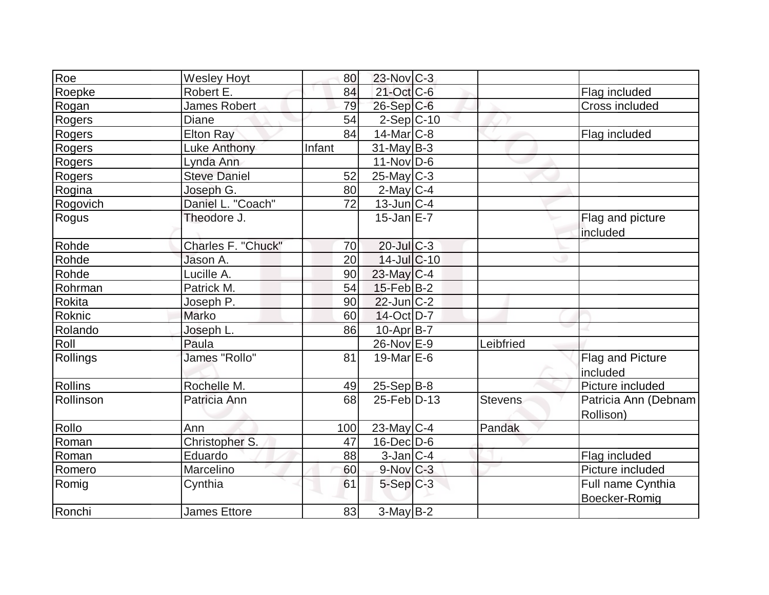| Roe | Wesley Hoyt | 80 | 23-Nov | C-3 | | |
|---|---|---|---|---|---|---|
| Roepke | Robert E. | 84 | 21-Oct | C-6 | | Flag included |
| Rogan | James Robert | 79 | 26-Sep | C-6 | | Cross included |
| Rogers | Diane | 54 | 2-Sep | C-10 | | |
| Rogers | Elton Ray | 84 | 14-Mar | C-8 | | Flag included |
| Rogers | Luke Anthony | Infant | 31-May | B-3 | | |
| Rogers | Lynda Ann | | 11-Nov | D-6 | | |
| Rogers | Steve Daniel | 52 | 25-May | C-3 | | |
| Rogina | Joseph G. | 80 | 2-May | C-4 | | |
| Rogovich | Daniel L. "Coach" | 72 | 13-Jun | C-4 | | |
| Rogus | Theodore J. | | 15-Jan | E-7 | | Flag and picture included |
| Rohde | Charles F. "Chuck" | 70 | 20-Jul | C-3 | | |
| Rohde | Jason A. | 20 | 14-Jul | C-10 | | |
| Rohde | Lucille A. | 90 | 23-May | C-4 | | |
| Rohrman | Patrick M. | 54 | 15-Feb | B-2 | | |
| Rokita | Joseph P. | 90 | 22-Jun | C-2 | | |
| Roknic | Marko | 60 | 14-Oct | D-7 | | |
| Rolando | Joseph L. | 86 | 10-Apr | B-7 | | |
| Roll | Paula | | 26-Nov | E-9 | Leibfried | |
| Rollings | James "Rollo" | 81 | 19-Mar | E-6 | | Flag and Picture included |
| Rollins | Rochelle M. | 49 | 25-Sep | B-8 | | Picture included |
| Rollinson | Patricia Ann | 68 | 25-Feb | D-13 | Stevens | Patricia Ann (Debnam Rollison) |
| Rollo | Ann | 100 | 23-May | C-4 | Pandak | |
| Roman | Christopher S. | 47 | 16-Dec | D-6 | | |
| Roman | Eduardo | 88 | 3-Jan | C-4 | | Flag included |
| Romero | Marcelino | 60 | 9-Nov | C-3 | | Picture included |
| Romig | Cynthia | 61 | 5-Sep | C-3 | | Full name Cynthia Boecker-Romig |
| Ronchi | James Ettore | 83 | 3-May | B-2 | | |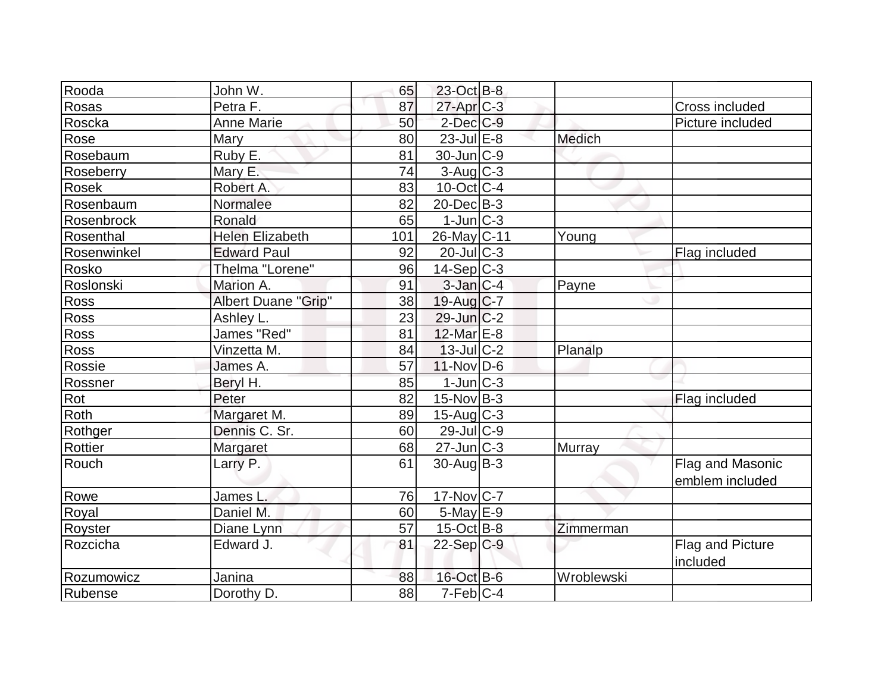| | | | | | | |
|---|---|---|---|---|---|---|
| Rooda | John W. | 65 | 23-Oct | B-8 | | |
| Rosas | Petra F. | 87 | 27-Apr | C-3 | | Cross included |
| Roscka | Anne Marie | 50 | 2-Dec | C-9 | | Picture included |
| Rose | Mary | 80 | 23-Jul | E-8 | Medich | |
| Rosebaum | Ruby E. | 81 | 30-Jun | C-9 | | |
| Roseberry | Mary E. | 74 | 3-Aug | C-3 | | |
| Rosek | Robert A. | 83 | 10-Oct | C-4 | | |
| Rosenbaum | Normalee | 82 | 20-Dec | B-3 | | |
| Rosenbrock | Ronald | 65 | 1-Jun | C-3 | | |
| Rosenthal | Helen Elizabeth | 101 | 26-May | C-11 | Young | |
| Rosenwinkel | Edward Paul | 92 | 20-Jul | C-3 | | Flag included |
| Rosko | Thelma "Lorene" | 96 | 14-Sep | C-3 | | |
| Roslonski | Marion A. | 91 | 3-Jan | C-4 | Payne | |
| Ross | Albert Duane "Grip" | 38 | 19-Aug | C-7 | | |
| Ross | Ashley L. | 23 | 29-Jun | C-2 | | |
| Ross | James "Red" | 81 | 12-Mar | E-8 | | |
| Ross | Vinzetta M. | 84 | 13-Jul | C-2 | Planalp | |
| Rossie | James A. | 57 | 11-Nov | D-6 | | |
| Rossner | Beryl H. | 85 | 1-Jun | C-3 | | |
| Rot | Peter | 82 | 15-Nov | B-3 | | Flag included |
| Roth | Margaret M. | 89 | 15-Aug | C-3 | | |
| Rothger | Dennis C. Sr. | 60 | 29-Jul | C-9 | | |
| Rottier | Margaret | 68 | 27-Jun | C-3 | Murray | |
| Rouch | Larry P. | 61 | 30-Aug | B-3 | | Flag and Masonic emblem included |
| Rowe | James L. | 76 | 17-Nov | C-7 | | |
| Royal | Daniel M. | 60 | 5-May | E-9 | | |
| Royster | Diane Lynn | 57 | 15-Oct | B-8 | Zimmerman | |
| Rozcicha | Edward J. | 81 | 22-Sep | C-9 | | Flag and Picture included |
| Rozumowicz | Janina | 88 | 16-Oct | B-6 | Wroblewski | |
| Rubense | Dorothy D. | 88 | 7-Feb | C-4 | | |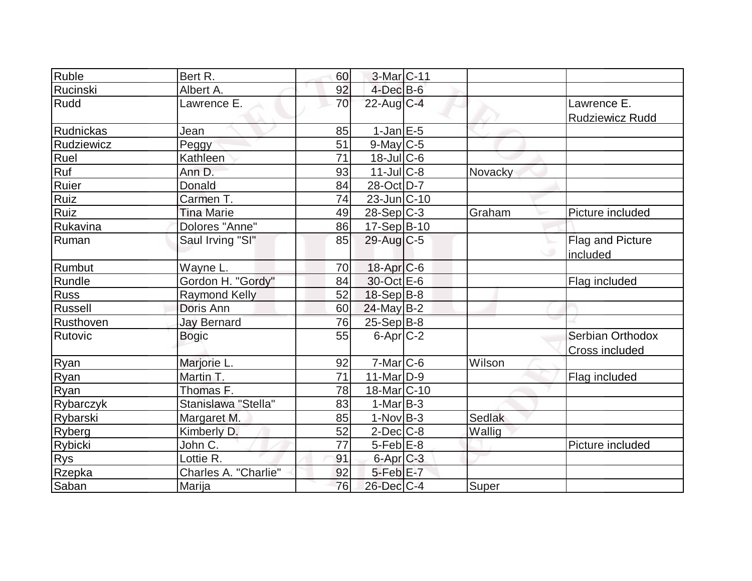| Ruble | Bert R. | 60 | 3-Mar | C-11 | | |
|---|---|---|---|---|---|---|
| Rucinski | Albert A. | 92 | 4-Dec | B-6 | | |
| Rudd | Lawrence E. | 70 | 22-Aug | C-4 | | Lawrence E. Rudziewicz Rudd |
| Rudnickas | Jean | 85 | 1-Jan | E-5 | | |
| Rudziewicz | Peggy | 51 | 9-May | C-5 | | |
| Ruel | Kathleen | 71 | 18-Jul | C-6 | | |
| Ruf | Ann D. | 93 | 11-Jul | C-8 | Novacky | |
| Ruier | Donald | 84 | 28-Oct | D-7 | | |
| Ruiz | Carmen T. | 74 | 23-Jun | C-10 | | |
| Ruiz | Tina Marie | 49 | 28-Sep | C-3 | Graham | Picture included |
| Rukavina | Dolores "Anne" | 86 | 17-Sep | B-10 | | |
| Ruman | Saul Irving "SI" | 85 | 29-Aug | C-5 | | Flag and Picture included |
| Rumbut | Wayne L. | 70 | 18-Apr | C-6 | | |
| Rundle | Gordon H. "Gordy" | 84 | 30-Oct | E-6 | | Flag included |
| Russ | Raymond Kelly | 52 | 18-Sep | B-8 | | |
| Russell | Doris Ann | 60 | 24-May | B-2 | | |
| Rusthoven | Jay Bernard | 76 | 25-Sep | B-8 | | |
| Rutovic | Bogic | 55 | 6-Apr | C-2 | | Serbian Orthodox Cross included |
| Ryan | Marjorie L. | 92 | 7-Mar | C-6 | Wilson | |
| Ryan | Martin T. | 71 | 11-Mar | D-9 | | Flag included |
| Ryan | Thomas F. | 78 | 18-Mar | C-10 | | |
| Rybarczyk | Stanislawa "Stella" | 83 | 1-Mar | B-3 | | |
| Rybarski | Margaret M. | 85 | 1-Nov | B-3 | Sedlak | |
| Ryberg | Kimberly D. | 52 | 2-Dec | C-8 | Wallig | |
| Rybicki | John C. | 77 | 5-Feb | E-8 | | Picture included |
| Rys | Lottie R. | 91 | 6-Apr | C-3 | | |
| Rzepka | Charles A. "Charlie" | 92 | 5-Feb | E-7 | | |
| Saban | Marija | 76 | 26-Dec | C-4 | Super | |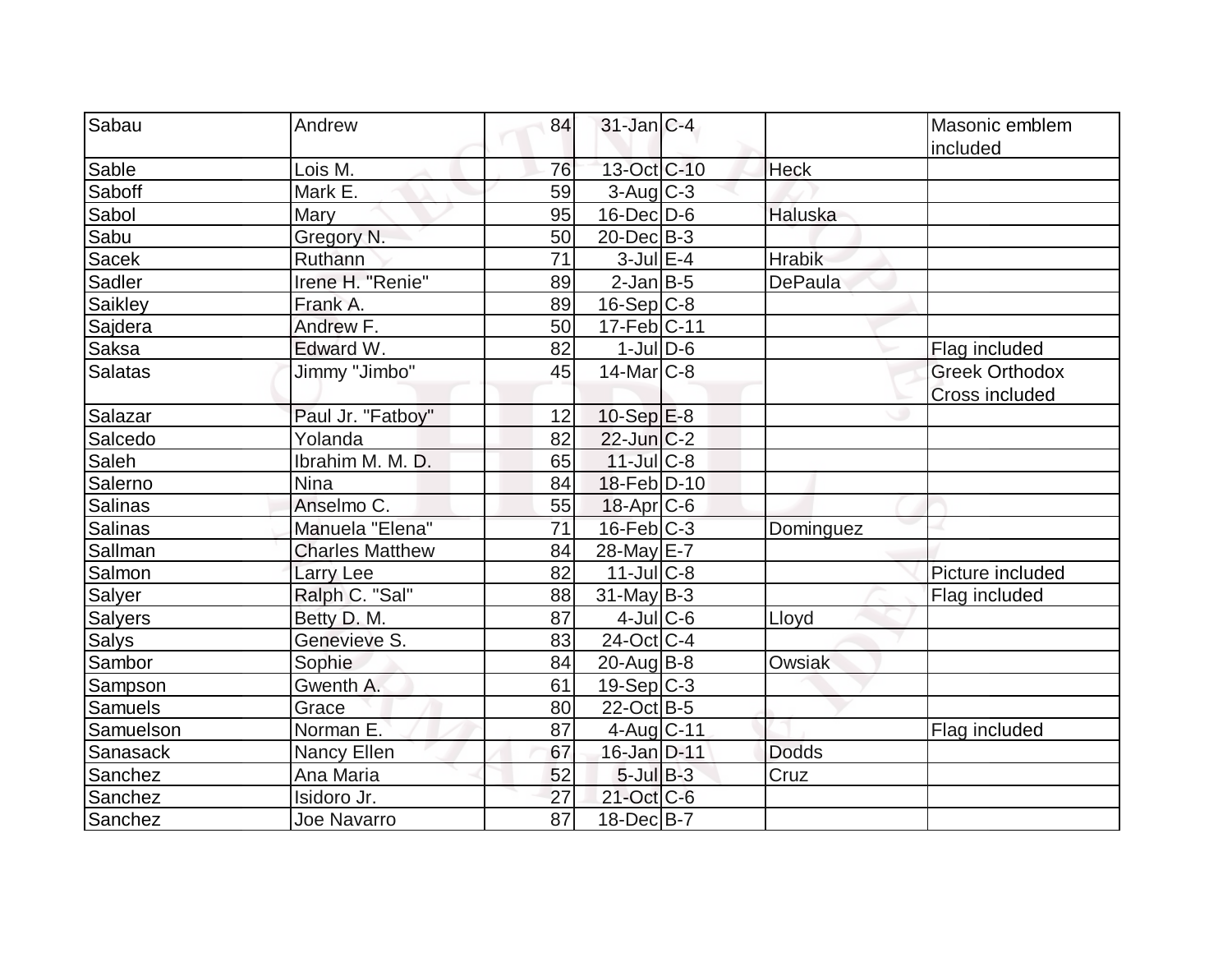| Sabau | Andrew | 84 | 31-Jan | C-4 | | Masonic emblem included |
|---|---|---|---|---|---|---|
| Sable | Lois M. | 76 | 13-Oct | C-10 | Heck | |
| Saboff | Mark E. | 59 | 3-Aug | C-3 | | |
| Sabol | Mary | 95 | 16-Dec | D-6 | Haluska | |
| Sabu | Gregory N. | 50 | 20-Dec | B-3 | | |
| Sacek | Ruthann | 71 | 3-Jul | E-4 | Hrabik | |
| Sadler | Irene H. "Renie" | 89 | 2-Jan | B-5 | DePaula | |
| Saikley | Frank A. | 89 | 16-Sep | C-8 | | |
| Sajdera | Andrew F. | 50 | 17-Feb | C-11 | | |
| Saksa | Edward W. | 82 | 1-Jul | D-6 | | Flag included |
| Salatas | Jimmy "Jimbo" | 45 | 14-Mar | C-8 | | Greek Orthodox Cross included |
| Salazar | Paul Jr. "Fatboy" | 12 | 10-Sep | E-8 | | |
| Salcedo | Yolanda | 82 | 22-Jun | C-2 | | |
| Saleh | Ibrahim M. M. D. | 65 | 11-Jul | C-8 | | |
| Salerno | Nina | 84 | 18-Feb | D-10 | | |
| Salinas | Anselmo C. | 55 | 18-Apr | C-6 | | |
| Salinas | Manuela "Elena" | 71 | 16-Feb | C-3 | Dominguez | |
| Sallman | Charles Matthew | 84 | 28-May | E-7 | | |
| Salmon | Larry Lee | 82 | 11-Jul | C-8 | | Picture included |
| Salyer | Ralph C. "Sal" | 88 | 31-May | B-3 | | Flag included |
| Salyers | Betty D. M. | 87 | 4-Jul | C-6 | Lloyd | |
| Salys | Genevieve S. | 83 | 24-Oct | C-4 | | |
| Sambor | Sophie | 84 | 20-Aug | B-8 | Owsiak | |
| Sampson | Gwenth A. | 61 | 19-Sep | C-3 | | |
| Samuels | Grace | 80 | 22-Oct | B-5 | | |
| Samuelson | Norman E. | 87 | 4-Aug | C-11 | | Flag included |
| Sanasack | Nancy Ellen | 67 | 16-Jan | D-11 | Dodds | |
| Sanchez | Ana Maria | 52 | 5-Jul | B-3 | Cruz | |
| Sanchez | Isidoro Jr. | 27 | 21-Oct | C-6 | | |
| Sanchez | Joe Navarro | 87 | 18-Dec | B-7 | | |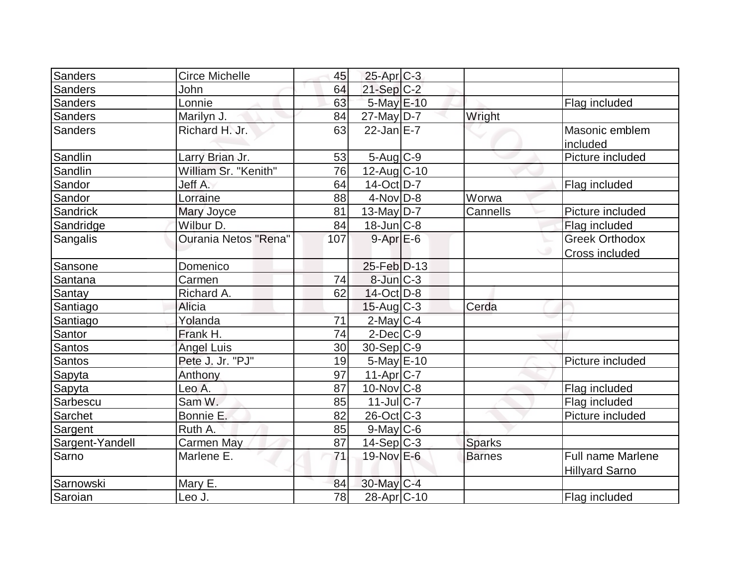| | | | | | | |
|---|---|---|---|---|---|---|
| Sanders | Circe Michelle | 45 | 25-Apr | C-3 | | |
| Sanders | John | 64 | 21-Sep | C-2 | | |
| Sanders | Lonnie | 63 | 5-May | E-10 | | Flag included |
| Sanders | Marilyn J. | 84 | 27-May | D-7 | Wright | |
| Sanders | Richard H. Jr. | 63 | 22-Jan | E-7 | | Masonic emblem included |
| Sandlin | Larry Brian Jr. | 53 | 5-Aug | C-9 | | Picture included |
| Sandlin | William Sr. "Kenith" | 76 | 12-Aug | C-10 | | |
| Sandor | Jeff A. | 64 | 14-Oct | D-7 | | Flag included |
| Sandor | Lorraine | 88 | 4-Nov | D-8 | Worwa | |
| Sandrick | Mary Joyce | 81 | 13-May | D-7 | Cannells | Picture included |
| Sandridge | Wilbur D. | 84 | 18-Jun | C-8 | | Flag included |
| Sangalis | Ourania Netos "Rena" | 107 | 9-Apr | E-6 | | Greek Orthodox Cross included |
| Sansone | Domenico | | 25-Feb | D-13 | | |
| Santana | Carmen | 74 | 8-Jun | C-3 | | |
| Santay | Richard A. | 62 | 14-Oct | D-8 | | |
| Santiago | Alicia | | 15-Aug | C-3 | Cerda | |
| Santiago | Yolanda | 71 | 2-May | C-4 | | |
| Santor | Frank H. | 74 | 2-Dec | C-9 | | |
| Santos | Angel Luis | 30 | 30-Sep | C-9 | | |
| Santos | Pete J. Jr. "PJ" | 19 | 5-May | E-10 | | Picture included |
| Sapyta | Anthony | 97 | 11-Apr | C-7 | | |
| Sapyta | Leo A. | 87 | 10-Nov | C-8 | | Flag included |
| Sarbescu | Sam W. | 85 | 11-Jul | C-7 | | Flag included |
| Sarchet | Bonnie E. | 82 | 26-Oct | C-3 | | Picture included |
| Sargent | Ruth A. | 85 | 9-May | C-6 | | |
| Sargent-Yandell | Carmen May | 87 | 14-Sep | C-3 | Sparks | |
| Sarno | Marlene E. | 71 | 19-Nov | E-6 | Barnes | Full name Marlene Hillyard Sarno |
| Sarnowski | Mary E. | 84 | 30-May | C-4 | | |
| Saroian | Leo J. | 78 | 28-Apr | C-10 | | Flag included |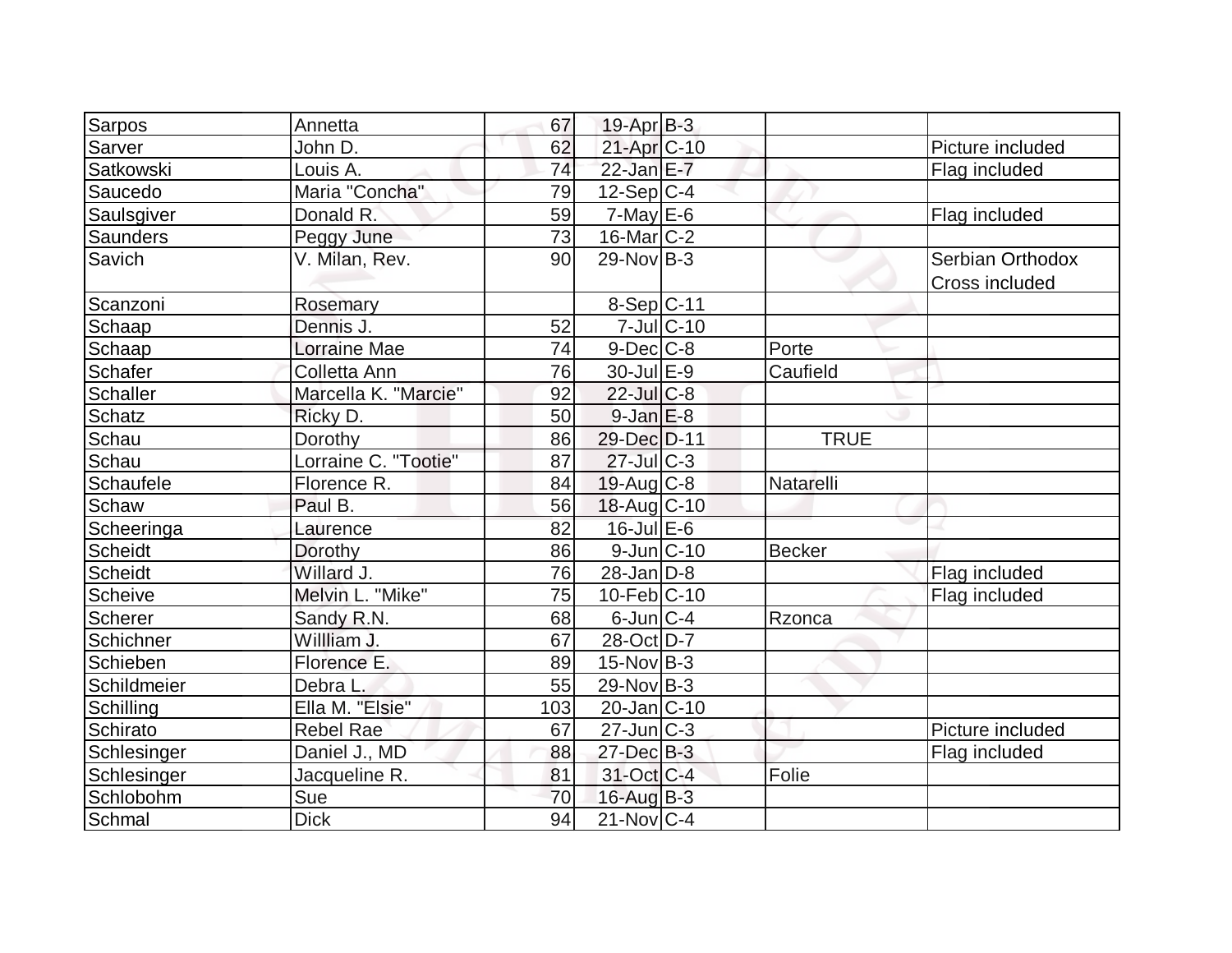| | | | | | | |
|---|---|---|---|---|---|---|
| Sarpos | Annetta | 67 | 19-Apr | B-3 | | |
| Sarver | John D. | 62 | 21-Apr | C-10 | | Picture included |
| Satkowski | Louis A. | 74 | 22-Jan | E-7 | | Flag included |
| Saucedo | Maria "Concha" | 79 | 12-Sep | C-4 | | |
| Saulsgiver | Donald R. | 59 | 7-May | E-6 | | Flag included |
| Saunders | Peggy June | 73 | 16-Mar | C-2 | | |
| Savich | V. Milan, Rev. | 90 | 29-Nov | B-3 | | Serbian Orthodox Cross included |
| Scanzoni | Rosemary | | 8-Sep | C-11 | | |
| Schaap | Dennis J. | 52 | 7-Jul | C-10 | | |
| Schaap | Lorraine Mae | 74 | 9-Dec | C-8 | Porte | |
| Schafer | Colletta Ann | 76 | 30-Jul | E-9 | Caufield | |
| Schaller | Marcella K. "Marcie" | 92 | 22-Jul | C-8 | | |
| Schatz | Ricky D. | 50 | 9-Jan | E-8 | | |
| Schau | Dorothy | 86 | 29-Dec | D-11 | TRUE | |
| Schau | Lorraine C. "Tootie" | 87 | 27-Jul | C-3 | | |
| Schaufele | Florence R. | 84 | 19-Aug | C-8 | Natarelli | |
| Schaw | Paul B. | 56 | 18-Aug | C-10 | | |
| Scheeringa | Laurence | 82 | 16-Jul | E-6 | | |
| Scheidt | Dorothy | 86 | 9-Jun | C-10 | Becker | |
| Scheidt | Willard J. | 76 | 28-Jan | D-8 | | Flag included |
| Scheive | Melvin L. "Mike" | 75 | 10-Feb | C-10 | | Flag included |
| Scherer | Sandy R.N. | 68 | 6-Jun | C-4 | Rzonca | |
| Schichner | Willliam J. | 67 | 28-Oct | D-7 | | |
| Schieben | Florence E. | 89 | 15-Nov | B-3 | | |
| Schildmeier | Debra L. | 55 | 29-Nov | B-3 | | |
| Schilling | Ella M. "Elsie" | 103 | 20-Jan | C-10 | | |
| Schirato | Rebel Rae | 67 | 27-Jun | C-3 | | Picture included |
| Schlesinger | Daniel J., MD | 88 | 27-Dec | B-3 | | Flag included |
| Schlesinger | Jacqueline R. | 81 | 31-Oct | C-4 | Folie | |
| Schlobohm | Sue | 70 | 16-Aug | B-3 | | |
| Schmal | Dick | 94 | 21-Nov | C-4 | | |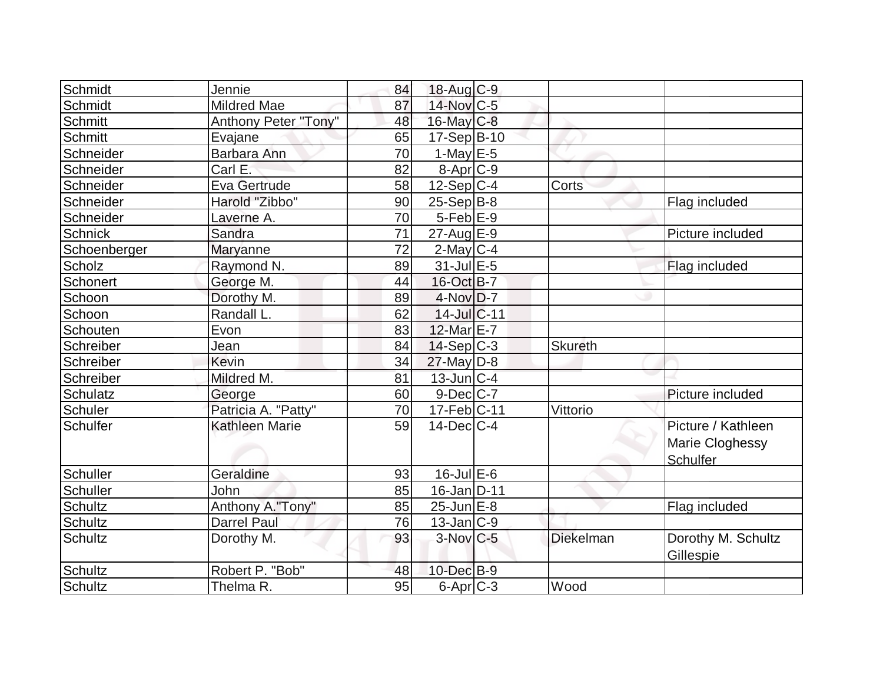| | | | | | | |
|---|---|---|---|---|---|---|
| Schmidt | Jennie | 84 | 18-Aug | C-9 | | |
| Schmidt | Mildred Mae | 87 | 14-Nov | C-5 | | |
| Schmitt | Anthony Peter "Tony" | 48 | 16-May | C-8 | | |
| Schmitt | Evajane | 65 | 17-Sep | B-10 | | |
| Schneider | Barbara Ann | 70 | 1-May | E-5 | | |
| Schneider | Carl E. | 82 | 8-Apr | C-9 | | |
| Schneider | Eva Gertrude | 58 | 12-Sep | C-4 | Corts | |
| Schneider | Harold "Zibbo" | 90 | 25-Sep | B-8 | | Flag included |
| Schneider | Laverne A. | 70 | 5-Feb | E-9 | | |
| Schnick | Sandra | 71 | 27-Aug | E-9 | | Picture included |
| Schoenberger | Maryanne | 72 | 2-May | C-4 | | |
| Scholz | Raymond N. | 89 | 31-Jul | E-5 | | Flag included |
| Schonert | George M. | 44 | 16-Oct | B-7 | | |
| Schoon | Dorothy M. | 89 | 4-Nov | D-7 | | |
| Schoon | Randall L. | 62 | 14-Jul | C-11 | | |
| Schouten | Evon | 83 | 12-Mar | E-7 | | |
| Schreiber | Jean | 84 | 14-Sep | C-3 | Skureth | |
| Schreiber | Kevin | 34 | 27-May | D-8 | | |
| Schreiber | Mildred M. | 81 | 13-Jun | C-4 | | |
| Schulatz | George | 60 | 9-Dec | C-7 | | Picture included |
| Schuler | Patricia A. "Patty" | 70 | 17-Feb | C-11 | Vittorio | |
| Schulfer | Kathleen Marie | 59 | 14-Dec | C-4 | | Picture / Kathleen Marie Cloghessy Schulfer |
| Schuller | Geraldine | 93 | 16-Jul | E-6 | | |
| Schuller | John | 85 | 16-Jan | D-11 | | |
| Schultz | Anthony A."Tony" | 85 | 25-Jun | E-8 | | Flag included |
| Schultz | Darrel Paul | 76 | 13-Jan | C-9 | | |
| Schultz | Dorothy M. | 93 | 3-Nov | C-5 | Diekelman | Dorothy M. Schultz Gillespie |
| Schultz | Robert P. "Bob" | 48 | 10-Dec | B-9 | | |
| Schultz | Thelma R. | 95 | 6-Apr | C-3 | Wood | |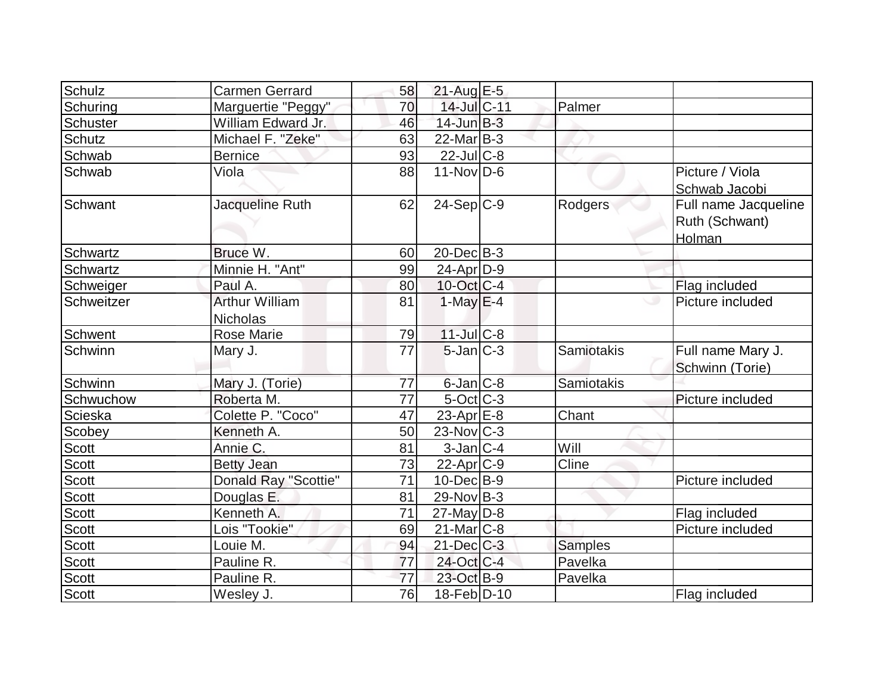| Schulz | Carmen Gerrard | 58 | 21-Aug | E-5 | | |
|---|---|---|---|---|---|---|
| Schuring | Marguertie "Peggy" | 70 | 14-Jul | C-11 | Palmer | |
| Schuster | William Edward Jr. | 46 | 14-Jun | B-3 | | |
| Schutz | Michael F. "Zeke" | 63 | 22-Mar | B-3 | | |
| Schwab | Bernice | 93 | 22-Jul | C-8 | | |
| Schwab | Viola | 88 | 11-Nov | D-6 | | Picture / Viola Schwab Jacobi |
| Schwant | Jacqueline Ruth | 62 | 24-Sep | C-9 | Rodgers | Full name Jacqueline Ruth (Schwant) Holman |
| Schwartz | Bruce W. | 60 | 20-Dec | B-3 | | |
| Schwartz | Minnie H. "Ant" | 99 | 24-Apr | D-9 | | |
| Schweiger | Paul A. | 80 | 10-Oct | C-4 | | Flag included |
| Schweitzer | Arthur William Nicholas | 81 | 1-May | E-4 | | Picture included |
| Schwent | Rose Marie | 79 | 11-Jul | C-8 | | |
| Schwinn | Mary J. | 77 | 5-Jan | C-3 | Samiotakis | Full name Mary J. Schwinn (Torie) |
| Schwinn | Mary J. (Torie) | 77 | 6-Jan | C-8 | Samiotakis | |
| Schwuchow | Roberta M. | 77 | 5-Oct | C-3 | | Picture included |
| Scieska | Colette P. "Coco" | 47 | 23-Apr | E-8 | Chant | |
| Scobey | Kenneth A. | 50 | 23-Nov | C-3 | | |
| Scott | Annie C. | 81 | 3-Jan | C-4 | Will | |
| Scott | Betty Jean | 73 | 22-Apr | C-9 | Cline | |
| Scott | Donald Ray "Scottie" | 71 | 10-Dec | B-9 | | Picture included |
| Scott | Douglas E. | 81 | 29-Nov | B-3 | | |
| Scott | Kenneth A. | 71 | 27-May | D-8 | | Flag included |
| Scott | Lois "Tookie" | 69 | 21-Mar | C-8 | | Picture included |
| Scott | Louie M. | 94 | 21-Dec | C-3 | Samples | |
| Scott | Pauline R. | 77 | 24-Oct | C-4 | Pavelka | |
| Scott | Pauline R. | 77 | 23-Oct | B-9 | Pavelka | |
| Scott | Wesley J. | 76 | 18-Feb | D-10 | | Flag included |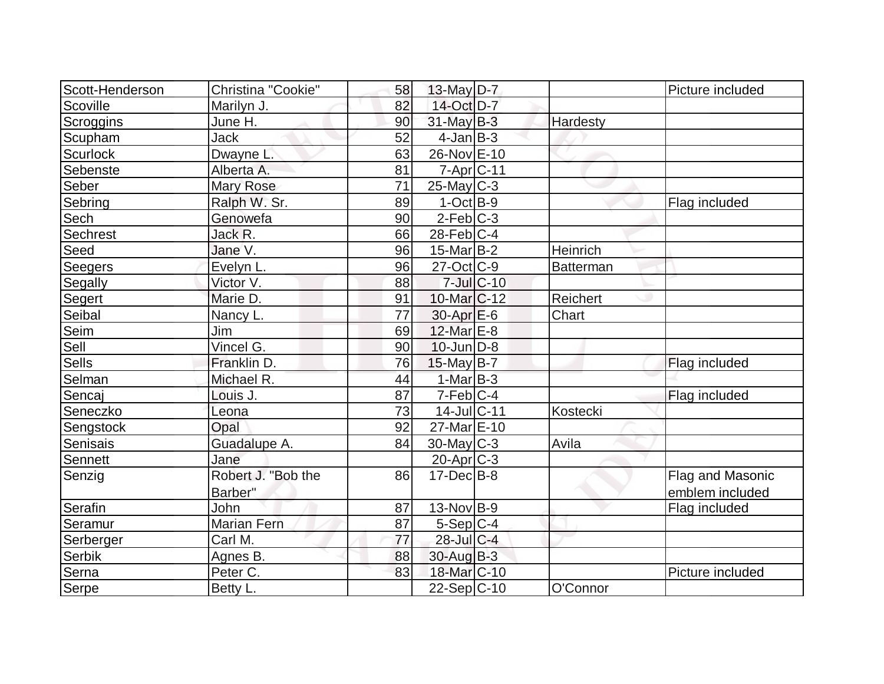| Scott-Henderson | Christina "Cookie" | 58 | 13-May | D-7 | | Picture included |
|---|---|---|---|---|---|---|
| Scoville | Marilyn J. | 82 | 14-Oct | D-7 | | |
| Scroggins | June H. | 90 | 31-May | B-3 | Hardesty | |
| Scupham | Jack | 52 | 4-Jan | B-3 | | |
| Scurlock | Dwayne L. | 63 | 26-Nov | E-10 | | |
| Sebenste | Alberta A. | 81 | 7-Apr | C-11 | | |
| Seber | Mary Rose | 71 | 25-May | C-3 | | |
| Sebring | Ralph W. Sr. | 89 | 1-Oct | B-9 | | Flag included |
| Sech | Genowefa | 90 | 2-Feb | C-3 | | |
| Sechrest | Jack R. | 66 | 28-Feb | C-4 | | |
| Seed | Jane V. | 96 | 15-Mar | B-2 | Heinrich | |
| Seegers | Evelyn L. | 96 | 27-Oct | C-9 | Batterman | |
| Segally | Victor V. | 88 | 7-Jul | C-10 | | |
| Segert | Marie D. | 91 | 10-Mar | C-12 | Reichert | |
| Seibal | Nancy L. | 77 | 30-Apr | E-6 | Chart | |
| Seim | Jim | 69 | 12-Mar | E-8 | | |
| Sell | Vincel G. | 90 | 10-Jun | D-8 | | |
| Sells | Franklin D. | 76 | 15-May | B-7 | | Flag included |
| Selman | Michael R. | 44 | 1-Mar | B-3 | | |
| Sencaj | Louis J. | 87 | 7-Feb | C-4 | | Flag included |
| Seneczko | Leona | 73 | 14-Jul | C-11 | Kostecki | |
| Sengstock | Opal | 92 | 27-Mar | E-10 | | |
| Senisais | Guadalupe A. | 84 | 30-May | C-3 | Avila | |
| Sennett | Jane | | 20-Apr | C-3 | | |
| Senzig | Robert J. "Bob the Barber" | 86 | 17-Dec | B-8 | | Flag and Masonic emblem included |
| Serafin | John | 87 | 13-Nov | B-9 | | Flag included |
| Seramur | Marian Fern | 87 | 5-Sep | C-4 | | |
| Serberger | Carl M. | 77 | 28-Jul | C-4 | | |
| Serbik | Agnes B. | 88 | 30-Aug | B-3 | | |
| Serna | Peter C. | 83 | 18-Mar | C-10 | | Picture included |
| Serpe | Betty L. | | 22-Sep | C-10 | O'Connor | |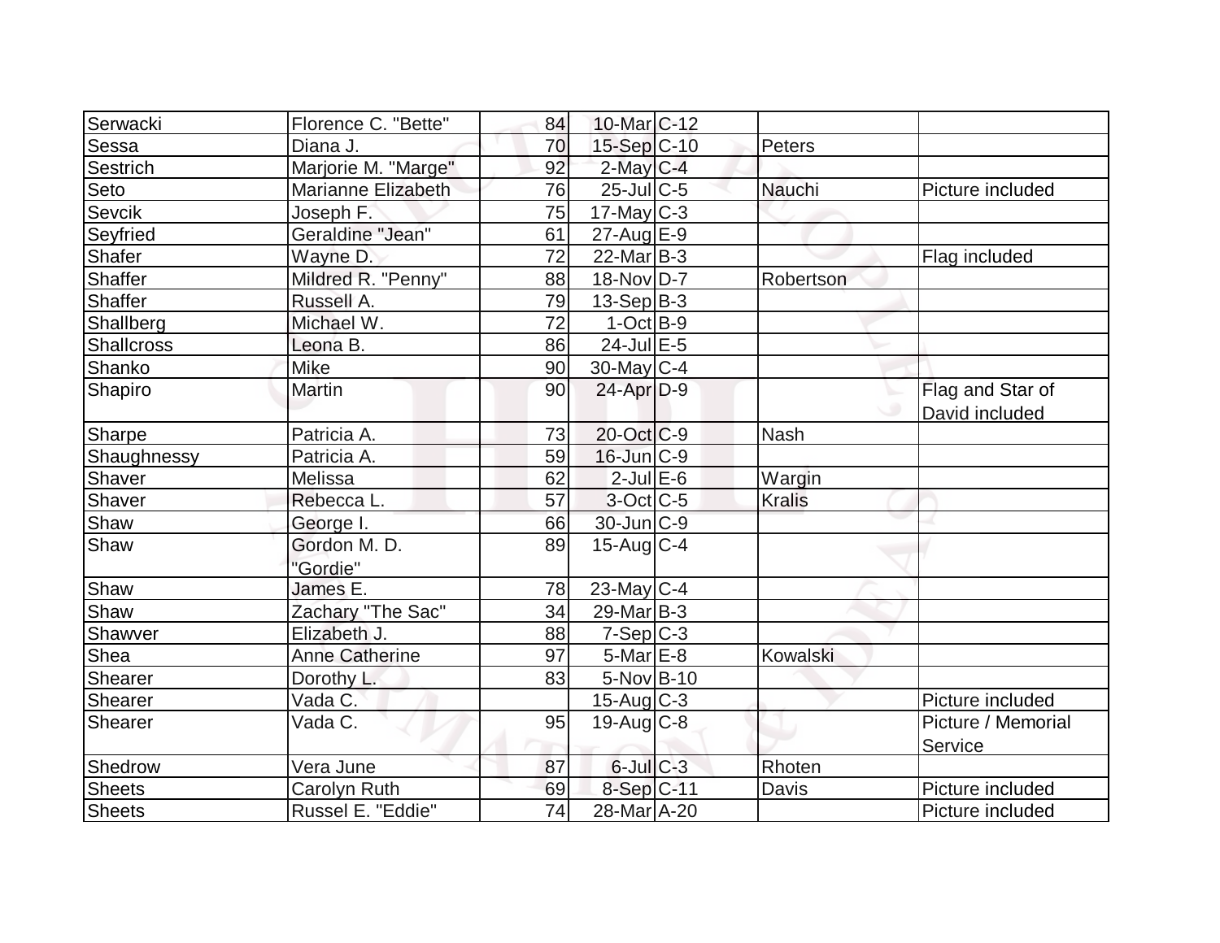| | | | | | | |
|---|---|---|---|---|---|---|
| Serwacki | Florence C. "Bette" | 84 | 10-Mar | C-12 | | |
| Sessa | Diana J. | 70 | 15-Sep | C-10 | Peters | |
| Sestrich | Marjorie M. "Marge" | 92 | 2-May | C-4 | | |
| Seto | Marianne Elizabeth | 76 | 25-Jul | C-5 | Nauchi | Picture included |
| Sevcik | Joseph F. | 75 | 17-May | C-3 | | |
| Seyfried | Geraldine "Jean" | 61 | 27-Aug | E-9 | | |
| Shafer | Wayne D. | 72 | 22-Mar | B-3 | | Flag included |
| Shaffer | Mildred R. "Penny" | 88 | 18-Nov | D-7 | Robertson | |
| Shaffer | Russell A. | 79 | 13-Sep | B-3 | | |
| Shallberg | Michael W. | 72 | 1-Oct | B-9 | | |
| Shallcross | Leona B. | 86 | 24-Jul | E-5 | | |
| Shanko | Mike | 90 | 30-May | C-4 | | |
| Shapiro | Martin | 90 | 24-Apr | D-9 | | Flag and Star of David included |
| Sharpe | Patricia A. | 73 | 20-Oct | C-9 | Nash | |
| Shaughnessy | Patricia A. | 59 | 16-Jun | C-9 | | |
| Shaver | Melissa | 62 | 2-Jul | E-6 | Wargin | |
| Shaver | Rebecca L. | 57 | 3-Oct | C-5 | Kralis | |
| Shaw | George I. | 66 | 30-Jun | C-9 | | |
| Shaw | Gordon M. D. "Gordie" | 89 | 15-Aug | C-4 | | |
| Shaw | James E. | 78 | 23-May | C-4 | | |
| Shaw | Zachary "The Sac" | 34 | 29-Mar | B-3 | | |
| Shawver | Elizabeth J. | 88 | 7-Sep | C-3 | | |
| Shea | Anne Catherine | 97 | 5-Mar | E-8 | Kowalski | |
| Shearer | Dorothy L. | 83 | 5-Nov | B-10 | | |
| Shearer | Vada C. | | 15-Aug | C-3 | | Picture included |
| Shearer | Vada C. | 95 | 19-Aug | C-8 | | Picture / Memorial Service |
| Shedrow | Vera June | 87 | 6-Jul | C-3 | Rhoten | |
| Sheets | Carolyn Ruth | 69 | 8-Sep | C-11 | Davis | Picture included |
| Sheets | Russel E. "Eddie" | 74 | 28-Mar | A-20 | | Picture included |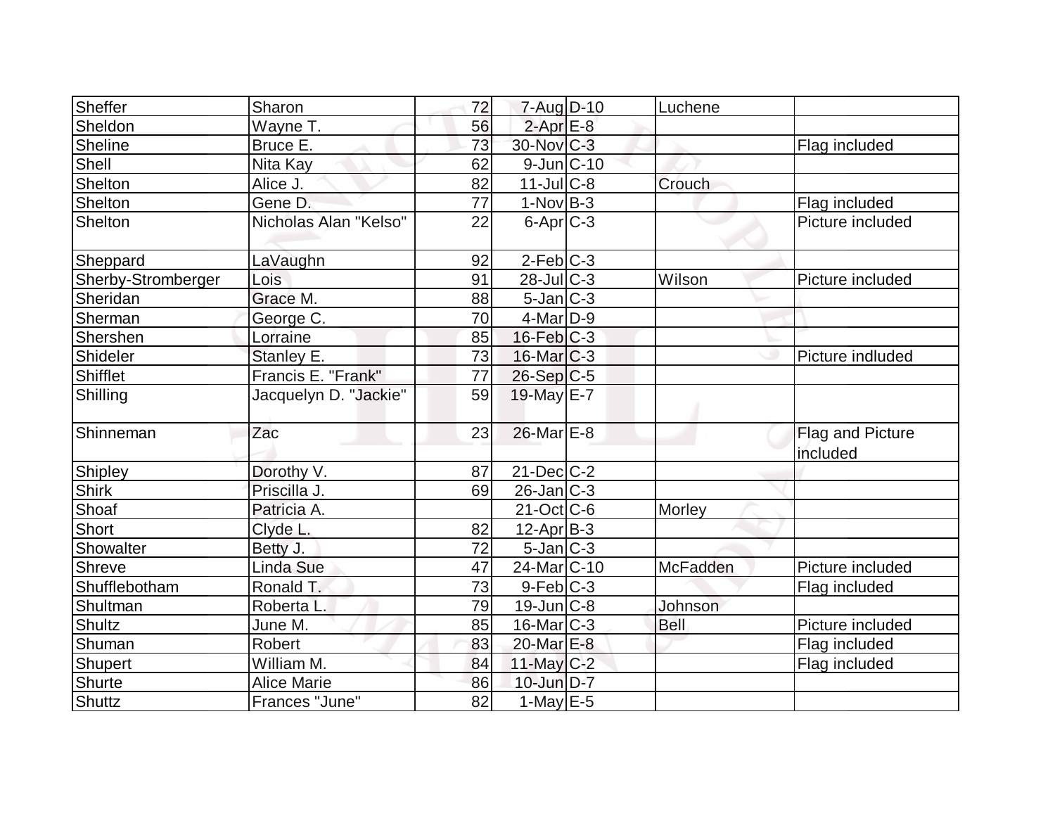| Sheffer | Sharon | 72 | 7-Aug | D-10 | Luchene | |
|---|---|---|---|---|---|---|
| Sheldon | Wayne T. | 56 | 2-Apr | E-8 | | |
| Sheline | Bruce E. | 73 | 30-Nov | C-3 | | Flag included |
| Shell | Nita Kay | 62 | 9-Jun | C-10 | | |
| Shelton | Alice J. | 82 | 11-Jul | C-8 | Crouch | |
| Shelton | Gene D. | 77 | 1-Nov | B-3 | | Flag included |
| Shelton | Nicholas Alan "Kelso" | 22 | 6-Apr | C-3 | | Picture included |
| Sheppard | LaVaughn | 92 | 2-Feb | C-3 | | |
| Sherby-Stromberger | Lois | 91 | 28-Jul | C-3 | Wilson | Picture included |
| Sheridan | Grace M. | 88 | 5-Jan | C-3 | | |
| Sherman | George C. | 70 | 4-Mar | D-9 | | |
| Shershen | Lorraine | 85 | 16-Feb | C-3 | | |
| Shideler | Stanley E. | 73 | 16-Mar | C-3 | | Picture indluded |
| Shifflet | Francis E. "Frank" | 77 | 26-Sep | C-5 | | |
| Shilling | Jacquelyn D. "Jackie" | 59 | 19-May | E-7 | | |
| Shinneman | Zac | 23 | 26-Mar | E-8 | | Flag and Picture included |
| Shipley | Dorothy V. | 87 | 21-Dec | C-2 | | |
| Shirk | Priscilla J. | 69 | 26-Jan | C-3 | | |
| Shoaf | Patricia A. | | 21-Oct | C-6 | Morley | |
| Short | Clyde L. | 82 | 12-Apr | B-3 | | |
| Showalter | Betty J. | 72 | 5-Jan | C-3 | | |
| Shreve | Linda Sue | 47 | 24-Mar | C-10 | McFadden | Picture included |
| Shufflebotham | Ronald T. | 73 | 9-Feb | C-3 | | Flag included |
| Shultman | Roberta L. | 79 | 19-Jun | C-8 | Johnson | |
| Shultz | June M. | 85 | 16-Mar | C-3 | Bell | Picture included |
| Shuman | Robert | 83 | 20-Mar | E-8 | | Flag included |
| Shupert | William M. | 84 | 11-May | C-2 | | Flag included |
| Shurte | Alice Marie | 86 | 10-Jun | D-7 | | |
| Shuttz | Frances "June" | 82 | 1-May | E-5 | | |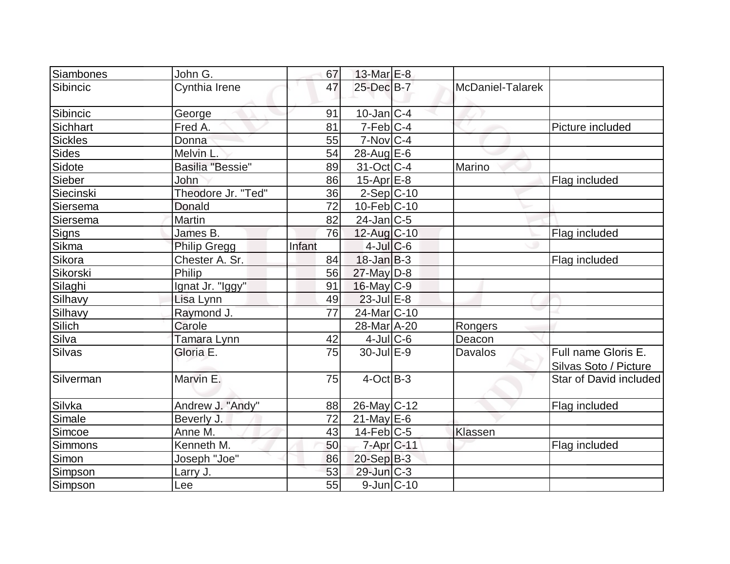| | | | | | | |
|---|---|---|---|---|---|---|
| Siambones | John G. | 67 | 13-Mar | E-8 | | |
| Sibincic | Cynthia Irene | 47 | 25-Dec | B-7 | McDaniel-Talarek | |
| Sibincic | George | 91 | 10-Jan | C-4 | | |
| Sichhart | Fred A. | 81 | 7-Feb | C-4 | | Picture included |
| Sickles | Donna | 55 | 7-Nov | C-4 | | |
| Sides | Melvin L. | 54 | 28-Aug | E-6 | | |
| Sidote | Basilia "Bessie" | 89 | 31-Oct | C-4 | Marino | |
| Sieber | John | 86 | 15-Apr | E-8 | | Flag included |
| Siecinski | Theodore Jr. "Ted" | 36 | 2-Sep | C-10 | | |
| Siersema | Donald | 72 | 10-Feb | C-10 | | |
| Siersema | Martin | 82 | 24-Jan | C-5 | | |
| Signs | James B. | 76 | 12-Aug | C-10 | | Flag included |
| Sikma | Philip Gregg | Infant | 4-Jul | C-6 | | |
| Sikora | Chester A. Sr. | 84 | 18-Jan | B-3 | | Flag included |
| Sikorski | Philip | 56 | 27-May | D-8 | | |
| Silaghi | Ignat Jr. "Iggy" | 91 | 16-May | C-9 | | |
| Silhavy | Lisa Lynn | 49 | 23-Jul | E-8 | | |
| Silhavy | Raymond J. | 77 | 24-Mar | C-10 | | |
| Silich | Carole | | 28-Mar | A-20 | Rongers | |
| Silva | Tamara Lynn | 42 | 4-Jul | C-6 | Deacon | |
| Silvas | Gloria E. | 75 | 30-Jul | E-9 | Davalos | Full name Gloris E. Silvas Soto / Picture |
| Silverman | Marvin E. | 75 | 4-Oct | B-3 | | Star of David included |
| Silvka | Andrew J. "Andy" | 88 | 26-May | C-12 | | Flag included |
| Simale | Beverly J. | 72 | 21-May | E-6 | | |
| Simcoe | Anne M. | 43 | 14-Feb | C-5 | Klassen | |
| Simmons | Kenneth M. | 50 | 7-Apr | C-11 | | Flag included |
| Simon | Joseph "Joe" | 86 | 20-Sep | B-3 | | |
| Simpson | Larry J. | 53 | 29-Jun | C-3 | | |
| Simpson | Lee | 55 | 9-Jun | C-10 | | |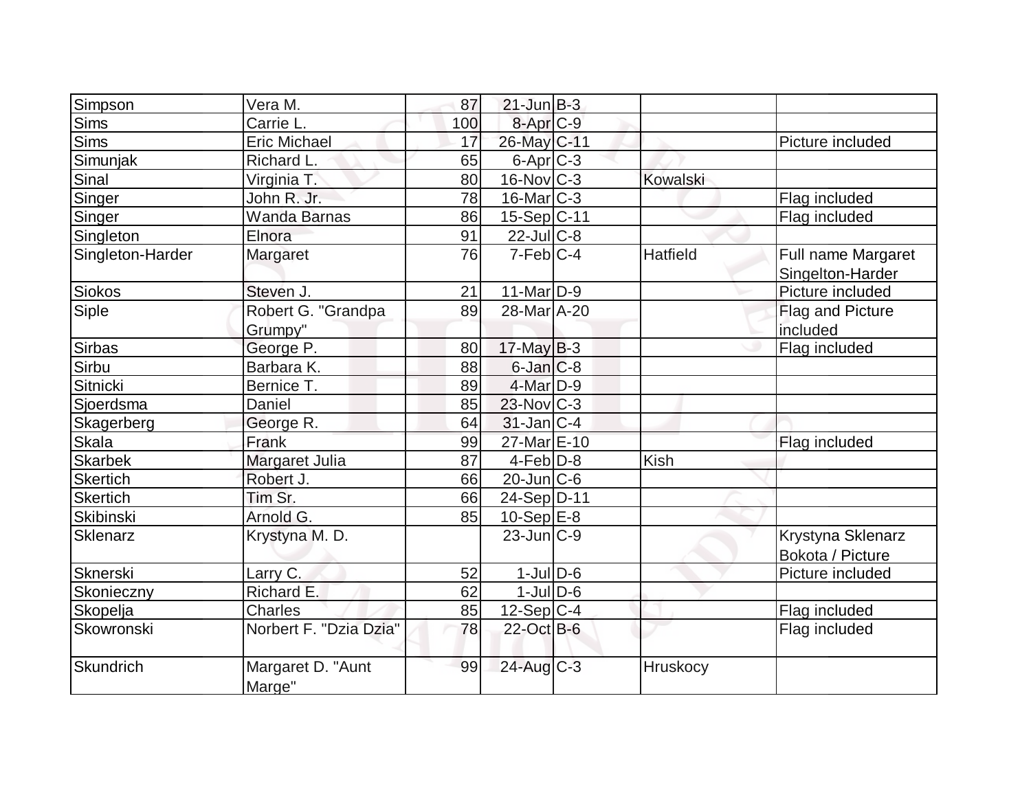| | | | | | | |
|---|---|---|---|---|---|---|
| Simpson | Vera M. | 87 | 21-Jun | B-3 | | |
| Sims | Carrie L. | 100 | 8-Apr | C-9 | | |
| Sims | Eric Michael | 17 | 26-May | C-11 | | Picture included |
| Simunjak | Richard L. | 65 | 6-Apr | C-3 | | |
| Sinal | Virginia T. | 80 | 16-Nov | C-3 | Kowalski | |
| Singer | John R. Jr. | 78 | 16-Mar | C-3 | | Flag included |
| Singer | Wanda Barnas | 86 | 15-Sep | C-11 | | Flag included |
| Singleton | Elnora | 91 | 22-Jul | C-8 | | |
| Singleton-Harder | Margaret | 76 | 7-Feb | C-4 | Hatfield | Full name Margaret Singelton-Harder |
| Siokos | Steven J. | 21 | 11-Mar | D-9 | | Picture included |
| Siple | Robert G. "Grandpa Grumpy" | 89 | 28-Mar | A-20 | | Flag and Picture included |
| Sirbas | George P. | 80 | 17-May | B-3 | | Flag included |
| Sirbu | Barbara K. | 88 | 6-Jan | C-8 | | |
| Sitnicki | Bernice T. | 89 | 4-Mar | D-9 | | |
| Sjoerdsma | Daniel | 85 | 23-Nov | C-3 | | |
| Skagerberg | George R. | 64 | 31-Jan | C-4 | | |
| Skala | Frank | 99 | 27-Mar | E-10 | | Flag included |
| Skarbek | Margaret Julia | 87 | 4-Feb | D-8 | Kish | |
| Skertich | Robert J. | 66 | 20-Jun | C-6 | | |
| Skertich | Tim Sr. | 66 | 24-Sep | D-11 | | |
| Skibinski | Arnold G. | 85 | 10-Sep | E-8 | | |
| Sklenarz | Krystyna M. D. | | 23-Jun | C-9 | | Krystyna Sklenarz Bokota / Picture |
| Sknerski | Larry C. | 52 | 1-Jul | D-6 | | Picture included |
| Skonieczny | Richard E. | 62 | 1-Jul | D-6 | | |
| Skopelja | Charles | 85 | 12-Sep | C-4 | | Flag included |
| Skowronski | Norbert F. "Dzia Dzia" | 78 | 22-Oct | B-6 | | Flag included |
| Skundrich | Margaret D. "Aunt Marge" | 99 | 24-Aug | C-3 | Hruskocy | |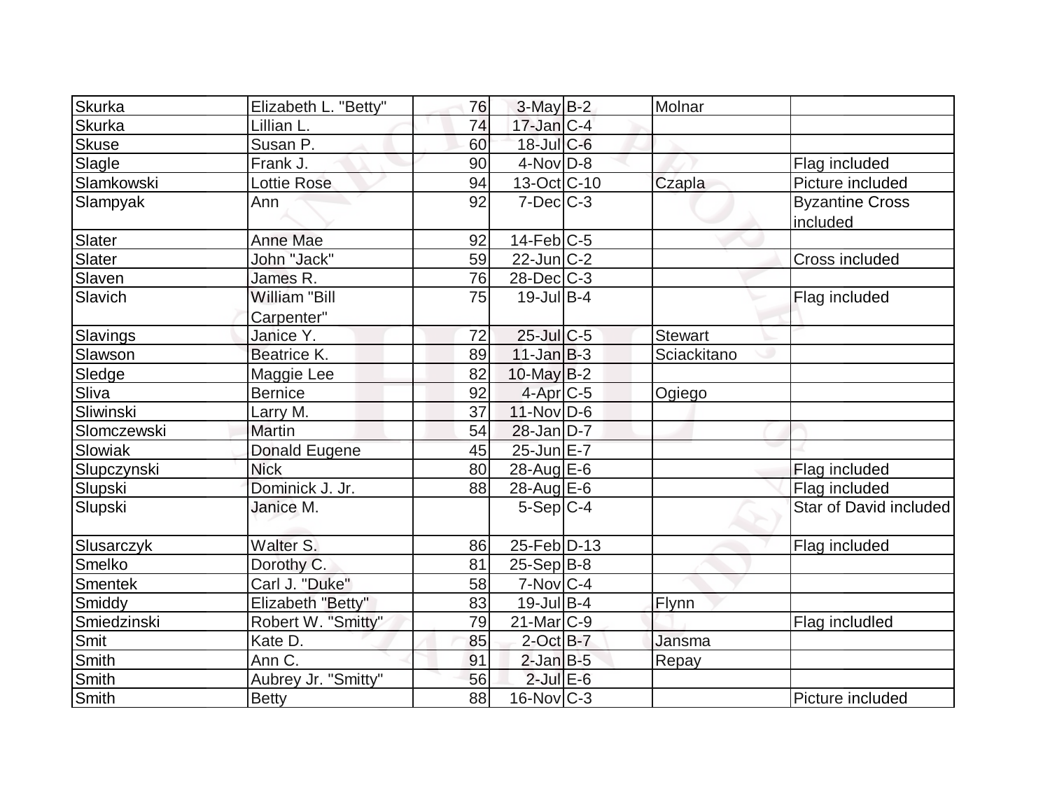| | | | | | | |
|---|---|---|---|---|---|---|
| Skurka | Elizabeth L. "Betty" | 76 | 3-May | B-2 | Molnar | |
| Skurka | Lillian L. | 74 | 17-Jan | C-4 | | |
| Skuse | Susan P. | 60 | 18-Jul | C-6 | | |
| Slagle | Frank J. | 90 | 4-Nov | D-8 | | Flag included |
| Slamkowski | Lottie Rose | 94 | 13-Oct | C-10 | Czapla | Picture included |
| Slampyak | Ann | 92 | 7-Dec | C-3 | | Byzantine Cross included |
| Slater | Anne Mae | 92 | 14-Feb | C-5 | | |
| Slater | John "Jack" | 59 | 22-Jun | C-2 | | Cross included |
| Slaven | James R. | 76 | 28-Dec | C-3 | | |
| Slavich | William "Bill Carpenter" | 75 | 19-Jul | B-4 | | Flag included |
| Slavings | Janice Y. | 72 | 25-Jul | C-5 | Stewart | |
| Slawson | Beatrice K. | 89 | 11-Jan | B-3 | Sciackitano | |
| Sledge | Maggie Lee | 82 | 10-May | B-2 | | |
| Sliva | Bernice | 92 | 4-Apr | C-5 | Ogiego | |
| Sliwinski | Larry M. | 37 | 11-Nov | D-6 | | |
| Slomczewski | Martin | 54 | 28-Jan | D-7 | | |
| Slowiak | Donald Eugene | 45 | 25-Jun | E-7 | | |
| Slupczynski | Nick | 80 | 28-Aug | E-6 | | Flag included |
| Slupski | Dominick J. Jr. | 88 | 28-Aug | E-6 | | Flag included |
| Slupski | Janice M. | | 5-Sep | C-4 | | Star of David included |
| Slusarczyk | Walter S. | 86 | 25-Feb | D-13 | | Flag included |
| Smelko | Dorothy C. | 81 | 25-Sep | B-8 | | |
| Smentek | Carl J. "Duke" | 58 | 7-Nov | C-4 | | |
| Smiddy | Elizabeth "Betty" | 83 | 19-Jul | B-4 | Flynn | |
| Smiedzinski | Robert W. "Smitty" | 79 | 21-Mar | C-9 | | Flag includled |
| Smit | Kate D. | 85 | 2-Oct | B-7 | Jansma | |
| Smith | Ann C. | 91 | 2-Jan | B-5 | Repay | |
| Smith | Aubrey Jr. "Smitty" | 56 | 2-Jul | E-6 | | |
| Smith | Betty | 88 | 16-Nov | C-3 | | Picture included |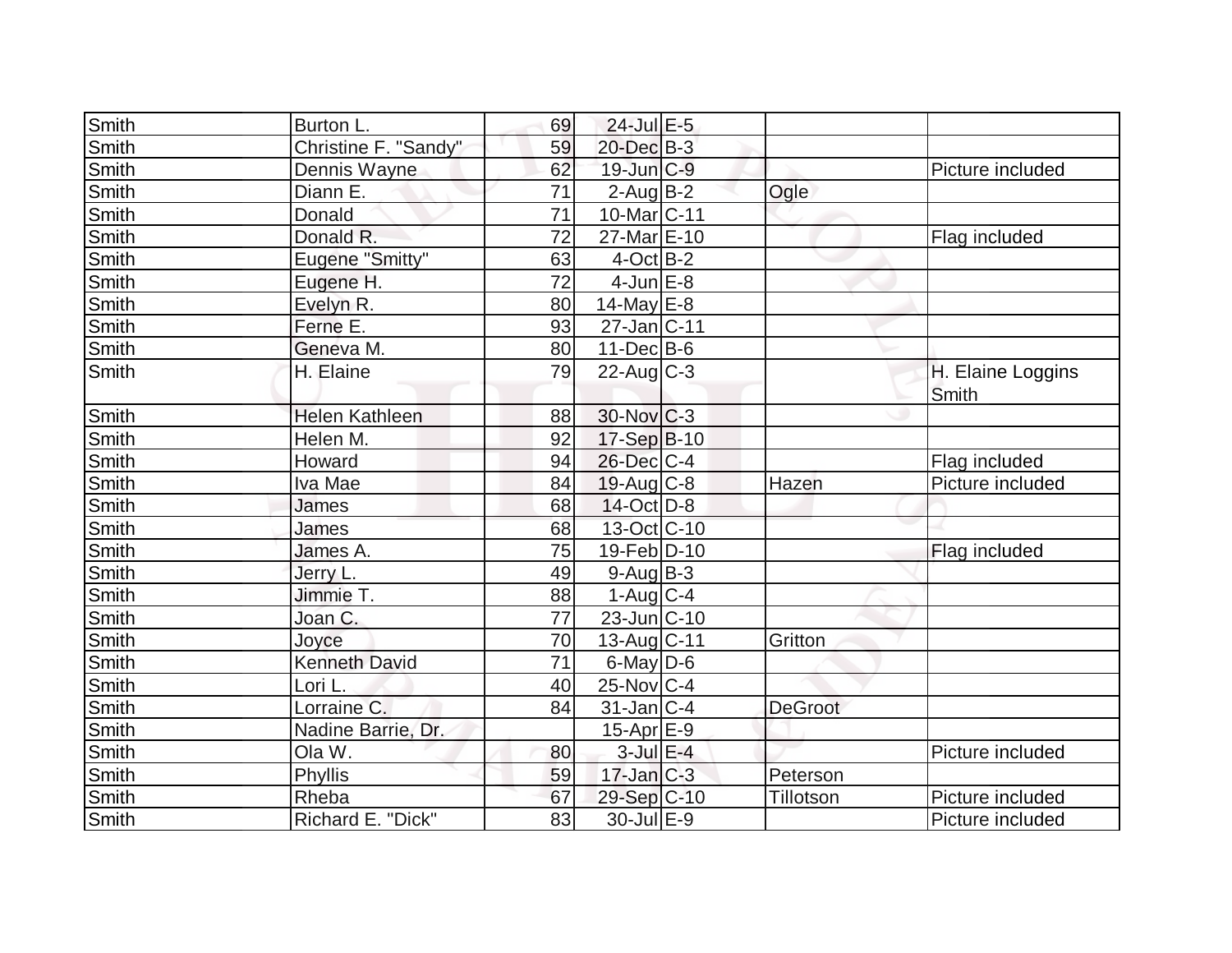| | | | | | | |
|---|---|---|---|---|---|---|
| Smith | Burton L. | 69 | 24-Jul | E-5 | | |
| Smith | Christine F. "Sandy" | 59 | 20-Dec | B-3 | | |
| Smith | Dennis Wayne | 62 | 19-Jun | C-9 | | Picture included |
| Smith | Diann E. | 71 | 2-Aug | B-2 | Ogle | |
| Smith | Donald | 71 | 10-Mar | C-11 | | |
| Smith | Donald R. | 72 | 27-Mar | E-10 | | Flag included |
| Smith | Eugene "Smitty" | 63 | 4-Oct | B-2 | | |
| Smith | Eugene H. | 72 | 4-Jun | E-8 | | |
| Smith | Evelyn R. | 80 | 14-May | E-8 | | |
| Smith | Ferne E. | 93 | 27-Jan | C-11 | | |
| Smith | Geneva M. | 80 | 11-Dec | B-6 | | |
| Smith | H. Elaine | 79 | 22-Aug | C-3 | | H. Elaine Loggins Smith |
| Smith | Helen Kathleen | 88 | 30-Nov | C-3 | | |
| Smith | Helen M. | 92 | 17-Sep | B-10 | | |
| Smith | Howard | 94 | 26-Dec | C-4 | | Flag included |
| Smith | Iva Mae | 84 | 19-Aug | C-8 | Hazen | Picture included |
| Smith | James | 68 | 14-Oct | D-8 | | |
| Smith | James | 68 | 13-Oct | C-10 | | |
| Smith | James A. | 75 | 19-Feb | D-10 | | Flag included |
| Smith | Jerry L. | 49 | 9-Aug | B-3 | | |
| Smith | Jimmie T. | 88 | 1-Aug | C-4 | | |
| Smith | Joan C. | 77 | 23-Jun | C-10 | | |
| Smith | Joyce | 70 | 13-Aug | C-11 | Gritton | |
| Smith | Kenneth David | 71 | 6-May | D-6 | | |
| Smith | Lori L. | 40 | 25-Nov | C-4 | | |
| Smith | Lorraine C. | 84 | 31-Jan | C-4 | DeGroot | |
| Smith | Nadine Barrie, Dr. | | 15-Apr | E-9 | | |
| Smith | Ola W. | 80 | 3-Jul | E-4 | | Picture included |
| Smith | Phyllis | 59 | 17-Jan | C-3 | Peterson | |
| Smith | Rheba | 67 | 29-Sep | C-10 | Tillotson | Picture included |
| Smith | Richard E. "Dick" | 83 | 30-Jul | E-9 | | Picture included |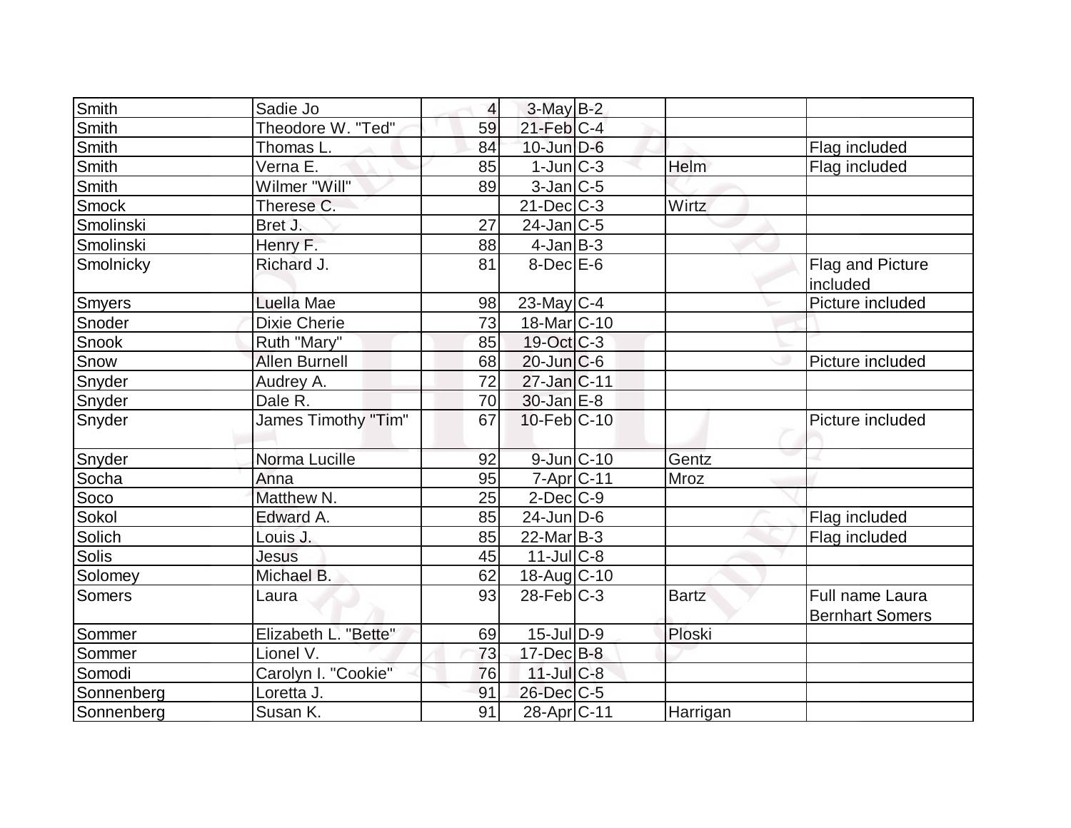| | | | | | | |
|---|---|---|---|---|---|---|
| Smith | Sadie Jo | 4 | 3-May | B-2 | | |
| Smith | Theodore W. "Ted" | 59 | 21-Feb | C-4 | | |
| Smith | Thomas L. | 84 | 10-Jun | D-6 | | Flag included |
| Smith | Verna E. | 85 | 1-Jun | C-3 | Helm | Flag included |
| Smith | Wilmer "Will" | 89 | 3-Jan | C-5 | | |
| Smock | Therese C. | | 21-Dec | C-3 | Wirtz | |
| Smolinski | Bret J. | 27 | 24-Jan | C-5 | | |
| Smolinski | Henry F. | 88 | 4-Jan | B-3 | | |
| Smolnicky | Richard J. | 81 | 8-Dec | E-6 | | Flag and Picture included |
| Smyers | Luella Mae | 98 | 23-May | C-4 | | Picture included |
| Snoder | Dixie Cherie | 73 | 18-Mar | C-10 | | |
| Snook | Ruth "Mary" | 85 | 19-Oct | C-3 | | |
| Snow | Allen Burnell | 68 | 20-Jun | C-6 | | Picture included |
| Snyder | Audrey A. | 72 | 27-Jan | C-11 | | |
| Snyder | Dale R. | 70 | 30-Jan | E-8 | | |
| Snyder | James Timothy "Tim" | 67 | 10-Feb | C-10 | | Picture included |
| Snyder | Norma Lucille | 92 | 9-Jun | C-10 | Gentz | |
| Socha | Anna | 95 | 7-Apr | C-11 | Mroz | |
| Soco | Matthew N. | 25 | 2-Dec | C-9 | | |
| Sokol | Edward A. | 85 | 24-Jun | D-6 | | Flag included |
| Solich | Louis J. | 85 | 22-Mar | B-3 | | Flag included |
| Solis | Jesus | 45 | 11-Jul | C-8 | | |
| Solomey | Michael B. | 62 | 18-Aug | C-10 | | |
| Somers | Laura | 93 | 28-Feb | C-3 | Bartz | Full name Laura Bernhart Somers |
| Sommer | Elizabeth L. "Bette" | 69 | 15-Jul | D-9 | Ploski | |
| Sommer | Lionel V. | 73 | 17-Dec | B-8 | | |
| Somodi | Carolyn I. "Cookie" | 76 | 11-Jul | C-8 | | |
| Sonnenberg | Loretta J. | 91 | 26-Dec | C-5 | | |
| Sonnenberg | Susan K. | 91 | 28-Apr | C-11 | Harrigan | |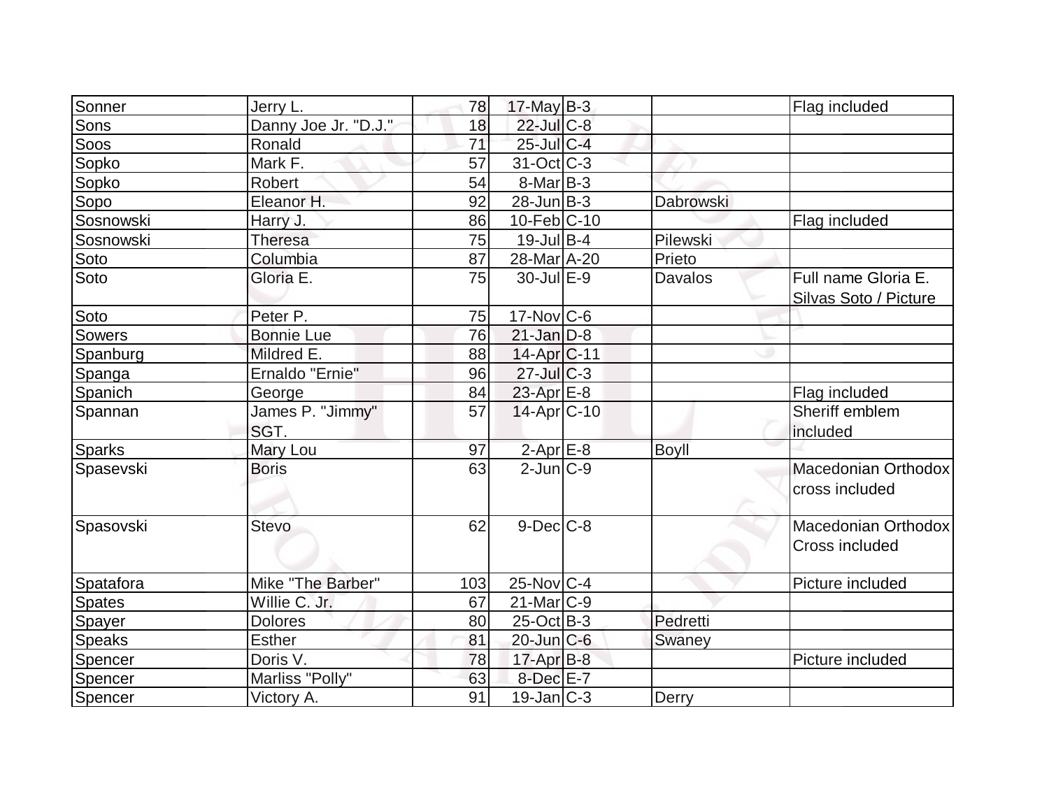| Sonner | Jerry L. | 78 | 17-May | B-3 | | Flag included |
|---|---|---|---|---|---|---|
| Sons | Danny Joe Jr. "D.J." | 18 | 22-Jul | C-8 | | |
| Soos | Ronald | 71 | 25-Jul | C-4 | | |
| Sopko | Mark F. | 57 | 31-Oct | C-3 | | |
| Sopko | Robert | 54 | 8-Mar | B-3 | | |
| Sopo | Eleanor H. | 92 | 28-Jun | B-3 | Dabrowski | |
| Sosnowski | Harry J. | 86 | 10-Feb | C-10 | | Flag included |
| Sosnowski | Theresa | 75 | 19-Jul | B-4 | Pilewski | |
| Soto | Columbia | 87 | 28-Mar | A-20 | Prieto | |
| Soto | Gloria E. | 75 | 30-Jul | E-9 | Davalos | Full name Gloria E. Silvas Soto / Picture |
| Soto | Peter P. | 75 | 17-Nov | C-6 | | |
| Sowers | Bonnie Lue | 76 | 21-Jan | D-8 | | |
| Spanburg | Mildred E. | 88 | 14-Apr | C-11 | | |
| Spanga | Ernaldo "Ernie" | 96 | 27-Jul | C-3 | | |
| Spanich | George | 84 | 23-Apr | E-8 | | Flag included |
| Spannan | James P. "Jimmy" SGT. | 57 | 14-Apr | C-10 | | Sheriff emblem included |
| Sparks | Mary Lou | 97 | 2-Apr | E-8 | Boyll | |
| Spasevski | Boris | 63 | 2-Jun | C-9 | | Macedonian Orthodox cross included |
| Spasovski | Stevo | 62 | 9-Dec | C-8 | | Macedonian Orthodox Cross included |
| Spatafora | Mike "The Barber" | 103 | 25-Nov | C-4 | | Picture included |
| Spates | Willie C. Jr. | 67 | 21-Mar | C-9 | | |
| Spayer | Dolores | 80 | 25-Oct | B-3 | Pedretti | |
| Speaks | Esther | 81 | 20-Jun | C-6 | Swaney | |
| Spencer | Doris V. | 78 | 17-Apr | B-8 | | Picture included |
| Spencer | Marliss "Polly" | 63 | 8-Dec | E-7 | | |
| Spencer | Victory A. | 91 | 19-Jan | C-3 | Derry | |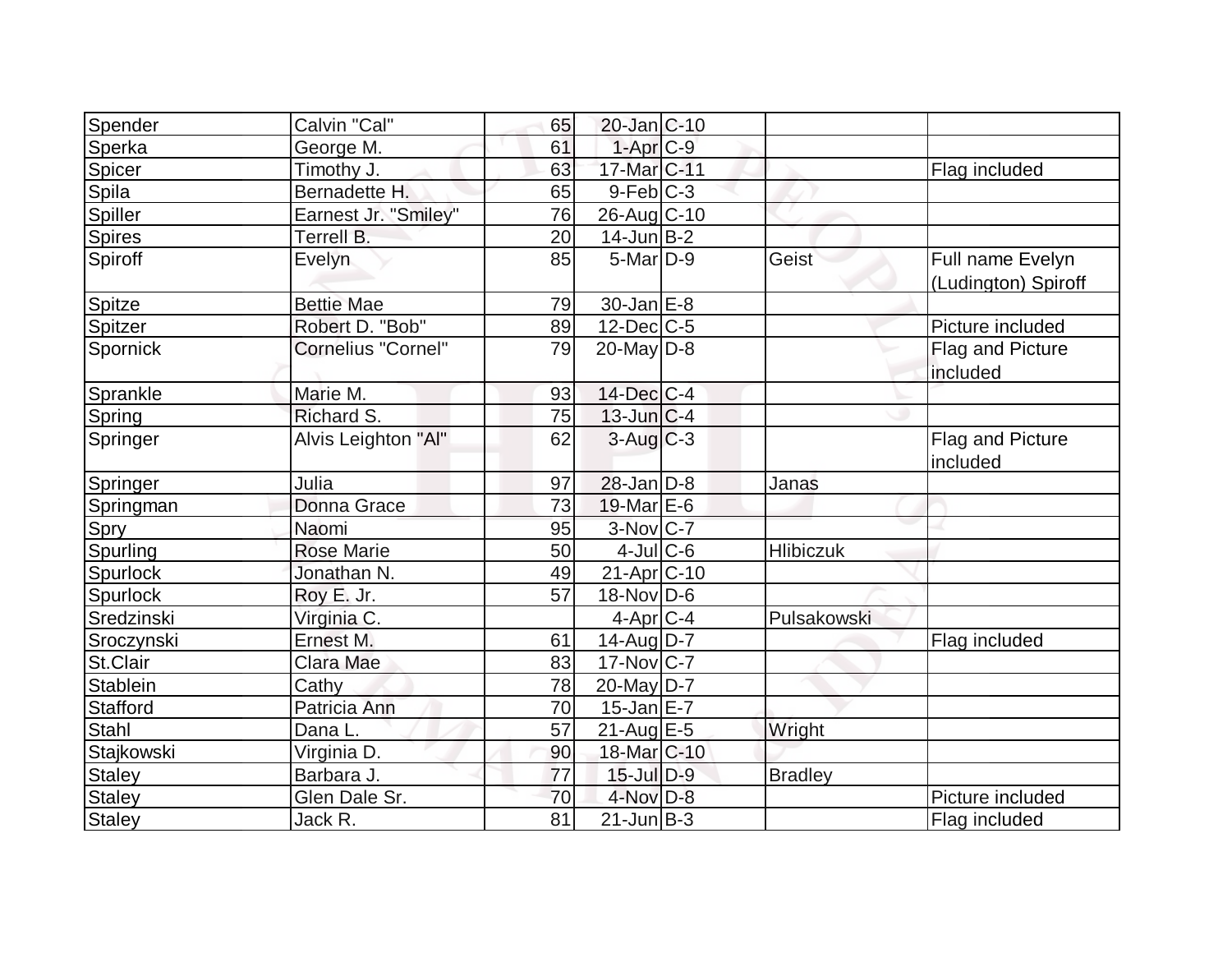| Spender | Calvin "Cal" | 65 | 20-Jan | C-10 | | |
|---|---|---|---|---|---|---|
| Sperka | George M. | 61 | 1-Apr | C-9 | | |
| Spicer | Timothy J. | 63 | 17-Mar | C-11 | | Flag included |
| Spila | Bernadette H. | 65 | 9-Feb | C-3 | | |
| Spiller | Earnest Jr. "Smiley" | 76 | 26-Aug | C-10 | | |
| Spires | Terrell B. | 20 | 14-Jun | B-2 | | |
| Spiroff | Evelyn | 85 | 5-Mar | D-9 | Geist | Full name Evelyn (Ludington) Spiroff |
| Spitze | Bettie Mae | 79 | 30-Jan | E-8 | | |
| Spitzer | Robert D. "Bob" | 89 | 12-Dec | C-5 | | Picture included |
| Spornick | Cornelius "Cornel" | 79 | 20-May | D-8 | | Flag and Picture included |
| Sprankle | Marie M. | 93 | 14-Dec | C-4 | | |
| Spring | Richard S. | 75 | 13-Jun | C-4 | | |
| Springer | Alvis Leighton "Al" | 62 | 3-Aug | C-3 | | Flag and Picture included |
| Springer | Julia | 97 | 28-Jan | D-8 | Janas | |
| Springman | Donna Grace | 73 | 19-Mar | E-6 | | |
| Spry | Naomi | 95 | 3-Nov | C-7 | | |
| Spurling | Rose Marie | 50 | 4-Jul | C-6 | Hlibiczuk | |
| Spurlock | Jonathan N. | 49 | 21-Apr | C-10 | | |
| Spurlock | Roy E. Jr. | 57 | 18-Nov | D-6 | | |
| Sredzinski | Virginia C. | | 4-Apr | C-4 | Pulsakowski | |
| Sroczynski | Ernest M. | 61 | 14-Aug | D-7 | | Flag included |
| St.Clair | Clara Mae | 83 | 17-Nov | C-7 | | |
| Stablein | Cathy | 78 | 20-May | D-7 | | |
| Stafford | Patricia Ann | 70 | 15-Jan | E-7 | | |
| Stahl | Dana L. | 57 | 21-Aug | E-5 | Wright | |
| Stajkowski | Virginia D. | 90 | 18-Mar | C-10 | | |
| Staley | Barbara J. | 77 | 15-Jul | D-9 | Bradley | |
| Staley | Glen Dale Sr. | 70 | 4-Nov | D-8 | | Picture included |
| Staley | Jack R. | 81 | 21-Jun | B-3 | | Flag included |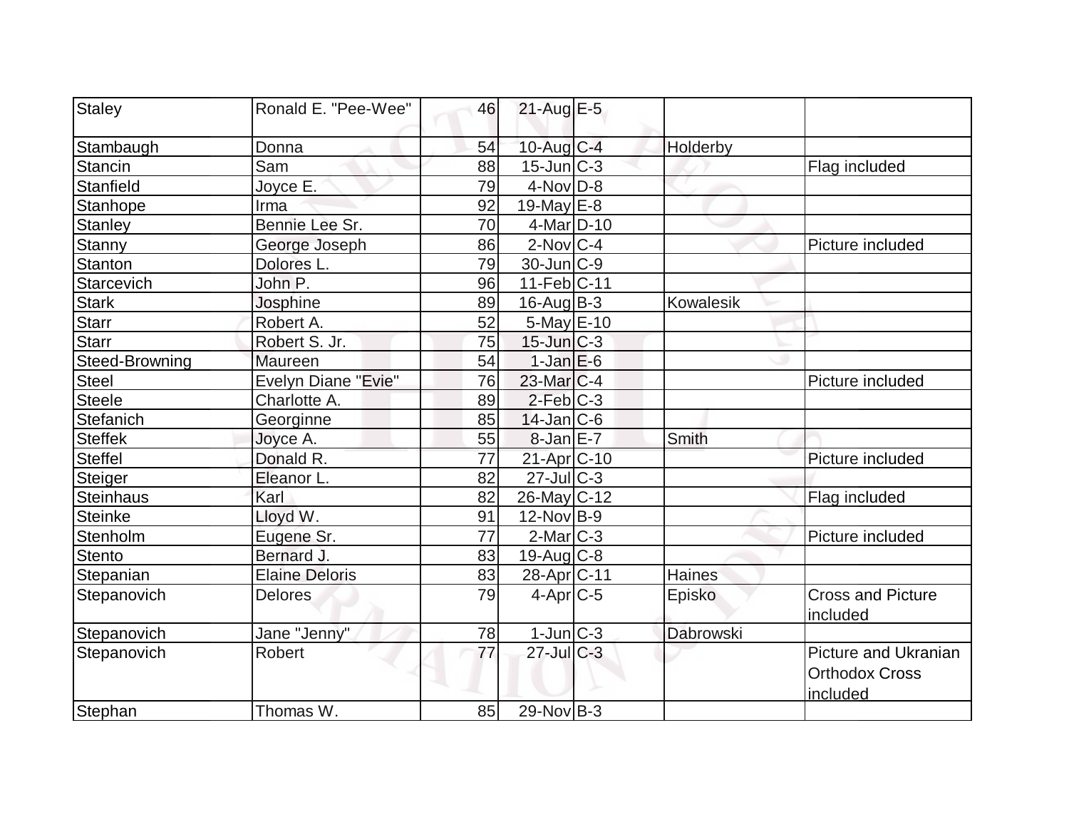| Staley | Ronald E. "Pee-Wee" | 46 | 21-Aug | E-5 | | |
|---|---|---|---|---|---|---|
| Stambaugh | Donna | 54 | 10-Aug | C-4 | Holderby | |
| Stancin | Sam | 88 | 15-Jun | C-3 | | Flag included |
| Stanfield | Joyce E. | 79 | 4-Nov | D-8 | | |
| Stanhope | Irma | 92 | 19-May | E-8 | | |
| Stanley | Bennie Lee Sr. | 70 | 4-Mar | D-10 | | |
| Stanny | George Joseph | 86 | 2-Nov | C-4 | | Picture included |
| Stanton | Dolores L. | 79 | 30-Jun | C-9 | | |
| Starcevich | John P. | 96 | 11-Feb | C-11 | | |
| Stark | Josphine | 89 | 16-Aug | B-3 | Kowalesik | |
| Starr | Robert A. | 52 | 5-May | E-10 | | |
| Starr | Robert S. Jr. | 75 | 15-Jun | C-3 | | |
| Steed-Browning | Maureen | 54 | 1-Jan | E-6 | | |
| Steel | Evelyn Diane "Evie" | 76 | 23-Mar | C-4 | | Picture included |
| Steele | Charlotte A. | 89 | 2-Feb | C-3 | | |
| Stefanich | Georginne | 85 | 14-Jan | C-6 | | |
| Steffek | Joyce A. | 55 | 8-Jan | E-7 | Smith | |
| Steffel | Donald R. | 77 | 21-Apr | C-10 | | Picture included |
| Steiger | Eleanor L. | 82 | 27-Jul | C-3 | | |
| Steinhaus | Karl | 82 | 26-May | C-12 | | Flag included |
| Steinke | Lloyd W. | 91 | 12-Nov | B-9 | | |
| Stenholm | Eugene Sr. | 77 | 2-Mar | C-3 | | Picture included |
| Stento | Bernard J. | 83 | 19-Aug | C-8 | | |
| Stepanian | Elaine Deloris | 83 | 28-Apr | C-11 | Haines | |
| Stepanovich | Delores | 79 | 4-Apr | C-5 | Episko | Cross and Picture included |
| Stepanovich | Jane "Jenny" | 78 | 1-Jun | C-3 | Dabrowski | |
| Stepanovich | Robert | 77 | 27-Jul | C-3 | | Picture and Ukranian Orthodox Cross included |
| Stephan | Thomas W. | 85 | 29-Nov | B-3 | | |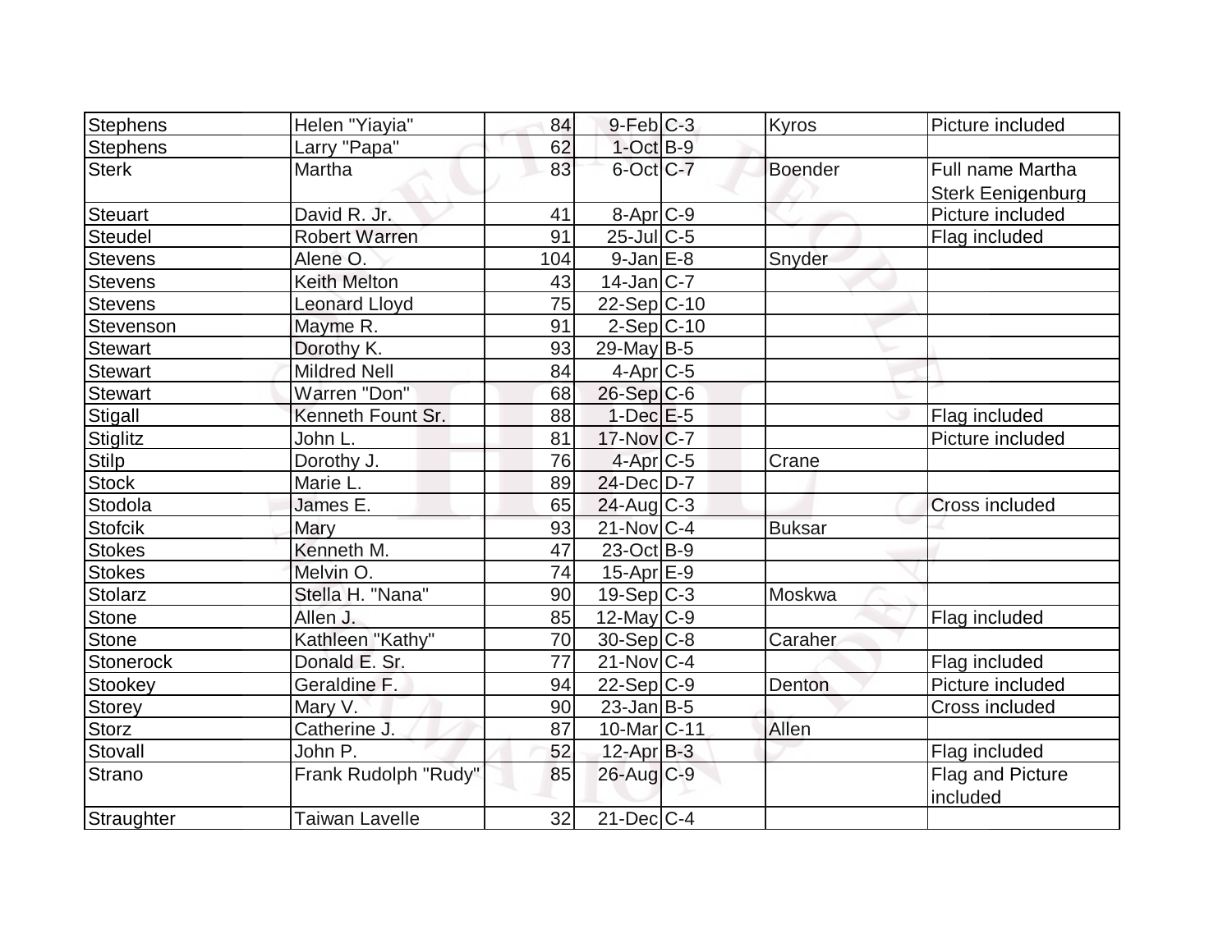| | | | | | | |
|---|---|---|---|---|---|---|
| Stephens | Helen "Yiayia" | 84 | 9-Feb | C-3 | Kyros | Picture included |
| Stephens | Larry "Papa" | 62 | 1-Oct | B-9 | | |
| Sterk | Martha | 83 | 6-Oct | C-7 | Boender | Full name Martha Sterk Eenigenburg |
| Steuart | David R. Jr. | 41 | 8-Apr | C-9 | | Picture included |
| Steudel | Robert Warren | 91 | 25-Jul | C-5 | | Flag included |
| Stevens | Alene O. | 104 | 9-Jan | E-8 | Snyder | |
| Stevens | Keith Melton | 43 | 14-Jan | C-7 | | |
| Stevens | Leonard Lloyd | 75 | 22-Sep | C-10 | | |
| Stevenson | Mayme R. | 91 | 2-Sep | C-10 | | |
| Stewart | Dorothy K. | 93 | 29-May | B-5 | | |
| Stewart | Mildred Nell | 84 | 4-Apr | C-5 | | |
| Stewart | Warren "Don" | 68 | 26-Sep | C-6 | | |
| Stigall | Kenneth Fount Sr. | 88 | 1-Dec | E-5 | | Flag included |
| Stiglitz | John L. | 81 | 17-Nov | C-7 | | Picture included |
| Stilp | Dorothy J. | 76 | 4-Apr | C-5 | Crane | |
| Stock | Marie L. | 89 | 24-Dec | D-7 | | |
| Stodola | James E. | 65 | 24-Aug | C-3 | | Cross included |
| Stofcik | Mary | 93 | 21-Nov | C-4 | Buksar | |
| Stokes | Kenneth M. | 47 | 23-Oct | B-9 | | |
| Stokes | Melvin O. | 74 | 15-Apr | E-9 | | |
| Stolarz | Stella H. "Nana" | 90 | 19-Sep | C-3 | Moskwa | |
| Stone | Allen J. | 85 | 12-May | C-9 | | Flag included |
| Stone | Kathleen "Kathy" | 70 | 30-Sep | C-8 | Caraher | |
| Stonerock | Donald E. Sr. | 77 | 21-Nov | C-4 | | Flag included |
| Stookey | Geraldine F. | 94 | 22-Sep | C-9 | Denton | Picture included |
| Storey | Mary V. | 90 | 23-Jan | B-5 | | Cross included |
| Storz | Catherine J. | 87 | 10-Mar | C-11 | Allen | |
| Stovall | John P. | 52 | 12-Apr | B-3 | | Flag included |
| Strano | Frank Rudolph "Rudy" | 85 | 26-Aug | C-9 | | Flag and Picture included |
| Straughter | Taiwan Lavelle | 32 | 21-Dec | C-4 | | |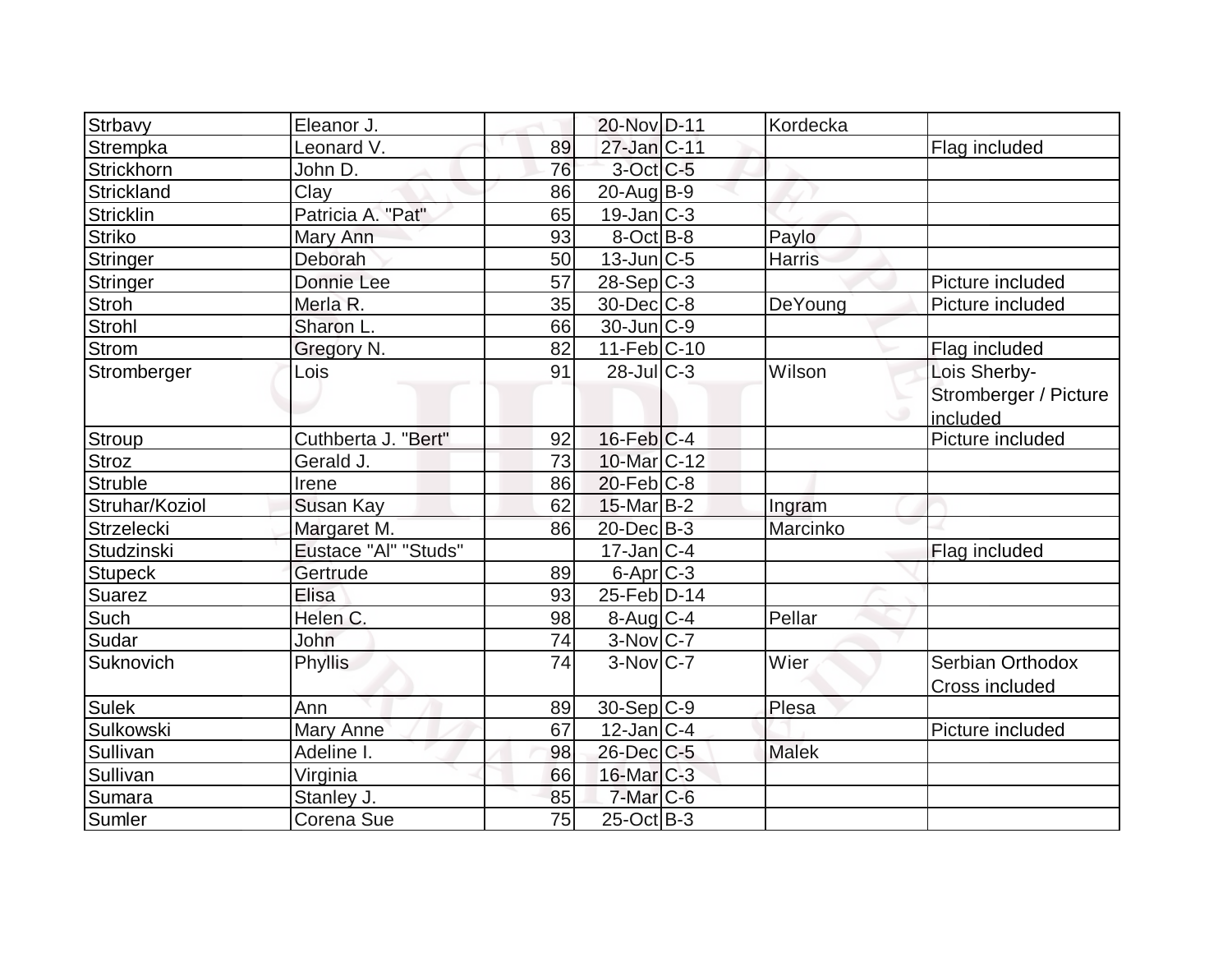| Strbavy | Eleanor J. | | 20-Nov | D-11 | Kordecka | |
|---|---|---|---|---|---|---|
| Strempka | Leonard V. | 89 | 27-Jan | C-11 | | Flag included |
| Strickhorn | John D. | 76 | 3-Oct | C-5 | | |
| Strickland | Clay | 86 | 20-Aug | B-9 | | |
| Stricklin | Patricia A. "Pat" | 65 | 19-Jan | C-3 | | |
| Striko | Mary Ann | 93 | 8-Oct | B-8 | Paylo | |
| Stringer | Deborah | 50 | 13-Jun | C-5 | Harris | |
| Stringer | Donnie Lee | 57 | 28-Sep | C-3 | | Picture included |
| Stroh | Merla R. | 35 | 30-Dec | C-8 | DeYoung | Picture included |
| Strohl | Sharon L. | 66 | 30-Jun | C-9 | | |
| Strom | Gregory N. | 82 | 11-Feb | C-10 | | Flag included |
| Stromberger | Lois | 91 | 28-Jul | C-3 | Wilson | Lois Sherby-Stromberger / Picture included |
| Stroup | Cuthberta J. "Bert" | 92 | 16-Feb | C-4 | | Picture included |
| Stroz | Gerald J. | 73 | 10-Mar | C-12 | | |
| Struble | Irene | 86 | 20-Feb | C-8 | | |
| Struhar/Koziol | Susan Kay | 62 | 15-Mar | B-2 | Ingram | |
| Strzelecki | Margaret M. | 86 | 20-Dec | B-3 | Marcinko | |
| Studzinski | Eustace "Al" "Studs" | | 17-Jan | C-4 | | Flag included |
| Stupeck | Gertrude | 89 | 6-Apr | C-3 | | |
| Suarez | Elisa | 93 | 25-Feb | D-14 | | |
| Such | Helen C. | 98 | 8-Aug | C-4 | Pellar | |
| Sudar | John | 74 | 3-Nov | C-7 | | |
| Suknovich | Phyllis | 74 | 3-Nov | C-7 | Wier | Serbian Orthodox Cross included |
| Sulek | Ann | 89 | 30-Sep | C-9 | Plesa | |
| Sulkowski | Mary Anne | 67 | 12-Jan | C-4 | | Picture included |
| Sullivan | Adeline I. | 98 | 26-Dec | C-5 | Malek | |
| Sullivan | Virginia | 66 | 16-Mar | C-3 | | |
| Sumara | Stanley J. | 85 | 7-Mar | C-6 | | |
| Sumler | Corena Sue | 75 | 25-Oct | B-3 | | |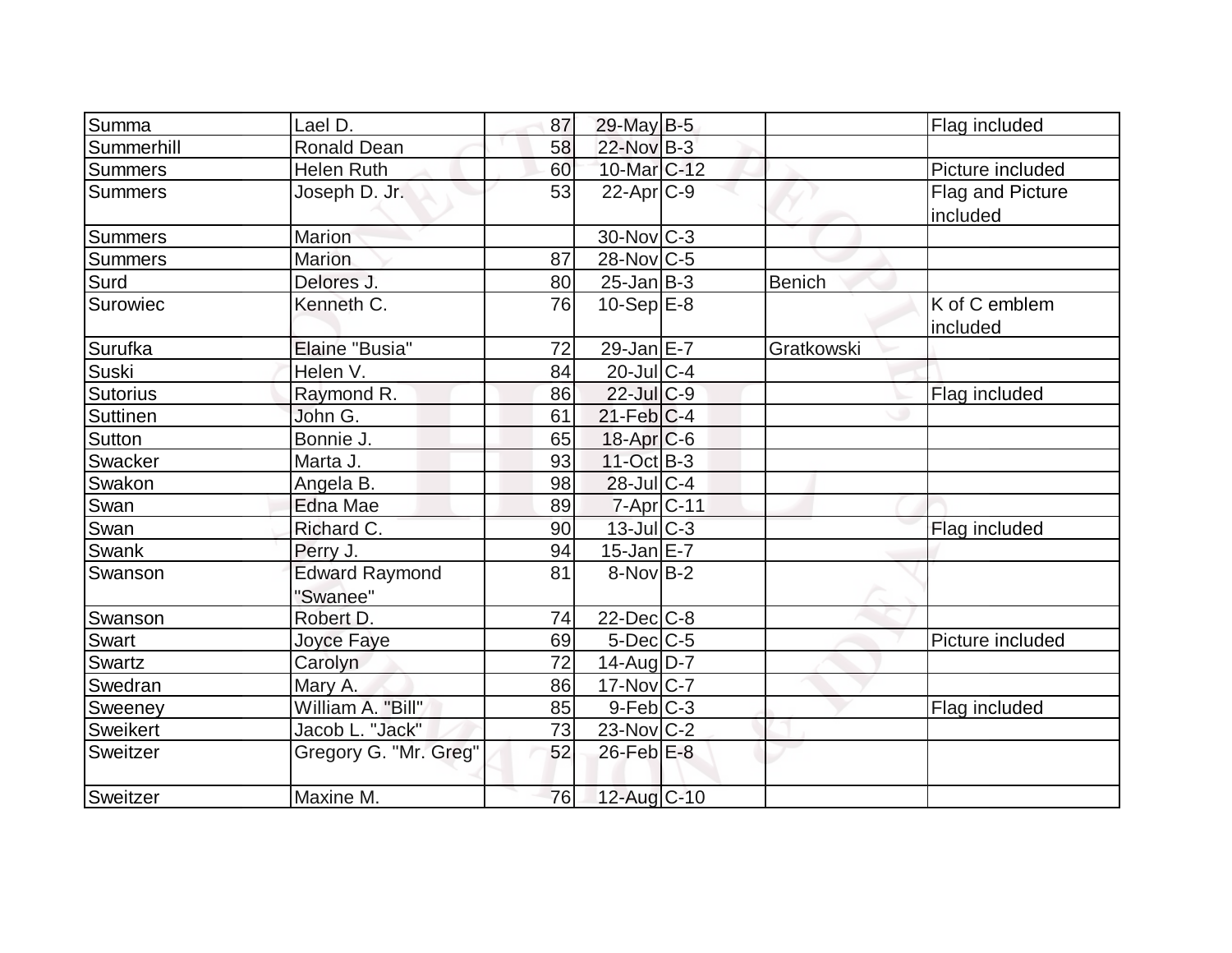| | | | | | | |
|---|---|---|---|---|---|---|
| Summa | Lael D. | 87 | 29-May | B-5 | | Flag included |
| Summerhill | Ronald Dean | 58 | 22-Nov | B-3 | | |
| Summers | Helen Ruth | 60 | 10-Mar | C-12 | | Picture included |
| Summers | Joseph D. Jr. | 53 | 22-Apr | C-9 | | Flag and Picture included |
| Summers | Marion | | 30-Nov | C-3 | | |
| Summers | Marion | 87 | 28-Nov | C-5 | | |
| Surd | Delores J. | 80 | 25-Jan | B-3 | Benich | |
| Surowiec | Kenneth C. | 76 | 10-Sep | E-8 | | K of C emblem included |
| Surufka | Elaine "Busia" | 72 | 29-Jan | E-7 | Gratkowski | |
| Suski | Helen V. | 84 | 20-Jul | C-4 | | |
| Sutorius | Raymond R. | 86 | 22-Jul | C-9 | | Flag included |
| Suttinen | John G. | 61 | 21-Feb | C-4 | | |
| Sutton | Bonnie J. | 65 | 18-Apr | C-6 | | |
| Swacker | Marta J. | 93 | 11-Oct | B-3 | | |
| Swakon | Angela B. | 98 | 28-Jul | C-4 | | |
| Swan | Edna Mae | 89 | 7-Apr | C-11 | | |
| Swan | Richard C. | 90 | 13-Jul | C-3 | | Flag included |
| Swank | Perry J. | 94 | 15-Jan | E-7 | | |
| Swanson | Edward Raymond "Swanee" | 81 | 8-Nov | B-2 | | |
| Swanson | Robert D. | 74 | 22-Dec | C-8 | | |
| Swart | Joyce Faye | 69 | 5-Dec | C-5 | | Picture included |
| Swartz | Carolyn | 72 | 14-Aug | D-7 | | |
| Swedran | Mary A. | 86 | 17-Nov | C-7 | | |
| Sweeney | William A. "Bill" | 85 | 9-Feb | C-3 | | Flag included |
| Sweikert | Jacob L. "Jack" | 73 | 23-Nov | C-2 | | |
| Sweitzer | Gregory G. "Mr. Greg" | 52 | 26-Feb | E-8 | | |
| Sweitzer | Maxine M. | 76 | 12-Aug | C-10 | | |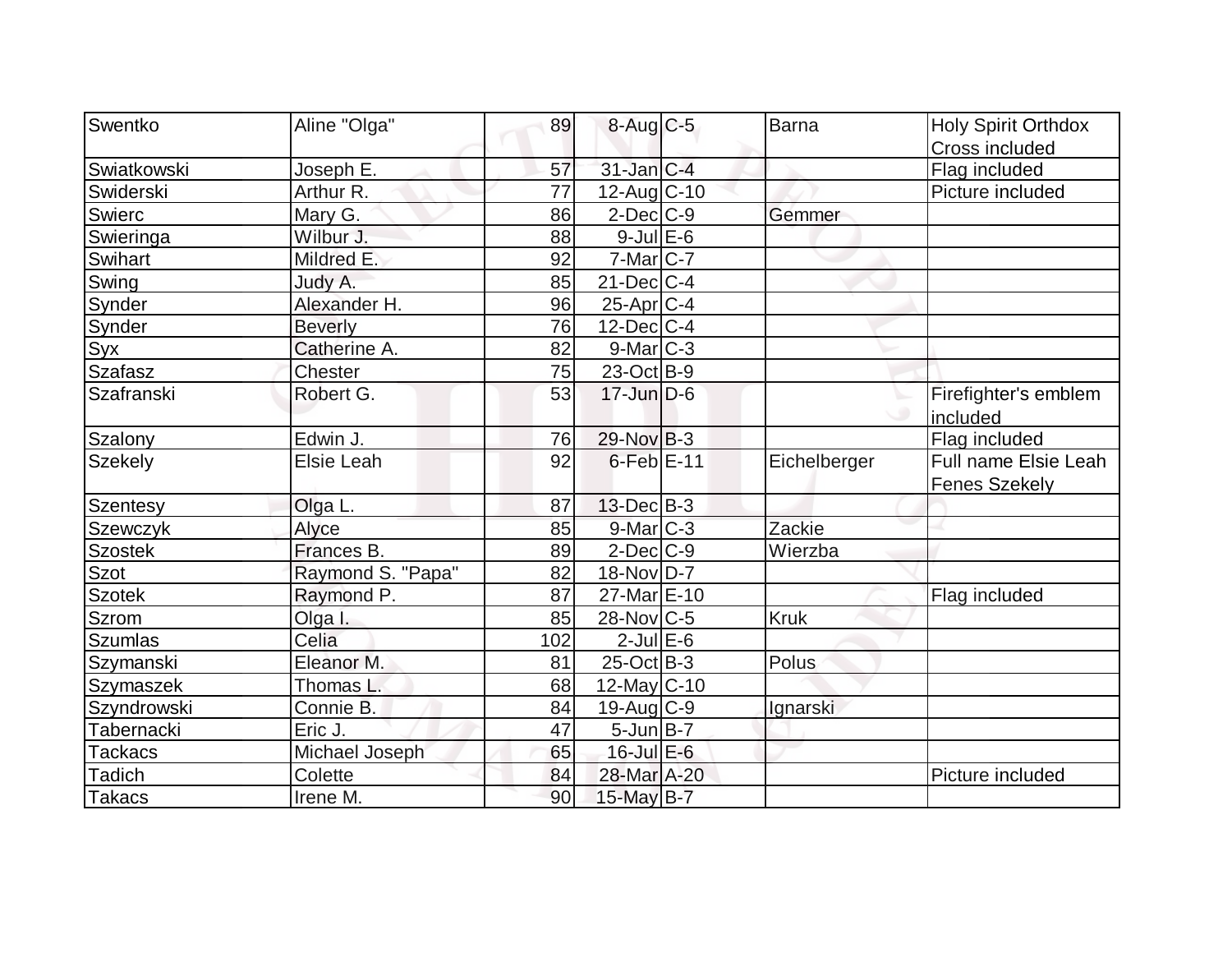| Swentko | Aline "Olga" | 89 | 8-Aug | C-5 | Barna | Holy Spirit Orthdox Cross included |
|---|---|---|---|---|---|---|
| Swiatkowski | Joseph E. | 57 | 31-Jan | C-4 | | Flag included |
| Swiderski | Arthur R. | 77 | 12-Aug | C-10 | | Picture included |
| Swierc | Mary G. | 86 | 2-Dec | C-9 | Gemmer | |
| Swieringa | Wilbur J. | 88 | 9-Jul | E-6 | | |
| Swihart | Mildred E. | 92 | 7-Mar | C-7 | | |
| Swing | Judy A. | 85 | 21-Dec | C-4 | | |
| Synder | Alexander H. | 96 | 25-Apr | C-4 | | |
| Synder | Beverly | 76 | 12-Dec | C-4 | | |
| Syx | Catherine A. | 82 | 9-Mar | C-3 | | |
| Szafasz | Chester | 75 | 23-Oct | B-9 | | |
| Szafranski | Robert G. | 53 | 17-Jun | D-6 | | Firefighter's emblem included |
| Szalony | Edwin J. | 76 | 29-Nov | B-3 | | Flag included |
| Szekely | Elsie Leah | 92 | 6-Feb | E-11 | Eichelberger | Full name Elsie Leah Fenes Szekely |
| Szentesy | Olga L. | 87 | 13-Dec | B-3 | | |
| Szewczyk | Alyce | 85 | 9-Mar | C-3 | Zackie | |
| Szostek | Frances B. | 89 | 2-Dec | C-9 | Wierzba | |
| Szot | Raymond S. "Papa" | 82 | 18-Nov | D-7 | | |
| Szotek | Raymond P. | 87 | 27-Mar | E-10 | | Flag included |
| Szrom | Olga I. | 85 | 28-Nov | C-5 | Kruk | |
| Szumlas | Celia | 102 | 2-Jul | E-6 | | |
| Szymanski | Eleanor M. | 81 | 25-Oct | B-3 | Polus | |
| Szymaszek | Thomas L. | 68 | 12-May | C-10 | | |
| Szyndrowski | Connie B. | 84 | 19-Aug | C-9 | Ignarski | |
| Tabernacki | Eric J. | 47 | 5-Jun | B-7 | | |
| Tackacs | Michael Joseph | 65 | 16-Jul | E-6 | | |
| Tadich | Colette | 84 | 28-Mar | A-20 | | Picture included |
| Takacs | Irene M. | 90 | 15-May | B-7 | | |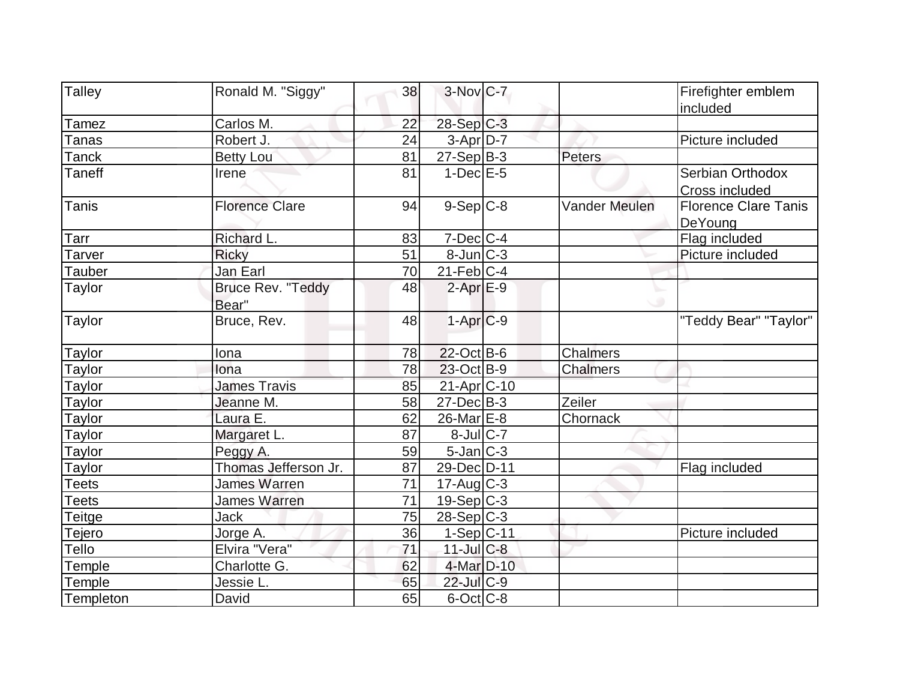| | | | | | | |
|---|---|---|---|---|---|---|
| Talley | Ronald M. "Siggy" | 38 | 3-Nov | C-7 | | Firefighter emblem included |
| Tamez | Carlos M. | 22 | 28-Sep | C-3 | | |
| Tanas | Robert J. | 24 | 3-Apr | D-7 | | Picture included |
| Tanck | Betty Lou | 81 | 27-Sep | B-3 | Peters | |
| Taneff | Irene | 81 | 1-Dec | E-5 | | Serbian Orthodox Cross included |
| Tanis | Florence Clare | 94 | 9-Sep | C-8 | Vander Meulen | Florence Clare Tanis DeYoung |
| Tarr | Richard L. | 83 | 7-Dec | C-4 | | Flag included |
| Tarver | Ricky | 51 | 8-Jun | C-3 | | Picture included |
| Tauber | Jan Earl | 70 | 21-Feb | C-4 | | |
| Taylor | Bruce Rev. "Teddy Bear" | 48 | 2-Apr | E-9 | | |
| Taylor | Bruce, Rev. | 48 | 1-Apr | C-9 | | "Teddy Bear" "Taylor" |
| Taylor | Iona | 78 | 22-Oct | B-6 | Chalmers | |
| Taylor | Iona | 78 | 23-Oct | B-9 | Chalmers | |
| Taylor | James Travis | 85 | 21-Apr | C-10 | | |
| Taylor | Jeanne M. | 58 | 27-Dec | B-3 | Zeiler | |
| Taylor | Laura E. | 62 | 26-Mar | E-8 | Chornack | |
| Taylor | Margaret L. | 87 | 8-Jul | C-7 | | |
| Taylor | Peggy A. | 59 | 5-Jan | C-3 | | |
| Taylor | Thomas Jefferson Jr. | 87 | 29-Dec | D-11 | | Flag included |
| Teets | James Warren | 71 | 17-Aug | C-3 | | |
| Teets | James Warren | 71 | 19-Sep | C-3 | | |
| Teitge | Jack | 75 | 28-Sep | C-3 | | |
| Tejero | Jorge A. | 36 | 1-Sep | C-11 | | Picture included |
| Tello | Elvira "Vera" | 71 | 11-Jul | C-8 | | |
| Temple | Charlotte G. | 62 | 4-Mar | D-10 | | |
| Temple | Jessie L. | 65 | 22-Jul | C-9 | | |
| Templeton | David | 65 | 6-Oct | C-8 | | |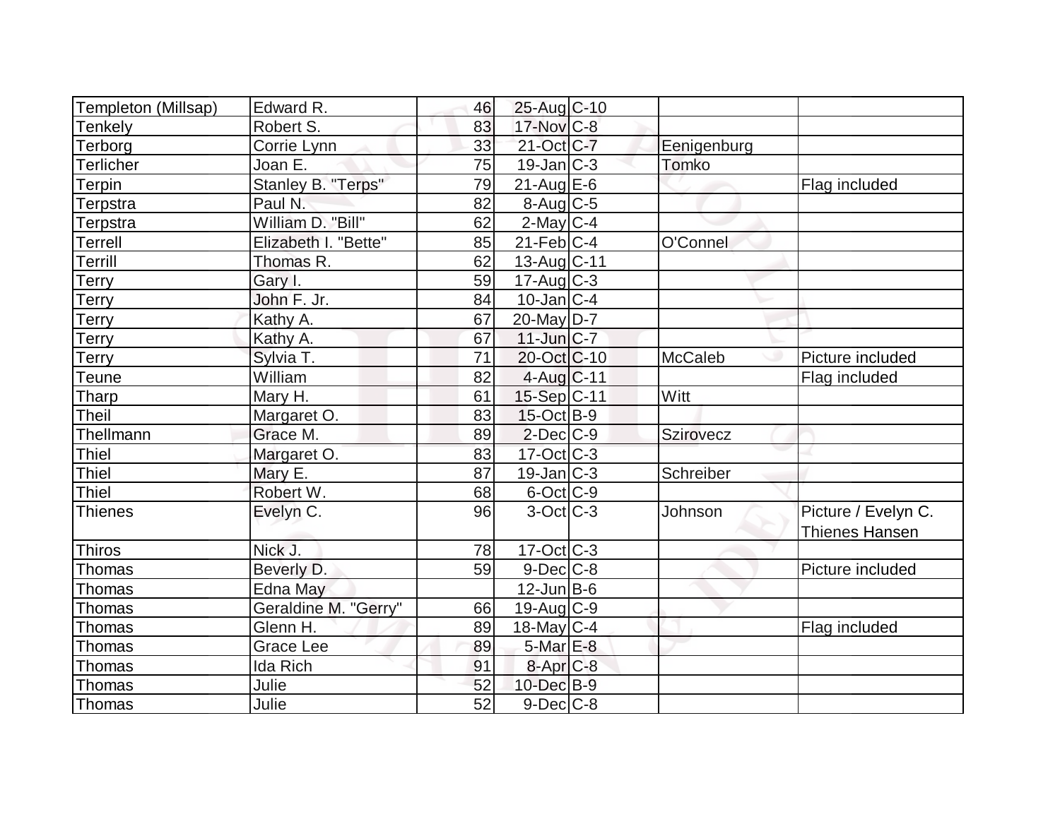| Templeton (Millsap) | Edward R. | 46 | 25-Aug | C-10 | | |
|---|---|---|---|---|---|---|
| Tenkely | Robert S. | 83 | 17-Nov | C-8 | | |
| Terborg | Corrie Lynn | 33 | 21-Oct | C-7 | Eenigenburg | |
| Terlicher | Joan E. | 75 | 19-Jan | C-3 | Tomko | |
| Terpin | Stanley B. "Terps" | 79 | 21-Aug | E-6 | | Flag included |
| Terpstra | Paul N. | 82 | 8-Aug | C-5 | | |
| Terpstra | William D. "Bill" | 62 | 2-May | C-4 | | |
| Terrell | Elizabeth I. "Bette" | 85 | 21-Feb | C-4 | O'Connel | |
| Terrill | Thomas R. | 62 | 13-Aug | C-11 | | |
| Terry | Gary I. | 59 | 17-Aug | C-3 | | |
| Terry | John F. Jr. | 84 | 10-Jan | C-4 | | |
| Terry | Kathy A. | 67 | 20-May | D-7 | | |
| Terry | Kathy A. | 67 | 11-Jun | C-7 | | |
| Terry | Sylvia T. | 71 | 20-Oct | C-10 | McCaleb | Picture included |
| Teune | William | 82 | 4-Aug | C-11 | | Flag included |
| Tharp | Mary H. | 61 | 15-Sep | C-11 | Witt | |
| Theil | Margaret O. | 83 | 15-Oct | B-9 | | |
| Thellmann | Grace M. | 89 | 2-Dec | C-9 | Szirovecz | |
| Thiel | Margaret O. | 83 | 17-Oct | C-3 | | |
| Thiel | Mary E. | 87 | 19-Jan | C-3 | Schreiber | |
| Thiel | Robert W. | 68 | 6-Oct | C-9 | | |
| Thienes | Evelyn C. | 96 | 3-Oct | C-3 | Johnson | Picture / Evelyn C. Thienes Hansen |
| Thiros | Nick J. | 78 | 17-Oct | C-3 | | |
| Thomas | Beverly D. | 59 | 9-Dec | C-8 | | Picture included |
| Thomas | Edna May | | 12-Jun | B-6 | | |
| Thomas | Geraldine M. "Gerry" | 66 | 19-Aug | C-9 | | |
| Thomas | Glenn H. | 89 | 18-May | C-4 | | Flag included |
| Thomas | Grace Lee | 89 | 5-Mar | E-8 | | |
| Thomas | Ida Rich | 91 | 8-Apr | C-8 | | |
| Thomas | Julie | 52 | 10-Dec | B-9 | | |
| Thomas | Julie | 52 | 9-Dec | C-8 | | |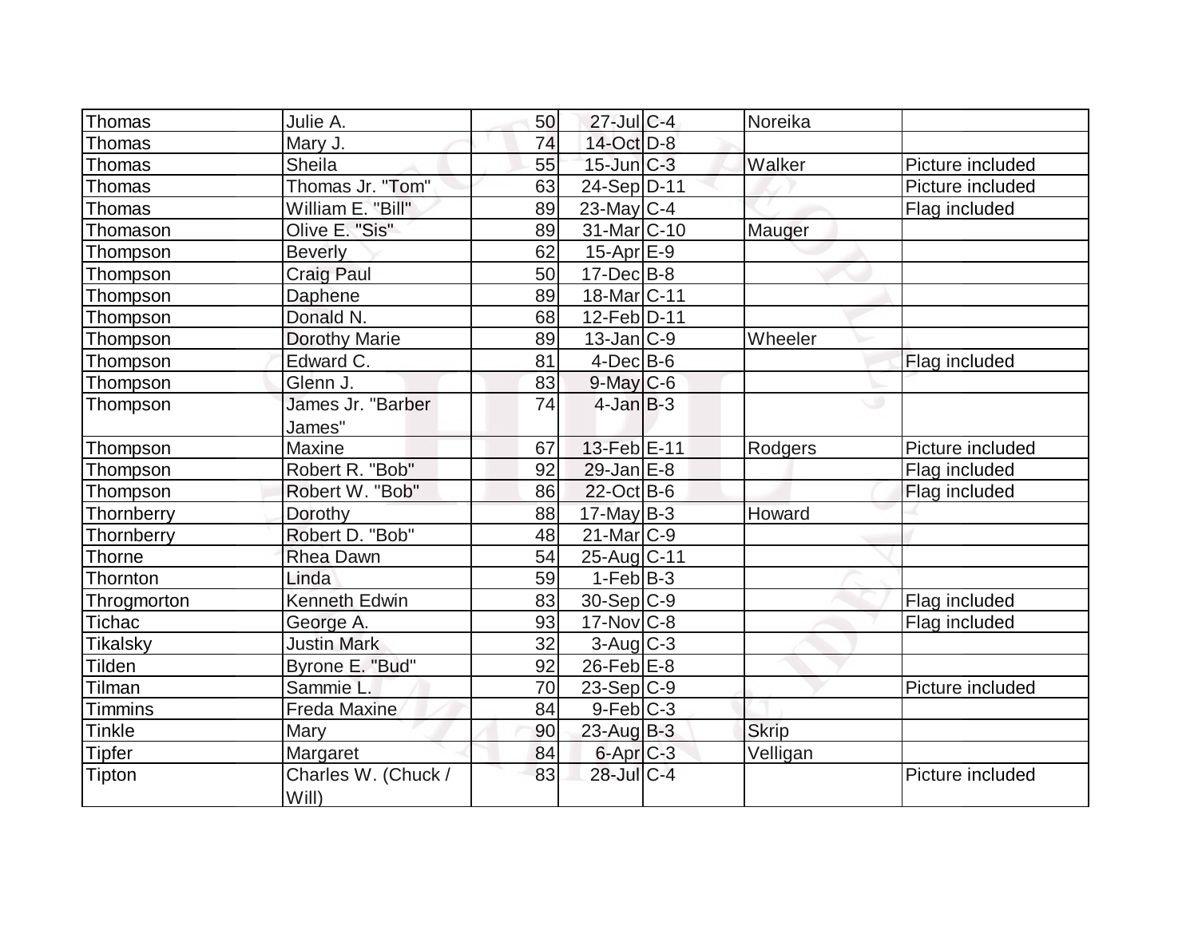| Thomas | Julie A. | 50 | 27-Jul | C-4 | Noreika | |
|---|---|---|---|---|---|---|
| Thomas | Mary J. | 74 | 14-Oct | D-8 | | |
| Thomas | Sheila | 55 | 15-Jun | C-3 | Walker | Picture included |
| Thomas | Thomas Jr. "Tom" | 63 | 24-Sep | D-11 | | Picture included |
| Thomas | William E. "Bill" | 89 | 23-May | C-4 | | Flag included |
| Thomason | Olive E. "Sis" | 89 | 31-Mar | C-10 | Mauger | |
| Thompson | Beverly | 62 | 15-Apr | E-9 | | |
| Thompson | Craig Paul | 50 | 17-Dec | B-8 | | |
| Thompson | Daphene | 89 | 18-Mar | C-11 | | |
| Thompson | Donald N. | 68 | 12-Feb | D-11 | | |
| Thompson | Dorothy Marie | 89 | 13-Jan | C-9 | Wheeler | |
| Thompson | Edward C. | 81 | 4-Dec | B-6 | | Flag included |
| Thompson | Glenn J. | 83 | 9-May | C-6 | | |
| Thompson | James Jr. "Barber James" | 74 | 4-Jan | B-3 | | |
| Thompson | Maxine | 67 | 13-Feb | E-11 | Rodgers | Picture included |
| Thompson | Robert R. "Bob" | 92 | 29-Jan | E-8 | | Flag included |
| Thompson | Robert W. "Bob" | 86 | 22-Oct | B-6 | | Flag included |
| Thornberry | Dorothy | 88 | 17-May | B-3 | Howard | |
| Thornberry | Robert D. "Bob" | 48 | 21-Mar | C-9 | | |
| Thorne | Rhea Dawn | 54 | 25-Aug | C-11 | | |
| Thornton | Linda | 59 | 1-Feb | B-3 | | |
| Throgmorton | Kenneth Edwin | 83 | 30-Sep | C-9 | | Flag included |
| Tichac | George A. | 93 | 17-Nov | C-8 | | Flag included |
| Tikalsky | Justin Mark | 32 | 3-Aug | C-3 | | |
| Tilden | Byrone E. "Bud" | 92 | 26-Feb | E-8 | | |
| Tilman | Sammie L. | 70 | 23-Sep | C-9 | | Picture included |
| Timmins | Freda Maxine | 84 | 9-Feb | C-3 | | |
| Tinkle | Mary | 90 | 23-Aug | B-3 | Skrip | |
| Tipfer | Margaret | 84 | 6-Apr | C-3 | Velligan | |
| Tipton | Charles W. (Chuck / Will) | 83 | 28-Jul | C-4 | | Picture included |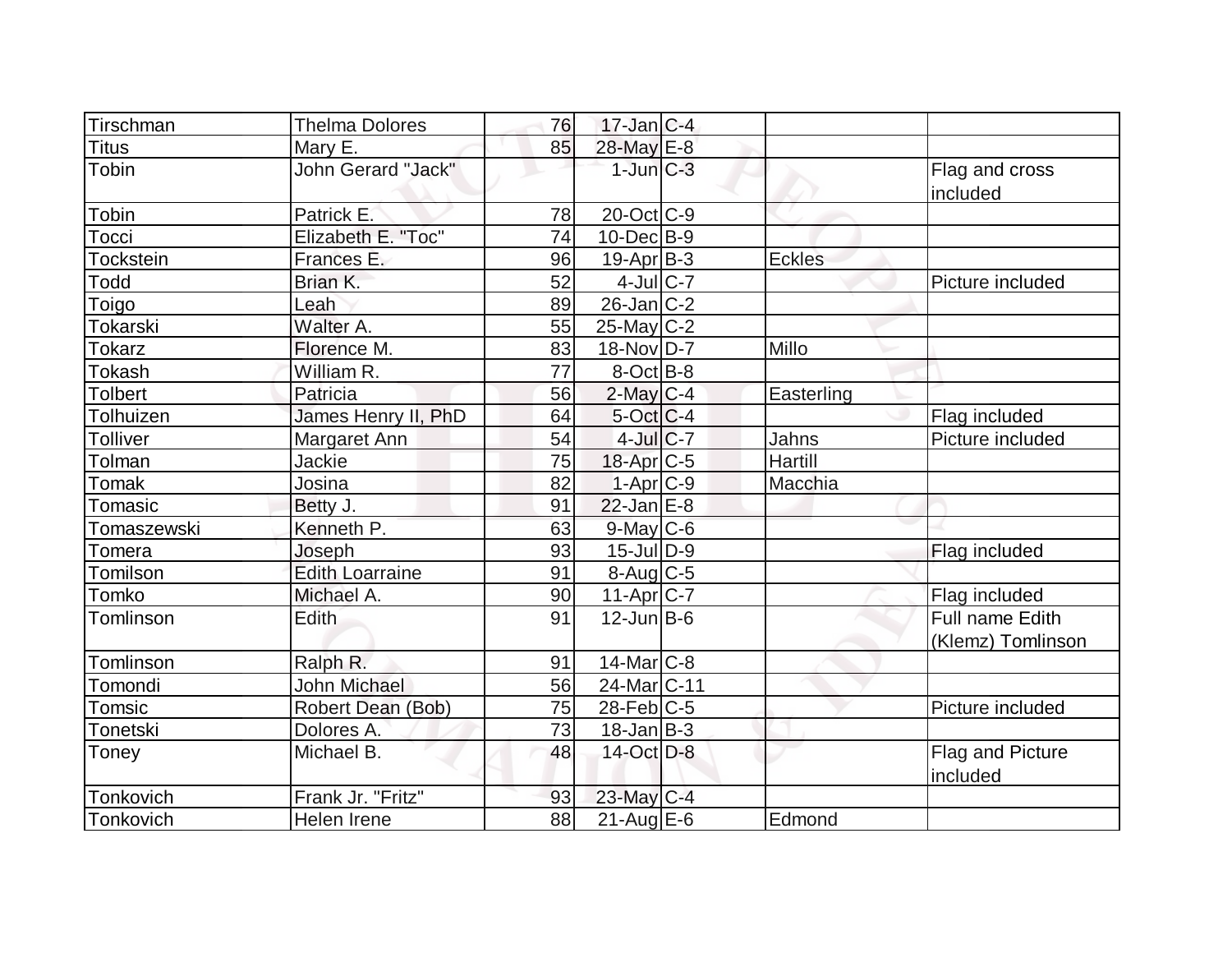| | | | | | | |
|---|---|---|---|---|---|---|
| Tirschman | Thelma Dolores | 76 | 17-Jan | C-4 | | |
| Titus | Mary E. | 85 | 28-May | E-8 | | |
| Tobin | John Gerard "Jack" | | 1-Jun | C-3 | | Flag and cross included |
| Tobin | Patrick E. | 78 | 20-Oct | C-9 | | |
| Tocci | Elizabeth E. "Toc" | 74 | 10-Dec | B-9 | | |
| Tockstein | Frances E. | 96 | 19-Apr | B-3 | Eckles | |
| Todd | Brian K. | 52 | 4-Jul | C-7 | | Picture included |
| Toigo | Leah | 89 | 26-Jan | C-2 | | |
| Tokarski | Walter A. | 55 | 25-May | C-2 | | |
| Tokarz | Florence M. | 83 | 18-Nov | D-7 | Millo | |
| Tokash | William R. | 77 | 8-Oct | B-8 | | |
| Tolbert | Patricia | 56 | 2-May | C-4 | Easterling | |
| Tolhuizen | James Henry II, PhD | 64 | 5-Oct | C-4 | | Flag included |
| Tolliver | Margaret Ann | 54 | 4-Jul | C-7 | Jahns | Picture included |
| Tolman | Jackie | 75 | 18-Apr | C-5 | Hartill | |
| Tomak | Josina | 82 | 1-Apr | C-9 | Macchia | |
| Tomasic | Betty J. | 91 | 22-Jan | E-8 | | |
| Tomaszewski | Kenneth P. | 63 | 9-May | C-6 | | |
| Tomera | Joseph | 93 | 15-Jul | D-9 | | Flag included |
| Tomilson | Edith Loarraine | 91 | 8-Aug | C-5 | | |
| Tomko | Michael A. | 90 | 11-Apr | C-7 | | Flag included |
| Tomlinson | Edith | 91 | 12-Jun | B-6 | | Full name Edith (Klemz) Tomlinson |
| Tomlinson | Ralph R. | 91 | 14-Mar | C-8 | | |
| Tomondi | John Michael | 56 | 24-Mar | C-11 | | |
| Tomsic | Robert Dean (Bob) | 75 | 28-Feb | C-5 | | Picture included |
| Tonetski | Dolores A. | 73 | 18-Jan | B-3 | | |
| Toney | Michael B. | 48 | 14-Oct | D-8 | | Flag and Picture included |
| Tonkovich | Frank Jr. "Fritz" | 93 | 23-May | C-4 | | |
| Tonkovich | Helen Irene | 88 | 21-Aug | E-6 | Edmond | |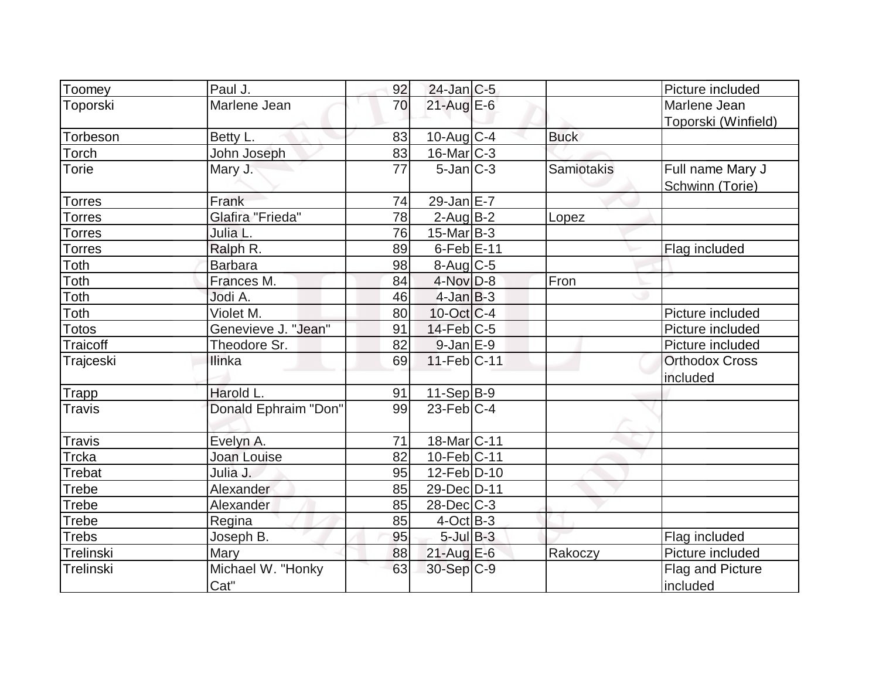| Toomey | Paul J. | 92 | 24-Jan | C-5 | | Picture included |
|---|---|---|---|---|---|---|
| Toporski | Marlene Jean | 70 | 21-Aug | E-6 | | Marlene Jean Toporski (Winfield) |
| Torbeson | Betty L. | 83 | 10-Aug | C-4 | Buck | |
| Torch | John Joseph | 83 | 16-Mar | C-3 | | |
| Torie | Mary J. | 77 | 5-Jan | C-3 | Samiotakis | Full name Mary J Schwinn (Torie) |
| Torres | Frank | 74 | 29-Jan | E-7 | | |
| Torres | Glafira "Frieda" | 78 | 2-Aug | B-2 | Lopez | |
| Torres | Julia L. | 76 | 15-Mar | B-3 | | |
| Torres | Ralph R. | 89 | 6-Feb | E-11 | | Flag included |
| Toth | Barbara | 98 | 8-Aug | C-5 | | |
| Toth | Frances M. | 84 | 4-Nov | D-8 | Fron | |
| Toth | Jodi A. | 46 | 4-Jan | B-3 | | |
| Toth | Violet M. | 80 | 10-Oct | C-4 | | Picture included |
| Totos | Genevieve J. "Jean" | 91 | 14-Feb | C-5 | | Picture included |
| Traicoff | Theodore Sr. | 82 | 9-Jan | E-9 | | Picture included |
| Trajceski | Ilinka | 69 | 11-Feb | C-11 | | Orthodox Cross included |
| Trapp | Harold L. | 91 | 11-Sep | B-9 | | |
| Travis | Donald Ephraim "Don" | 99 | 23-Feb | C-4 | | |
| Travis | Evelyn A. | 71 | 18-Mar | C-11 | | |
| Trcka | Joan Louise | 82 | 10-Feb | C-11 | | |
| Trebat | Julia J. | 95 | 12-Feb | D-10 | | |
| Trebe | Alexander | 85 | 29-Dec | D-11 | | |
| Trebe | Alexander | 85 | 28-Dec | C-3 | | |
| Trebe | Regina | 85 | 4-Oct | B-3 | | |
| Trebs | Joseph B. | 95 | 5-Jul | B-3 | | Flag included |
| Trelinski | Mary | 88 | 21-Aug | E-6 | Rakoczy | Picture included |
| Trelinski | Michael W. "Honky Cat" | 63 | 30-Sep | C-9 | | Flag and Picture included |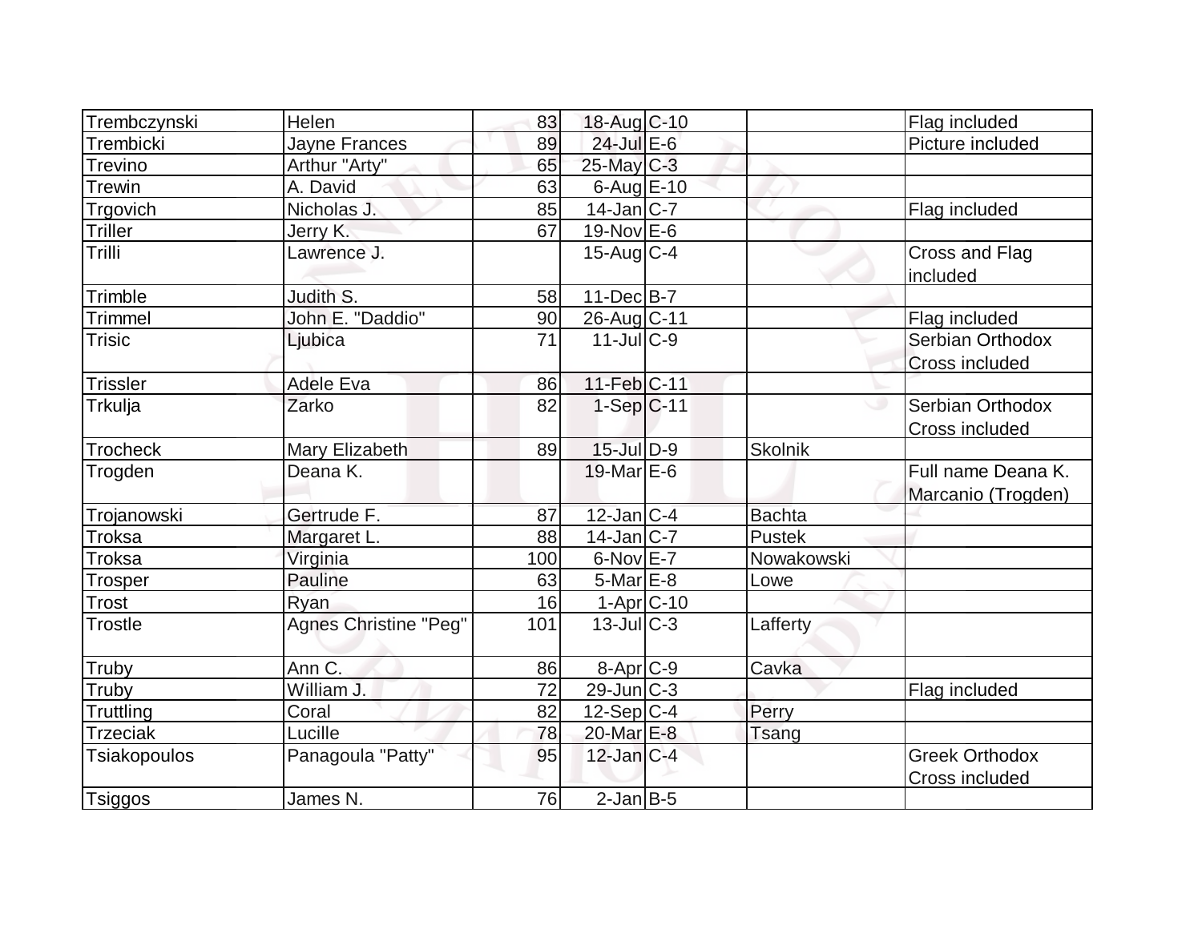| | | | | | | |
|---|---|---|---|---|---|---|
| Trembczynski | Helen | 83 | 18-Aug | C-10 | | Flag included |
| Trembicki | Jayne Frances | 89 | 24-Jul | E-6 | | Picture included |
| Trevino | Arthur "Arty" | 65 | 25-May | C-3 | | |
| Trewin | A. David | 63 | 6-Aug | E-10 | | |
| Trgovich | Nicholas J. | 85 | 14-Jan | C-7 | | Flag included |
| Triller | Jerry K. | 67 | 19-Nov | E-6 | | |
| Trilli | Lawrence J. | | 15-Aug | C-4 | | Cross and Flag included |
| Trimble | Judith S. | 58 | 11-Dec | B-7 | | |
| Trimmel | John E. "Daddio" | 90 | 26-Aug | C-11 | | Flag included |
| Trisic | Ljubica | 71 | 11-Jul | C-9 | | Serbian Orthodox Cross included |
| Trissler | Adele Eva | 86 | 11-Feb | C-11 | | |
| Trkulja | Zarko | 82 | 1-Sep | C-11 | | Serbian Orthodox Cross included |
| Trocheck | Mary Elizabeth | 89 | 15-Jul | D-9 | Skolnik | |
| Trogden | Deana K. | | 19-Mar | E-6 | | Full name Deana K. Marcanio (Trogden) |
| Trojanowski | Gertrude F. | 87 | 12-Jan | C-4 | Bachta | |
| Troksa | Margaret L. | 88 | 14-Jan | C-7 | Pustek | |
| Troksa | Virginia | 100 | 6-Nov | E-7 | Nowakowski | |
| Trosper | Pauline | 63 | 5-Mar | E-8 | Lowe | |
| Trost | Ryan | 16 | 1-Apr | C-10 | | |
| Trostle | Agnes Christine "Peg" | 101 | 13-Jul | C-3 | Lafferty | |
| Truby | Ann C. | 86 | 8-Apr | C-9 | Cavka | |
| Truby | William J. | 72 | 29-Jun | C-3 | | Flag included |
| Truttling | Coral | 82 | 12-Sep | C-4 | Perry | |
| Trzeciak | Lucille | 78 | 20-Mar | E-8 | Tsang | |
| Tsiakopoulos | Panagoula "Patty" | 95 | 12-Jan | C-4 | | Greek Orthodox Cross included |
| Tsiggos | James N. | 76 | 2-Jan | B-5 | | |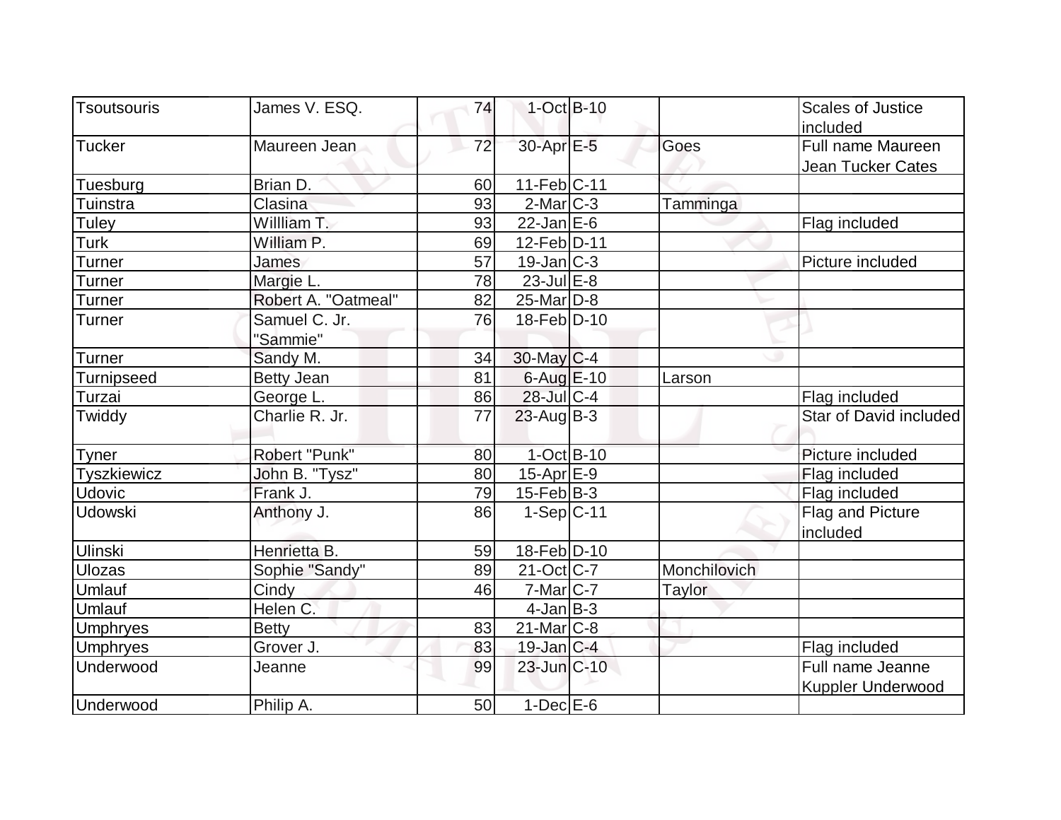| Tsoutsouris | James V. ESQ. | 74 | 1-Oct | B-10 | | Scales of Justice included |
|---|---|---|---|---|---|---|
| Tucker | Maureen Jean | 72 | 30-Apr | E-5 | Goes | Full name Maureen Jean Tucker Cates |
| Tuesburg | Brian D. | 60 | 11-Feb | C-11 | | |
| Tuinstra | Clasina | 93 | 2-Mar | C-3 | Tamminga | |
| Tuley | Willliam T. | 93 | 22-Jan | E-6 | | Flag included |
| Turk | William P. | 69 | 12-Feb | D-11 | | |
| Turner | James | 57 | 19-Jan | C-3 | | Picture included |
| Turner | Margie L. | 78 | 23-Jul | E-8 | | |
| Turner | Robert A. "Oatmeal" | 82 | 25-Mar | D-8 | | |
| Turner | Samuel C. Jr. "Sammie" | 76 | 18-Feb | D-10 | | |
| Turner | Sandy M. | 34 | 30-May | C-4 | | |
| Turnipseed | Betty Jean | 81 | 6-Aug | E-10 | Larson | |
| Turzai | George L. | 86 | 28-Jul | C-4 | | Flag included |
| Twiddy | Charlie R. Jr. | 77 | 23-Aug | B-3 | | Star of David included |
| Tyner | Robert "Punk" | 80 | 1-Oct | B-10 | | Picture included |
| Tyszkiewicz | John B. "Tysz" | 80 | 15-Apr | E-9 | | Flag included |
| Udovic | Frank J. | 79 | 15-Feb | B-3 | | Flag included |
| Udowski | Anthony J. | 86 | 1-Sep | C-11 | | Flag and Picture included |
| Ulinski | Henrietta B. | 59 | 18-Feb | D-10 | | |
| Ulozas | Sophie "Sandy" | 89 | 21-Oct | C-7 | Monchilovich | |
| Umlauf | Cindy | 46 | 7-Mar | C-7 | Taylor | |
| Umlauf | Helen C. | | 4-Jan | B-3 | | |
| Umphryes | Betty | 83 | 21-Mar | C-8 | | |
| Umphryes | Grover J. | 83 | 19-Jan | C-4 | | Flag included |
| Underwood | Jeanne | 99 | 23-Jun | C-10 | | Full name Jeanne Kuppler Underwood |
| Underwood | Philip A. | 50 | 1-Dec | E-6 | | |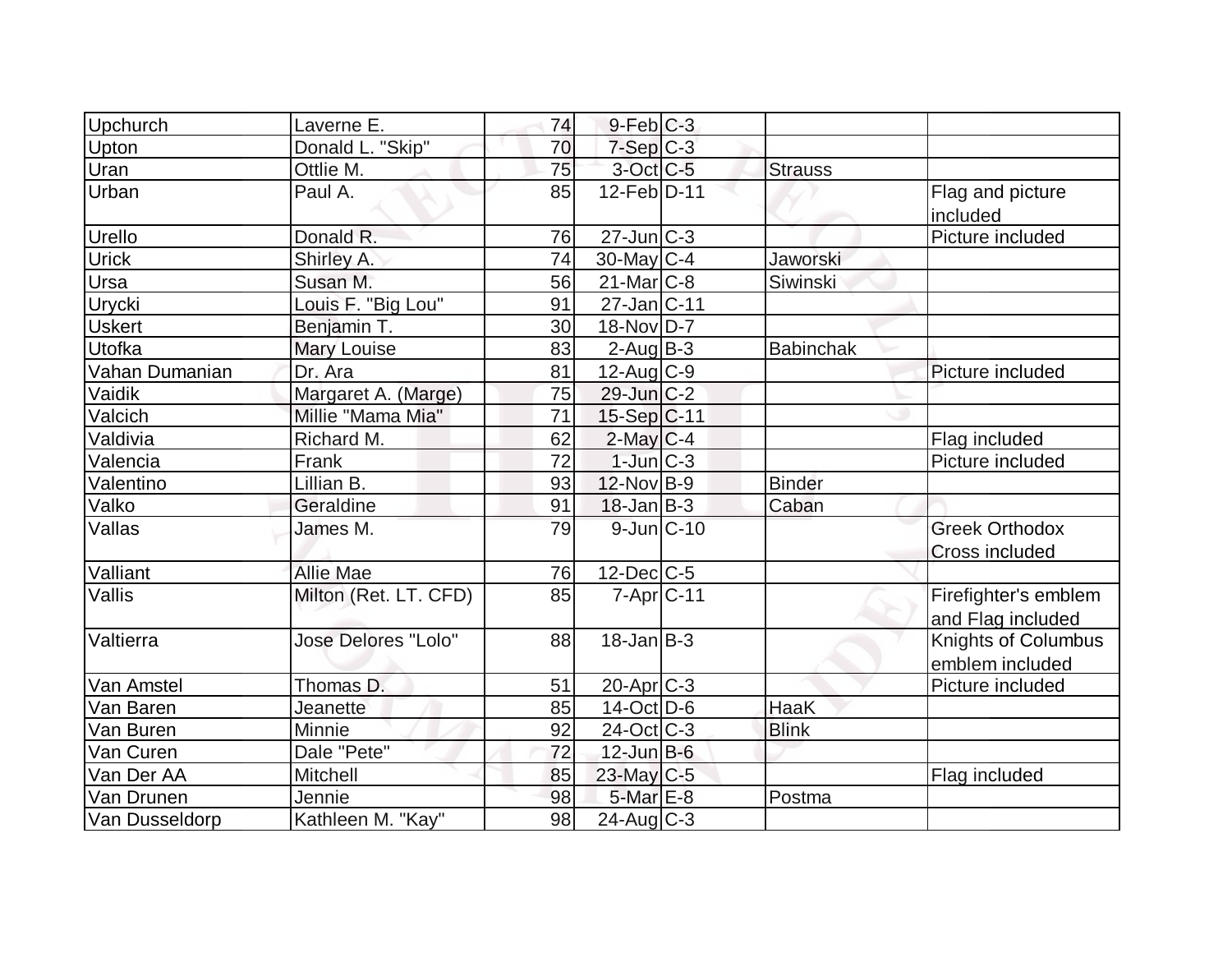| | | | | | | |
|---|---|---|---|---|---|---|
| Upchurch | Laverne E. | 74 | 9-Feb | C-3 | | |
| Upton | Donald L. "Skip" | 70 | 7-Sep | C-3 | | |
| Uran | Ottlie M. | 75 | 3-Oct | C-5 | Strauss | |
| Urban | Paul A. | 85 | 12-Feb | D-11 | | Flag and picture included |
| Urello | Donald R. | 76 | 27-Jun | C-3 | | Picture included |
| Urick | Shirley A. | 74 | 30-May | C-4 | Jaworski | |
| Ursa | Susan M. | 56 | 21-Mar | C-8 | Siwinski | |
| Urycki | Louis F. "Big Lou" | 91 | 27-Jan | C-11 | | |
| Uskert | Benjamin T. | 30 | 18-Nov | D-7 | | |
| Utofka | Mary Louise | 83 | 2-Aug | B-3 | Babinchak | |
| Vahan Dumanian | Dr. Ara | 81 | 12-Aug | C-9 | | Picture included |
| Vaidik | Margaret A. (Marge) | 75 | 29-Jun | C-2 | | |
| Valcich | Millie "Mama Mia" | 71 | 15-Sep | C-11 | | |
| Valdivia | Richard M. | 62 | 2-May | C-4 | | Flag included |
| Valencia | Frank | 72 | 1-Jun | C-3 | | Picture included |
| Valentino | Lillian B. | 93 | 12-Nov | B-9 | Binder | |
| Valko | Geraldine | 91 | 18-Jan | B-3 | Caban | |
| Vallas | James M. | 79 | 9-Jun | C-10 | | Greek Orthodox Cross included |
| Valliant | Allie Mae | 76 | 12-Dec | C-5 | | |
| Vallis | Milton (Ret. LT. CFD) | 85 | 7-Apr | C-11 | | Firefighter's emblem and Flag included |
| Valtierra | Jose Delores "Lolo" | 88 | 18-Jan | B-3 | | Knights of Columbus emblem included |
| Van Amstel | Thomas D. | 51 | 20-Apr | C-3 | | Picture included |
| Van Baren | Jeanette | 85 | 14-Oct | D-6 | HaaK | |
| Van Buren | Minnie | 92 | 24-Oct | C-3 | Blink | |
| Van Curen | Dale "Pete" | 72 | 12-Jun | B-6 | | |
| Van Der AA | Mitchell | 85 | 23-May | C-5 | | Flag included |
| Van Drunen | Jennie | 98 | 5-Mar | E-8 | Postma | |
| Van Dusseldorp | Kathleen M. "Kay" | 98 | 24-Aug | C-3 | | |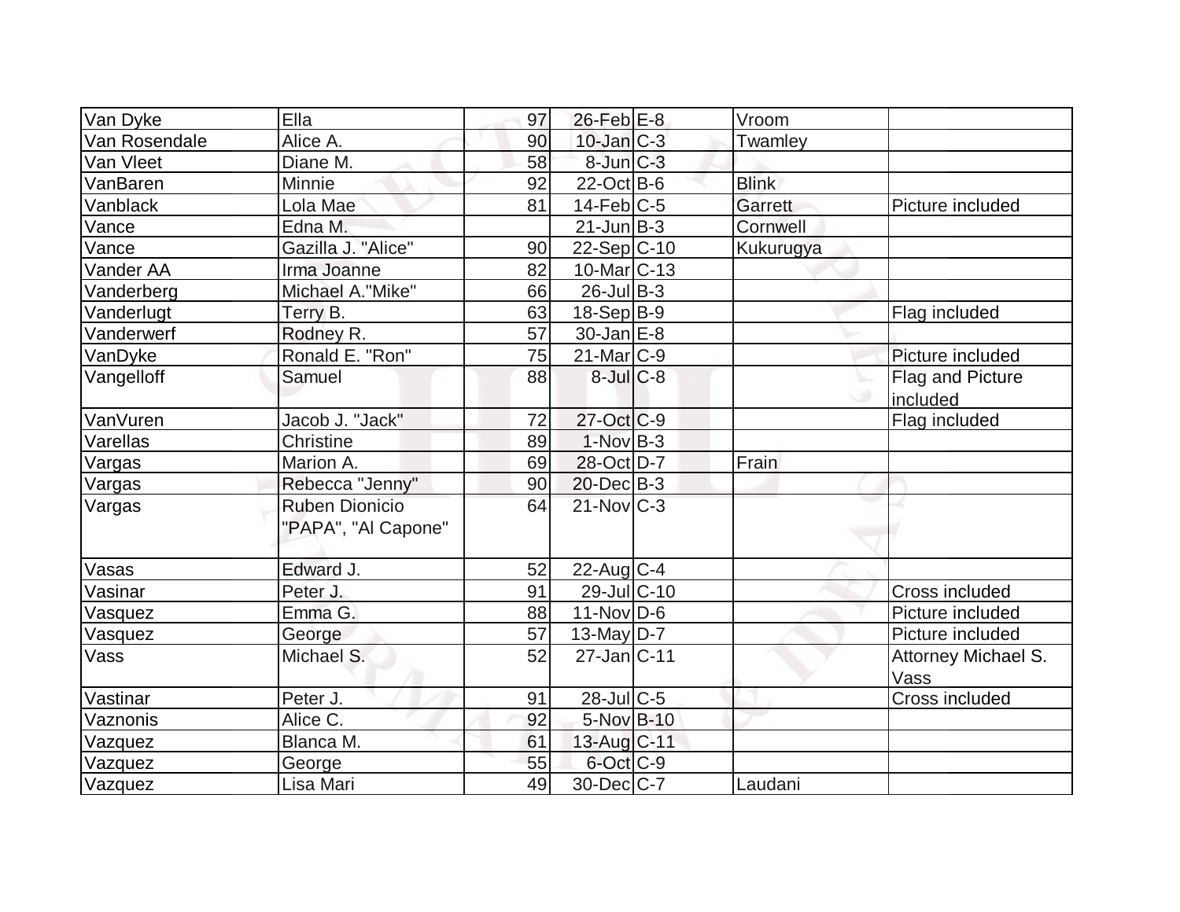| Van Dyke | Ella | 97 | 26-Feb | E-8 | Vroom | |
|---|---|---|---|---|---|---|
| Van Rosendale | Alice A. | 90 | 10-Jan | C-3 | Twamley | |
| Van Vleet | Diane M. | 58 | 8-Jun | C-3 | | |
| VanBaren | Minnie | 92 | 22-Oct | B-6 | Blink | |
| Vanblack | Lola Mae | 81 | 14-Feb | C-5 | Garrett | Picture included |
| Vance | Edna M. | | 21-Jun | B-3 | Cornwell | |
| Vance | Gazilla J. "Alice" | 90 | 22-Sep | C-10 | Kukurugya | |
| Vander AA | Irma Joanne | 82 | 10-Mar | C-13 | | |
| Vanderberg | Michael A."Mike" | 66 | 26-Jul | B-3 | | |
| Vanderlugt | Terry B. | 63 | 18-Sep | B-9 | | Flag included |
| Vanderwerf | Rodney R. | 57 | 30-Jan | E-8 | | |
| VanDyke | Ronald E. "Ron" | 75 | 21-Mar | C-9 | | Picture included |
| Vangelloff | Samuel | 88 | 8-Jul | C-8 | | Flag and Picture included |
| VanVuren | Jacob J. "Jack" | 72 | 27-Oct | C-9 | | Flag included |
| Varellas | Christine | 89 | 1-Nov | B-3 | | |
| Vargas | Marion A. | 69 | 28-Oct | D-7 | Frain | |
| Vargas | Rebecca "Jenny" | 90 | 20-Dec | B-3 | | |
| Vargas | Ruben Dionicio "PAPA", "Al Capone" | 64 | 21-Nov | C-3 | | |
| Vasas | Edward J. | 52 | 22-Aug | C-4 | | |
| Vasinar | Peter J. | 91 | 29-Jul | C-10 | | Cross included |
| Vasquez | Emma G. | 88 | 11-Nov | D-6 | | Picture included |
| Vasquez | George | 57 | 13-May | D-7 | | Picture included |
| Vass | Michael S. | 52 | 27-Jan | C-11 | | Attorney Michael S. Vass |
| Vastinar | Peter J. | 91 | 28-Jul | C-5 | | Cross included |
| Vaznonis | Alice C. | 92 | 5-Nov | B-10 | | |
| Vazquez | Blanca M. | 61 | 13-Aug | C-11 | | |
| Vazquez | George | 55 | 6-Oct | C-9 | | |
| Vazquez | Lisa Mari | 49 | 30-Dec | C-7 | Laudani | |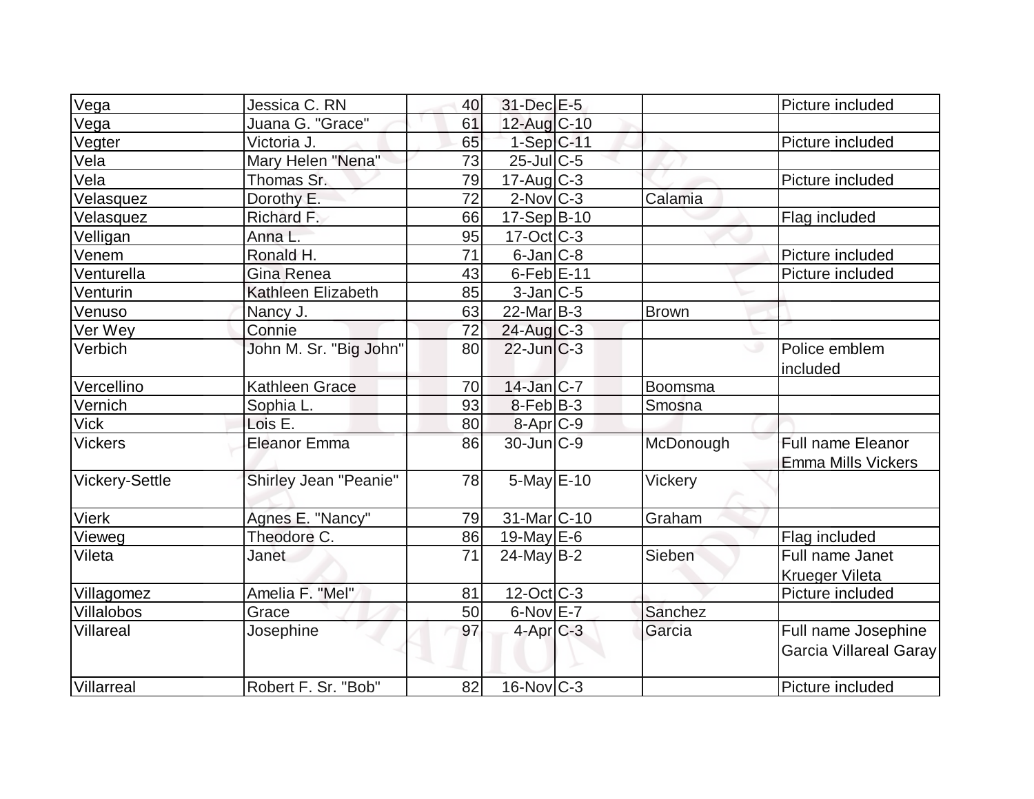| Vega | Jessica C. RN | 40 | 31-Dec | E-5 | | Picture included |
|---|---|---|---|---|---|---|
| Vega | Juana G. "Grace" | 61 | 12-Aug | C-10 | | |
| Vegter | Victoria J. | 65 | 1-Sep | C-11 | | Picture included |
| Vela | Mary Helen "Nena" | 73 | 25-Jul | C-5 | | |
| Vela | Thomas Sr. | 79 | 17-Aug | C-3 | | Picture included |
| Velasquez | Dorothy E. | 72 | 2-Nov | C-3 | Calamia | |
| Velasquez | Richard F. | 66 | 17-Sep | B-10 | | Flag included |
| Velligan | Anna L. | 95 | 17-Oct | C-3 | | |
| Venem | Ronald H. | 71 | 6-Jan | C-8 | | Picture included |
| Venturella | Gina Renea | 43 | 6-Feb | E-11 | | Picture included |
| Venturin | Kathleen Elizabeth | 85 | 3-Jan | C-5 | | |
| Venuso | Nancy J. | 63 | 22-Mar | B-3 | Brown | |
| Ver Wey | Connie | 72 | 24-Aug | C-3 | | |
| Verbich | John M. Sr. "Big John" | 80 | 22-Jun | C-3 | | Police emblem included |
| Vercellino | Kathleen Grace | 70 | 14-Jan | C-7 | Boomsma | |
| Vernich | Sophia L. | 93 | 8-Feb | B-3 | Smosna | |
| Vick | Lois E. | 80 | 8-Apr | C-9 | | |
| Vickers | Eleanor Emma | 86 | 30-Jun | C-9 | McDonough | Full name Eleanor Emma Mills Vickers |
| Vickery-Settle | Shirley Jean "Peanie" | 78 | 5-May | E-10 | Vickery | |
| Vierk | Agnes E. "Nancy" | 79 | 31-Mar | C-10 | Graham | |
| Vieweg | Theodore C. | 86 | 19-May | E-6 | | Flag included |
| Vileta | Janet | 71 | 24-May | B-2 | Sieben | Full name Janet Krueger Vileta |
| Villagomez | Amelia F. "Mel" | 81 | 12-Oct | C-3 | | Picture included |
| Villalobos | Grace | 50 | 6-Nov | E-7 | Sanchez | |
| Villareal | Josephine | 97 | 4-Apr | C-3 | Garcia | Full name Josephine Garcia Villareal Garay |
| Villarreal | Robert F. Sr. "Bob" | 82 | 16-Nov | C-3 | | Picture included |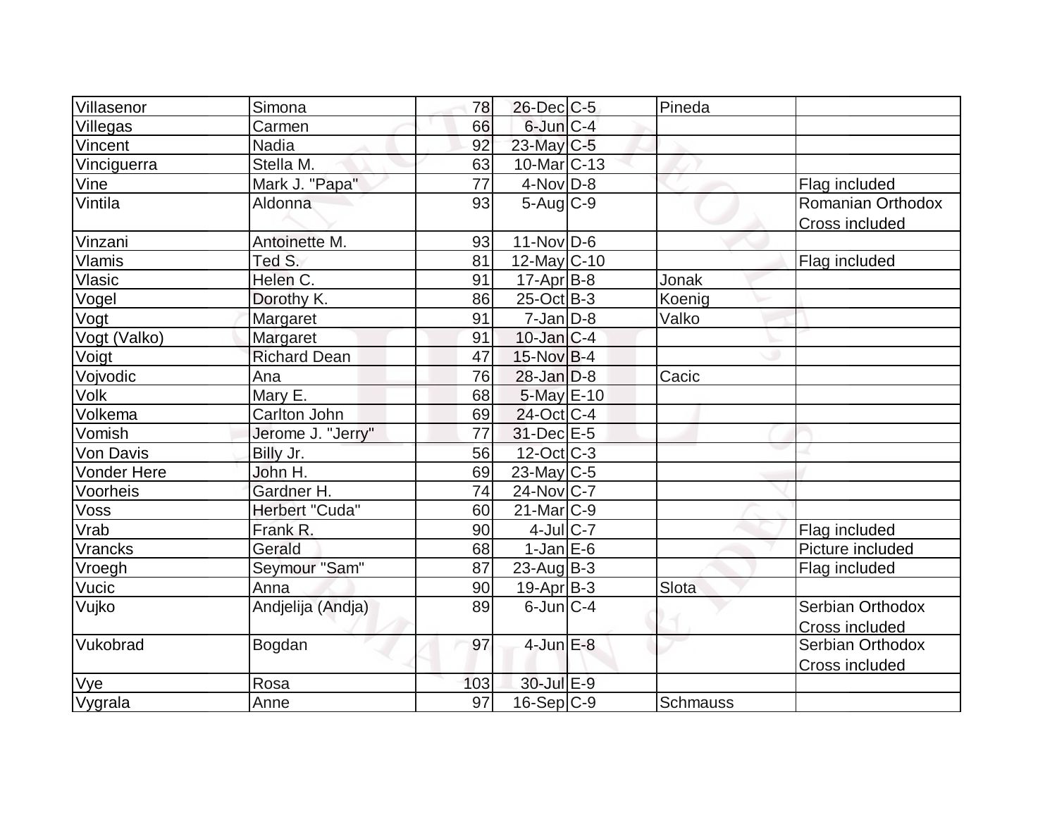| | | | | | | |
|---|---|---|---|---|---|---|
| Villasenor | Simona | 78 | 26-Dec | C-5 | Pineda | |
| Villegas | Carmen | 66 | 6-Jun | C-4 | | |
| Vincent | Nadia | 92 | 23-May | C-5 | | |
| Vinciguerra | Stella M. | 63 | 10-Mar | C-13 | | |
| Vine | Mark J. "Papa" | 77 | 4-Nov | D-8 | | Flag included |
| Vintila | Aldonna | 93 | 5-Aug | C-9 | | Romanian Orthodox Cross included |
| Vinzani | Antoinette M. | 93 | 11-Nov | D-6 | | |
| Vlamis | Ted S. | 81 | 12-May | C-10 | | Flag included |
| Vlasic | Helen C. | 91 | 17-Apr | B-8 | Jonak | |
| Vogel | Dorothy K. | 86 | 25-Oct | B-3 | Koenig | |
| Vogt | Margaret | 91 | 7-Jan | D-8 | Valko | |
| Vogt (Valko) | Margaret | 91 | 10-Jan | C-4 | | |
| Voigt | Richard Dean | 47 | 15-Nov | B-4 | | |
| Vojvodic | Ana | 76 | 28-Jan | D-8 | Cacic | |
| Volk | Mary E. | 68 | 5-May | E-10 | | |
| Volkema | Carlton John | 69 | 24-Oct | C-4 | | |
| Vomish | Jerome J. "Jerry" | 77 | 31-Dec | E-5 | | |
| Von Davis | Billy Jr. | 56 | 12-Oct | C-3 | | |
| Vonder Here | John H. | 69 | 23-May | C-5 | | |
| Voorheis | Gardner H. | 74 | 24-Nov | C-7 | | |
| Voss | Herbert "Cuda" | 60 | 21-Mar | C-9 | | |
| Vrab | Frank R. | 90 | 4-Jul | C-7 | | Flag included |
| Vrancks | Gerald | 68 | 1-Jan | E-6 | | Picture included |
| Vroegh | Seymour "Sam" | 87 | 23-Aug | B-3 | | Flag included |
| Vucic | Anna | 90 | 19-Apr | B-3 | Slota | |
| Vujko | Andjelija (Andja) | 89 | 6-Jun | C-4 | | Serbian Orthodox Cross included |
| Vukobrad | Bogdan | 97 | 4-Jun | E-8 | | Serbian Orthodox Cross included |
| Vye | Rosa | 103 | 30-Jul | E-9 | | |
| Vygrala | Anne | 97 | 16-Sep | C-9 | Schmauss | |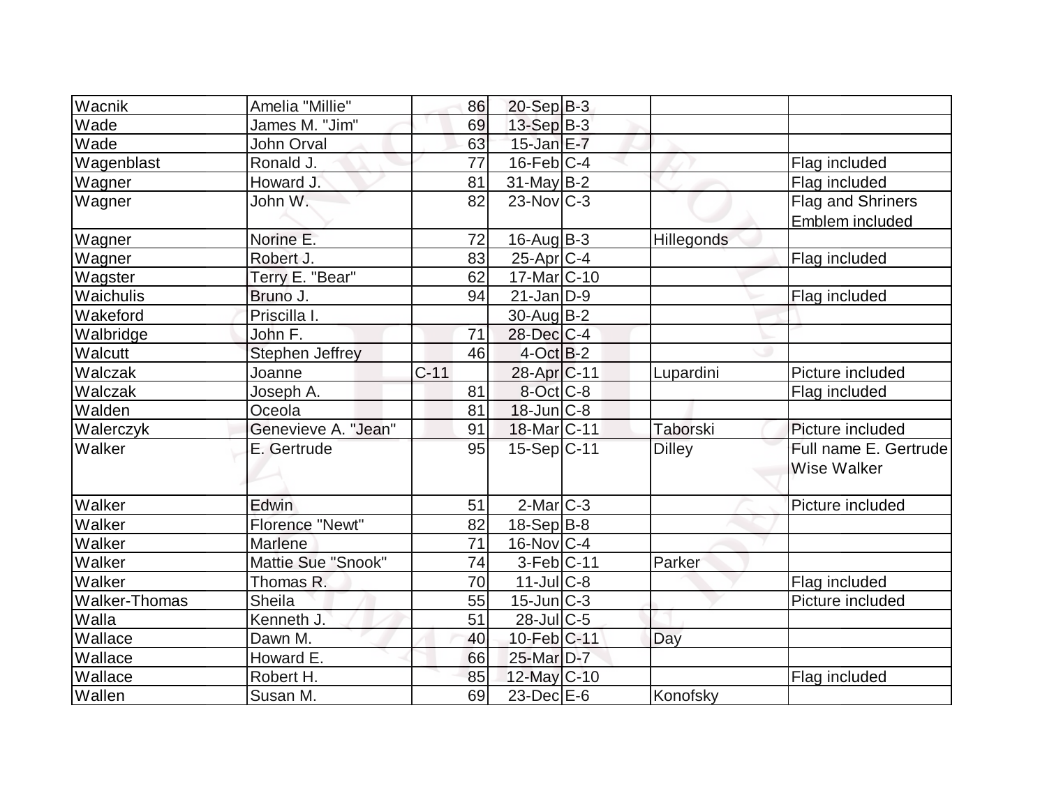| | | | | | | |
|---|---|---|---|---|---|---|
| Wacnik | Amelia "Millie" | 86 | 20-Sep | B-3 | | |
| Wade | James M. "Jim" | 69 | 13-Sep | B-3 | | |
| Wade | John Orval | 63 | 15-Jan | E-7 | | |
| Wagenblast | Ronald J. | 77 | 16-Feb | C-4 | | Flag included |
| Wagner | Howard J. | 81 | 31-May | B-2 | | Flag included |
| Wagner | John W. | 82 | 23-Nov | C-3 | | Flag and Shriners Emblem included |
| Wagner | Norine E. | 72 | 16-Aug | B-3 | Hillegonds | |
| Wagner | Robert J. | 83 | 25-Apr | C-4 | | Flag included |
| Wagster | Terry E. "Bear" | 62 | 17-Mar | C-10 | | |
| Waichulis | Bruno J. | 94 | 21-Jan | D-9 | | Flag included |
| Wakeford | Priscilla I. | | 30-Aug | B-2 | | |
| Walbridge | John F. | 71 | 28-Dec | C-4 | | |
| Walcutt | Stephen Jeffrey | 46 | 4-Oct | B-2 | | |
| Walczak | Joanne | C-11 | 28-Apr | C-11 | Lupardini | Picture included |
| Walczak | Joseph A. | 81 | 8-Oct | C-8 | | Flag included |
| Walden | Oceola | 81 | 18-Jun | C-8 | | |
| Walerczyk | Genevieve A. "Jean" | 91 | 18-Mar | C-11 | Taborski | Picture included |
| Walker | E. Gertrude | 95 | 15-Sep | C-11 | Dilley | Full name E. Gertrude Wise Walker |
| Walker | Edwin | 51 | 2-Mar | C-3 | | Picture included |
| Walker | Florence "Newt" | 82 | 18-Sep | B-8 | | |
| Walker | Marlene | 71 | 16-Nov | C-4 | | |
| Walker | Mattie Sue "Snook" | 74 | 3-Feb | C-11 | Parker | |
| Walker | Thomas R. | 70 | 11-Jul | C-8 | | Flag included |
| Walker-Thomas | Sheila | 55 | 15-Jun | C-3 | | Picture included |
| Walla | Kenneth J. | 51 | 28-Jul | C-5 | | |
| Wallace | Dawn M. | 40 | 10-Feb | C-11 | Day | |
| Wallace | Howard E. | 66 | 25-Mar | D-7 | | |
| Wallace | Robert H. | 85 | 12-May | C-10 | | Flag included |
| Wallen | Susan M. | 69 | 23-Dec | E-6 | Konofsky | |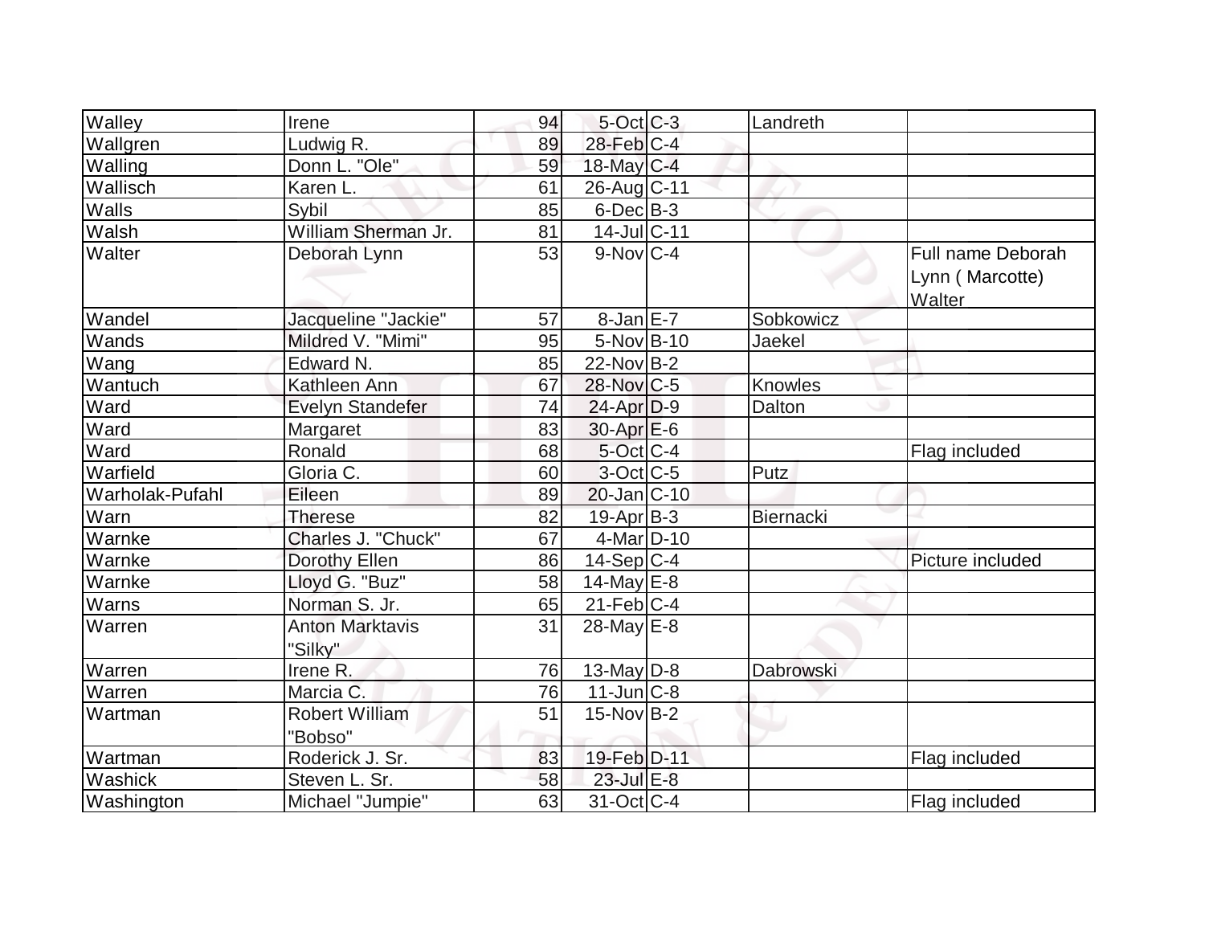| Walley | Irene | 94 | 5-Oct | C-3 | Landreth | |
|---|---|---|---|---|---|---|
| Wallgren | Ludwig R. | 89 | 28-Feb | C-4 | | |
| Walling | Donn L. "Ole" | 59 | 18-May | C-4 | | |
| Wallisch | Karen L. | 61 | 26-Aug | C-11 | | |
| Walls | Sybil | 85 | 6-Dec | B-3 | | |
| Walsh | William Sherman Jr. | 81 | 14-Jul | C-11 | | |
| Walter | Deborah Lynn | 53 | 9-Nov | C-4 | | Full name Deborah Lynn ( Marcotte) Walter |
| Wandel | Jacqueline "Jackie" | 57 | 8-Jan | E-7 | Sobkowicz | |
| Wands | Mildred V. "Mimi" | 95 | 5-Nov | B-10 | Jaekel | |
| Wang | Edward N. | 85 | 22-Nov | B-2 | | |
| Wantuch | Kathleen Ann | 67 | 28-Nov | C-5 | Knowles | |
| Ward | Evelyn Standefer | 74 | 24-Apr | D-9 | Dalton | |
| Ward | Margaret | 83 | 30-Apr | E-6 | | |
| Ward | Ronald | 68 | 5-Oct | C-4 | | Flag included |
| Warfield | Gloria C. | 60 | 3-Oct | C-5 | Putz | |
| Warholak-Pufahl | Eileen | 89 | 20-Jan | C-10 | | |
| Warn | Therese | 82 | 19-Apr | B-3 | Biernacki | |
| Warnke | Charles J. "Chuck" | 67 | 4-Mar | D-10 | | |
| Warnke | Dorothy Ellen | 86 | 14-Sep | C-4 | | Picture included |
| Warnke | Lloyd G. "Buz" | 58 | 14-May | E-8 | | |
| Warns | Norman S. Jr. | 65 | 21-Feb | C-4 | | |
| Warren | Anton Marktavis "Silky" | 31 | 28-May | E-8 | | |
| Warren | Irene R. | 76 | 13-May | D-8 | Dabrowski | |
| Warren | Marcia C. | 76 | 11-Jun | C-8 | | |
| Wartman | Robert William "Bobso" | 51 | 15-Nov | B-2 | | |
| Wartman | Roderick J. Sr. | 83 | 19-Feb | D-11 | | Flag included |
| Washick | Steven L. Sr. | 58 | 23-Jul | E-8 | | |
| Washington | Michael "Jumpie" | 63 | 31-Oct | C-4 | | Flag included |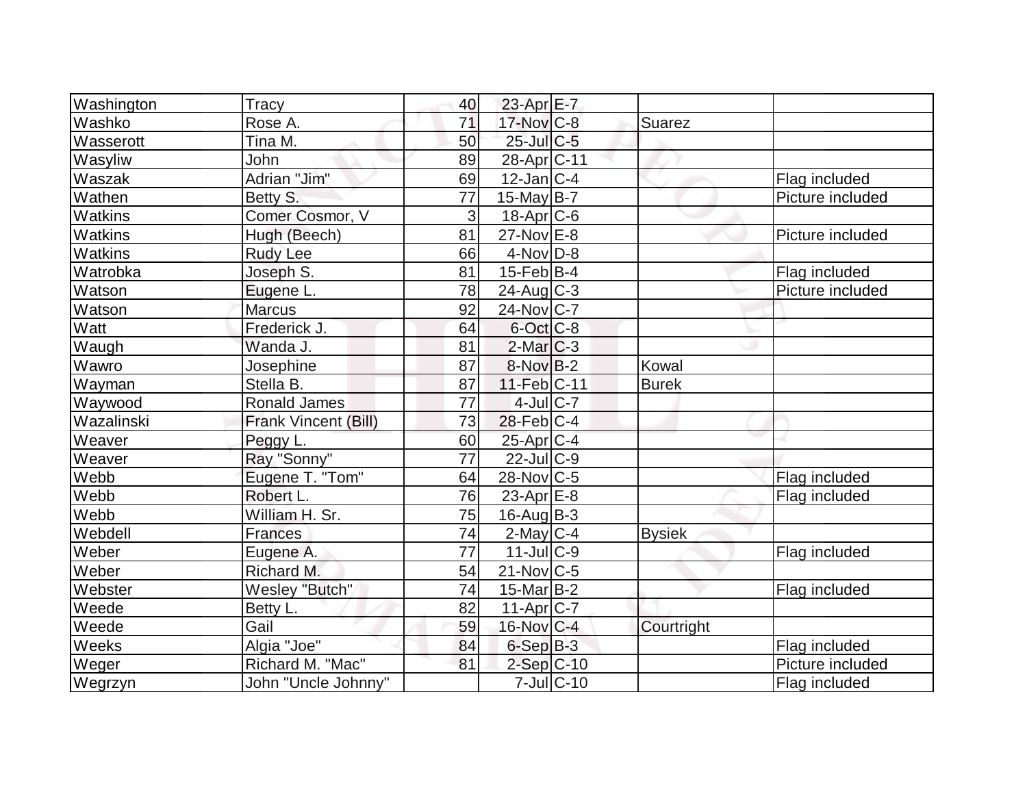| Washington | Tracy | 40 | 23-Apr | E-7 | | |
|---|---|---|---|---|---|---|
| Washko | Rose A. | 71 | 17-Nov | C-8 | Suarez | |
| Wasserott | Tina M. | 50 | 25-Jul | C-5 | | |
| Wasyliw | John | 89 | 28-Apr | C-11 | | |
| Waszak | Adrian "Jim" | 69 | 12-Jan | C-4 | | Flag included |
| Wathen | Betty S. | 77 | 15-May | B-7 | | Picture included |
| Watkins | Comer Cosmor, V | 3 | 18-Apr | C-6 | | |
| Watkins | Hugh (Beech) | 81 | 27-Nov | E-8 | | Picture included |
| Watkins | Rudy Lee | 66 | 4-Nov | D-8 | | |
| Watrobka | Joseph S. | 81 | 15-Feb | B-4 | | Flag included |
| Watson | Eugene L. | 78 | 24-Aug | C-3 | | Picture included |
| Watson | Marcus | 92 | 24-Nov | C-7 | | |
| Watt | Frederick J. | 64 | 6-Oct | C-8 | | |
| Waugh | Wanda J. | 81 | 2-Mar | C-3 | | |
| Wawro | Josephine | 87 | 8-Nov | B-2 | Kowal | |
| Wayman | Stella B. | 87 | 11-Feb | C-11 | Burek | |
| Waywood | Ronald James | 77 | 4-Jul | C-7 | | |
| Wazalinski | Frank Vincent (Bill) | 73 | 28-Feb | C-4 | | |
| Weaver | Peggy L. | 60 | 25-Apr | C-4 | | |
| Weaver | Ray "Sonny" | 77 | 22-Jul | C-9 | | |
| Webb | Eugene T. "Tom" | 64 | 28-Nov | C-5 | | Flag included |
| Webb | Robert L. | 76 | 23-Apr | E-8 | | Flag included |
| Webb | William H. Sr. | 75 | 16-Aug | B-3 | | |
| Webdell | Frances | 74 | 2-May | C-4 | Bysiek | |
| Weber | Eugene A. | 77 | 11-Jul | C-9 | | Flag included |
| Weber | Richard M. | 54 | 21-Nov | C-5 | | |
| Webster | Wesley "Butch" | 74 | 15-Mar | B-2 | | Flag included |
| Weede | Betty L. | 82 | 11-Apr | C-7 | | |
| Weede | Gail | 59 | 16-Nov | C-4 | Courtright | |
| Weeks | Algia "Joe" | 84 | 6-Sep | B-3 | | Flag included |
| Weger | Richard M. "Mac" | 81 | 2-Sep | C-10 | | Picture included |
| Wegrzyn | John "Uncle Johnny" | | 7-Jul | C-10 | | Flag included |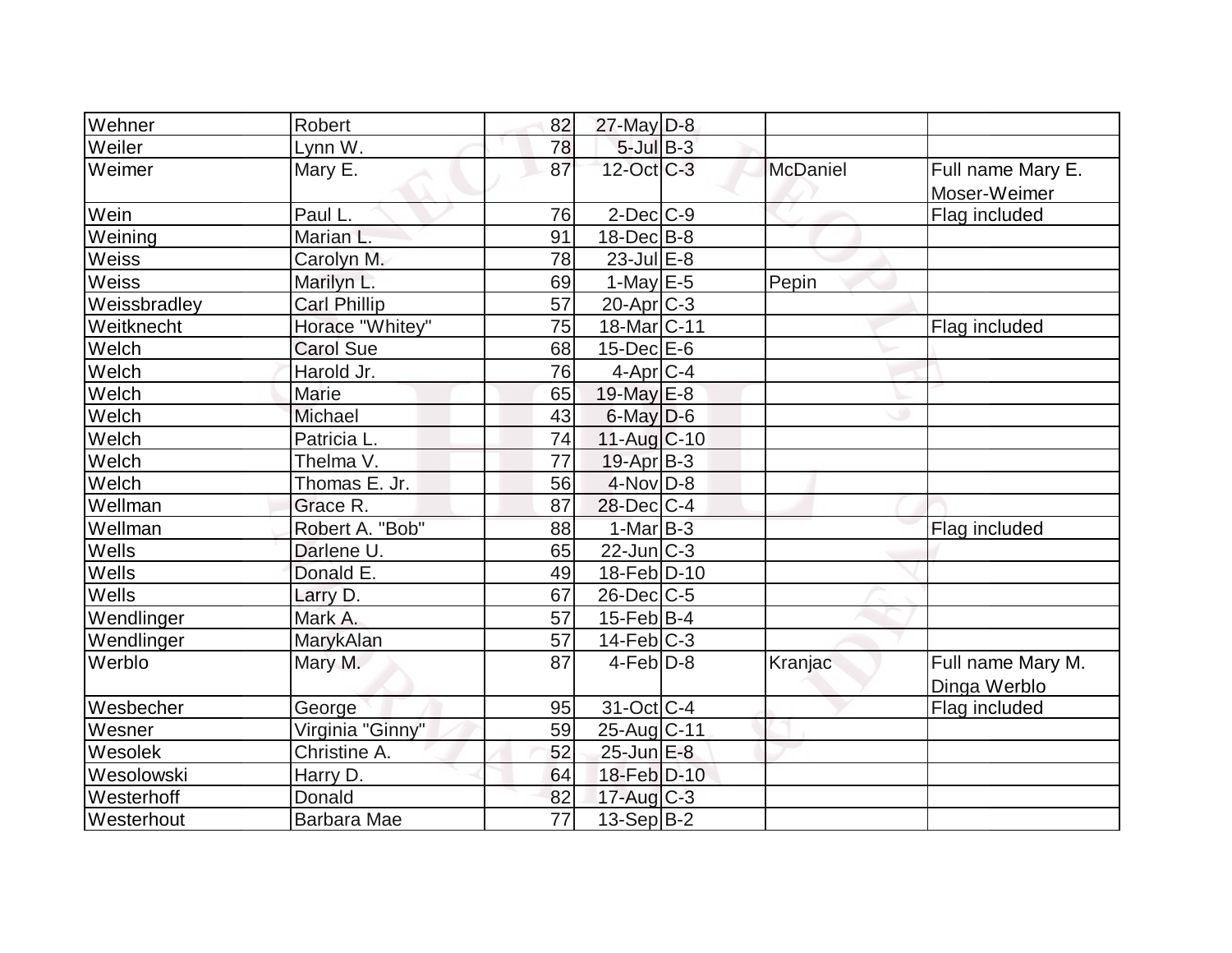| | | | | | | |
|---|---|---|---|---|---|---|
| Wehner | Robert | 82 | 27-May | D-8 | | |
| Weiler | Lynn W. | 78 | 5-Jul | B-3 | | |
| Weimer | Mary E. | 87 | 12-Oct | C-3 | McDaniel | Full name Mary E. Moser-Weimer |
| Wein | Paul L. | 76 | 2-Dec | C-9 | | Flag included |
| Weining | Marian L. | 91 | 18-Dec | B-8 | | |
| Weiss | Carolyn M. | 78 | 23-Jul | E-8 | | |
| Weiss | Marilyn L. | 69 | 1-May | E-5 | Pepin | |
| Weissbradley | Carl Phillip | 57 | 20-Apr | C-3 | | |
| Weitknecht | Horace "Whitey" | 75 | 18-Mar | C-11 | | Flag included |
| Welch | Carol Sue | 68 | 15-Dec | E-6 | | |
| Welch | Harold Jr. | 76 | 4-Apr | C-4 | | |
| Welch | Marie | 65 | 19-May | E-8 | | |
| Welch | Michael | 43 | 6-May | D-6 | | |
| Welch | Patricia L. | 74 | 11-Aug | C-10 | | |
| Welch | Thelma V. | 77 | 19-Apr | B-3 | | |
| Welch | Thomas E. Jr. | 56 | 4-Nov | D-8 | | |
| Wellman | Grace R. | 87 | 28-Dec | C-4 | | |
| Wellman | Robert A. "Bob" | 88 | 1-Mar | B-3 | | Flag included |
| Wells | Darlene U. | 65 | 22-Jun | C-3 | | |
| Wells | Donald E. | 49 | 18-Feb | D-10 | | |
| Wells | Larry D. | 67 | 26-Dec | C-5 | | |
| Wendlinger | Mark A. | 57 | 15-Feb | B-4 | | |
| Wendlinger | MarykAlan | 57 | 14-Feb | C-3 | | |
| Werblo | Mary M. | 87 | 4-Feb | D-8 | Kranjac | Full name Mary M. Dinga Werblo |
| Wesbecher | George | 95 | 31-Oct | C-4 | | Flag included |
| Wesner | Virginia "Ginny" | 59 | 25-Aug | C-11 | | |
| Wesolek | Christine A. | 52 | 25-Jun | E-8 | | |
| Wesolowski | Harry D. | 64 | 18-Feb | D-10 | | |
| Westerhoff | Donald | 82 | 17-Aug | C-3 | | |
| Westerhout | Barbara Mae | 77 | 13-Sep | B-2 | | |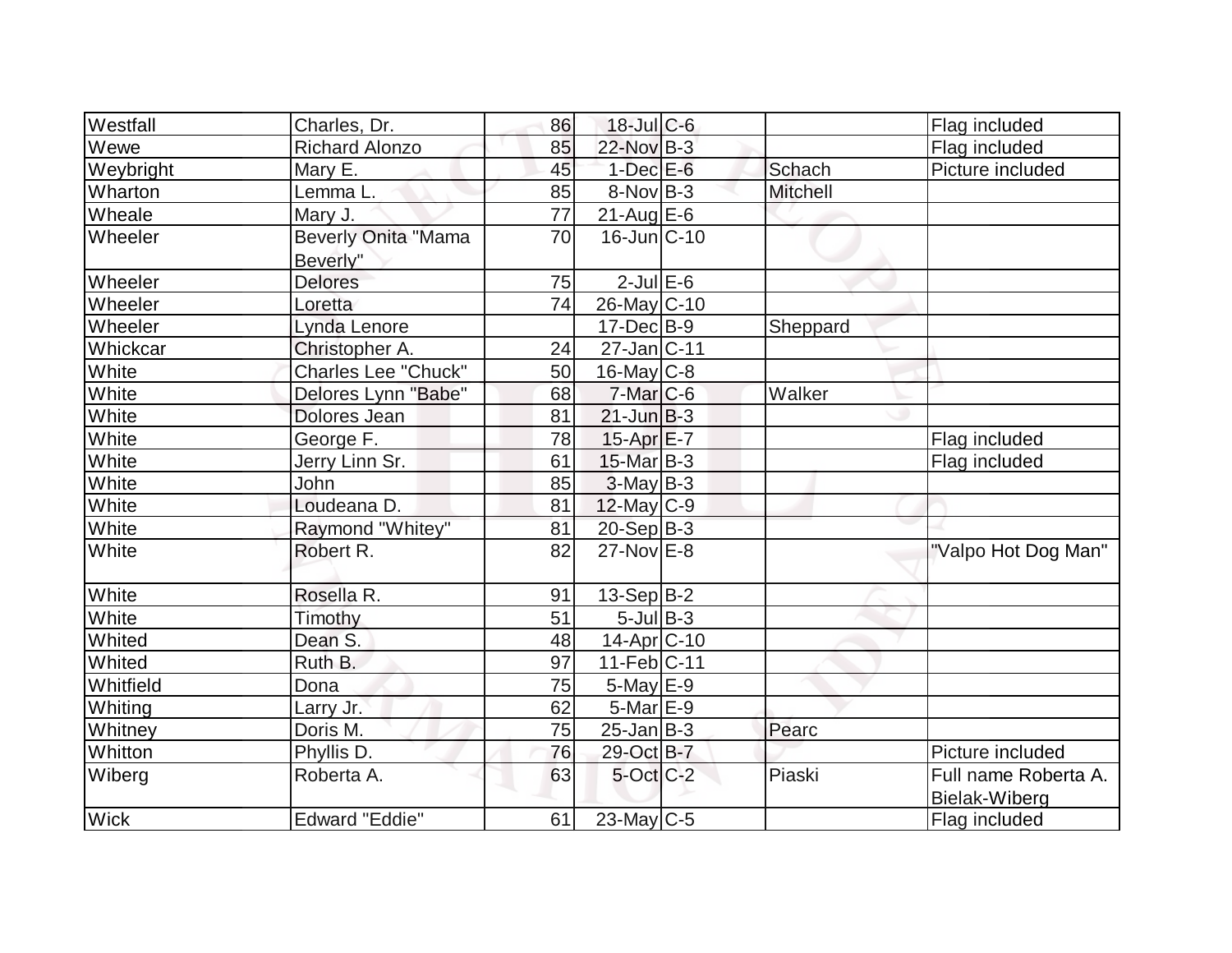| Westfall | Charles, Dr. | 86 | 18-Jul | C-6 | | Flag included |
|---|---|---|---|---|---|---|
| Wewe | Richard Alonzo | 85 | 22-Nov | B-3 | | Flag included |
| Weybright | Mary E. | 45 | 1-Dec | E-6 | Schach | Picture included |
| Wharton | Lemma L. | 85 | 8-Nov | B-3 | Mitchell | |
| Wheale | Mary J. | 77 | 21-Aug | E-6 | | |
| Wheeler | Beverly Onita "Mama Beverly" | 70 | 16-Jun | C-10 | | |
| Wheeler | Delores | 75 | 2-Jul | E-6 | | |
| Wheeler | Loretta | 74 | 26-May | C-10 | | |
| Wheeler | Lynda Lenore | | 17-Dec | B-9 | Sheppard | |
| Whickcar | Christopher A. | 24 | 27-Jan | C-11 | | |
| White | Charles Lee "Chuck" | 50 | 16-May | C-8 | | |
| White | Delores Lynn "Babe" | 68 | 7-Mar | C-6 | Walker | |
| White | Dolores Jean | 81 | 21-Jun | B-3 | | |
| White | George F. | 78 | 15-Apr | E-7 | | Flag included |
| White | Jerry Linn Sr. | 61 | 15-Mar | B-3 | | Flag included |
| White | John | 85 | 3-May | B-3 | | |
| White | Loudeana D. | 81 | 12-May | C-9 | | |
| White | Raymond "Whitey" | 81 | 20-Sep | B-3 | | |
| White | Robert R. | 82 | 27-Nov | E-8 | | "Valpo Hot Dog Man" |
| White | Rosella R. | 91 | 13-Sep | B-2 | | |
| White | Timothy | 51 | 5-Jul | B-3 | | |
| Whited | Dean S. | 48 | 14-Apr | C-10 | | |
| Whited | Ruth B. | 97 | 11-Feb | C-11 | | |
| Whitfield | Dona | 75 | 5-May | E-9 | | |
| Whiting | Larry Jr. | 62 | 5-Mar | E-9 | | |
| Whitney | Doris M. | 75 | 25-Jan | B-3 | Pearc | |
| Whitton | Phyllis D. | 76 | 29-Oct | B-7 | | Picture included |
| Wiberg | Roberta A. | 63 | 5-Oct | C-2 | Piaski | Full name Roberta A. Bielak-Wiberg |
| Wick | Edward "Eddie" | 61 | 23-May | C-5 | | Flag included |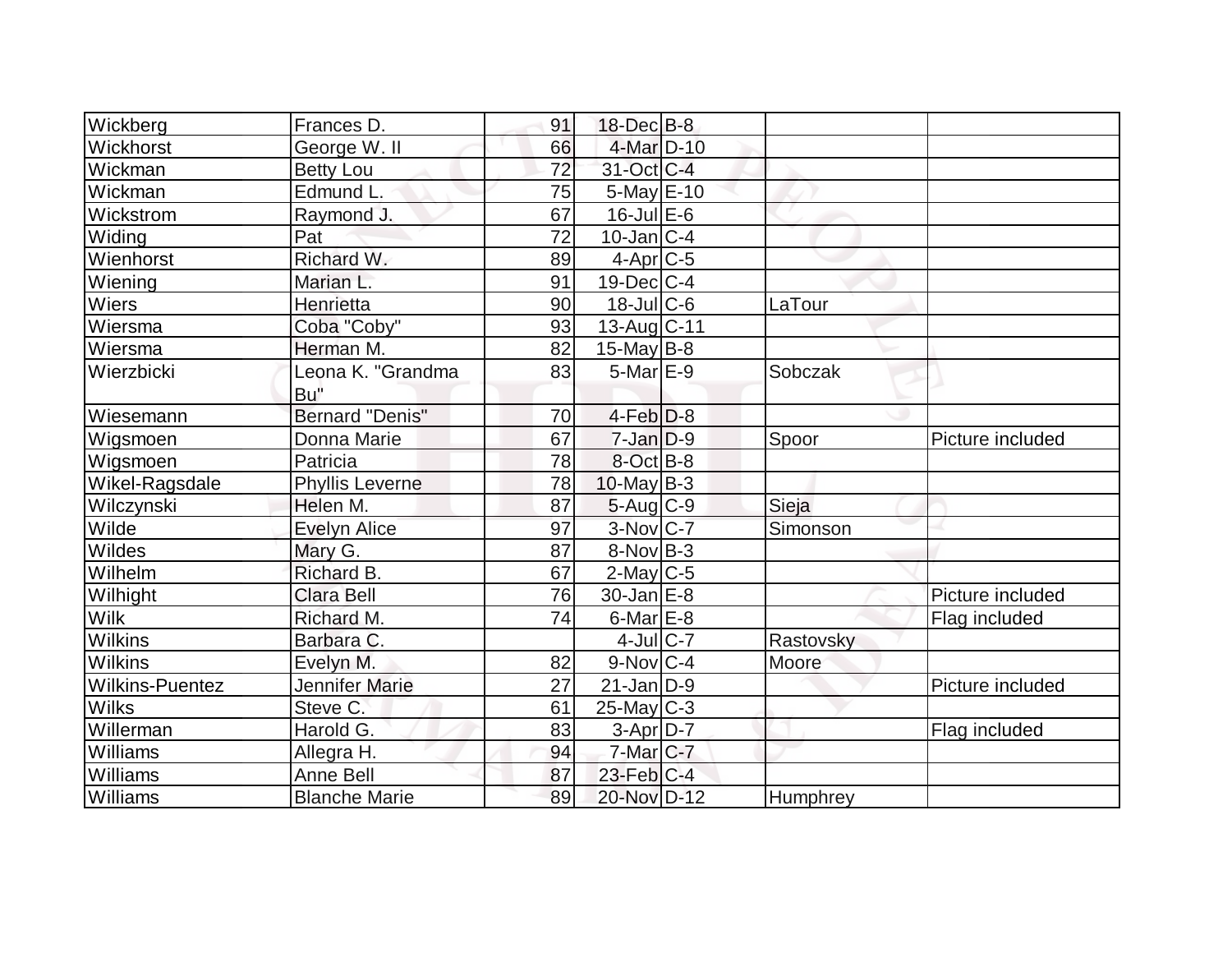| | | | | | | |
|---|---|---|---|---|---|---|
| Wickberg | Frances D. | 91 | 18-Dec | B-8 | | |
| Wickhorst | George W. II | 66 | 4-Mar | D-10 | | |
| Wickman | Betty Lou | 72 | 31-Oct | C-4 | | |
| Wickman | Edmund L. | 75 | 5-May | E-10 | | |
| Wickstrom | Raymond J. | 67 | 16-Jul | E-6 | | |
| Widing | Pat | 72 | 10-Jan | C-4 | | |
| Wienhorst | Richard W. | 89 | 4-Apr | C-5 | | |
| Wiening | Marian L. | 91 | 19-Dec | C-4 | | |
| Wiers | Henrietta | 90 | 18-Jul | C-6 | LaTour | |
| Wiersma | Coba "Coby" | 93 | 13-Aug | C-11 | | |
| Wiersma | Herman M. | 82 | 15-May | B-8 | | |
| Wierzbicki | Leona K. "Grandma Bu" | 83 | 5-Mar | E-9 | Sobczak | |
| Wiesemann | Bernard "Denis" | 70 | 4-Feb | D-8 | | |
| Wigsmoen | Donna Marie | 67 | 7-Jan | D-9 | Spoor | Picture included |
| Wigsmoen | Patricia | 78 | 8-Oct | B-8 | | |
| Wikel-Ragsdale | Phyllis Leverne | 78 | 10-May | B-3 | | |
| Wilczynski | Helen M. | 87 | 5-Aug | C-9 | Sieja | |
| Wilde | Evelyn Alice | 97 | 3-Nov | C-7 | Simonson | |
| Wildes | Mary G. | 87 | 8-Nov | B-3 | | |
| Wilhelm | Richard B. | 67 | 2-May | C-5 | | |
| Wilhight | Clara Bell | 76 | 30-Jan | E-8 | | Picture included |
| Wilk | Richard M. | 74 | 6-Mar | E-8 | | Flag included |
| Wilkins | Barbara C. | | 4-Jul | C-7 | Rastovsky | |
| Wilkins | Evelyn M. | 82 | 9-Nov | C-4 | Moore | |
| Wilkins-Puentez | Jennifer Marie | 27 | 21-Jan | D-9 | | Picture included |
| Wilks | Steve C. | 61 | 25-May | C-3 | | |
| Willerman | Harold G. | 83 | 3-Apr | D-7 | | Flag included |
| Williams | Allegra H. | 94 | 7-Mar | C-7 | | |
| Williams | Anne Bell | 87 | 23-Feb | C-4 | | |
| Williams | Blanche Marie | 89 | 20-Nov | D-12 | Humphrey | |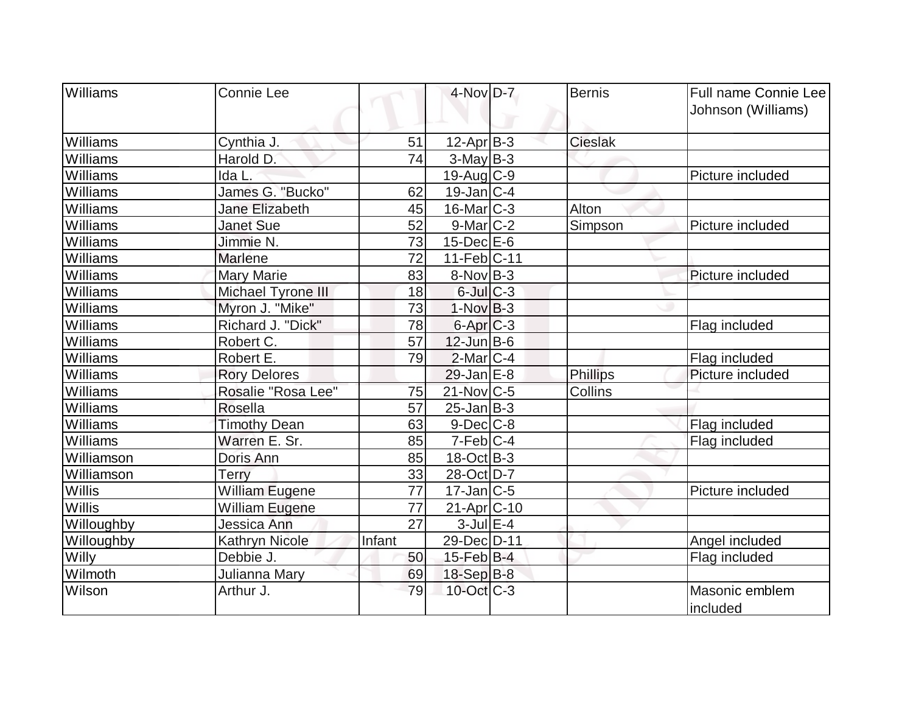| Williams | Connie Lee | | 4-Nov | D-7 | Bernis | Full name Connie Lee Johnson (Williams) |
|---|---|---|---|---|---|---|
| Williams | Cynthia J. | 51 | 12-Apr | B-3 | Cieslak | |
| Williams | Harold D. | 74 | 3-May | B-3 | | |
| Williams | Ida L. | | 19-Aug | C-9 | | Picture included |
| Williams | James G. "Bucko" | 62 | 19-Jan | C-4 | | |
| Williams | Jane Elizabeth | 45 | 16-Mar | C-3 | Alton | |
| Williams | Janet Sue | 52 | 9-Mar | C-2 | Simpson | Picture included |
| Williams | Jimmie N. | 73 | 15-Dec | E-6 | | |
| Williams | Marlene | 72 | 11-Feb | C-11 | | |
| Williams | Mary Marie | 83 | 8-Nov | B-3 | | Picture included |
| Williams | Michael Tyrone III | 18 | 6-Jul | C-3 | | |
| Williams | Myron J. "Mike" | 73 | 1-Nov | B-3 | | |
| Williams | Richard J. "Dick" | 78 | 6-Apr | C-3 | | Flag included |
| Williams | Robert C. | 57 | 12-Jun | B-6 | | |
| Williams | Robert E. | 79 | 2-Mar | C-4 | | Flag included |
| Williams | Rory Delores | | 29-Jan | E-8 | Phillips | Picture included |
| Williams | Rosalie "Rosa Lee" | 75 | 21-Nov | C-5 | Collins | |
| Williams | Rosella | 57 | 25-Jan | B-3 | | |
| Williams | Timothy Dean | 63 | 9-Dec | C-8 | | Flag included |
| Williams | Warren E. Sr. | 85 | 7-Feb | C-4 | | Flag included |
| Williamson | Doris Ann | 85 | 18-Oct | B-3 | | |
| Williamson | Terry | 33 | 28-Oct | D-7 | | |
| Willis | William Eugene | 77 | 17-Jan | C-5 | | Picture included |
| Willis | William Eugene | 77 | 21-Apr | C-10 | | |
| Willoughby | Jessica Ann | 27 | 3-Jul | E-4 | | |
| Willoughby | Kathryn Nicole | Infant | 29-Dec | D-11 | | Angel included |
| Willy | Debbie J. | 50 | 15-Feb | B-4 | | Flag included |
| Wilmoth | Julianna Mary | 69 | 18-Sep | B-8 | | |
| Wilson | Arthur J. | 79 | 10-Oct | C-3 | | Masonic emblem included |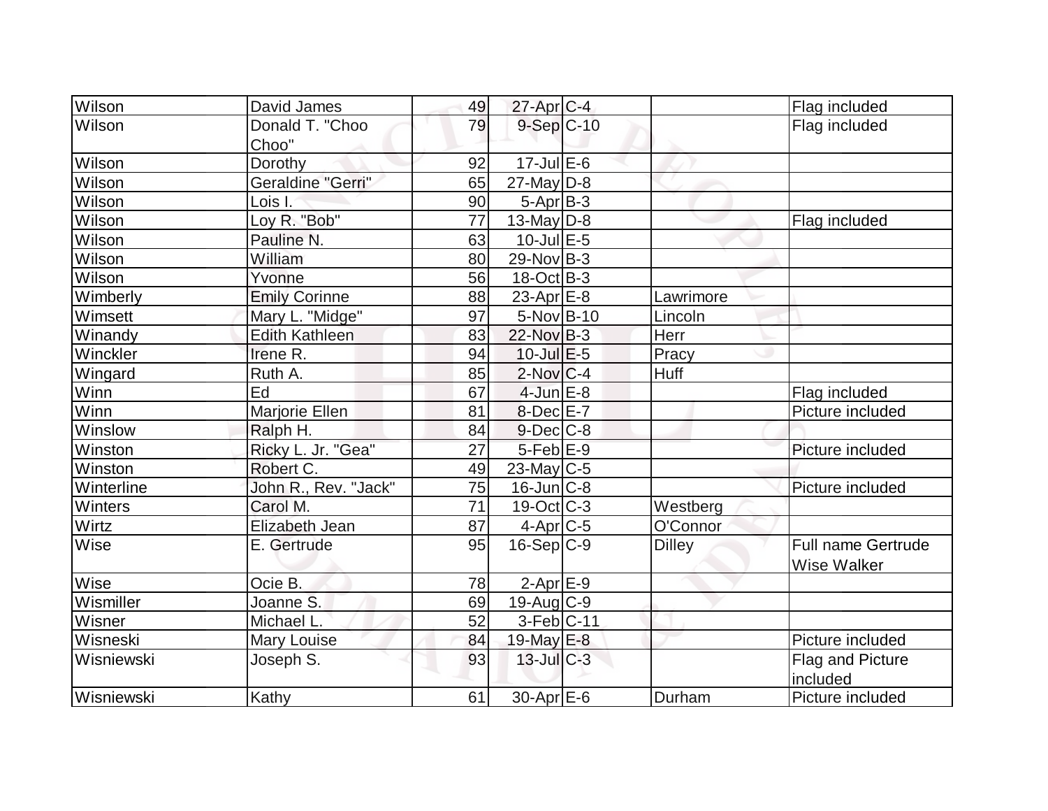| | | | | | | |
|---|---|---|---|---|---|---|
| Wilson | David James | 49 | 27-Apr | C-4 | | Flag included |
| Wilson | Donald T. "Choo Choo" | 79 | 9-Sep | C-10 | | Flag included |
| Wilson | Dorothy | 92 | 17-Jul | E-6 | | |
| Wilson | Geraldine "Gerri" | 65 | 27-May | D-8 | | |
| Wilson | Lois I. | 90 | 5-Apr | B-3 | | |
| Wilson | Loy R. "Bob" | 77 | 13-May | D-8 | | Flag included |
| Wilson | Pauline N. | 63 | 10-Jul | E-5 | | |
| Wilson | William | 80 | 29-Nov | B-3 | | |
| Wilson | Yvonne | 56 | 18-Oct | B-3 | | |
| Wimberly | Emily Corinne | 88 | 23-Apr | E-8 | Lawrimore | |
| Wimsett | Mary L. "Midge" | 97 | 5-Nov | B-10 | Lincoln | |
| Winandy | Edith Kathleen | 83 | 22-Nov | B-3 | Herr | |
| Winckler | Irene R. | 94 | 10-Jul | E-5 | Pracy | |
| Wingard | Ruth A. | 85 | 2-Nov | C-4 | Huff | |
| Winn | Ed | 67 | 4-Jun | E-8 | | Flag included |
| Winn | Marjorie Ellen | 81 | 8-Dec | E-7 | | Picture included |
| Winslow | Ralph H. | 84 | 9-Dec | C-8 | | |
| Winston | Ricky L. Jr. "Gea" | 27 | 5-Feb | E-9 | | Picture included |
| Winston | Robert C. | 49 | 23-May | C-5 | | |
| Winterline | John R., Rev. "Jack" | 75 | 16-Jun | C-8 | | Picture included |
| Winters | Carol M. | 71 | 19-Oct | C-3 | Westberg | |
| Wirtz | Elizabeth Jean | 87 | 4-Apr | C-5 | O'Connor | |
| Wise | E. Gertrude | 95 | 16-Sep | C-9 | Dilley | Full name Gertrude Wise Walker |
| Wise | Ocie B. | 78 | 2-Apr | E-9 | | |
| Wismiller | Joanne S. | 69 | 19-Aug | C-9 | | |
| Wisner | Michael L. | 52 | 3-Feb | C-11 | | |
| Wisneski | Mary Louise | 84 | 19-May | E-8 | | Picture included |
| Wisniewski | Joseph S. | 93 | 13-Jul | C-3 | | Flag and Picture included |
| Wisniewski | Kathy | 61 | 30-Apr | E-6 | Durham | Picture included |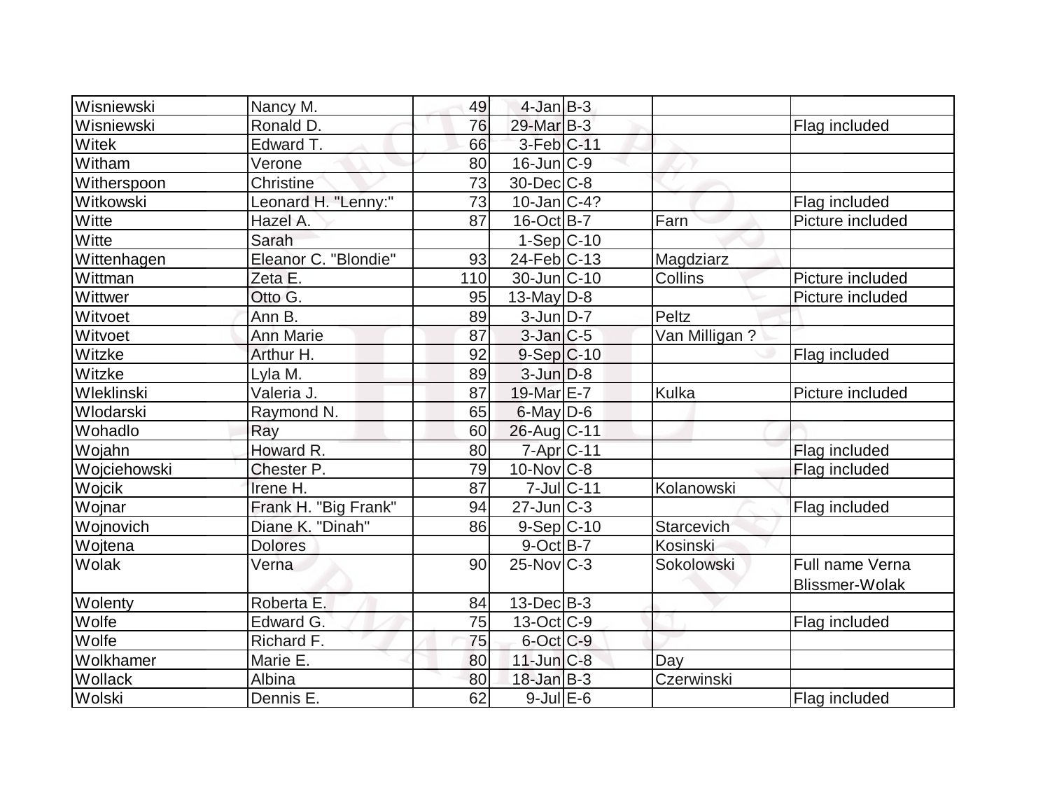| | | | | | | |
|---|---|---|---|---|---|---|
| Wisniewski | Nancy M. | 49 | 4-Jan | B-3 | | |
| Wisniewski | Ronald D. | 76 | 29-Mar | B-3 | | Flag included |
| Witek | Edward T. | 66 | 3-Feb | C-11 | | |
| Witham | Verone | 80 | 16-Jun | C-9 | | |
| Witherspoon | Christine | 73 | 30-Dec | C-8 | | |
| Witkowski | Leonard H. "Lenny:" | 73 | 10-Jan | C-4? | | Flag included |
| Witte | Hazel A. | 87 | 16-Oct | B-7 | Farn | Picture included |
| Witte | Sarah | | 1-Sep | C-10 | | |
| Wittenhagen | Eleanor C. "Blondie" | 93 | 24-Feb | C-13 | Magdziarz | |
| Wittman | Zeta E. | 110 | 30-Jun | C-10 | Collins | Picture included |
| Wittwer | Otto G. | 95 | 13-May | D-8 | | Picture included |
| Witvoet | Ann B. | 89 | 3-Jun | D-7 | Peltz | |
| Witvoet | Ann Marie | 87 | 3-Jan | C-5 | Van Milligan ? | |
| Witzke | Arthur H. | 92 | 9-Sep | C-10 | | Flag included |
| Witzke | Lyla M. | 89 | 3-Jun | D-8 | | |
| Wleklinski | Valeria J. | 87 | 19-Mar | E-7 | Kulka | Picture included |
| Wlodarski | Raymond N. | 65 | 6-May | D-6 | | |
| Wohadlo | Ray | 60 | 26-Aug | C-11 | | |
| Wojahn | Howard R. | 80 | 7-Apr | C-11 | | Flag included |
| Wojciehowski | Chester P. | 79 | 10-Nov | C-8 | | Flag included |
| Wojcik | Irene H. | 87 | 7-Jul | C-11 | Kolanowski | |
| Wojnar | Frank H. "Big Frank" | 94 | 27-Jun | C-3 | | Flag included |
| Wojnovich | Diane K. "Dinah" | 86 | 9-Sep | C-10 | Starcevich | |
| Wojtena | Dolores | | 9-Oct | B-7 | Kosinski | |
| Wolak | Verna | 90 | 25-Nov | C-3 | Sokolowski | Full name Verna Blissmer-Wolak |
| Wolenty | Roberta E. | 84 | 13-Dec | B-3 | | |
| Wolfe | Edward G. | 75 | 13-Oct | C-9 | | Flag included |
| Wolfe | Richard F. | 75 | 6-Oct | C-9 | | |
| Wolkhamer | Marie E. | 80 | 11-Jun | C-8 | Day | |
| Wollack | Albina | 80 | 18-Jan | B-3 | Czerwinski | |
| Wolski | Dennis E. | 62 | 9-Jul | E-6 | | Flag included |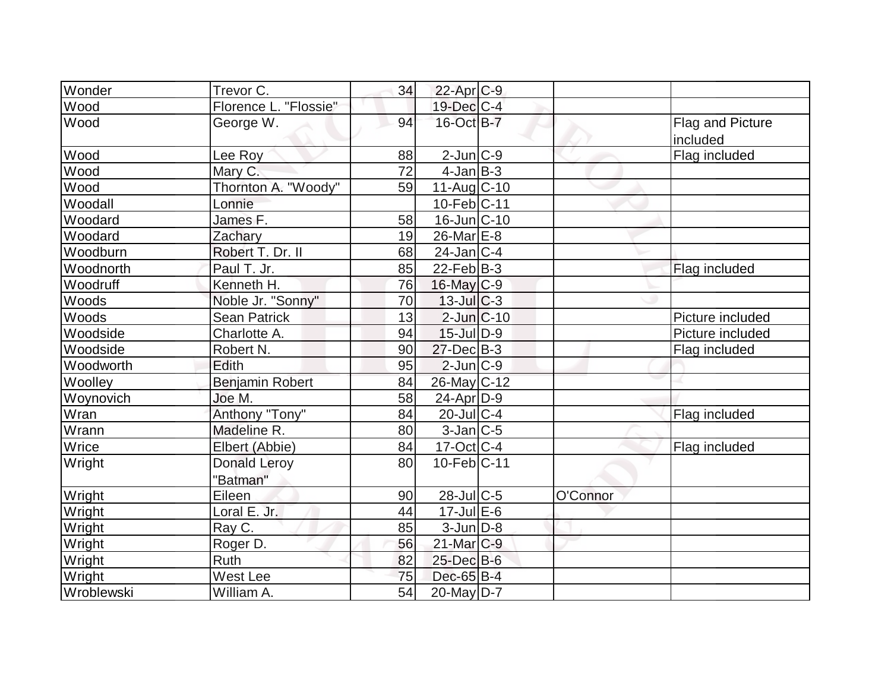| | | | | | | |
|---|---|---|---|---|---|---|
| Wonder | Trevor C. | 34 | 22-Apr | C-9 | | |
| Wood | Florence L. "Flossie" | | 19-Dec | C-4 | | |
| Wood | George W. | 94 | 16-Oct | B-7 | | Flag and Picture included |
| Wood | Lee Roy | 88 | 2-Jun | C-9 | | Flag included |
| Wood | Mary C. | 72 | 4-Jan | B-3 | | |
| Wood | Thornton A. "Woody" | 59 | 11-Aug | C-10 | | |
| Woodall | Lonnie | | 10-Feb | C-11 | | |
| Woodard | James F. | 58 | 16-Jun | C-10 | | |
| Woodard | Zachary | 19 | 26-Mar | E-8 | | |
| Woodburn | Robert T. Dr. II | 68 | 24-Jan | C-4 | | |
| Woodnorth | Paul T. Jr. | 85 | 22-Feb | B-3 | | Flag included |
| Woodruff | Kenneth H. | 76 | 16-May | C-9 | | |
| Woods | Noble Jr. "Sonny" | 70 | 13-Jul | C-3 | | |
| Woods | Sean Patrick | 13 | 2-Jun | C-10 | | Picture included |
| Woodside | Charlotte A. | 94 | 15-Jul | D-9 | | Picture included |
| Woodside | Robert N. | 90 | 27-Dec | B-3 | | Flag included |
| Woodworth | Edith | 95 | 2-Jun | C-9 | | |
| Woolley | Benjamin Robert | 84 | 26-May | C-12 | | |
| Woynovich | Joe M. | 58 | 24-Apr | D-9 | | |
| Wran | Anthony "Tony" | 84 | 20-Jul | C-4 | | Flag included |
| Wrann | Madeline R. | 80 | 3-Jan | C-5 | | |
| Wrice | Elbert (Abbie) | 84 | 17-Oct | C-4 | | Flag included |
| Wright | Donald Leroy "Batman" | 80 | 10-Feb | C-11 | | |
| Wright | Eileen | 90 | 28-Jul | C-5 | O'Connor | |
| Wright | Loral E. Jr. | 44 | 17-Jul | E-6 | | |
| Wright | Ray C. | 85 | 3-Jun | D-8 | | |
| Wright | Roger D. | 56 | 21-Mar | C-9 | | |
| Wright | Ruth | 82 | 25-Dec | B-6 | | |
| Wright | West Lee | 75 | Dec-65 | B-4 | | |
| Wroblewski | William A. | 54 | 20-May | D-7 | | |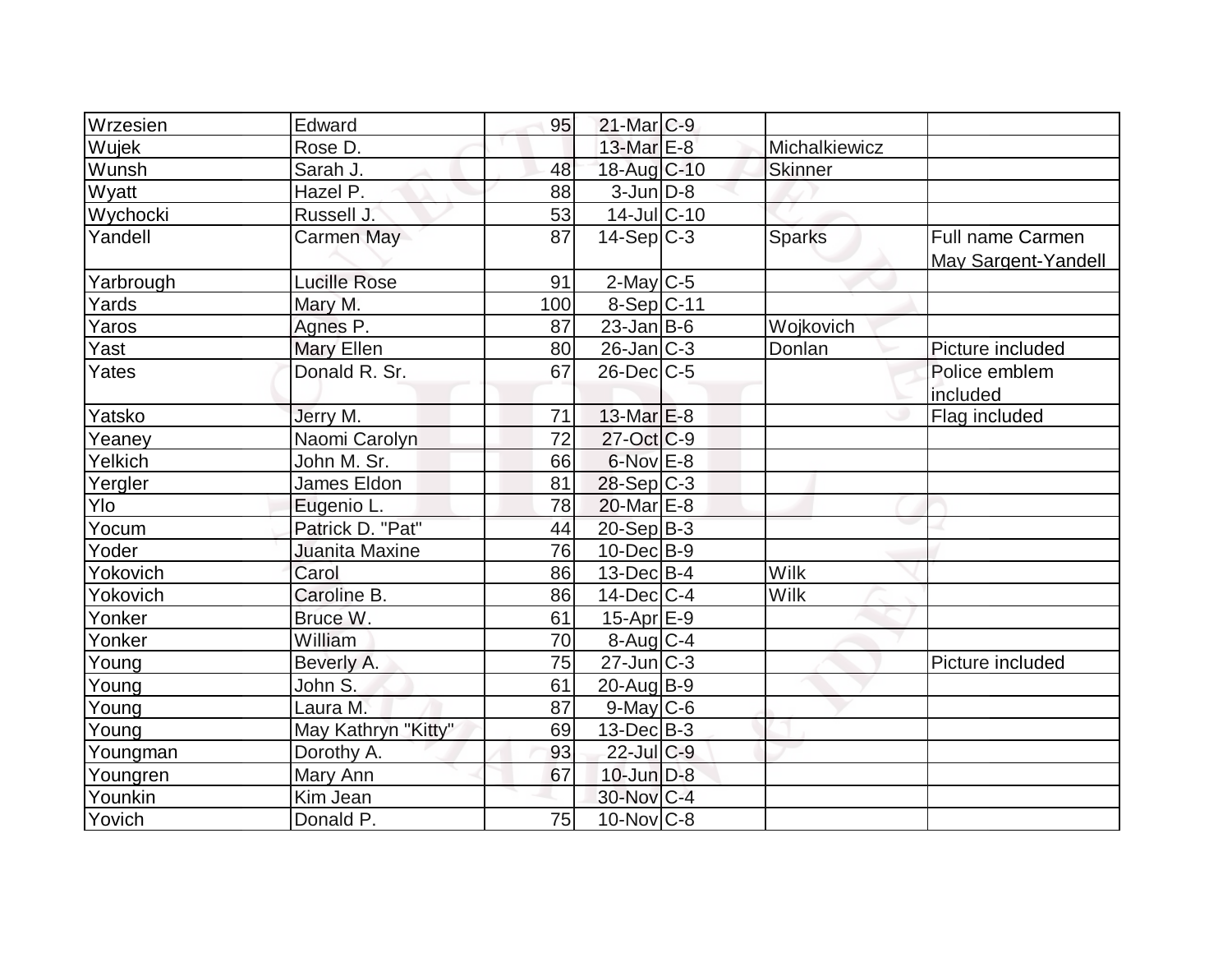| Wrzesien | Edward | 95 | 21-Mar | C-9 | | |
|---|---|---|---|---|---|---|
| Wujek | Rose D. | | 13-Mar | E-8 | Michalkiewicz | |
| Wunsh | Sarah J. | 48 | 18-Aug | C-10 | Skinner | |
| Wyatt | Hazel P. | 88 | 3-Jun | D-8 | | |
| Wychocki | Russell J. | 53 | 14-Jul | C-10 | | |
| Yandell | Carmen May | 87 | 14-Sep | C-3 | Sparks | Full name Carmen May Sargent-Yandell |
| Yarbrough | Lucille Rose | 91 | 2-May | C-5 | | |
| Yards | Mary M. | 100 | 8-Sep | C-11 | | |
| Yaros | Agnes P. | 87 | 23-Jan | B-6 | Wojkovich | |
| Yast | Mary Ellen | 80 | 26-Jan | C-3 | Donlan | Picture included |
| Yates | Donald R. Sr. | 67 | 26-Dec | C-5 | | Police emblem included |
| Yatsko | Jerry M. | 71 | 13-Mar | E-8 | | Flag included |
| Yeaney | Naomi Carolyn | 72 | 27-Oct | C-9 | | |
| Yelkich | John M. Sr. | 66 | 6-Nov | E-8 | | |
| Yergler | James Eldon | 81 | 28-Sep | C-3 | | |
| Ylo | Eugenio L. | 78 | 20-Mar | E-8 | | |
| Yocum | Patrick D. "Pat" | 44 | 20-Sep | B-3 | | |
| Yoder | Juanita Maxine | 76 | 10-Dec | B-9 | | |
| Yokovich | Carol | 86 | 13-Dec | B-4 | Wilk | |
| Yokovich | Caroline B. | 86 | 14-Dec | C-4 | Wilk | |
| Yonker | Bruce W. | 61 | 15-Apr | E-9 | | |
| Yonker | William | 70 | 8-Aug | C-4 | | |
| Young | Beverly A. | 75 | 27-Jun | C-3 | | Picture included |
| Young | John S. | 61 | 20-Aug | B-9 | | |
| Young | Laura M. | 87 | 9-May | C-6 | | |
| Young | May Kathryn "Kitty" | 69 | 13-Dec | B-3 | | |
| Youngman | Dorothy A. | 93 | 22-Jul | C-9 | | |
| Youngren | Mary Ann | 67 | 10-Jun | D-8 | | |
| Younkin | Kim Jean | | 30-Nov | C-4 | | |
| Yovich | Donald P. | 75 | 10-Nov | C-8 | | |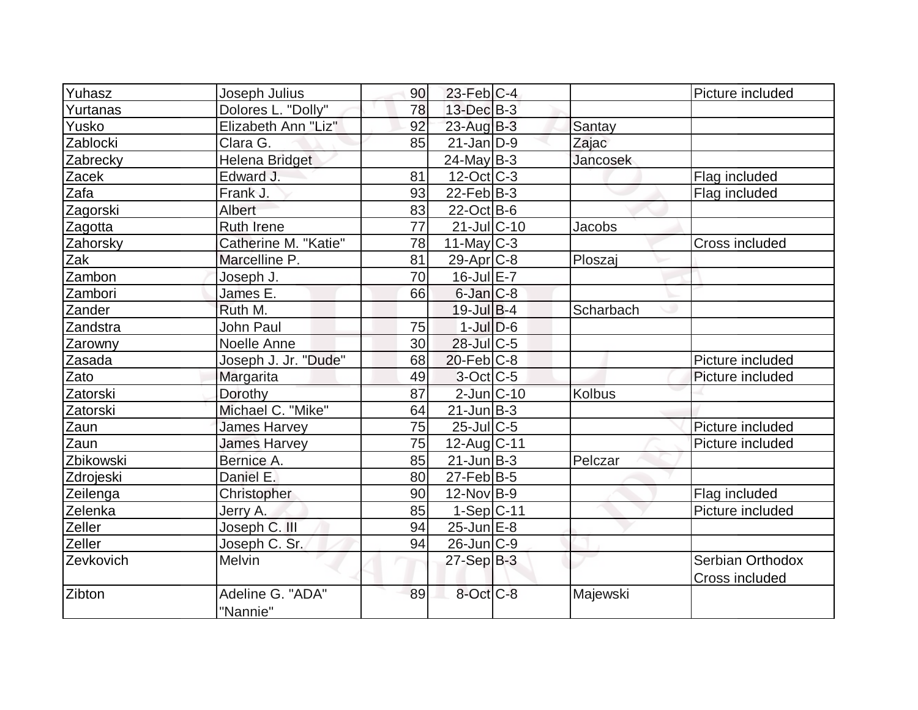| Yuhasz | Joseph Julius | 90 | 23-Feb | C-4 | | Picture included |
|---|---|---|---|---|---|---|
| Yurtanas | Dolores L. "Dolly" | 78 | 13-Dec | B-3 | | |
| Yusko | Elizabeth Ann "Liz" | 92 | 23-Aug | B-3 | Santay | |
| Zablocki | Clara G. | 85 | 21-Jan | D-9 | Zajac | |
| Zabrecky | Helena Bridget | | 24-May | B-3 | Jancosek | |
| Zacek | Edward J. | 81 | 12-Oct | C-3 | | Flag included |
| Zafa | Frank J. | 93 | 22-Feb | B-3 | | Flag included |
| Zagorski | Albert | 83 | 22-Oct | B-6 | | |
| Zagotta | Ruth Irene | 77 | 21-Jul | C-10 | Jacobs | |
| Zahorsky | Catherine M. "Katie" | 78 | 11-May | C-3 | | Cross included |
| Zak | Marcelline P. | 81 | 29-Apr | C-8 | Ploszaj | |
| Zambon | Joseph J. | 70 | 16-Jul | E-7 | | |
| Zambori | James E. | 66 | 6-Jan | C-8 | | |
| Zander | Ruth M. | | 19-Jul | B-4 | Scharbach | |
| Zandstra | John Paul | 75 | 1-Jul | D-6 | | |
| Zarowny | Noelle Anne | 30 | 28-Jul | C-5 | | |
| Zasada | Joseph J. Jr. "Dude" | 68 | 20-Feb | C-8 | | Picture included |
| Zato | Margarita | 49 | 3-Oct | C-5 | | Picture included |
| Zatorski | Dorothy | 87 | 2-Jun | C-10 | Kolbus | |
| Zatorski | Michael C. "Mike" | 64 | 21-Jun | B-3 | | |
| Zaun | James Harvey | 75 | 25-Jul | C-5 | | Picture included |
| Zaun | James Harvey | 75 | 12-Aug | C-11 | | Picture included |
| Zbikowski | Bernice A. | 85 | 21-Jun | B-3 | Pelczar | |
| Zdrojeski | Daniel E. | 80 | 27-Feb | B-5 | | |
| Zeilenga | Christopher | 90 | 12-Nov | B-9 | | Flag included |
| Zelenka | Jerry A. | 85 | 1-Sep | C-11 | | Picture included |
| Zeller | Joseph C. III | 94 | 25-Jun | E-8 | | |
| Zeller | Joseph C. Sr. | 94 | 26-Jun | C-9 | | |
| Zevkovich | Melvin | | 27-Sep | B-3 | | Serbian Orthodox Cross included |
| Zibton | Adeline G. "ADA" "Nannie" | 89 | 8-Oct | C-8 | Majewski | |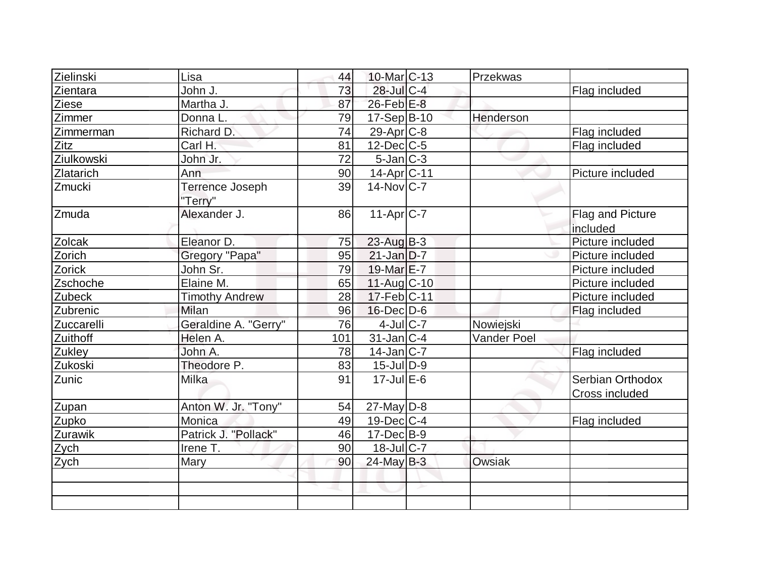| | | | | | | |
|---|---|---|---|---|---|---|
| Zielinski | Lisa | 44 | 10-Mar | C-13 | Przekwas | |
| Zientara | John J. | 73 | 28-Jul | C-4 | | Flag included |
| Ziese | Martha J. | 87 | 26-Feb | E-8 | | |
| Zimmer | Donna L. | 79 | 17-Sep | B-10 | Henderson | |
| Zimmerman | Richard D. | 74 | 29-Apr | C-8 | | Flag included |
| Zitz | Carl H. | 81 | 12-Dec | C-5 | | Flag included |
| Ziulkowski | John Jr. | 72 | 5-Jan | C-3 | | |
| Zlatarich | Ann | 90 | 14-Apr | C-11 | | Picture included |
| Zmucki | Terrence Joseph "Terry" | 39 | 14-Nov | C-7 | | |
| Zmuda | Alexander J. | 86 | 11-Apr | C-7 | | Flag and Picture included |
| Zolcak | Eleanor D. | 75 | 23-Aug | B-3 | | Picture included |
| Zorich | Gregory "Papa" | 95 | 21-Jan | D-7 | | Picture included |
| Zorick | John Sr. | 79 | 19-Mar | E-7 | | Picture included |
| Zschoche | Elaine M. | 65 | 11-Aug | C-10 | | Picture included |
| Zubeck | Timothy Andrew | 28 | 17-Feb | C-11 | | Picture included |
| Zubrenic | Milan | 96 | 16-Dec | D-6 | | Flag included |
| Zuccarelli | Geraldine A. "Gerry" | 76 | 4-Jul | C-7 | Nowiejski | |
| Zuithoff | Helen A. | 101 | 31-Jan | C-4 | Vander Poel | |
| Zukley | John A. | 78 | 14-Jan | C-7 | | Flag included |
| Zukoski | Theodore P. | 83 | 15-Jul | D-9 | | |
| Zunic | Milka | 91 | 17-Jul | E-6 | | Serbian Orthodox Cross included |
| Zupan | Anton W. Jr. "Tony" | 54 | 27-May | D-8 | | |
| Zupko | Monica | 49 | 19-Dec | C-4 | | Flag included |
| Zurawik | Patrick J. "Pollack" | 46 | 17-Dec | B-9 | | |
| Zych | Irene T. | 90 | 18-Jul | C-7 | | |
| Zych | Mary | 90 | 24-May | B-3 | Owsiak | |
| | | | | | | |
| | | | | | | |
| | | | | | | |